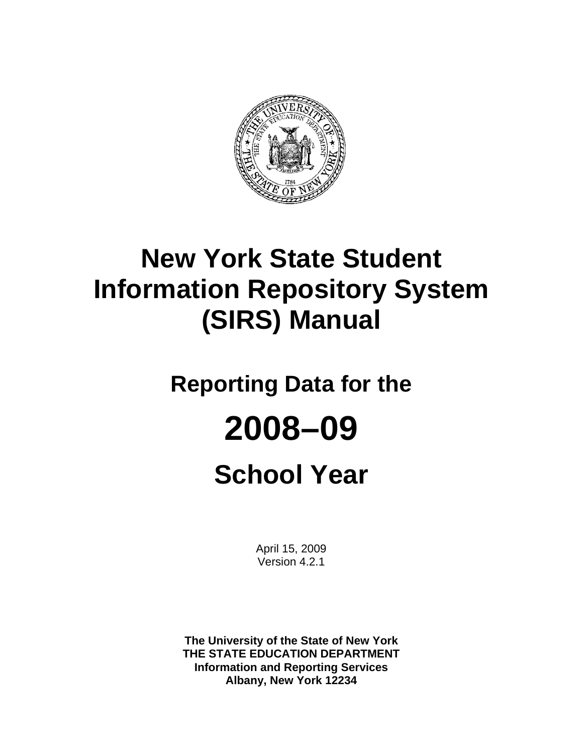# New York State Student Information Repository System (SIRS) Manual

## Reporting Data for the

# 2008–09

## School Year

April 15, 2009
Version 4.2.1

**The University of the State of New York**
**THE STATE EDUCATION DEPARTMENT**
**Information and Reporting Services**
**Albany, New York 12234**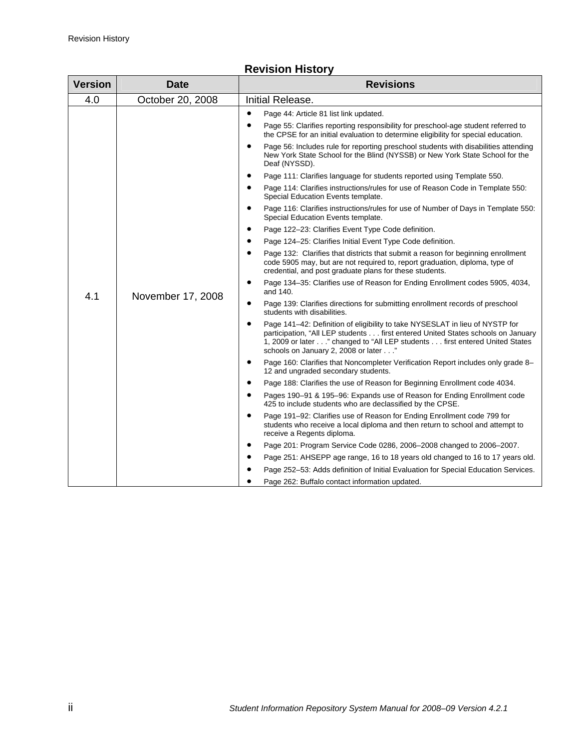## Revision History

| Version | Date | Revisions |
|---|---|---|
| 4.0 | October 20, 2008 | Initial Release. |
| 4.1 | November 17, 2008 | • Page 44: Article 81 list link updated.<br>• Page 55: Clarifies reporting responsibility for preschool-age student referred to the CPSE for an initial evaluation to determine eligibility for special education.<br>• Page 56: Includes rule for reporting preschool students with disabilities attending New York State School for the Blind (NYSSB) or New York State School for the Deaf (NYSSD).<br>• Page 111: Clarifies language for students reported using Template 550.<br>• Page 114: Clarifies instructions/rules for use of Reason Code in Template 550: Special Education Events template.<br>• Page 116: Clarifies instructions/rules for use of Number of Days in Template 550: Special Education Events template.<br>• Page 122–23: Clarifies Event Type Code definition.<br>• Page 124–25: Clarifies Initial Event Type Code definition.<br>• Page 132: Clarifies that districts that submit a reason for beginning enrollment code 5905 may, but are not required to, report graduation, diploma, type of credential, and post graduate plans for these students.<br>• Page 134–35: Clarifies use of Reason for Ending Enrollment codes 5905, 4034, and 140.<br>• Page 139: Clarifies directions for submitting enrollment records of preschool students with disabilities.<br>• Page 141–42: Definition of eligibility to take NYSESLAT in lieu of NYSTP for participation, “All LEP students . . . first entered United States schools on January 1, 2009 or later . . .” changed to “All LEP students . . . first entered United States schools on January 2, 2008 or later . . .”<br>• Page 160: Clarifies that Noncompleter Verification Report includes only grade 8–12 and ungraded secondary students.<br>• Page 188: Clarifies the use of Reason for Beginning Enrollment code 4034.<br>• Pages 190–91 & 195–96: Expands use of Reason for Ending Enrollment code 425 to include students who are declassified by the CPSE.<br>• Page 191–92: Clarifies use of Reason for Ending Enrollment code 799 for students who receive a local diploma and then return to school and attempt to receive a Regents diploma.<br>• Page 201: Program Service Code 0286, 2006–2008 changed to 2006–2007.<br>• Page 251: AHSEPP age range, 16 to 18 years old changed to 16 to 17 years old.<br>• Page 252–53: Adds definition of Initial Evaluation for Special Education Services.<br>• Page 262: Buffalo contact information updated. |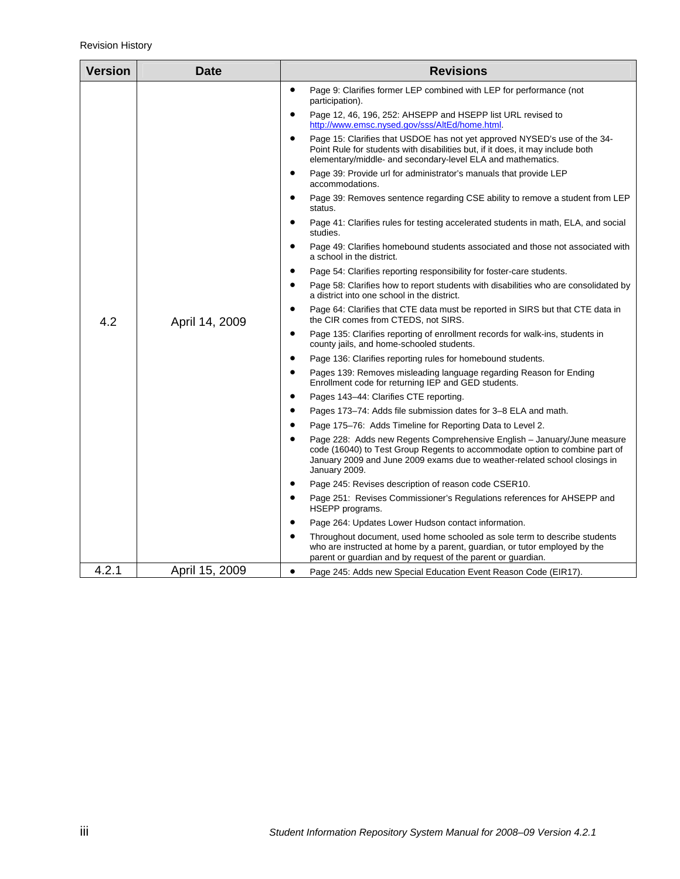Revision History

| Version | Date | Revisions |
|---|---|---|
| 4.2 | April 14, 2009 | • Page 9: Clarifies former LEP combined with LEP for performance (not participation).<br>• Page 12, 46, 196, 252: AHSEPP and HSEPP list URL revised to http://www.emsc.nysed.gov/sss/AltEd/home.html.<br>• Page 15: Clarifies that USDOE has not yet approved NYSED's use of the 34-Point Rule for students with disabilities but, if it does, it may include both elementary/middle- and secondary-level ELA and mathematics.<br>• Page 39: Provide url for administrator's manuals that provide LEP accommodations.<br>• Page 39: Removes sentence regarding CSE ability to remove a student from LEP status.<br>• Page 41: Clarifies rules for testing accelerated students in math, ELA, and social studies.<br>• Page 49: Clarifies homebound students associated and those not associated with a school in the district.<br>• Page 54: Clarifies reporting responsibility for foster-care students.<br>• Page 58: Clarifies how to report students with disabilities who are consolidated by a district into one school in the district.<br>• Page 64: Clarifies that CTE data must be reported in SIRS but that CTE data in the CIR comes from CTEDS, not SIRS.<br>• Page 135: Clarifies reporting of enrollment records for walk-ins, students in county jails, and home-schooled students.<br>• Page 136: Clarifies reporting rules for homebound students.<br>• Pages 139: Removes misleading language regarding Reason for Ending Enrollment code for returning IEP and GED students.<br>• Pages 143–44: Clarifies CTE reporting.<br>• Pages 173–74: Adds file submission dates for 3–8 ELA and math.<br>• Page 175–76: Adds Timeline for Reporting Data to Level 2.<br>• Page 228: Adds new Regents Comprehensive English – January/June measure code (16040) to Test Group Regents to accommodate option to combine part of January 2009 and June 2009 exams due to weather-related school closings in January 2009.<br>• Page 245: Revises description of reason code CSER10.<br>• Page 251: Revises Commissioner's Regulations references for AHSEPP and HSEPP programs.<br>• Page 264: Updates Lower Hudson contact information.<br>• Throughout document, used home schooled as sole term to describe students who are instructed at home by a parent, guardian, or tutor employed by the parent or guardian and by request of the parent or guardian. |
| 4.2.1 | April 15, 2009 | • Page 245: Adds new Special Education Event Reason Code (EIR17). |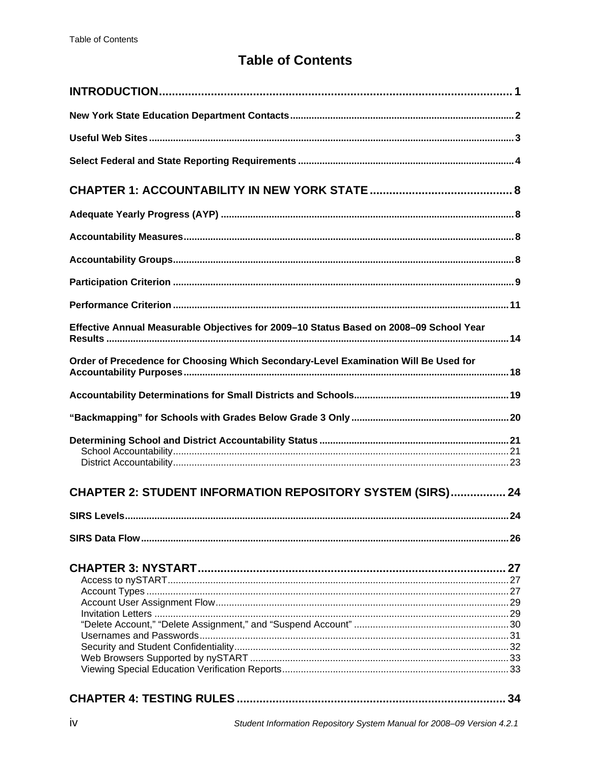# Table of Contents

**INTRODUCTION** .......... 1

**New York State Education Department Contacts** .......... 2

**Useful Web Sites** .......... 3

**Select Federal and State Reporting Requirements** .......... 4

**CHAPTER 1: ACCOUNTABILITY IN NEW YORK STATE** .......... 8

**Adequate Yearly Progress (AYP)** .......... 8

**Accountability Measures** .......... 8

**Accountability Groups** .......... 8

**Participation Criterion** .......... 9

**Performance Criterion** .......... 11

**Effective Annual Measurable Objectives for 2009–10 Status Based on 2008–09 School Year Results** .......... 14

**Order of Precedence for Choosing Which Secondary-Level Examination Will Be Used for Accountability Purposes** .......... 18

**Accountability Determinations for Small Districts and Schools** .......... 19

**"Backmapping" for Schools with Grades Below Grade 3 Only** .......... 20

**Determining School and District Accountability Status** .......... 21
- School Accountability .......... 21
- District Accountability .......... 23

**CHAPTER 2: STUDENT INFORMATION REPOSITORY SYSTEM (SIRS)** .......... 24

**SIRS Levels** .......... 24

**SIRS Data Flow** .......... 26

**CHAPTER 3: NYSTART** .......... 27
- Access to nySTART .......... 27
- Account Types .......... 27
- Account User Assignment Flow .......... 29
- Invitation Letters .......... 29
- "Delete Account," "Delete Assignment," and "Suspend Account" .......... 30
- Usernames and Passwords .......... 31
- Security and Student Confidentiality .......... 32
- Web Browsers Supported by nySTART .......... 33
- Viewing Special Education Verification Reports .......... 33

**CHAPTER 4: TESTING RULES** .......... 34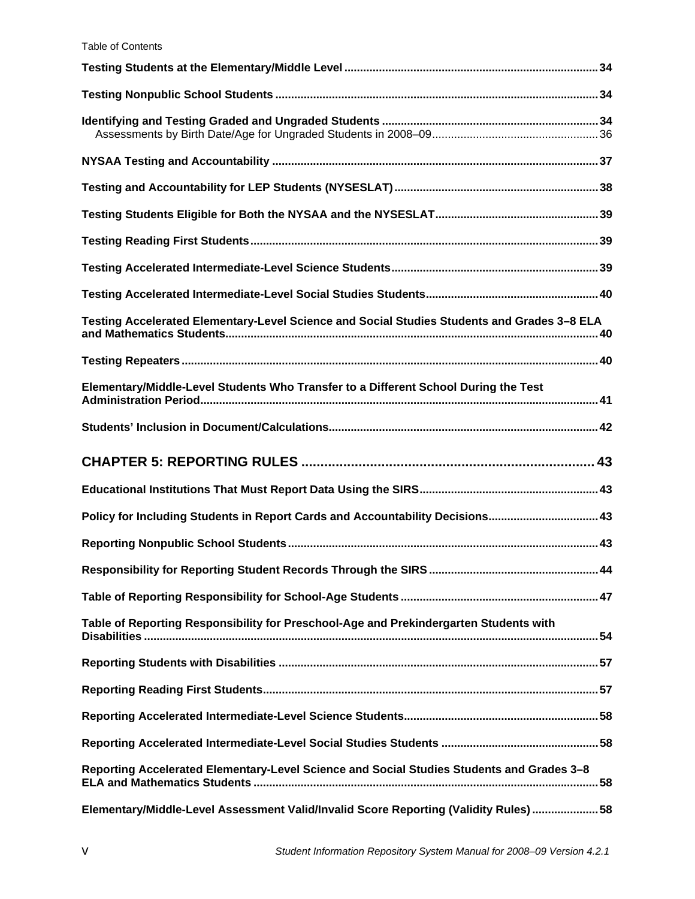**Testing Students at the Elementary/Middle Level** ........................................ 34

**Testing Nonpublic School Students** ........................................ 34

**Identifying and Testing Graded and Ungraded Students** ........................................ 34

Assessments by Birth Date/Age for Ungraded Students in 2008–09 ........................................ 36

**NYSAA Testing and Accountability** ........................................ 37

**Testing and Accountability for LEP Students (NYSESLAT)** ........................................ 38

**Testing Students Eligible for Both the NYSAA and the NYSESLAT** ........................................ 39

**Testing Reading First Students** ........................................ 39

**Testing Accelerated Intermediate-Level Science Students** ........................................ 39

**Testing Accelerated Intermediate-Level Social Studies Students** ........................................ 40

**Testing Accelerated Elementary-Level Science and Social Studies Students and Grades 3–8 ELA and Mathematics Students** ........................................ 40

**Testing Repeaters** ........................................ 40

**Elementary/Middle-Level Students Who Transfer to a Different School During the Test Administration Period** ........................................ 41

**Students' Inclusion in Document/Calculations** ........................................ 42

## CHAPTER 5: REPORTING RULES ........................................ 43

**Educational Institutions That Must Report Data Using the SIRS** ........................................ 43

**Policy for Including Students in Report Cards and Accountability Decisions** ........................................ 43

**Reporting Nonpublic School Students** ........................................ 43

**Responsibility for Reporting Student Records Through the SIRS** ........................................ 44

**Table of Reporting Responsibility for School-Age Students** ........................................ 47

**Table of Reporting Responsibility for Preschool-Age and Prekindergarten Students with Disabilities** ........................................ 54

**Reporting Students with Disabilities** ........................................ 57

**Reporting Reading First Students** ........................................ 57

**Reporting Accelerated Intermediate-Level Science Students** ........................................ 58

**Reporting Accelerated Intermediate-Level Social Studies Students** ........................................ 58

**Reporting Accelerated Elementary-Level Science and Social Studies Students and Grades 3–8 ELA and Mathematics Students** ........................................ 58

**Elementary/Middle-Level Assessment Valid/Invalid Score Reporting (Validity Rules)** ........................................ 58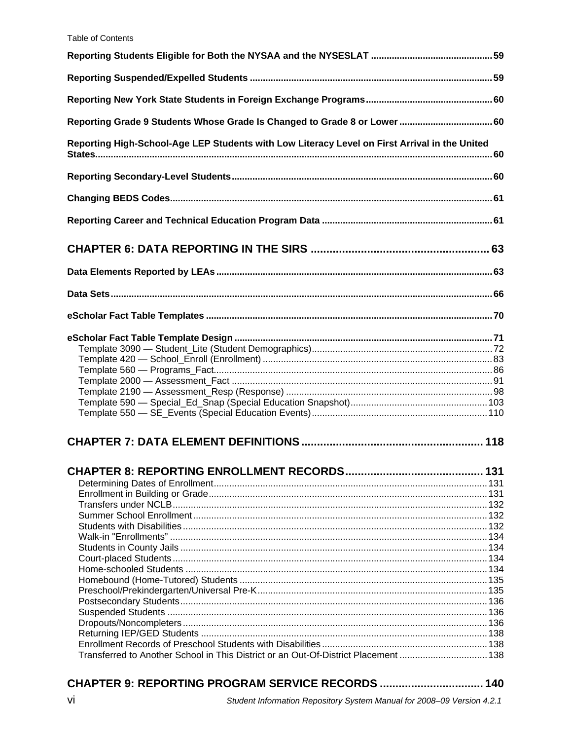**Reporting Students Eligible for Both the NYSAA and the NYSESLAT** .............................................. 59

**Reporting Suspended/Expelled Students** .............................................................................................. 59

**Reporting New York State Students in Foreign Exchange Programs** ................................................ 60

**Reporting Grade 9 Students Whose Grade Is Changed to Grade 8 or Lower** .................................... 60

**Reporting High-School-Age LEP Students with Low Literacy Level on First Arrival in the United States** ............................................................................................................................................... 60

**Reporting Secondary-Level Students** ....................................................................................................... 60

**Changing BEDS Codes** ............................................................................................................................. 61

**Reporting Career and Technical Education Program Data** .................................................................. 61

## CHAPTER 6: DATA REPORTING IN THE SIRS ........................................................ 63

**Data Elements Reported by LEAs** ............................................................................................................ 63

**Data Sets** .................................................................................................................................................... 66

**eScholar Fact Table Templates** ............................................................................................................... 70

**eScholar Fact Table Template Design** ..................................................................................................... 71

- Template 3090 — Student_Lite (Student Demographics) ...................................................................... 72
- Template 420 — School_Enroll (Enrollment) ......................................................................................... 83
- Template 560 — Programs_Fact ............................................................................................................. 86
- Template 2000 — Assessment_Fact ....................................................................................................... 91
- Template 2190 — Assessment_Resp (Response) .................................................................................. 98
- Template 590 — Special_Ed_Snap (Special Education Snapshot) ...................................................... 103
- Template 550 — SE_Events (Special Education Events) ..................................................................... 110

## CHAPTER 7: DATA ELEMENT DEFINITIONS .......................................................... 118

## CHAPTER 8: REPORTING ENROLLMENT RECORDS ............................................ 131

- Determining Dates of Enrollment ........................................................................................................... 131
- Enrollment in Building or Grade ............................................................................................................. 131
- Transfers under NCLB ........................................................................................................................... 132
- Summer School Enrollment ................................................................................................................... 132
- Students with Disabilities ....................................................................................................................... 132
- Walk-in "Enrollments" ............................................................................................................................ 134
- Students in County Jails ........................................................................................................................ 134
- Court-placed Students ........................................................................................................................... 134
- Home-schooled Students ....................................................................................................................... 134
- Homebound (Home-Tutored) Students .................................................................................................. 135
- Preschool/Prekindergarten/Universal Pre-K ........................................................................................... 135
- Postsecondary Students ........................................................................................................................ 136
- Suspended Students .............................................................................................................................. 136
- Dropouts/Noncompleters ........................................................................................................................ 136
- Returning IEP/GED Students ................................................................................................................. 138
- Enrollment Records of Preschool Students with Disabilities .................................................................. 138
- Transferred to Another School in This District or an Out-Of-District Placement .................................... 138

## CHAPTER 9: REPORTING PROGRAM SERVICE RECORDS ................................ 140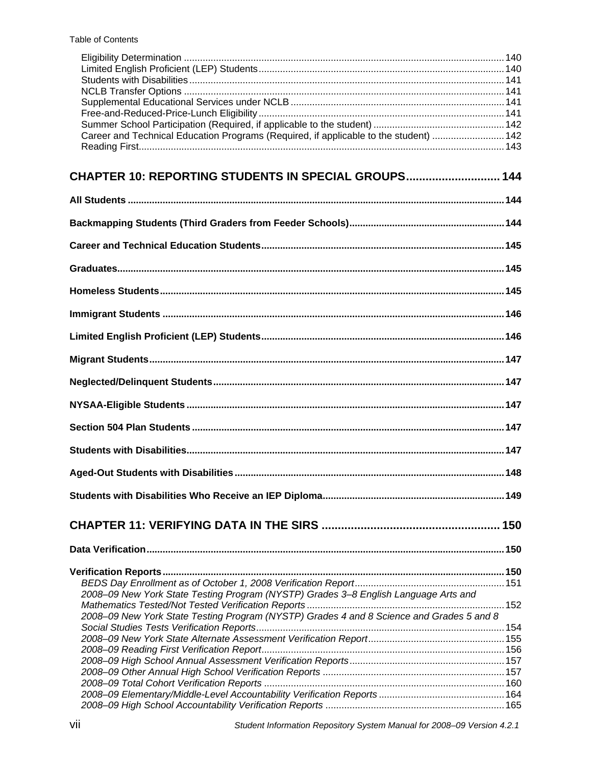Eligibility Determination ........ 140
Limited English Proficient (LEP) Students ........ 140
Students with Disabilities ........ 141
NCLB Transfer Options ........ 141
Supplemental Educational Services under NCLB ........ 141
Free-and-Reduced-Price-Lunch Eligibility ........ 141
Summer School Participation (Required, if applicable to the student) ........ 142
Career and Technical Education Programs (Required, if applicable to the student) ........ 142
Reading First ........ 143

## CHAPTER 10: REPORTING STUDENTS IN SPECIAL GROUPS ........ 144

**All Students ........ 144**

**Backmapping Students (Third Graders from Feeder Schools) ........ 144**

**Career and Technical Education Students ........ 145**

**Graduates ........ 145**

**Homeless Students ........ 145**

**Immigrant Students ........ 146**

**Limited English Proficient (LEP) Students ........ 146**

**Migrant Students ........ 147**

**Neglected/Delinquent Students ........ 147**

**NYSAA-Eligible Students ........ 147**

**Section 504 Plan Students ........ 147**

**Students with Disabilities ........ 147**

**Aged-Out Students with Disabilities ........ 148**

**Students with Disabilities Who Receive an IEP Diploma ........ 149**

## CHAPTER 11: VERIFYING DATA IN THE SIRS ........ 150

**Data Verification ........ 150**

**Verification Reports ........ 150**

*BEDS Day Enrollment as of October 1, 2008 Verification Report ........ 151*
*2008–09 New York State Testing Program (NYSTP) Grades 3–8 English Language Arts and Mathematics Tested/Not Tested Verification Reports ........ 152*
*2008–09 New York State Testing Program (NYSTP) Grades 4 and 8 Science and Grades 5 and 8 Social Studies Tests Verification Reports ........ 154*
*2008–09 New York State Alternate Assessment Verification Report ........ 155*
*2008–09 Reading First Verification Report ........ 156*
*2008–09 High School Annual Assessment Verification Reports ........ 157*
*2008–09 Other Annual High School Verification Reports ........ 157*
*2008–09 Total Cohort Verification Reports ........ 160*
*2008–09 Elementary/Middle-Level Accountability Verification Reports ........ 164*
*2008–09 High School Accountability Verification Reports ........ 165*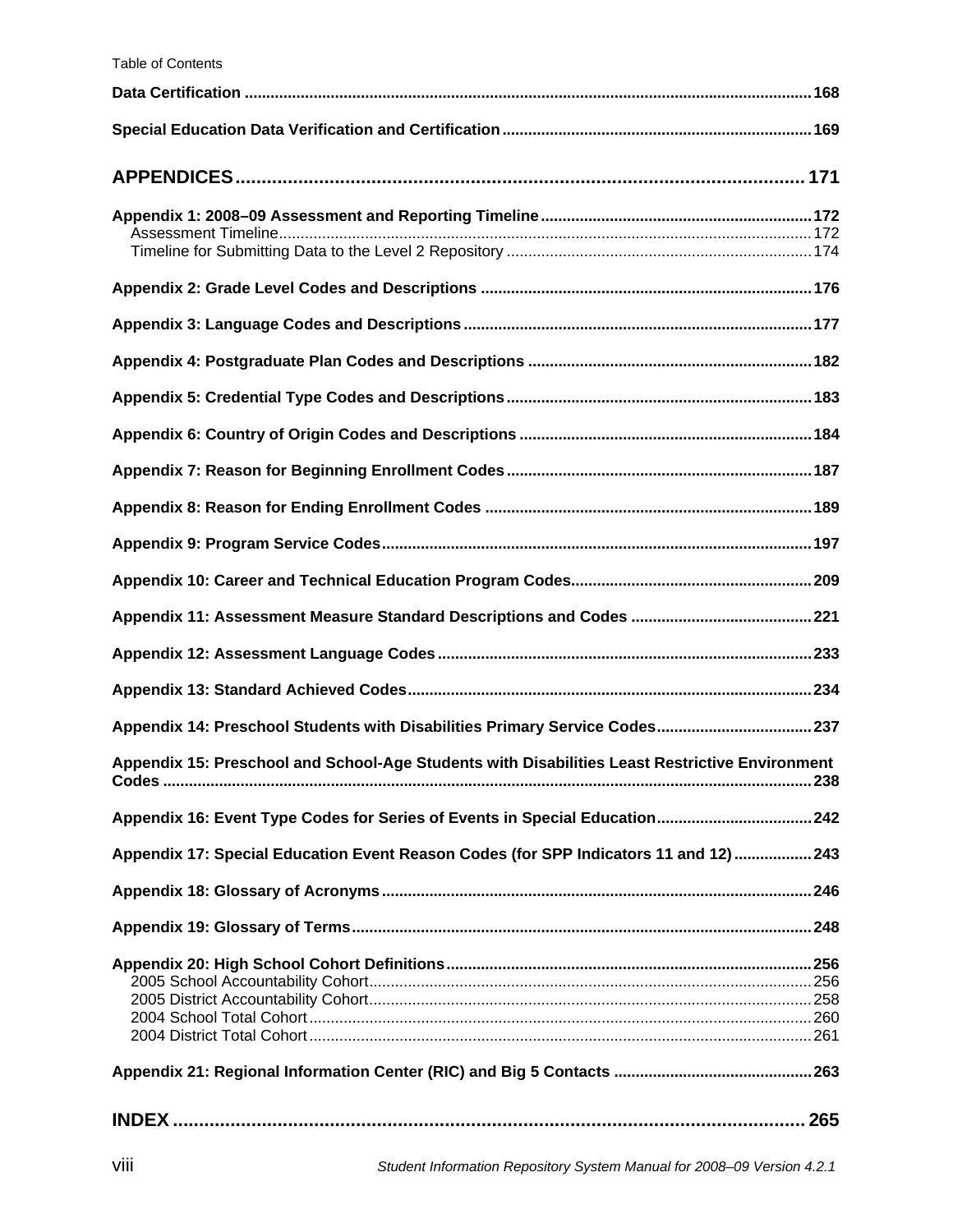**Data Certification** ........ 168

**Special Education Data Verification and Certification** ........ 169

**APPENDICES** ........ 171

**Appendix 1: 2008–09 Assessment and Reporting Timeline** ........ 172
- Assessment Timeline ........ 172
- Timeline for Submitting Data to the Level 2 Repository ........ 174

**Appendix 2: Grade Level Codes and Descriptions** ........ 176

**Appendix 3: Language Codes and Descriptions** ........ 177

**Appendix 4: Postgraduate Plan Codes and Descriptions** ........ 182

**Appendix 5: Credential Type Codes and Descriptions** ........ 183

**Appendix 6: Country of Origin Codes and Descriptions** ........ 184

**Appendix 7: Reason for Beginning Enrollment Codes** ........ 187

**Appendix 8: Reason for Ending Enrollment Codes** ........ 189

**Appendix 9: Program Service Codes** ........ 197

**Appendix 10: Career and Technical Education Program Codes** ........ 209

**Appendix 11: Assessment Measure Standard Descriptions and Codes** ........ 221

**Appendix 12: Assessment Language Codes** ........ 233

**Appendix 13: Standard Achieved Codes** ........ 234

**Appendix 14: Preschool Students with Disabilities Primary Service Codes** ........ 237

**Appendix 15: Preschool and School-Age Students with Disabilities Least Restrictive Environment Codes** ........ 238

**Appendix 16: Event Type Codes for Series of Events in Special Education** ........ 242

**Appendix 17: Special Education Event Reason Codes (for SPP Indicators 11 and 12)** ........ 243

**Appendix 18: Glossary of Acronyms** ........ 246

**Appendix 19: Glossary of Terms** ........ 248

**Appendix 20: High School Cohort Definitions** ........ 256
- 2005 School Accountability Cohort ........ 256
- 2005 District Accountability Cohort ........ 258
- 2004 School Total Cohort ........ 260
- 2004 District Total Cohort ........ 261

**Appendix 21: Regional Information Center (RIC) and Big 5 Contacts** ........ 263

**INDEX** ........ 265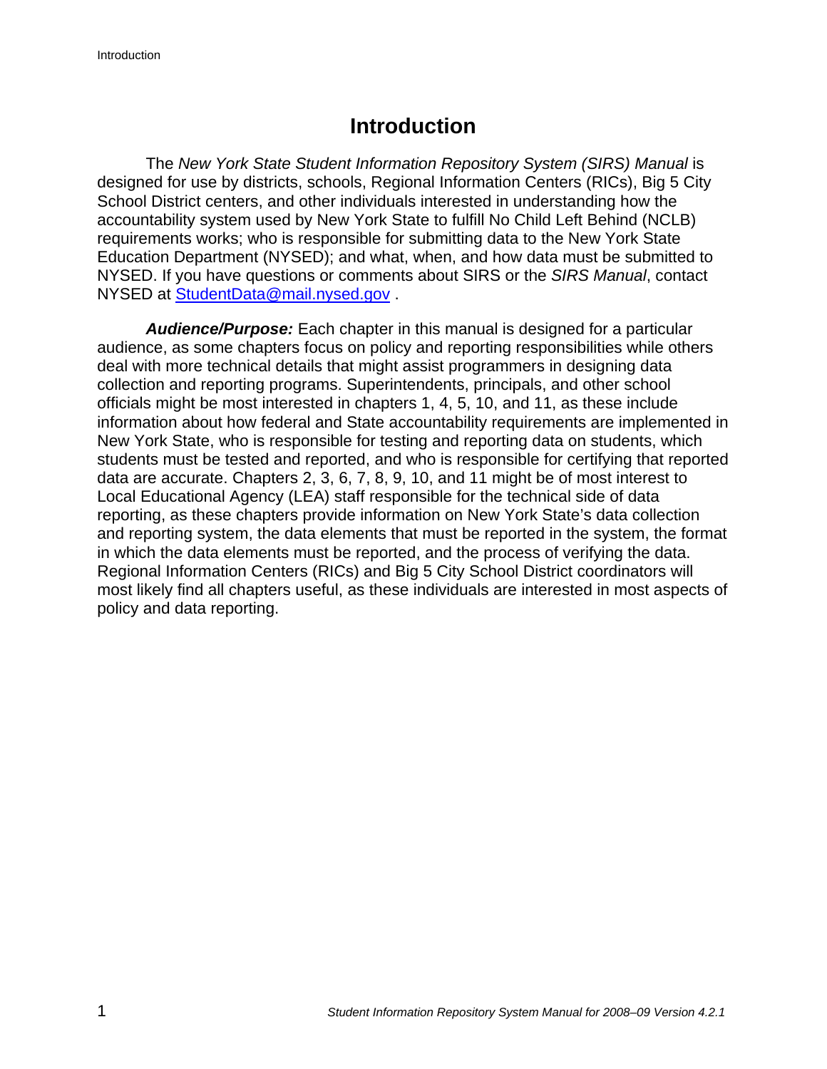# Introduction

The *New York State Student Information Repository System (SIRS) Manual* is designed for use by districts, schools, Regional Information Centers (RICs), Big 5 City School District centers, and other individuals interested in understanding how the accountability system used by New York State to fulfill No Child Left Behind (NCLB) requirements works; who is responsible for submitting data to the New York State Education Department (NYSED); and what, when, and how data must be submitted to NYSED. If you have questions or comments about SIRS or the *SIRS Manual*, contact NYSED at StudentData@mail.nysed.gov .

***Audience/Purpose:*** Each chapter in this manual is designed for a particular audience, as some chapters focus on policy and reporting responsibilities while others deal with more technical details that might assist programmers in designing data collection and reporting programs. Superintendents, principals, and other school officials might be most interested in chapters 1, 4, 5, 10, and 11, as these include information about how federal and State accountability requirements are implemented in New York State, who is responsible for testing and reporting data on students, which students must be tested and reported, and who is responsible for certifying that reported data are accurate. Chapters 2, 3, 6, 7, 8, 9, 10, and 11 might be of most interest to Local Educational Agency (LEA) staff responsible for the technical side of data reporting, as these chapters provide information on New York State's data collection and reporting system, the data elements that must be reported in the system, the format in which the data elements must be reported, and the process of verifying the data. Regional Information Centers (RICs) and Big 5 City School District coordinators will most likely find all chapters useful, as these individuals are interested in most aspects of policy and data reporting.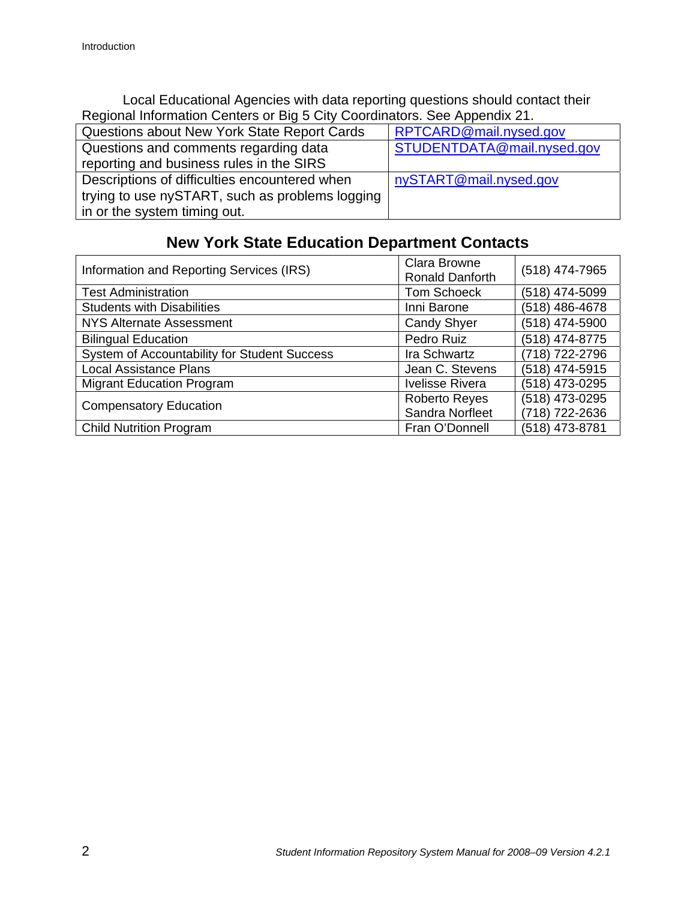Local Educational Agencies with data reporting questions should contact their Regional Information Centers or Big 5 City Coordinators. See Appendix 21.

| | |
|---|---|
| Questions about New York State Report Cards | RPTCARD@mail.nysed.gov |
| Questions and comments regarding data reporting and business rules in the SIRS | STUDENTDATA@mail.nysed.gov |
| Descriptions of difficulties encountered when trying to use nySTART, such as problems logging in or the system timing out. | nySTART@mail.nysed.gov |

## New York State Education Department Contacts

| | | |
|---|---|---|
| Information and Reporting Services (IRS) | Clara Browne<br>Ronald Danforth | (518) 474-7965 |
| Test Administration | Tom Schoeck | (518) 474-5099 |
| Students with Disabilities | Inni Barone | (518) 486-4678 |
| NYS Alternate Assessment | Candy Shyer | (518) 474-5900 |
| Bilingual Education | Pedro Ruiz | (518) 474-8775 |
| System of Accountability for Student Success | Ira Schwartz | (718) 722-2796 |
| Local Assistance Plans | Jean C. Stevens | (518) 474-5915 |
| Migrant Education Program | Ivelisse Rivera | (518) 473-0295 |
| Compensatory Education | Roberto Reyes<br>Sandra Norfleet | (518) 473-0295<br>(718) 722-2636 |
| Child Nutrition Program | Fran O'Donnell | (518) 473-8781 |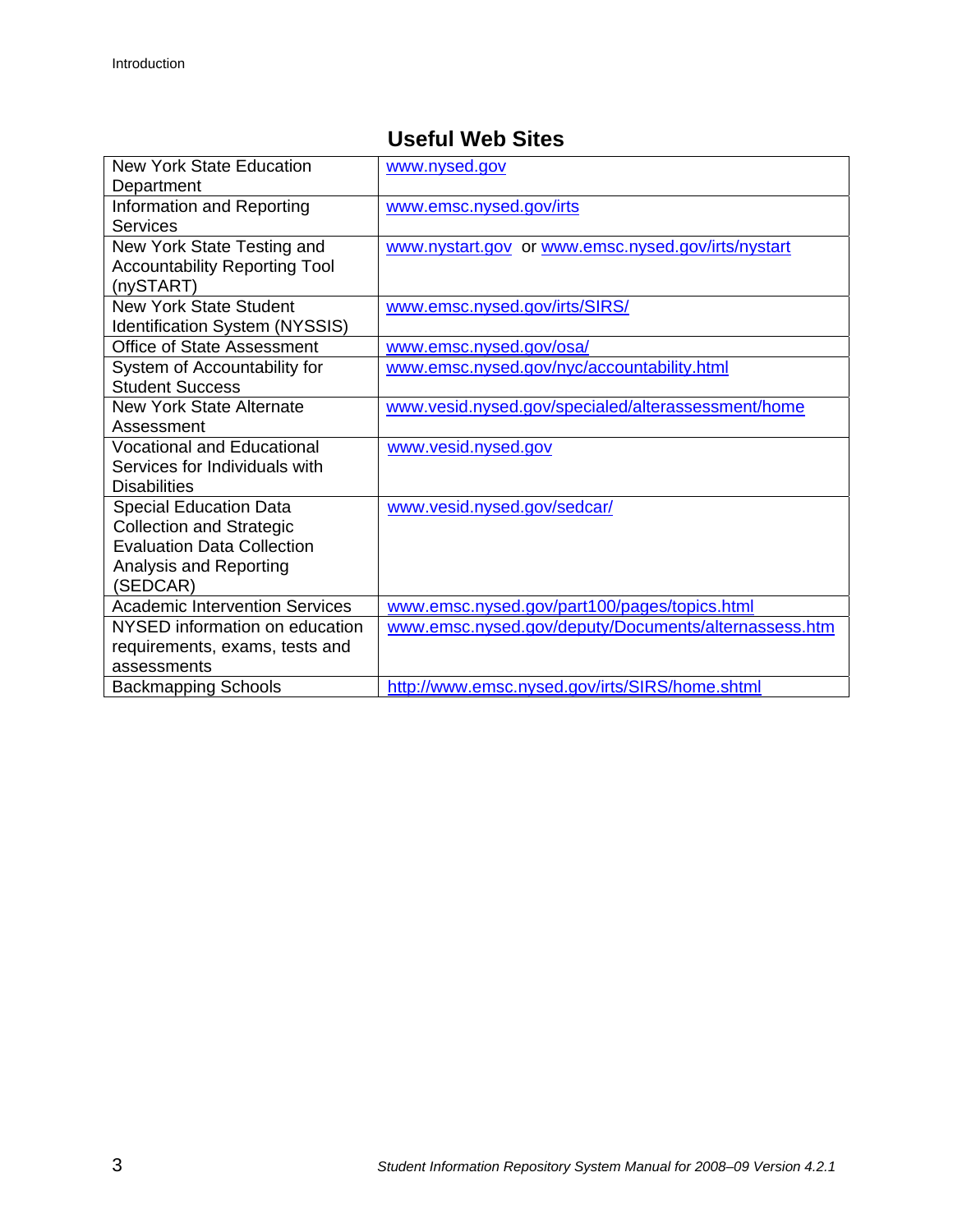## Useful Web Sites

| | |
|---|---|
| New York State Education Department | www.nysed.gov |
| Information and Reporting Services | www.emsc.nysed.gov/irts |
| New York State Testing and Accountability Reporting Tool (nySTART) | www.nystart.gov or www.emsc.nysed.gov/irts/nystart |
| New York State Student Identification System (NYSSIS) | www.emsc.nysed.gov/irts/SIRS/ |
| Office of State Assessment | www.emsc.nysed.gov/osa/ |
| System of Accountability for Student Success | www.emsc.nysed.gov/nyc/accountability.html |
| New York State Alternate Assessment | www.vesid.nysed.gov/specialed/alterassessment/home |
| Vocational and Educational Services for Individuals with Disabilities | www.vesid.nysed.gov |
| Special Education Data Collection and Strategic Evaluation Data Collection Analysis and Reporting (SEDCAR) | www.vesid.nysed.gov/sedcar/ |
| Academic Intervention Services | www.emsc.nysed.gov/part100/pages/topics.html |
| NYSED information on education requirements, exams, tests and assessments | www.emsc.nysed.gov/deputy/Documents/alternassess.htm |
| Backmapping Schools | http://www.emsc.nysed.gov/irts/SIRS/home.shtml |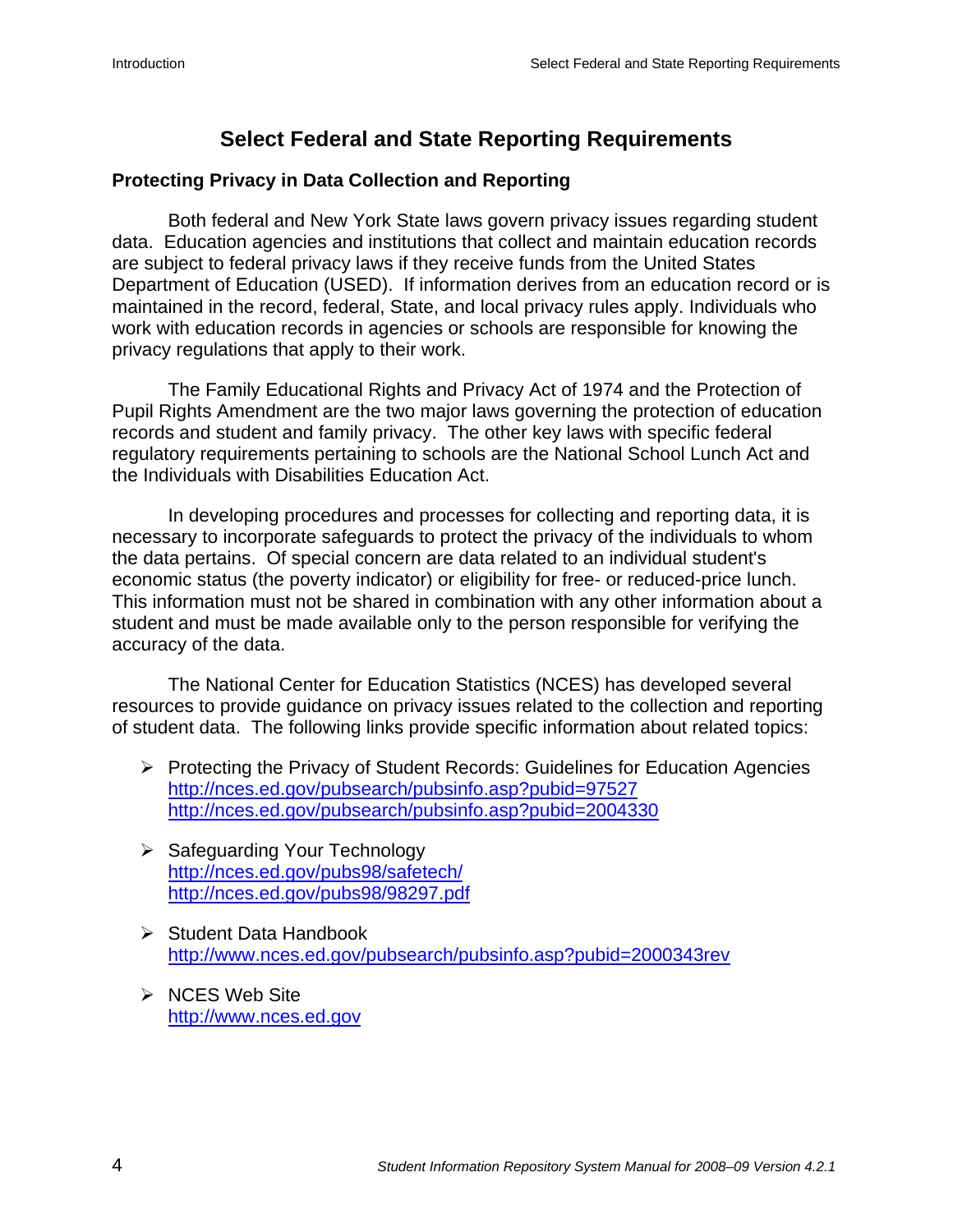# Select Federal and State Reporting Requirements

## Protecting Privacy in Data Collection and Reporting

Both federal and New York State laws govern privacy issues regarding student data. Education agencies and institutions that collect and maintain education records are subject to federal privacy laws if they receive funds from the United States Department of Education (USED). If information derives from an education record or is maintained in the record, federal, State, and local privacy rules apply. Individuals who work with education records in agencies or schools are responsible for knowing the privacy regulations that apply to their work.

The Family Educational Rights and Privacy Act of 1974 and the Protection of Pupil Rights Amendment are the two major laws governing the protection of education records and student and family privacy. The other key laws with specific federal regulatory requirements pertaining to schools are the National School Lunch Act and the Individuals with Disabilities Education Act.

In developing procedures and processes for collecting and reporting data, it is necessary to incorporate safeguards to protect the privacy of the individuals to whom the data pertains. Of special concern are data related to an individual student's economic status (the poverty indicator) or eligibility for free- or reduced-price lunch. This information must not be shared in combination with any other information about a student and must be made available only to the person responsible for verifying the accuracy of the data.

The National Center for Education Statistics (NCES) has developed several resources to provide guidance on privacy issues related to the collection and reporting of student data. The following links provide specific information about related topics:

- Protecting the Privacy of Student Records: Guidelines for Education Agencies
  http://nces.ed.gov/pubsearch/pubsinfo.asp?pubid=97527
  http://nces.ed.gov/pubsearch/pubsinfo.asp?pubid=2004330

- Safeguarding Your Technology
  http://nces.ed.gov/pubs98/safetech/
  http://nces.ed.gov/pubs98/98297.pdf

- Student Data Handbook
  http://www.nces.ed.gov/pubsearch/pubsinfo.asp?pubid=2000343rev

- NCES Web Site
  http://www.nces.ed.gov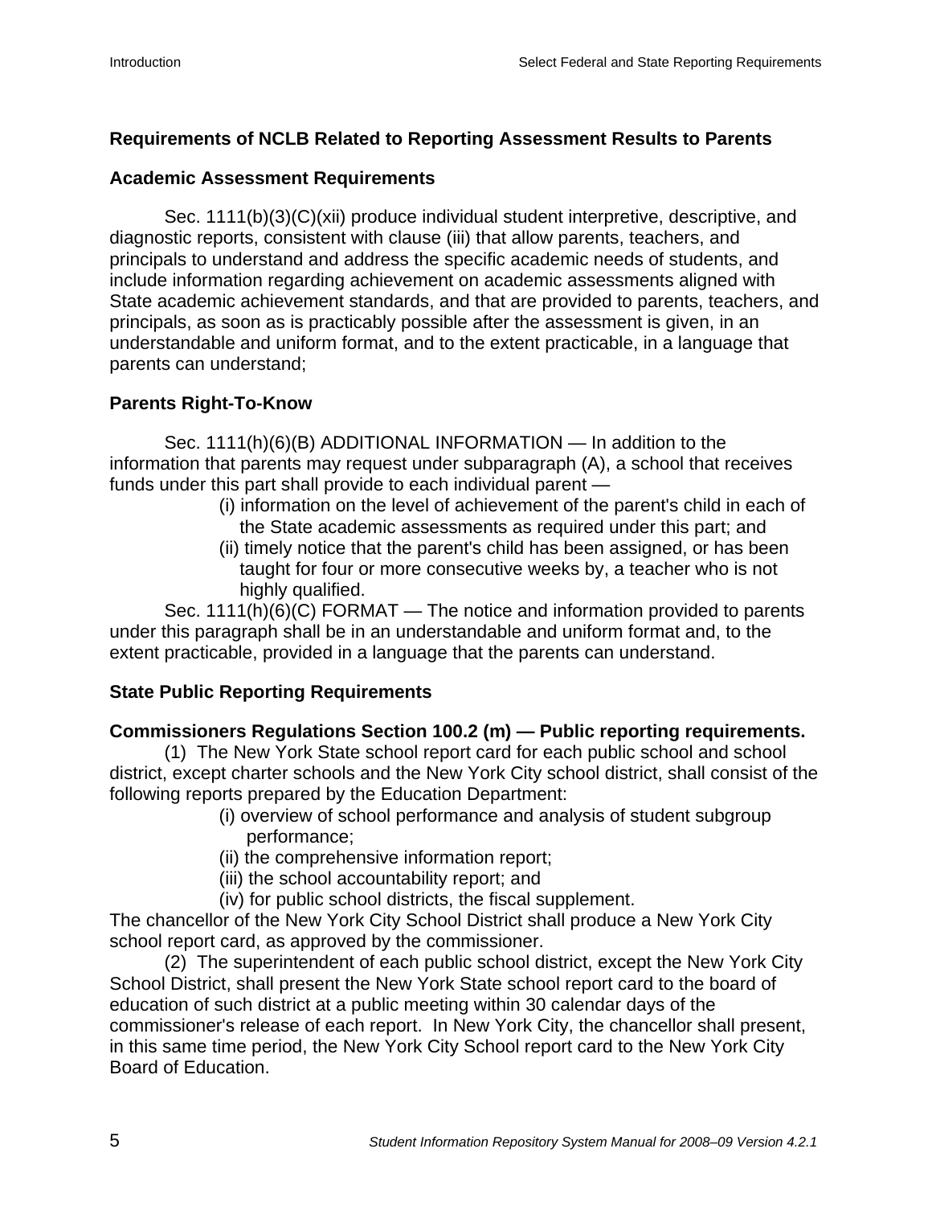## Requirements of NCLB Related to Reporting Assessment Results to Parents

### Academic Assessment Requirements

Sec. 1111(b)(3)(C)(xii) produce individual student interpretive, descriptive, and diagnostic reports, consistent with clause (iii) that allow parents, teachers, and principals to understand and address the specific academic needs of students, and include information regarding achievement on academic assessments aligned with State academic achievement standards, and that are provided to parents, teachers, and principals, as soon as is practicably possible after the assessment is given, in an understandable and uniform format, and to the extent practicable, in a language that parents can understand;

### Parents Right-To-Know

Sec. 1111(h)(6)(B) ADDITIONAL INFORMATION — In addition to the information that parents may request under subparagraph (A), a school that receives funds under this part shall provide to each individual parent —

(i) information on the level of achievement of the parent's child in each of the State academic assessments as required under this part; and

(ii) timely notice that the parent's child has been assigned, or has been taught for four or more consecutive weeks by, a teacher who is not highly qualified.

Sec. 1111(h)(6)(C) FORMAT — The notice and information provided to parents under this paragraph shall be in an understandable and uniform format and, to the extent practicable, provided in a language that the parents can understand.

### State Public Reporting Requirements

**Commissioners Regulations Section 100.2 (m) — Public reporting requirements.**

(1) The New York State school report card for each public school and school district, except charter schools and the New York City school district, shall consist of the following reports prepared by the Education Department:

(i) overview of school performance and analysis of student subgroup performance;

(ii) the comprehensive information report;

(iii) the school accountability report; and

(iv) for public school districts, the fiscal supplement.

The chancellor of the New York City School District shall produce a New York City school report card, as approved by the commissioner.

(2) The superintendent of each public school district, except the New York City School District, shall present the New York State school report card to the board of education of such district at a public meeting within 30 calendar days of the commissioner's release of each report. In New York City, the chancellor shall present, in this same time period, the New York City School report card to the New York City Board of Education.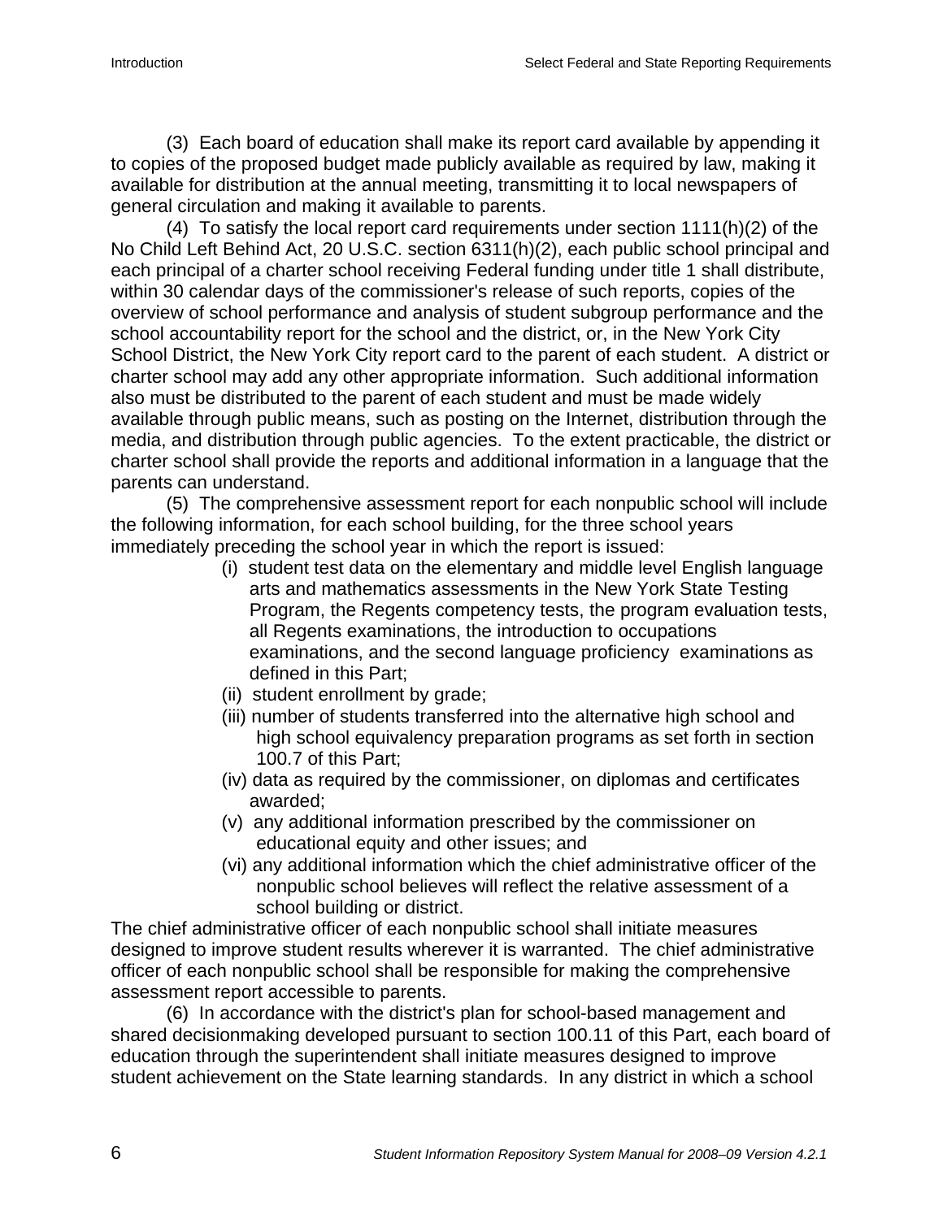(3) Each board of education shall make its report card available by appending it to copies of the proposed budget made publicly available as required by law, making it available for distribution at the annual meeting, transmitting it to local newspapers of general circulation and making it available to parents.

(4) To satisfy the local report card requirements under section 1111(h)(2) of the No Child Left Behind Act, 20 U.S.C. section 6311(h)(2), each public school principal and each principal of a charter school receiving Federal funding under title 1 shall distribute, within 30 calendar days of the commissioner's release of such reports, copies of the overview of school performance and analysis of student subgroup performance and the school accountability report for the school and the district, or, in the New York City School District, the New York City report card to the parent of each student. A district or charter school may add any other appropriate information. Such additional information also must be distributed to the parent of each student and must be made widely available through public means, such as posting on the Internet, distribution through the media, and distribution through public agencies. To the extent practicable, the district or charter school shall provide the reports and additional information in a language that the parents can understand.

(5) The comprehensive assessment report for each nonpublic school will include the following information, for each school building, for the three school years immediately preceding the school year in which the report is issued:

- (i) student test data on the elementary and middle level English language arts and mathematics assessments in the New York State Testing Program, the Regents competency tests, the program evaluation tests, all Regents examinations, the introduction to occupations examinations, and the second language proficiency examinations as defined in this Part;
- (ii) student enrollment by grade;
- (iii) number of students transferred into the alternative high school and high school equivalency preparation programs as set forth in section 100.7 of this Part;
- (iv) data as required by the commissioner, on diplomas and certificates awarded;
- (v) any additional information prescribed by the commissioner on educational equity and other issues; and
- (vi) any additional information which the chief administrative officer of the nonpublic school believes will reflect the relative assessment of a school building or district.

The chief administrative officer of each nonpublic school shall initiate measures designed to improve student results wherever it is warranted. The chief administrative officer of each nonpublic school shall be responsible for making the comprehensive assessment report accessible to parents.

(6) In accordance with the district's plan for school-based management and shared decisionmaking developed pursuant to section 100.11 of this Part, each board of education through the superintendent shall initiate measures designed to improve student achievement on the State learning standards. In any district in which a school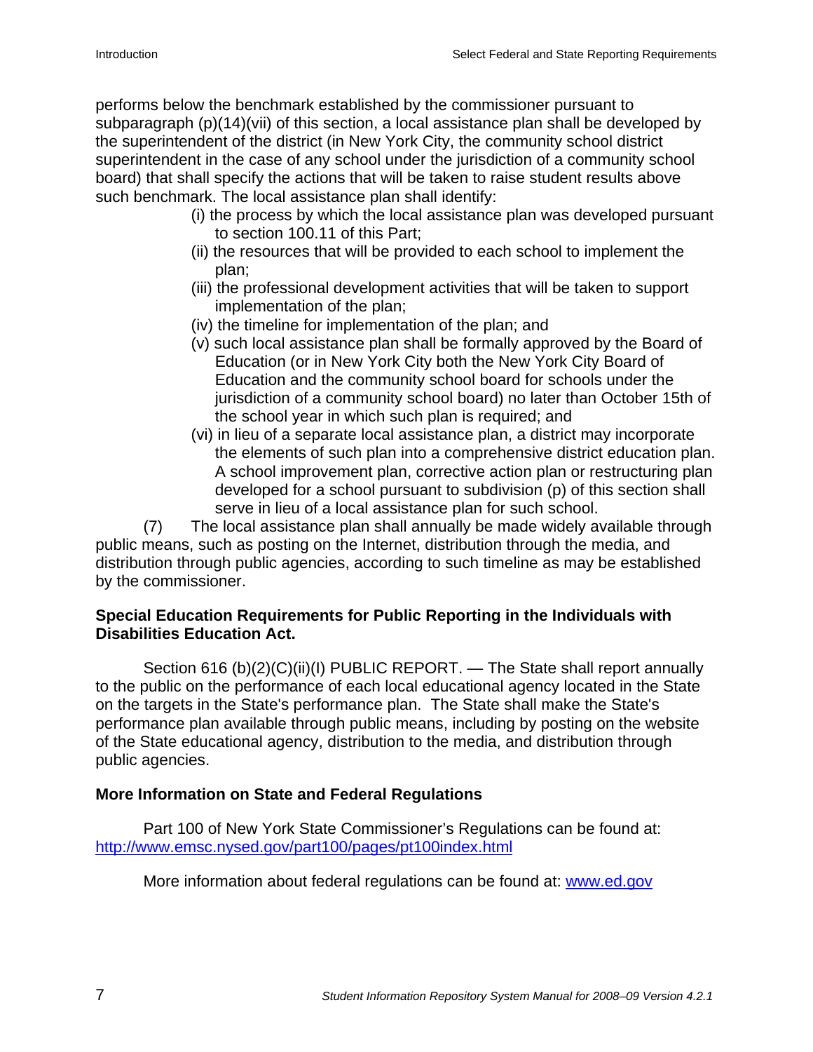performs below the benchmark established by the commissioner pursuant to subparagraph (p)(14)(vii) of this section, a local assistance plan shall be developed by the superintendent of the district (in New York City, the community school district superintendent in the case of any school under the jurisdiction of a community school board) that shall specify the actions that will be taken to raise student results above such benchmark. The local assistance plan shall identify:

- (i) the process by which the local assistance plan was developed pursuant to section 100.11 of this Part;
- (ii) the resources that will be provided to each school to implement the plan;
- (iii) the professional development activities that will be taken to support implementation of the plan;
- (iv) the timeline for implementation of the plan; and
- (v) such local assistance plan shall be formally approved by the Board of Education (or in New York City both the New York City Board of Education and the community school board for schools under the jurisdiction of a community school board) no later than October 15th of the school year in which such plan is required; and
- (vi) in lieu of a separate local assistance plan, a district may incorporate the elements of such plan into a comprehensive district education plan. A school improvement plan, corrective action plan or restructuring plan developed for a school pursuant to subdivision (p) of this section shall serve in lieu of a local assistance plan for such school.

(7) The local assistance plan shall annually be made widely available through public means, such as posting on the Internet, distribution through the media, and distribution through public agencies, according to such timeline as may be established by the commissioner.

**Special Education Requirements for Public Reporting in the Individuals with Disabilities Education Act.**

Section 616 (b)(2)(C)(ii)(I) PUBLIC REPORT. — The State shall report annually to the public on the performance of each local educational agency located in the State on the targets in the State's performance plan. The State shall make the State's performance plan available through public means, including by posting on the website of the State educational agency, distribution to the media, and distribution through public agencies.

**More Information on State and Federal Regulations**

Part 100 of New York State Commissioner's Regulations can be found at: http://www.emsc.nysed.gov/part100/pages/pt100index.html

More information about federal regulations can be found at: www.ed.gov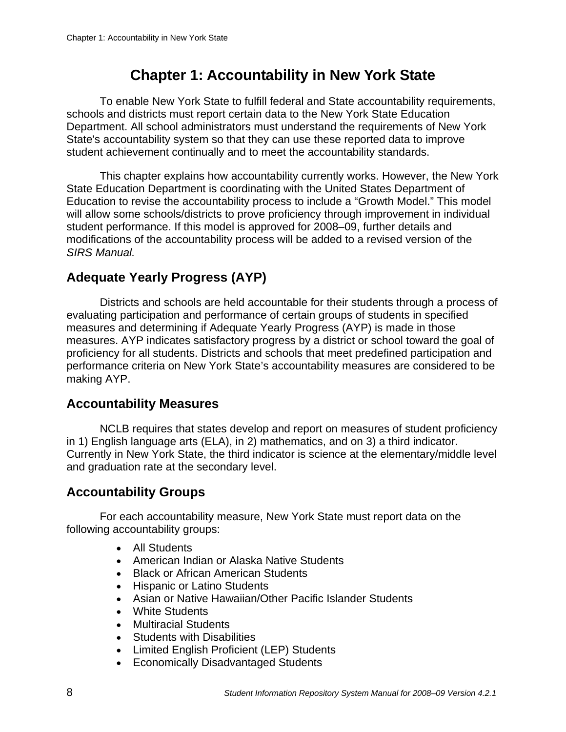# Chapter 1: Accountability in New York State

To enable New York State to fulfill federal and State accountability requirements, schools and districts must report certain data to the New York State Education Department. All school administrators must understand the requirements of New York State's accountability system so that they can use these reported data to improve student achievement continually and to meet the accountability standards.

This chapter explains how accountability currently works. However, the New York State Education Department is coordinating with the United States Department of Education to revise the accountability process to include a "Growth Model." This model will allow some schools/districts to prove proficiency through improvement in individual student performance. If this model is approved for 2008–09, further details and modifications of the accountability process will be added to a revised version of the *SIRS Manual.*

## Adequate Yearly Progress (AYP)

Districts and schools are held accountable for their students through a process of evaluating participation and performance of certain groups of students in specified measures and determining if Adequate Yearly Progress (AYP) is made in those measures. AYP indicates satisfactory progress by a district or school toward the goal of proficiency for all students. Districts and schools that meet predefined participation and performance criteria on New York State's accountability measures are considered to be making AYP.

## Accountability Measures

NCLB requires that states develop and report on measures of student proficiency in 1) English language arts (ELA), in 2) mathematics, and on 3) a third indicator. Currently in New York State, the third indicator is science at the elementary/middle level and graduation rate at the secondary level.

## Accountability Groups

For each accountability measure, New York State must report data on the following accountability groups:

- All Students
- American Indian or Alaska Native Students
- Black or African American Students
- Hispanic or Latino Students
- Asian or Native Hawaiian/Other Pacific Islander Students
- White Students
- Multiracial Students
- Students with Disabilities
- Limited English Proficient (LEP) Students
- Economically Disadvantaged Students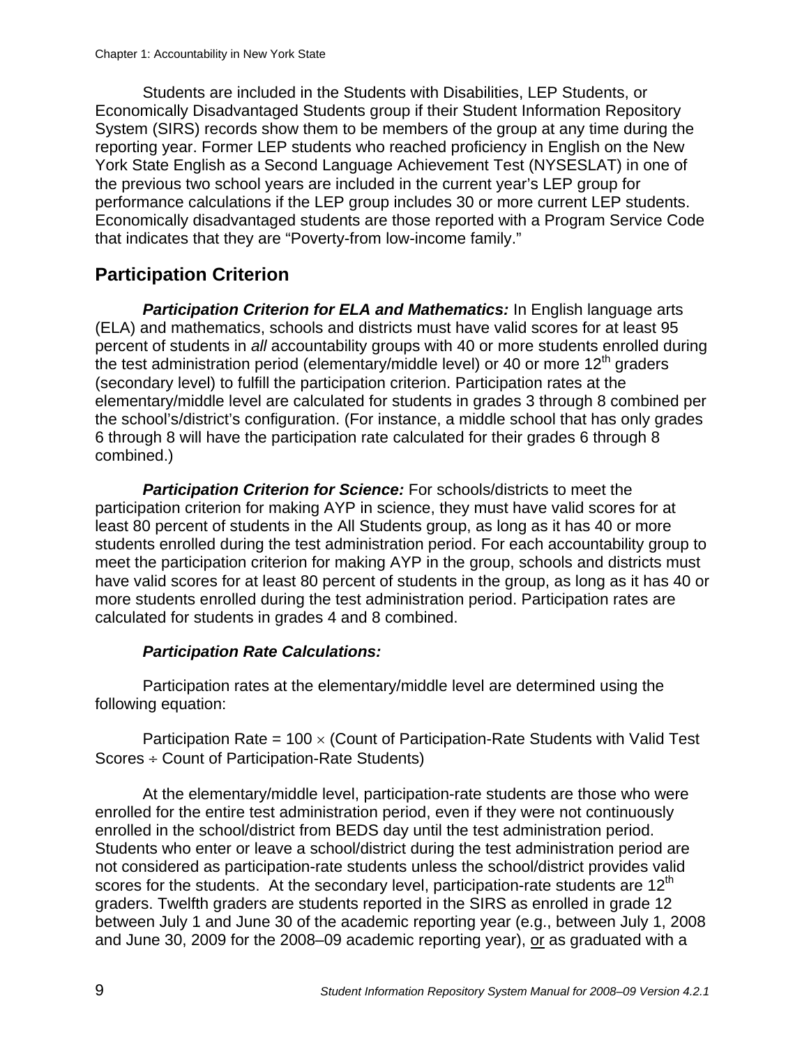Students are included in the Students with Disabilities, LEP Students, or Economically Disadvantaged Students group if their Student Information Repository System (SIRS) records show them to be members of the group at any time during the reporting year. Former LEP students who reached proficiency in English on the New York State English as a Second Language Achievement Test (NYSESLAT) in one of the previous two school years are included in the current year's LEP group for performance calculations if the LEP group includes 30 or more current LEP students. Economically disadvantaged students are those reported with a Program Service Code that indicates that they are "Poverty-from low-income family."

## Participation Criterion

***Participation Criterion for ELA and Mathematics:*** In English language arts (ELA) and mathematics, schools and districts must have valid scores for at least 95 percent of students in *all* accountability groups with 40 or more students enrolled during the test administration period (elementary/middle level) or 40 or more 12th graders (secondary level) to fulfill the participation criterion. Participation rates at the elementary/middle level are calculated for students in grades 3 through 8 combined per the school's/district's configuration. (For instance, a middle school that has only grades 6 through 8 will have the participation rate calculated for their grades 6 through 8 combined.)

***Participation Criterion for Science:*** For schools/districts to meet the participation criterion for making AYP in science, they must have valid scores for at least 80 percent of students in the All Students group, as long as it has 40 or more students enrolled during the test administration period. For each accountability group to meet the participation criterion for making AYP in the group, schools and districts must have valid scores for at least 80 percent of students in the group, as long as it has 40 or more students enrolled during the test administration period. Participation rates are calculated for students in grades 4 and 8 combined.

***Participation Rate Calculations:***

Participation rates at the elementary/middle level are determined using the following equation:

Participation Rate = 100 × (Count of Participation-Rate Students with Valid Test Scores ÷ Count of Participation-Rate Students)

At the elementary/middle level, participation-rate students are those who were enrolled for the entire test administration period, even if they were not continuously enrolled in the school/district from BEDS day until the test administration period. Students who enter or leave a school/district during the test administration period are not considered as participation-rate students unless the school/district provides valid scores for the students. At the secondary level, participation-rate students are 12th graders. Twelfth graders are students reported in the SIRS as enrolled in grade 12 between July 1 and June 30 of the academic reporting year (e.g., between July 1, 2008 and June 30, 2009 for the 2008–09 academic reporting year), <u>or</u> as graduated with a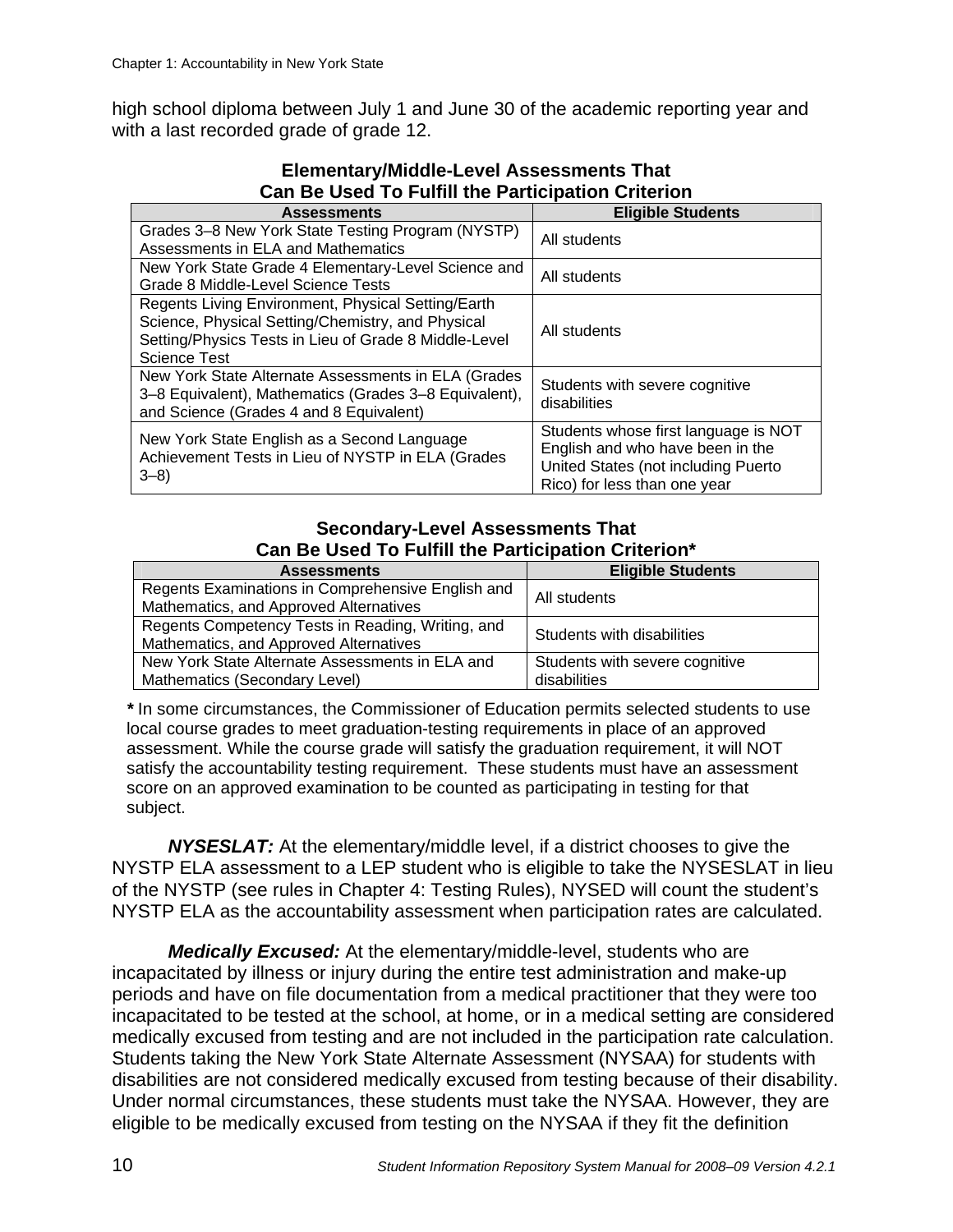high school diploma between July 1 and June 30 of the academic reporting year and with a last recorded grade of grade 12.

**Elementary/Middle-Level Assessments That Can Be Used To Fulfill the Participation Criterion**

| Assessments | Eligible Students |
|---|---|
| Grades 3–8 New York State Testing Program (NYSTP) Assessments in ELA and Mathematics | All students |
| New York State Grade 4 Elementary-Level Science and Grade 8 Middle-Level Science Tests | All students |
| Regents Living Environment, Physical Setting/Earth Science, Physical Setting/Chemistry, and Physical Setting/Physics Tests in Lieu of Grade 8 Middle-Level Science Test | All students |
| New York State Alternate Assessments in ELA (Grades 3–8 Equivalent), Mathematics (Grades 3–8 Equivalent), and Science (Grades 4 and 8 Equivalent) | Students with severe cognitive disabilities |
| New York State English as a Second Language Achievement Tests in Lieu of NYSTP in ELA (Grades 3–8) | Students whose first language is NOT English and who have been in the United States (not including Puerto Rico) for less than one year |

**Secondary-Level Assessments That Can Be Used To Fulfill the Participation Criterion***

| Assessments | Eligible Students |
|---|---|
| Regents Examinations in Comprehensive English and Mathematics, and Approved Alternatives | All students |
| Regents Competency Tests in Reading, Writing, and Mathematics, and Approved Alternatives | Students with disabilities |
| New York State Alternate Assessments in ELA and Mathematics (Secondary Level) | Students with severe cognitive disabilities |

**\*** In some circumstances, the Commissioner of Education permits selected students to use local course grades to meet graduation-testing requirements in place of an approved assessment. While the course grade will satisfy the graduation requirement, it will NOT satisfy the accountability testing requirement. These students must have an assessment score on an approved examination to be counted as participating in testing for that subject.

***NYSESLAT:*** At the elementary/middle level, if a district chooses to give the NYSTP ELA assessment to a LEP student who is eligible to take the NYSESLAT in lieu of the NYSTP (see rules in Chapter 4: Testing Rules), NYSED will count the student's NYSTP ELA as the accountability assessment when participation rates are calculated.

***Medically Excused:*** At the elementary/middle-level, students who are incapacitated by illness or injury during the entire test administration and make-up periods and have on file documentation from a medical practitioner that they were too incapacitated to be tested at the school, at home, or in a medical setting are considered medically excused from testing and are not included in the participation rate calculation. Students taking the New York State Alternate Assessment (NYSAA) for students with disabilities are not considered medically excused from testing because of their disability. Under normal circumstances, these students must take the NYSAA. However, they are eligible to be medically excused from testing on the NYSAA if they fit the definition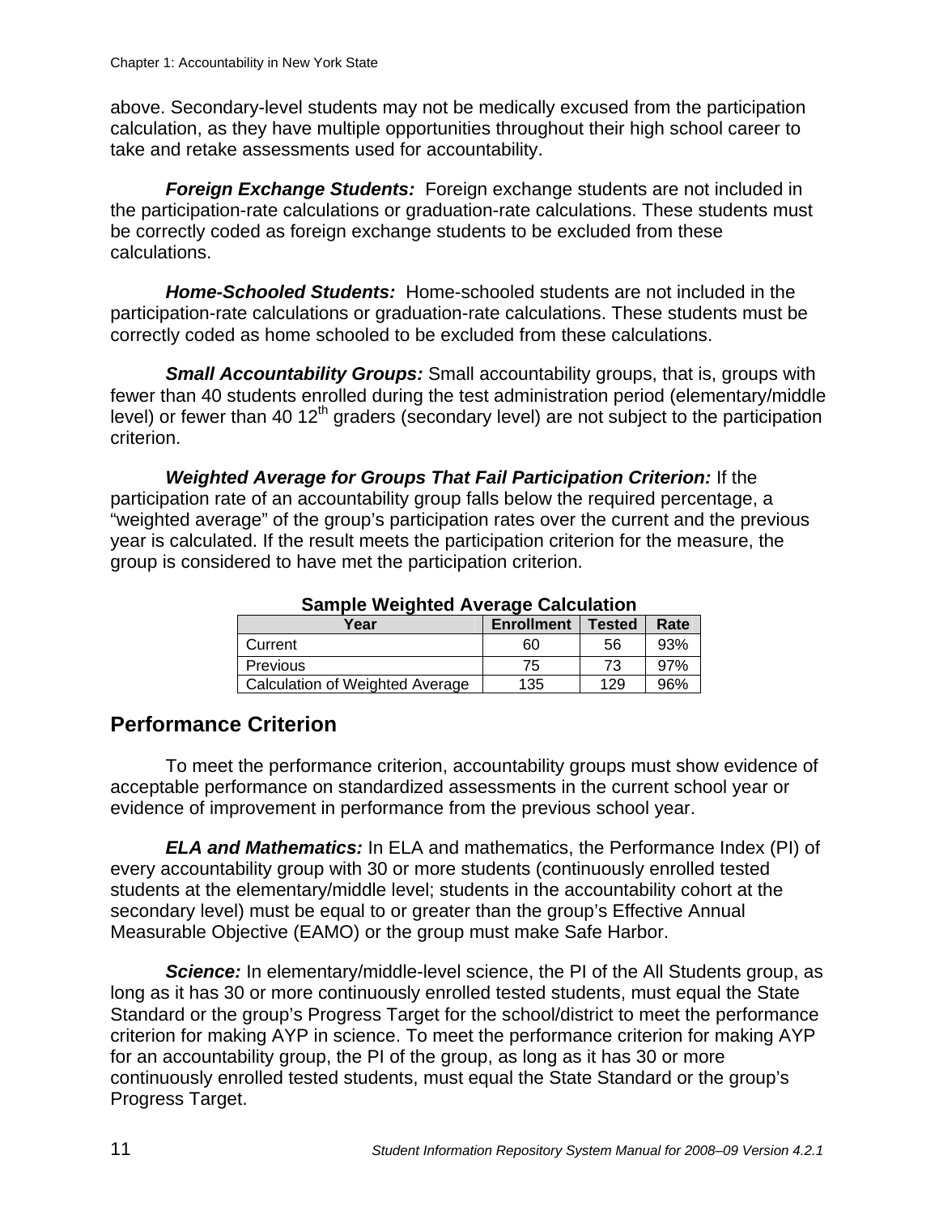above. Secondary-level students may not be medically excused from the participation calculation, as they have multiple opportunities throughout their high school career to take and retake assessments used for accountability.

***Foreign Exchange Students:*** Foreign exchange students are not included in the participation-rate calculations or graduation-rate calculations. These students must be correctly coded as foreign exchange students to be excluded from these calculations.

***Home-Schooled Students:*** Home-schooled students are not included in the participation-rate calculations or graduation-rate calculations. These students must be correctly coded as home schooled to be excluded from these calculations.

***Small Accountability Groups:*** Small accountability groups, that is, groups with fewer than 40 students enrolled during the test administration period (elementary/middle level) or fewer than 40 12th graders (secondary level) are not subject to the participation criterion.

***Weighted Average for Groups That Fail Participation Criterion:*** If the participation rate of an accountability group falls below the required percentage, a "weighted average" of the group's participation rates over the current and the previous year is calculated. If the result meets the participation criterion for the measure, the group is considered to have met the participation criterion.

**Sample Weighted Average Calculation**

| Year | Enrollment | Tested | Rate |
|---|---|---|---|
| Current | 60 | 56 | 93% |
| Previous | 75 | 73 | 97% |
| Calculation of Weighted Average | 135 | 129 | 96% |

## Performance Criterion

To meet the performance criterion, accountability groups must show evidence of acceptable performance on standardized assessments in the current school year or evidence of improvement in performance from the previous school year.

***ELA and Mathematics:*** In ELA and mathematics, the Performance Index (PI) of every accountability group with 30 or more students (continuously enrolled tested students at the elementary/middle level; students in the accountability cohort at the secondary level) must be equal to or greater than the group's Effective Annual Measurable Objective (EAMO) or the group must make Safe Harbor.

***Science:*** In elementary/middle-level science, the PI of the All Students group, as long as it has 30 or more continuously enrolled tested students, must equal the State Standard or the group's Progress Target for the school/district to meet the performance criterion for making AYP in science. To meet the performance criterion for making AYP for an accountability group, the PI of the group, as long as it has 30 or more continuously enrolled tested students, must equal the State Standard or the group's Progress Target.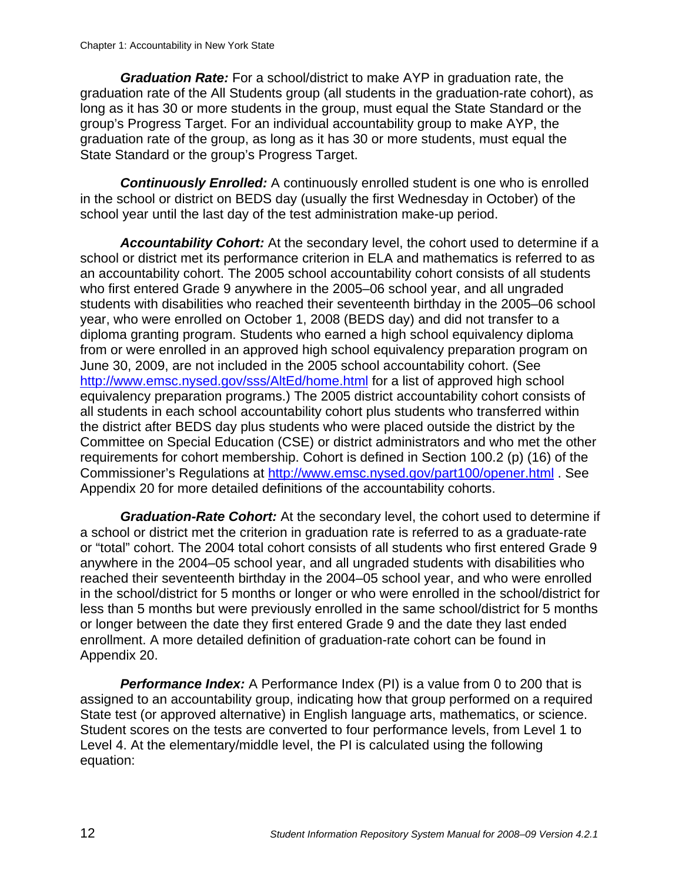***Graduation Rate:*** For a school/district to make AYP in graduation rate, the graduation rate of the All Students group (all students in the graduation-rate cohort), as long as it has 30 or more students in the group, must equal the State Standard or the group's Progress Target. For an individual accountability group to make AYP, the graduation rate of the group, as long as it has 30 or more students, must equal the State Standard or the group's Progress Target.

***Continuously Enrolled:*** A continuously enrolled student is one who is enrolled in the school or district on BEDS day (usually the first Wednesday in October) of the school year until the last day of the test administration make-up period.

***Accountability Cohort:*** At the secondary level, the cohort used to determine if a school or district met its performance criterion in ELA and mathematics is referred to as an accountability cohort. The 2005 school accountability cohort consists of all students who first entered Grade 9 anywhere in the 2005–06 school year, and all ungraded students with disabilities who reached their seventeenth birthday in the 2005–06 school year, who were enrolled on October 1, 2008 (BEDS day) and did not transfer to a diploma granting program. Students who earned a high school equivalency diploma from or were enrolled in an approved high school equivalency preparation program on June 30, 2009, are not included in the 2005 school accountability cohort. (See [http://www.emsc.nysed.gov/sss/AltEd/home.html](http://www.emsc.nysed.gov/sss/AltEd/home.html) for a list of approved high school equivalency preparation programs.) The 2005 district accountability cohort consists of all students in each school accountability cohort plus students who transferred within the district after BEDS day plus students who were placed outside the district by the Committee on Special Education (CSE) or district administrators and who met the other requirements for cohort membership. Cohort is defined in Section 100.2 (p) (16) of the Commissioner's Regulations at [http://www.emsc.nysed.gov/part100/opener.html](http://www.emsc.nysed.gov/part100/opener.html) . See Appendix 20 for more detailed definitions of the accountability cohorts.

***Graduation-Rate Cohort:*** At the secondary level, the cohort used to determine if a school or district met the criterion in graduation rate is referred to as a graduate-rate or "total" cohort. The 2004 total cohort consists of all students who first entered Grade 9 anywhere in the 2004–05 school year, and all ungraded students with disabilities who reached their seventeenth birthday in the 2004–05 school year, and who were enrolled in the school/district for 5 months or longer or who were enrolled in the school/district for less than 5 months but were previously enrolled in the same school/district for 5 months or longer between the date they first entered Grade 9 and the date they last ended enrollment. A more detailed definition of graduation-rate cohort can be found in Appendix 20.

***Performance Index:*** A Performance Index (PI) is a value from 0 to 200 that is assigned to an accountability group, indicating how that group performed on a required State test (or approved alternative) in English language arts, mathematics, or science. Student scores on the tests are converted to four performance levels, from Level 1 to Level 4. At the elementary/middle level, the PI is calculated using the following equation: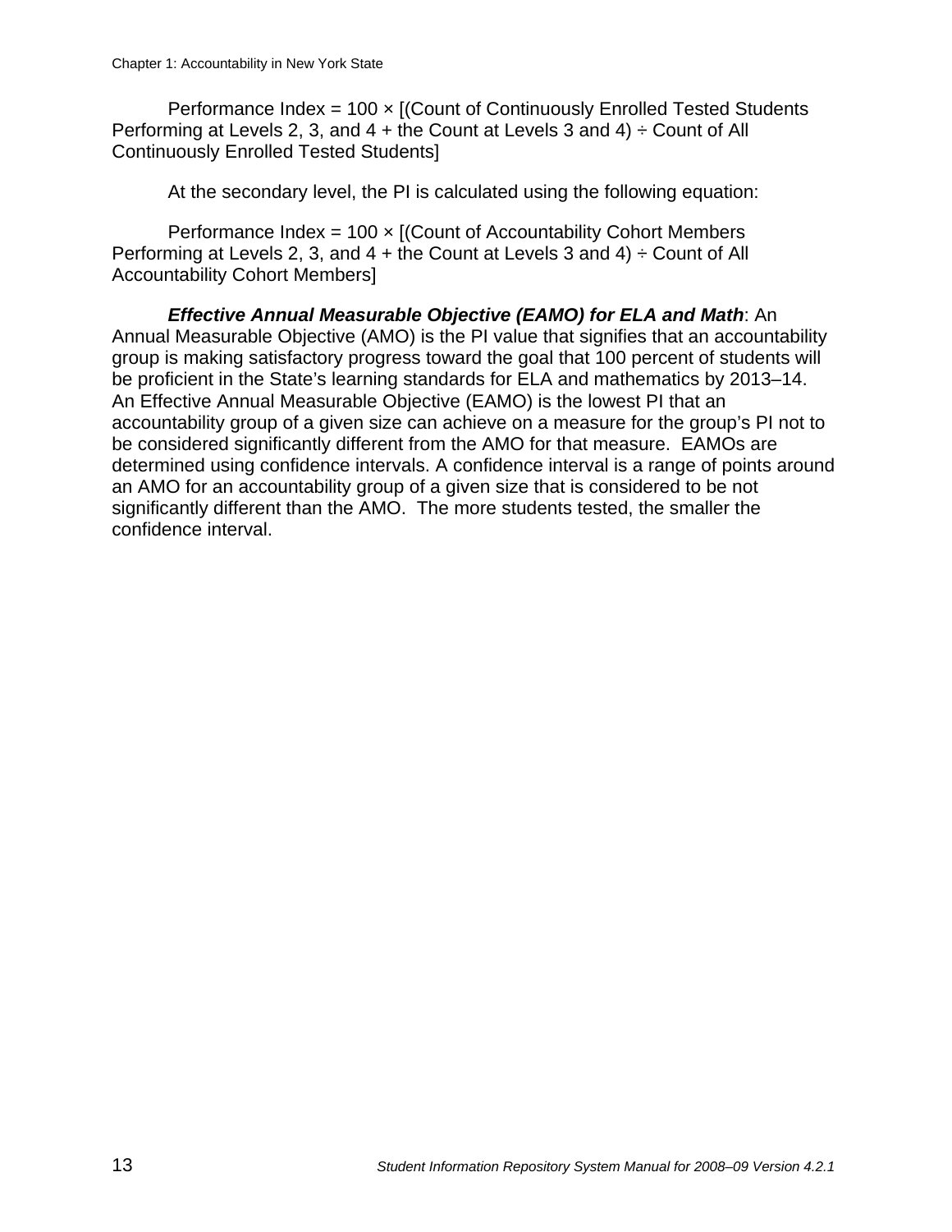Performance Index = 100 × [(Count of Continuously Enrolled Tested Students Performing at Levels 2, 3, and 4 + the Count at Levels 3 and 4) ÷ Count of All Continuously Enrolled Tested Students]

At the secondary level, the PI is calculated using the following equation:

Performance Index = 100 × [(Count of Accountability Cohort Members Performing at Levels 2, 3, and 4 + the Count at Levels 3 and 4) ÷ Count of All Accountability Cohort Members]

***Effective Annual Measurable Objective (EAMO) for ELA and Math***: An Annual Measurable Objective (AMO) is the PI value that signifies that an accountability group is making satisfactory progress toward the goal that 100 percent of students will be proficient in the State's learning standards for ELA and mathematics by 2013–14. An Effective Annual Measurable Objective (EAMO) is the lowest PI that an accountability group of a given size can achieve on a measure for the group's PI not to be considered significantly different from the AMO for that measure. EAMOs are determined using confidence intervals. A confidence interval is a range of points around an AMO for an accountability group of a given size that is considered to be not significantly different than the AMO. The more students tested, the smaller the confidence interval.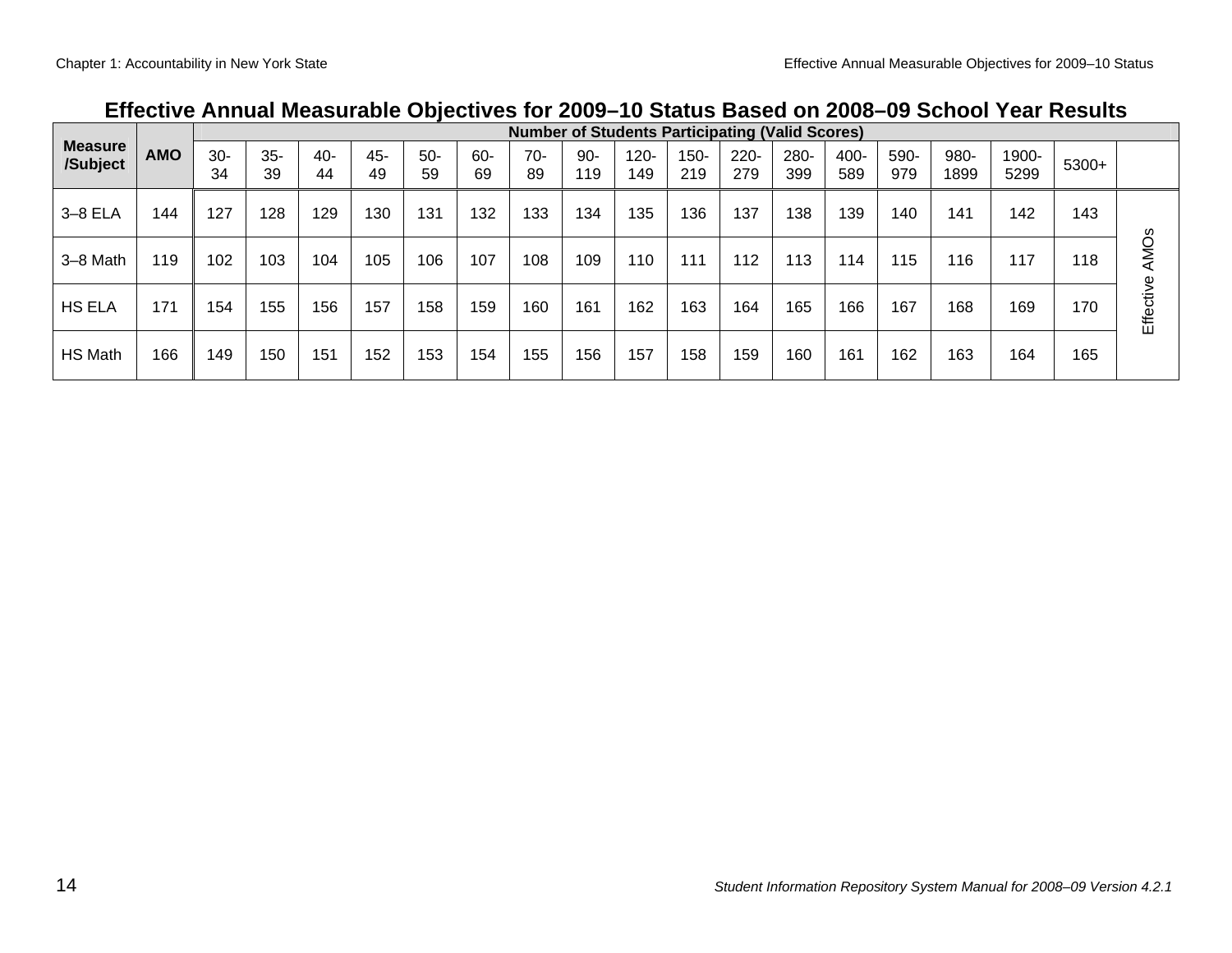## Effective Annual Measurable Objectives for 2009–10 Status Based on 2008–09 School Year Results

| Measure /Subject | AMO | Number of Students Participating (Valid Scores) | | | | | | | | | | | | | | | | | |
|---|---|---|---|---|---|---|---|---|---|---|---|---|---|---|---|---|---|---|---|
| | | 30-34 | 35-39 | 40-44 | 45-49 | 50-59 | 60-69 | 70-89 | 90-119 | 120-149 | 150-219 | 220-279 | 280-399 | 400-589 | 590-979 | 980-1899 | 1900-5299 | 5300+ | |
| 3–8 ELA | 144 | 127 | 128 | 129 | 130 | 131 | 132 | 133 | 134 | 135 | 136 | 137 | 138 | 139 | 140 | 141 | 142 | 143 | Effective AMOs |
| 3–8 Math | 119 | 102 | 103 | 104 | 105 | 106 | 107 | 108 | 109 | 110 | 111 | 112 | 113 | 114 | 115 | 116 | 117 | 118 | |
| HS ELA | 171 | 154 | 155 | 156 | 157 | 158 | 159 | 160 | 161 | 162 | 163 | 164 | 165 | 166 | 167 | 168 | 169 | 170 | |
| HS Math | 166 | 149 | 150 | 151 | 152 | 153 | 154 | 155 | 156 | 157 | 158 | 159 | 160 | 161 | 162 | 163 | 164 | 165 | |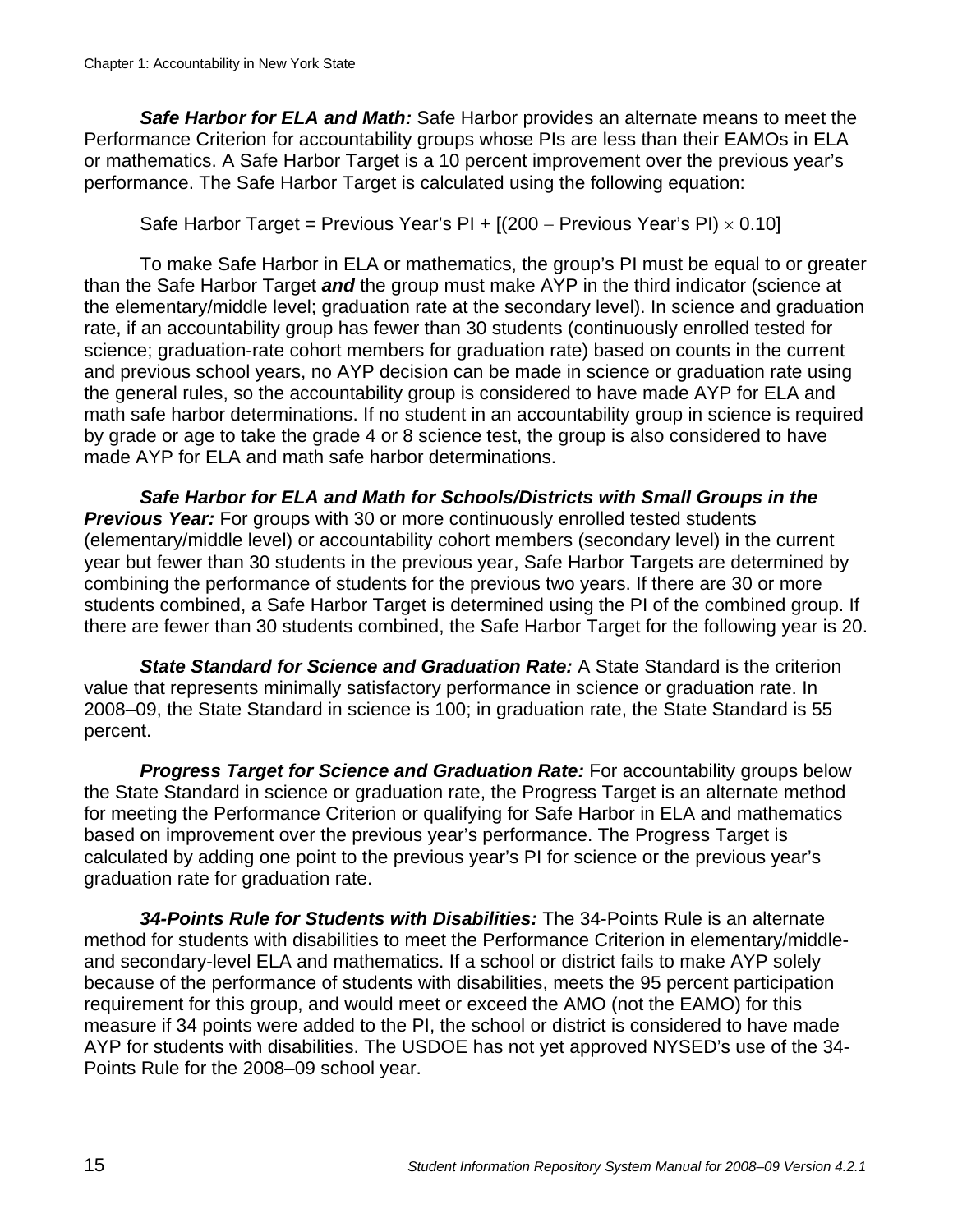***Safe Harbor for ELA and Math:*** Safe Harbor provides an alternate means to meet the Performance Criterion for accountability groups whose PIs are less than their EAMOs in ELA or mathematics. A Safe Harbor Target is a 10 percent improvement over the previous year's performance. The Safe Harbor Target is calculated using the following equation:

Safe Harbor Target = Previous Year's PI + [(200 − Previous Year's PI) × 0.10]

To make Safe Harbor in ELA or mathematics, the group's PI must be equal to or greater than the Safe Harbor Target ***and*** the group must make AYP in the third indicator (science at the elementary/middle level; graduation rate at the secondary level). In science and graduation rate, if an accountability group has fewer than 30 students (continuously enrolled tested for science; graduation-rate cohort members for graduation rate) based on counts in the current and previous school years, no AYP decision can be made in science or graduation rate using the general rules, so the accountability group is considered to have made AYP for ELA and math safe harbor determinations. If no student in an accountability group in science is required by grade or age to take the grade 4 or 8 science test, the group is also considered to have made AYP for ELA and math safe harbor determinations.

***Safe Harbor for ELA and Math for Schools/Districts with Small Groups in the Previous Year:*** For groups with 30 or more continuously enrolled tested students (elementary/middle level) or accountability cohort members (secondary level) in the current year but fewer than 30 students in the previous year, Safe Harbor Targets are determined by combining the performance of students for the previous two years. If there are 30 or more students combined, a Safe Harbor Target is determined using the PI of the combined group. If there are fewer than 30 students combined, the Safe Harbor Target for the following year is 20.

***State Standard for Science and Graduation Rate:*** A State Standard is the criterion value that represents minimally satisfactory performance in science or graduation rate. In 2008–09, the State Standard in science is 100; in graduation rate, the State Standard is 55 percent.

***Progress Target for Science and Graduation Rate:*** For accountability groups below the State Standard in science or graduation rate, the Progress Target is an alternate method for meeting the Performance Criterion or qualifying for Safe Harbor in ELA and mathematics based on improvement over the previous year's performance. The Progress Target is calculated by adding one point to the previous year's PI for science or the previous year's graduation rate for graduation rate.

***34-Points Rule for Students with Disabilities:*** The 34-Points Rule is an alternate method for students with disabilities to meet the Performance Criterion in elementary/middle- and secondary-level ELA and mathematics. If a school or district fails to make AYP solely because of the performance of students with disabilities, meets the 95 percent participation requirement for this group, and would meet or exceed the AMO (not the EAMO) for this measure if 34 points were added to the PI, the school or district is considered to have made AYP for students with disabilities. The USDOE has not yet approved NYSED's use of the 34-Points Rule for the 2008–09 school year.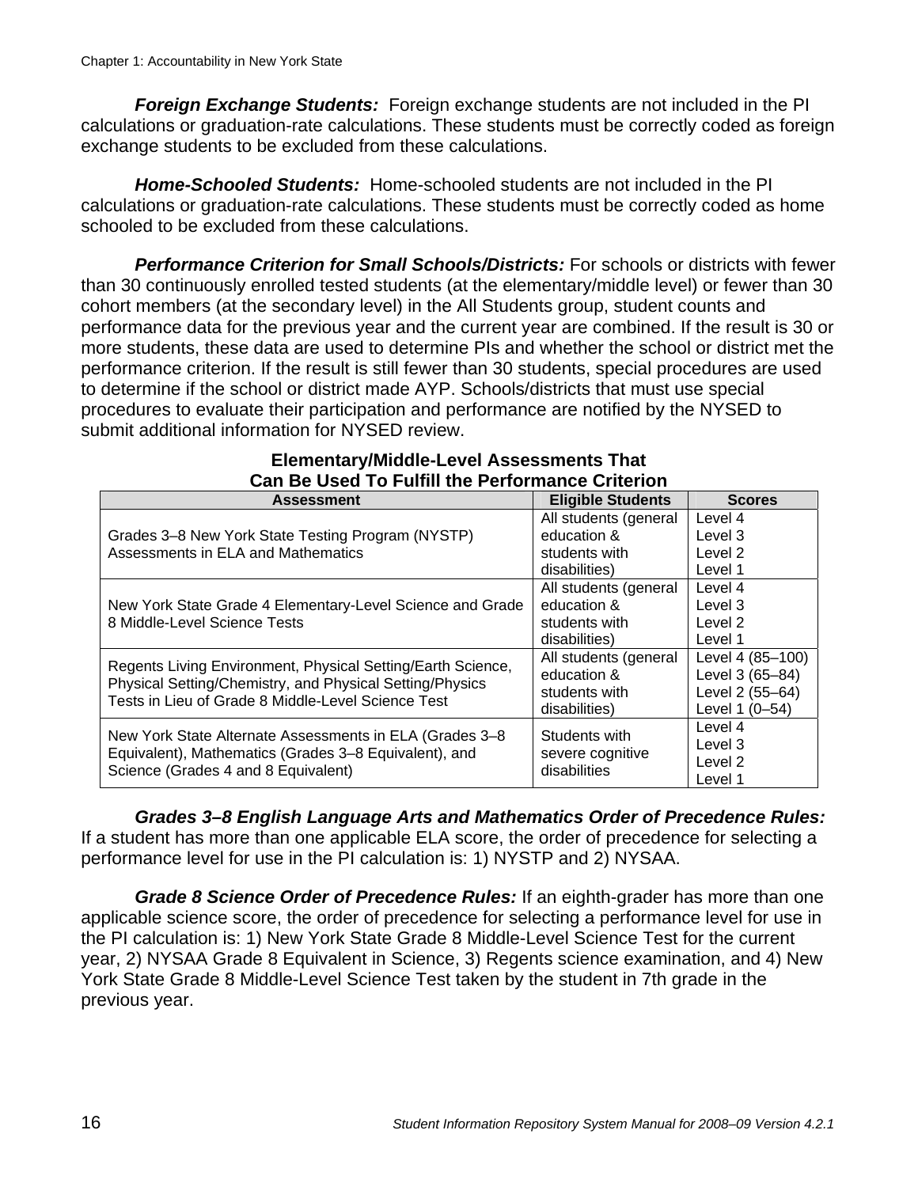***Foreign Exchange Students:*** Foreign exchange students are not included in the PI calculations or graduation-rate calculations. These students must be correctly coded as foreign exchange students to be excluded from these calculations.

***Home-Schooled Students:*** Home-schooled students are not included in the PI calculations or graduation-rate calculations. These students must be correctly coded as home schooled to be excluded from these calculations.

***Performance Criterion for Small Schools/Districts:*** For schools or districts with fewer than 30 continuously enrolled tested students (at the elementary/middle level) or fewer than 30 cohort members (at the secondary level) in the All Students group, student counts and performance data for the previous year and the current year are combined. If the result is 30 or more students, these data are used to determine PIs and whether the school or district met the performance criterion. If the result is still fewer than 30 students, special procedures are used to determine if the school or district made AYP. Schools/districts that must use special procedures to evaluate their participation and performance are notified by the NYSED to submit additional information for NYSED review.

**Elementary/Middle-Level Assessments That Can Be Used To Fulfill the Performance Criterion**

| Assessment | Eligible Students | Scores |
|---|---|---|
| Grades 3–8 New York State Testing Program (NYSTP) Assessments in ELA and Mathematics | All students (general education & students with disabilities) | Level 4<br>Level 3<br>Level 2<br>Level 1 |
| New York State Grade 4 Elementary-Level Science and Grade 8 Middle-Level Science Tests | All students (general education & students with disabilities) | Level 4<br>Level 3<br>Level 2<br>Level 1 |
| Regents Living Environment, Physical Setting/Earth Science, Physical Setting/Chemistry, and Physical Setting/Physics Tests in Lieu of Grade 8 Middle-Level Science Test | All students (general education & students with disabilities) | Level 4 (85–100)<br>Level 3 (65–84)<br>Level 2 (55–64)<br>Level 1 (0–54) |
| New York State Alternate Assessments in ELA (Grades 3–8 Equivalent), Mathematics (Grades 3–8 Equivalent), and Science (Grades 4 and 8 Equivalent) | Students with severe cognitive disabilities | Level 4<br>Level 3<br>Level 2<br>Level 1 |

***Grades 3–8 English Language Arts and Mathematics Order of Precedence Rules:*** If a student has more than one applicable ELA score, the order of precedence for selecting a performance level for use in the PI calculation is: 1) NYSTP and 2) NYSAA.

***Grade 8 Science Order of Precedence Rules:*** If an eighth-grader has more than one applicable science score, the order of precedence for selecting a performance level for use in the PI calculation is: 1) New York State Grade 8 Middle-Level Science Test for the current year, 2) NYSAA Grade 8 Equivalent in Science, 3) Regents science examination, and 4) New York State Grade 8 Middle-Level Science Test taken by the student in 7th grade in the previous year.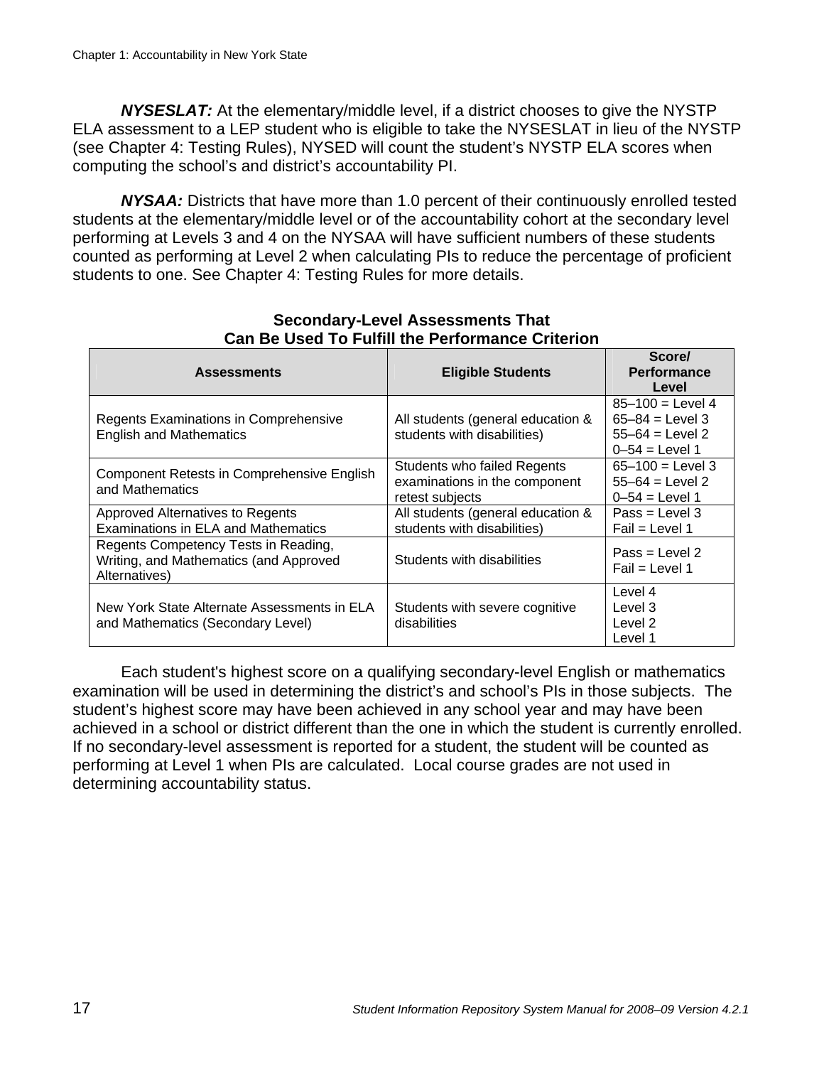***NYSESLAT:*** At the elementary/middle level, if a district chooses to give the NYSTP ELA assessment to a LEP student who is eligible to take the NYSESLAT in lieu of the NYSTP (see Chapter 4: Testing Rules), NYSED will count the student's NYSTP ELA scores when computing the school's and district's accountability PI.

***NYSAA:*** Districts that have more than 1.0 percent of their continuously enrolled tested students at the elementary/middle level or of the accountability cohort at the secondary level performing at Levels 3 and 4 on the NYSAA will have sufficient numbers of these students counted as performing at Level 2 when calculating PIs to reduce the percentage of proficient students to one. See Chapter 4: Testing Rules for more details.

**Secondary-Level Assessments That Can Be Used To Fulfill the Performance Criterion**

| Assessments | Eligible Students | Score/ Performance Level |
|---|---|---|
| Regents Examinations in Comprehensive English and Mathematics | All students (general education & students with disabilities) | 85–100 = Level 4<br>65–84 = Level 3<br>55–64 = Level 2<br>0–54 = Level 1 |
| Component Retests in Comprehensive English and Mathematics | Students who failed Regents examinations in the component retest subjects | 65–100 = Level 3<br>55–64 = Level 2<br>0–54 = Level 1 |
| Approved Alternatives to Regents Examinations in ELA and Mathematics | All students (general education & students with disabilities) | Pass = Level 3<br>Fail = Level 1 |
| Regents Competency Tests in Reading, Writing, and Mathematics (and Approved Alternatives) | Students with disabilities | Pass = Level 2<br>Fail = Level 1 |
| New York State Alternate Assessments in ELA and Mathematics (Secondary Level) | Students with severe cognitive disabilities | Level 4<br>Level 3<br>Level 2<br>Level 1 |

Each student's highest score on a qualifying secondary-level English or mathematics examination will be used in determining the district's and school's PIs in those subjects. The student's highest score may have been achieved in any school year and may have been achieved in a school or district different than the one in which the student is currently enrolled. If no secondary-level assessment is reported for a student, the student will be counted as performing at Level 1 when PIs are calculated. Local course grades are not used in determining accountability status.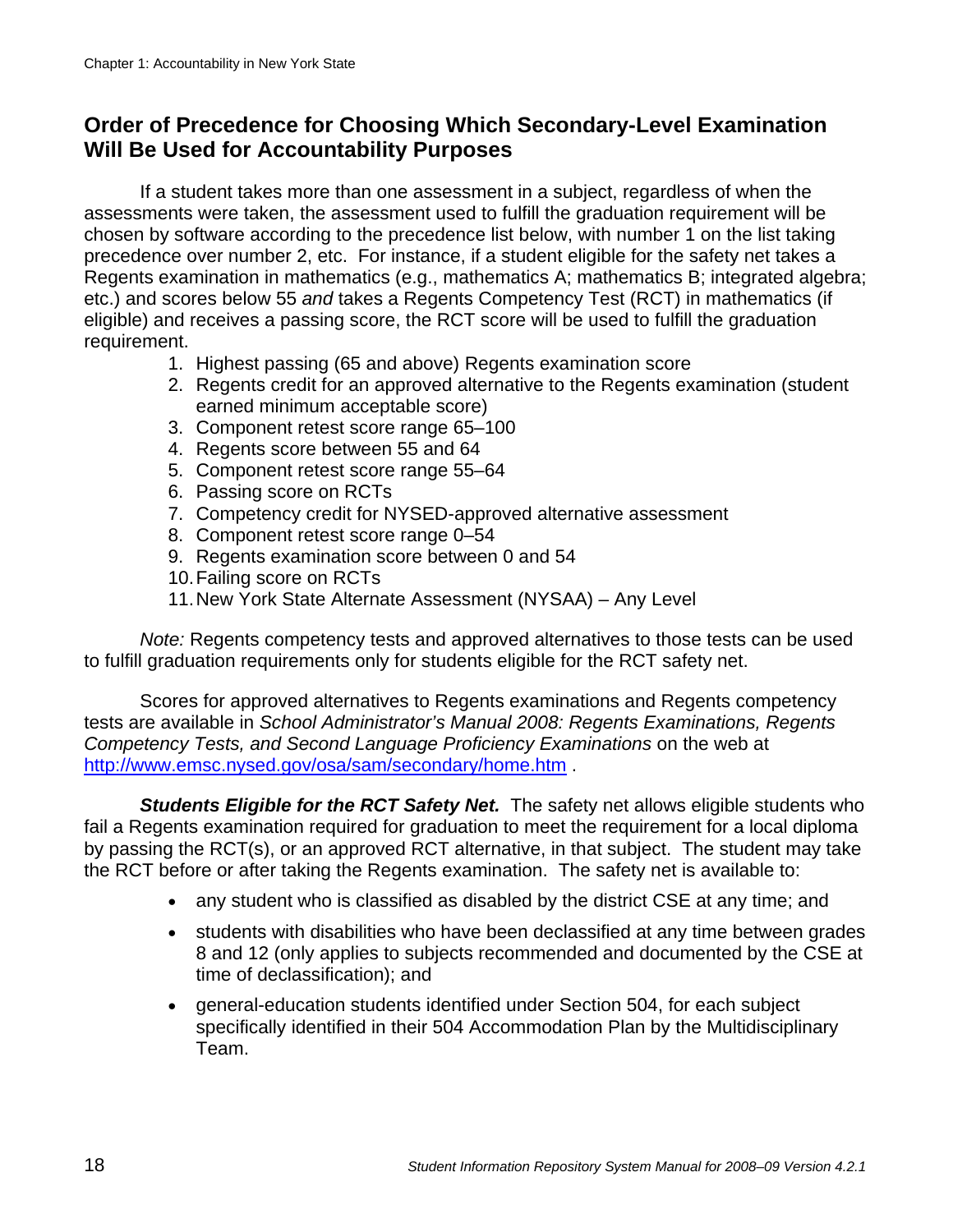## Order of Precedence for Choosing Which Secondary-Level Examination Will Be Used for Accountability Purposes

If a student takes more than one assessment in a subject, regardless of when the assessments were taken, the assessment used to fulfill the graduation requirement will be chosen by software according to the precedence list below, with number 1 on the list taking precedence over number 2, etc. For instance, if a student eligible for the safety net takes a Regents examination in mathematics (e.g., mathematics A; mathematics B; integrated algebra; etc.) and scores below 55 *and* takes a Regents Competency Test (RCT) in mathematics (if eligible) and receives a passing score, the RCT score will be used to fulfill the graduation requirement.

1. Highest passing (65 and above) Regents examination score
2. Regents credit for an approved alternative to the Regents examination (student earned minimum acceptable score)
3. Component retest score range 65–100
4. Regents score between 55 and 64
5. Component retest score range 55–64
6. Passing score on RCTs
7. Competency credit for NYSED-approved alternative assessment
8. Component retest score range 0–54
9. Regents examination score between 0 and 54
10. Failing score on RCTs
11. New York State Alternate Assessment (NYSAA) – Any Level

*Note:* Regents competency tests and approved alternatives to those tests can be used to fulfill graduation requirements only for students eligible for the RCT safety net.

Scores for approved alternatives to Regents examinations and Regents competency tests are available in *School Administrator's Manual 2008: Regents Examinations, Regents Competency Tests, and Second Language Proficiency Examinations* on the web at http://www.emsc.nysed.gov/osa/sam/secondary/home.htm .

***Students Eligible for the RCT Safety Net.*** The safety net allows eligible students who fail a Regents examination required for graduation to meet the requirement for a local diploma by passing the RCT(s), or an approved RCT alternative, in that subject. The student may take the RCT before or after taking the Regents examination. The safety net is available to:

- any student who is classified as disabled by the district CSE at any time; and
- students with disabilities who have been declassified at any time between grades 8 and 12 (only applies to subjects recommended and documented by the CSE at time of declassification); and
- general-education students identified under Section 504, for each subject specifically identified in their 504 Accommodation Plan by the Multidisciplinary Team.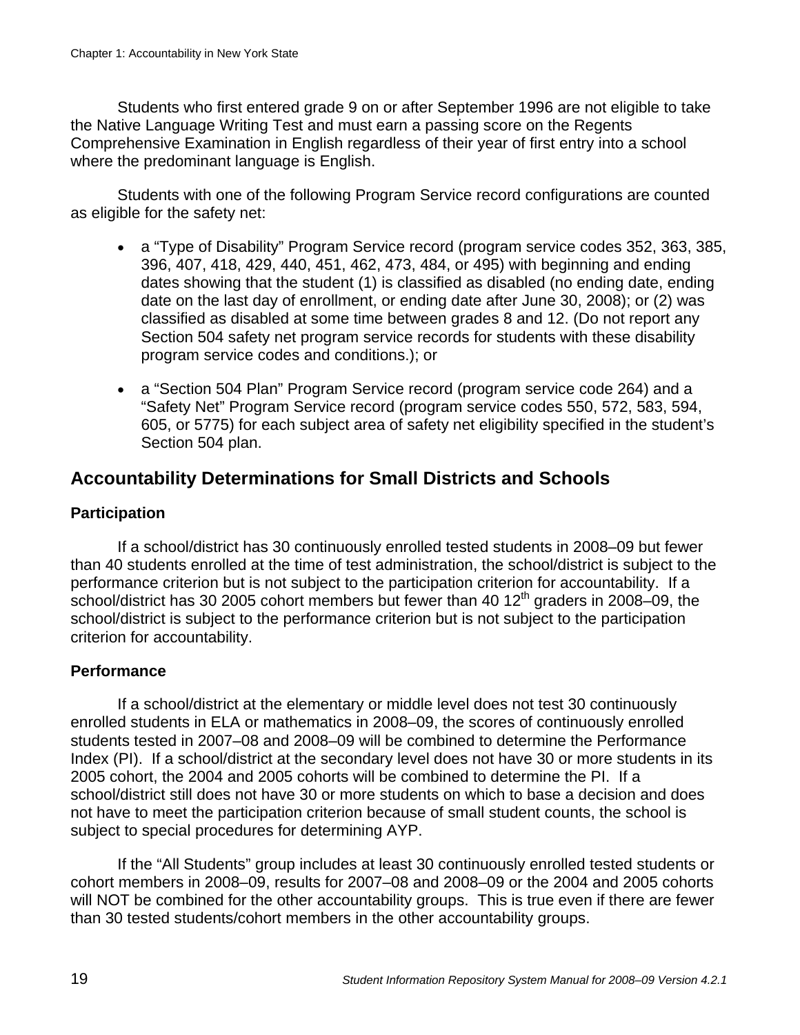Students who first entered grade 9 on or after September 1996 are not eligible to take the Native Language Writing Test and must earn a passing score on the Regents Comprehensive Examination in English regardless of their year of first entry into a school where the predominant language is English.

Students with one of the following Program Service record configurations are counted as eligible for the safety net:

- a "Type of Disability" Program Service record (program service codes 352, 363, 385, 396, 407, 418, 429, 440, 451, 462, 473, 484, or 495) with beginning and ending dates showing that the student (1) is classified as disabled (no ending date, ending date on the last day of enrollment, or ending date after June 30, 2008); or (2) was classified as disabled at some time between grades 8 and 12. (Do not report any Section 504 safety net program service records for students with these disability program service codes and conditions.); or

- a "Section 504 Plan" Program Service record (program service code 264) and a "Safety Net" Program Service record (program service codes 550, 572, 583, 594, 605, or 5775) for each subject area of safety net eligibility specified in the student's Section 504 plan.

## Accountability Determinations for Small Districts and Schools

### Participation

If a school/district has 30 continuously enrolled tested students in 2008–09 but fewer than 40 students enrolled at the time of test administration, the school/district is subject to the performance criterion but is not subject to the participation criterion for accountability. If a school/district has 30 2005 cohort members but fewer than 40 12th graders in 2008–09, the school/district is subject to the performance criterion but is not subject to the participation criterion for accountability.

### Performance

If a school/district at the elementary or middle level does not test 30 continuously enrolled students in ELA or mathematics in 2008–09, the scores of continuously enrolled students tested in 2007–08 and 2008–09 will be combined to determine the Performance Index (PI). If a school/district at the secondary level does not have 30 or more students in its 2005 cohort, the 2004 and 2005 cohorts will be combined to determine the PI. If a school/district still does not have 30 or more students on which to base a decision and does not have to meet the participation criterion because of small student counts, the school is subject to special procedures for determining AYP.

If the "All Students" group includes at least 30 continuously enrolled tested students or cohort members in 2008–09, results for 2007–08 and 2008–09 or the 2004 and 2005 cohorts will NOT be combined for the other accountability groups. This is true even if there are fewer than 30 tested students/cohort members in the other accountability groups.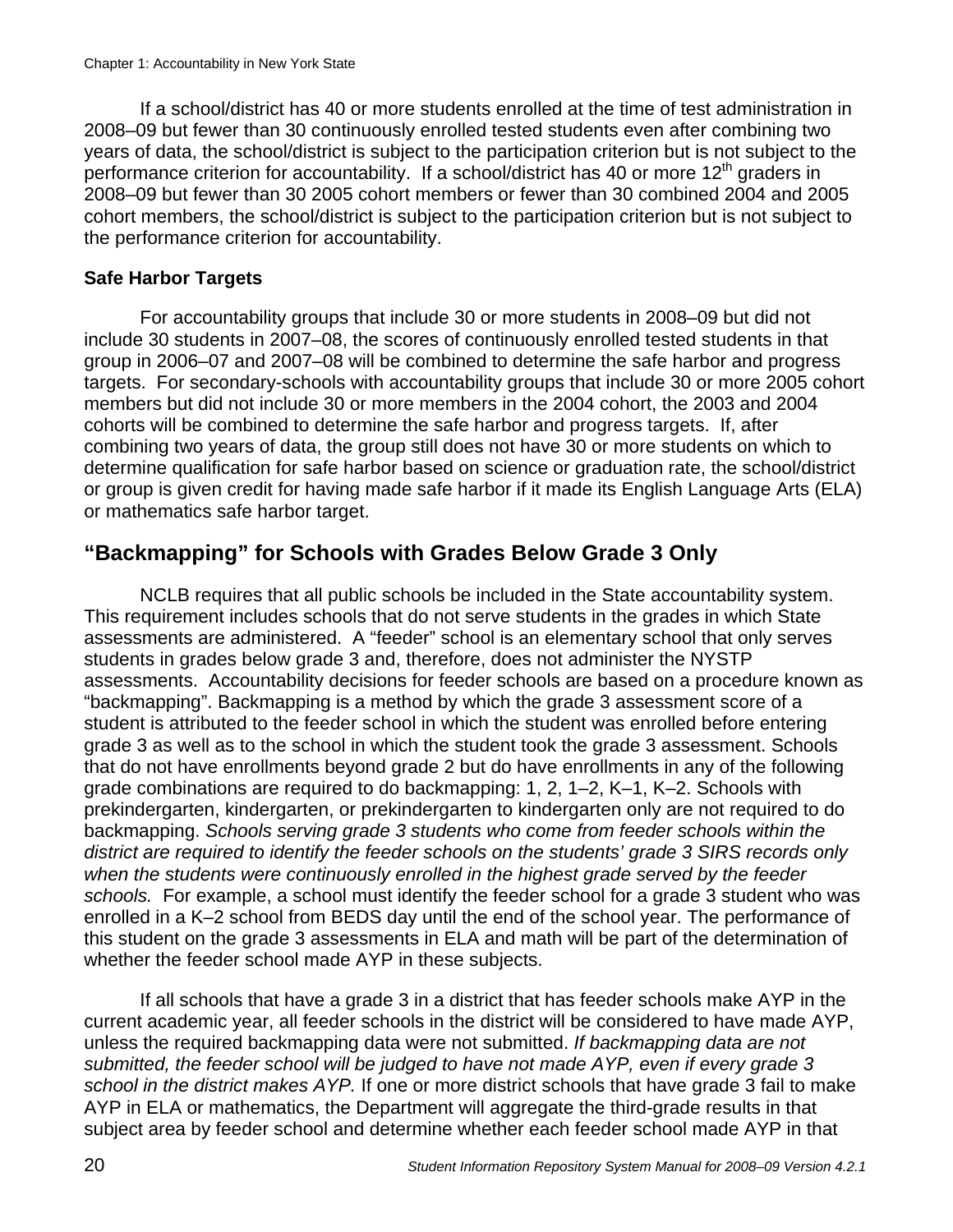If a school/district has 40 or more students enrolled at the time of test administration in 2008–09 but fewer than 30 continuously enrolled tested students even after combining two years of data, the school/district is subject to the participation criterion but is not subject to the performance criterion for accountability. If a school/district has 40 or more 12th graders in 2008–09 but fewer than 30 2005 cohort members or fewer than 30 combined 2004 and 2005 cohort members, the school/district is subject to the participation criterion but is not subject to the performance criterion for accountability.

### Safe Harbor Targets

For accountability groups that include 30 or more students in 2008–09 but did not include 30 students in 2007–08, the scores of continuously enrolled tested students in that group in 2006–07 and 2007–08 will be combined to determine the safe harbor and progress targets. For secondary-schools with accountability groups that include 30 or more 2005 cohort members but did not include 30 or more members in the 2004 cohort, the 2003 and 2004 cohorts will be combined to determine the safe harbor and progress targets. If, after combining two years of data, the group still does not have 30 or more students on which to determine qualification for safe harbor based on science or graduation rate, the school/district or group is given credit for having made safe harbor if it made its English Language Arts (ELA) or mathematics safe harbor target.

## "Backmapping" for Schools with Grades Below Grade 3 Only

NCLB requires that all public schools be included in the State accountability system. This requirement includes schools that do not serve students in the grades in which State assessments are administered. A "feeder" school is an elementary school that only serves students in grades below grade 3 and, therefore, does not administer the NYSTP assessments. Accountability decisions for feeder schools are based on a procedure known as "backmapping". Backmapping is a method by which the grade 3 assessment score of a student is attributed to the feeder school in which the student was enrolled before entering grade 3 as well as to the school in which the student took the grade 3 assessment. Schools that do not have enrollments beyond grade 2 but do have enrollments in any of the following grade combinations are required to do backmapping: 1, 2, 1–2, K–1, K–2. Schools with prekindergarten, kindergarten, or prekindergarten to kindergarten only are not required to do backmapping. *Schools serving grade 3 students who come from feeder schools within the district are required to identify the feeder schools on the students' grade 3 SIRS records only when the students were continuously enrolled in the highest grade served by the feeder schools.* For example, a school must identify the feeder school for a grade 3 student who was enrolled in a K–2 school from BEDS day until the end of the school year. The performance of this student on the grade 3 assessments in ELA and math will be part of the determination of whether the feeder school made AYP in these subjects.

If all schools that have a grade 3 in a district that has feeder schools make AYP in the current academic year, all feeder schools in the district will be considered to have made AYP, unless the required backmapping data were not submitted. *If backmapping data are not submitted, the feeder school will be judged to have not made AYP, even if every grade 3 school in the district makes AYP.* If one or more district schools that have grade 3 fail to make AYP in ELA or mathematics, the Department will aggregate the third-grade results in that subject area by feeder school and determine whether each feeder school made AYP in that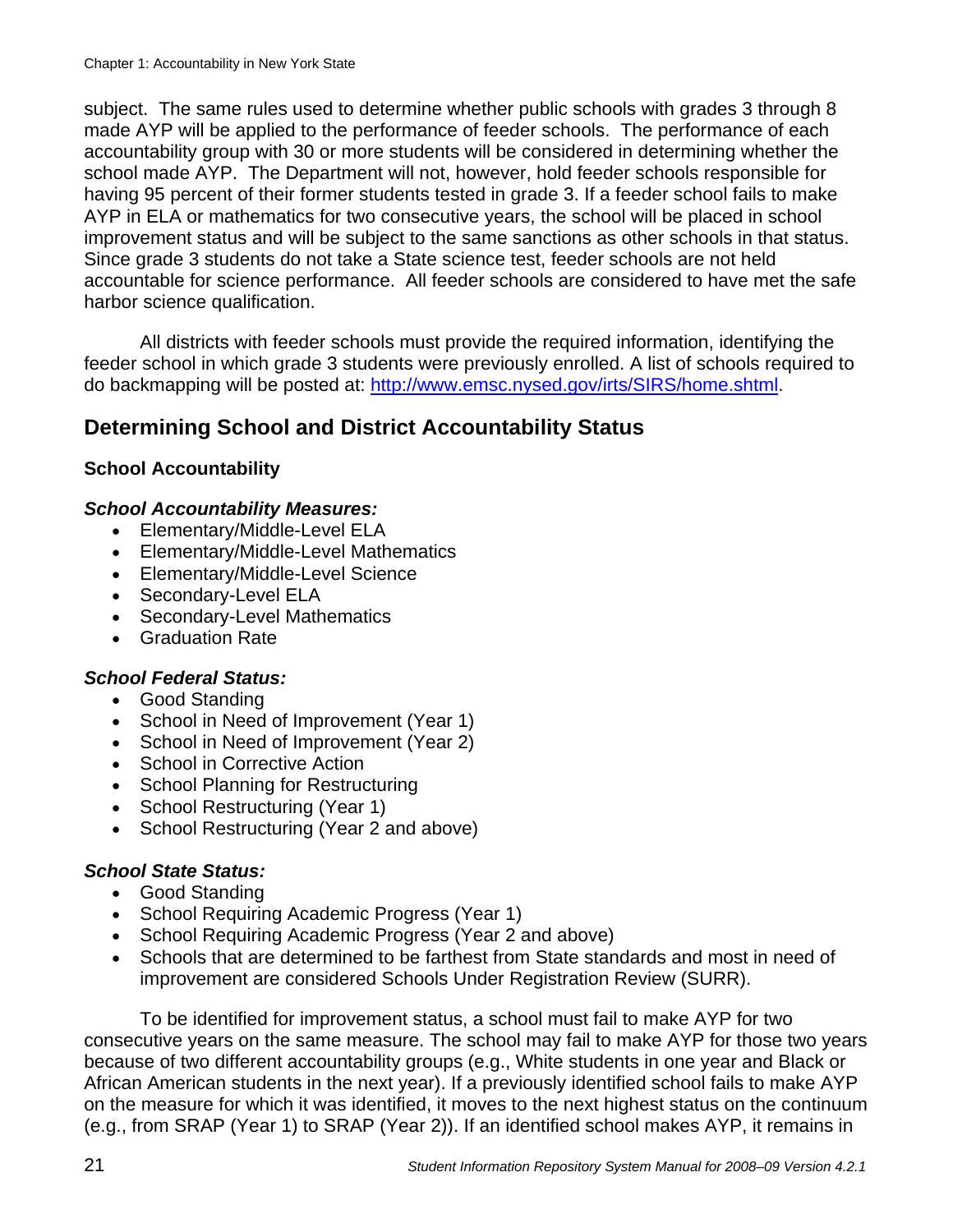subject. The same rules used to determine whether public schools with grades 3 through 8 made AYP will be applied to the performance of feeder schools. The performance of each accountability group with 30 or more students will be considered in determining whether the school made AYP. The Department will not, however, hold feeder schools responsible for having 95 percent of their former students tested in grade 3. If a feeder school fails to make AYP in ELA or mathematics for two consecutive years, the school will be placed in school improvement status and will be subject to the same sanctions as other schools in that status. Since grade 3 students do not take a State science test, feeder schools are not held accountable for science performance. All feeder schools are considered to have met the safe harbor science qualification.

All districts with feeder schools must provide the required information, identifying the feeder school in which grade 3 students were previously enrolled. A list of schools required to do backmapping will be posted at: [http://www.emsc.nysed.gov/irts/SIRS/home.shtml](http://www.emsc.nysed.gov/irts/SIRS/home.shtml).

## Determining School and District Accountability Status

### School Accountability

***School Accountability Measures:***

- Elementary/Middle-Level ELA
- Elementary/Middle-Level Mathematics
- Elementary/Middle-Level Science
- Secondary-Level ELA
- Secondary-Level Mathematics
- Graduation Rate

***School Federal Status:***

- Good Standing
- School in Need of Improvement (Year 1)
- School in Need of Improvement (Year 2)
- School in Corrective Action
- School Planning for Restructuring
- School Restructuring (Year 1)
- School Restructuring (Year 2 and above)

***School State Status:***

- Good Standing
- School Requiring Academic Progress (Year 1)
- School Requiring Academic Progress (Year 2 and above)
- Schools that are determined to be farthest from State standards and most in need of improvement are considered Schools Under Registration Review (SURR).

To be identified for improvement status, a school must fail to make AYP for two consecutive years on the same measure. The school may fail to make AYP for those two years because of two different accountability groups (e.g., White students in one year and Black or African American students in the next year). If a previously identified school fails to make AYP on the measure for which it was identified, it moves to the next highest status on the continuum (e.g., from SRAP (Year 1) to SRAP (Year 2)). If an identified school makes AYP, it remains in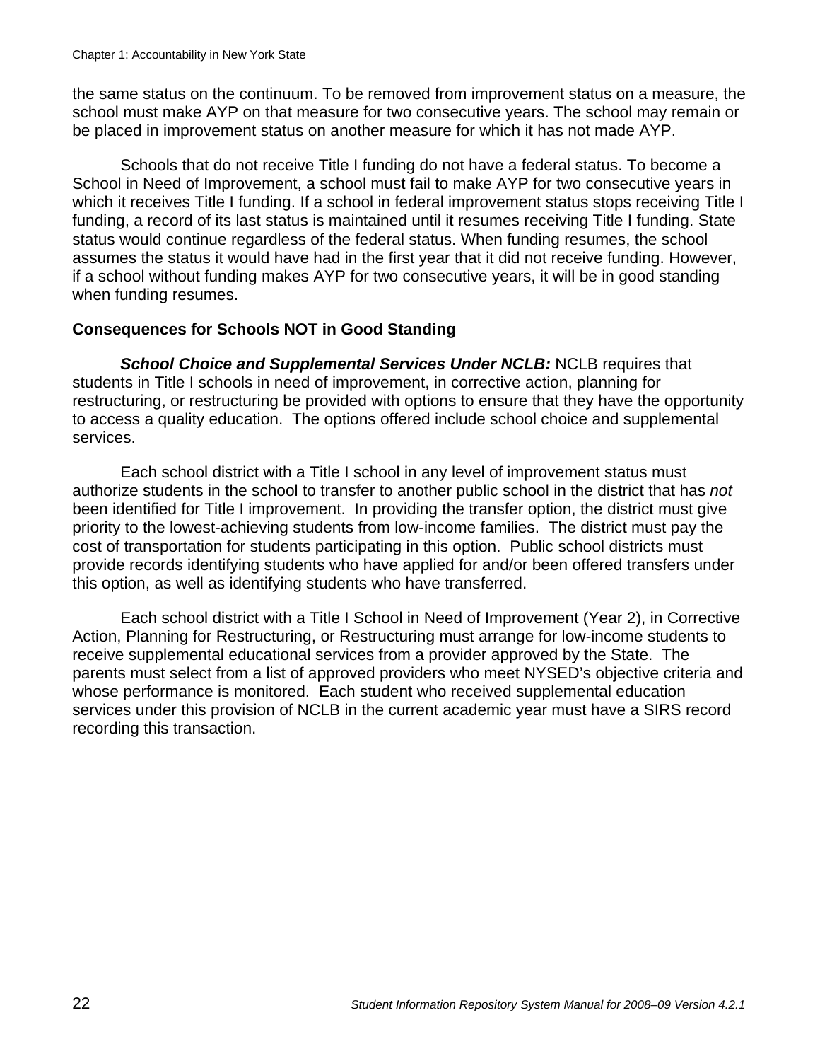the same status on the continuum. To be removed from improvement status on a measure, the school must make AYP on that measure for two consecutive years. The school may remain or be placed in improvement status on another measure for which it has not made AYP.

Schools that do not receive Title I funding do not have a federal status. To become a School in Need of Improvement, a school must fail to make AYP for two consecutive years in which it receives Title I funding. If a school in federal improvement status stops receiving Title I funding, a record of its last status is maintained until it resumes receiving Title I funding. State status would continue regardless of the federal status. When funding resumes, the school assumes the status it would have had in the first year that it did not receive funding. However, if a school without funding makes AYP for two consecutive years, it will be in good standing when funding resumes.

### Consequences for Schools NOT in Good Standing

***School Choice and Supplemental Services Under NCLB:*** NCLB requires that students in Title I schools in need of improvement, in corrective action, planning for restructuring, or restructuring be provided with options to ensure that they have the opportunity to access a quality education. The options offered include school choice and supplemental services.

Each school district with a Title I school in any level of improvement status must authorize students in the school to transfer to another public school in the district that has *not* been identified for Title I improvement. In providing the transfer option, the district must give priority to the lowest-achieving students from low-income families. The district must pay the cost of transportation for students participating in this option. Public school districts must provide records identifying students who have applied for and/or been offered transfers under this option, as well as identifying students who have transferred.

Each school district with a Title I School in Need of Improvement (Year 2), in Corrective Action, Planning for Restructuring, or Restructuring must arrange for low-income students to receive supplemental educational services from a provider approved by the State. The parents must select from a list of approved providers who meet NYSED's objective criteria and whose performance is monitored. Each student who received supplemental education services under this provision of NCLB in the current academic year must have a SIRS record recording this transaction.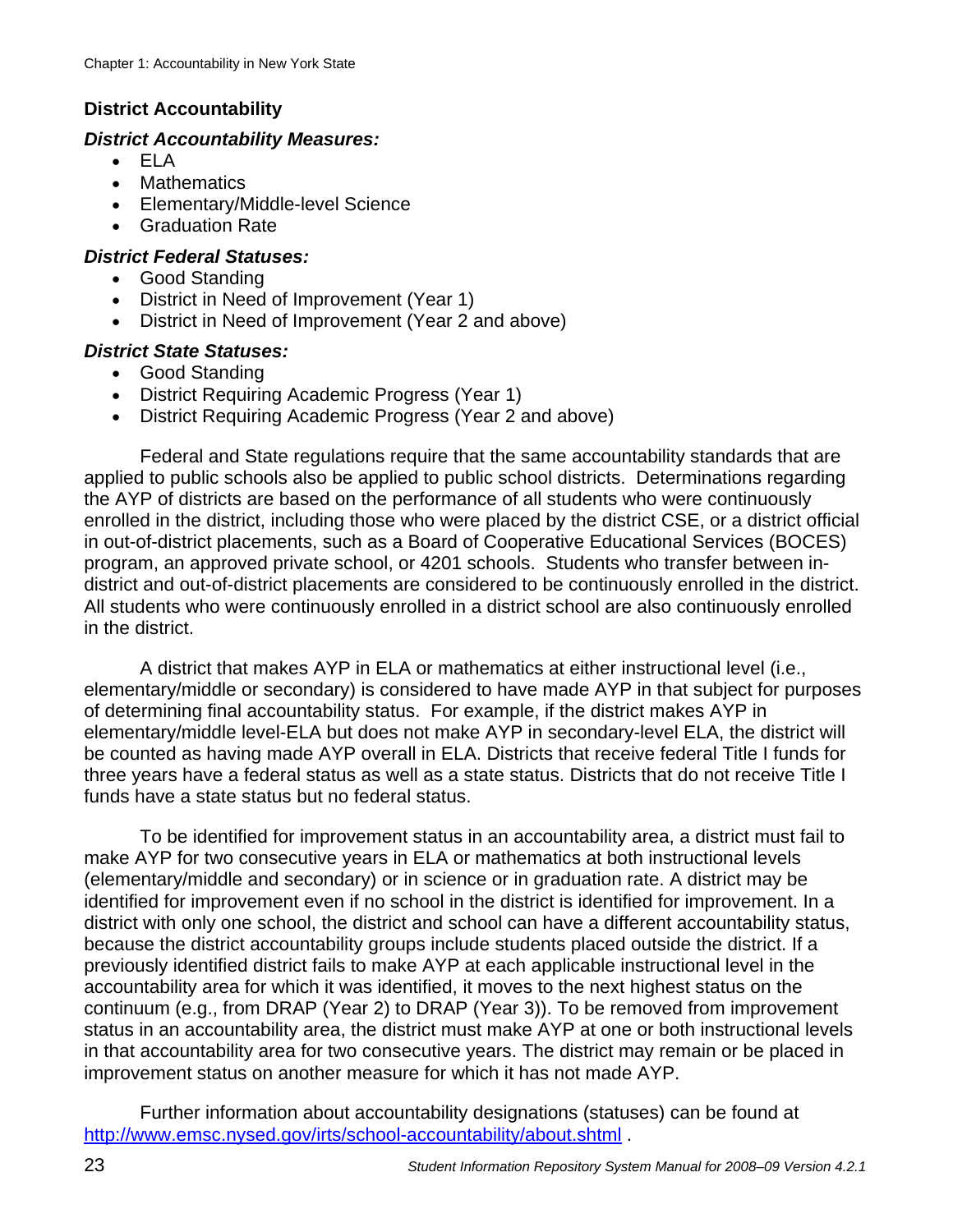## District Accountability

### *District Accountability Measures:*

- ELA
- Mathematics
- Elementary/Middle-level Science
- Graduation Rate

### *District Federal Statuses:*

- Good Standing
- District in Need of Improvement (Year 1)
- District in Need of Improvement (Year 2 and above)

### *District State Statuses:*

- Good Standing
- District Requiring Academic Progress (Year 1)
- District Requiring Academic Progress (Year 2 and above)

Federal and State regulations require that the same accountability standards that are applied to public schools also be applied to public school districts. Determinations regarding the AYP of districts are based on the performance of all students who were continuously enrolled in the district, including those who were placed by the district CSE, or a district official in out-of-district placements, such as a Board of Cooperative Educational Services (BOCES) program, an approved private school, or 4201 schools. Students who transfer between in-district and out-of-district placements are considered to be continuously enrolled in the district. All students who were continuously enrolled in a district school are also continuously enrolled in the district.

A district that makes AYP in ELA or mathematics at either instructional level (i.e., elementary/middle or secondary) is considered to have made AYP in that subject for purposes of determining final accountability status. For example, if the district makes AYP in elementary/middle level-ELA but does not make AYP in secondary-level ELA, the district will be counted as having made AYP overall in ELA. Districts that receive federal Title I funds for three years have a federal status as well as a state status. Districts that do not receive Title I funds have a state status but no federal status.

To be identified for improvement status in an accountability area, a district must fail to make AYP for two consecutive years in ELA or mathematics at both instructional levels (elementary/middle and secondary) or in science or in graduation rate. A district may be identified for improvement even if no school in the district is identified for improvement. In a district with only one school, the district and school can have a different accountability status, because the district accountability groups include students placed outside the district. If a previously identified district fails to make AYP at each applicable instructional level in the accountability area for which it was identified, it moves to the next highest status on the continuum (e.g., from DRAP (Year 2) to DRAP (Year 3)). To be removed from improvement status in an accountability area, the district must make AYP at one or both instructional levels in that accountability area for two consecutive years. The district may remain or be placed in improvement status on another measure for which it has not made AYP.

Further information about accountability designations (statuses) can be found at [http://www.emsc.nysed.gov/irts/school-accountability/about.shtml](http://www.emsc.nysed.gov/irts/school-accountability/about.shtml) .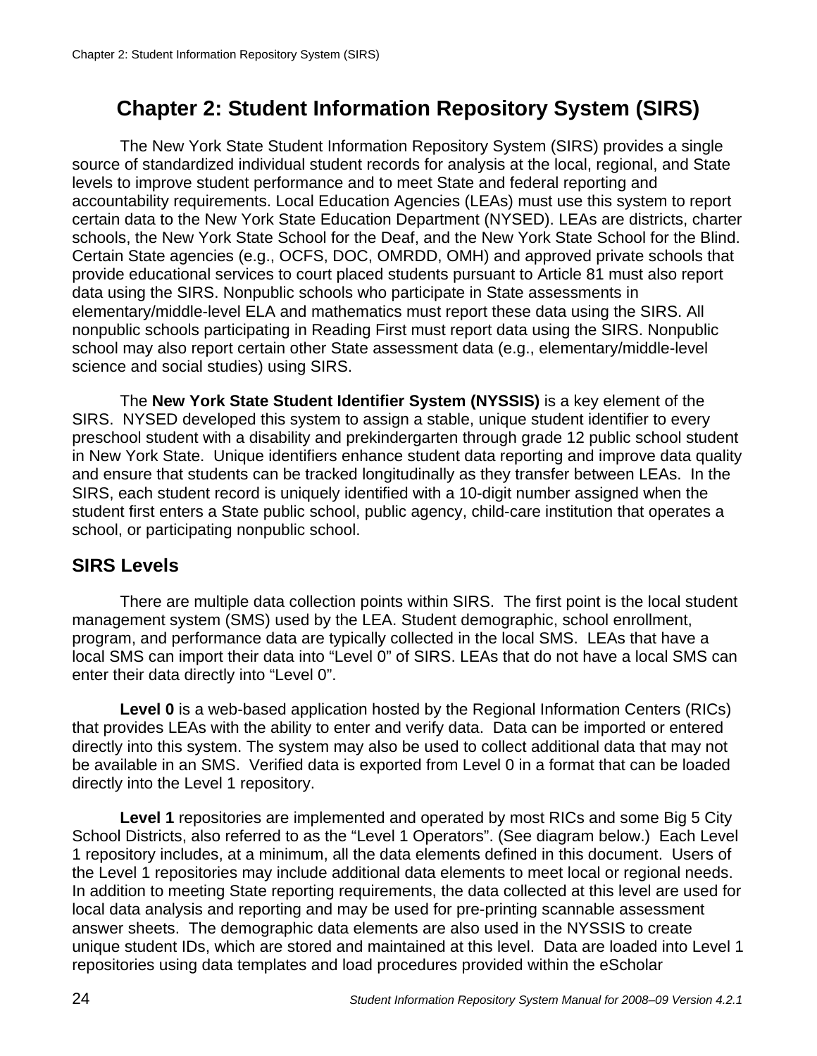# Chapter 2: Student Information Repository System (SIRS)

The New York State Student Information Repository System (SIRS) provides a single source of standardized individual student records for analysis at the local, regional, and State levels to improve student performance and to meet State and federal reporting and accountability requirements. Local Education Agencies (LEAs) must use this system to report certain data to the New York State Education Department (NYSED). LEAs are districts, charter schools, the New York State School for the Deaf, and the New York State School for the Blind. Certain State agencies (e.g., OCFS, DOC, OMRDD, OMH) and approved private schools that provide educational services to court placed students pursuant to Article 81 must also report data using the SIRS. Nonpublic schools who participate in State assessments in elementary/middle-level ELA and mathematics must report these data using the SIRS. All nonpublic schools participating in Reading First must report data using the SIRS. Nonpublic school may also report certain other State assessment data (e.g., elementary/middle-level science and social studies) using SIRS.

The **New York State Student Identifier System (NYSSIS)** is a key element of the SIRS. NYSED developed this system to assign a stable, unique student identifier to every preschool student with a disability and prekindergarten through grade 12 public school student in New York State. Unique identifiers enhance student data reporting and improve data quality and ensure that students can be tracked longitudinally as they transfer between LEAs. In the SIRS, each student record is uniquely identified with a 10-digit number assigned when the student first enters a State public school, public agency, child-care institution that operates a school, or participating nonpublic school.

## SIRS Levels

There are multiple data collection points within SIRS. The first point is the local student management system (SMS) used by the LEA. Student demographic, school enrollment, program, and performance data are typically collected in the local SMS. LEAs that have a local SMS can import their data into "Level 0" of SIRS. LEAs that do not have a local SMS can enter their data directly into "Level 0".

**Level 0** is a web-based application hosted by the Regional Information Centers (RICs) that provides LEAs with the ability to enter and verify data. Data can be imported or entered directly into this system. The system may also be used to collect additional data that may not be available in an SMS. Verified data is exported from Level 0 in a format that can be loaded directly into the Level 1 repository.

**Level 1** repositories are implemented and operated by most RICs and some Big 5 City School Districts, also referred to as the "Level 1 Operators". (See diagram below.) Each Level 1 repository includes, at a minimum, all the data elements defined in this document. Users of the Level 1 repositories may include additional data elements to meet local or regional needs. In addition to meeting State reporting requirements, the data collected at this level are used for local data analysis and reporting and may be used for pre-printing scannable assessment answer sheets. The demographic data elements are also used in the NYSSIS to create unique student IDs, which are stored and maintained at this level. Data are loaded into Level 1 repositories using data templates and load procedures provided within the eScholar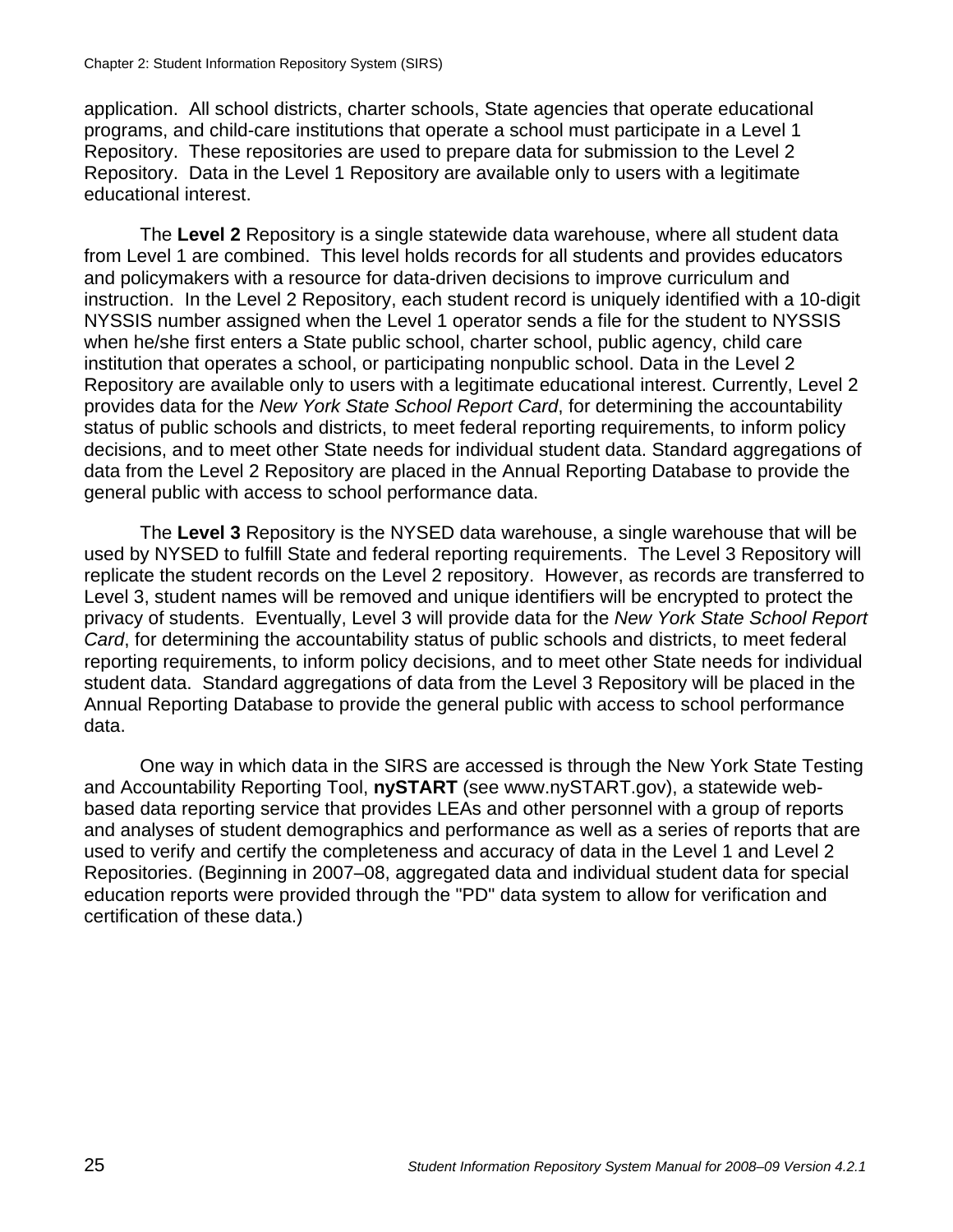application. All school districts, charter schools, State agencies that operate educational programs, and child-care institutions that operate a school must participate in a Level 1 Repository. These repositories are used to prepare data for submission to the Level 2 Repository. Data in the Level 1 Repository are available only to users with a legitimate educational interest.

The **Level 2** Repository is a single statewide data warehouse, where all student data from Level 1 are combined. This level holds records for all students and provides educators and policymakers with a resource for data-driven decisions to improve curriculum and instruction. In the Level 2 Repository, each student record is uniquely identified with a 10-digit NYSSIS number assigned when the Level 1 operator sends a file for the student to NYSSIS when he/she first enters a State public school, charter school, public agency, child care institution that operates a school, or participating nonpublic school. Data in the Level 2 Repository are available only to users with a legitimate educational interest. Currently, Level 2 provides data for the *New York State School Report Card*, for determining the accountability status of public schools and districts, to meet federal reporting requirements, to inform policy decisions, and to meet other State needs for individual student data. Standard aggregations of data from the Level 2 Repository are placed in the Annual Reporting Database to provide the general public with access to school performance data.

The **Level 3** Repository is the NYSED data warehouse, a single warehouse that will be used by NYSED to fulfill State and federal reporting requirements. The Level 3 Repository will replicate the student records on the Level 2 repository. However, as records are transferred to Level 3, student names will be removed and unique identifiers will be encrypted to protect the privacy of students. Eventually, Level 3 will provide data for the *New York State School Report Card*, for determining the accountability status of public schools and districts, to meet federal reporting requirements, to inform policy decisions, and to meet other State needs for individual student data. Standard aggregations of data from the Level 3 Repository will be placed in the Annual Reporting Database to provide the general public with access to school performance data.

One way in which data in the SIRS are accessed is through the New York State Testing and Accountability Reporting Tool, **nySTART** (see www.nySTART.gov), a statewide web-based data reporting service that provides LEAs and other personnel with a group of reports and analyses of student demographics and performance as well as a series of reports that are used to verify and certify the completeness and accuracy of data in the Level 1 and Level 2 Repositories. (Beginning in 2007–08, aggregated data and individual student data for special education reports were provided through the "PD" data system to allow for verification and certification of these data.)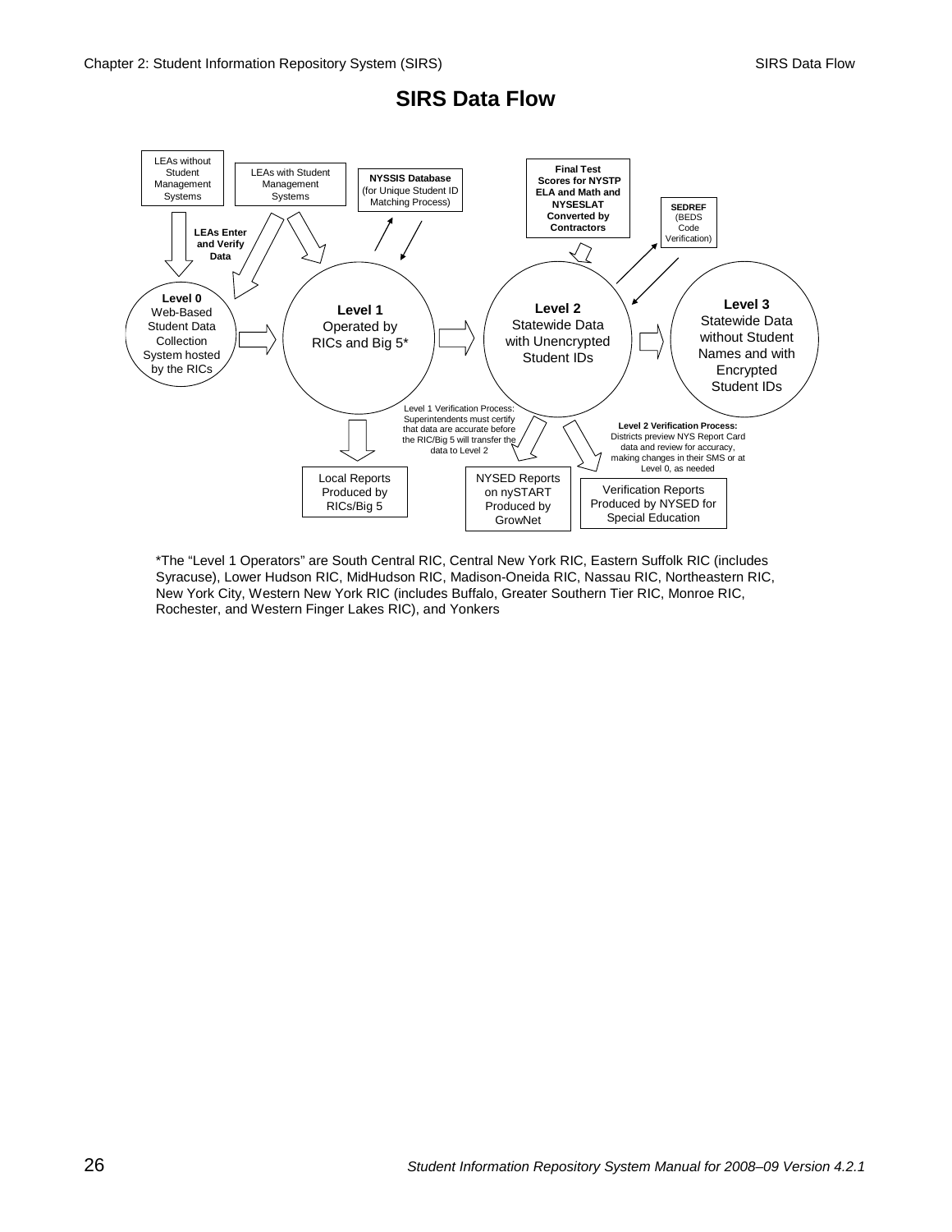# SIRS Data Flow

LEAs without Student Management Systems

LEAs with Student Management Systems

**NYSSIS Database** (for Unique Student ID Matching Process)

**Final Test Scores for NYSTP ELA and Math and NYSESLAT Converted by Contractors**

**SEDREF** (BEDS Code Verification)

**LEAs Enter and Verify Data**

**Level 0** Web-Based Student Data Collection System hosted by the RICs

**Level 1** Operated by RICs and Big 5*

**Level 2** Statewide Data with Unencrypted Student IDs

**Level 3** Statewide Data without Student Names and with Encrypted Student IDs

Level 1 Verification Process: Superintendents must certify that data are accurate before the RIC/Big 5 will transfer the data to Level 2

**Level 2 Verification Process:** Districts preview NYS Report Card data and review for accuracy, making changes in their SMS or at Level 0, as needed

Local Reports Produced by RICs/Big 5

NYSED Reports on nySTART Produced by GrowNet

Verification Reports Produced by NYSED for Special Education

*The "Level 1 Operators" are South Central RIC, Central New York RIC, Eastern Suffolk RIC (includes Syracuse), Lower Hudson RIC, MidHudson RIC, Madison-Oneida RIC, Nassau RIC, Northeastern RIC, New York City, Western New York RIC (includes Buffalo, Greater Southern Tier RIC, Monroe RIC, Rochester, and Western Finger Lakes RIC), and Yonkers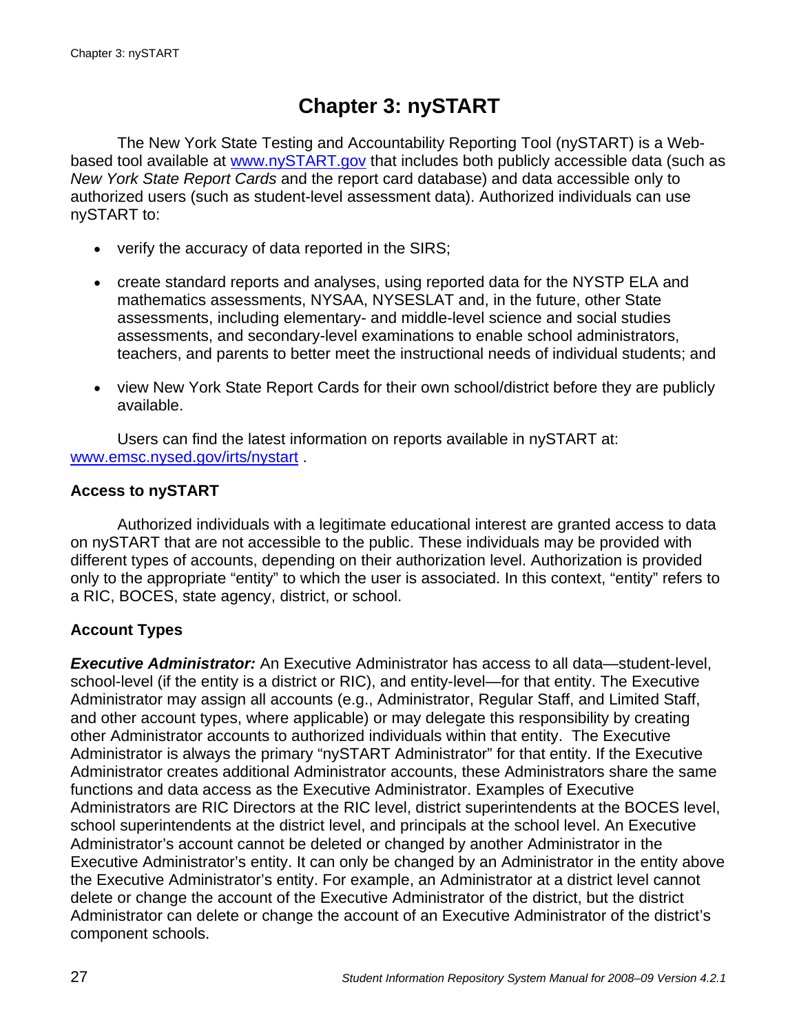# Chapter 3: nySTART

The New York State Testing and Accountability Reporting Tool (nySTART) is a Web-based tool available at [www.nySTART.gov](http://www.nySTART.gov) that includes both publicly accessible data (such as *New York State Report Cards* and the report card database) and data accessible only to authorized users (such as student-level assessment data). Authorized individuals can use nySTART to:

- verify the accuracy of data reported in the SIRS;
- create standard reports and analyses, using reported data for the NYSTP ELA and mathematics assessments, NYSAA, NYSESLAT and, in the future, other State assessments, including elementary- and middle-level science and social studies assessments, and secondary-level examinations to enable school administrators, teachers, and parents to better meet the instructional needs of individual students; and
- view New York State Report Cards for their own school/district before they are publicly available.

Users can find the latest information on reports available in nySTART at: [www.emsc.nysed.gov/irts/nystart](http://www.emsc.nysed.gov/irts/nystart) .

### Access to nySTART

Authorized individuals with a legitimate educational interest are granted access to data on nySTART that are not accessible to the public. These individuals may be provided with different types of accounts, depending on their authorization level. Authorization is provided only to the appropriate "entity" to which the user is associated. In this context, "entity" refers to a RIC, BOCES, state agency, district, or school.

### Account Types

***Executive Administrator:*** An Executive Administrator has access to all data—student-level, school-level (if the entity is a district or RIC), and entity-level—for that entity. The Executive Administrator may assign all accounts (e.g., Administrator, Regular Staff, and Limited Staff, and other account types, where applicable) or may delegate this responsibility by creating other Administrator accounts to authorized individuals within that entity. The Executive Administrator is always the primary "nySTART Administrator" for that entity. If the Executive Administrator creates additional Administrator accounts, these Administrators share the same functions and data access as the Executive Administrator. Examples of Executive Administrators are RIC Directors at the RIC level, district superintendents at the BOCES level, school superintendents at the district level, and principals at the school level. An Executive Administrator's account cannot be deleted or changed by another Administrator in the Executive Administrator's entity. It can only be changed by an Administrator in the entity above the Executive Administrator's entity. For example, an Administrator at a district level cannot delete or change the account of the Executive Administrator of the district, but the district Administrator can delete or change the account of an Executive Administrator of the district's component schools.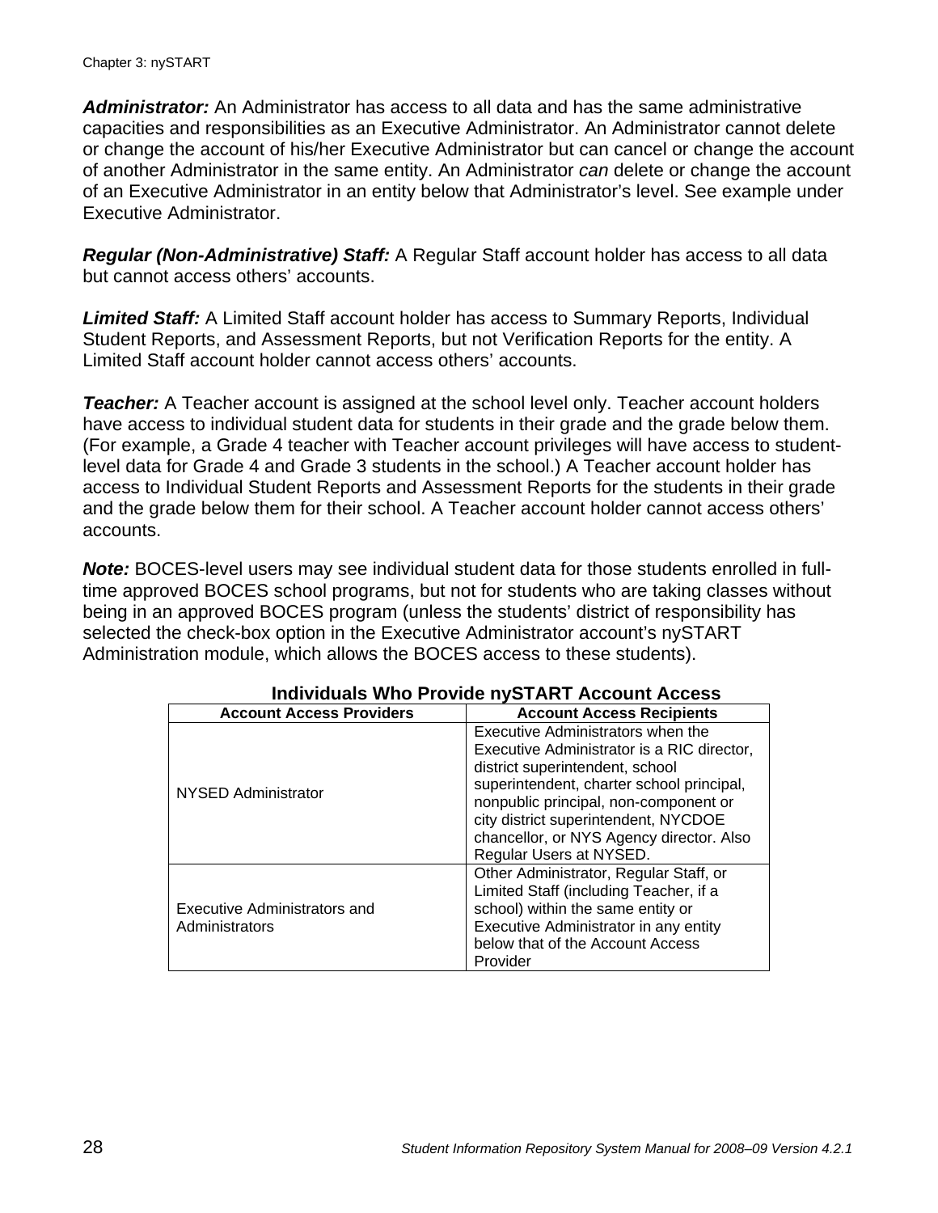***Administrator:*** An Administrator has access to all data and has the same administrative capacities and responsibilities as an Executive Administrator. An Administrator cannot delete or change the account of his/her Executive Administrator but can cancel or change the account of another Administrator in the same entity. An Administrator *can* delete or change the account of an Executive Administrator in an entity below that Administrator's level. See example under Executive Administrator.

***Regular (Non-Administrative) Staff:*** A Regular Staff account holder has access to all data but cannot access others' accounts.

***Limited Staff:*** A Limited Staff account holder has access to Summary Reports, Individual Student Reports, and Assessment Reports, but not Verification Reports for the entity. A Limited Staff account holder cannot access others' accounts.

***Teacher:*** A Teacher account is assigned at the school level only. Teacher account holders have access to individual student data for students in their grade and the grade below them. (For example, a Grade 4 teacher with Teacher account privileges will have access to student-level data for Grade 4 and Grade 3 students in the school.) A Teacher account holder has access to Individual Student Reports and Assessment Reports for the students in their grade and the grade below them for their school. A Teacher account holder cannot access others' accounts.

***Note:*** BOCES-level users may see individual student data for those students enrolled in full-time approved BOCES school programs, but not for students who are taking classes without being in an approved BOCES program (unless the students' district of responsibility has selected the check-box option in the Executive Administrator account's nySTART Administration module, which allows the BOCES access to these students).

**Individuals Who Provide nySTART Account Access**

| Account Access Providers | Account Access Recipients |
|---|---|
| NYSED Administrator | Executive Administrators when the Executive Administrator is a RIC director, district superintendent, school superintendent, charter school principal, nonpublic principal, non-component or city district superintendent, NYCDOE chancellor, or NYS Agency director. Also Regular Users at NYSED. |
| Executive Administrators and Administrators | Other Administrator, Regular Staff, or Limited Staff (including Teacher, if a school) within the same entity or Executive Administrator in any entity below that of the Account Access Provider |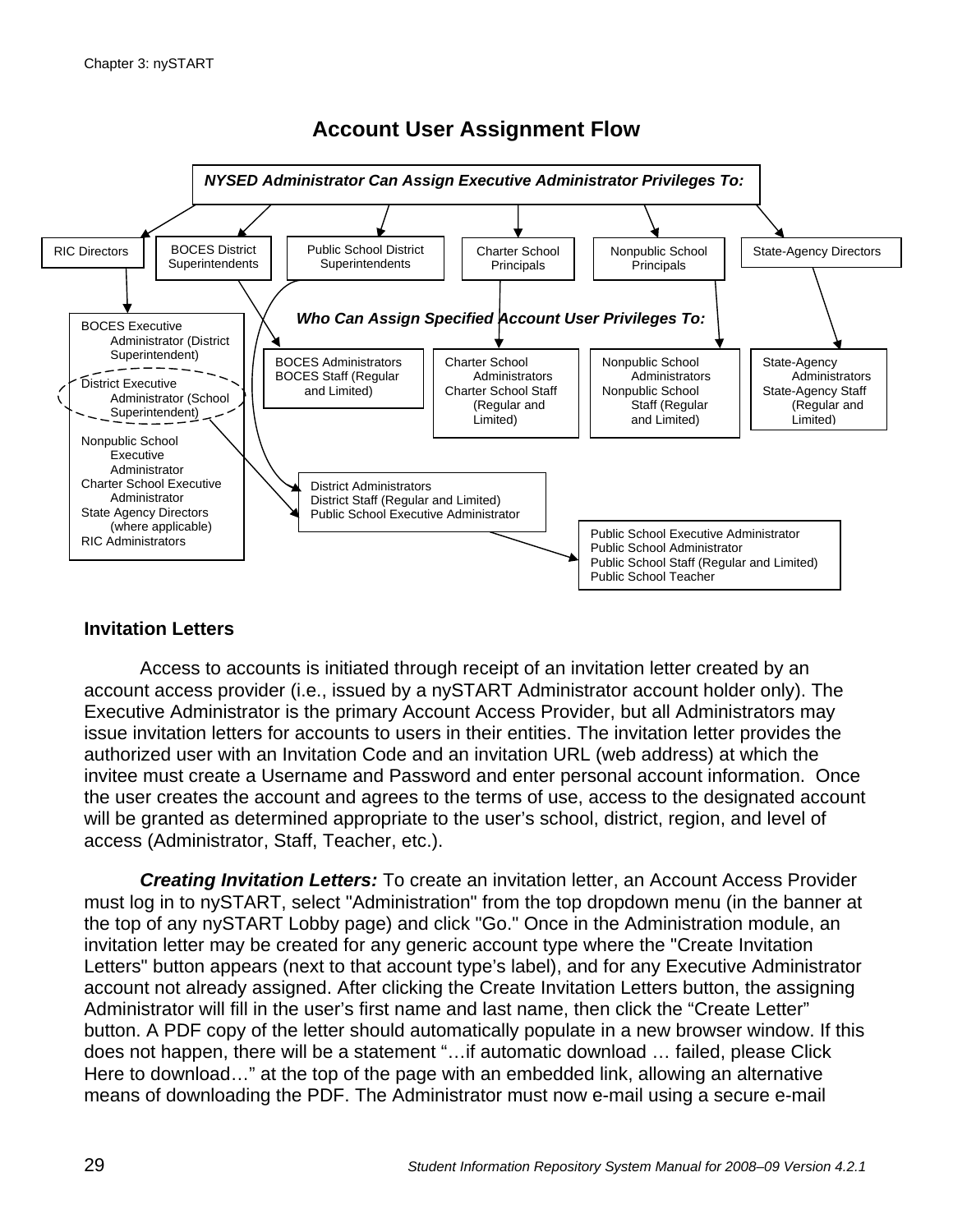## Account User Assignment Flow

***NYSED Administrator Can Assign Executive Administrator Privileges To:***

- RIC Directors
- BOCES District Superintendents
- Public School District Superintendents
- Charter School Principals
- Nonpublic School Principals
- State-Agency Directors

***Who Can Assign Specified Account User Privileges To:***

- BOCES Executive Administrator (District Superintendent)
- District Executive Administrator (School Superintendent)
- Nonpublic School Executive Administrator
- Charter School Executive Administrator
- State Agency Directors (where applicable)
- RIC Administrators

---

- BOCES Administrators
- BOCES Staff (Regular and Limited)

---

- Charter School Administrators
- Charter School Staff (Regular and Limited)

---

- Nonpublic School Administrators
- Nonpublic School Staff (Regular and Limited)

---

- State-Agency Administrators
- State-Agency Staff (Regular and Limited)

---

- District Administrators
- District Staff (Regular and Limited)
- Public School Executive Administrator

---

- Public School Executive Administrator
- Public School Administrator
- Public School Staff (Regular and Limited)
- Public School Teacher

### Invitation Letters

Access to accounts is initiated through receipt of an invitation letter created by an account access provider (i.e., issued by a nySTART Administrator account holder only). The Executive Administrator is the primary Account Access Provider, but all Administrators may issue invitation letters for accounts to users in their entities. The invitation letter provides the authorized user with an Invitation Code and an invitation URL (web address) at which the invitee must create a Username and Password and enter personal account information. Once the user creates the account and agrees to the terms of use, access to the designated account will be granted as determined appropriate to the user's school, district, region, and level of access (Administrator, Staff, Teacher, etc.).

***Creating Invitation Letters:*** To create an invitation letter, an Account Access Provider must log in to nySTART, select "Administration" from the top dropdown menu (in the banner at the top of any nySTART Lobby page) and click "Go." Once in the Administration module, an invitation letter may be created for any generic account type where the "Create Invitation Letters" button appears (next to that account type's label), and for any Executive Administrator account not already assigned. After clicking the Create Invitation Letters button, the assigning Administrator will fill in the user's first name and last name, then click the "Create Letter" button. A PDF copy of the letter should automatically populate in a new browser window. If this does not happen, there will be a statement "…if automatic download … failed, please Click Here to download…" at the top of the page with an embedded link, allowing an alternative means of downloading the PDF. The Administrator must now e-mail using a secure e-mail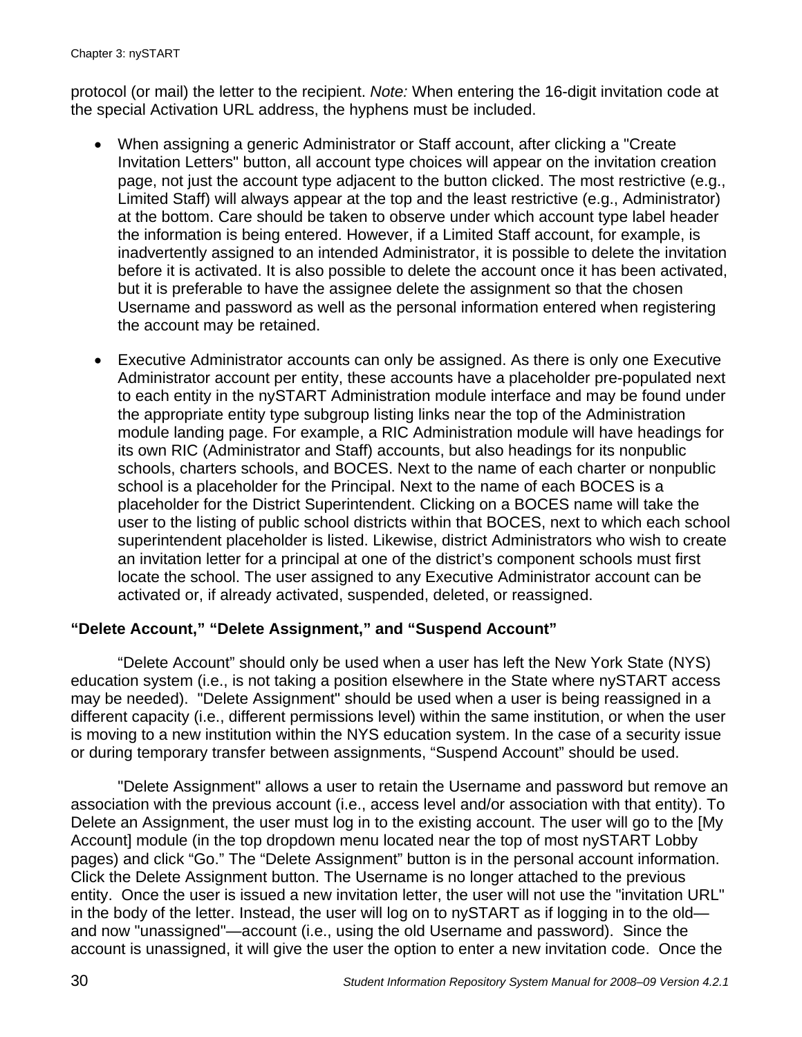protocol (or mail) the letter to the recipient. *Note:* When entering the 16-digit invitation code at the special Activation URL address, the hyphens must be included.

- When assigning a generic Administrator or Staff account, after clicking a "Create Invitation Letters" button, all account type choices will appear on the invitation creation page, not just the account type adjacent to the button clicked. The most restrictive (e.g., Limited Staff) will always appear at the top and the least restrictive (e.g., Administrator) at the bottom. Care should be taken to observe under which account type label header the information is being entered. However, if a Limited Staff account, for example, is inadvertently assigned to an intended Administrator, it is possible to delete the invitation before it is activated. It is also possible to delete the account once it has been activated, but it is preferable to have the assignee delete the assignment so that the chosen Username and password as well as the personal information entered when registering the account may be retained.

- Executive Administrator accounts can only be assigned. As there is only one Executive Administrator account per entity, these accounts have a placeholder pre-populated next to each entity in the nySTART Administration module interface and may be found under the appropriate entity type subgroup listing links near the top of the Administration module landing page. For example, a RIC Administration module will have headings for its own RIC (Administrator and Staff) accounts, but also headings for its nonpublic schools, charters schools, and BOCES. Next to the name of each charter or nonpublic school is a placeholder for the Principal. Next to the name of each BOCES is a placeholder for the District Superintendent. Clicking on a BOCES name will take the user to the listing of public school districts within that BOCES, next to which each school superintendent placeholder is listed. Likewise, district Administrators who wish to create an invitation letter for a principal at one of the district's component schools must first locate the school. The user assigned to any Executive Administrator account can be activated or, if already activated, suspended, deleted, or reassigned.

### "Delete Account," "Delete Assignment," and "Suspend Account"

"Delete Account" should only be used when a user has left the New York State (NYS) education system (i.e., is not taking a position elsewhere in the State where nySTART access may be needed). "Delete Assignment" should be used when a user is being reassigned in a different capacity (i.e., different permissions level) within the same institution, or when the user is moving to a new institution within the NYS education system. In the case of a security issue or during temporary transfer between assignments, "Suspend Account" should be used.

"Delete Assignment" allows a user to retain the Username and password but remove an association with the previous account (i.e., access level and/or association with that entity). To Delete an Assignment, the user must log in to the existing account. The user will go to the [My Account] module (in the top dropdown menu located near the top of most nySTART Lobby pages) and click "Go." The "Delete Assignment" button is in the personal account information. Click the Delete Assignment button. The Username is no longer attached to the previous entity. Once the user is issued a new invitation letter, the user will not use the "invitation URL" in the body of the letter. Instead, the user will log on to nySTART as if logging in to the old—and now "unassigned"—account (i.e., using the old Username and password). Since the account is unassigned, it will give the user the option to enter a new invitation code. Once the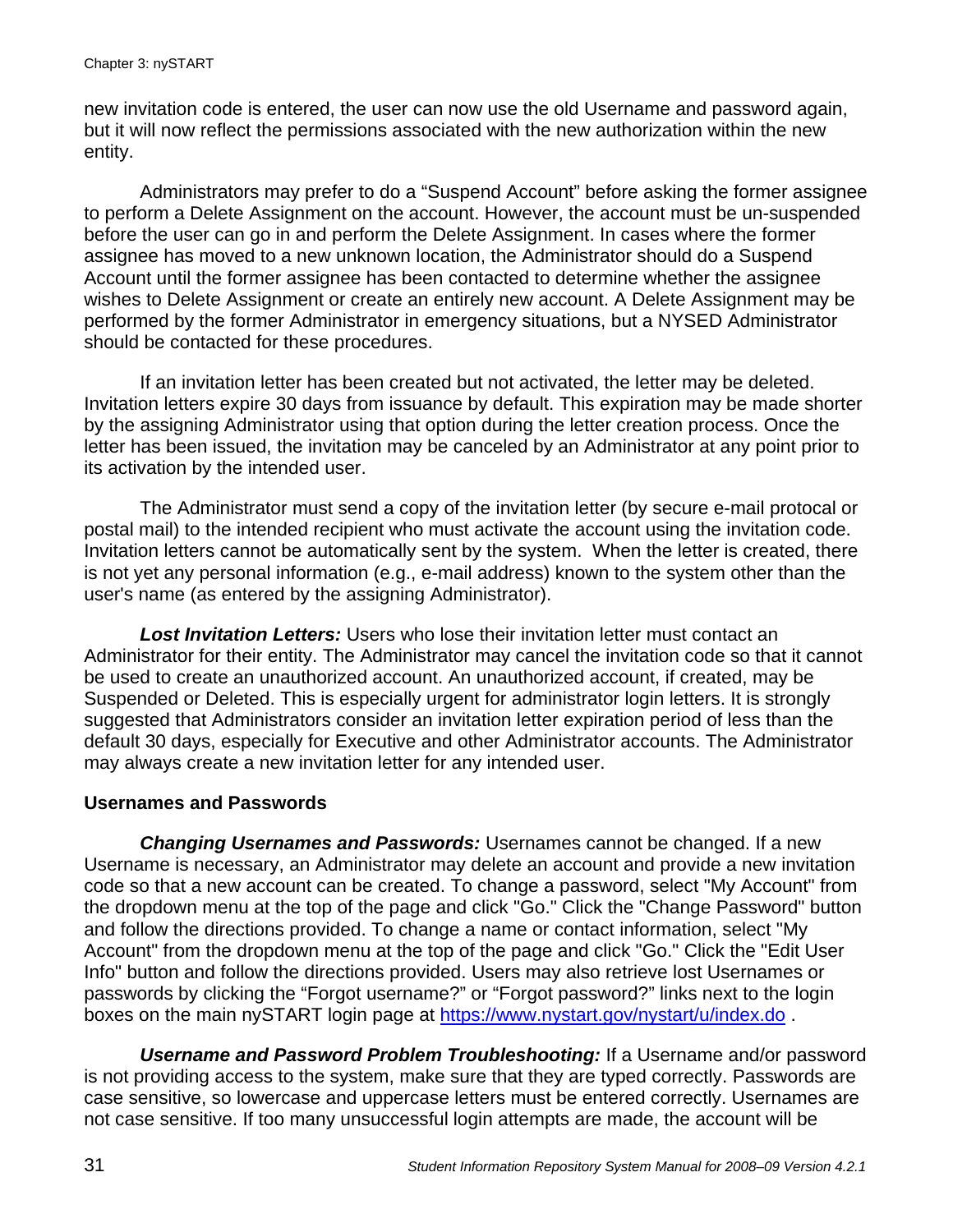new invitation code is entered, the user can now use the old Username and password again, but it will now reflect the permissions associated with the new authorization within the new entity.

Administrators may prefer to do a "Suspend Account" before asking the former assignee to perform a Delete Assignment on the account. However, the account must be un-suspended before the user can go in and perform the Delete Assignment. In cases where the former assignee has moved to a new unknown location, the Administrator should do a Suspend Account until the former assignee has been contacted to determine whether the assignee wishes to Delete Assignment or create an entirely new account. A Delete Assignment may be performed by the former Administrator in emergency situations, but a NYSED Administrator should be contacted for these procedures.

If an invitation letter has been created but not activated, the letter may be deleted. Invitation letters expire 30 days from issuance by default. This expiration may be made shorter by the assigning Administrator using that option during the letter creation process. Once the letter has been issued, the invitation may be canceled by an Administrator at any point prior to its activation by the intended user.

The Administrator must send a copy of the invitation letter (by secure e-mail protocal or postal mail) to the intended recipient who must activate the account using the invitation code. Invitation letters cannot be automatically sent by the system. When the letter is created, there is not yet any personal information (e.g., e-mail address) known to the system other than the user's name (as entered by the assigning Administrator).

***Lost Invitation Letters:*** Users who lose their invitation letter must contact an Administrator for their entity. The Administrator may cancel the invitation code so that it cannot be used to create an unauthorized account. An unauthorized account, if created, may be Suspended or Deleted. This is especially urgent for administrator login letters. It is strongly suggested that Administrators consider an invitation letter expiration period of less than the default 30 days, especially for Executive and other Administrator accounts. The Administrator may always create a new invitation letter for any intended user.

### Usernames and Passwords

***Changing Usernames and Passwords:*** Usernames cannot be changed. If a new Username is necessary, an Administrator may delete an account and provide a new invitation code so that a new account can be created. To change a password, select "My Account" from the dropdown menu at the top of the page and click "Go." Click the "Change Password" button and follow the directions provided. To change a name or contact information, select "My Account" from the dropdown menu at the top of the page and click "Go." Click the "Edit User Info" button and follow the directions provided. Users may also retrieve lost Usernames or passwords by clicking the "Forgot username?" or "Forgot password?" links next to the login boxes on the main nySTART login page at [https://www.nystart.gov/nystart/u/index.do](https://www.nystart.gov/nystart/u/index.do) .

***Username and Password Problem Troubleshooting:*** If a Username and/or password is not providing access to the system, make sure that they are typed correctly. Passwords are case sensitive, so lowercase and uppercase letters must be entered correctly. Usernames are not case sensitive. If too many unsuccessful login attempts are made, the account will be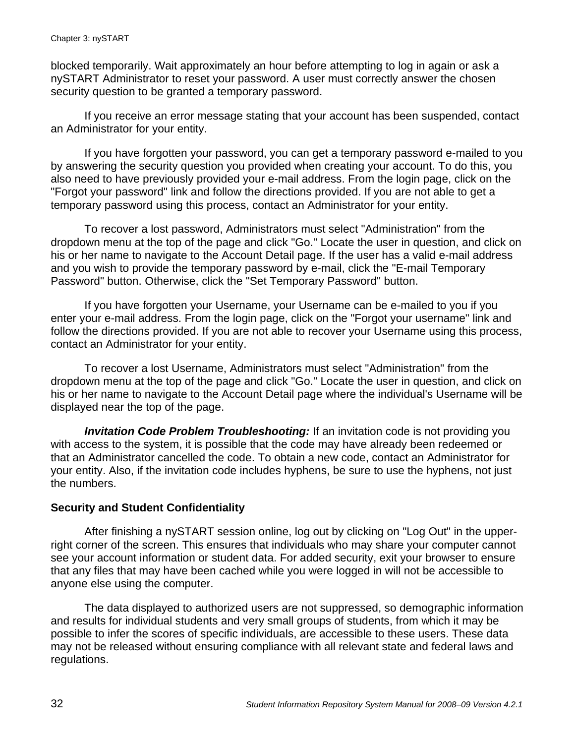blocked temporarily. Wait approximately an hour before attempting to log in again or ask a nySTART Administrator to reset your password. A user must correctly answer the chosen security question to be granted a temporary password.

If you receive an error message stating that your account has been suspended, contact an Administrator for your entity.

If you have forgotten your password, you can get a temporary password e-mailed to you by answering the security question you provided when creating your account. To do this, you also need to have previously provided your e-mail address. From the login page, click on the "Forgot your password" link and follow the directions provided. If you are not able to get a temporary password using this process, contact an Administrator for your entity.

To recover a lost password, Administrators must select "Administration" from the dropdown menu at the top of the page and click "Go." Locate the user in question, and click on his or her name to navigate to the Account Detail page. If the user has a valid e-mail address and you wish to provide the temporary password by e-mail, click the "E-mail Temporary Password" button. Otherwise, click the "Set Temporary Password" button.

If you have forgotten your Username, your Username can be e-mailed to you if you enter your e-mail address. From the login page, click on the "Forgot your username" link and follow the directions provided. If you are not able to recover your Username using this process, contact an Administrator for your entity.

To recover a lost Username, Administrators must select "Administration" from the dropdown menu at the top of the page and click "Go." Locate the user in question, and click on his or her name to navigate to the Account Detail page where the individual's Username will be displayed near the top of the page.

***Invitation Code Problem Troubleshooting:*** If an invitation code is not providing you with access to the system, it is possible that the code may have already been redeemed or that an Administrator cancelled the code. To obtain a new code, contact an Administrator for your entity. Also, if the invitation code includes hyphens, be sure to use the hyphens, not just the numbers.

### Security and Student Confidentiality

After finishing a nySTART session online, log out by clicking on "Log Out" in the upper-right corner of the screen. This ensures that individuals who may share your computer cannot see your account information or student data. For added security, exit your browser to ensure that any files that may have been cached while you were logged in will not be accessible to anyone else using the computer.

The data displayed to authorized users are not suppressed, so demographic information and results for individual students and very small groups of students, from which it may be possible to infer the scores of specific individuals, are accessible to these users. These data may not be released without ensuring compliance with all relevant state and federal laws and regulations.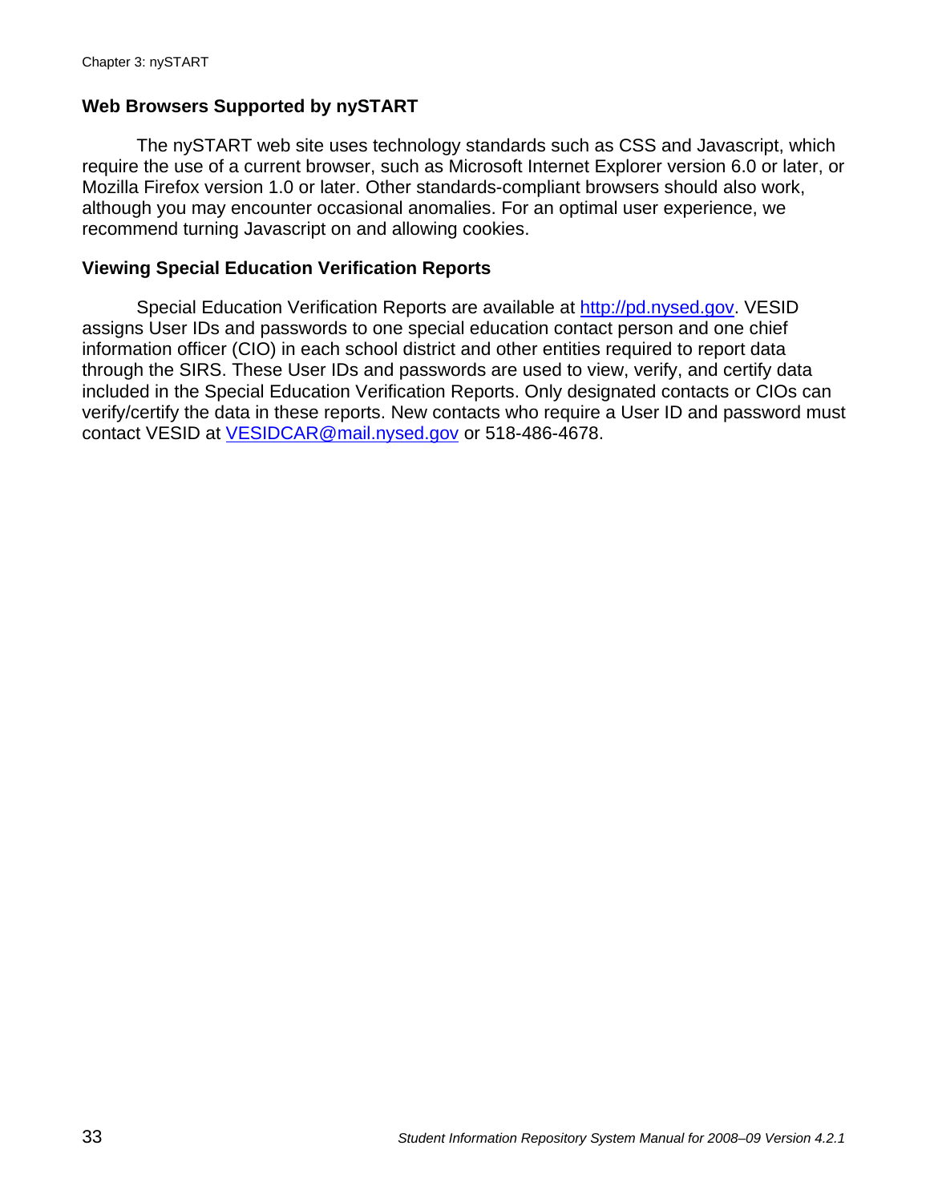## Web Browsers Supported by nySTART

The nySTART web site uses technology standards such as CSS and Javascript, which require the use of a current browser, such as Microsoft Internet Explorer version 6.0 or later, or Mozilla Firefox version 1.0 or later. Other standards-compliant browsers should also work, although you may encounter occasional anomalies. For an optimal user experience, we recommend turning Javascript on and allowing cookies.

## Viewing Special Education Verification Reports

Special Education Verification Reports are available at http://pd.nysed.gov. VESID assigns User IDs and passwords to one special education contact person and one chief information officer (CIO) in each school district and other entities required to report data through the SIRS. These User IDs and passwords are used to view, verify, and certify data included in the Special Education Verification Reports. Only designated contacts or CIOs can verify/certify the data in these reports. New contacts who require a User ID and password must contact VESID at VESIDCAR@mail.nysed.gov or 518-486-4678.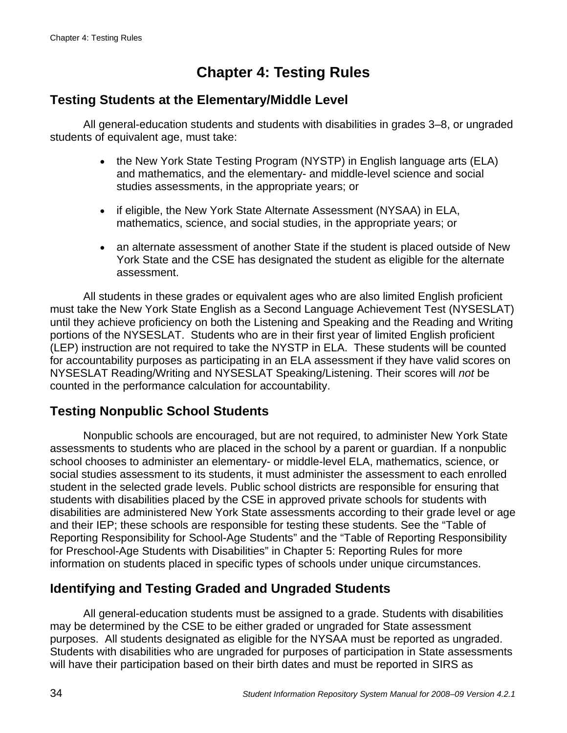# Chapter 4: Testing Rules

## Testing Students at the Elementary/Middle Level

All general-education students and students with disabilities in grades 3–8, or ungraded students of equivalent age, must take:

- the New York State Testing Program (NYSTP) in English language arts (ELA) and mathematics, and the elementary- and middle-level science and social studies assessments, in the appropriate years; or
- if eligible, the New York State Alternate Assessment (NYSAA) in ELA, mathematics, science, and social studies, in the appropriate years; or
- an alternate assessment of another State if the student is placed outside of New York State and the CSE has designated the student as eligible for the alternate assessment.

All students in these grades or equivalent ages who are also limited English proficient must take the New York State English as a Second Language Achievement Test (NYSESLAT) until they achieve proficiency on both the Listening and Speaking and the Reading and Writing portions of the NYSESLAT. Students who are in their first year of limited English proficient (LEP) instruction are not required to take the NYSTP in ELA. These students will be counted for accountability purposes as participating in an ELA assessment if they have valid scores on NYSESLAT Reading/Writing and NYSESLAT Speaking/Listening. Their scores will *not* be counted in the performance calculation for accountability.

## Testing Nonpublic School Students

Nonpublic schools are encouraged, but are not required, to administer New York State assessments to students who are placed in the school by a parent or guardian. If a nonpublic school chooses to administer an elementary- or middle-level ELA, mathematics, science, or social studies assessment to its students, it must administer the assessment to each enrolled student in the selected grade levels. Public school districts are responsible for ensuring that students with disabilities placed by the CSE in approved private schools for students with disabilities are administered New York State assessments according to their grade level or age and their IEP; these schools are responsible for testing these students. See the "Table of Reporting Responsibility for School-Age Students" and the "Table of Reporting Responsibility for Preschool-Age Students with Disabilities" in Chapter 5: Reporting Rules for more information on students placed in specific types of schools under unique circumstances.

## Identifying and Testing Graded and Ungraded Students

All general-education students must be assigned to a grade. Students with disabilities may be determined by the CSE to be either graded or ungraded for State assessment purposes. All students designated as eligible for the NYSAA must be reported as ungraded. Students with disabilities who are ungraded for purposes of participation in State assessments will have their participation based on their birth dates and must be reported in SIRS as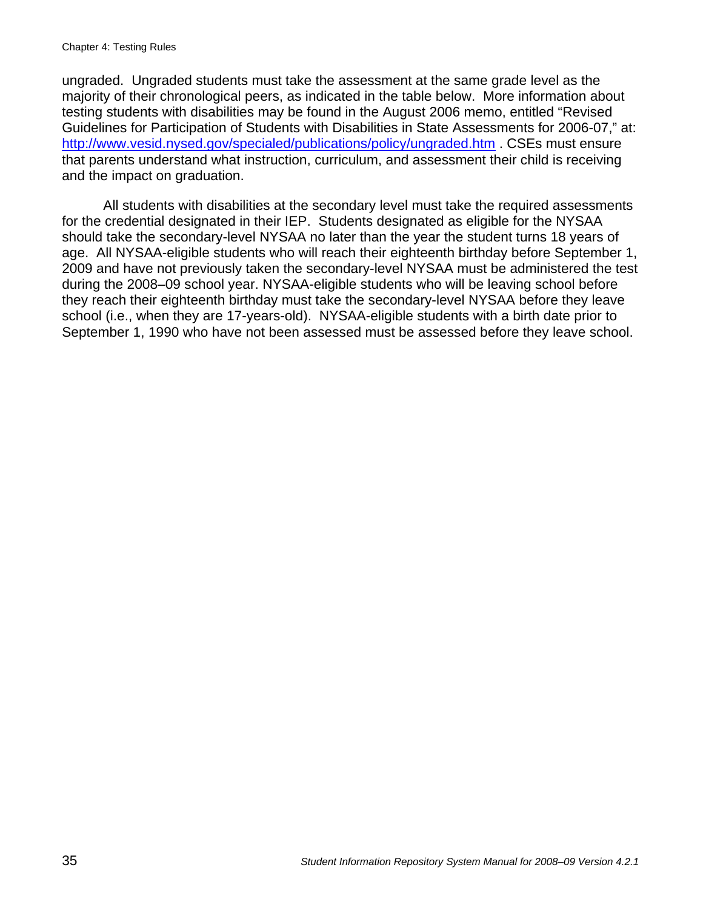ungraded. Ungraded students must take the assessment at the same grade level as the majority of their chronological peers, as indicated in the table below. More information about testing students with disabilities may be found in the August 2006 memo, entitled "Revised Guidelines for Participation of Students with Disabilities in State Assessments for 2006-07," at: [http://www.vesid.nysed.gov/specialed/publications/policy/ungraded.htm](http://www.vesid.nysed.gov/specialed/publications/policy/ungraded.htm) . CSEs must ensure that parents understand what instruction, curriculum, and assessment their child is receiving and the impact on graduation.

All students with disabilities at the secondary level must take the required assessments for the credential designated in their IEP. Students designated as eligible for the NYSAA should take the secondary-level NYSAA no later than the year the student turns 18 years of age. All NYSAA-eligible students who will reach their eighteenth birthday before September 1, 2009 and have not previously taken the secondary-level NYSAA must be administered the test during the 2008–09 school year. NYSAA-eligible students who will be leaving school before they reach their eighteenth birthday must take the secondary-level NYSAA before they leave school (i.e., when they are 17-years-old). NYSAA-eligible students with a birth date prior to September 1, 1990 who have not been assessed must be assessed before they leave school.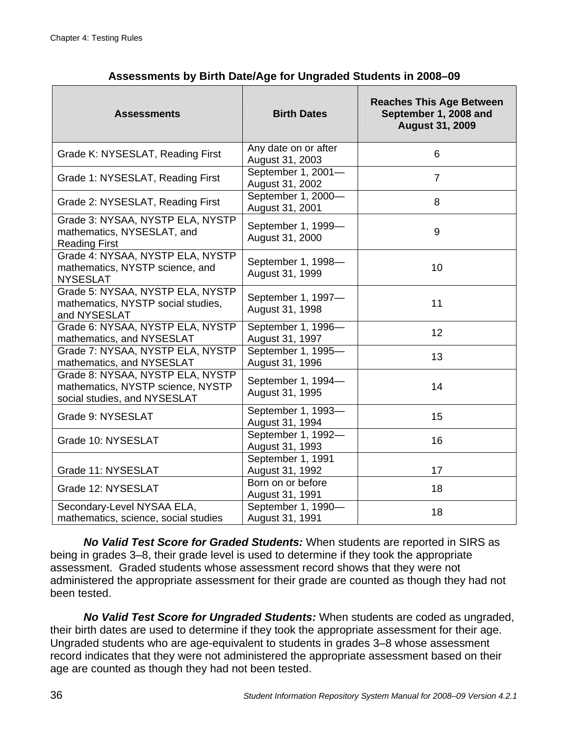**Assessments by Birth Date/Age for Ungraded Students in 2008–09**

| Assessments | Birth Dates | Reaches This Age Between September 1, 2008 and August 31, 2009 |
|---|---|---|
| Grade K: NYSESLAT, Reading First | Any date on or after August 31, 2003 | 6 |
| Grade 1: NYSESLAT, Reading First | September 1, 2001—August 31, 2002 | 7 |
| Grade 2: NYSESLAT, Reading First | September 1, 2000—August 31, 2001 | 8 |
| Grade 3: NYSAA, NYSTP ELA, NYSTP mathematics, NYSESLAT, and Reading First | September 1, 1999—August 31, 2000 | 9 |
| Grade 4: NYSAA, NYSTP ELA, NYSTP mathematics, NYSTP science, and NYSESLAT | September 1, 1998—August 31, 1999 | 10 |
| Grade 5: NYSAA, NYSTP ELA, NYSTP mathematics, NYSTP social studies, and NYSESLAT | September 1, 1997—August 31, 1998 | 11 |
| Grade 6: NYSAA, NYSTP ELA, NYSTP mathematics, and NYSESLAT | September 1, 1996—August 31, 1997 | 12 |
| Grade 7: NYSAA, NYSTP ELA, NYSTP mathematics, and NYSESLAT | September 1, 1995—August 31, 1996 | 13 |
| Grade 8: NYSAA, NYSTP ELA, NYSTP mathematics, NYSTP science, NYSTP social studies, and NYSESLAT | September 1, 1994—August 31, 1995 | 14 |
| Grade 9: NYSESLAT | September 1, 1993—August 31, 1994 | 15 |
| Grade 10: NYSESLAT | September 1, 1992—August 31, 1993 | 16 |
| Grade 11: NYSESLAT | September 1, 1991 August 31, 1992 | 17 |
| Grade 12: NYSESLAT | Born on or before August 31, 1991 | 18 |
| Secondary-Level NYSAA ELA, mathematics, science, social studies | September 1, 1990—August 31, 1991 | 18 |

***No Valid Test Score for Graded Students:*** When students are reported in SIRS as being in grades 3–8, their grade level is used to determine if they took the appropriate assessment. Graded students whose assessment record shows that they were not administered the appropriate assessment for their grade are counted as though they had not been tested.

***No Valid Test Score for Ungraded Students:*** When students are coded as ungraded, their birth dates are used to determine if they took the appropriate assessment for their age. Ungraded students who are age-equivalent to students in grades 3–8 whose assessment record indicates that they were not administered the appropriate assessment based on their age are counted as though they had not been tested.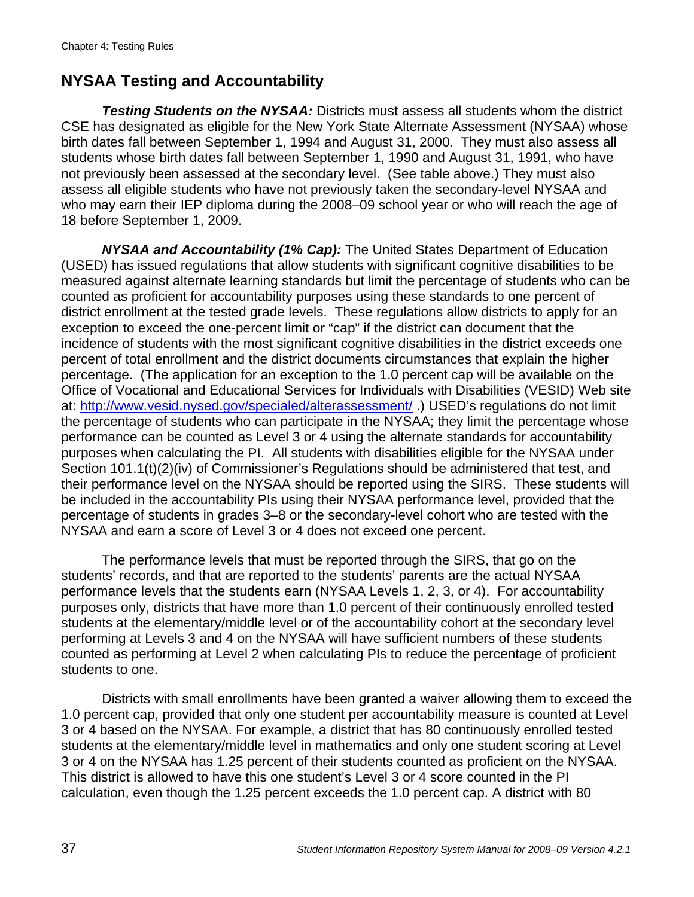## NYSAA Testing and Accountability

***Testing Students on the NYSAA:*** Districts must assess all students whom the district CSE has designated as eligible for the New York State Alternate Assessment (NYSAA) whose birth dates fall between September 1, 1994 and August 31, 2000. They must also assess all students whose birth dates fall between September 1, 1990 and August 31, 1991, who have not previously been assessed at the secondary level. (See table above.) They must also assess all eligible students who have not previously taken the secondary-level NYSAA and who may earn their IEP diploma during the 2008–09 school year or who will reach the age of 18 before September 1, 2009.

***NYSAA and Accountability (1% Cap):*** The United States Department of Education (USED) has issued regulations that allow students with significant cognitive disabilities to be measured against alternate learning standards but limit the percentage of students who can be counted as proficient for accountability purposes using these standards to one percent of district enrollment at the tested grade levels. These regulations allow districts to apply for an exception to exceed the one-percent limit or "cap" if the district can document that the incidence of students with the most significant cognitive disabilities in the district exceeds one percent of total enrollment and the district documents circumstances that explain the higher percentage. (The application for an exception to the 1.0 percent cap will be available on the Office of Vocational and Educational Services for Individuals with Disabilities (VESID) Web site at: http://www.vesid.nysed.gov/specialed/alterassessment/ .) USED's regulations do not limit the percentage of students who can participate in the NYSAA; they limit the percentage whose performance can be counted as Level 3 or 4 using the alternate standards for accountability purposes when calculating the PI. All students with disabilities eligible for the NYSAA under Section 101.1(t)(2)(iv) of Commissioner's Regulations should be administered that test, and their performance level on the NYSAA should be reported using the SIRS. These students will be included in the accountability PIs using their NYSAA performance level, provided that the percentage of students in grades 3–8 or the secondary-level cohort who are tested with the NYSAA and earn a score of Level 3 or 4 does not exceed one percent.

The performance levels that must be reported through the SIRS, that go on the students' records, and that are reported to the students' parents are the actual NYSAA performance levels that the students earn (NYSAA Levels 1, 2, 3, or 4). For accountability purposes only, districts that have more than 1.0 percent of their continuously enrolled tested students at the elementary/middle level or of the accountability cohort at the secondary level performing at Levels 3 and 4 on the NYSAA will have sufficient numbers of these students counted as performing at Level 2 when calculating PIs to reduce the percentage of proficient students to one.

Districts with small enrollments have been granted a waiver allowing them to exceed the 1.0 percent cap, provided that only one student per accountability measure is counted at Level 3 or 4 based on the NYSAA. For example, a district that has 80 continuously enrolled tested students at the elementary/middle level in mathematics and only one student scoring at Level 3 or 4 on the NYSAA has 1.25 percent of their students counted as proficient on the NYSAA. This district is allowed to have this one student's Level 3 or 4 score counted in the PI calculation, even though the 1.25 percent exceeds the 1.0 percent cap. A district with 80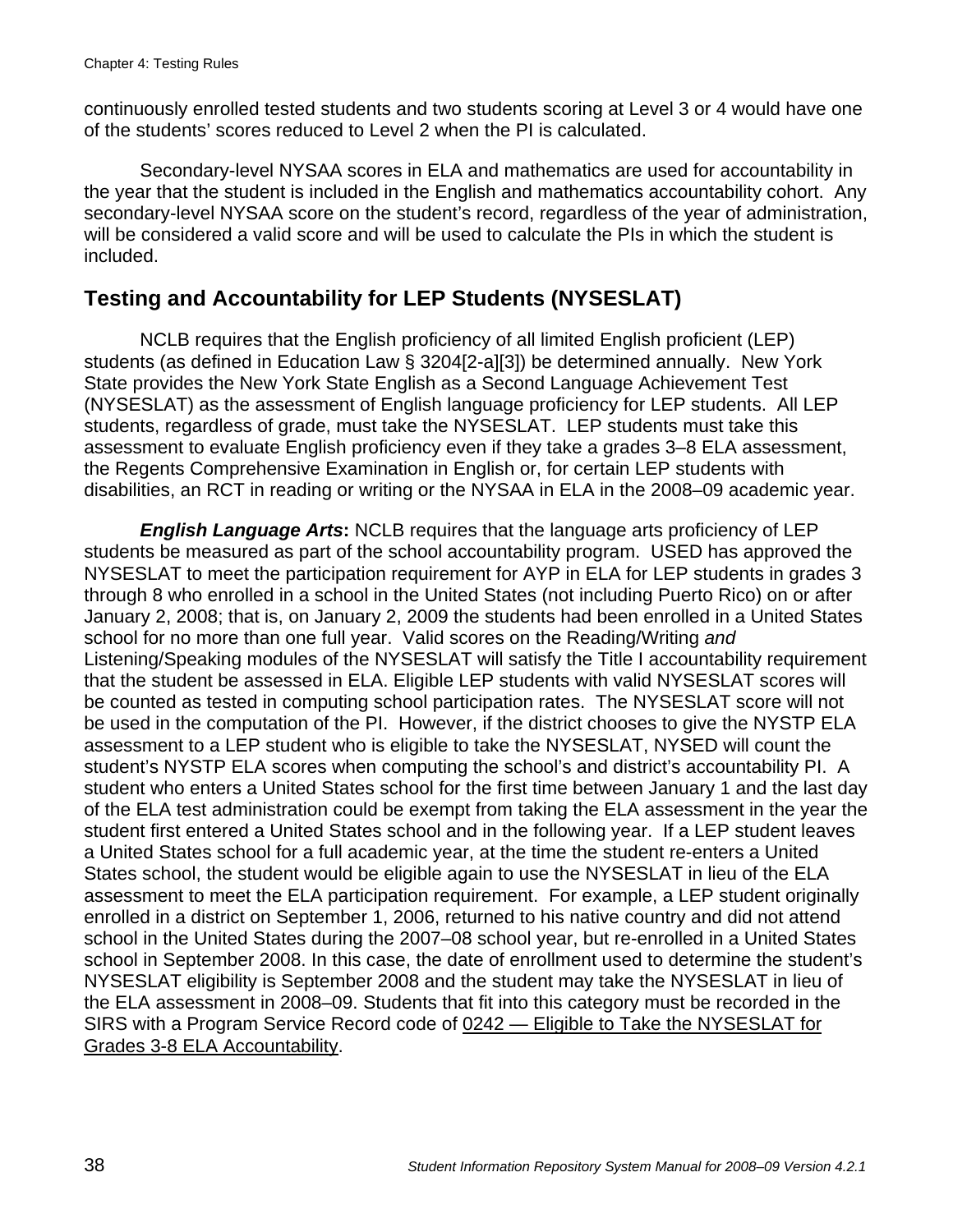continuously enrolled tested students and two students scoring at Level 3 or 4 would have one of the students' scores reduced to Level 2 when the PI is calculated.

Secondary-level NYSAA scores in ELA and mathematics are used for accountability in the year that the student is included in the English and mathematics accountability cohort. Any secondary-level NYSAA score on the student's record, regardless of the year of administration, will be considered a valid score and will be used to calculate the PIs in which the student is included.

## Testing and Accountability for LEP Students (NYSESLAT)

NCLB requires that the English proficiency of all limited English proficient (LEP) students (as defined in Education Law § 3204[2-a][3]) be determined annually. New York State provides the New York State English as a Second Language Achievement Test (NYSESLAT) as the assessment of English language proficiency for LEP students. All LEP students, regardless of grade, must take the NYSESLAT. LEP students must take this assessment to evaluate English proficiency even if they take a grades 3–8 ELA assessment, the Regents Comprehensive Examination in English or, for certain LEP students with disabilities, an RCT in reading or writing or the NYSAA in ELA in the 2008–09 academic year.

***English Language Arts*****:** NCLB requires that the language arts proficiency of LEP students be measured as part of the school accountability program. USED has approved the NYSESLAT to meet the participation requirement for AYP in ELA for LEP students in grades 3 through 8 who enrolled in a school in the United States (not including Puerto Rico) on or after January 2, 2008; that is, on January 2, 2009 the students had been enrolled in a United States school for no more than one full year. Valid scores on the Reading/Writing *and* Listening/Speaking modules of the NYSESLAT will satisfy the Title I accountability requirement that the student be assessed in ELA. Eligible LEP students with valid NYSESLAT scores will be counted as tested in computing school participation rates. The NYSESLAT score will not be used in the computation of the PI. However, if the district chooses to give the NYSTP ELA assessment to a LEP student who is eligible to take the NYSESLAT, NYSED will count the student's NYSTP ELA scores when computing the school's and district's accountability PI. A student who enters a United States school for the first time between January 1 and the last day of the ELA test administration could be exempt from taking the ELA assessment in the year the student first entered a United States school and in the following year. If a LEP student leaves a United States school for a full academic year, at the time the student re-enters a United States school, the student would be eligible again to use the NYSESLAT in lieu of the ELA assessment to meet the ELA participation requirement. For example, a LEP student originally enrolled in a district on September 1, 2006, returned to his native country and did not attend school in the United States during the 2007–08 school year, but re-enrolled in a United States school in September 2008. In this case, the date of enrollment used to determine the student's NYSESLAT eligibility is September 2008 and the student may take the NYSESLAT in lieu of the ELA assessment in 2008–09. Students that fit into this category must be recorded in the SIRS with a Program Service Record code of 0242 — Eligible to Take the NYSESLAT for Grades 3-8 ELA Accountability.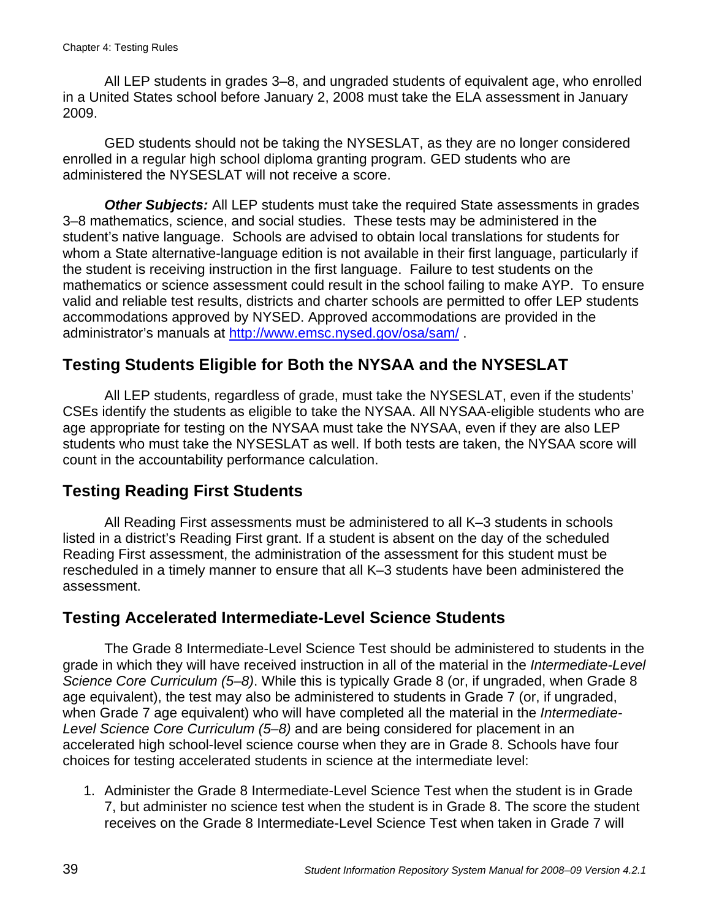All LEP students in grades 3–8, and ungraded students of equivalent age, who enrolled in a United States school before January 2, 2008 must take the ELA assessment in January 2009.

GED students should not be taking the NYSESLAT, as they are no longer considered enrolled in a regular high school diploma granting program. GED students who are administered the NYSESLAT will not receive a score.

***Other Subjects:*** All LEP students must take the required State assessments in grades 3–8 mathematics, science, and social studies. These tests may be administered in the student's native language. Schools are advised to obtain local translations for students for whom a State alternative-language edition is not available in their first language, particularly if the student is receiving instruction in the first language. Failure to test students on the mathematics or science assessment could result in the school failing to make AYP. To ensure valid and reliable test results, districts and charter schools are permitted to offer LEP students accommodations approved by NYSED. Approved accommodations are provided in the administrator's manuals at http://www.emsc.nysed.gov/osa/sam/ .

## Testing Students Eligible for Both the NYSAA and the NYSESLAT

All LEP students, regardless of grade, must take the NYSESLAT, even if the students' CSEs identify the students as eligible to take the NYSAA. All NYSAA-eligible students who are age appropriate for testing on the NYSAA must take the NYSAA, even if they are also LEP students who must take the NYSESLAT as well. If both tests are taken, the NYSAA score will count in the accountability performance calculation.

## Testing Reading First Students

All Reading First assessments must be administered to all K–3 students in schools listed in a district's Reading First grant. If a student is absent on the day of the scheduled Reading First assessment, the administration of the assessment for this student must be rescheduled in a timely manner to ensure that all K–3 students have been administered the assessment.

## Testing Accelerated Intermediate-Level Science Students

The Grade 8 Intermediate-Level Science Test should be administered to students in the grade in which they will have received instruction in all of the material in the *Intermediate-Level Science Core Curriculum (5–8)*. While this is typically Grade 8 (or, if ungraded, when Grade 8 age equivalent), the test may also be administered to students in Grade 7 (or, if ungraded, when Grade 7 age equivalent) who will have completed all the material in the *Intermediate-Level Science Core Curriculum (5–8)* and are being considered for placement in an accelerated high school-level science course when they are in Grade 8. Schools have four choices for testing accelerated students in science at the intermediate level:

1. Administer the Grade 8 Intermediate-Level Science Test when the student is in Grade 7, but administer no science test when the student is in Grade 8. The score the student receives on the Grade 8 Intermediate-Level Science Test when taken in Grade 7 will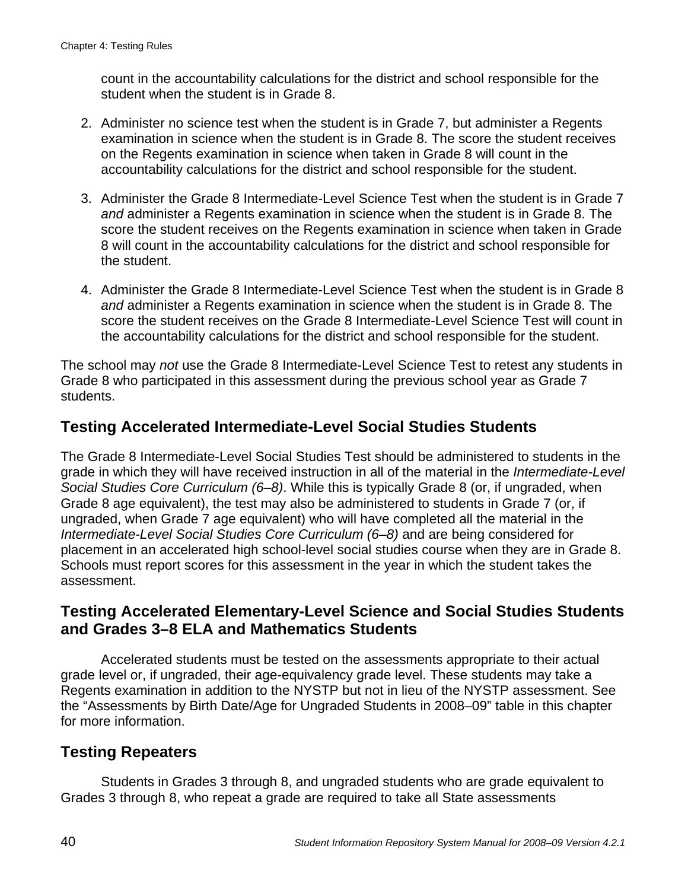count in the accountability calculations for the district and school responsible for the student when the student is in Grade 8.

2. Administer no science test when the student is in Grade 7, but administer a Regents examination in science when the student is in Grade 8. The score the student receives on the Regents examination in science when taken in Grade 8 will count in the accountability calculations for the district and school responsible for the student.

3. Administer the Grade 8 Intermediate-Level Science Test when the student is in Grade 7 *and* administer a Regents examination in science when the student is in Grade 8. The score the student receives on the Regents examination in science when taken in Grade 8 will count in the accountability calculations for the district and school responsible for the student.

4. Administer the Grade 8 Intermediate-Level Science Test when the student is in Grade 8 *and* administer a Regents examination in science when the student is in Grade 8. The score the student receives on the Grade 8 Intermediate-Level Science Test will count in the accountability calculations for the district and school responsible for the student.

The school may *not* use the Grade 8 Intermediate-Level Science Test to retest any students in Grade 8 who participated in this assessment during the previous school year as Grade 7 students.

## Testing Accelerated Intermediate-Level Social Studies Students

The Grade 8 Intermediate-Level Social Studies Test should be administered to students in the grade in which they will have received instruction in all of the material in the *Intermediate-Level Social Studies Core Curriculum (6–8)*. While this is typically Grade 8 (or, if ungraded, when Grade 8 age equivalent), the test may also be administered to students in Grade 7 (or, if ungraded, when Grade 7 age equivalent) who will have completed all the material in the *Intermediate-Level Social Studies Core Curriculum (6–8)* and are being considered for placement in an accelerated high school-level social studies course when they are in Grade 8. Schools must report scores for this assessment in the year in which the student takes the assessment.

## Testing Accelerated Elementary-Level Science and Social Studies Students and Grades 3–8 ELA and Mathematics Students

Accelerated students must be tested on the assessments appropriate to their actual grade level or, if ungraded, their age-equivalency grade level. These students may take a Regents examination in addition to the NYSTP but not in lieu of the NYSTP assessment. See the "Assessments by Birth Date/Age for Ungraded Students in 2008–09" table in this chapter for more information.

## Testing Repeaters

Students in Grades 3 through 8, and ungraded students who are grade equivalent to Grades 3 through 8, who repeat a grade are required to take all State assessments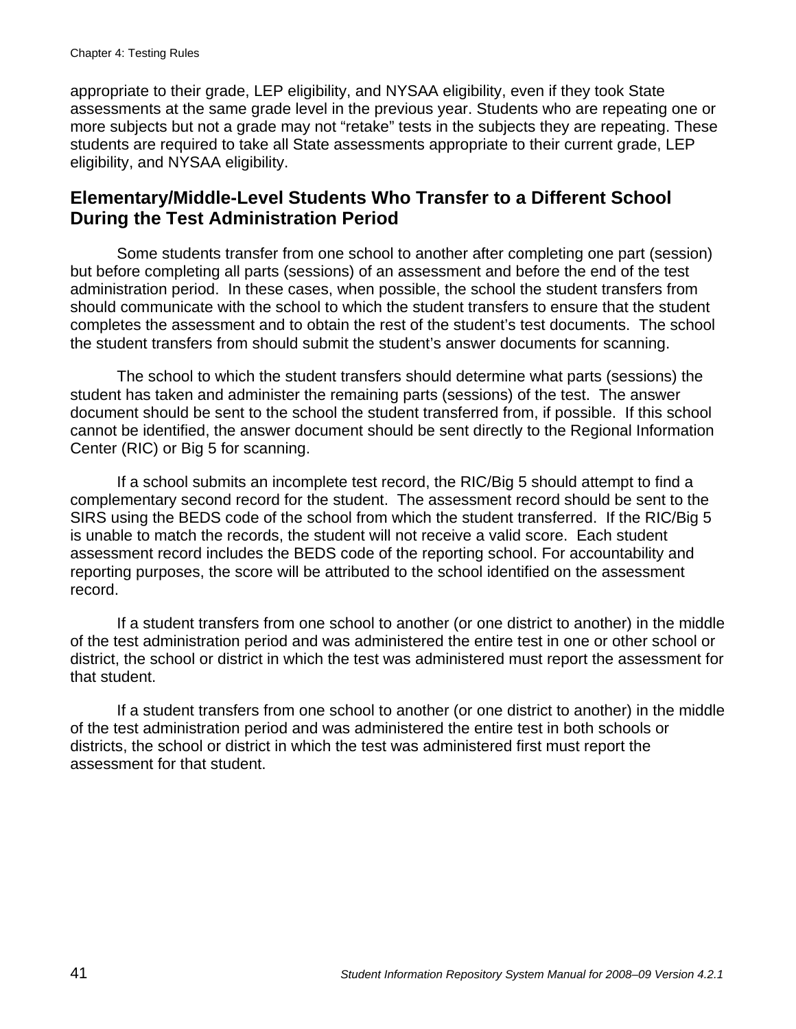appropriate to their grade, LEP eligibility, and NYSAA eligibility, even if they took State assessments at the same grade level in the previous year. Students who are repeating one or more subjects but not a grade may not "retake" tests in the subjects they are repeating. These students are required to take all State assessments appropriate to their current grade, LEP eligibility, and NYSAA eligibility.

## Elementary/Middle-Level Students Who Transfer to a Different School During the Test Administration Period

Some students transfer from one school to another after completing one part (session) but before completing all parts (sessions) of an assessment and before the end of the test administration period. In these cases, when possible, the school the student transfers from should communicate with the school to which the student transfers to ensure that the student completes the assessment and to obtain the rest of the student's test documents. The school the student transfers from should submit the student's answer documents for scanning.

The school to which the student transfers should determine what parts (sessions) the student has taken and administer the remaining parts (sessions) of the test. The answer document should be sent to the school the student transferred from, if possible. If this school cannot be identified, the answer document should be sent directly to the Regional Information Center (RIC) or Big 5 for scanning.

If a school submits an incomplete test record, the RIC/Big 5 should attempt to find a complementary second record for the student. The assessment record should be sent to the SIRS using the BEDS code of the school from which the student transferred. If the RIC/Big 5 is unable to match the records, the student will not receive a valid score. Each student assessment record includes the BEDS code of the reporting school. For accountability and reporting purposes, the score will be attributed to the school identified on the assessment record.

If a student transfers from one school to another (or one district to another) in the middle of the test administration period and was administered the entire test in one or other school or district, the school or district in which the test was administered must report the assessment for that student.

If a student transfers from one school to another (or one district to another) in the middle of the test administration period and was administered the entire test in both schools or districts, the school or district in which the test was administered first must report the assessment for that student.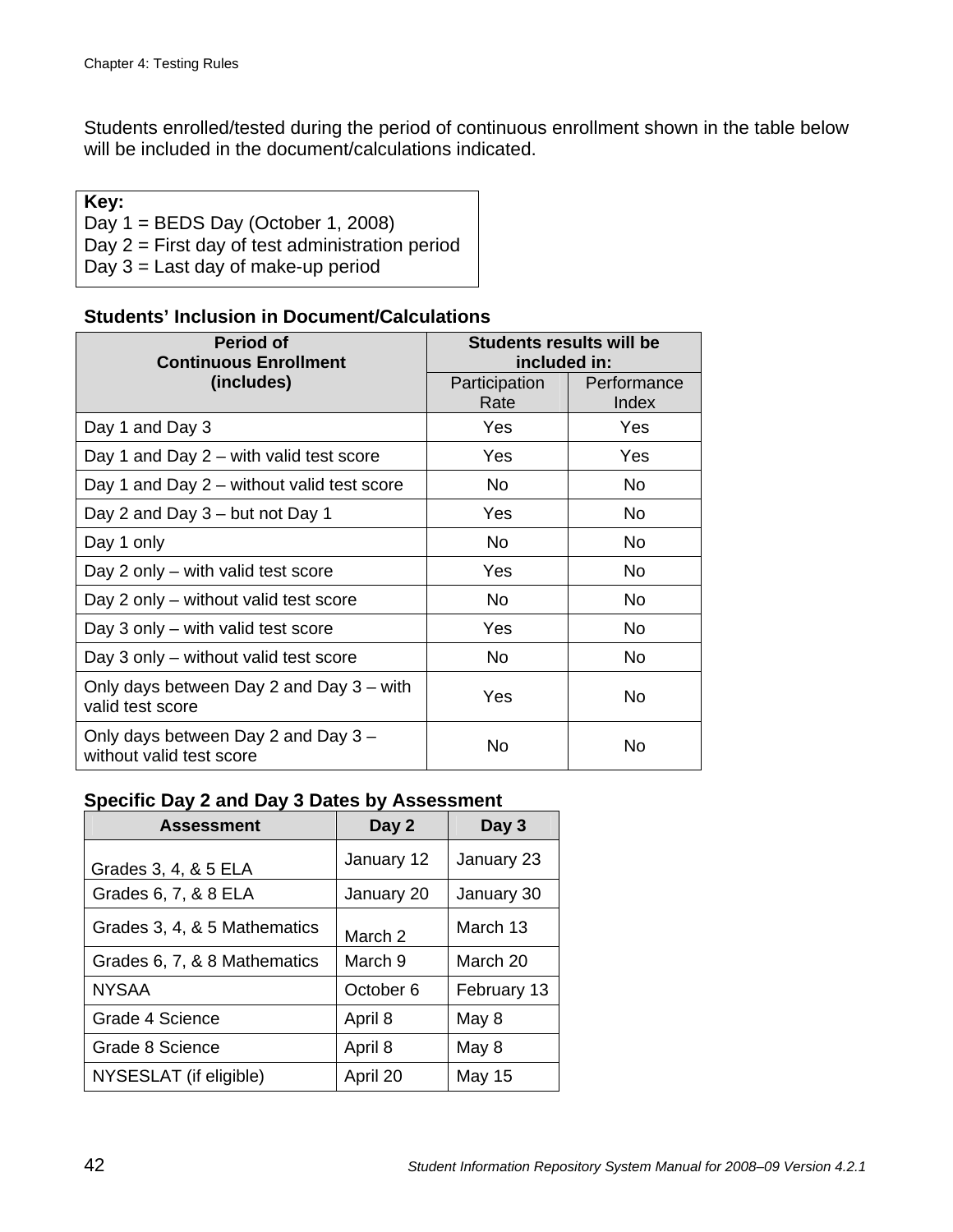Students enrolled/tested during the period of continuous enrollment shown in the table below will be included in the document/calculations indicated.

**Key:**
Day 1 = BEDS Day (October 1, 2008)
Day 2 = First day of test administration period
Day 3 = Last day of make-up period

**Students' Inclusion in Document/Calculations**

| Period of Continuous Enrollment (includes) | Students results will be included in: | |
|---|---|---|
| | Participation Rate | Performance Index |
| Day 1 and Day 3 | Yes | Yes |
| Day 1 and Day 2 – with valid test score | Yes | Yes |
| Day 1 and Day 2 – without valid test score | No | No |
| Day 2 and Day 3 – but not Day 1 | Yes | No |
| Day 1 only | No | No |
| Day 2 only – with valid test score | Yes | No |
| Day 2 only – without valid test score | No | No |
| Day 3 only – with valid test score | Yes | No |
| Day 3 only – without valid test score | No | No |
| Only days between Day 2 and Day 3 – with valid test score | Yes | No |
| Only days between Day 2 and Day 3 – without valid test score | No | No |

**Specific Day 2 and Day 3 Dates by Assessment**

| Assessment | Day 2 | Day 3 |
|---|---|---|
| Grades 3, 4, & 5 ELA | January 12 | January 23 |
| Grades 6, 7, & 8 ELA | January 20 | January 30 |
| Grades 3, 4, & 5 Mathematics | March 2 | March 13 |
| Grades 6, 7, & 8 Mathematics | March 9 | March 20 |
| NYSAA | October 6 | February 13 |
| Grade 4 Science | April 8 | May 8 |
| Grade 8 Science | April 8 | May 8 |
| NYSESLAT (if eligible) | April 20 | May 15 |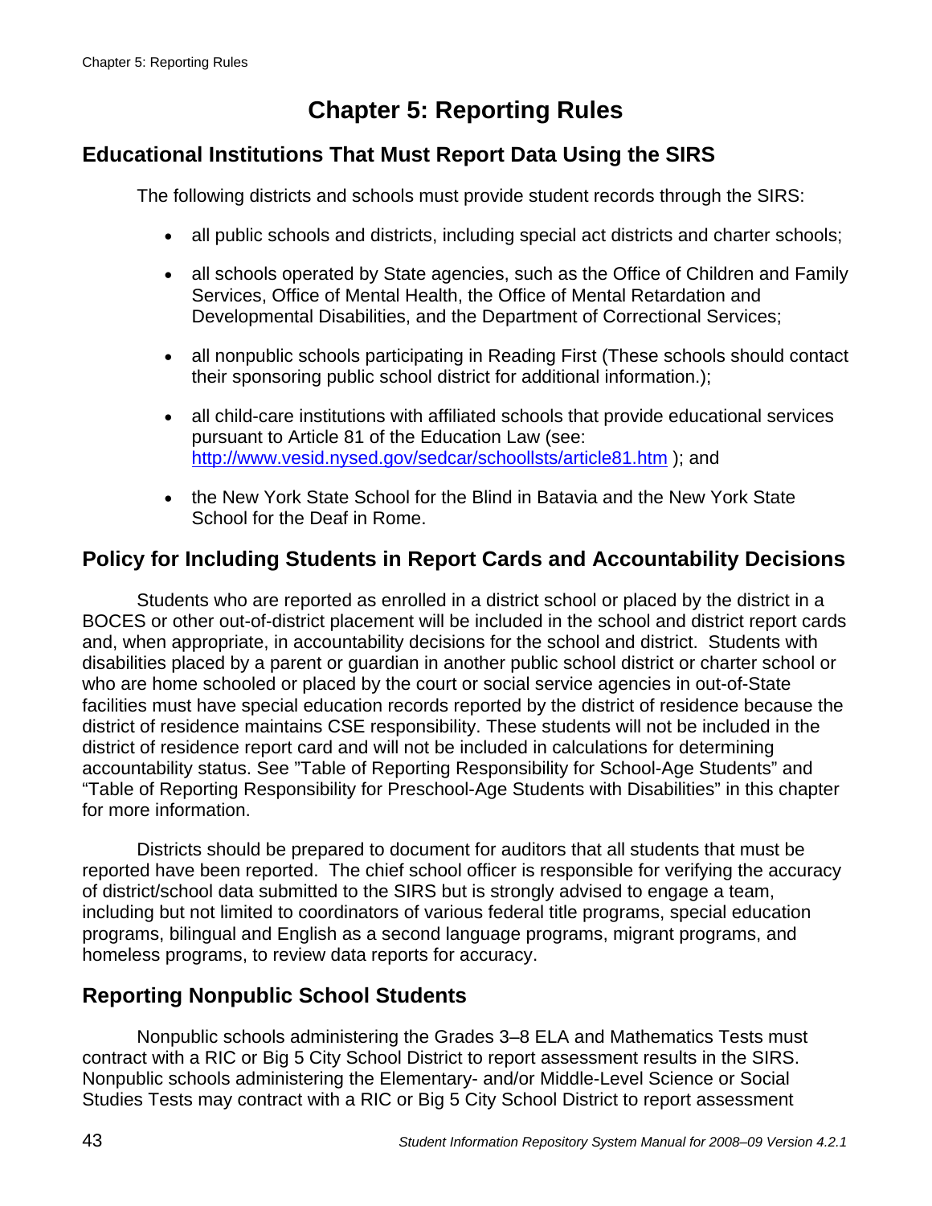# Chapter 5: Reporting Rules

## Educational Institutions That Must Report Data Using the SIRS

The following districts and schools must provide student records through the SIRS:

- all public schools and districts, including special act districts and charter schools;
- all schools operated by State agencies, such as the Office of Children and Family Services, Office of Mental Health, the Office of Mental Retardation and Developmental Disabilities, and the Department of Correctional Services;
- all nonpublic schools participating in Reading First (These schools should contact their sponsoring public school district for additional information.);
- all child-care institutions with affiliated schools that provide educational services pursuant to Article 81 of the Education Law (see: [http://www.vesid.nysed.gov/sedcar/schoollsts/article81.htm](http://www.vesid.nysed.gov/sedcar/schoollsts/article81.htm) ); and
- the New York State School for the Blind in Batavia and the New York State School for the Deaf in Rome.

## Policy for Including Students in Report Cards and Accountability Decisions

Students who are reported as enrolled in a district school or placed by the district in a BOCES or other out-of-district placement will be included in the school and district report cards and, when appropriate, in accountability decisions for the school and district. Students with disabilities placed by a parent or guardian in another public school district or charter school or who are home schooled or placed by the court or social service agencies in out-of-State facilities must have special education records reported by the district of residence because the district of residence maintains CSE responsibility. These students will not be included in the district of residence report card and will not be included in calculations for determining accountability status. See "Table of Reporting Responsibility for School-Age Students" and "Table of Reporting Responsibility for Preschool-Age Students with Disabilities" in this chapter for more information.

Districts should be prepared to document for auditors that all students that must be reported have been reported. The chief school officer is responsible for verifying the accuracy of district/school data submitted to the SIRS but is strongly advised to engage a team, including but not limited to coordinators of various federal title programs, special education programs, bilingual and English as a second language programs, migrant programs, and homeless programs, to review data reports for accuracy.

## Reporting Nonpublic School Students

Nonpublic schools administering the Grades 3–8 ELA and Mathematics Tests must contract with a RIC or Big 5 City School District to report assessment results in the SIRS. Nonpublic schools administering the Elementary- and/or Middle-Level Science or Social Studies Tests may contract with a RIC or Big 5 City School District to report assessment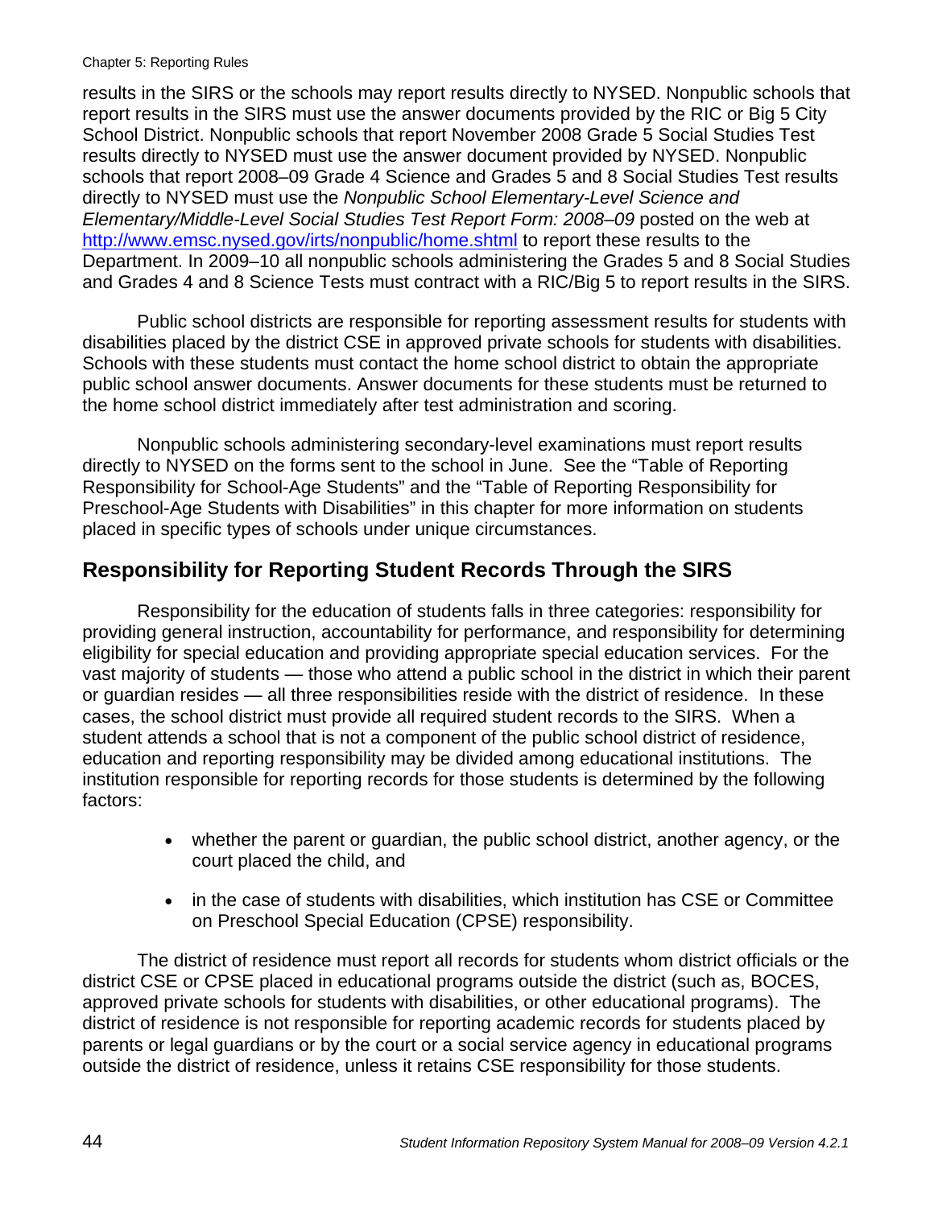results in the SIRS or the schools may report results directly to NYSED. Nonpublic schools that report results in the SIRS must use the answer documents provided by the RIC or Big 5 City School District. Nonpublic schools that report November 2008 Grade 5 Social Studies Test results directly to NYSED must use the answer document provided by NYSED. Nonpublic schools that report 2008–09 Grade 4 Science and Grades 5 and 8 Social Studies Test results directly to NYSED must use the *Nonpublic School Elementary-Level Science and Elementary/Middle-Level Social Studies Test Report Form: 2008–09* posted on the web at [http://www.emsc.nysed.gov/irts/nonpublic/home.shtml](http://www.emsc.nysed.gov/irts/nonpublic/home.shtml) to report these results to the Department. In 2009–10 all nonpublic schools administering the Grades 5 and 8 Social Studies and Grades 4 and 8 Science Tests must contract with a RIC/Big 5 to report results in the SIRS.

Public school districts are responsible for reporting assessment results for students with disabilities placed by the district CSE in approved private schools for students with disabilities. Schools with these students must contact the home school district to obtain the appropriate public school answer documents. Answer documents for these students must be returned to the home school district immediately after test administration and scoring.

Nonpublic schools administering secondary-level examinations must report results directly to NYSED on the forms sent to the school in June. See the "Table of Reporting Responsibility for School-Age Students" and the "Table of Reporting Responsibility for Preschool-Age Students with Disabilities" in this chapter for more information on students placed in specific types of schools under unique circumstances.

## Responsibility for Reporting Student Records Through the SIRS

Responsibility for the education of students falls in three categories: responsibility for providing general instruction, accountability for performance, and responsibility for determining eligibility for special education and providing appropriate special education services. For the vast majority of students — those who attend a public school in the district in which their parent or guardian resides — all three responsibilities reside with the district of residence. In these cases, the school district must provide all required student records to the SIRS. When a student attends a school that is not a component of the public school district of residence, education and reporting responsibility may be divided among educational institutions. The institution responsible for reporting records for those students is determined by the following factors:

- whether the parent or guardian, the public school district, another agency, or the court placed the child, and
- in the case of students with disabilities, which institution has CSE or Committee on Preschool Special Education (CPSE) responsibility.

The district of residence must report all records for students whom district officials or the district CSE or CPSE placed in educational programs outside the district (such as, BOCES, approved private schools for students with disabilities, or other educational programs). The district of residence is not responsible for reporting academic records for students placed by parents or legal guardians or by the court or a social service agency in educational programs outside the district of residence, unless it retains CSE responsibility for those students.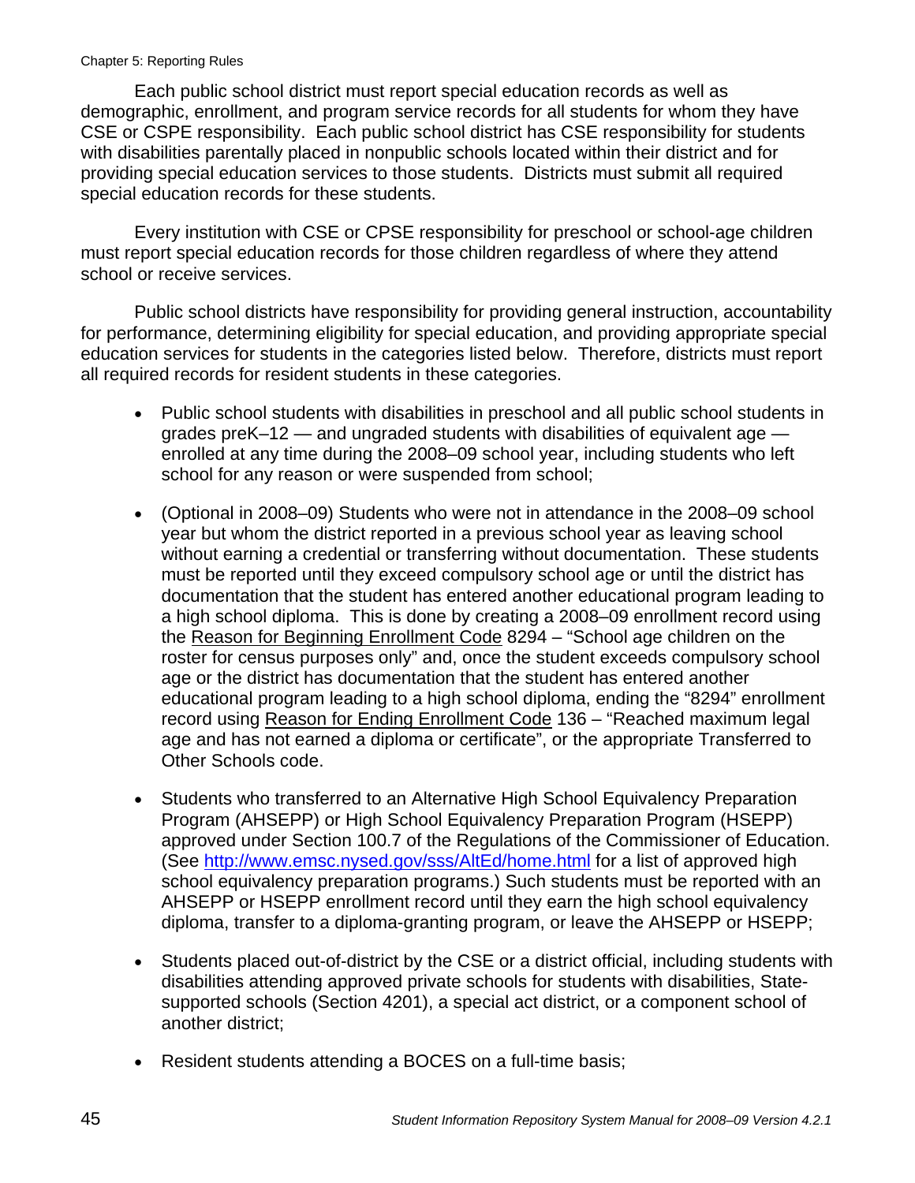Each public school district must report special education records as well as demographic, enrollment, and program service records for all students for whom they have CSE or CSPE responsibility. Each public school district has CSE responsibility for students with disabilities parentally placed in nonpublic schools located within their district and for providing special education services to those students. Districts must submit all required special education records for these students.

Every institution with CSE or CPSE responsibility for preschool or school-age children must report special education records for those children regardless of where they attend school or receive services.

Public school districts have responsibility for providing general instruction, accountability for performance, determining eligibility for special education, and providing appropriate special education services for students in the categories listed below. Therefore, districts must report all required records for resident students in these categories.

- Public school students with disabilities in preschool and all public school students in grades preK–12 — and ungraded students with disabilities of equivalent age — enrolled at any time during the 2008–09 school year, including students who left school for any reason or were suspended from school;

- (Optional in 2008–09) Students who were not in attendance in the 2008–09 school year but whom the district reported in a previous school year as leaving school without earning a credential or transferring without documentation. These students must be reported until they exceed compulsory school age or until the district has documentation that the student has entered another educational program leading to a high school diploma. This is done by creating a 2008–09 enrollment record using the Reason for Beginning Enrollment Code 8294 – "School age children on the roster for census purposes only" and, once the student exceeds compulsory school age or the district has documentation that the student has entered another educational program leading to a high school diploma, ending the "8294" enrollment record using Reason for Ending Enrollment Code 136 – "Reached maximum legal age and has not earned a diploma or certificate", or the appropriate Transferred to Other Schools code.

- Students who transferred to an Alternative High School Equivalency Preparation Program (AHSEPP) or High School Equivalency Preparation Program (HSEPP) approved under Section 100.7 of the Regulations of the Commissioner of Education. (See http://www.emsc.nysed.gov/sss/AltEd/home.html for a list of approved high school equivalency preparation programs.) Such students must be reported with an AHSEPP or HSEPP enrollment record until they earn the high school equivalency diploma, transfer to a diploma-granting program, or leave the AHSEPP or HSEPP;

- Students placed out-of-district by the CSE or a district official, including students with disabilities attending approved private schools for students with disabilities, State-supported schools (Section 4201), a special act district, or a component school of another district;

- Resident students attending a BOCES on a full-time basis;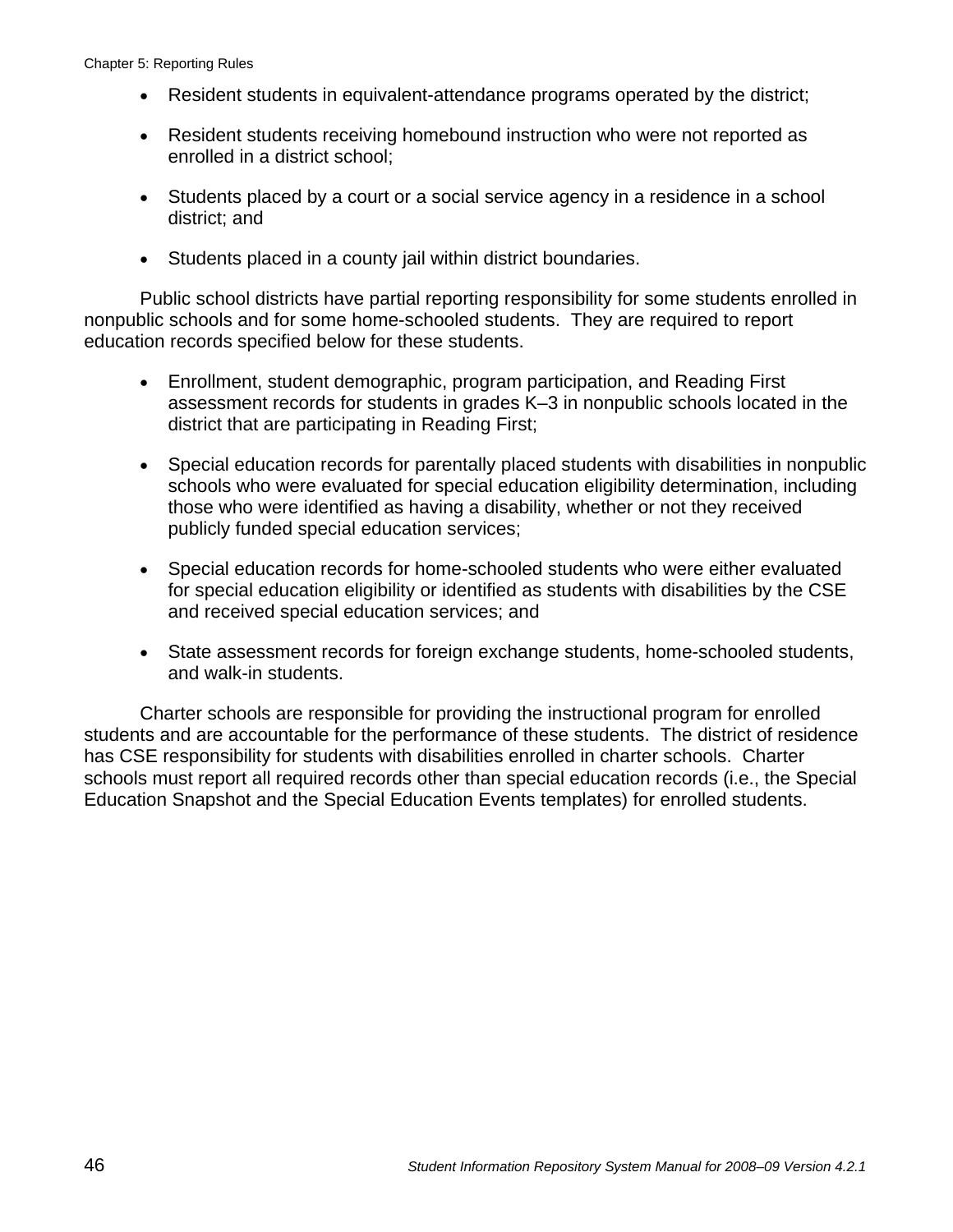- Resident students in equivalent-attendance programs operated by the district;
- Resident students receiving homebound instruction who were not reported as enrolled in a district school;
- Students placed by a court or a social service agency in a residence in a school district; and
- Students placed in a county jail within district boundaries.

Public school districts have partial reporting responsibility for some students enrolled in nonpublic schools and for some home-schooled students. They are required to report education records specified below for these students.

- Enrollment, student demographic, program participation, and Reading First assessment records for students in grades K–3 in nonpublic schools located in the district that are participating in Reading First;
- Special education records for parentally placed students with disabilities in nonpublic schools who were evaluated for special education eligibility determination, including those who were identified as having a disability, whether or not they received publicly funded special education services;
- Special education records for home-schooled students who were either evaluated for special education eligibility or identified as students with disabilities by the CSE and received special education services; and
- State assessment records for foreign exchange students, home-schooled students, and walk-in students.

Charter schools are responsible for providing the instructional program for enrolled students and are accountable for the performance of these students. The district of residence has CSE responsibility for students with disabilities enrolled in charter schools. Charter schools must report all required records other than special education records (i.e., the Special Education Snapshot and the Special Education Events templates) for enrolled students.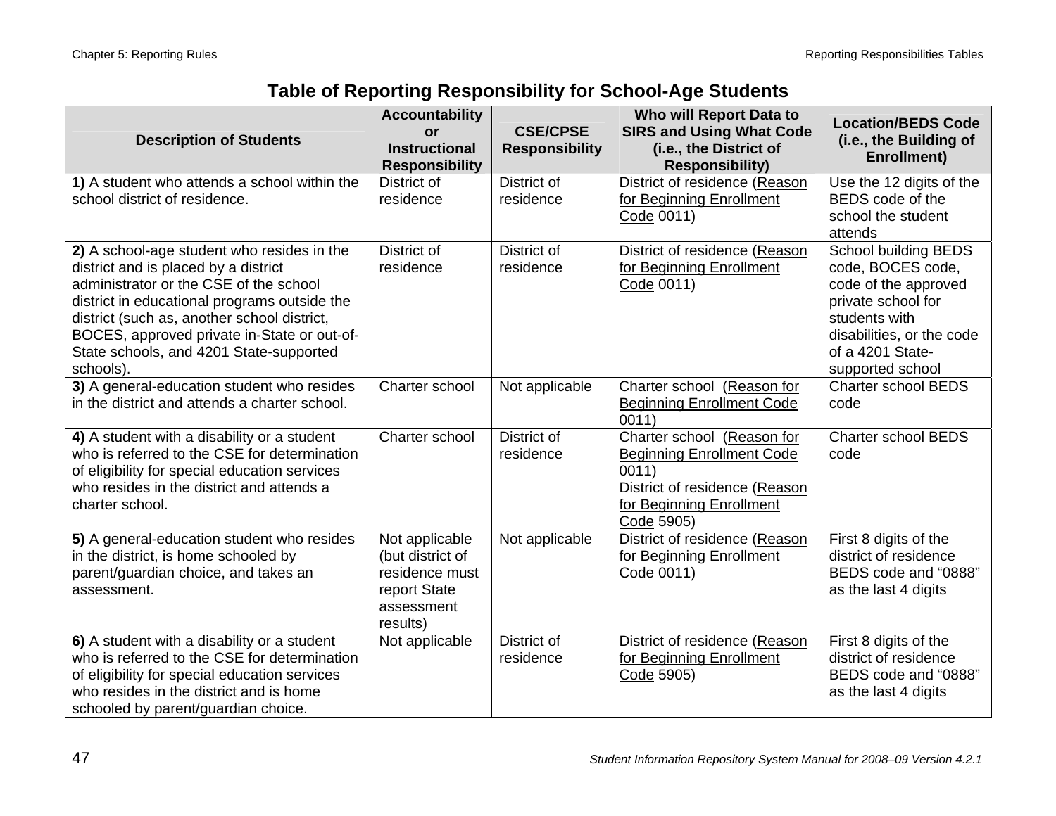## Table of Reporting Responsibility for School-Age Students

| Description of Students | Accountability or Instructional Responsibility | CSE/CPSE Responsibility | Who will Report Data to SIRS and Using What Code (i.e., the District of Responsibility) | Location/BEDS Code (i.e., the Building of Enrollment) |
|---|---|---|---|---|
| **1)** A student who attends a school within the school district of residence. | District of residence | District of residence | District of residence (Reason for Beginning Enrollment Code 0011) | Use the 12 digits of the BEDS code of the school the student attends |
| **2)** A school-age student who resides in the district and is placed by a district administrator or the CSE of the school district in educational programs outside the district (such as, another school district, BOCES, approved private in-State or out-of-State schools, and 4201 State-supported schools). | District of residence | District of residence | District of residence (Reason for Beginning Enrollment Code 0011) | School building BEDS code, BOCES code, code of the approved private school for students with disabilities, or the code of a 4201 State-supported school |
| **3)** A general-education student who resides in the district and attends a charter school. | Charter school | Not applicable | Charter school (Reason for Beginning Enrollment Code 0011) | Charter school BEDS code |
| **4)** A student with a disability or a student who is referred to the CSE for determination of eligibility for special education services who resides in the district and attends a charter school. | Charter school | District of residence | Charter school (Reason for Beginning Enrollment Code 0011)<br>District of residence (Reason for Beginning Enrollment Code 5905) | Charter school BEDS code |
| **5)** A general-education student who resides in the district, is home schooled by parent/guardian choice, and takes an assessment. | Not applicable (but district of residence must report State assessment results) | Not applicable | District of residence (Reason for Beginning Enrollment Code 0011) | First 8 digits of the district of residence BEDS code and "0888" as the last 4 digits |
| **6)** A student with a disability or a student who is referred to the CSE for determination of eligibility for special education services who resides in the district and is home schooled by parent/guardian choice. | Not applicable | District of residence | District of residence (Reason for Beginning Enrollment Code 5905) | First 8 digits of the district of residence BEDS code and "0888" as the last 4 digits |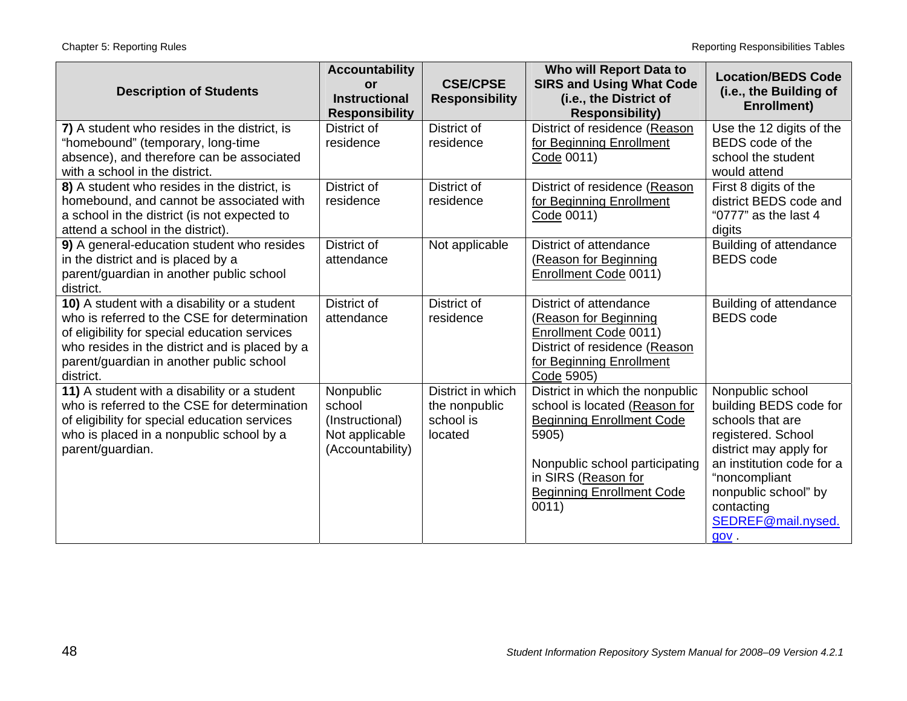| Description of Students | Accountability or Instructional Responsibility | CSE/CPSE Responsibility | Who will Report Data to SIRS and Using What Code (i.e., the District of Responsibility) | Location/BEDS Code (i.e., the Building of Enrollment) |
|---|---|---|---|---|
| **7)** A student who resides in the district, is "homebound" (temporary, long-time absence), and therefore can be associated with a school in the district. | District of residence | District of residence | District of residence (Reason for Beginning Enrollment Code 0011) | Use the 12 digits of the BEDS code of the school the student would attend |
| **8)** A student who resides in the district, is homebound, and cannot be associated with a school in the district (is not expected to attend a school in the district). | District of residence | District of residence | District of residence (Reason for Beginning Enrollment Code 0011) | First 8 digits of the district BEDS code and "0777" as the last 4 digits |
| **9)** A general-education student who resides in the district and is placed by a parent/guardian in another public school district. | District of attendance | Not applicable | District of attendance (Reason for Beginning Enrollment Code 0011) | Building of attendance BEDS code |
| **10)** A student with a disability or a student who is referred to the CSE for determination of eligibility for special education services who resides in the district and is placed by a parent/guardian in another public school district. | District of attendance | District of residence | District of attendance (Reason for Beginning Enrollment Code 0011) District of residence (Reason for Beginning Enrollment Code 5905) | Building of attendance BEDS code |
| **11)** A student with a disability or a student who is referred to the CSE for determination of eligibility for special education services who is placed in a nonpublic school by a parent/guardian. | Nonpublic school (Instructional) Not applicable (Accountability) | District in which the nonpublic school is located | District in which the nonpublic school is located (Reason for Beginning Enrollment Code 5905)<br><br>Nonpublic school participating in SIRS (Reason for Beginning Enrollment Code 0011) | Nonpublic school building BEDS code for schools that are registered. School district may apply for an institution code for a "noncompliant nonpublic school" by contacting SEDREF@mail.nysed.gov . |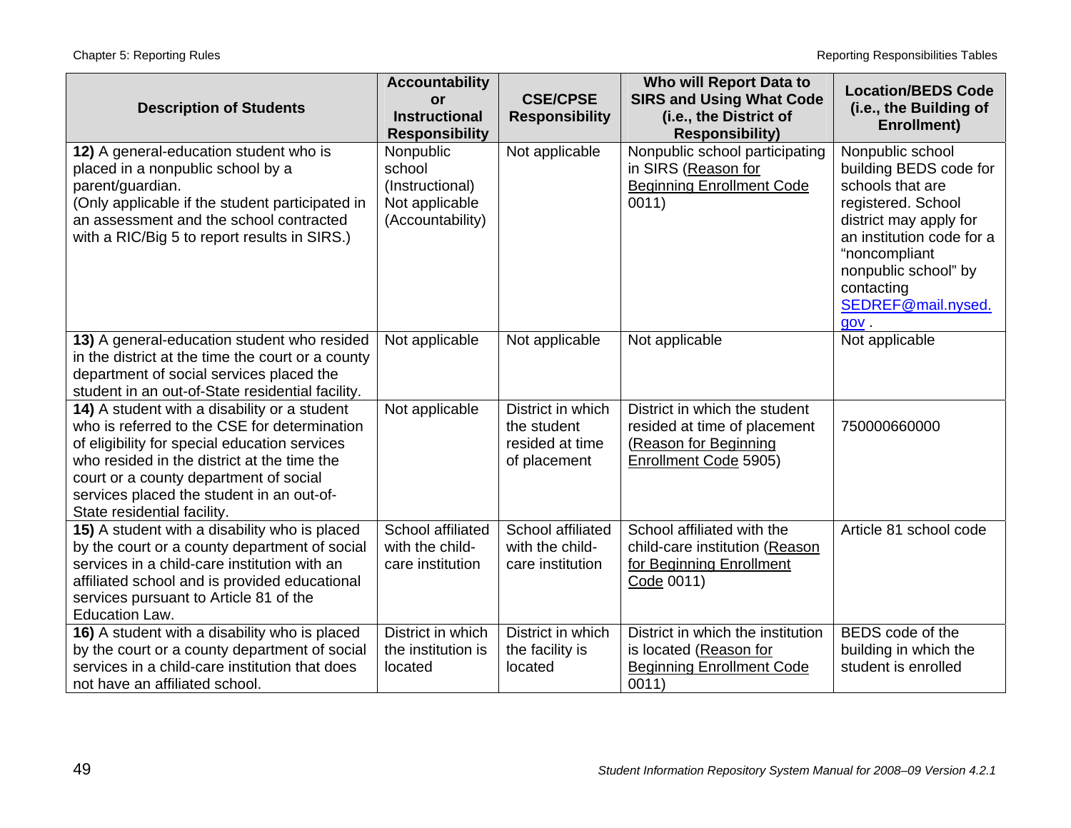| Description of Students | Accountability or Instructional Responsibility | CSE/CPSE Responsibility | Who will Report Data to SIRS and Using What Code (i.e., the District of Responsibility) | Location/BEDS Code (i.e., the Building of Enrollment) |
|---|---|---|---|---|
| **12)** A general-education student who is placed in a nonpublic school by a parent/guardian. (Only applicable if the student participated in an assessment and the school contracted with a RIC/Big 5 to report results in SIRS.) | Nonpublic school (Instructional) Not applicable (Accountability) | Not applicable | Nonpublic school participating in SIRS (Reason for Beginning Enrollment Code 0011) | Nonpublic school building BEDS code for schools that are registered. School district may apply for an institution code for a "noncompliant nonpublic school" by contacting SEDREF@mail.nysed.gov . |
| **13)** A general-education student who resided in the district at the time the court or a county department of social services placed the student in an out-of-State residential facility. | Not applicable | Not applicable | Not applicable | Not applicable |
| **14)** A student with a disability or a student who is referred to the CSE for determination of eligibility for special education services who resided in the district at the time the court or a county department of social services placed the student in an out-of-State residential facility. | Not applicable | District in which the student resided at time of placement | District in which the student resided at time of placement (Reason for Beginning Enrollment Code 5905) | 750000660000 |
| **15)** A student with a disability who is placed by the court or a county department of social services in a child-care institution with an affiliated school and is provided educational services pursuant to Article 81 of the Education Law. | School affiliated with the child-care institution | School affiliated with the child-care institution | School affiliated with the child-care institution (Reason for Beginning Enrollment Code 0011) | Article 81 school code |
| **16)** A student with a disability who is placed by the court or a county department of social services in a child-care institution that does not have an affiliated school. | District in which the institution is located | District in which the facility is located | District in which the institution is located (Reason for Beginning Enrollment Code 0011) | BEDS code of the building in which the student is enrolled |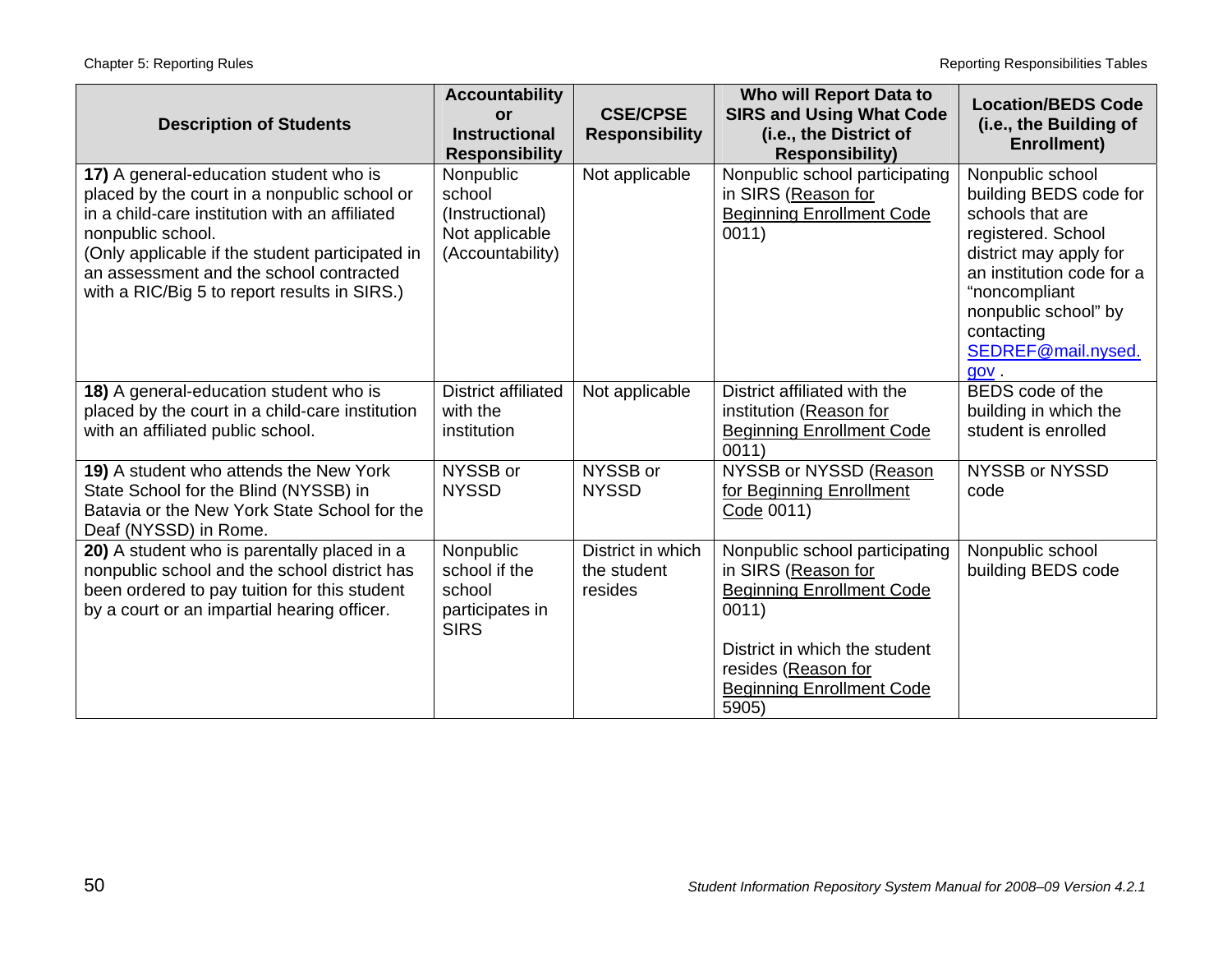| Description of Students | Accountability or Instructional Responsibility | CSE/CPSE Responsibility | Who will Report Data to SIRS and Using What Code (i.e., the District of Responsibility) | Location/BEDS Code (i.e., the Building of Enrollment) |
|---|---|---|---|---|
| **17)** A general-education student who is placed by the court in a nonpublic school or in a child-care institution with an affiliated nonpublic school. (Only applicable if the student participated in an assessment and the school contracted with a RIC/Big 5 to report results in SIRS.) | Nonpublic school (Instructional) Not applicable (Accountability) | Not applicable | Nonpublic school participating in SIRS (Reason for Beginning Enrollment Code 0011) | Nonpublic school building BEDS code for schools that are registered. School district may apply for an institution code for a "noncompliant nonpublic school" by contacting SEDREF@mail.nysed.gov . |
| **18)** A general-education student who is placed by the court in a child-care institution with an affiliated public school. | District affiliated with the institution | Not applicable | District affiliated with the institution (Reason for Beginning Enrollment Code 0011) | BEDS code of the building in which the student is enrolled |
| **19)** A student who attends the New York State School for the Blind (NYSSB) in Batavia or the New York State School for the Deaf (NYSSD) in Rome. | NYSSB or NYSSD | NYSSB or NYSSD | NYSSB or NYSSD (Reason for Beginning Enrollment Code 0011) | NYSSB or NYSSD code |
| **20)** A student who is parentally placed in a nonpublic school and the school district has been ordered to pay tuition for this student by a court or an impartial hearing officer. | Nonpublic school if the school participates in SIRS | District in which the student resides | Nonpublic school participating in SIRS (Reason for Beginning Enrollment Code 0011)<br><br>District in which the student resides (Reason for Beginning Enrollment Code 5905) | Nonpublic school building BEDS code |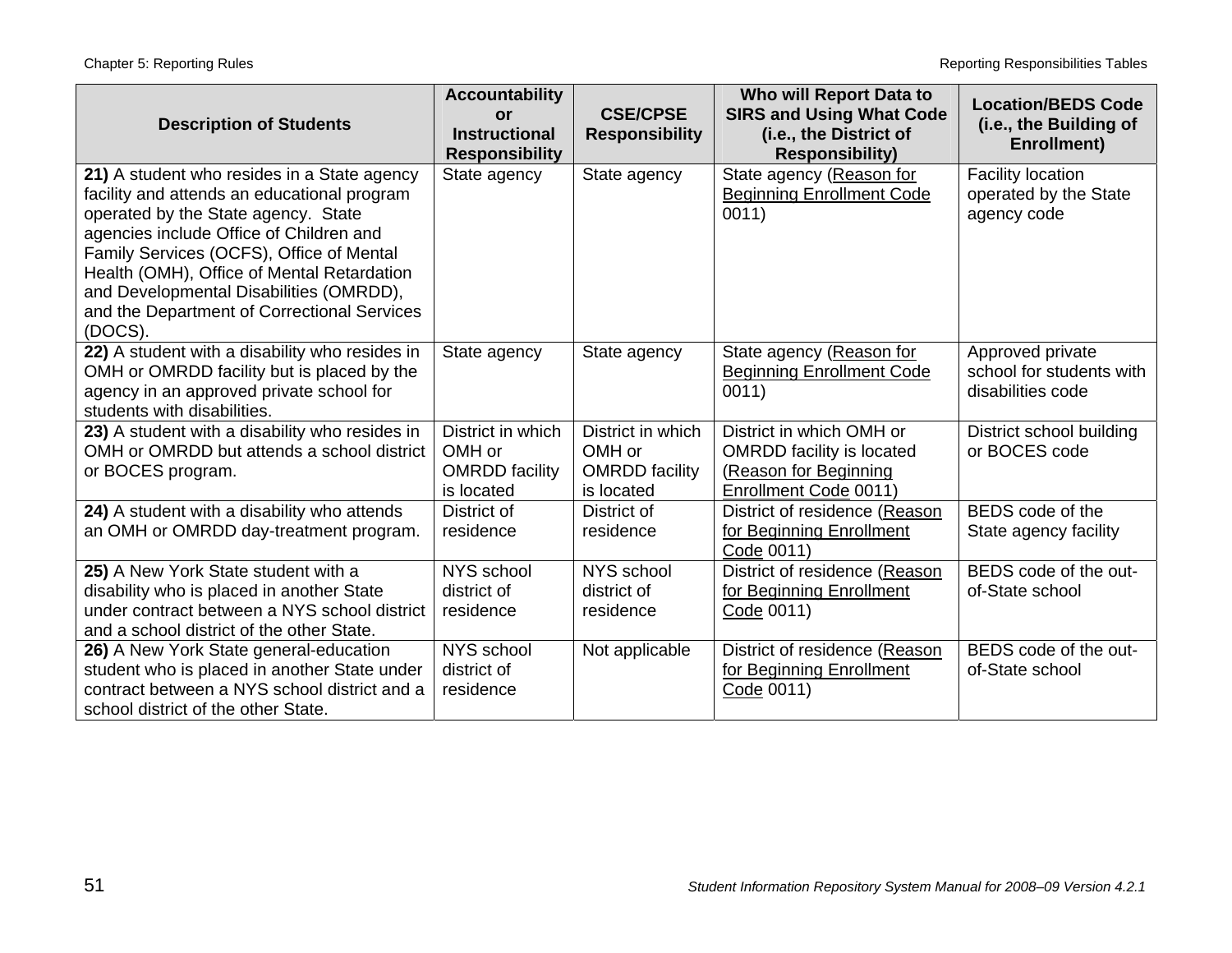| Description of Students | Accountability or Instructional Responsibility | CSE/CPSE Responsibility | Who will Report Data to SIRS and Using What Code (i.e., the District of Responsibility) | Location/BEDS Code (i.e., the Building of Enrollment) |
|---|---|---|---|---|
| **21)** A student who resides in a State agency facility and attends an educational program operated by the State agency. State agencies include Office of Children and Family Services (OCFS), Office of Mental Health (OMH), Office of Mental Retardation and Developmental Disabilities (OMRDD), and the Department of Correctional Services (DOCS). | State agency | State agency | State agency (Reason for Beginning Enrollment Code 0011) | Facility location operated by the State agency code |
| **22)** A student with a disability who resides in OMH or OMRDD facility but is placed by the agency in an approved private school for students with disabilities. | State agency | State agency | State agency (Reason for Beginning Enrollment Code 0011) | Approved private school for students with disabilities code |
| **23)** A student with a disability who resides in OMH or OMRDD but attends a school district or BOCES program. | District in which OMH or OMRDD facility is located | District in which OMH or OMRDD facility is located | District in which OMH or OMRDD facility is located (Reason for Beginning Enrollment Code 0011) | District school building or BOCES code |
| **24)** A student with a disability who attends an OMH or OMRDD day-treatment program. | District of residence | District of residence | District of residence (Reason for Beginning Enrollment Code 0011) | BEDS code of the State agency facility |
| **25)** A New York State student with a disability who is placed in another State under contract between a NYS school district and a school district of the other State. | NYS school district of residence | NYS school district of residence | District of residence (Reason for Beginning Enrollment Code 0011) | BEDS code of the out-of-State school |
| **26)** A New York State general-education student who is placed in another State under contract between a NYS school district and a school district of the other State. | NYS school district of residence | Not applicable | District of residence (Reason for Beginning Enrollment Code 0011) | BEDS code of the out-of-State school |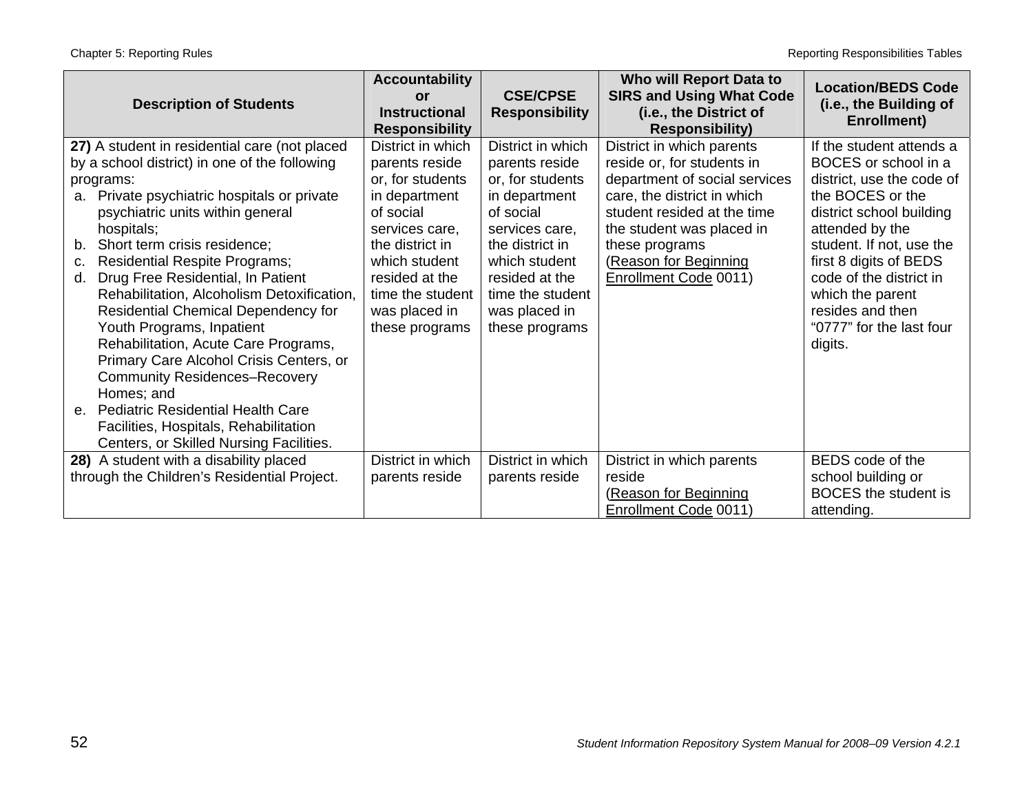| Description of Students | Accountability or Instructional Responsibility | CSE/CPSE Responsibility | Who will Report Data to SIRS and Using What Code (i.e., the District of Responsibility) | Location/BEDS Code (i.e., the Building of Enrollment) |
|---|---|---|---|---|
| **27)** A student in residential care (not placed by a school district) in one of the following programs:<br>a. Private psychiatric hospitals or private psychiatric units within general hospitals;<br>b. Short term crisis residence;<br>c. Residential Respite Programs;<br>d. Drug Free Residential, In Patient Rehabilitation, Alcoholism Detoxification, Residential Chemical Dependency for Youth Programs, Inpatient Rehabilitation, Acute Care Programs, Primary Care Alcohol Crisis Centers, or Community Residences–Recovery Homes; and<br>e. Pediatric Residential Health Care Facilities, Hospitals, Rehabilitation Centers, or Skilled Nursing Facilities. | District in which parents reside or, for students in department of social services care, the district in which student resided at the time the student was placed in these programs | District in which parents reside or, for students in department of social services care, the district in which student resided at the time the student was placed in these programs | District in which parents reside or, for students in department of social services care, the district in which student resided at the time the student was placed in these programs (Reason for Beginning Enrollment Code 0011) | If the student attends a BOCES or school in a district, use the code of the BOCES or the district school building attended by the student. If not, use the first 8 digits of BEDS code of the district in which the parent resides and then "0777" for the last four digits. |
| **28)** A student with a disability placed through the Children's Residential Project. | District in which parents reside | District in which parents reside | District in which parents reside (Reason for Beginning Enrollment Code 0011) | BEDS code of the school building or BOCES the student is attending. |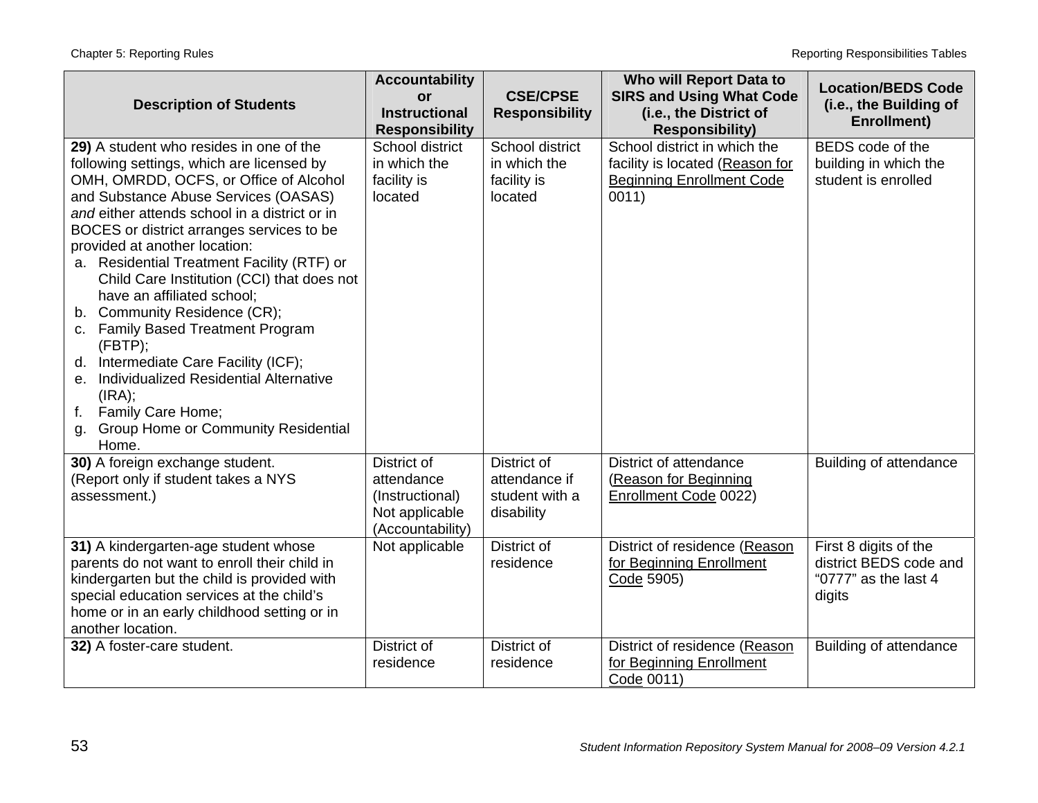| Description of Students | Accountability or Instructional Responsibility | CSE/CPSE Responsibility | Who will Report Data to SIRS and Using What Code (i.e., the District of Responsibility) | Location/BEDS Code (i.e., the Building of Enrollment) |
|---|---|---|---|---|
| **29)** A student who resides in one of the following settings, which are licensed by OMH, OMRDD, OCFS, or Office of Alcohol and Substance Abuse Services (OASAS) *and* either attends school in a district or in BOCES or district arranges services to be provided at another location:<br>a. Residential Treatment Facility (RTF) or Child Care Institution (CCI) that does not have an affiliated school;<br>b. Community Residence (CR);<br>c. Family Based Treatment Program (FBTP);<br>d. Intermediate Care Facility (ICF);<br>e. Individualized Residential Alternative (IRA);<br>f. Family Care Home;<br>g. Group Home or Community Residential Home. | School district in which the facility is located | School district in which the facility is located | School district in which the facility is located (Reason for Beginning Enrollment Code 0011) | BEDS code of the building in which the student is enrolled |
| **30)** A foreign exchange student. (Report only if student takes a NYS assessment.) | District of attendance (Instructional) Not applicable (Accountability) | District of attendance if student with a disability | District of attendance (Reason for Beginning Enrollment Code 0022) | Building of attendance |
| **31)** A kindergarten-age student whose parents do not want to enroll their child in kindergarten but the child is provided with special education services at the child's home or in an early childhood setting or in another location. | Not applicable | District of residence | District of residence (Reason for Beginning Enrollment Code 5905) | First 8 digits of the district BEDS code and "0777" as the last 4 digits |
| **32)** A foster-care student. | District of residence | District of residence | District of residence (Reason for Beginning Enrollment Code 0011) | Building of attendance |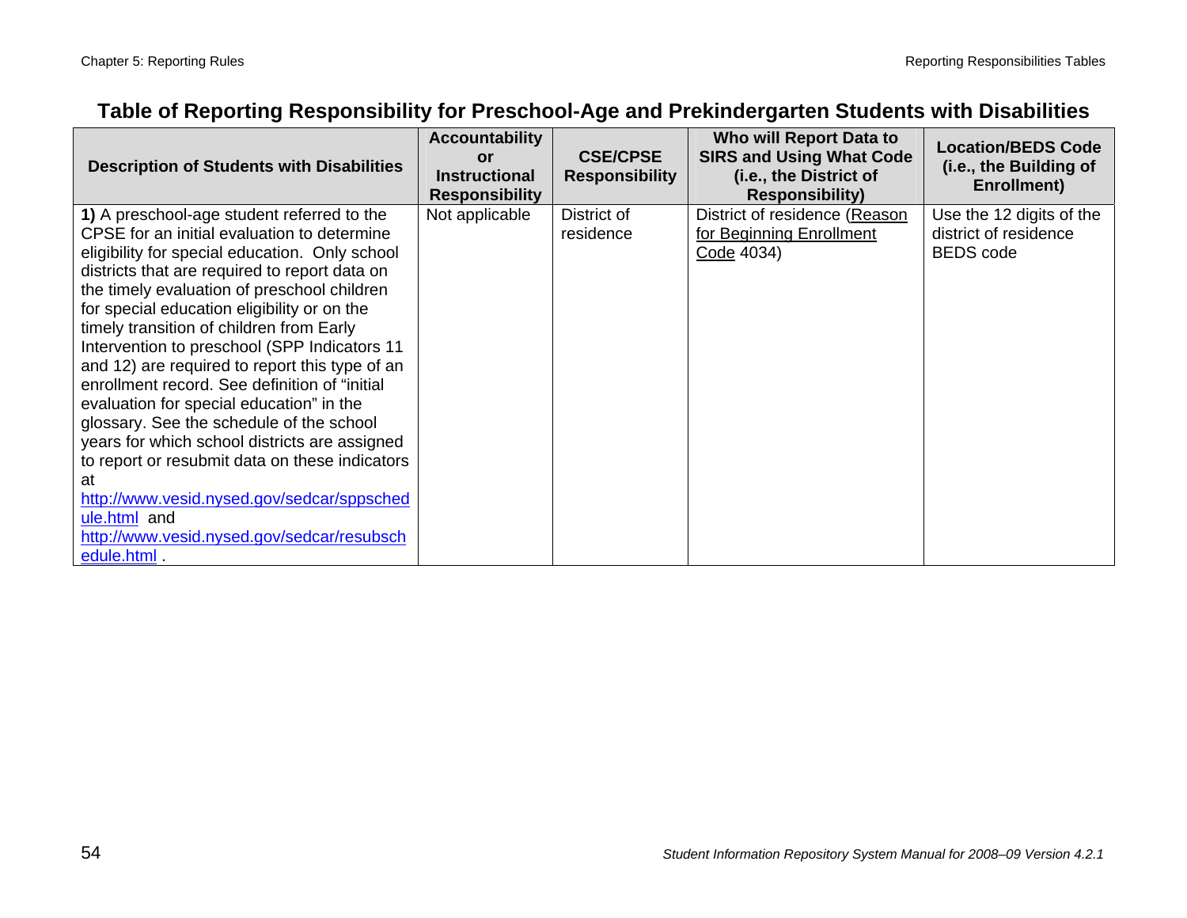## Table of Reporting Responsibility for Preschool-Age and Prekindergarten Students with Disabilities

| Description of Students with Disabilities | Accountability or Instructional Responsibility | CSE/CPSE Responsibility | Who will Report Data to SIRS and Using What Code (i.e., the District of Responsibility) | Location/BEDS Code (i.e., the Building of Enrollment) |
|---|---|---|---|---|
| **1)** A preschool-age student referred to the CPSE for an initial evaluation to determine eligibility for special education. Only school districts that are required to report data on the timely evaluation of preschool children for special education eligibility or on the timely transition of children from Early Intervention to preschool (SPP Indicators 11 and 12) are required to report this type of an enrollment record. See definition of "initial evaluation for special education" in the glossary. See the schedule of the school years for which school districts are assigned to report or resubmit data on these indicators at http://www.vesid.nysed.gov/sedcar/sppschedule.html and http://www.vesid.nysed.gov/sedcar/resubschedule.html . | Not applicable | District of residence | District of residence (Reason for Beginning Enrollment Code 4034) | Use the 12 digits of the district of residence BEDS code |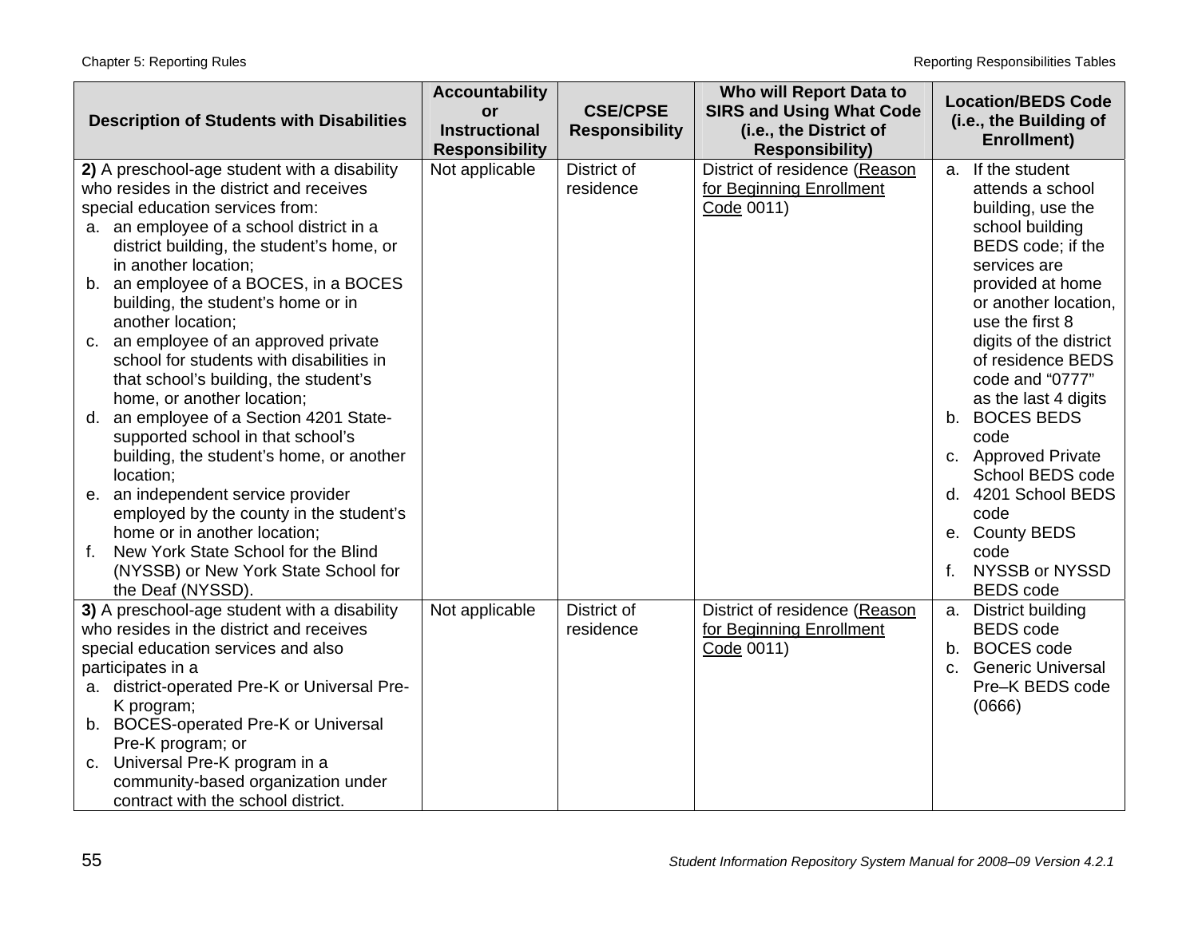| Description of Students with Disabilities | Accountability or Instructional Responsibility | CSE/CPSE Responsibility | Who will Report Data to SIRS and Using What Code (i.e., the District of Responsibility) | Location/BEDS Code (i.e., the Building of Enrollment) |
|---|---|---|---|---|
| **2)** A preschool-age student with a disability who resides in the district and receives special education services from:<br>a. an employee of a school district in a district building, the student's home, or in another location;<br>b. an employee of a BOCES, in a BOCES building, the student's home or in another location;<br>c. an employee of an approved private school for students with disabilities in that school's building, the student's home, or another location;<br>d. an employee of a Section 4201 State-supported school in that school's building, the student's home, or another location;<br>e. an independent service provider employed by the county in the student's home or in another location;<br>f. New York State School for the Blind (NYSSB) or New York State School for the Deaf (NYSSD). | Not applicable | District of residence | District of residence (Reason for Beginning Enrollment Code 0011) | a. If the student attends a school building, use the school building BEDS code; if the services are provided at home or another location, use the first 8 digits of the district of residence BEDS code and "0777" as the last 4 digits<br>b. BOCES BEDS code<br>c. Approved Private School BEDS code<br>d. 4201 School BEDS code<br>e. County BEDS code<br>f. NYSSB or NYSSD BEDS code |
| **3)** A preschool-age student with a disability who resides in the district and receives special education services and also participates in a<br>a. district-operated Pre-K or Universal Pre-K program;<br>b. BOCES-operated Pre-K or Universal Pre-K program; or<br>c. Universal Pre-K program in a community-based organization under contract with the school district. | Not applicable | District of residence | District of residence (Reason for Beginning Enrollment Code 0011) | a. District building BEDS code<br>b. BOCES code<br>c. Generic Universal Pre–K BEDS code (0666) |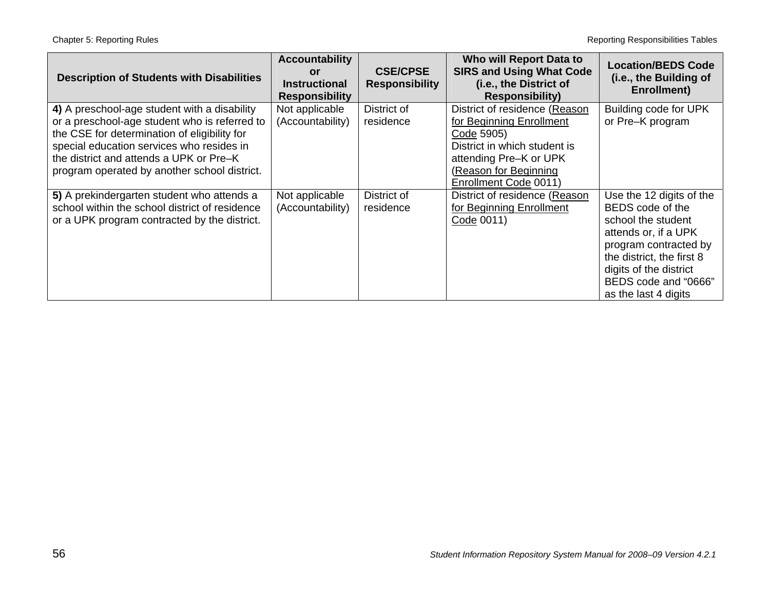| Description of Students with Disabilities | Accountability or Instructional Responsibility | CSE/CPSE Responsibility | Who will Report Data to SIRS and Using What Code (i.e., the District of Responsibility) | Location/BEDS Code (i.e., the Building of Enrollment) |
|---|---|---|---|---|
| **4)** A preschool-age student with a disability or a preschool-age student who is referred to the CSE for determination of eligibility for special education services who resides in the district and attends a UPK or Pre–K program operated by another school district. | Not applicable (Accountability) | District of residence | District of residence (Reason for Beginning Enrollment Code 5905) District in which student is attending Pre–K or UPK (Reason for Beginning Enrollment Code 0011) | Building code for UPK or Pre–K program |
| **5)** A prekindergarten student who attends a school within the school district of residence or a UPK program contracted by the district. | Not applicable (Accountability) | District of residence | District of residence (Reason for Beginning Enrollment Code 0011) | Use the 12 digits of the BEDS code of the school the student attends or, if a UPK program contracted by the district, the first 8 digits of the district BEDS code and “0666” as the last 4 digits |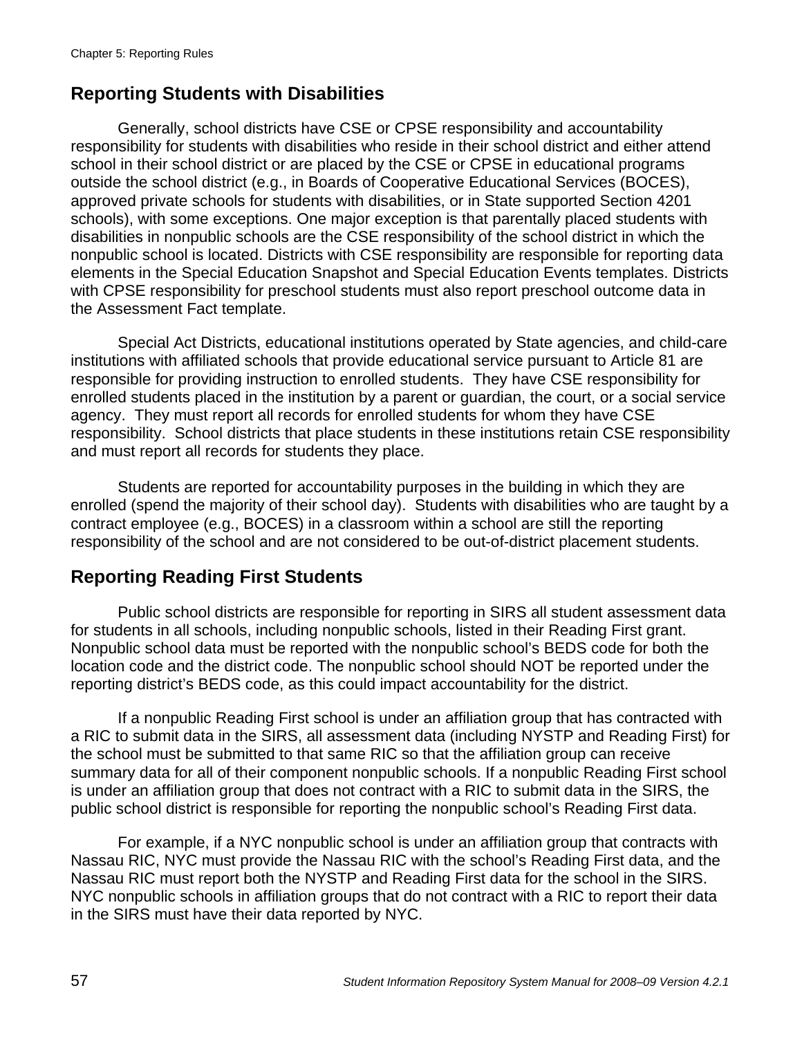## Reporting Students with Disabilities

Generally, school districts have CSE or CPSE responsibility and accountability responsibility for students with disabilities who reside in their school district and either attend school in their school district or are placed by the CSE or CPSE in educational programs outside the school district (e.g., in Boards of Cooperative Educational Services (BOCES), approved private schools for students with disabilities, or in State supported Section 4201 schools), with some exceptions. One major exception is that parentally placed students with disabilities in nonpublic schools are the CSE responsibility of the school district in which the nonpublic school is located. Districts with CSE responsibility are responsible for reporting data elements in the Special Education Snapshot and Special Education Events templates. Districts with CPSE responsibility for preschool students must also report preschool outcome data in the Assessment Fact template.

Special Act Districts, educational institutions operated by State agencies, and child-care institutions with affiliated schools that provide educational service pursuant to Article 81 are responsible for providing instruction to enrolled students. They have CSE responsibility for enrolled students placed in the institution by a parent or guardian, the court, or a social service agency. They must report all records for enrolled students for whom they have CSE responsibility. School districts that place students in these institutions retain CSE responsibility and must report all records for students they place.

Students are reported for accountability purposes in the building in which they are enrolled (spend the majority of their school day). Students with disabilities who are taught by a contract employee (e.g., BOCES) in a classroom within a school are still the reporting responsibility of the school and are not considered to be out-of-district placement students.

## Reporting Reading First Students

Public school districts are responsible for reporting in SIRS all student assessment data for students in all schools, including nonpublic schools, listed in their Reading First grant. Nonpublic school data must be reported with the nonpublic school's BEDS code for both the location code and the district code. The nonpublic school should NOT be reported under the reporting district's BEDS code, as this could impact accountability for the district.

If a nonpublic Reading First school is under an affiliation group that has contracted with a RIC to submit data in the SIRS, all assessment data (including NYSTP and Reading First) for the school must be submitted to that same RIC so that the affiliation group can receive summary data for all of their component nonpublic schools. If a nonpublic Reading First school is under an affiliation group that does not contract with a RIC to submit data in the SIRS, the public school district is responsible for reporting the nonpublic school's Reading First data.

For example, if a NYC nonpublic school is under an affiliation group that contracts with Nassau RIC, NYC must provide the Nassau RIC with the school's Reading First data, and the Nassau RIC must report both the NYSTP and Reading First data for the school in the SIRS. NYC nonpublic schools in affiliation groups that do not contract with a RIC to report their data in the SIRS must have their data reported by NYC.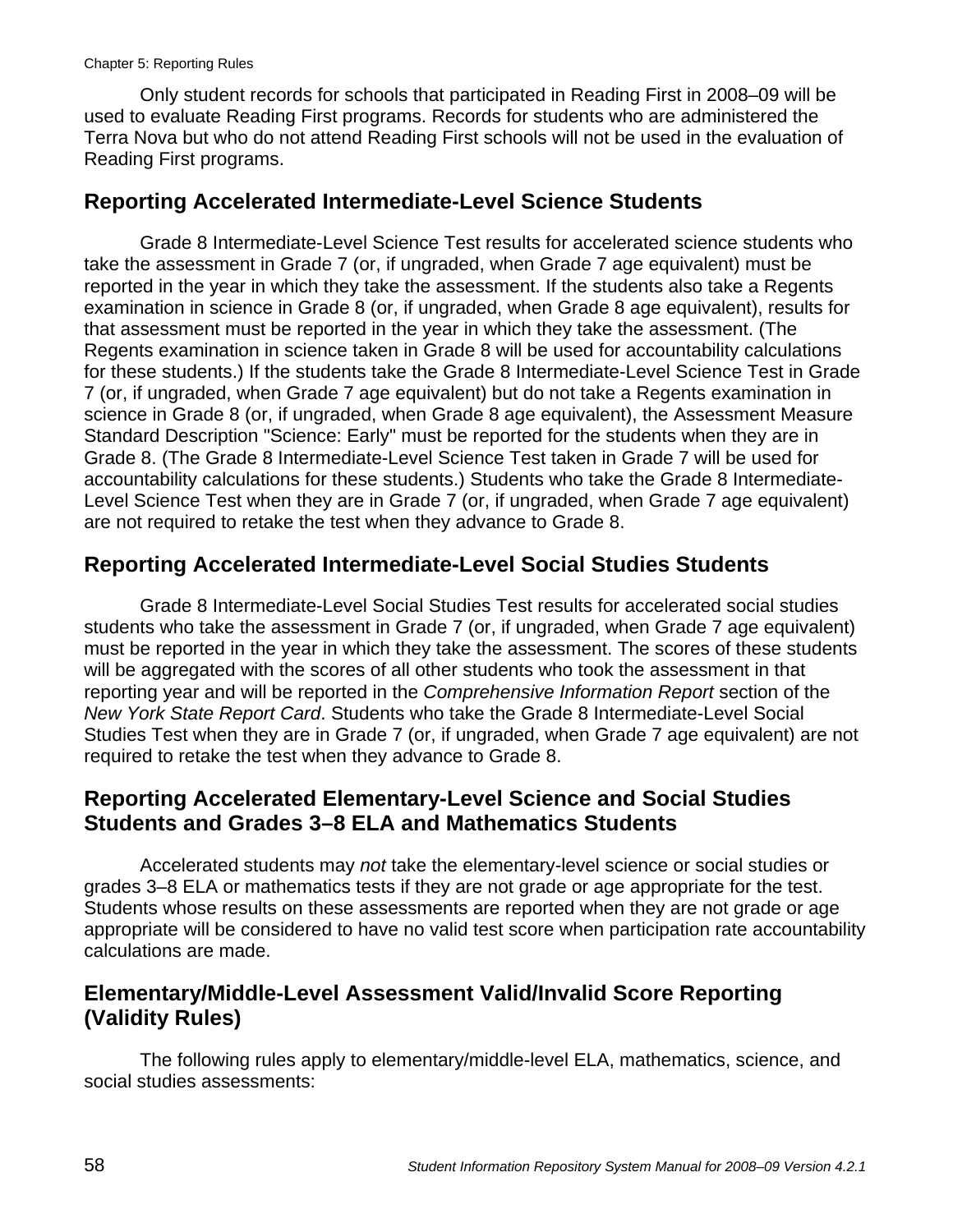Only student records for schools that participated in Reading First in 2008–09 will be used to evaluate Reading First programs. Records for students who are administered the Terra Nova but who do not attend Reading First schools will not be used in the evaluation of Reading First programs.

## Reporting Accelerated Intermediate-Level Science Students

Grade 8 Intermediate-Level Science Test results for accelerated science students who take the assessment in Grade 7 (or, if ungraded, when Grade 7 age equivalent) must be reported in the year in which they take the assessment. If the students also take a Regents examination in science in Grade 8 (or, if ungraded, when Grade 8 age equivalent), results for that assessment must be reported in the year in which they take the assessment. (The Regents examination in science taken in Grade 8 will be used for accountability calculations for these students.) If the students take the Grade 8 Intermediate-Level Science Test in Grade 7 (or, if ungraded, when Grade 7 age equivalent) but do not take a Regents examination in science in Grade 8 (or, if ungraded, when Grade 8 age equivalent), the Assessment Measure Standard Description "Science: Early" must be reported for the students when they are in Grade 8. (The Grade 8 Intermediate-Level Science Test taken in Grade 7 will be used for accountability calculations for these students.) Students who take the Grade 8 Intermediate-Level Science Test when they are in Grade 7 (or, if ungraded, when Grade 7 age equivalent) are not required to retake the test when they advance to Grade 8.

## Reporting Accelerated Intermediate-Level Social Studies Students

Grade 8 Intermediate-Level Social Studies Test results for accelerated social studies students who take the assessment in Grade 7 (or, if ungraded, when Grade 7 age equivalent) must be reported in the year in which they take the assessment. The scores of these students will be aggregated with the scores of all other students who took the assessment in that reporting year and will be reported in the *Comprehensive Information Report* section of the *New York State Report Card*. Students who take the Grade 8 Intermediate-Level Social Studies Test when they are in Grade 7 (or, if ungraded, when Grade 7 age equivalent) are not required to retake the test when they advance to Grade 8.

## Reporting Accelerated Elementary-Level Science and Social Studies Students and Grades 3–8 ELA and Mathematics Students

Accelerated students may *not* take the elementary-level science or social studies or grades 3–8 ELA or mathematics tests if they are not grade or age appropriate for the test. Students whose results on these assessments are reported when they are not grade or age appropriate will be considered to have no valid test score when participation rate accountability calculations are made.

## Elementary/Middle-Level Assessment Valid/Invalid Score Reporting (Validity Rules)

The following rules apply to elementary/middle-level ELA, mathematics, science, and social studies assessments: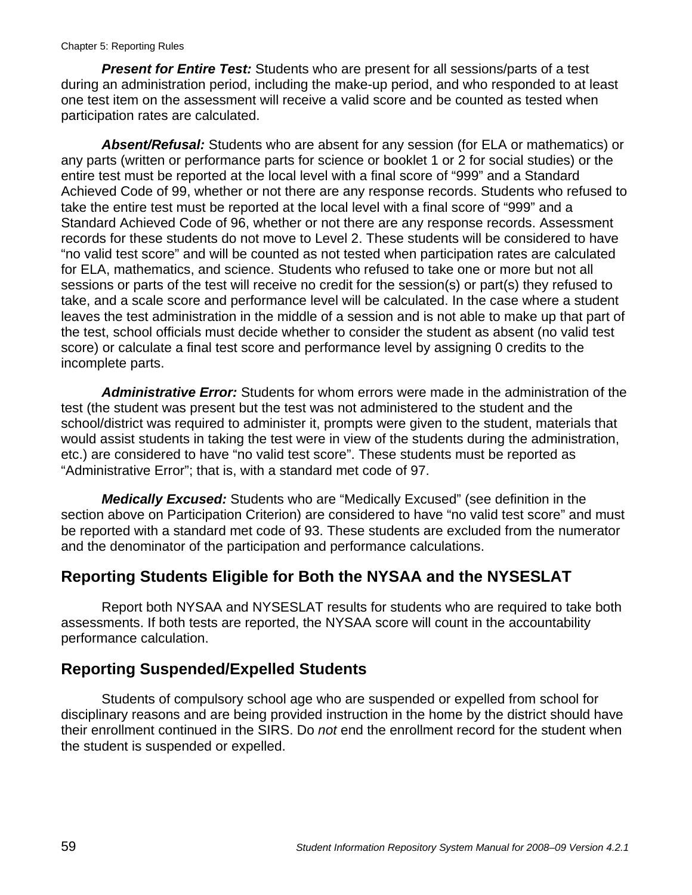***Present for Entire Test:*** Students who are present for all sessions/parts of a test during an administration period, including the make-up period, and who responded to at least one test item on the assessment will receive a valid score and be counted as tested when participation rates are calculated.

***Absent/Refusal:*** Students who are absent for any session (for ELA or mathematics) or any parts (written or performance parts for science or booklet 1 or 2 for social studies) or the entire test must be reported at the local level with a final score of "999" and a Standard Achieved Code of 99, whether or not there are any response records. Students who refused to take the entire test must be reported at the local level with a final score of "999" and a Standard Achieved Code of 96, whether or not there are any response records. Assessment records for these students do not move to Level 2. These students will be considered to have "no valid test score" and will be counted as not tested when participation rates are calculated for ELA, mathematics, and science. Students who refused to take one or more but not all sessions or parts of the test will receive no credit for the session(s) or part(s) they refused to take, and a scale score and performance level will be calculated. In the case where a student leaves the test administration in the middle of a session and is not able to make up that part of the test, school officials must decide whether to consider the student as absent (no valid test score) or calculate a final test score and performance level by assigning 0 credits to the incomplete parts.

***Administrative Error:*** Students for whom errors were made in the administration of the test (the student was present but the test was not administered to the student and the school/district was required to administer it, prompts were given to the student, materials that would assist students in taking the test were in view of the students during the administration, etc.) are considered to have "no valid test score". These students must be reported as "Administrative Error"; that is, with a standard met code of 97.

***Medically Excused:*** Students who are "Medically Excused" (see definition in the section above on Participation Criterion) are considered to have "no valid test score" and must be reported with a standard met code of 93. These students are excluded from the numerator and the denominator of the participation and performance calculations.

## Reporting Students Eligible for Both the NYSAA and the NYSESLAT

Report both NYSAA and NYSESLAT results for students who are required to take both assessments. If both tests are reported, the NYSAA score will count in the accountability performance calculation.

## Reporting Suspended/Expelled Students

Students of compulsory school age who are suspended or expelled from school for disciplinary reasons and are being provided instruction in the home by the district should have their enrollment continued in the SIRS. Do *not* end the enrollment record for the student when the student is suspended or expelled.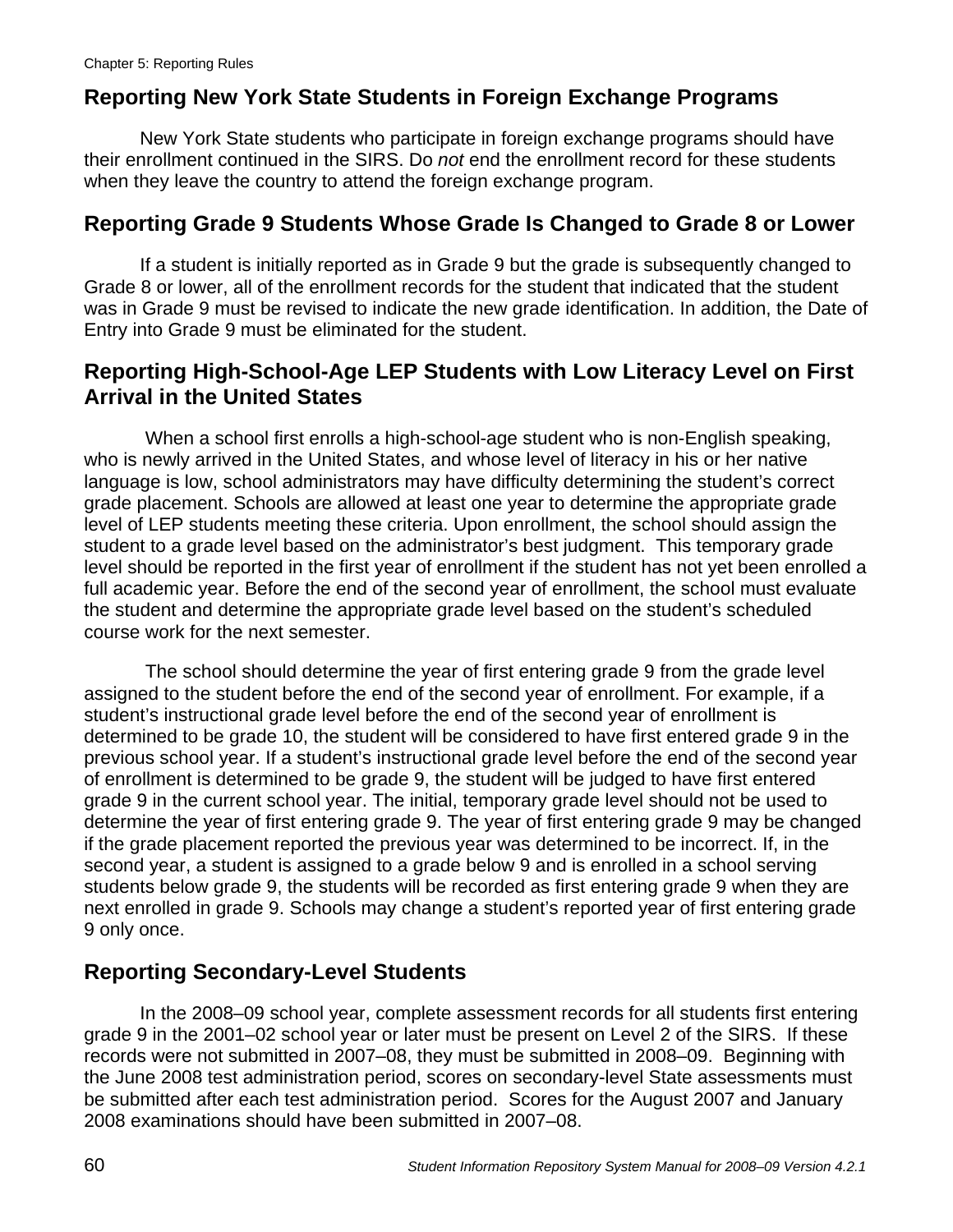## Reporting New York State Students in Foreign Exchange Programs

New York State students who participate in foreign exchange programs should have their enrollment continued in the SIRS. Do *not* end the enrollment record for these students when they leave the country to attend the foreign exchange program.

## Reporting Grade 9 Students Whose Grade Is Changed to Grade 8 or Lower

If a student is initially reported as in Grade 9 but the grade is subsequently changed to Grade 8 or lower, all of the enrollment records for the student that indicated that the student was in Grade 9 must be revised to indicate the new grade identification. In addition, the Date of Entry into Grade 9 must be eliminated for the student.

## Reporting High-School-Age LEP Students with Low Literacy Level on First Arrival in the United States

When a school first enrolls a high-school-age student who is non-English speaking, who is newly arrived in the United States, and whose level of literacy in his or her native language is low, school administrators may have difficulty determining the student's correct grade placement. Schools are allowed at least one year to determine the appropriate grade level of LEP students meeting these criteria. Upon enrollment, the school should assign the student to a grade level based on the administrator's best judgment. This temporary grade level should be reported in the first year of enrollment if the student has not yet been enrolled a full academic year. Before the end of the second year of enrollment, the school must evaluate the student and determine the appropriate grade level based on the student's scheduled course work for the next semester.

The school should determine the year of first entering grade 9 from the grade level assigned to the student before the end of the second year of enrollment. For example, if a student's instructional grade level before the end of the second year of enrollment is determined to be grade 10, the student will be considered to have first entered grade 9 in the previous school year. If a student's instructional grade level before the end of the second year of enrollment is determined to be grade 9, the student will be judged to have first entered grade 9 in the current school year. The initial, temporary grade level should not be used to determine the year of first entering grade 9. The year of first entering grade 9 may be changed if the grade placement reported the previous year was determined to be incorrect. If, in the second year, a student is assigned to a grade below 9 and is enrolled in a school serving students below grade 9, the students will be recorded as first entering grade 9 when they are next enrolled in grade 9. Schools may change a student's reported year of first entering grade 9 only once.

## Reporting Secondary-Level Students

In the 2008–09 school year, complete assessment records for all students first entering grade 9 in the 2001–02 school year or later must be present on Level 2 of the SIRS. If these records were not submitted in 2007–08, they must be submitted in 2008–09. Beginning with the June 2008 test administration period, scores on secondary-level State assessments must be submitted after each test administration period. Scores for the August 2007 and January 2008 examinations should have been submitted in 2007–08.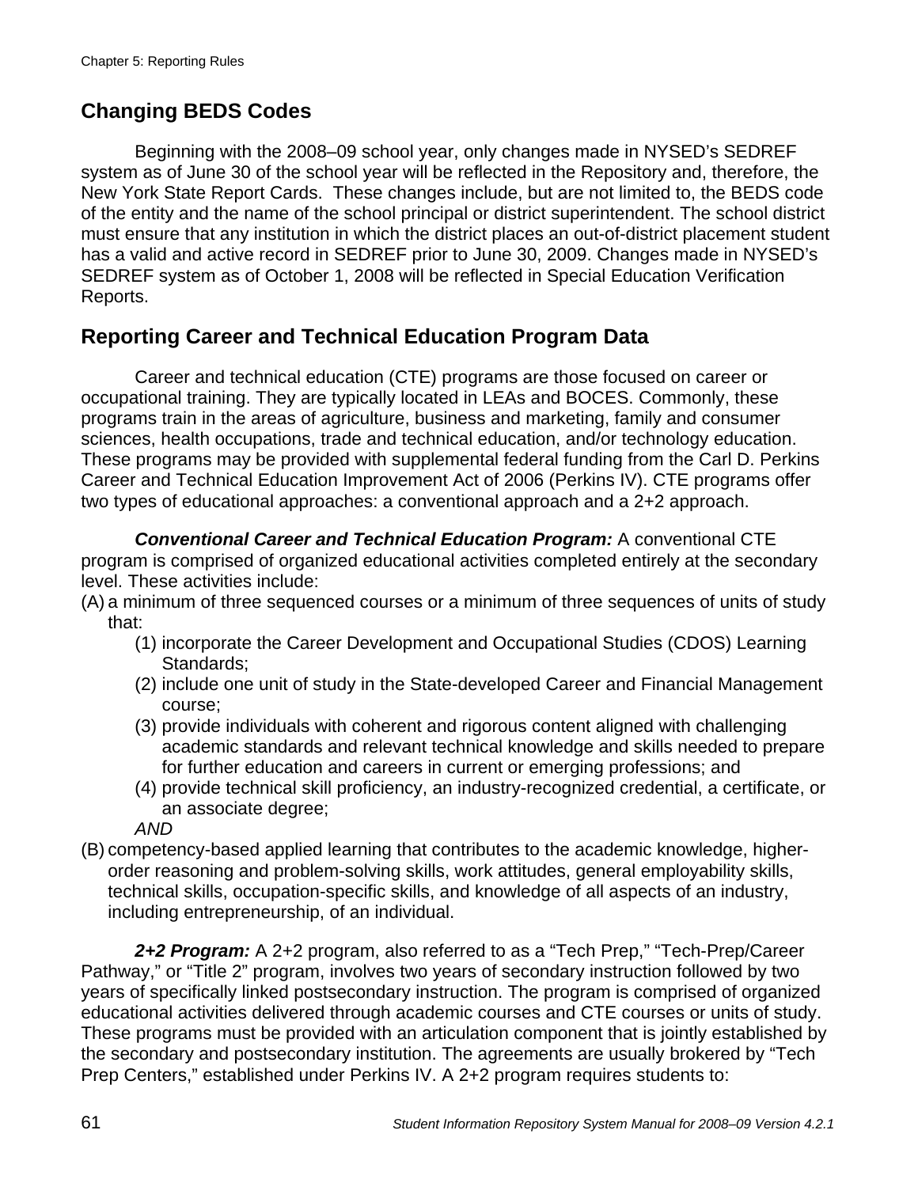## Changing BEDS Codes

Beginning with the 2008–09 school year, only changes made in NYSED's SEDREF system as of June 30 of the school year will be reflected in the Repository and, therefore, the New York State Report Cards. These changes include, but are not limited to, the BEDS code of the entity and the name of the school principal or district superintendent. The school district must ensure that any institution in which the district places an out-of-district placement student has a valid and active record in SEDREF prior to June 30, 2009. Changes made in NYSED's SEDREF system as of October 1, 2008 will be reflected in Special Education Verification Reports.

## Reporting Career and Technical Education Program Data

Career and technical education (CTE) programs are those focused on career or occupational training. They are typically located in LEAs and BOCES. Commonly, these programs train in the areas of agriculture, business and marketing, family and consumer sciences, health occupations, trade and technical education, and/or technology education. These programs may be provided with supplemental federal funding from the Carl D. Perkins Career and Technical Education Improvement Act of 2006 (Perkins IV). CTE programs offer two types of educational approaches: a conventional approach and a 2+2 approach.

***Conventional Career and Technical Education Program:*** A conventional CTE program is comprised of organized educational activities completed entirely at the secondary level. These activities include:

(A) a minimum of three sequenced courses or a minimum of three sequences of units of study that:
  - (1) incorporate the Career Development and Occupational Studies (CDOS) Learning Standards;
  - (2) include one unit of study in the State-developed Career and Financial Management course;
  - (3) provide individuals with coherent and rigorous content aligned with challenging academic standards and relevant technical knowledge and skills needed to prepare for further education and careers in current or emerging professions; and
  - (4) provide technical skill proficiency, an industry-recognized credential, a certificate, or an associate degree;

  *AND*

(B) competency-based applied learning that contributes to the academic knowledge, higher-order reasoning and problem-solving skills, work attitudes, general employability skills, technical skills, occupation-specific skills, and knowledge of all aspects of an industry, including entrepreneurship, of an individual.

***2+2 Program:*** A 2+2 program, also referred to as a "Tech Prep," "Tech-Prep/Career Pathway," or "Title 2" program, involves two years of secondary instruction followed by two years of specifically linked postsecondary instruction. The program is comprised of organized educational activities delivered through academic courses and CTE courses or units of study. These programs must be provided with an articulation component that is jointly established by the secondary and postsecondary institution. The agreements are usually brokered by "Tech Prep Centers," established under Perkins IV. A 2+2 program requires students to: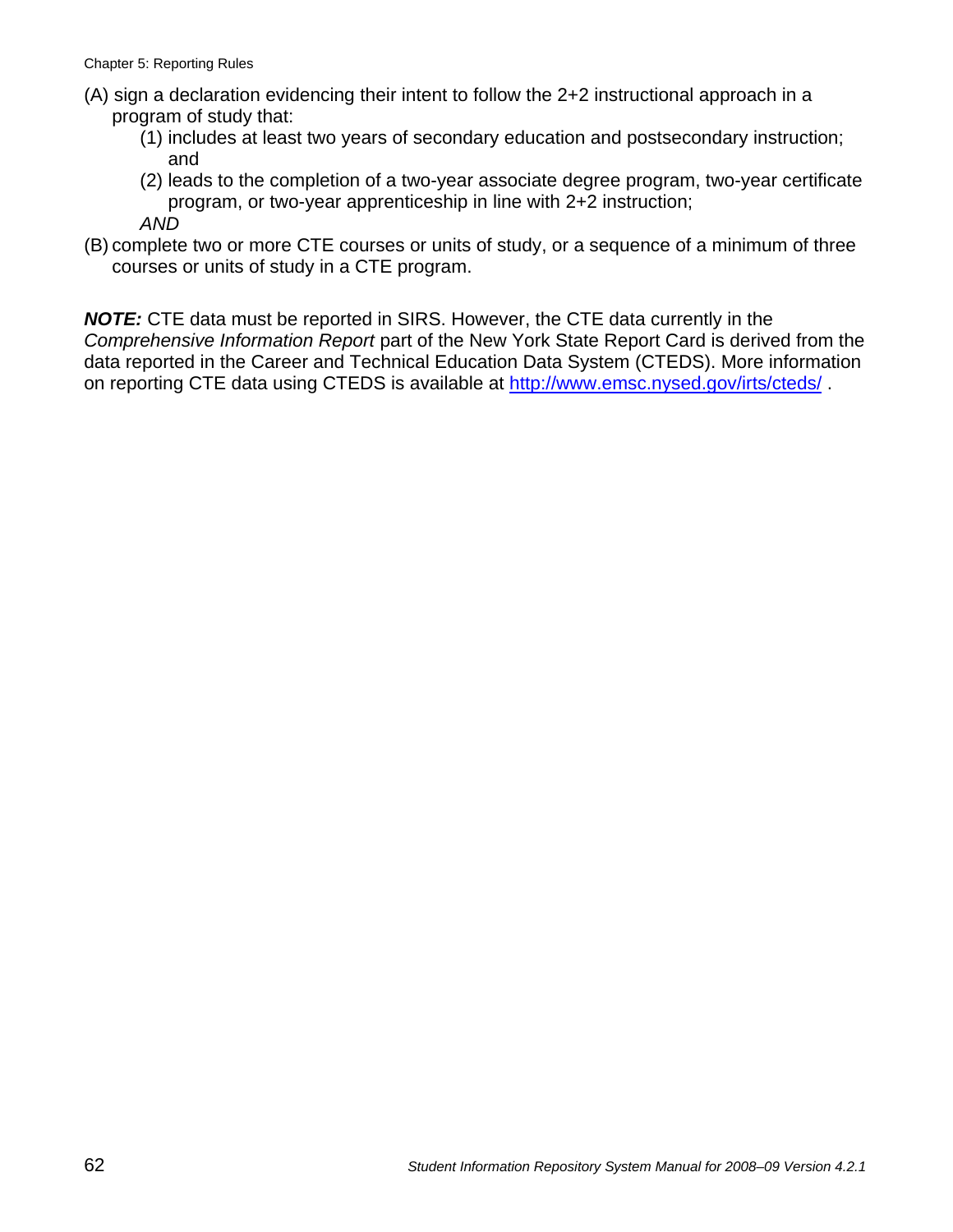(A) sign a declaration evidencing their intent to follow the 2+2 instructional approach in a program of study that:
   (1) includes at least two years of secondary education and postsecondary instruction; and
   (2) leads to the completion of a two-year associate degree program, two-year certificate program, or two-year apprenticeship in line with 2+2 instruction;

   *AND*

(B) complete two or more CTE courses or units of study, or a sequence of a minimum of three courses or units of study in a CTE program.

***NOTE:*** CTE data must be reported in SIRS. However, the CTE data currently in the *Comprehensive Information Report* part of the New York State Report Card is derived from the data reported in the Career and Technical Education Data System (CTEDS). More information on reporting CTE data using CTEDS is available at http://www.emsc.nysed.gov/irts/cteds/ .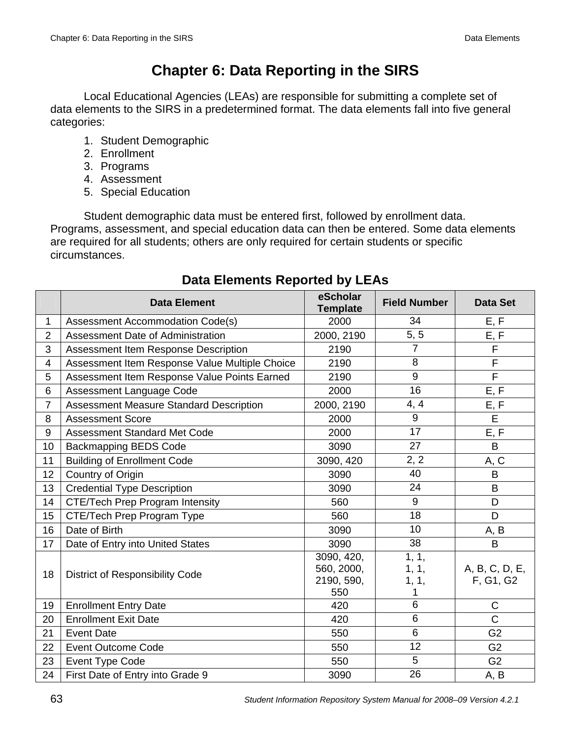# Chapter 6: Data Reporting in the SIRS

Local Educational Agencies (LEAs) are responsible for submitting a complete set of data elements to the SIRS in a predetermined format. The data elements fall into five general categories:

1. Student Demographic
2. Enrollment
3. Programs
4. Assessment
5. Special Education

Student demographic data must be entered first, followed by enrollment data. Programs, assessment, and special education data can then be entered. Some data elements are required for all students; others are only required for certain students or specific circumstances.

## Data Elements Reported by LEAs

| | Data Element | eScholar Template | Field Number | Data Set |
|---|---|---|---|---|
| 1 | Assessment Accommodation Code(s) | 2000 | 34 | E, F |
| 2 | Assessment Date of Administration | 2000, 2190 | 5, 5 | E, F |
| 3 | Assessment Item Response Description | 2190 | 7 | F |
| 4 | Assessment Item Response Value Multiple Choice | 2190 | 8 | F |
| 5 | Assessment Item Response Value Points Earned | 2190 | 9 | F |
| 6 | Assessment Language Code | 2000 | 16 | E, F |
| 7 | Assessment Measure Standard Description | 2000, 2190 | 4, 4 | E, F |
| 8 | Assessment Score | 2000 | 9 | E |
| 9 | Assessment Standard Met Code | 2000 | 17 | E, F |
| 10 | Backmapping BEDS Code | 3090 | 27 | B |
| 11 | Building of Enrollment Code | 3090, 420 | 2, 2 | A, C |
| 12 | Country of Origin | 3090 | 40 | B |
| 13 | Credential Type Description | 3090 | 24 | B |
| 14 | CTE/Tech Prep Program Intensity | 560 | 9 | D |
| 15 | CTE/Tech Prep Program Type | 560 | 18 | D |
| 16 | Date of Birth | 3090 | 10 | A, B |
| 17 | Date of Entry into United States | 3090 | 38 | B |
| 18 | District of Responsibility Code | 3090, 420, 560, 2000, 2190, 590, 550 | 1, 1, 1, 1, 1, 1, 1 | A, B, C, D, E, F, G1, G2 |
| 19 | Enrollment Entry Date | 420 | 6 | C |
| 20 | Enrollment Exit Date | 420 | 6 | C |
| 21 | Event Date | 550 | 6 | G2 |
| 22 | Event Outcome Code | 550 | 12 | G2 |
| 23 | Event Type Code | 550 | 5 | G2 |
| 24 | First Date of Entry into Grade 9 | 3090 | 26 | A, B |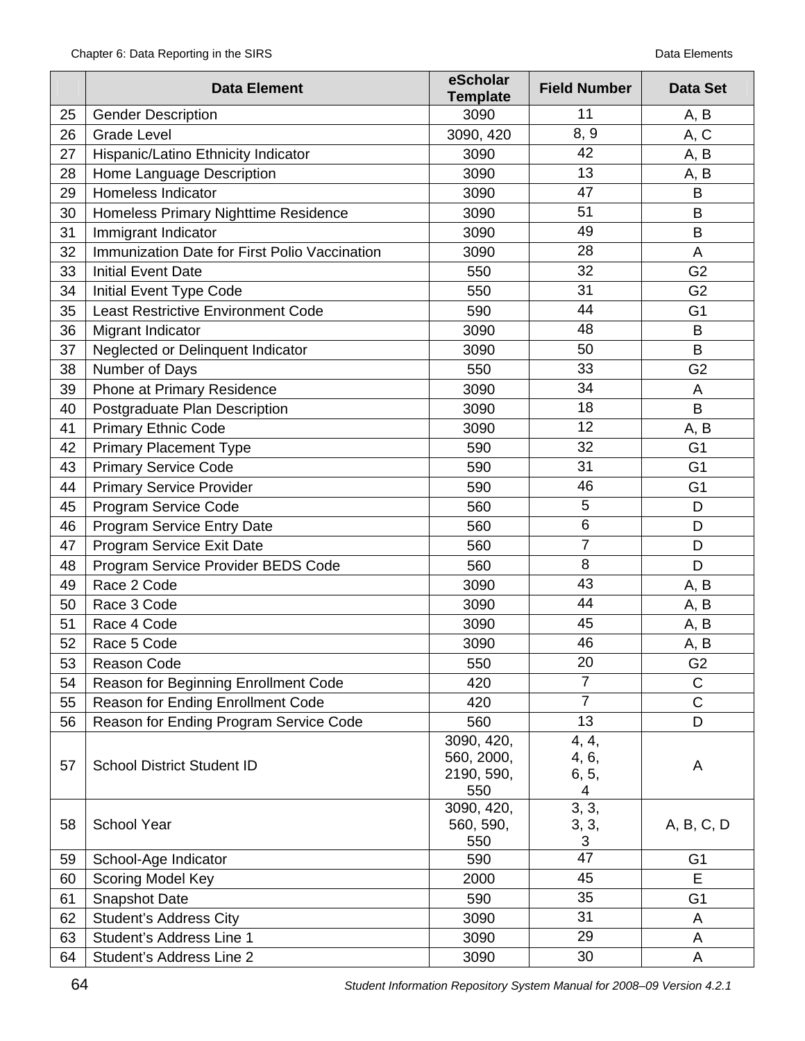|  | Data Element | eScholar Template | Field Number | Data Set |
|---|---|---|---|---|
| 25 | Gender Description | 3090 | 11 | A, B |
| 26 | Grade Level | 3090, 420 | 8, 9 | A, C |
| 27 | Hispanic/Latino Ethnicity Indicator | 3090 | 42 | A, B |
| 28 | Home Language Description | 3090 | 13 | A, B |
| 29 | Homeless Indicator | 3090 | 47 | B |
| 30 | Homeless Primary Nighttime Residence | 3090 | 51 | B |
| 31 | Immigrant Indicator | 3090 | 49 | B |
| 32 | Immunization Date for First Polio Vaccination | 3090 | 28 | A |
| 33 | Initial Event Date | 550 | 32 | G2 |
| 34 | Initial Event Type Code | 550 | 31 | G2 |
| 35 | Least Restrictive Environment Code | 590 | 44 | G1 |
| 36 | Migrant Indicator | 3090 | 48 | B |
| 37 | Neglected or Delinquent Indicator | 3090 | 50 | B |
| 38 | Number of Days | 550 | 33 | G2 |
| 39 | Phone at Primary Residence | 3090 | 34 | A |
| 40 | Postgraduate Plan Description | 3090 | 18 | B |
| 41 | Primary Ethnic Code | 3090 | 12 | A, B |
| 42 | Primary Placement Type | 590 | 32 | G1 |
| 43 | Primary Service Code | 590 | 31 | G1 |
| 44 | Primary Service Provider | 590 | 46 | G1 |
| 45 | Program Service Code | 560 | 5 | D |
| 46 | Program Service Entry Date | 560 | 6 | D |
| 47 | Program Service Exit Date | 560 | 7 | D |
| 48 | Program Service Provider BEDS Code | 560 | 8 | D |
| 49 | Race 2 Code | 3090 | 43 | A, B |
| 50 | Race 3 Code | 3090 | 44 | A, B |
| 51 | Race 4 Code | 3090 | 45 | A, B |
| 52 | Race 5 Code | 3090 | 46 | A, B |
| 53 | Reason Code | 550 | 20 | G2 |
| 54 | Reason for Beginning Enrollment Code | 420 | 7 | C |
| 55 | Reason for Ending Enrollment Code | 420 | 7 | C |
| 56 | Reason for Ending Program Service Code | 560 | 13 | D |
| 57 | School District Student ID | 3090, 420, 560, 2000, 2190, 590, 550 | 4, 4, 4, 6, 6, 5, 4 | A |
| 58 | School Year | 3090, 420, 560, 590, 550 | 3, 3, 3, 3, 3 | A, B, C, D |
| 59 | School-Age Indicator | 590 | 47 | G1 |
| 60 | Scoring Model Key | 2000 | 45 | E |
| 61 | Snapshot Date | 590 | 35 | G1 |
| 62 | Student's Address City | 3090 | 31 | A |
| 63 | Student's Address Line 1 | 3090 | 29 | A |
| 64 | Student's Address Line 2 | 3090 | 30 | A |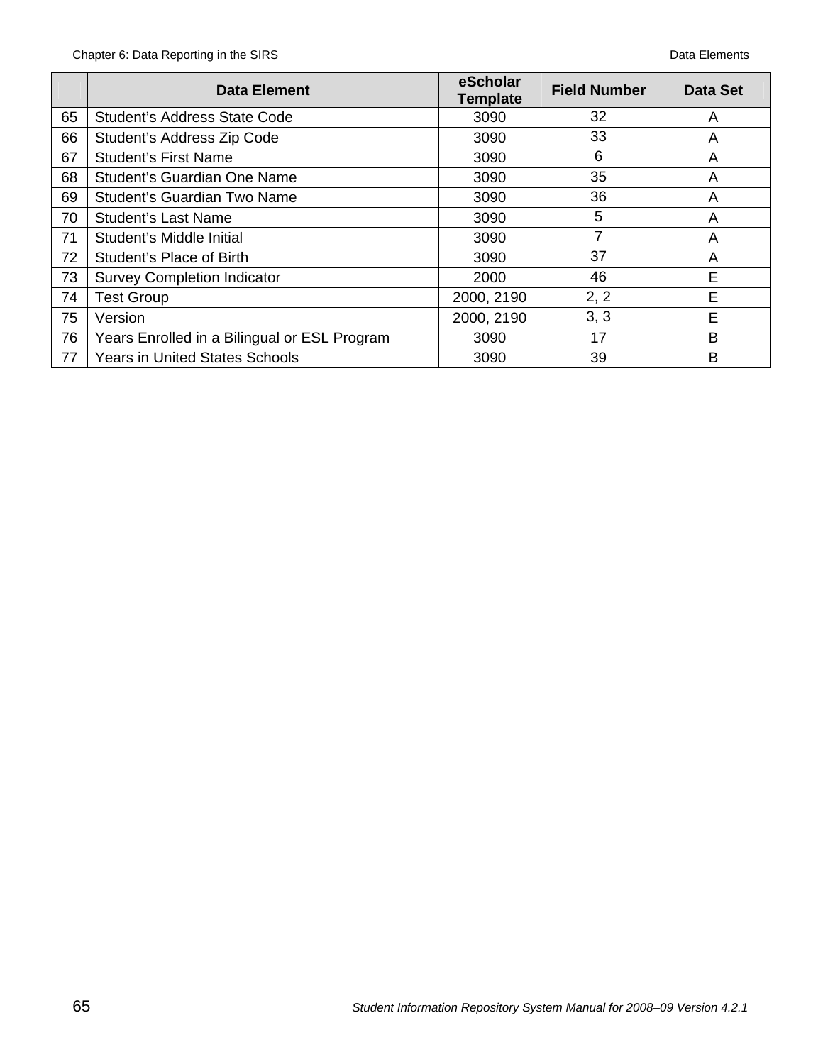| | Data Element | eScholar Template | Field Number | Data Set |
|---|---|---|---|---|
| 65 | Student's Address State Code | 3090 | 32 | A |
| 66 | Student's Address Zip Code | 3090 | 33 | A |
| 67 | Student's First Name | 3090 | 6 | A |
| 68 | Student's Guardian One Name | 3090 | 35 | A |
| 69 | Student's Guardian Two Name | 3090 | 36 | A |
| 70 | Student's Last Name | 3090 | 5 | A |
| 71 | Student's Middle Initial | 3090 | 7 | A |
| 72 | Student's Place of Birth | 3090 | 37 | A |
| 73 | Survey Completion Indicator | 2000 | 46 | E |
| 74 | Test Group | 2000, 2190 | 2, 2 | E |
| 75 | Version | 2000, 2190 | 3, 3 | E |
| 76 | Years Enrolled in a Bilingual or ESL Program | 3090 | 17 | B |
| 77 | Years in United States Schools | 3090 | 39 | B |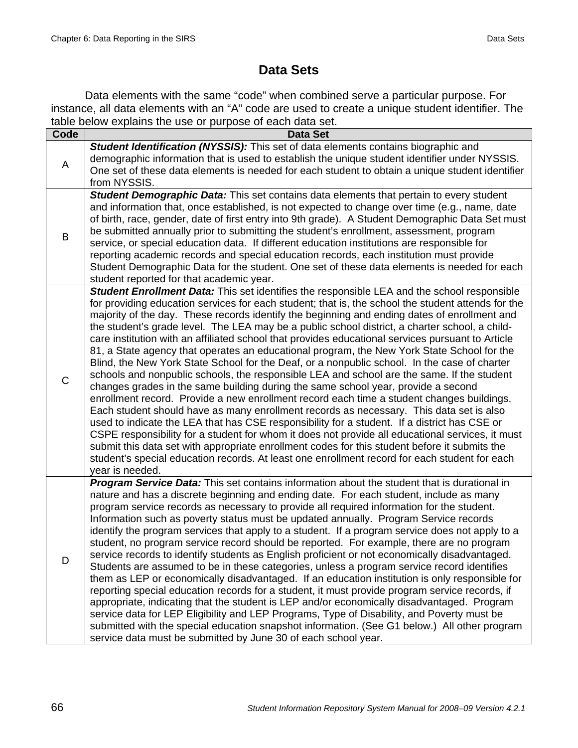# Data Sets

Data elements with the same "code" when combined serve a particular purpose. For instance, all data elements with an "A" code are used to create a unique student identifier. The table below explains the use or purpose of each data set.

| Code | Data Set |
|---|---|
| A | ***Student Identification (NYSSIS):*** This set of data elements contains biographic and demographic information that is used to establish the unique student identifier under NYSSIS. One set of these data elements is needed for each student to obtain a unique student identifier from NYSSIS. |
| B | ***Student Demographic Data:*** This set contains data elements that pertain to every student and information that, once established, is not expected to change over time (e.g., name, date of birth, race, gender, date of first entry into 9th grade). A Student Demographic Data Set must be submitted annually prior to submitting the student's enrollment, assessment, program service, or special education data. If different education institutions are responsible for reporting academic records and special education records, each institution must provide Student Demographic Data for the student. One set of these data elements is needed for each student reported for that academic year. |
| C | ***Student Enrollment Data:*** This set identifies the responsible LEA and the school responsible for providing education services for each student; that is, the school the student attends for the majority of the day. These records identify the beginning and ending dates of enrollment and the student's grade level. The LEA may be a public school district, a charter school, a child-care institution with an affiliated school that provides educational services pursuant to Article 81, a State agency that operates an educational program, the New York State School for the Blind, the New York State School for the Deaf, or a nonpublic school. In the case of charter schools and nonpublic schools, the responsible LEA and school are the same. If the student changes grades in the same building during the same school year, provide a second enrollment record. Provide a new enrollment record each time a student changes buildings. Each student should have as many enrollment records as necessary. This data set is also used to indicate the LEA that has CSE responsibility for a student. If a district has CSE or CSPE responsibility for a student for whom it does not provide all educational services, it must submit this data set with appropriate enrollment codes for this student before it submits the student's special education records. At least one enrollment record for each student for each year is needed. |
| D | ***Program Service Data:*** This set contains information about the student that is durational in nature and has a discrete beginning and ending date. For each student, include as many program service records as necessary to provide all required information for the student. Information such as poverty status must be updated annually. Program Service records identify the program services that apply to a student. If a program service does not apply to a student, no program service record should be reported. For example, there are no program service records to identify students as English proficient or not economically disadvantaged. Students are assumed to be in these categories, unless a program service record identifies them as LEP or economically disadvantaged. If an education institution is only responsible for reporting special education records for a student, it must provide program service records, if appropriate, indicating that the student is LEP and/or economically disadvantaged. Program service data for LEP Eligibility and LEP Programs, Type of Disability, and Poverty must be submitted with the special education snapshot information. (See G1 below.) All other program service data must be submitted by June 30 of each school year. |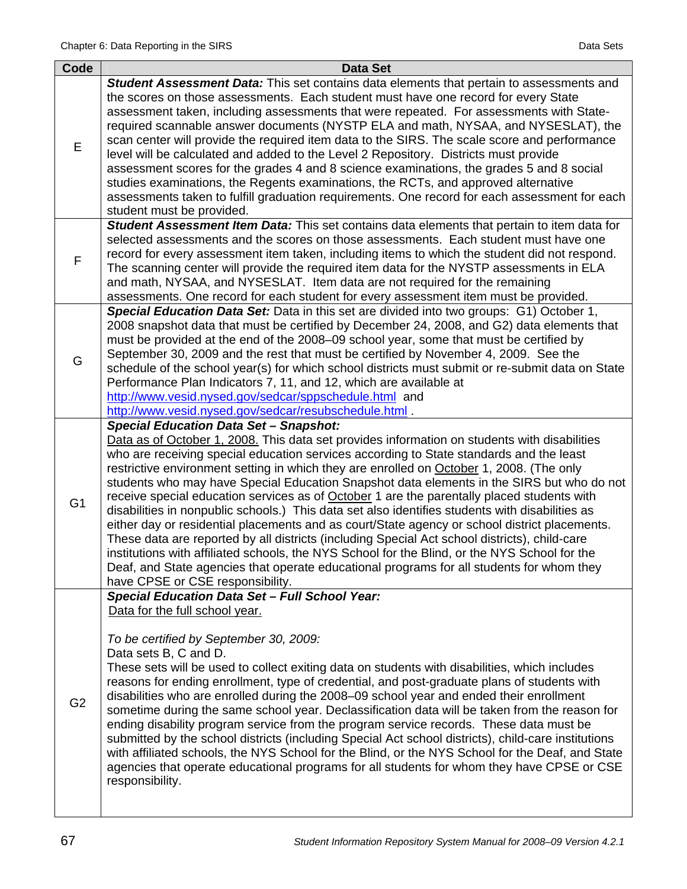| Code | Data Set |
| --- | --- |
| E | ***Student Assessment Data:*** This set contains data elements that pertain to assessments and the scores on those assessments. Each student must have one record for every State assessment taken, including assessments that were repeated. For assessments with State-required scannable answer documents (NYSTP ELA and math, NYSAA, and NYSESLAT), the scan center will provide the required item data to the SIRS. The scale score and performance level will be calculated and added to the Level 2 Repository. Districts must provide assessment scores for the grades 4 and 8 science examinations, the grades 5 and 8 social studies examinations, the Regents examinations, the RCTs, and approved alternative assessments taken to fulfill graduation requirements. One record for each assessment for each student must be provided. |
| F | ***Student Assessment Item Data:*** This set contains data elements that pertain to item data for selected assessments and the scores on those assessments. Each student must have one record for every assessment item taken, including items to which the student did not respond. The scanning center will provide the required item data for the NYSTP assessments in ELA and math, NYSAA, and NYSESLAT. Item data are not required for the remaining assessments. One record for each student for every assessment item must be provided. |
| G | ***Special Education Data Set:*** Data in this set are divided into two groups: G1) October 1, 2008 snapshot data that must be certified by December 24, 2008, and G2) data elements that must be provided at the end of the 2008–09 school year, some that must be certified by September 30, 2009 and the rest that must be certified by November 4, 2009. See the schedule of the school year(s) for which school districts must submit or re-submit data on State Performance Plan Indicators 7, 11, and 12, which are available at http://www.vesid.nysed.gov/sedcar/sppschedule.html and http://www.vesid.nysed.gov/sedcar/resubschedule.html . |
| G1 | ***Special Education Data Set – Snapshot:*** <br>Data as of October 1, 2008. This data set provides information on students with disabilities who are receiving special education services according to State standards and the least restrictive environment setting in which they are enrolled on October 1, 2008. (The only students who may have Special Education Snapshot data elements in the SIRS but who do not receive special education services as of October 1 are the parentally placed students with disabilities in nonpublic schools.) This data set also identifies students with disabilities as either day or residential placements and as court/State agency or school district placements. These data are reported by all districts (including Special Act school districts), child-care institutions with affiliated schools, the NYS School for the Blind, or the NYS School for the Deaf, and State agencies that operate educational programs for all students for whom they have CPSE or CSE responsibility. |
| G2 | ***Special Education Data Set – Full School Year:*** <br>Data for the full school year. <br><br>*To be certified by September 30, 2009:* <br>Data sets B, C and D. <br>These sets will be used to collect exiting data on students with disabilities, which includes reasons for ending enrollment, type of credential, and post-graduate plans of students with disabilities who are enrolled during the 2008–09 school year and ended their enrollment sometime during the same school year. Declassification data will be taken from the reason for ending disability program service from the program service records. These data must be submitted by the school districts (including Special Act school districts), child-care institutions with affiliated schools, the NYS School for the Blind, or the NYS School for the Deaf, and State agencies that operate educational programs for all students for whom they have CPSE or CSE responsibility. |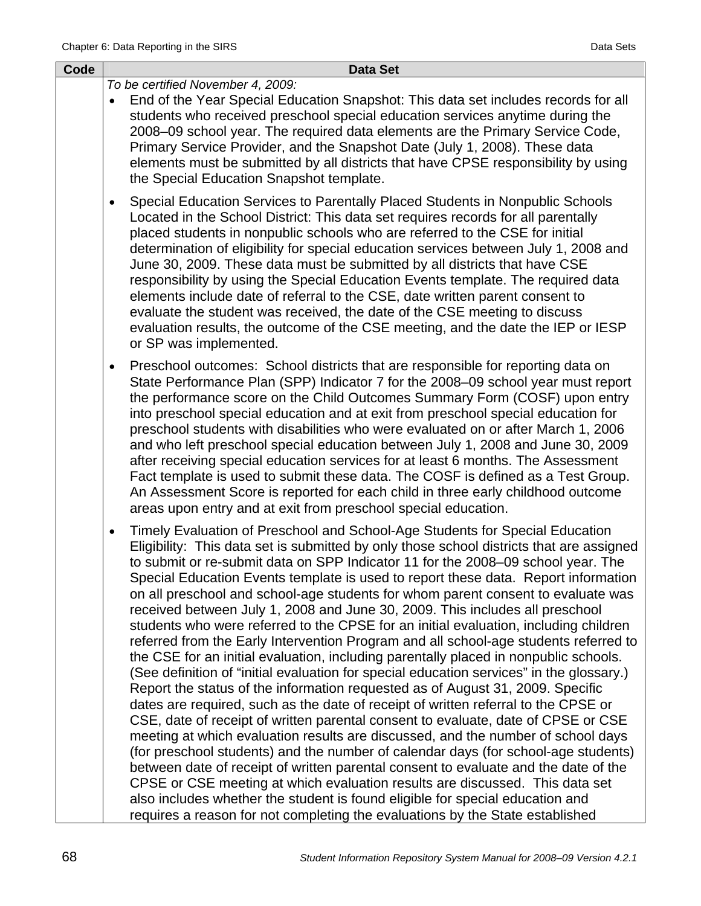| Code | Data Set |
|---|---|
| | *To be certified November 4, 2009:*<br>• End of the Year Special Education Snapshot: This data set includes records for all students who received preschool special education services anytime during the 2008–09 school year. The required data elements are the Primary Service Code, Primary Service Provider, and the Snapshot Date (July 1, 2008). These data elements must be submitted by all districts that have CPSE responsibility by using the Special Education Snapshot template.<br>• Special Education Services to Parentally Placed Students in Nonpublic Schools Located in the School District: This data set requires records for all parentally placed students in nonpublic schools who are referred to the CSE for initial determination of eligibility for special education services between July 1, 2008 and June 30, 2009. These data must be submitted by all districts that have CSE responsibility by using the Special Education Events template. The required data elements include date of referral to the CSE, date written parent consent to evaluate the student was received, the date of the CSE meeting to discuss evaluation results, the outcome of the CSE meeting, and the date the IEP or IESP or SP was implemented.<br>• Preschool outcomes: School districts that are responsible for reporting data on State Performance Plan (SPP) Indicator 7 for the 2008–09 school year must report the performance score on the Child Outcomes Summary Form (COSF) upon entry into preschool special education and at exit from preschool special education for preschool students with disabilities who were evaluated on or after March 1, 2006 and who left preschool special education between July 1, 2008 and June 30, 2009 after receiving special education services for at least 6 months. The Assessment Fact template is used to submit these data. The COSF is defined as a Test Group. An Assessment Score is reported for each child in three early childhood outcome areas upon entry and at exit from preschool special education.<br>• Timely Evaluation of Preschool and School-Age Students for Special Education Eligibility: This data set is submitted by only those school districts that are assigned to submit or re-submit data on SPP Indicator 11 for the 2008–09 school year. The Special Education Events template is used to report these data. Report information on all preschool and school-age students for whom parent consent to evaluate was received between July 1, 2008 and June 30, 2009. This includes all preschool students who were referred to the CPSE for an initial evaluation, including children referred from the Early Intervention Program and all school-age students referred to the CSE for an initial evaluation, including parentally placed in nonpublic schools. (See definition of "initial evaluation for special education services" in the glossary.) Report the status of the information requested as of August 31, 2009. Specific dates are required, such as the date of receipt of written referral to the CPSE or CSE, date of receipt of written parental consent to evaluate, date of CPSE or CSE meeting at which evaluation results are discussed, and the number of school days (for preschool students) and the number of calendar days (for school-age students) between date of receipt of written parental consent to evaluate and the date of the CPSE or CSE meeting at which evaluation results are discussed. This data set also includes whether the student is found eligible for special education and requires a reason for not completing the evaluations by the State established |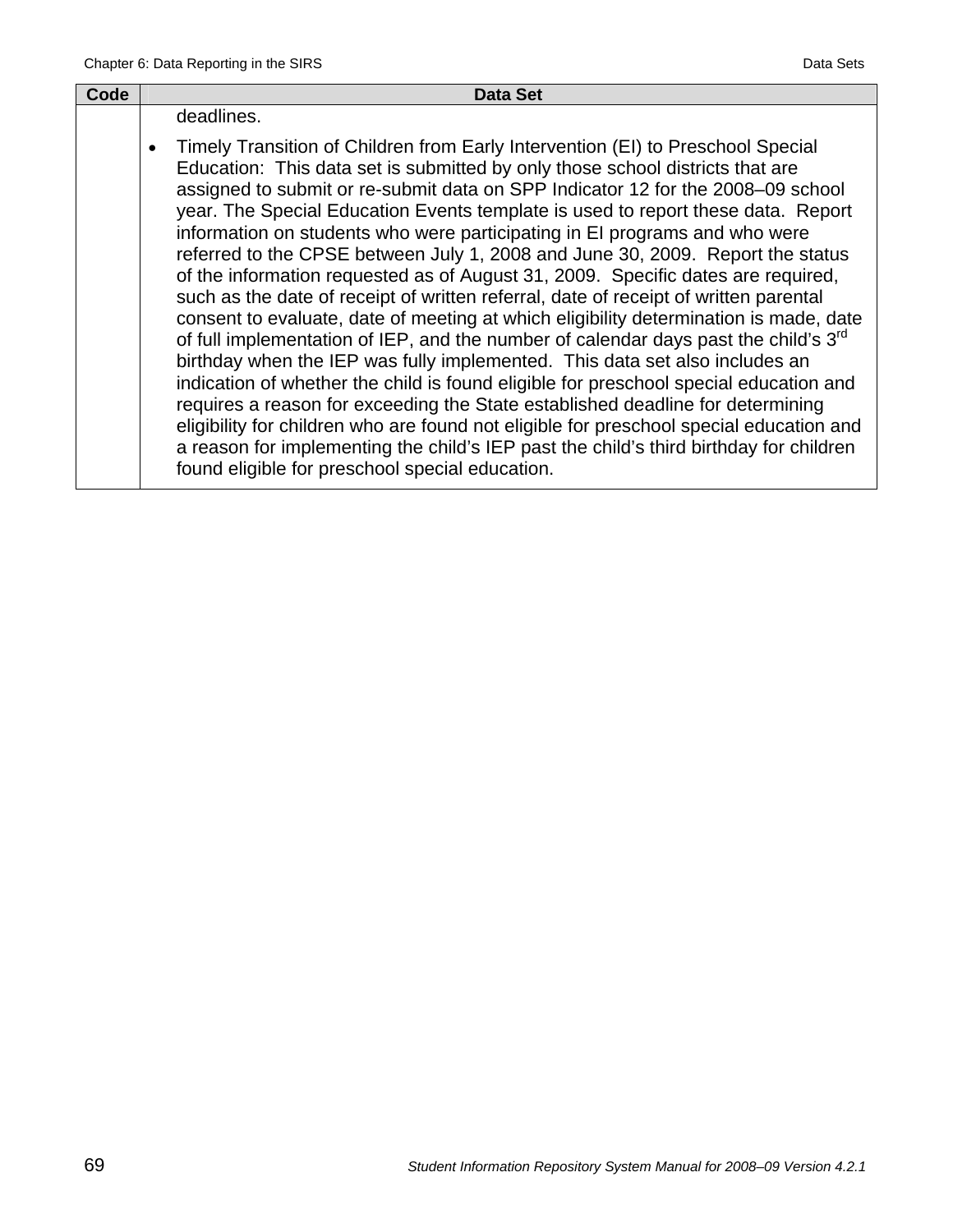| Code | Data Set |
|---|---|
| | deadlines.<br><br>• Timely Transition of Children from Early Intervention (EI) to Preschool Special Education: This data set is submitted by only those school districts that are assigned to submit or re-submit data on SPP Indicator 12 for the 2008–09 school year. The Special Education Events template is used to report these data. Report information on students who were participating in EI programs and who were referred to the CPSE between July 1, 2008 and June 30, 2009. Report the status of the information requested as of August 31, 2009. Specific dates are required, such as the date of receipt of written referral, date of receipt of written parental consent to evaluate, date of meeting at which eligibility determination is made, date of full implementation of IEP, and the number of calendar days past the child's 3rd birthday when the IEP was fully implemented. This data set also includes an indication of whether the child is found eligible for preschool special education and requires a reason for exceeding the State established deadline for determining eligibility for children who are found not eligible for preschool special education and a reason for implementing the child's IEP past the child's third birthday for children found eligible for preschool special education. |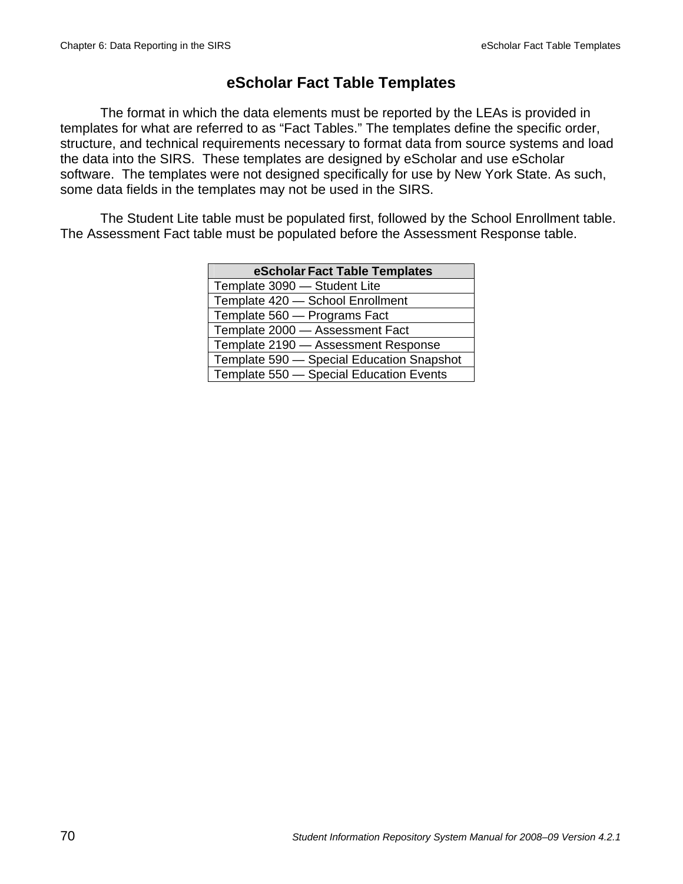# eScholar Fact Table Templates

The format in which the data elements must be reported by the LEAs is provided in templates for what are referred to as “Fact Tables.” The templates define the specific order, structure, and technical requirements necessary to format data from source systems and load the data into the SIRS. These templates are designed by eScholar and use eScholar software. The templates were not designed specifically for use by New York State. As such, some data fields in the templates may not be used in the SIRS.

The Student Lite table must be populated first, followed by the School Enrollment table. The Assessment Fact table must be populated before the Assessment Response table.

| eScholar Fact Table Templates |
|---|
| Template 3090 — Student Lite |
| Template 420 — School Enrollment |
| Template 560 — Programs Fact |
| Template 2000 — Assessment Fact |
| Template 2190 — Assessment Response |
| Template 590 — Special Education Snapshot |
| Template 550 — Special Education Events |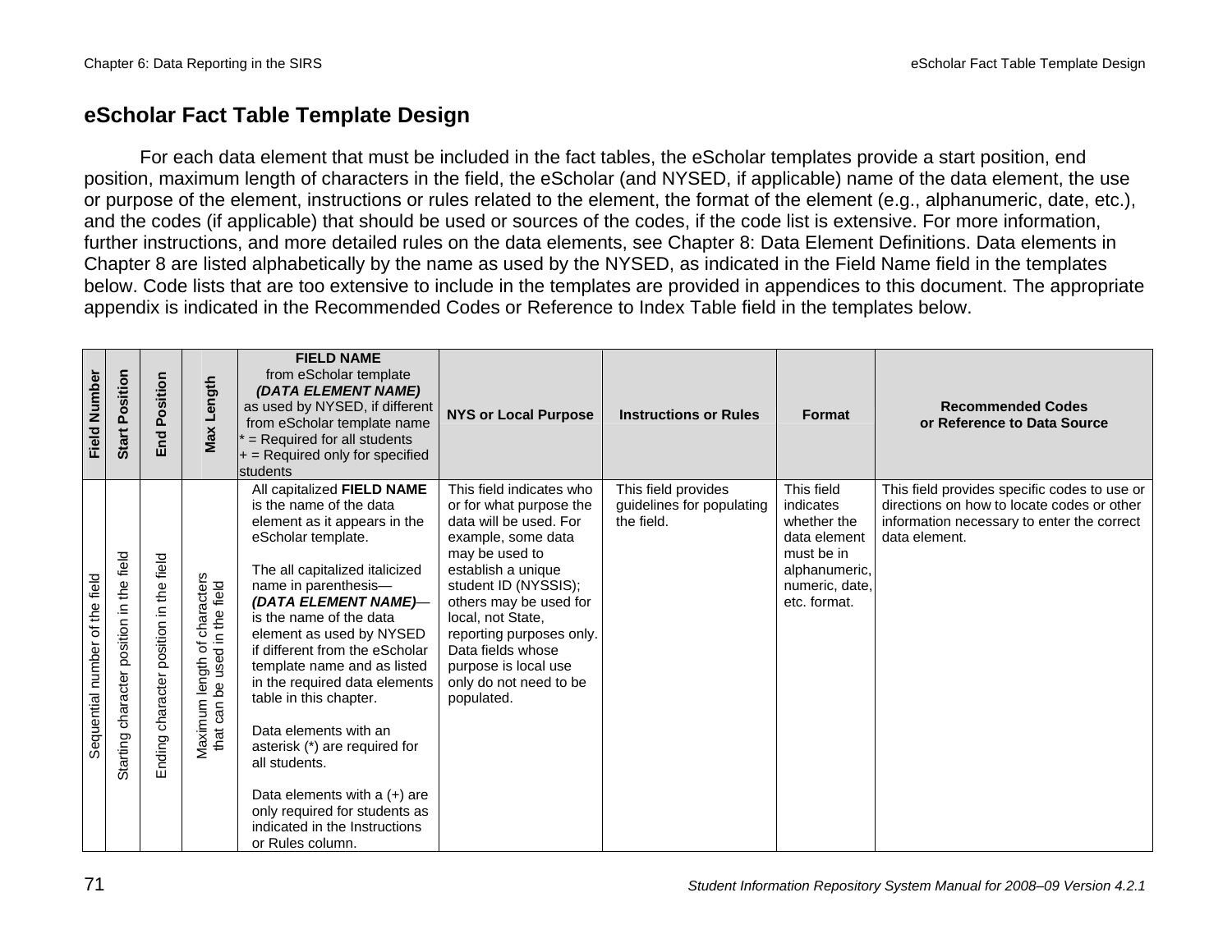## eScholar Fact Table Template Design

For each data element that must be included in the fact tables, the eScholar templates provide a start position, end position, maximum length of characters in the field, the eScholar (and NYSED, if applicable) name of the data element, the use or purpose of the element, instructions or rules related to the element, the format of the element (e.g., alphanumeric, date, etc.), and the codes (if applicable) that should be used or sources of the codes, if the code list is extensive. For more information, further instructions, and more detailed rules on the data elements, see Chapter 8: Data Element Definitions. Data elements in Chapter 8 are listed alphabetically by the name as used by the NYSED, as indicated in the Field Name field in the templates below. Code lists that are too extensive to include in the templates are provided in appendices to this document. The appropriate appendix is indicated in the Recommended Codes or Reference to Index Table field in the templates below.

| Field Number | Start Position | End Position | Max Length | **FIELD NAME** from eScholar template ***(DATA ELEMENT NAME)*** as used by NYSED, if different from eScholar template name<br>* = Required for all students<br>+ = Required only for specified students | NYS or Local Purpose | Instructions or Rules | Format | Recommended Codes or Reference to Data Source |
|---|---|---|---|---|---|---|---|---|
| Sequential number of the field | Starting character position in the field | Ending character position in the field | Maximum length of characters that can be used in the field | All capitalized **FIELD NAME** is the name of the data element as it appears in the eScholar template.<br><br>The all capitalized italicized name in parenthesis—***(DATA ELEMENT NAME)***—is the name of the data element as used by NYSED if different from the eScholar template name and as listed in the required data elements table in this chapter.<br><br>Data elements with an asterisk (*) are required for all students.<br><br>Data elements with a (+) are only required for students as indicated in the Instructions or Rules column. | This field indicates who or for what purpose the data will be used. For example, some data may be used to establish a unique student ID (NYSSIS); others may be used for local, not State, reporting purposes only. Data fields whose purpose is local use only do not need to be populated. | This field provides guidelines for populating the field. | This field indicates whether the data element must be in alphanumeric, numeric, date, etc. format. | This field provides specific codes to use or directions on how to locate codes or other information necessary to enter the correct data element. |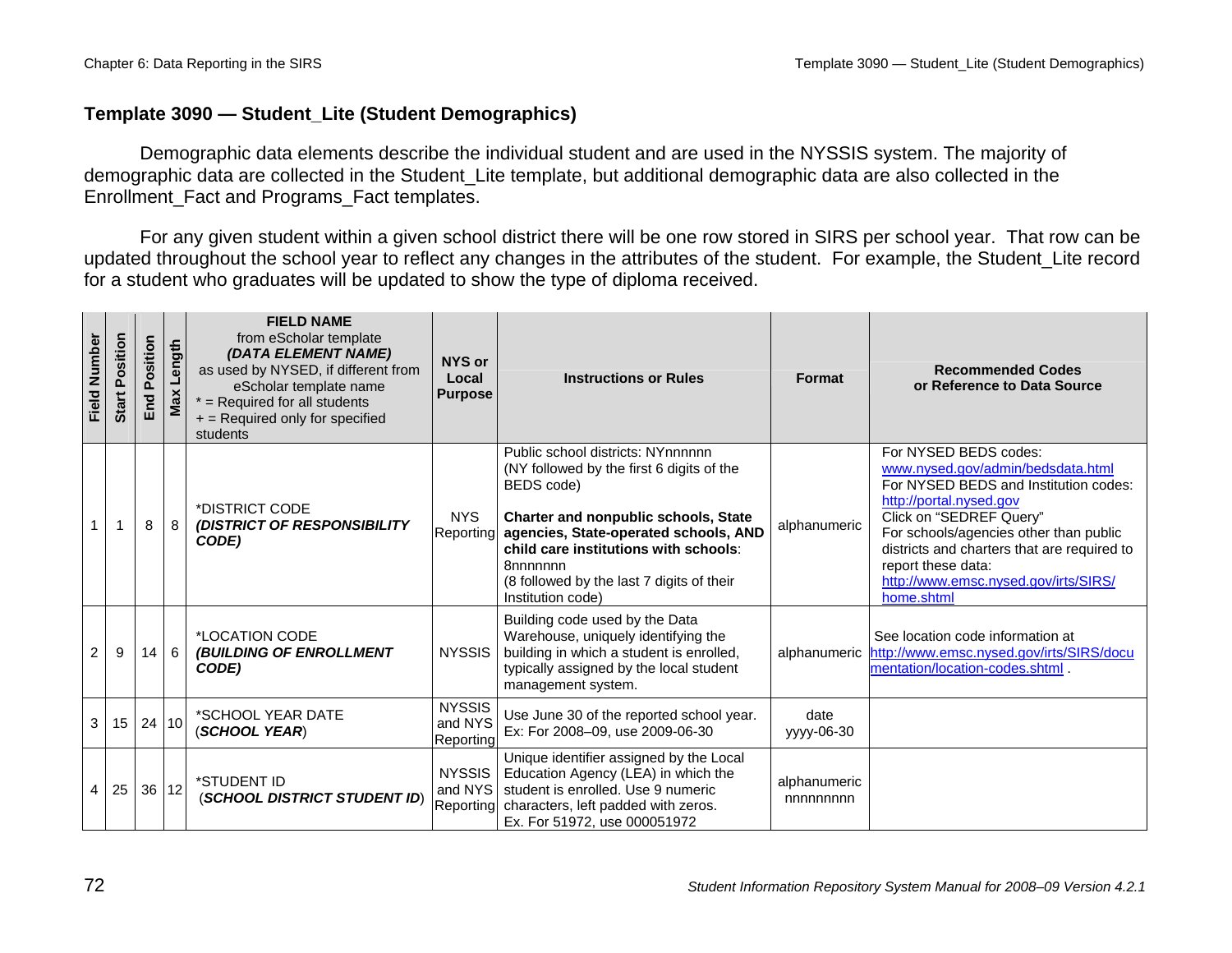## Template 3090 — Student_Lite (Student Demographics)

Demographic data elements describe the individual student and are used in the NYSSIS system. The majority of demographic data are collected in the Student_Lite template, but additional demographic data are also collected in the Enrollment_Fact and Programs_Fact templates.

For any given student within a given school district there will be one row stored in SIRS per school year. That row can be updated throughout the school year to reflect any changes in the attributes of the student. For example, the Student_Lite record for a student who graduates will be updated to show the type of diploma received.

| Field Number | Start Position | End Position | Max Length | **FIELD NAME** from eScholar template ***(DATA ELEMENT NAME)*** as used by NYSED, if different from eScholar template name * = Required for all students + = Required only for specified students | **NYS or Local Purpose** | **Instructions or Rules** | **Format** | **Recommended Codes or Reference to Data Source** |
|---|---|---|---|---|---|---|---|---|
| 1 | 1 | 8 | 8 | *DISTRICT CODE ***(DISTRICT OF RESPONSIBILITY CODE)*** | NYS Reporting | Public school districts: NYnnnnnn (NY followed by the first 6 digits of the BEDS code) **Charter and nonpublic schools, State agencies, State-operated schools, AND child care institutions with schools**: 8nnnnnnn (8 followed by the last 7 digits of their Institution code) | alphanumeric | For NYSED BEDS codes: www.nysed.gov/admin/bedsdata.html For NYSED BEDS and Institution codes: http://portal.nysed.gov Click on "SEDREF Query" For schools/agencies other than public districts and charters that are required to report these data: http://www.emsc.nysed.gov/irts/SIRS/home.shtml |
| 2 | 9 | 14 | 6 | *LOCATION CODE ***(BUILDING OF ENROLLMENT CODE)*** | NYSSIS | Building code used by the Data Warehouse, uniquely identifying the building in which a student is enrolled, typically assigned by the local student management system. | alphanumeric | See location code information at http://www.emsc.nysed.gov/irts/SIRS/documentation/location-codes.shtml . |
| 3 | 15 | 24 | 10 | *SCHOOL YEAR DATE (***SCHOOL YEAR***) | NYSSIS and NYS Reporting | Use June 30 of the reported school year. Ex: For 2008–09, use 2009-06-30 | date yyyy-06-30 | |
| 4 | 25 | 36 | 12 | *STUDENT ID (***SCHOOL DISTRICT STUDENT ID***) | NYSSIS and NYS Reporting | Unique identifier assigned by the Local Education Agency (LEA) in which the student is enrolled. Use 9 numeric characters, left padded with zeros. Ex. For 51972, use 000051972 | alphanumeric nnnnnnnnn | |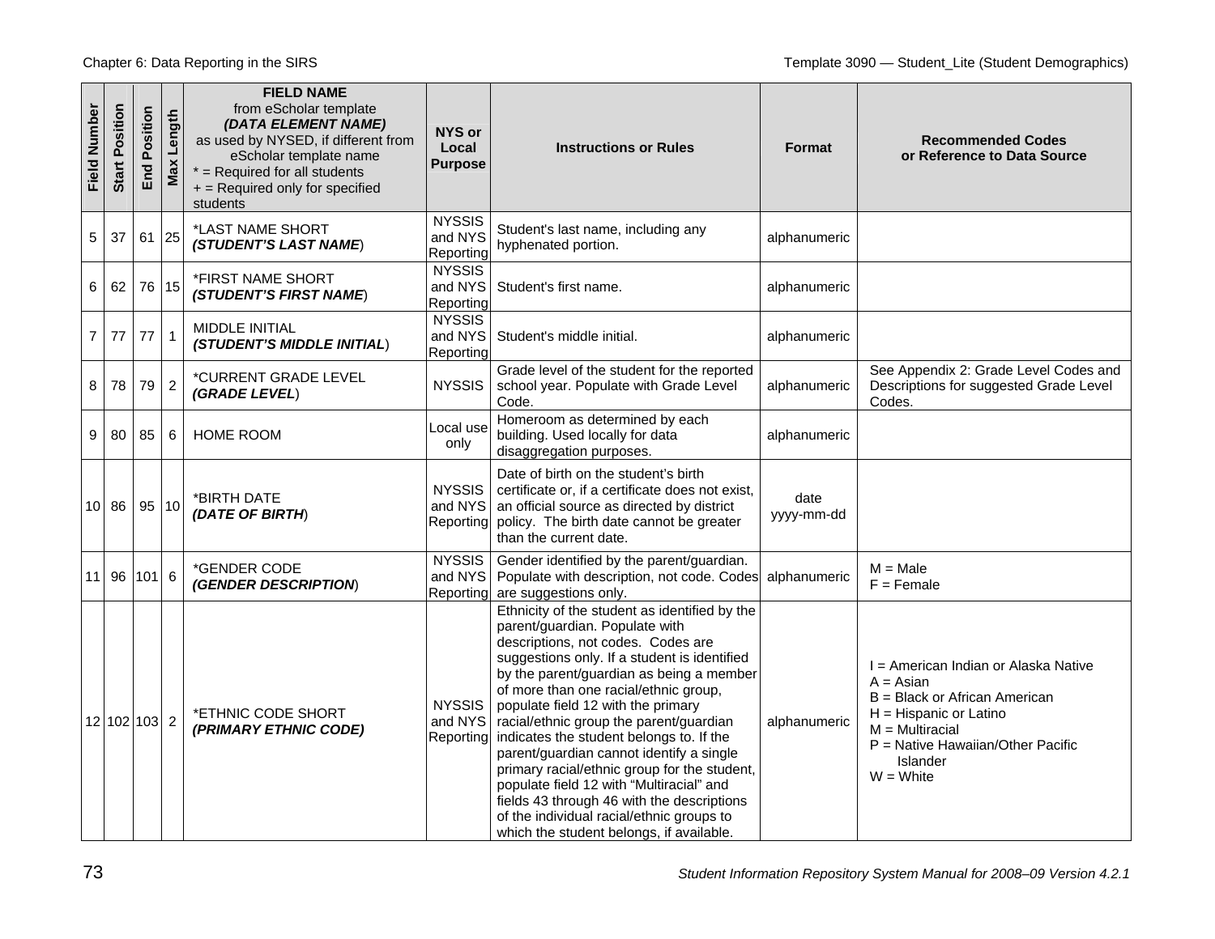| Field Number | Start Position | End Position | Max Length | **FIELD NAME** from eScholar template ***(DATA ELEMENT NAME)*** as used by NYSED, if different from eScholar template name * = Required for all students + = Required only for specified students | **NYS or Local Purpose** | **Instructions or Rules** | **Format** | **Recommended Codes or Reference to Data Source** |
|---|---|---|---|---|---|---|---|---|
| 5 | 37 | 61 | 25 | *LAST NAME SHORT ***(STUDENT'S LAST NAME)*** | NYSSIS and NYS Reporting | Student's last name, including any hyphenated portion. | alphanumeric | |
| 6 | 62 | 76 | 15 | *FIRST NAME SHORT ***(STUDENT'S FIRST NAME)*** | NYSSIS and NYS Reporting | Student's first name. | alphanumeric | |
| 7 | 77 | 77 | 1 | MIDDLE INITIAL ***(STUDENT'S MIDDLE INITIAL)*** | NYSSIS and NYS Reporting | Student's middle initial. | alphanumeric | |
| 8 | 78 | 79 | 2 | *CURRENT GRADE LEVEL ***(GRADE LEVEL)*** | NYSSIS | Grade level of the student for the reported school year. Populate with Grade Level Code. | alphanumeric | See Appendix 2: Grade Level Codes and Descriptions for suggested Grade Level Codes. |
| 9 | 80 | 85 | 6 | HOME ROOM | Local use only | Homeroom as determined by each building. Used locally for data disaggregation purposes. | alphanumeric | |
| 10 | 86 | 95 | 10 | *BIRTH DATE ***(DATE OF BIRTH)*** | NYSSIS and NYS Reporting | Date of birth on the student's birth certificate or, if a certificate does not exist, an official source as directed by district policy. The birth date cannot be greater than the current date. | date yyyy-mm-dd | |
| 11 | 96 | 101 | 6 | *GENDER CODE ***(GENDER DESCRIPTION)*** | NYSSIS and NYS Reporting | Gender identified by the parent/guardian. Populate with description, not code. Codes are suggestions only. | alphanumeric | M = Male<br>F = Female |
| 12 | 102 | 103 | 2 | *ETHNIC CODE SHORT ***(PRIMARY ETHNIC CODE)*** | NYSSIS and NYS Reporting | Ethnicity of the student as identified by the parent/guardian. Populate with descriptions, not codes. Codes are suggestions only. If a student is identified by the parent/guardian as being a member of more than one racial/ethnic group, populate field 12 with the primary racial/ethnic group the parent/guardian indicates the student belongs to. If the parent/guardian cannot identify a single primary racial/ethnic group for the student, populate field 12 with "Multiracial" and fields 43 through 46 with the descriptions of the individual racial/ethnic groups to which the student belongs, if available. | alphanumeric | I = American Indian or Alaska Native<br>A = Asian<br>B = Black or African American<br>H = Hispanic or Latino<br>M = Multiracial<br>P = Native Hawaiian/Other Pacific Islander<br>W = White |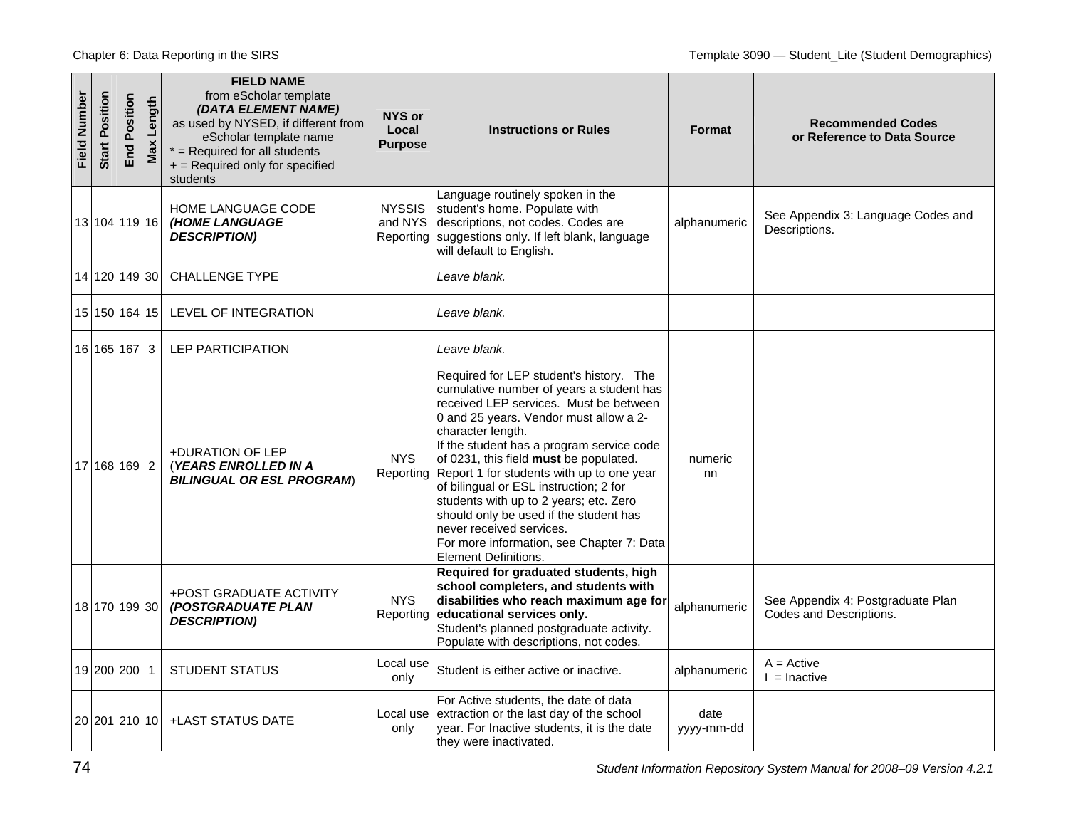| Field Number | Start Position | End Position | Max Length | FIELD NAME from eScholar template ***(DATA ELEMENT NAME)*** as used by NYSED, if different from eScholar template name * = Required for all students + = Required only for specified students | NYS or Local Purpose | Instructions or Rules | Format | Recommended Codes or Reference to Data Source |
|---|---|---|---|---|---|---|---|---|
| 13 | 104 | 119 | 16 | HOME LANGUAGE CODE ***(HOME LANGUAGE DESCRIPTION)*** | NYSSIS and NYS Reporting | Language routinely spoken in the student's home. Populate with descriptions, not codes. Codes are suggestions only. If left blank, language will default to English. | alphanumeric | See Appendix 3: Language Codes and Descriptions. |
| 14 | 120 | 149 | 30 | CHALLENGE TYPE | | *Leave blank.* | | |
| 15 | 150 | 164 | 15 | LEVEL OF INTEGRATION | | *Leave blank.* | | |
| 16 | 165 | 167 | 3 | LEP PARTICIPATION | | *Leave blank.* | | |
| 17 | 168 | 169 | 2 | +DURATION OF LEP (***YEARS ENROLLED IN A BILINGUAL OR ESL PROGRAM***) | NYS Reporting | Required for LEP student's history. The cumulative number of years a student has received LEP services. Must be between 0 and 25 years. Vendor must allow a 2-character length. If the student has a program service code of 0231, this field **must** be populated. Report 1 for students with up to one year of bilingual or ESL instruction; 2 for students with up to 2 years; etc. Zero should only be used if the student has never received services. For more information, see Chapter 7: Data Element Definitions. | numeric nn | |
| 18 | 170 | 199 | 30 | +POST GRADUATE ACTIVITY ***(POSTGRADUATE PLAN DESCRIPTION)*** | NYS Reporting | **Required for graduated students, high school completers, and students with disabilities who reach maximum age for educational services only.** Student's planned postgraduate activity. Populate with descriptions, not codes. | alphanumeric | See Appendix 4: Postgraduate Plan Codes and Descriptions. |
| 19 | 200 | 200 | 1 | STUDENT STATUS | Local use only | Student is either active or inactive. | alphanumeric | A = Active I = Inactive |
| 20 | 201 | 210 | 10 | +LAST STATUS DATE | Local use only | For Active students, the date of data extraction or the last day of the school year. For Inactive students, it is the date they were inactivated. | date yyyy-mm-dd | |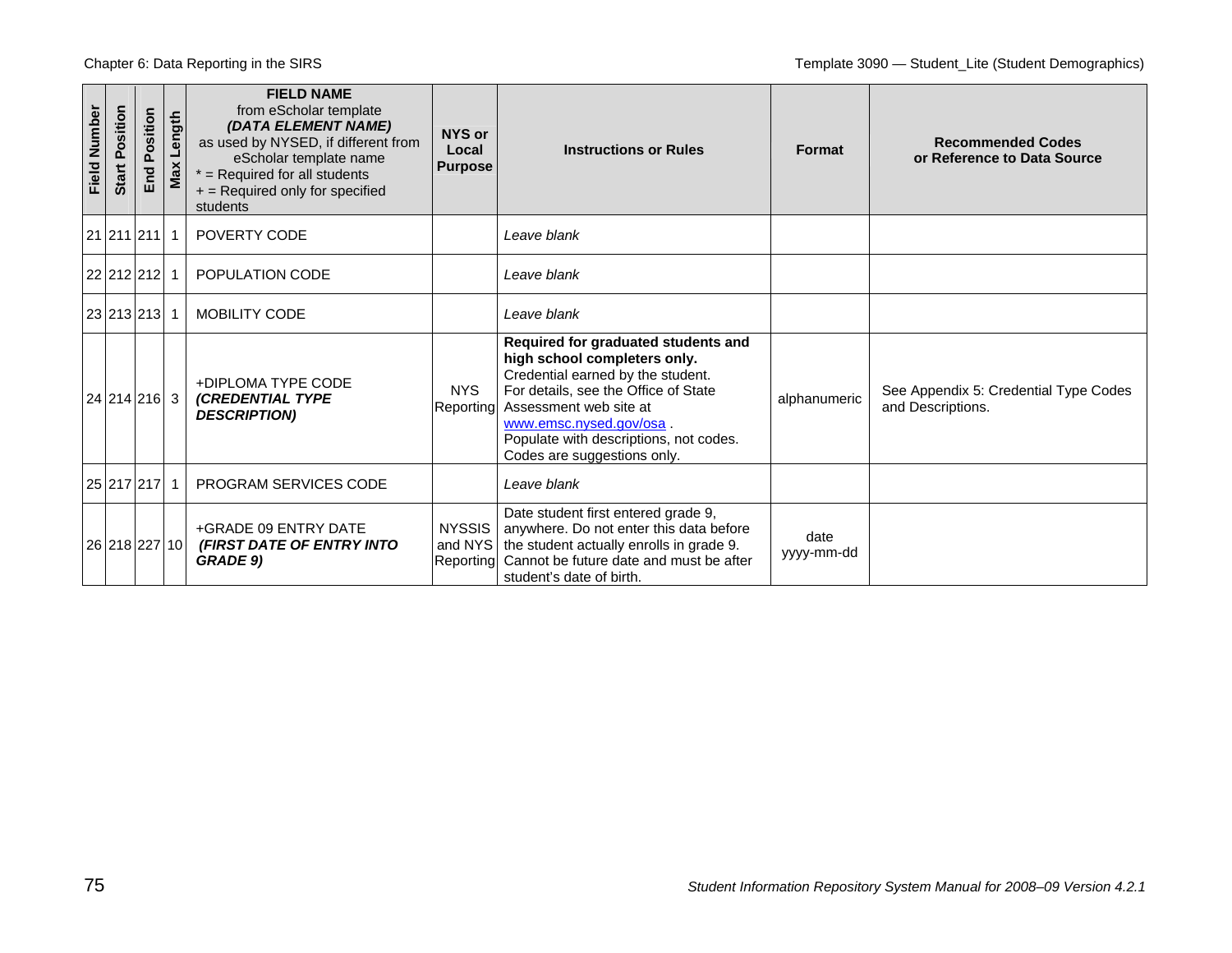| Field Number | Start Position | End Position | Max Length | **FIELD NAME** from eScholar template ***(DATA ELEMENT NAME)*** as used by NYSED, if different from eScholar template name * = Required for all students + = Required only for specified students | **NYS or Local Purpose** | **Instructions or Rules** | **Format** | **Recommended Codes or Reference to Data Source** |
|---|---|---|---|---|---|---|---|---|
| 21 | 211 | 211 | 1 | POVERTY CODE | | *Leave blank* | | |
| 22 | 212 | 212 | 1 | POPULATION CODE | | *Leave blank* | | |
| 23 | 213 | 213 | 1 | MOBILITY CODE | | *Leave blank* | | |
| 24 | 214 | 216 | 3 | +DIPLOMA TYPE CODE ***(CREDENTIAL TYPE DESCRIPTION)*** | NYS Reporting | **Required for graduated students and high school completers only.** Credential earned by the student. For details, see the Office of State Assessment web site at www.emsc.nysed.gov/osa . Populate with descriptions, not codes. Codes are suggestions only. | alphanumeric | See Appendix 5: Credential Type Codes and Descriptions. |
| 25 | 217 | 217 | 1 | PROGRAM SERVICES CODE | | *Leave blank* | | |
| 26 | 218 | 227 | 10 | +GRADE 09 ENTRY DATE ***(FIRST DATE OF ENTRY INTO GRADE 9)*** | NYSSIS and NYS Reporting | Date student first entered grade 9, anywhere. Do not enter this data before the student actually enrolls in grade 9. Cannot be future date and must be after student's date of birth. | date yyyy-mm-dd | |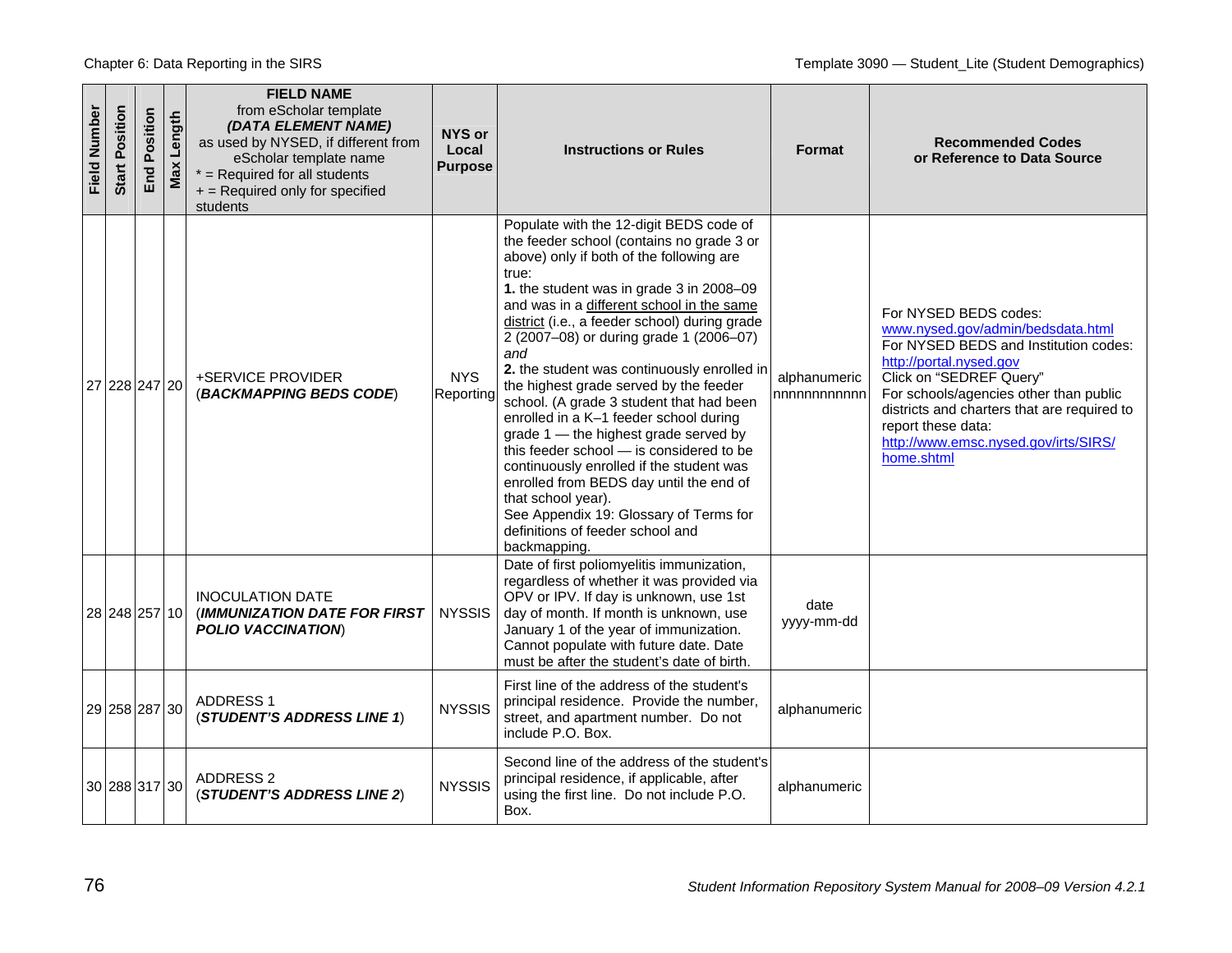| Field Number | Start Position | End Position | Max Length | **FIELD NAME** from eScholar template ***(DATA ELEMENT NAME)*** as used by NYSED, if different from eScholar template name * = Required for all students + = Required only for specified students | **NYS or Local Purpose** | **Instructions or Rules** | **Format** | **Recommended Codes or Reference to Data Source** |
|---|---|---|---|---|---|---|---|---|
| 27 | 228 | 247 | 20 | +SERVICE PROVIDER (***BACKMAPPING BEDS CODE***) | NYS Reporting | Populate with the 12-digit BEDS code of the feeder school (contains no grade 3 or above) only if both of the following are true: **1.** the student was in grade 3 in 2008–09 and was in a different school in the same district (i.e., a feeder school) during grade 2 (2007–08) or during grade 1 (2006–07) *and* **2.** the student was continuously enrolled in the highest grade served by the feeder school. (A grade 3 student that had been enrolled in a K–1 feeder school during grade 1 — the highest grade served by this feeder school — is considered to be continuously enrolled if the student was enrolled from BEDS day until the end of that school year). See Appendix 19: Glossary of Terms for definitions of feeder school and backmapping. | alphanumeric nnnnnnnnnnnn | For NYSED BEDS codes: www.nysed.gov/admin/bedsdata.html For NYSED BEDS and Institution codes: http://portal.nysed.gov Click on "SEDREF Query" For schools/agencies other than public districts and charters that are required to report these data: http://www.emsc.nysed.gov/irts/SIRS/home.shtml |
| 28 | 248 | 257 | 10 | INOCULATION DATE (***IMMUNIZATION DATE FOR FIRST POLIO VACCINATION***) | NYSSIS | Date of first poliomyelitis immunization, regardless of whether it was provided via OPV or IPV. If day is unknown, use 1st day of month. If month is unknown, use January 1 of the year of immunization. Cannot populate with future date. Date must be after the student's date of birth. | date yyyy-mm-dd | |
| 29 | 258 | 287 | 30 | ADDRESS 1 (***STUDENT'S ADDRESS LINE 1***) | NYSSIS | First line of the address of the student's principal residence. Provide the number, street, and apartment number. Do not include P.O. Box. | alphanumeric | |
| 30 | 288 | 317 | 30 | ADDRESS 2 (***STUDENT'S ADDRESS LINE 2***) | NYSSIS | Second line of the address of the student's principal residence, if applicable, after using the first line. Do not include P.O. Box. | alphanumeric | |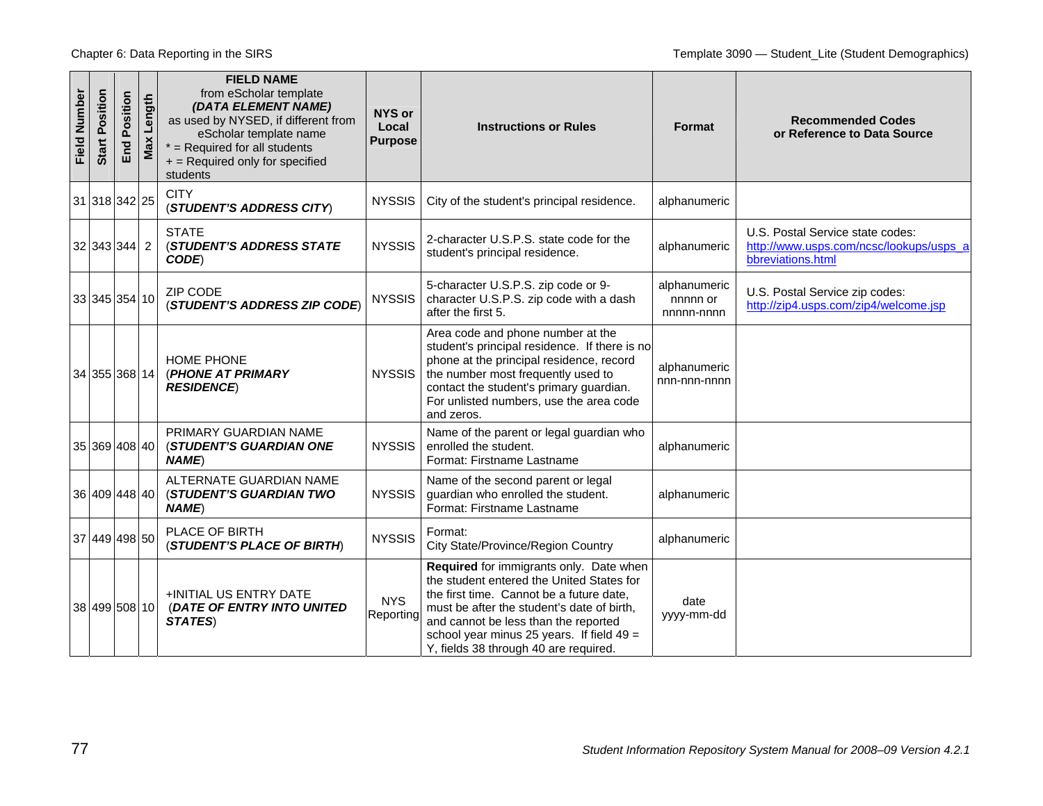| Field Number | Start Position | End Position | Max Length | **FIELD NAME** from eScholar template ***(DATA ELEMENT NAME)*** as used by NYSED, if different from eScholar template name * = Required for all students + = Required only for specified students | **NYS or Local Purpose** | **Instructions or Rules** | **Format** | **Recommended Codes or Reference to Data Source** |
|---|---|---|---|---|---|---|---|---|
| 31 | 318 | 342 | 25 | CITY (***STUDENT'S ADDRESS CITY***) | NYSSIS | City of the student's principal residence. | alphanumeric | |
| 32 | 343 | 344 | 2 | STATE (***STUDENT'S ADDRESS STATE CODE***) | NYSSIS | 2-character U.S.P.S. state code for the student's principal residence. | alphanumeric | U.S. Postal Service state codes: http://www.usps.com/ncsc/lookups/usps_abbreviations.html |
| 33 | 345 | 354 | 10 | ZIP CODE (***STUDENT'S ADDRESS ZIP CODE***) | NYSSIS | 5-character U.S.P.S. zip code or 9-character U.S.P.S. zip code with a dash after the first 5. | alphanumeric nnnnn or nnnnn-nnnn | U.S. Postal Service zip codes: http://zip4.usps.com/zip4/welcome.jsp |
| 34 | 355 | 368 | 14 | HOME PHONE (***PHONE AT PRIMARY RESIDENCE***) | NYSSIS | Area code and phone number at the student's principal residence. If there is no phone at the principal residence, record the number most frequently used to contact the student's primary guardian. For unlisted numbers, use the area code and zeros. | alphanumeric nnn-nnn-nnnn | |
| 35 | 369 | 408 | 40 | PRIMARY GUARDIAN NAME (***STUDENT'S GUARDIAN ONE NAME***) | NYSSIS | Name of the parent or legal guardian who enrolled the student. Format: Firstname Lastname | alphanumeric | |
| 36 | 409 | 448 | 40 | ALTERNATE GUARDIAN NAME (***STUDENT'S GUARDIAN TWO NAME***) | NYSSIS | Name of the second parent or legal guardian who enrolled the student. Format: Firstname Lastname | alphanumeric | |
| 37 | 449 | 498 | 50 | PLACE OF BIRTH (***STUDENT'S PLACE OF BIRTH***) | NYSSIS | Format: City State/Province/Region Country | alphanumeric | |
| 38 | 499 | 508 | 10 | +INITIAL US ENTRY DATE (***DATE OF ENTRY INTO UNITED STATES***) | NYS Reporting | **Required** for immigrants only. Date when the student entered the United States for the first time. Cannot be a future date, must be after the student's date of birth, and cannot be less than the reported school year minus 25 years. If field 49 = Y, fields 38 through 40 are required. | date yyyy-mm-dd | |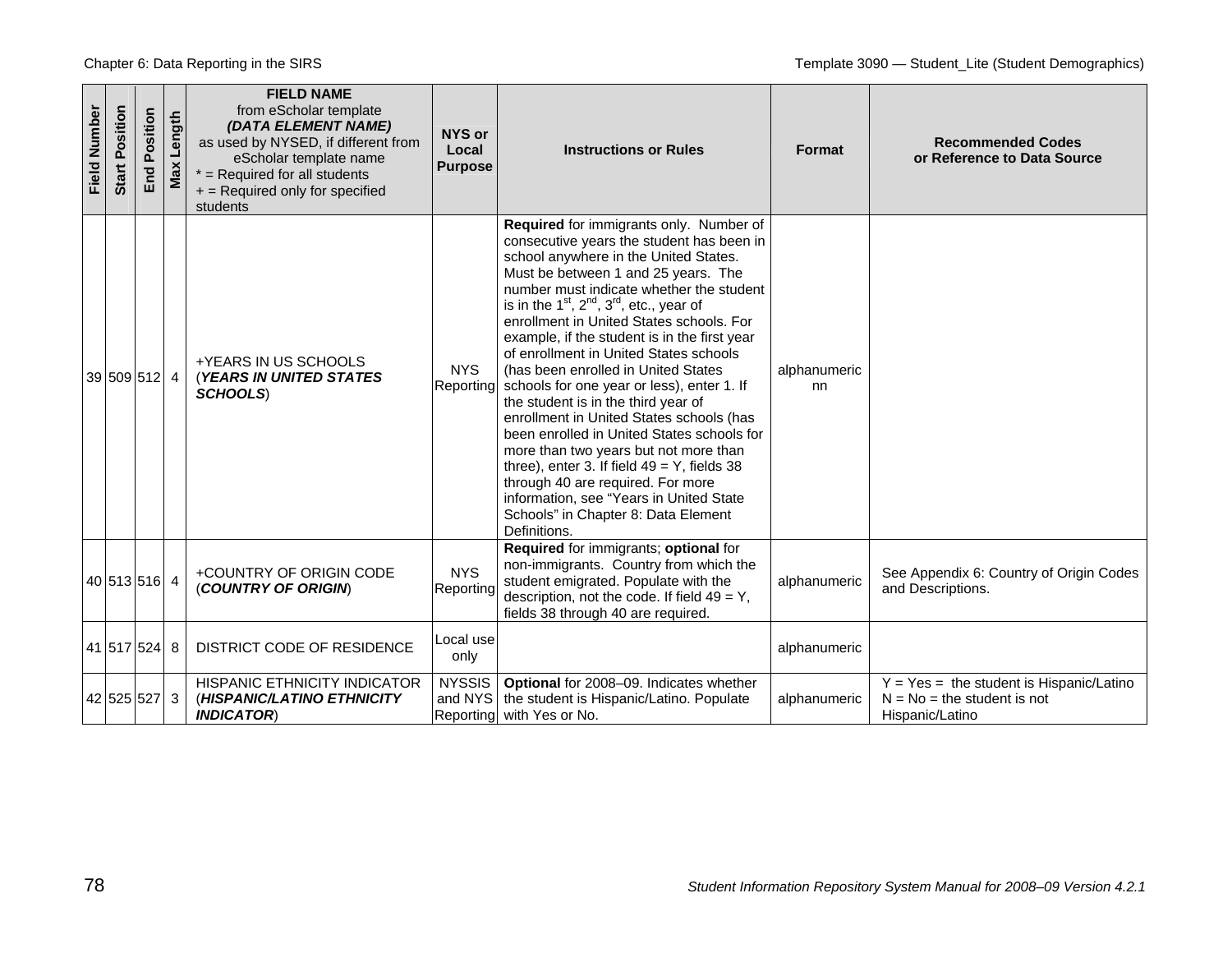| Field Number | Start Position | End Position | Max Length | **FIELD NAME** from eScholar template ***(DATA ELEMENT NAME)*** as used by NYSED, if different from eScholar template name * = Required for all students + = Required only for specified students | **NYS or Local Purpose** | **Instructions or Rules** | **Format** | **Recommended Codes or Reference to Data Source** |
|---|---|---|---|---|---|---|---|---|
| 39 | 509 | 512 | 4 | +YEARS IN US SCHOOLS (***YEARS IN UNITED STATES SCHOOLS***) | NYS Reporting | **Required** for immigrants only. Number of consecutive years the student has been in school anywhere in the United States. Must be between 1 and 25 years. The number must indicate whether the student is in the 1st, 2nd, 3rd, etc., year of enrollment in United States schools. For example, if the student is in the first year of enrollment in United States schools (has been enrolled in United States schools for one year or less), enter 1. If the student is in the third year of enrollment in United States schools (has been enrolled in United States schools for more than two years but not more than three), enter 3. If field 49 = Y, fields 38 through 40 are required. For more information, see "Years in United State Schools" in Chapter 8: Data Element Definitions. | alphanumeric nn | |
| 40 | 513 | 516 | 4 | +COUNTRY OF ORIGIN CODE (***COUNTRY OF ORIGIN***) | NYS Reporting | **Required** for immigrants; **optional** for non-immigrants. Country from which the student emigrated. Populate with the description, not the code. If field 49 = Y, fields 38 through 40 are required. | alphanumeric | See Appendix 6: Country of Origin Codes and Descriptions. |
| 41 | 517 | 524 | 8 | DISTRICT CODE OF RESIDENCE | Local use only | | alphanumeric | |
| 42 | 525 | 527 | 3 | HISPANIC ETHNICITY INDICATOR (***HISPANIC/LATINO ETHNICITY INDICATOR***) | NYSSIS and NYS Reporting | **Optional** for 2008–09. Indicates whether the student is Hispanic/Latino. Populate with Yes or No. | alphanumeric | Y = Yes = the student is Hispanic/Latino<br>N = No = the student is not Hispanic/Latino |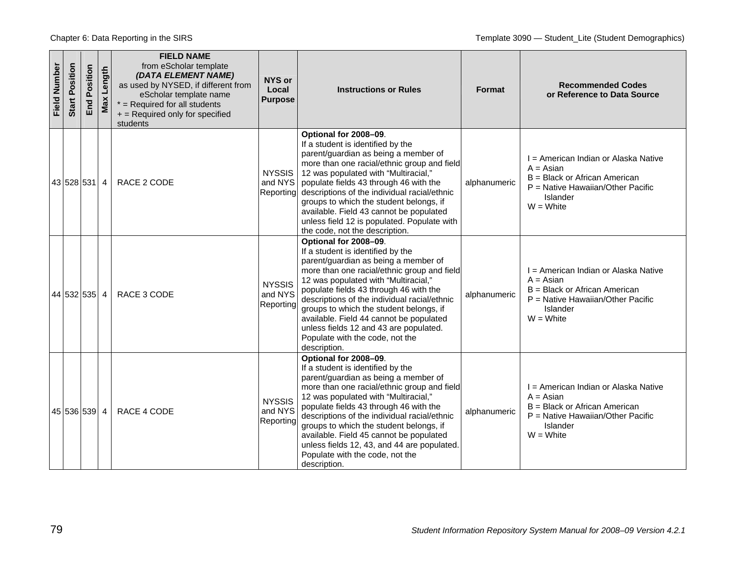| Field Number | Start Position | End Position | Max Length | **FIELD NAME** from eScholar template ***(DATA ELEMENT NAME)*** as used by NYSED, if different from eScholar template name * = Required for all students + = Required only for specified students | **NYS or Local Purpose** | **Instructions or Rules** | **Format** | **Recommended Codes or Reference to Data Source** |
|---|---|---|---|---|---|---|---|---|
| 43 | 528 | 531 | 4 | RACE 2 CODE | NYSSIS and NYS Reporting | **Optional for 2008–09**. If a student is identified by the parent/guardian as being a member of more than one racial/ethnic group and field 12 was populated with "Multiracial," populate fields 43 through 46 with the descriptions of the individual racial/ethnic groups to which the student belongs, if available. Field 43 cannot be populated unless field 12 is populated. Populate with the code, not the description. | alphanumeric | I = American Indian or Alaska Native<br>A = Asian<br>B = Black or African American<br>P = Native Hawaiian/Other Pacific Islander<br>W = White |
| 44 | 532 | 535 | 4 | RACE 3 CODE | NYSSIS and NYS Reporting | **Optional for 2008–09**. If a student is identified by the parent/guardian as being a member of more than one racial/ethnic group and field 12 was populated with "Multiracial," populate fields 43 through 46 with the descriptions of the individual racial/ethnic groups to which the student belongs, if available. Field 44 cannot be populated unless fields 12 and 43 are populated. Populate with the code, not the description. | alphanumeric | I = American Indian or Alaska Native<br>A = Asian<br>B = Black or African American<br>P = Native Hawaiian/Other Pacific Islander<br>W = White |
| 45 | 536 | 539 | 4 | RACE 4 CODE | NYSSIS and NYS Reporting | **Optional for 2008–09**. If a student is identified by the parent/guardian as being a member of more than one racial/ethnic group and field 12 was populated with "Multiracial," populate fields 43 through 46 with the descriptions of the individual racial/ethnic groups to which the student belongs, if available. Field 45 cannot be populated unless fields 12, 43, and 44 are populated. Populate with the code, not the description. | alphanumeric | I = American Indian or Alaska Native<br>A = Asian<br>B = Black or African American<br>P = Native Hawaiian/Other Pacific Islander<br>W = White |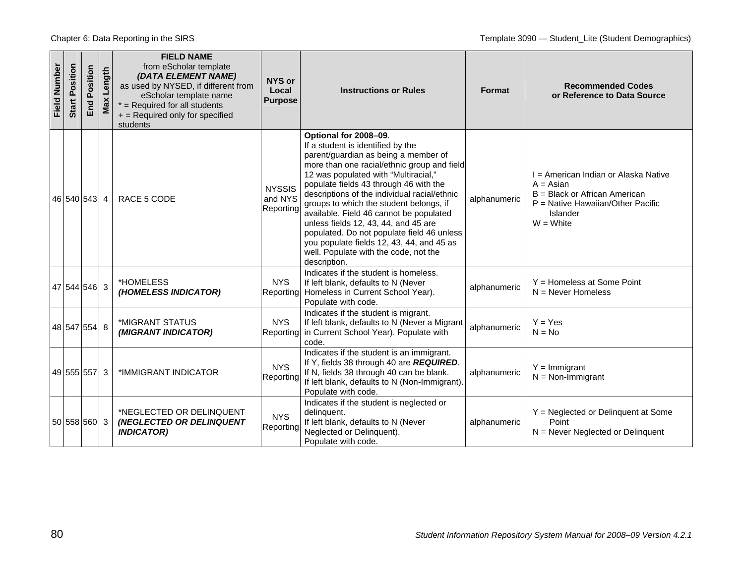| Field Number | Start Position | End Position | Max Length | **FIELD NAME** from eScholar template ***(DATA ELEMENT NAME)*** as used by NYSED, if different from eScholar template name * = Required for all students + = Required only for specified students | **NYS or Local Purpose** | **Instructions or Rules** | **Format** | **Recommended Codes or Reference to Data Source** |
|---|---|---|---|---|---|---|---|---|
| 46 | 540 | 543 | 4 | RACE 5 CODE | NYSSIS and NYS Reporting | **Optional for 2008–09**. If a student is identified by the parent/guardian as being a member of more than one racial/ethnic group and field 12 was populated with "Multiracial," populate fields 43 through 46 with the descriptions of the individual racial/ethnic groups to which the student belongs, if available. Field 46 cannot be populated unless fields 12, 43, 44, and 45 are populated. Do not populate field 46 unless you populate fields 12, 43, 44, and 45 as well. Populate with the code, not the description. | alphanumeric | I = American Indian or Alaska Native<br>A = Asian<br>B = Black or African American<br>P = Native Hawaiian/Other Pacific Islander<br>W = White |
| 47 | 544 | 546 | 3 | *HOMELESS ***(HOMELESS INDICATOR)*** | NYS Reporting | Indicates if the student is homeless. If left blank, defaults to N (Never Homeless in Current School Year). Populate with code. | alphanumeric | Y = Homeless at Some Point<br>N = Never Homeless |
| 48 | 547 | 554 | 8 | *MIGRANT STATUS ***(MIGRANT INDICATOR)*** | NYS Reporting | Indicates if the student is migrant. If left blank, defaults to N (Never a Migrant in Current School Year). Populate with code. | alphanumeric | Y = Yes<br>N = No |
| 49 | 555 | 557 | 3 | *IMMIGRANT INDICATOR | NYS Reporting | Indicates if the student is an immigrant. If Y, fields 38 through 40 are ***REQUIRED***. If N, fields 38 through 40 can be blank. If left blank, defaults to N (Non-Immigrant). Populate with code. | alphanumeric | Y = Immigrant<br>N = Non-Immigrant |
| 50 | 558 | 560 | 3 | *NEGLECTED OR DELINQUENT ***(NEGLECTED OR DELINQUENT INDICATOR)*** | NYS Reporting | Indicates if the student is neglected or delinquent. If left blank, defaults to N (Never Neglected or Delinquent). Populate with code. | alphanumeric | Y = Neglected or Delinquent at Some Point<br>N = Never Neglected or Delinquent |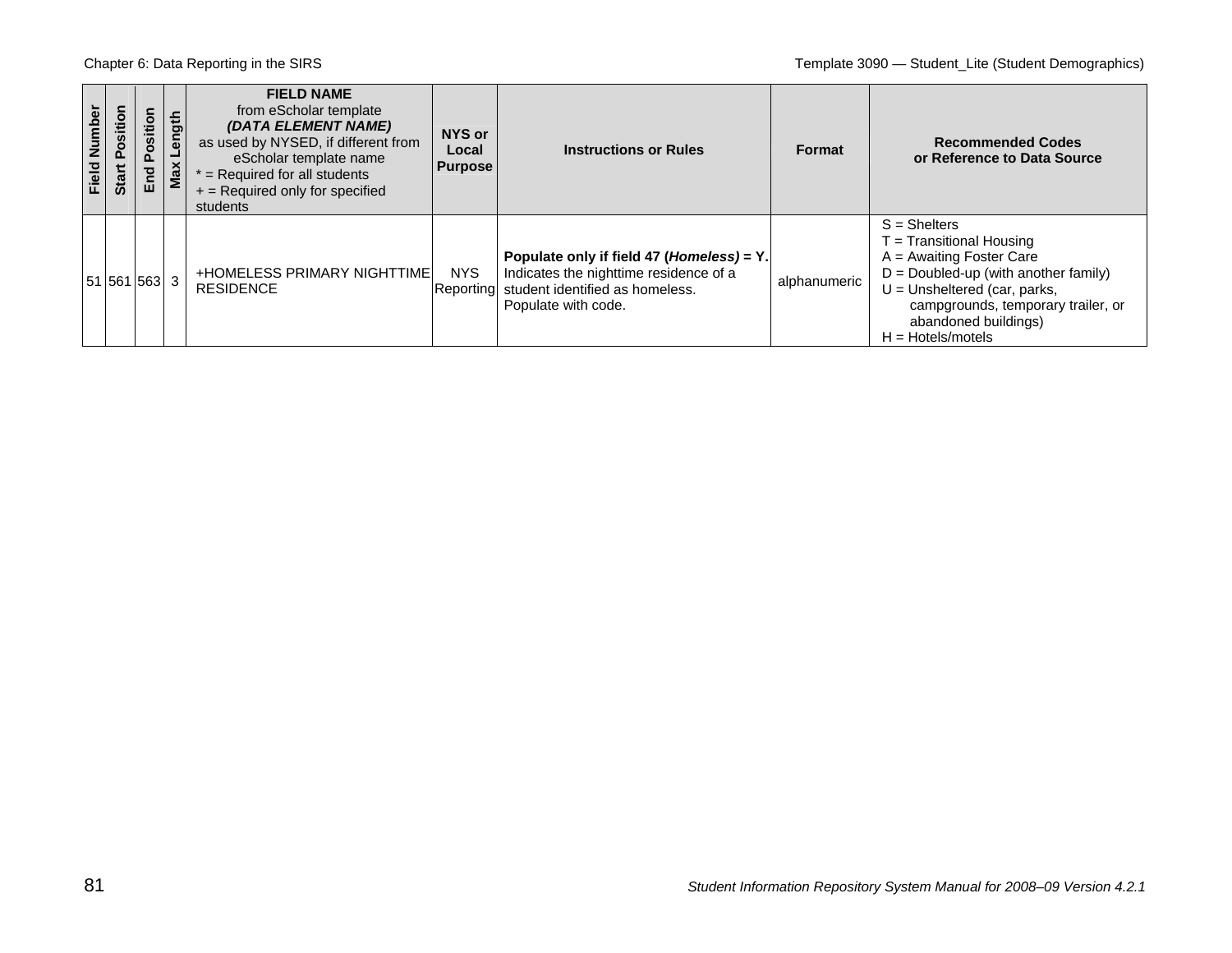| Field Number | Start Position | End Position | Max Length | **FIELD NAME** from eScholar template ***(DATA ELEMENT NAME)*** as used by NYSED, if different from eScholar template name * = Required for all students + = Required only for specified students | **NYS or Local Purpose** | **Instructions or Rules** | **Format** | **Recommended Codes or Reference to Data Source** |
|---|---|---|---|---|---|---|---|---|
| 51 | 561 | 563 | 3 | +HOMELESS PRIMARY NIGHTTIME RESIDENCE | NYS Reporting | **Populate only if field 47 (*Homeless*) = Y.** Indicates the nighttime residence of a student identified as homeless. Populate with code. | alphanumeric | S = Shelters<br>T = Transitional Housing<br>A = Awaiting Foster Care<br>D = Doubled-up (with another family)<br>U = Unsheltered (car, parks, campgrounds, temporary trailer, or abandoned buildings)<br>H = Hotels/motels |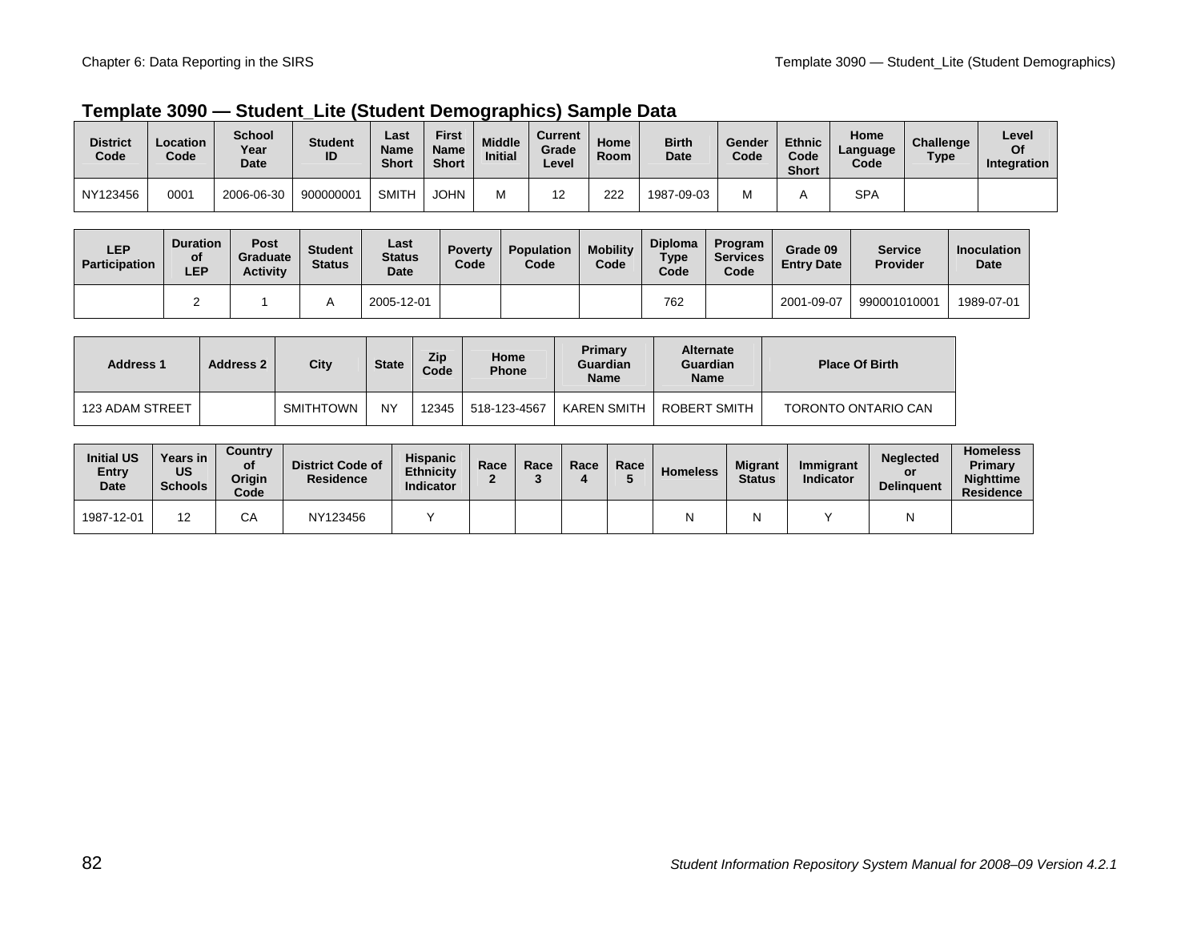## Template 3090 — Student_Lite (Student Demographics) Sample Data

| District Code | Location Code | School Year Date | Student ID | Last Name Short | First Name Short | Middle Initial | Current Grade Level | Home Room | Birth Date | Gender Code | Ethnic Code Short | Home Language Code | Challenge Type | Level Of Integration |
|---|---|---|---|---|---|---|---|---|---|---|---|---|---|---|
| NY123456 | 0001 | 2006-06-30 | 900000001 | SMITH | JOHN | M | 12 | 222 | 1987-09-03 | M | A | SPA | | |

| LEP Participation | Duration of LEP | Post Graduate Activity | Student Status | Last Status Date | Poverty Code | Population Code | Mobility Code | Diploma Type Code | Program Services Code | Grade 09 Entry Date | Service Provider | Inoculation Date |
|---|---|---|---|---|---|---|---|---|---|---|---|---|
| | 2 | 1 | A | 2005-12-01 | | | | 762 | | 2001-09-07 | 990001010001 | 1989-07-01 |

| Address 1 | Address 2 | City | State | Zip Code | Home Phone | Primary Guardian Name | Alternate Guardian Name | Place Of Birth |
|---|---|---|---|---|---|---|---|---|
| 123 ADAM STREET | | SMITHTOWN | NY | 12345 | 518-123-4567 | KAREN SMITH | ROBERT SMITH | TORONTO ONTARIO CAN |

| Initial US Entry Date | Years in US Schools | Country of Origin Code | District Code of Residence | Hispanic Ethnicity Indicator | Race 2 | Race 3 | Race 4 | Race 5 | Homeless | Migrant Status | Immigrant Indicator | Neglected or Delinquent | Homeless Primary Nighttime Residence |
|---|---|---|---|---|---|---|---|---|---|---|---|---|---|
| 1987-12-01 | 12 | CA | NY123456 | Y | | | | | N | N | Y | N | |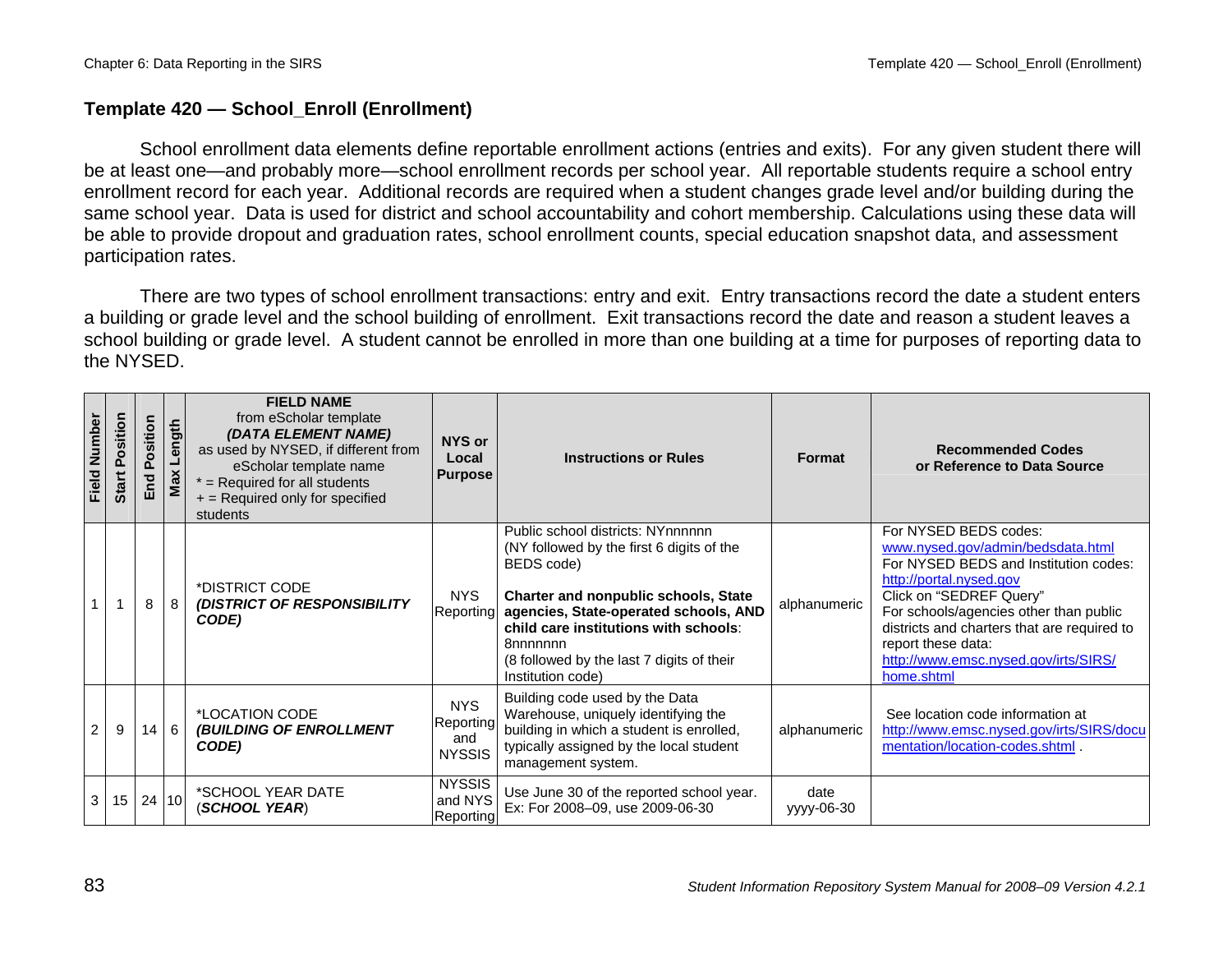# Template 420 — School_Enroll (Enrollment)

School enrollment data elements define reportable enrollment actions (entries and exits). For any given student there will be at least one—and probably more—school enrollment records per school year. All reportable students require a school entry enrollment record for each year. Additional records are required when a student changes grade level and/or building during the same school year. Data is used for district and school accountability and cohort membership. Calculations using these data will be able to provide dropout and graduation rates, school enrollment counts, special education snapshot data, and assessment participation rates.

There are two types of school enrollment transactions: entry and exit. Entry transactions record the date a student enters a building or grade level and the school building of enrollment. Exit transactions record the date and reason a student leaves a school building or grade level. A student cannot be enrolled in more than one building at a time for purposes of reporting data to the NYSED.

| Field Number | Start Position | End Position | Max Length | **FIELD NAME** from eScholar template ***(DATA ELEMENT NAME)*** as used by NYSED, if different from eScholar template name * = Required for all students + = Required only for specified students | **NYS or Local Purpose** | **Instructions or Rules** | **Format** | **Recommended Codes or Reference to Data Source** |
|---|---|---|---|---|---|---|---|---|
| 1 | 1 | 8 | 8 | *DISTRICT CODE ***(DISTRICT OF RESPONSIBILITY CODE)*** | NYS Reporting | Public school districts: NYnnnnnn (NY followed by the first 6 digits of the BEDS code) **Charter and nonpublic schools, State agencies, State-operated schools, AND child care institutions with schools**: 8nnnnnnn (8 followed by the last 7 digits of their Institution code) | alphanumeric | For NYSED BEDS codes: www.nysed.gov/admin/bedsdata.html For NYSED BEDS and Institution codes: http://portal.nysed.gov Click on "SEDREF Query" For schools/agencies other than public districts and charters that are required to report these data: http://www.emsc.nysed.gov/irts/SIRS/home.shtml |
| 2 | 9 | 14 | 6 | *LOCATION CODE ***(BUILDING OF ENROLLMENT CODE)*** | NYS Reporting and NYSSIS | Building code used by the Data Warehouse, uniquely identifying the building in which a student is enrolled, typically assigned by the local student management system. | alphanumeric | See location code information at http://www.emsc.nysed.gov/irts/SIRS/documentation/location-codes.shtml . |
| 3 | 15 | 24 | 10 | *SCHOOL YEAR DATE (***SCHOOL YEAR***) | NYSSIS and NYS Reporting | Use June 30 of the reported school year. Ex: For 2008–09, use 2009-06-30 | date yyyy-06-30 | |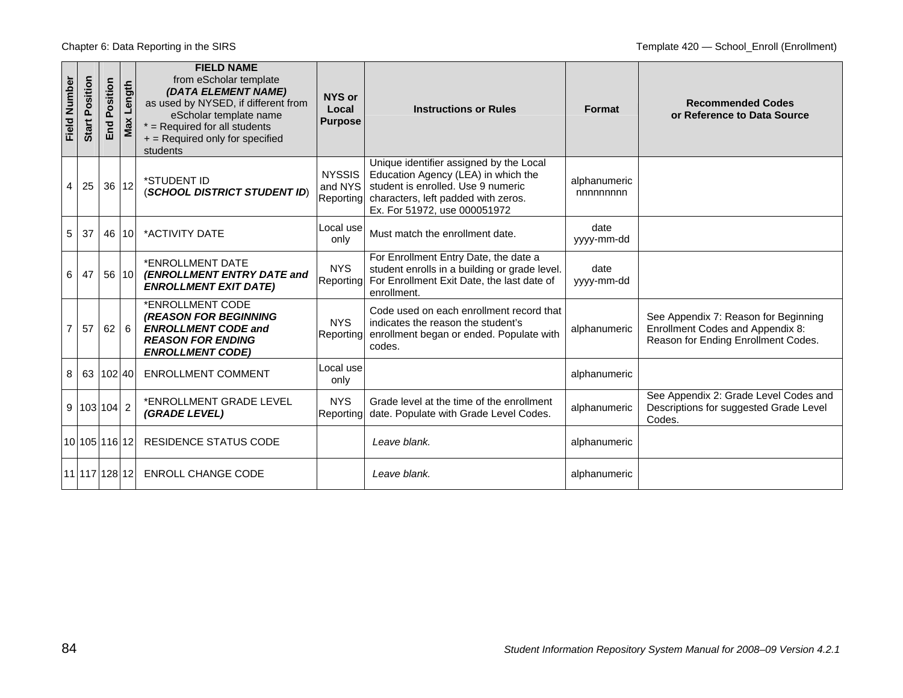| Field Number | Start Position | End Position | Max Length | **FIELD NAME** from eScholar template ***(DATA ELEMENT NAME)*** as used by NYSED, if different from eScholar template name * = Required for all students + = Required only for specified students | **NYS or Local Purpose** | **Instructions or Rules** | **Format** | **Recommended Codes or Reference to Data Source** |
|---|---|---|---|---|---|---|---|---|
| 4 | 25 | 36 | 12 | *STUDENT ID (***SCHOOL DISTRICT STUDENT ID***) | NYSSIS and NYS Reporting | Unique identifier assigned by the Local Education Agency (LEA) in which the student is enrolled. Use 9 numeric characters, left padded with zeros. Ex. For 51972, use 000051972 | alphanumeric nnnnnnnnn | |
| 5 | 37 | 46 | 10 | *ACTIVITY DATE | Local use only | Must match the enrollment date. | date yyyy-mm-dd | |
| 6 | 47 | 56 | 10 | *ENROLLMENT DATE ***(ENROLLMENT ENTRY DATE and ENROLLMENT EXIT DATE)*** | NYS Reporting | For Enrollment Entry Date, the date a student enrolls in a building or grade level. For Enrollment Exit Date, the last date of enrollment. | date yyyy-mm-dd | |
| 7 | 57 | 62 | 6 | *ENROLLMENT CODE ***(REASON FOR BEGINNING ENROLLMENT CODE and REASON FOR ENDING ENROLLMENT CODE)*** | NYS Reporting | Code used on each enrollment record that indicates the reason the student's enrollment began or ended. Populate with codes. | alphanumeric | See Appendix 7: Reason for Beginning Enrollment Codes and Appendix 8: Reason for Ending Enrollment Codes. |
| 8 | 63 | 102 | 40 | ENROLLMENT COMMENT | Local use only | | alphanumeric | |
| 9 | 103 | 104 | 2 | *ENROLLMENT GRADE LEVEL ***(GRADE LEVEL)*** | NYS Reporting | Grade level at the time of the enrollment date. Populate with Grade Level Codes. | alphanumeric | See Appendix 2: Grade Level Codes and Descriptions for suggested Grade Level Codes. |
| 10 | 105 | 116 | 12 | RESIDENCE STATUS CODE | | *Leave blank.* | alphanumeric | |
| 11 | 117 | 128 | 12 | ENROLL CHANGE CODE | | *Leave blank.* | alphanumeric | |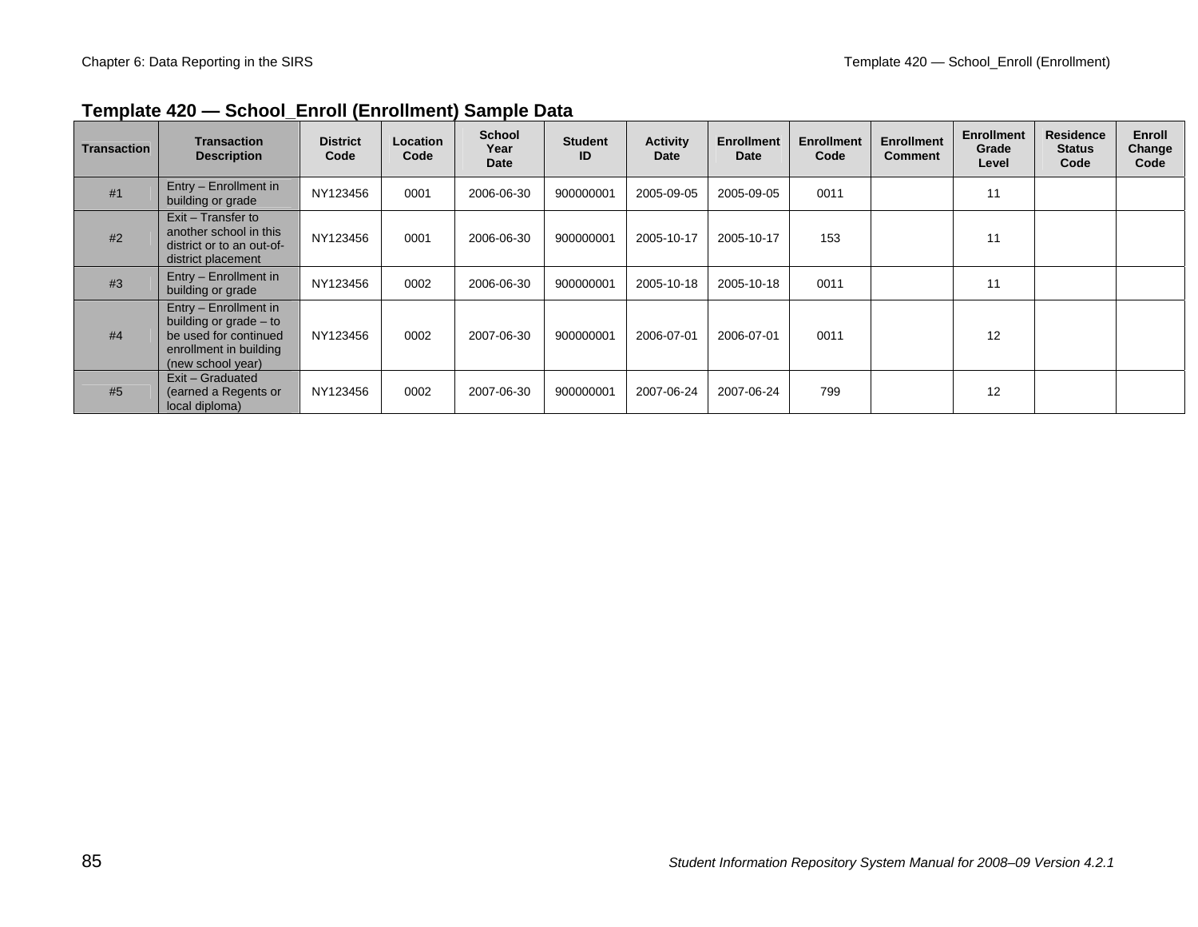## Template 420 — School_Enroll (Enrollment) Sample Data

| Transaction | Transaction Description | District Code | Location Code | School Year Date | Student ID | Activity Date | Enrollment Date | Enrollment Code | Enrollment Comment | Enrollment Grade Level | Residence Status Code | Enroll Change Code |
|---|---|---|---|---|---|---|---|---|---|---|---|---|
| #1 | Entry – Enrollment in building or grade | NY123456 | 0001 | 2006-06-30 | 900000001 | 2005-09-05 | 2005-09-05 | 0011 | | 11 | | |
| #2 | Exit – Transfer to another school in this district or to an out-of-district placement | NY123456 | 0001 | 2006-06-30 | 900000001 | 2005-10-17 | 2005-10-17 | 153 | | 11 | | |
| #3 | Entry – Enrollment in building or grade | NY123456 | 0002 | 2006-06-30 | 900000001 | 2005-10-18 | 2005-10-18 | 0011 | | 11 | | |
| #4 | Entry – Enrollment in building or grade – to be used for continued enrollment in building (new school year) | NY123456 | 0002 | 2007-06-30 | 900000001 | 2006-07-01 | 2006-07-01 | 0011 | | 12 | | |
| #5 | Exit – Graduated (earned a Regents or local diploma) | NY123456 | 0002 | 2007-06-30 | 900000001 | 2007-06-24 | 2007-06-24 | 799 | | 12 | | |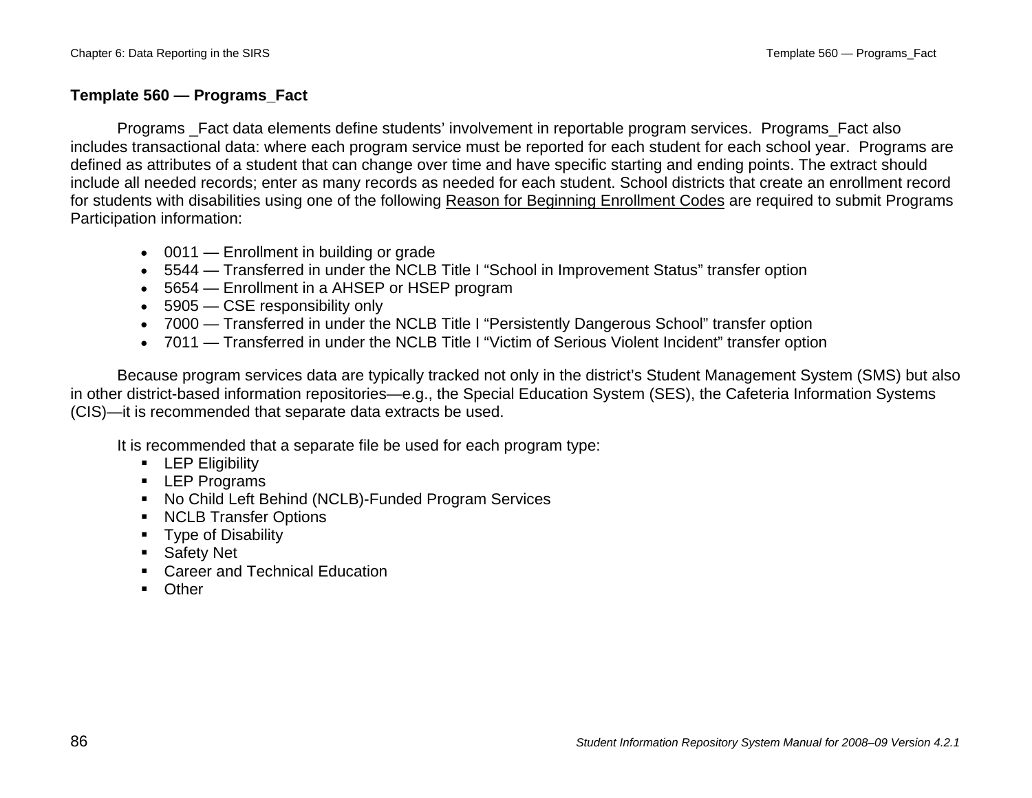## Template 560 — Programs_Fact

Programs _Fact data elements define students' involvement in reportable program services. Programs_Fact also includes transactional data: where each program service must be reported for each student for each school year. Programs are defined as attributes of a student that can change over time and have specific starting and ending points. The extract should include all needed records; enter as many records as needed for each student. School districts that create an enrollment record for students with disabilities using one of the following Reason for Beginning Enrollment Codes are required to submit Programs Participation information:

- 0011 — Enrollment in building or grade
- 5544 — Transferred in under the NCLB Title I "School in Improvement Status" transfer option
- 5654 — Enrollment in a AHSEP or HSEP program
- 5905 — CSE responsibility only
- 7000 — Transferred in under the NCLB Title I "Persistently Dangerous School" transfer option
- 7011 — Transferred in under the NCLB Title I "Victim of Serious Violent Incident" transfer option

Because program services data are typically tracked not only in the district's Student Management System (SMS) but also in other district-based information repositories—e.g., the Special Education System (SES), the Cafeteria Information Systems (CIS)—it is recommended that separate data extracts be used.

It is recommended that a separate file be used for each program type:

- LEP Eligibility
- LEP Programs
- No Child Left Behind (NCLB)-Funded Program Services
- NCLB Transfer Options
- Type of Disability
- Safety Net
- Career and Technical Education
- Other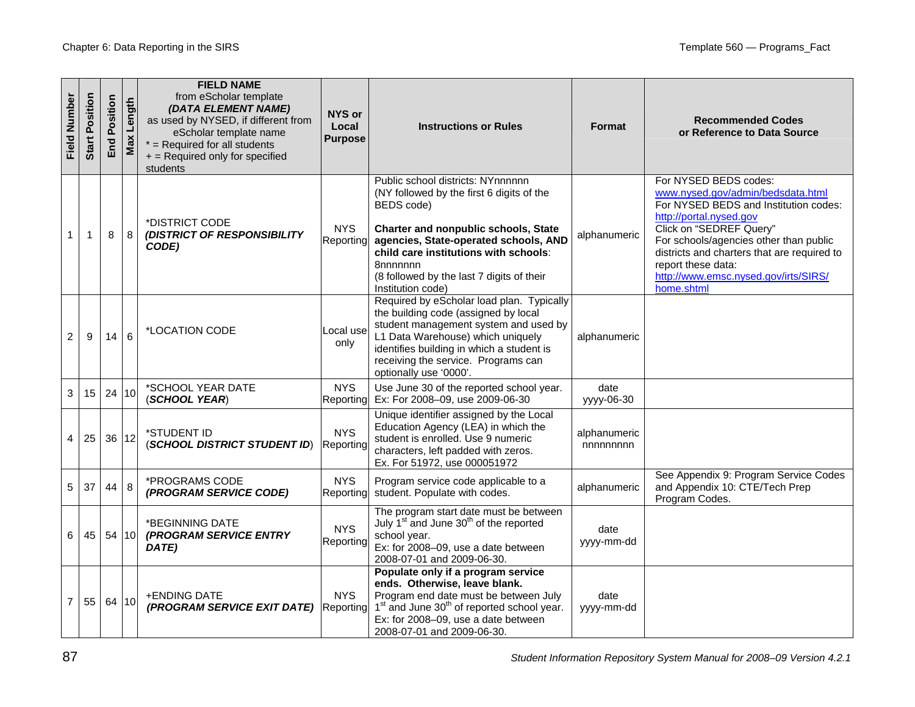| Field Number | Start Position | End Position | Max Length | **FIELD NAME** from eScholar template ***(DATA ELEMENT NAME)*** as used by NYSED, if different from eScholar template name * = Required for all students + = Required only for specified students | **NYS or Local Purpose** | **Instructions or Rules** | **Format** | **Recommended Codes or Reference to Data Source** |
|---|---|---|---|---|---|---|---|---|
| 1 | 1 | 8 | 8 | *DISTRICT CODE ***(DISTRICT OF RESPONSIBILITY CODE)*** | NYS Reporting | Public school districts: NYnnnnnn (NY followed by the first 6 digits of the BEDS code) **Charter and nonpublic schools, State agencies, State-operated schools, AND child care institutions with schools**: 8nnnnnnn (8 followed by the last 7 digits of their Institution code) | alphanumeric | For NYSED BEDS codes: www.nysed.gov/admin/bedsdata.html For NYSED BEDS and Institution codes: http://portal.nysed.gov Click on "SEDREF Query" For schools/agencies other than public districts and charters that are required to report these data: http://www.emsc.nysed.gov/irts/SIRS/home.shtml |
| 2 | 9 | 14 | 6 | *LOCATION CODE | Local use only | Required by eScholar load plan. Typically the building code (assigned by local student management system and used by L1 Data Warehouse) which uniquely identifies building in which a student is receiving the service. Programs can optionally use '0000'. | alphanumeric | |
| 3 | 15 | 24 | 10 | *SCHOOL YEAR DATE (***SCHOOL YEAR***) | NYS Reporting | Use June 30 of the reported school year. Ex: For 2008–09, use 2009-06-30 | date yyyy-06-30 | |
| 4 | 25 | 36 | 12 | *STUDENT ID (***SCHOOL DISTRICT STUDENT ID***) | NYS Reporting | Unique identifier assigned by the Local Education Agency (LEA) in which the student is enrolled. Use 9 numeric characters, left padded with zeros. Ex. For 51972, use 000051972 | alphanumeric nnnnnnnnn | |
| 5 | 37 | 44 | 8 | *PROGRAMS CODE ***(PROGRAM SERVICE CODE)*** | NYS Reporting | Program service code applicable to a student. Populate with codes. | alphanumeric | See Appendix 9: Program Service Codes and Appendix 10: CTE/Tech Prep Program Codes. |
| 6 | 45 | 54 | 10 | *BEGINNING DATE ***(PROGRAM SERVICE ENTRY DATE)*** | NYS Reporting | The program start date must be between July 1st and June 30th of the reported school year. Ex: for 2008–09, use a date between 2008-07-01 and 2009-06-30. | date yyyy-mm-dd | |
| 7 | 55 | 64 | 10 | +ENDING DATE ***(PROGRAM SERVICE EXIT DATE)*** | NYS Reporting | **Populate only if a program service ends. Otherwise, leave blank.** Program end date must be between July 1st and June 30th of reported school year. Ex: for 2008–09, use a date between 2008-07-01 and 2009-06-30. | date yyyy-mm-dd | |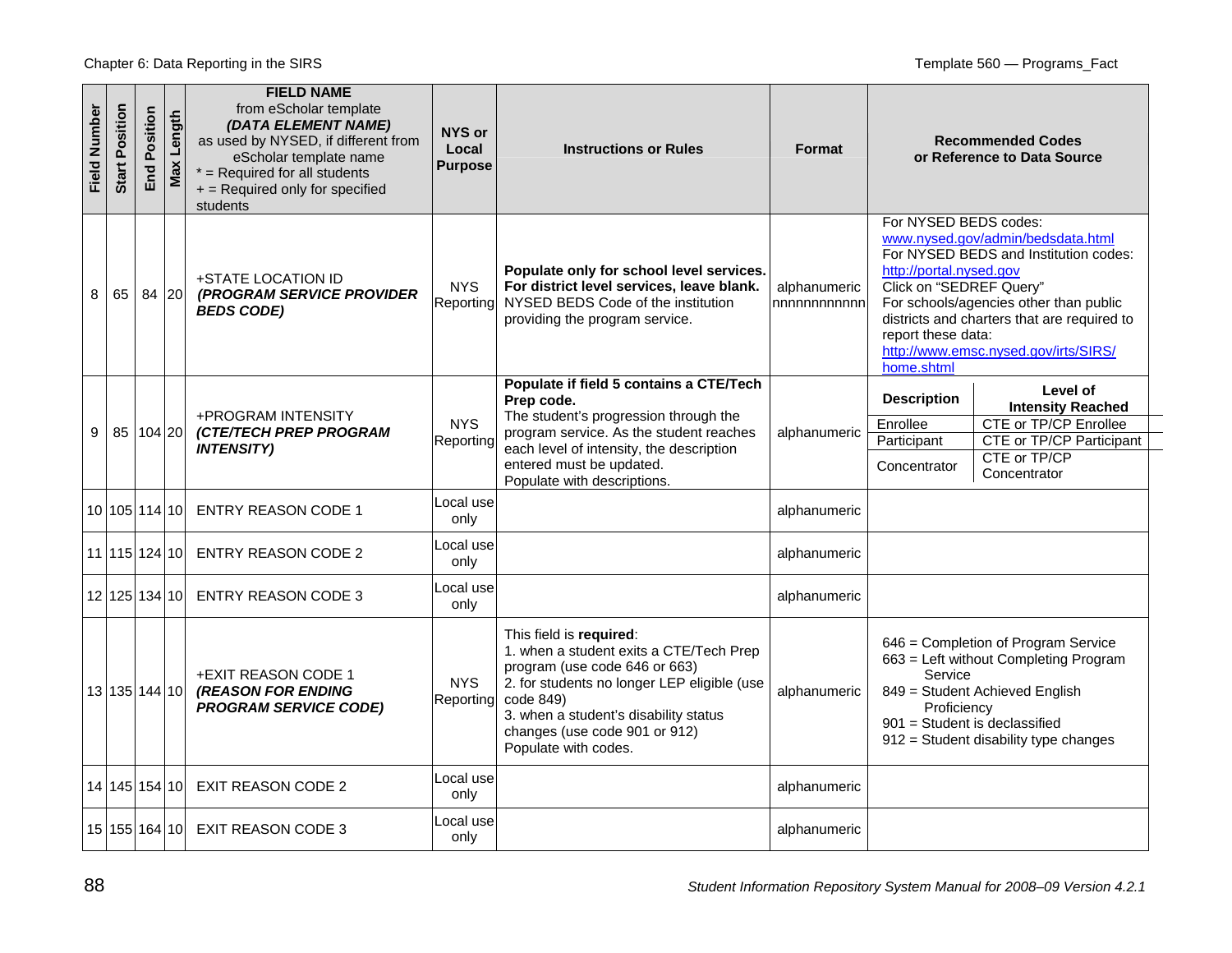| Field Number | Start Position | End Position | Max Length | **FIELD NAME** from eScholar template ***(DATA ELEMENT NAME)*** as used by NYSED, if different from eScholar template name * = Required for all students + = Required only for specified students | NYS or Local Purpose | Instructions or Rules | Format | Recommended Codes or Reference to Data Source |
|---|---|---|---|---|---|---|---|---|
| 8 | 65 | 84 | 20 | +STATE LOCATION ID ***(PROGRAM SERVICE PROVIDER BEDS CODE)*** | NYS Reporting | **Populate only for school level services. For district level services, leave blank.** NYSED BEDS Code of the institution providing the program service. | alphanumeric nnnnnnnnnnnn | For NYSED BEDS codes: www.nysed.gov/admin/bedsdata.html For NYSED BEDS and Institution codes: http://portal.nysed.gov Click on "SEDREF Query" For schools/agencies other than public districts and charters that are required to report these data: http://www.emsc.nysed.gov/irts/SIRS/home.shtml |
| 9 | 85 | 104 | 20 | +PROGRAM INTENSITY ***(CTE/TECH PREP PROGRAM INTENSITY)*** | NYS Reporting | **Populate if field 5 contains a CTE/Tech Prep code.** The student's progression through the program service. As the student reaches each level of intensity, the description entered must be updated. Populate with descriptions. | alphanumeric | **Description** / **Level of Intensity Reached**: Enrollee = CTE or TP/CP Enrollee; Participant = CTE or TP/CP Participant; Concentrator = CTE or TP/CP Concentrator |
| 10 | 105 | 114 | 10 | ENTRY REASON CODE 1 | Local use only | | alphanumeric | |
| 11 | 115 | 124 | 10 | ENTRY REASON CODE 2 | Local use only | | alphanumeric | |
| 12 | 125 | 134 | 10 | ENTRY REASON CODE 3 | Local use only | | alphanumeric | |
| 13 | 135 | 144 | 10 | +EXIT REASON CODE 1 ***(REASON FOR ENDING PROGRAM SERVICE CODE)*** | NYS Reporting | This field is **required**: 1. when a student exits a CTE/Tech Prep program (use code 646 or 663) 2. for students no longer LEP eligible (use code 849) 3. when a student's disability status changes (use code 901 or 912) Populate with codes. | alphanumeric | 646 = Completion of Program Service 663 = Left without Completing Program Service 849 = Student Achieved English Proficiency 901 = Student is declassified 912 = Student disability type changes |
| 14 | 145 | 154 | 10 | EXIT REASON CODE 2 | Local use only | | alphanumeric | |
| 15 | 155 | 164 | 10 | EXIT REASON CODE 3 | Local use only | | alphanumeric | |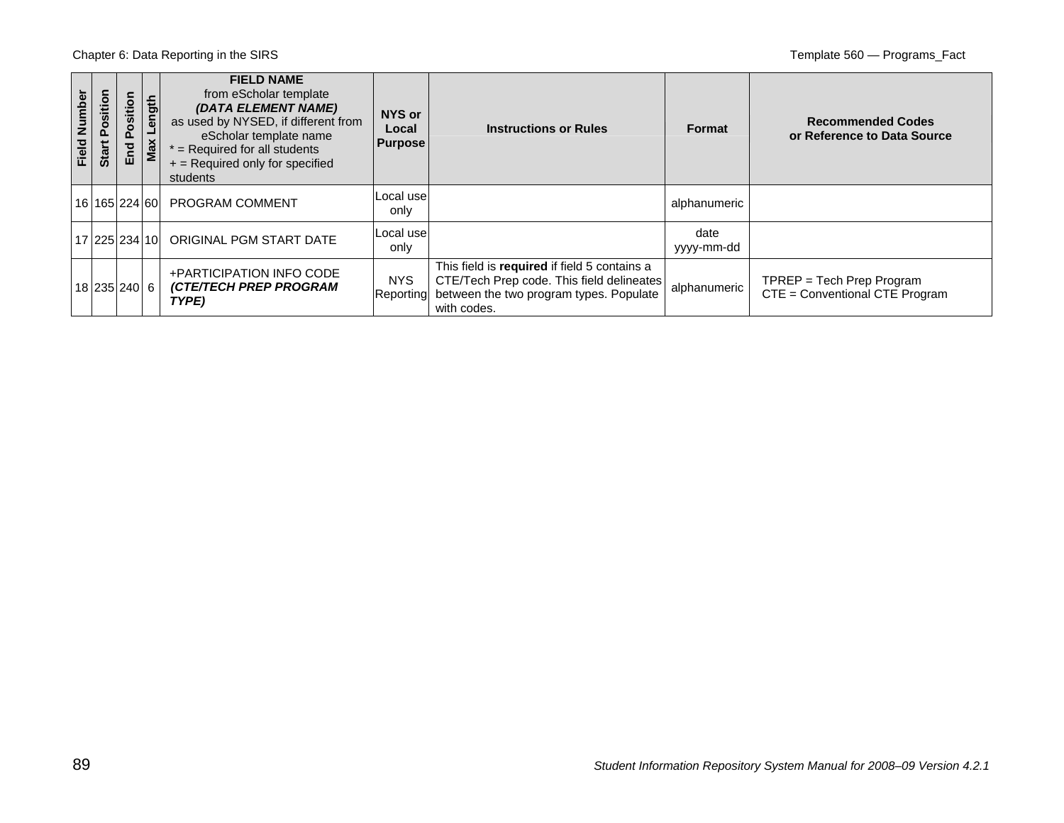| Field Number | Start Position | End Position | Max Length | **FIELD NAME** from eScholar template ***(DATA ELEMENT NAME)*** as used by NYSED, if different from eScholar template name * = Required for all students + = Required only for specified students | NYS or Local Purpose | Instructions or Rules | Format | Recommended Codes or Reference to Data Source |
|---|---|---|---|---|---|---|---|---|
| 16 | 165 | 224 | 60 | PROGRAM COMMENT | Local use only | | alphanumeric | |
| 17 | 225 | 234 | 10 | ORIGINAL PGM START DATE | Local use only | | date yyyy-mm-dd | |
| 18 | 235 | 240 | 6 | +PARTICIPATION INFO CODE ***(CTE/TECH PREP PROGRAM TYPE)*** | NYS Reporting | This field is **required** if field 5 contains a CTE/Tech Prep code. This field delineates between the two program types. Populate with codes. | alphanumeric | TPREP = Tech Prep Program<br>CTE = Conventional CTE Program |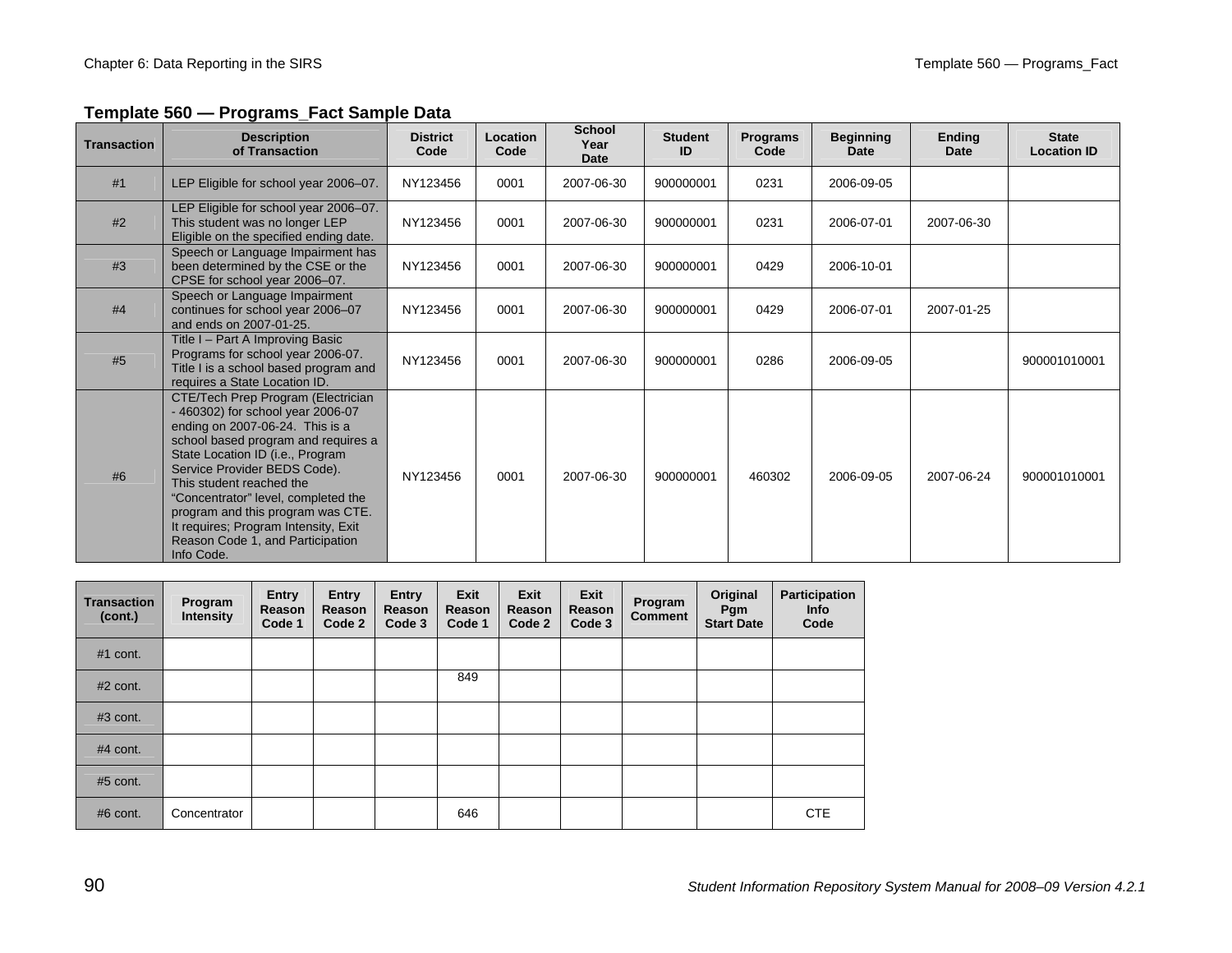### Template 560 — Programs_Fact Sample Data

| Transaction | Description of Transaction | District Code | Location Code | School Year Date | Student ID | Programs Code | Beginning Date | Ending Date | State Location ID |
|---|---|---|---|---|---|---|---|---|---|
| #1 | LEP Eligible for school year 2006–07. | NY123456 | 0001 | 2007-06-30 | 900000001 | 0231 | 2006-09-05 | | |
| #2 | LEP Eligible for school year 2006–07. This student was no longer LEP Eligible on the specified ending date. | NY123456 | 0001 | 2007-06-30 | 900000001 | 0231 | 2006-07-01 | 2007-06-30 | |
| #3 | Speech or Language Impairment has been determined by the CSE or the CPSE for school year 2006–07. | NY123456 | 0001 | 2007-06-30 | 900000001 | 0429 | 2006-10-01 | | |
| #4 | Speech or Language Impairment continues for school year 2006–07 and ends on 2007-01-25. | NY123456 | 0001 | 2007-06-30 | 900000001 | 0429 | 2006-07-01 | 2007-01-25 | |
| #5 | Title I – Part A Improving Basic Programs for school year 2006-07. Title I is a school based program and requires a State Location ID. | NY123456 | 0001 | 2007-06-30 | 900000001 | 0286 | 2006-09-05 | | 900001010001 |
| #6 | CTE/Tech Prep Program (Electrician - 460302) for school year 2006-07 ending on 2007-06-24. This is a school based program and requires a State Location ID (i.e., Program Service Provider BEDS Code). This student reached the “Concentrator” level, completed the program and this program was CTE. It requires; Program Intensity, Exit Reason Code 1, and Participation Info Code. | NY123456 | 0001 | 2007-06-30 | 900000001 | 460302 | 2006-09-05 | 2007-06-24 | 900001010001 |

| Transaction (cont.) | Program Intensity | Entry Reason Code 1 | Entry Reason Code 2 | Entry Reason Code 3 | Exit Reason Code 1 | Exit Reason Code 2 | Exit Reason Code 3 | Program Comment | Original Pgm Start Date | Participation Info Code |
|---|---|---|---|---|---|---|---|---|---|---|
| #1 cont. | | | | | | | | | | |
| #2 cont. | | | | | 849 | | | | | |
| #3 cont. | | | | | | | | | | |
| #4 cont. | | | | | | | | | | |
| #5 cont. | | | | | | | | | | |
| #6 cont. | Concentrator | | | | 646 | | | | | CTE |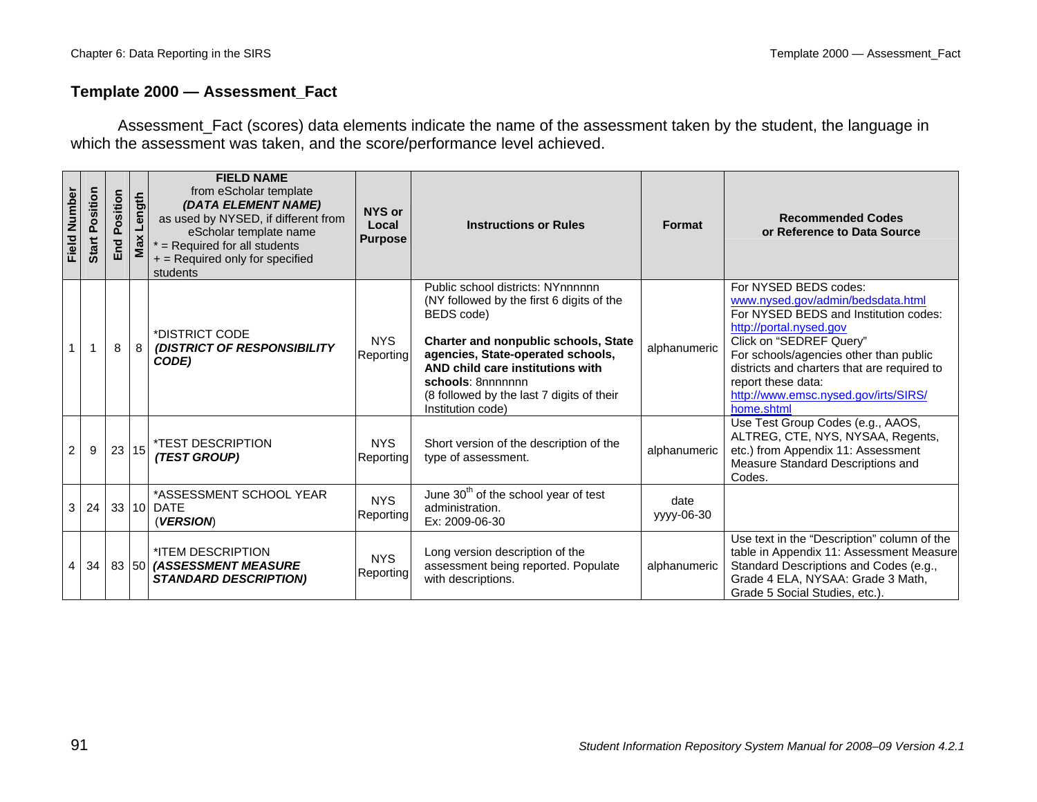## Template 2000 — Assessment_Fact

Assessment_Fact (scores) data elements indicate the name of the assessment taken by the student, the language in which the assessment was taken, and the score/performance level achieved.

| Field Number | Start Position | End Position | Max Length | **FIELD NAME** from eScholar template ***(DATA ELEMENT NAME)*** as used by NYSED, if different from eScholar template name * = Required for all students + = Required only for specified students | **NYS or Local Purpose** | **Instructions or Rules** | **Format** | **Recommended Codes or Reference to Data Source** |
|---|---|---|---|---|---|---|---|---|
| 1 | 1 | 8 | 8 | *DISTRICT CODE ***(DISTRICT OF RESPONSIBILITY CODE)*** | NYS Reporting | Public school districts: NYnnnnnn (NY followed by the first 6 digits of the BEDS code)<br><br>**Charter and nonpublic schools, State agencies, State-operated schools, AND child care institutions with schools**: 8nnnnnnn (8 followed by the last 7 digits of their Institution code) | alphanumeric | For NYSED BEDS codes: www.nysed.gov/admin/bedsdata.html<br>For NYSED BEDS and Institution codes: http://portal.nysed.gov<br>Click on "SEDREF Query"<br>For schools/agencies other than public districts and charters that are required to report these data: http://www.emsc.nysed.gov/irts/SIRS/home.shtml |
| 2 | 9 | 23 | 15 | *TEST DESCRIPTION ***(TEST GROUP)*** | NYS Reporting | Short version of the description of the type of assessment. | alphanumeric | Use Test Group Codes (e.g., AAOS, ALTREG, CTE, NYS, NYSAA, Regents, etc.) from Appendix 11: Assessment Measure Standard Descriptions and Codes. |
| 3 | 24 | 33 | 10 | *ASSESSMENT SCHOOL YEAR DATE (***VERSION***) | NYS Reporting | June 30th of the school year of test administration.<br>Ex: 2009-06-30 | date yyyy-06-30 | |
| 4 | 34 | 83 | 50 | *ITEM DESCRIPTION ***(ASSESSMENT MEASURE STANDARD DESCRIPTION)*** | NYS Reporting | Long version description of the assessment being reported. Populate with descriptions. | alphanumeric | Use text in the "Description" column of the table in Appendix 11: Assessment Measure Standard Descriptions and Codes (e.g., Grade 4 ELA, NYSAA: Grade 3 Math, Grade 5 Social Studies, etc.). |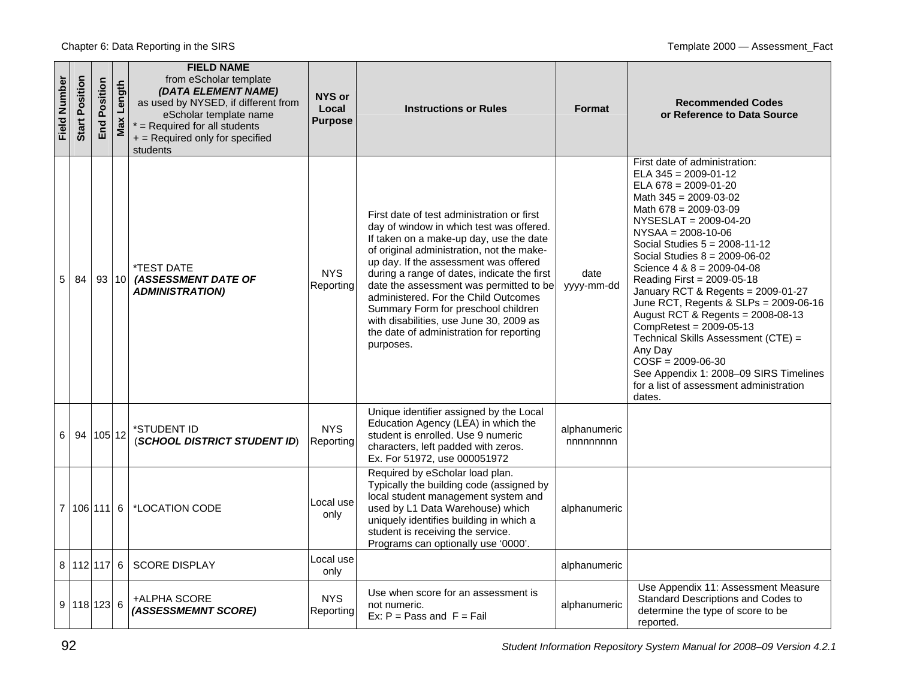| Field Number | Start Position | End Position | Max Length | FIELD NAME from eScholar template *(DATA ELEMENT NAME)* as used by NYSED, if different from eScholar template name * = Required for all students + = Required only for specified students | NYS or Local Purpose | Instructions or Rules | Format | Recommended Codes or Reference to Data Source |
|---|---|---|---|---|---|---|---|---|
| 5 | 84 | 93 | 10 | *TEST DATE ***(ASSESSMENT DATE OF ADMINISTRATION)*** | NYS Reporting | First date of test administration or first day of window in which test was offered. If taken on a make-up day, use the date of original administration, not the make-up day. If the assessment was offered during a range of dates, indicate the first date the assessment was permitted to be administered. For the Child Outcomes Summary Form for preschool children with disabilities, use June 30, 2009 as the date of administration for reporting purposes. | date yyyy-mm-dd | First date of administration: ELA 345 = 2009-01-12 ELA 678 = 2009-01-20 Math 345 = 2009-03-02 Math 678 = 2009-03-09 NYSESLAT = 2009-04-20 NYSAA = 2008-10-06 Social Studies 5 = 2008-11-12 Social Studies 8 = 2009-06-02 Science 4 & 8 = 2009-04-08 Reading First = 2009-05-18 January RCT & Regents = 2009-01-27 June RCT, Regents & SLPs = 2009-06-16 August RCT & Regents = 2008-08-13 CompRetest = 2009-05-13 Technical Skills Assessment (CTE) = Any Day COSF = 2009-06-30 See Appendix 1: 2008–09 SIRS Timelines for a list of assessment administration dates. |
| 6 | 94 | 105 | 12 | *STUDENT ID (***SCHOOL DISTRICT STUDENT ID***) | NYS Reporting | Unique identifier assigned by the Local Education Agency (LEA) in which the student is enrolled. Use 9 numeric characters, left padded with zeros. Ex. For 51972, use 000051972 | alphanumeric nnnnnnnnn | |
| 7 | 106 | 111 | 6 | *LOCATION CODE | Local use only | Required by eScholar load plan. Typically the building code (assigned by local student management system and used by L1 Data Warehouse) which uniquely identifies building in which a student is receiving the service. Programs can optionally use '0000'. | alphanumeric | |
| 8 | 112 | 117 | 6 | SCORE DISPLAY | Local use only | | alphanumeric | |
| 9 | 118 | 123 | 6 | +ALPHA SCORE ***(ASSESSMEMNT SCORE)*** | NYS Reporting | Use when score for an assessment is not numeric. Ex: P = Pass and F = Fail | alphanumeric | Use Appendix 11: Assessment Measure Standard Descriptions and Codes to determine the type of score to be reported. |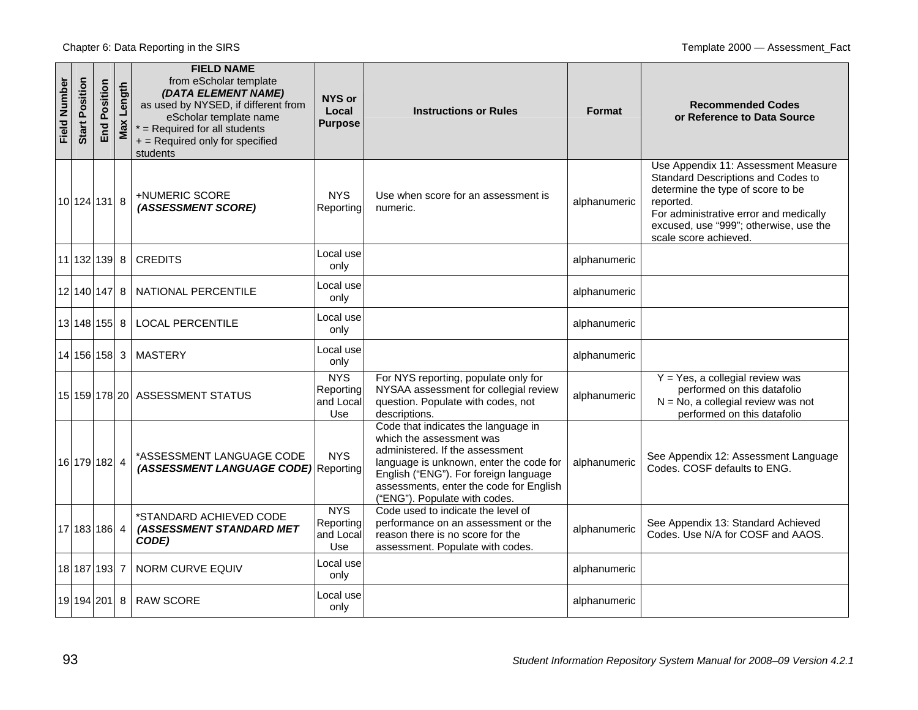| Field Number | Start Position | End Position | Max Length | FIELD NAME from eScholar template ***(DATA ELEMENT NAME)*** as used by NYSED, if different from eScholar template name * = Required for all students + = Required only for specified students | NYS or Local Purpose | Instructions or Rules | Format | Recommended Codes or Reference to Data Source |
|---|---|---|---|---|---|---|---|---|
| 10 | 124 | 131 | 8 | +NUMERIC SCORE ***(ASSESSMENT SCORE)*** | NYS Reporting | Use when score for an assessment is numeric. | alphanumeric | Use Appendix 11: Assessment Measure Standard Descriptions and Codes to determine the type of score to be reported. For administrative error and medically excused, use "999"; otherwise, use the scale score achieved. |
| 11 | 132 | 139 | 8 | CREDITS | Local use only | | alphanumeric | |
| 12 | 140 | 147 | 8 | NATIONAL PERCENTILE | Local use only | | alphanumeric | |
| 13 | 148 | 155 | 8 | LOCAL PERCENTILE | Local use only | | alphanumeric | |
| 14 | 156 | 158 | 3 | MASTERY | Local use only | | alphanumeric | |
| 15 | 159 | 178 | 20 | ASSESSMENT STATUS | NYS Reporting and Local Use | For NYS reporting, populate only for NYSAA assessment for collegial review question. Populate with codes, not descriptions. | alphanumeric | Y = Yes, a collegial review was performed on this datafolio<br>N = No, a collegial review was not performed on this datafolio |
| 16 | 179 | 182 | 4 | *ASSESSMENT LANGUAGE CODE ***(ASSESSMENT LANGUAGE CODE)*** | NYS Reporting | Code that indicates the language in which the assessment was administered. If the assessment language is unknown, enter the code for English ("ENG"). For foreign language assessments, enter the code for English ("ENG"). Populate with codes. | alphanumeric | See Appendix 12: Assessment Language Codes. COSF defaults to ENG. |
| 17 | 183 | 186 | 4 | *STANDARD ACHIEVED CODE ***(ASSESSMENT STANDARD MET CODE)*** | NYS Reporting and Local Use | Code used to indicate the level of performance on an assessment or the reason there is no score for the assessment. Populate with codes. | alphanumeric | See Appendix 13: Standard Achieved Codes. Use N/A for COSF and AAOS. |
| 18 | 187 | 193 | 7 | NORM CURVE EQUIV | Local use only | | alphanumeric | |
| 19 | 194 | 201 | 8 | RAW SCORE | Local use only | | alphanumeric | |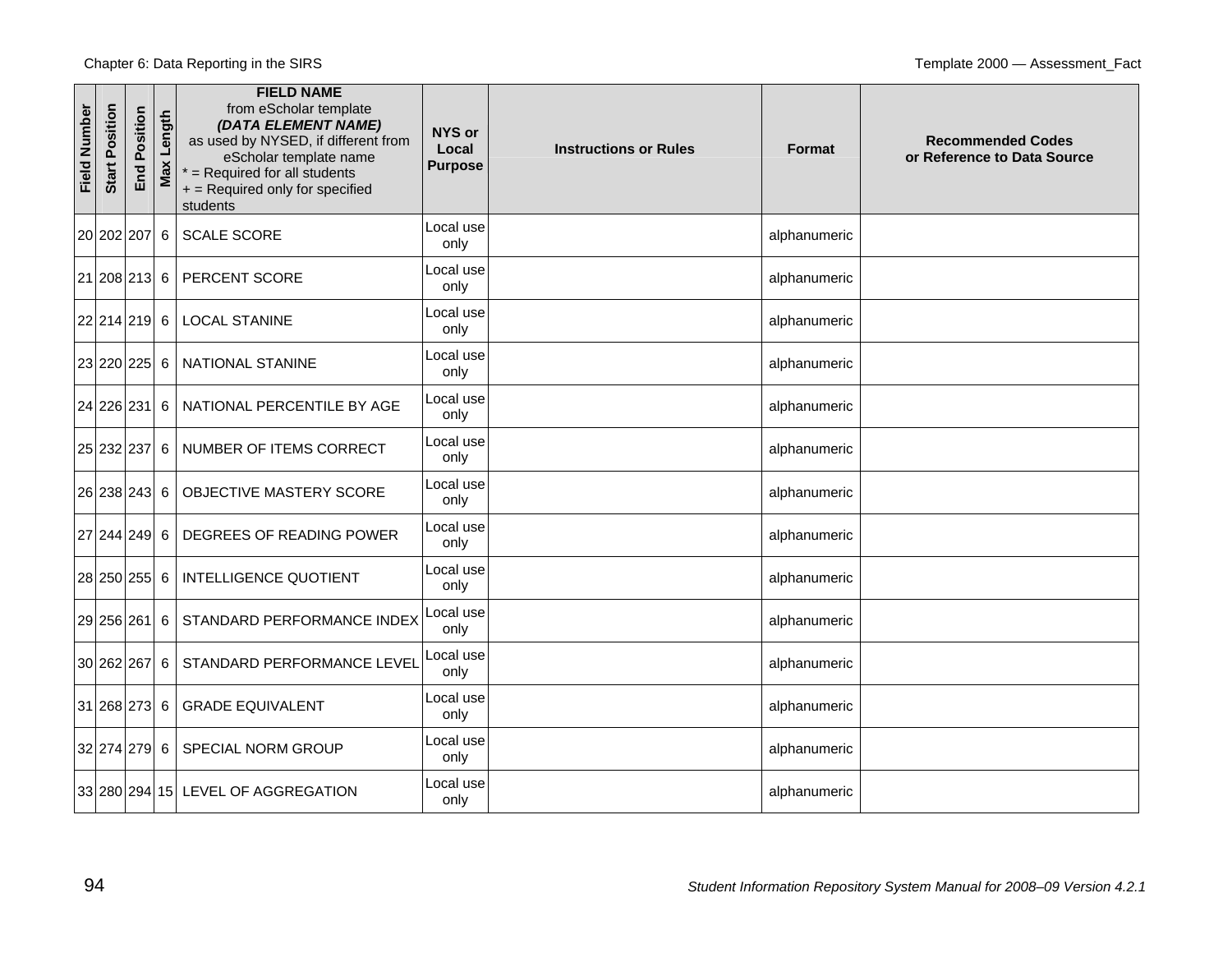| Field Number | Start Position | End Position | Max Length | **FIELD NAME** from eScholar template ***(DATA ELEMENT NAME)*** as used by NYSED, if different from eScholar template name * = Required for all students + = Required only for specified students | NYS or Local Purpose | Instructions or Rules | Format | Recommended Codes or Reference to Data Source |
|---|---|---|---|---|---|---|---|---|
| 20 | 202 | 207 | 6 | SCALE SCORE | Local use only | | alphanumeric | |
| 21 | 208 | 213 | 6 | PERCENT SCORE | Local use only | | alphanumeric | |
| 22 | 214 | 219 | 6 | LOCAL STANINE | Local use only | | alphanumeric | |
| 23 | 220 | 225 | 6 | NATIONAL STANINE | Local use only | | alphanumeric | |
| 24 | 226 | 231 | 6 | NATIONAL PERCENTILE BY AGE | Local use only | | alphanumeric | |
| 25 | 232 | 237 | 6 | NUMBER OF ITEMS CORRECT | Local use only | | alphanumeric | |
| 26 | 238 | 243 | 6 | OBJECTIVE MASTERY SCORE | Local use only | | alphanumeric | |
| 27 | 244 | 249 | 6 | DEGREES OF READING POWER | Local use only | | alphanumeric | |
| 28 | 250 | 255 | 6 | INTELLIGENCE QUOTIENT | Local use only | | alphanumeric | |
| 29 | 256 | 261 | 6 | STANDARD PERFORMANCE INDEX | Local use only | | alphanumeric | |
| 30 | 262 | 267 | 6 | STANDARD PERFORMANCE LEVEL | Local use only | | alphanumeric | |
| 31 | 268 | 273 | 6 | GRADE EQUIVALENT | Local use only | | alphanumeric | |
| 32 | 274 | 279 | 6 | SPECIAL NORM GROUP | Local use only | | alphanumeric | |
| 33 | 280 | 294 | 15 | LEVEL OF AGGREGATION | Local use only | | alphanumeric | |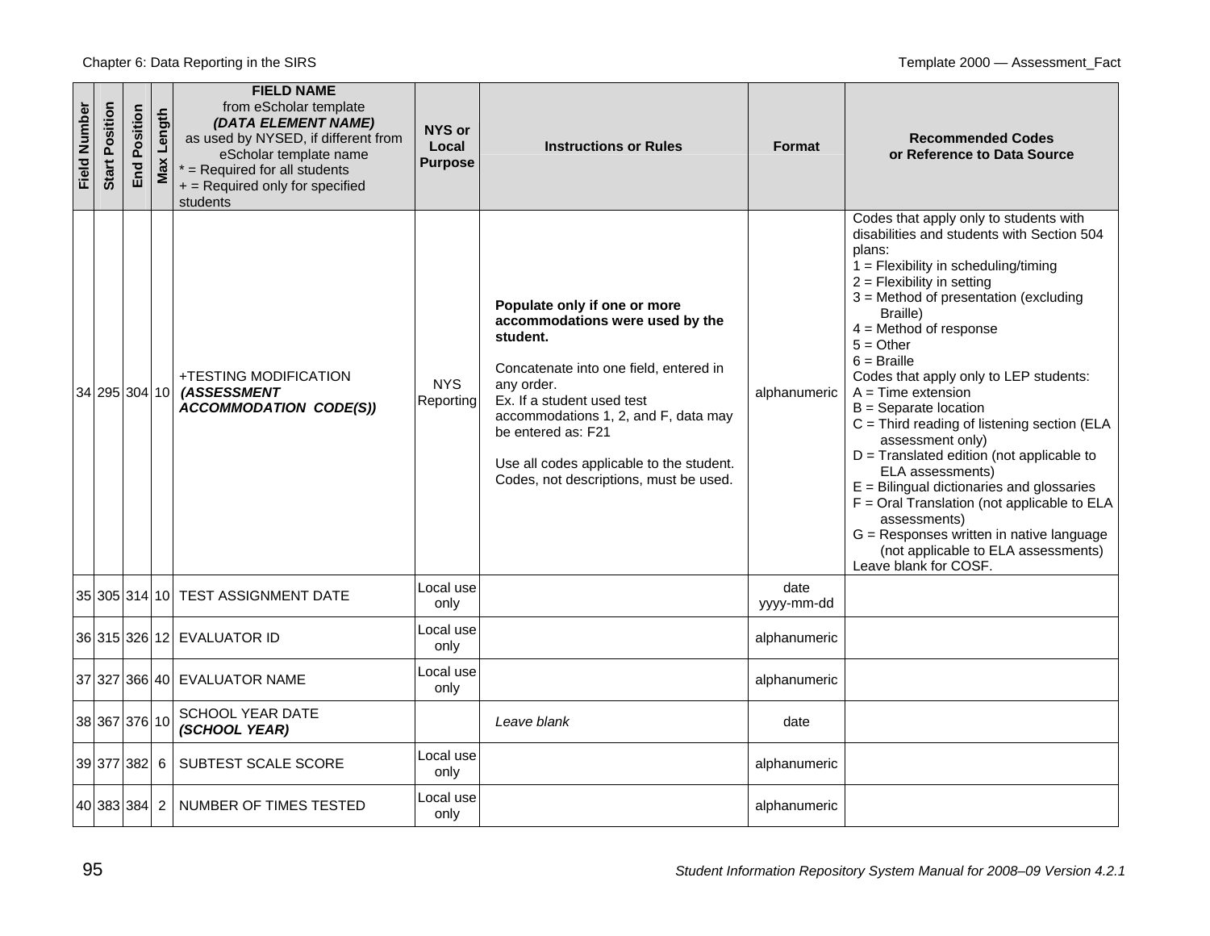| Field Number | Start Position | End Position | Max Length | **FIELD NAME** from eScholar template ***(DATA ELEMENT NAME)*** as used by NYSED, if different from eScholar template name * = Required for all students + = Required only for specified students | **NYS or Local Purpose** | **Instructions or Rules** | **Format** | **Recommended Codes or Reference to Data Source** |
|---|---|---|---|---|---|---|---|---|
| 34 | 295 | 304 | 10 | +TESTING MODIFICATION ***(ASSESSMENT ACCOMMODATION CODE(S))*** | NYS Reporting | **Populate only if one or more accommodations were used by the student.**<br><br>Concatenate into one field, entered in any order.<br>Ex. If a student used test accommodations 1, 2, and F, data may be entered as: F21<br><br>Use all codes applicable to the student. Codes, not descriptions, must be used. | alphanumeric | Codes that apply only to students with disabilities and students with Section 504 plans:<br>1 = Flexibility in scheduling/timing<br>2 = Flexibility in setting<br>3 = Method of presentation (excluding Braille)<br>4 = Method of response<br>5 = Other<br>6 = Braille<br>Codes that apply only to LEP students:<br>A = Time extension<br>B = Separate location<br>C = Third reading of listening section (ELA assessment only)<br>D = Translated edition (not applicable to ELA assessments)<br>E = Bilingual dictionaries and glossaries<br>F = Oral Translation (not applicable to ELA assessments)<br>G = Responses written in native language (not applicable to ELA assessments)<br>Leave blank for COSF. |
| 35 | 305 | 314 | 10 | TEST ASSIGNMENT DATE | Local use only | | date yyyy-mm-dd | |
| 36 | 315 | 326 | 12 | EVALUATOR ID | Local use only | | alphanumeric | |
| 37 | 327 | 366 | 40 | EVALUATOR NAME | Local use only | | alphanumeric | |
| 38 | 367 | 376 | 10 | SCHOOL YEAR DATE ***(SCHOOL YEAR)*** | | *Leave blank* | date | |
| 39 | 377 | 382 | 6 | SUBTEST SCALE SCORE | Local use only | | alphanumeric | |
| 40 | 383 | 384 | 2 | NUMBER OF TIMES TESTED | Local use only | | alphanumeric | |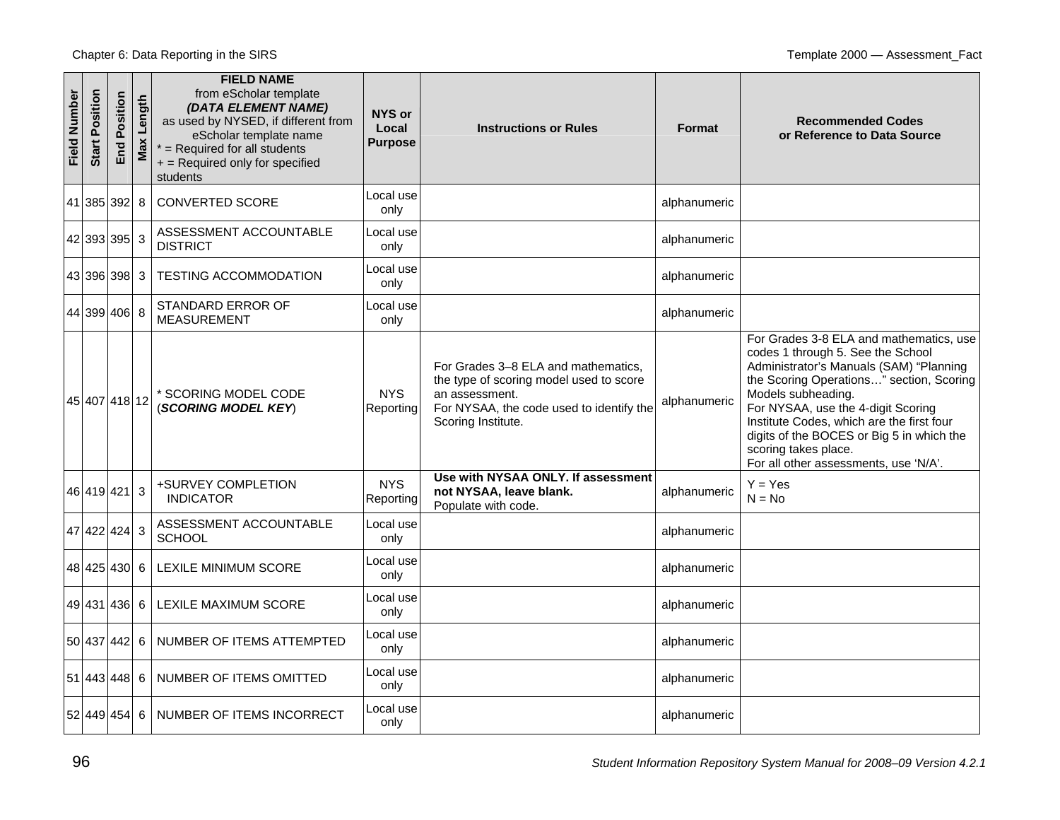| Field Number | Start Position | End Position | Max Length | **FIELD NAME** from eScholar template ***(DATA ELEMENT NAME)*** as used by NYSED, if different from eScholar template name * = Required for all students + = Required only for specified students | NYS or Local Purpose | Instructions or Rules | Format | Recommended Codes or Reference to Data Source |
|---|---|---|---|---|---|---|---|---|
| 41 | 385 | 392 | 8 | CONVERTED SCORE | Local use only | | alphanumeric | |
| 42 | 393 | 395 | 3 | ASSESSMENT ACCOUNTABLE DISTRICT | Local use only | | alphanumeric | |
| 43 | 396 | 398 | 3 | TESTING ACCOMMODATION | Local use only | | alphanumeric | |
| 44 | 399 | 406 | 8 | STANDARD ERROR OF MEASUREMENT | Local use only | | alphanumeric | |
| 45 | 407 | 418 | 12 | * SCORING MODEL CODE (***SCORING MODEL KEY***) | NYS Reporting | For Grades 3–8 ELA and mathematics, the type of scoring model used to score an assessment. For NYSAA, the code used to identify the Scoring Institute. | alphanumeric | For Grades 3-8 ELA and mathematics, use codes 1 through 5. See the School Administrator's Manuals (SAM) "Planning the Scoring Operations…" section, Scoring Models subheading. For NYSAA, use the 4-digit Scoring Institute Codes, which are the first four digits of the BOCES or Big 5 in which the scoring takes place. For all other assessments, use 'N/A'. |
| 46 | 419 | 421 | 3 | +SURVEY COMPLETION INDICATOR | NYS Reporting | **Use with NYSAA ONLY. If assessment not NYSAA, leave blank.** Populate with code. | alphanumeric | Y = Yes N = No |
| 47 | 422 | 424 | 3 | ASSESSMENT ACCOUNTABLE SCHOOL | Local use only | | alphanumeric | |
| 48 | 425 | 430 | 6 | LEXILE MINIMUM SCORE | Local use only | | alphanumeric | |
| 49 | 431 | 436 | 6 | LEXILE MAXIMUM SCORE | Local use only | | alphanumeric | |
| 50 | 437 | 442 | 6 | NUMBER OF ITEMS ATTEMPTED | Local use only | | alphanumeric | |
| 51 | 443 | 448 | 6 | NUMBER OF ITEMS OMITTED | Local use only | | alphanumeric | |
| 52 | 449 | 454 | 6 | NUMBER OF ITEMS INCORRECT | Local use only | | alphanumeric | |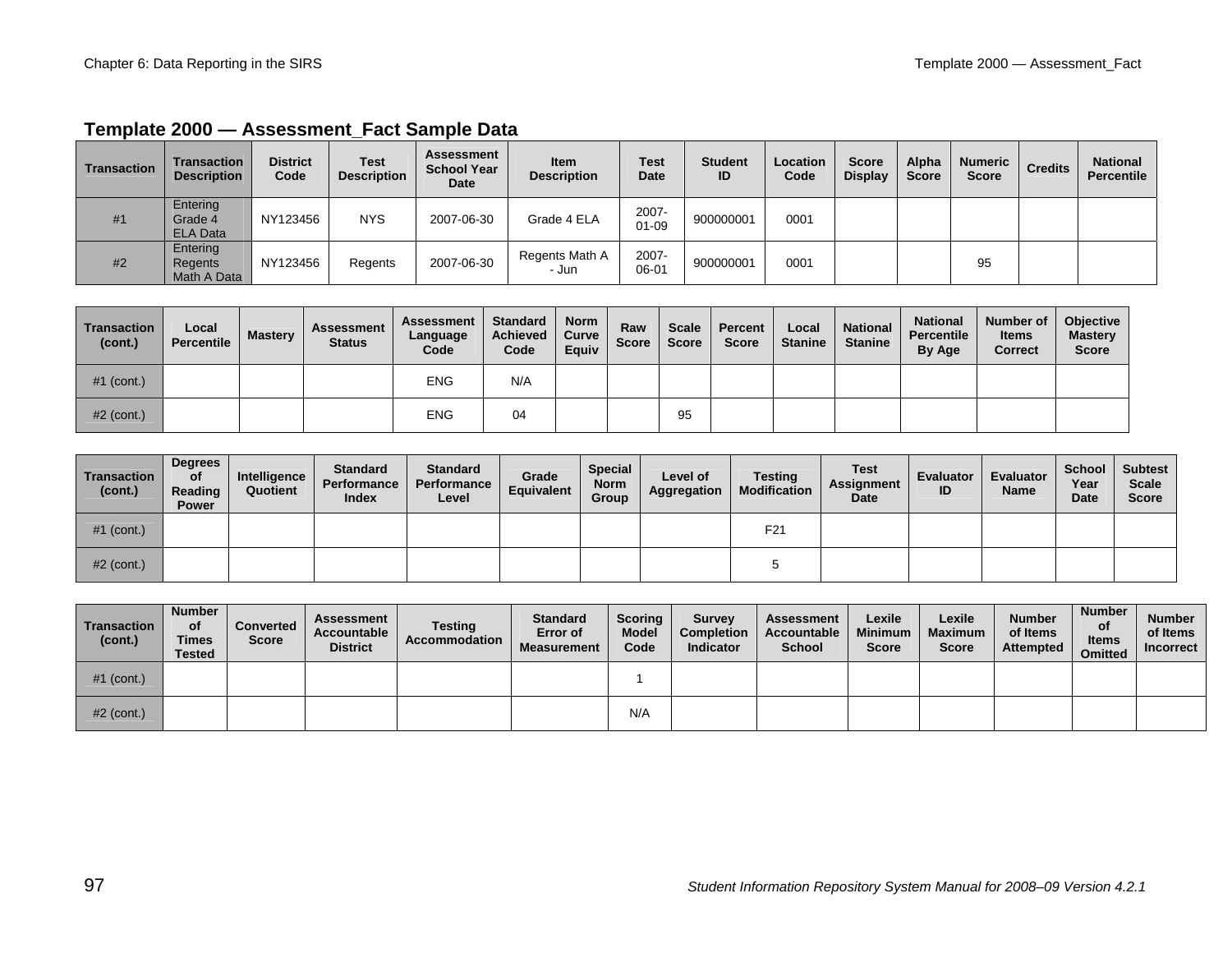## Template 2000 — Assessment_Fact Sample Data

| Transaction | Transaction Description | District Code | Test Description | Assessment School Year Date | Item Description | Test Date | Student ID | Location Code | Score Display | Alpha Score | Numeric Score | Credits | National Percentile |
|---|---|---|---|---|---|---|---|---|---|---|---|---|---|
| #1 | Entering Grade 4 ELA Data | NY123456 | NYS | 2007-06-30 | Grade 4 ELA | 2007-01-09 | 900000001 | 0001 | | | | | |
| #2 | Entering Regents Math A Data | NY123456 | Regents | 2007-06-30 | Regents Math A - Jun | 2007-06-01 | 900000001 | 0001 | | | 95 | | |

| Transaction (cont.) | Local Percentile | Mastery | Assessment Status | Assessment Language Code | Standard Achieved Code | Norm Curve Equiv | Raw Score | Scale Score | Percent Score | Local Stanine | National Stanine | National Percentile By Age | Number of Items Correct | Objective Mastery Score |
|---|---|---|---|---|---|---|---|---|---|---|---|---|---|---|
| #1 (cont.) | | | | ENG | N/A | | | | | | | | | |
| #2 (cont.) | | | | ENG | 04 | | | 95 | | | | | | |

| Transaction (cont.) | Degrees of Reading Power | Intelligence Quotient | Standard Performance Index | Standard Performance Level | Grade Equivalent | Special Norm Group | Level of Aggregation | Testing Modification | Test Assignment Date | Evaluator ID | Evaluator Name | School Year Date | Subtest Scale Score |
|---|---|---|---|---|---|---|---|---|---|---|---|---|---|
| #1 (cont.) | | | | | | | | F21 | | | | | |
| #2 (cont.) | | | | | | | | 5 | | | | | |

| Transaction (cont.) | Number of Times Tested | Converted Score | Assessment Accountable District | Testing Accommodation | Standard Error of Measurement | Scoring Model Code | Survey Completion Indicator | Assessment Accountable School | Lexile Minimum Score | Lexile Maximum Score | Number of Items Attempted | Number of Items Omitted | Number of Items Incorrect |
|---|---|---|---|---|---|---|---|---|---|---|---|---|---|
| #1 (cont.) | | | | | | 1 | | | | | | | |
| #2 (cont.) | | | | | | N/A | | | | | | | |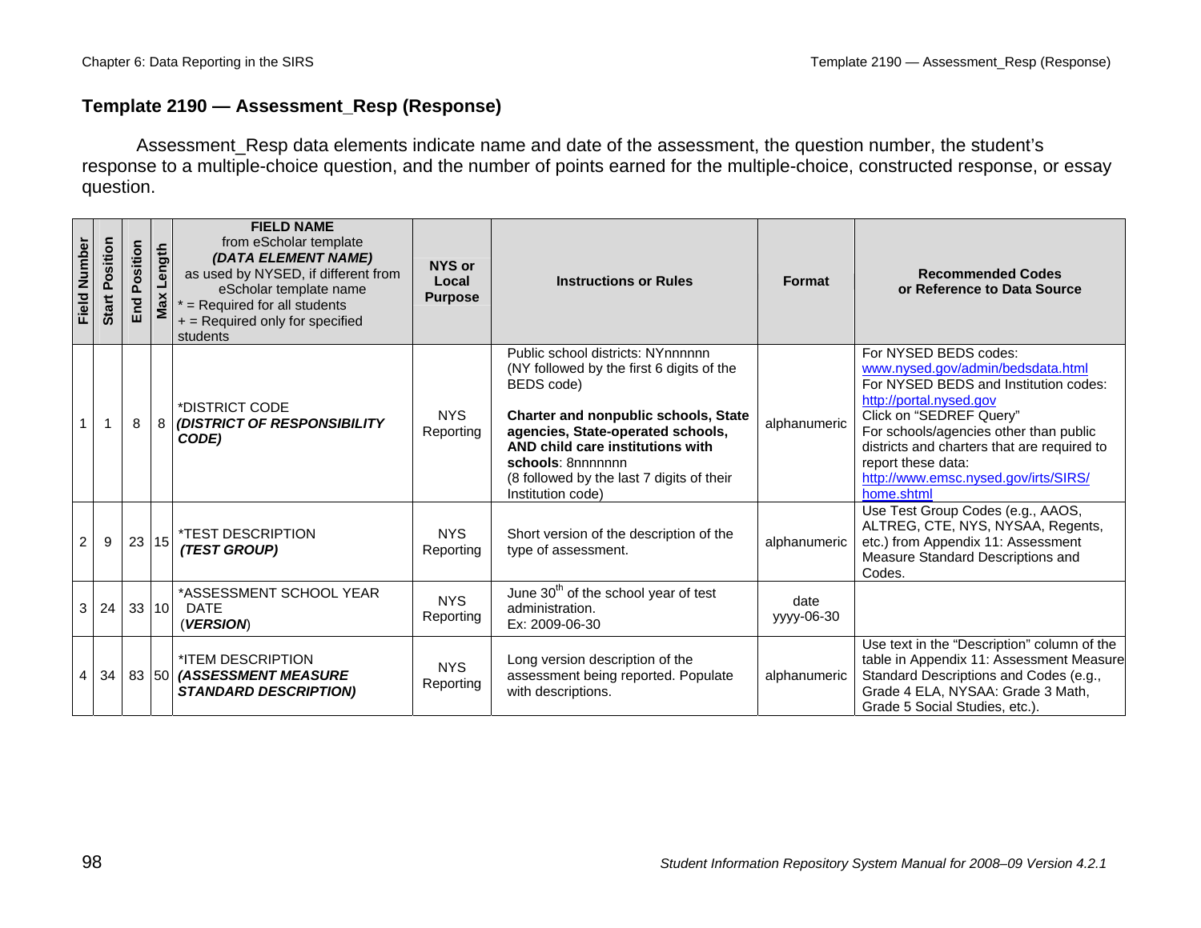## Template 2190 — Assessment_Resp (Response)

Assessment_Resp data elements indicate name and date of the assessment, the question number, the student's response to a multiple-choice question, and the number of points earned for the multiple-choice, constructed response, or essay question.

| Field Number | Start Position | End Position | Max Length | FIELD NAME from eScholar template ***(DATA ELEMENT NAME)*** as used by NYSED, if different from eScholar template name * = Required for all students + = Required only for specified students | NYS or Local Purpose | Instructions or Rules | Format | Recommended Codes or Reference to Data Source |
|---|---|---|---|---|---|---|---|---|
| 1 | 1 | 8 | 8 | *DISTRICT CODE ***(DISTRICT OF RESPONSIBILITY CODE)*** | NYS Reporting | Public school districts: NYnnnnnn (NY followed by the first 6 digits of the BEDS code)<br><br>**Charter and nonpublic schools, State agencies, State-operated schools, AND child care institutions with schools**: 8nnnnnnn (8 followed by the last 7 digits of their Institution code) | alphanumeric | For NYSED BEDS codes: www.nysed.gov/admin/bedsdata.html For NYSED BEDS and Institution codes: http://portal.nysed.gov Click on "SEDREF Query" For schools/agencies other than public districts and charters that are required to report these data: http://www.emsc.nysed.gov/irts/SIRS/home.shtml |
| 2 | 9 | 23 | 15 | *TEST DESCRIPTION ***(TEST GROUP)*** | NYS Reporting | Short version of the description of the type of assessment. | alphanumeric | Use Test Group Codes (e.g., AAOS, ALTREG, CTE, NYS, NYSAA, Regents, etc.) from Appendix 11: Assessment Measure Standard Descriptions and Codes. |
| 3 | 24 | 33 | 10 | *ASSESSMENT SCHOOL YEAR DATE (***VERSION***) | NYS Reporting | June 30th of the school year of test administration. Ex: 2009-06-30 | date yyyy-06-30 | |
| 4 | 34 | 83 | 50 | *ITEM DESCRIPTION ***(ASSESSMENT MEASURE STANDARD DESCRIPTION)*** | NYS Reporting | Long version description of the assessment being reported. Populate with descriptions. | alphanumeric | Use text in the "Description" column of the table in Appendix 11: Assessment Measure Standard Descriptions and Codes (e.g., Grade 4 ELA, NYSAA: Grade 3 Math, Grade 5 Social Studies, etc.). |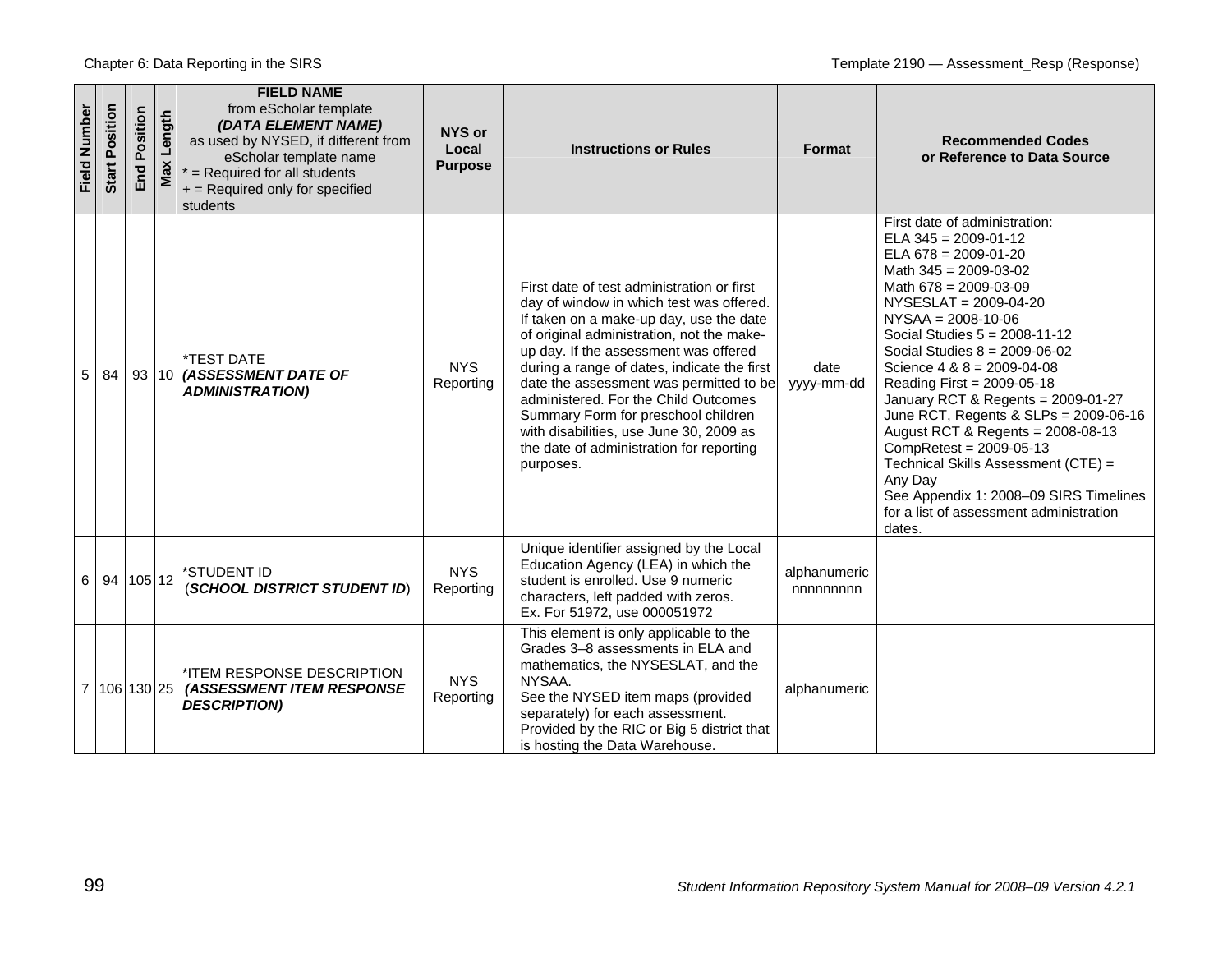| Field Number | Start Position | End Position | Max Length | **FIELD NAME** from eScholar template ***(DATA ELEMENT NAME)*** as used by NYSED, if different from eScholar template name * = Required for all students + = Required only for specified students | NYS or Local Purpose | Instructions or Rules | Format | Recommended Codes or Reference to Data Source |
|---|---|---|---|---|---|---|---|---|
| 5 | 84 | 93 | 10 | *TEST DATE ***(ASSESSMENT DATE OF ADMINISTRATION)*** | NYS Reporting | First date of test administration or first day of window in which test was offered. If taken on a make-up day, use the date of original administration, not the make-up day. If the assessment was offered during a range of dates, indicate the first date the assessment was permitted to be administered. For the Child Outcomes Summary Form for preschool children with disabilities, use June 30, 2009 as the date of administration for reporting purposes. | date yyyy-mm-dd | First date of administration: ELA 345 = 2009-01-12 ELA 678 = 2009-01-20 Math 345 = 2009-03-02 Math 678 = 2009-03-09 NYSESLAT = 2009-04-20 NYSAA = 2008-10-06 Social Studies 5 = 2008-11-12 Social Studies 8 = 2009-06-02 Science 4 & 8 = 2009-04-08 Reading First = 2009-05-18 January RCT & Regents = 2009-01-27 June RCT, Regents & SLPs = 2009-06-16 August RCT & Regents = 2008-08-13 CompRetest = 2009-05-13 Technical Skills Assessment (CTE) = Any Day See Appendix 1: 2008–09 SIRS Timelines for a list of assessment administration dates. |
| 6 | 94 | 105 | 12 | *STUDENT ID (***SCHOOL DISTRICT STUDENT ID***) | NYS Reporting | Unique identifier assigned by the Local Education Agency (LEA) in which the student is enrolled. Use 9 numeric characters, left padded with zeros. Ex. For 51972, use 000051972 | alphanumeric nnnnnnnnn | |
| 7 | 106 | 130 | 25 | *ITEM RESPONSE DESCRIPTION ***(ASSESSMENT ITEM RESPONSE DESCRIPTION)*** | NYS Reporting | This element is only applicable to the Grades 3–8 assessments in ELA and mathematics, the NYSESLAT, and the NYSAA. See the NYSED item maps (provided separately) for each assessment. Provided by the RIC or Big 5 district that is hosting the Data Warehouse. | alphanumeric | |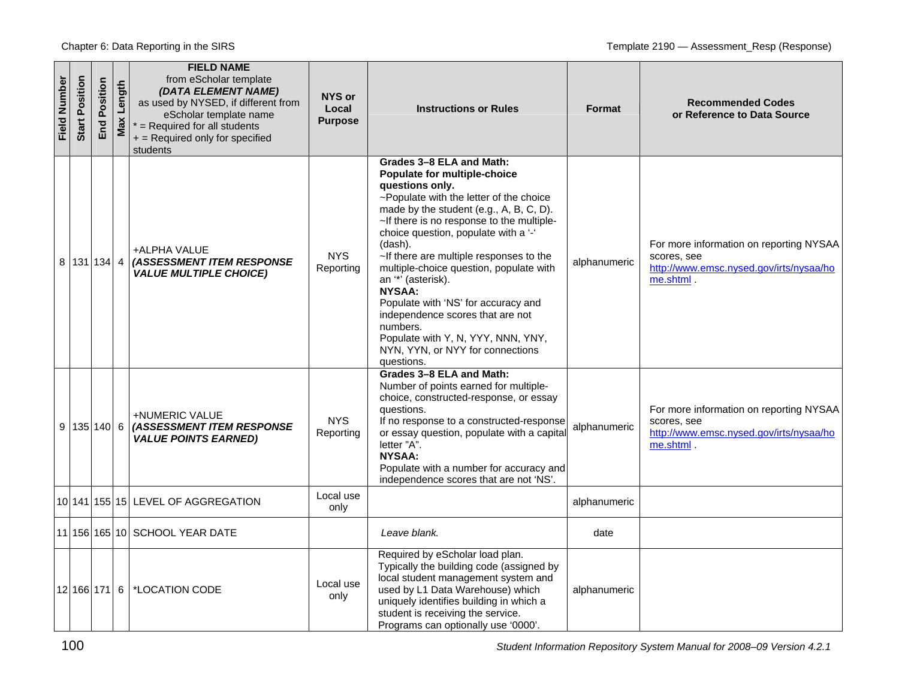| Field Number | Start Position | End Position | Max Length | **FIELD NAME** from eScholar template ***(DATA ELEMENT NAME)*** as used by NYSED, if different from eScholar template name * = Required for all students + = Required only for specified students | NYS or Local Purpose | Instructions or Rules | Format | Recommended Codes or Reference to Data Source |
|---|---|---|---|---|---|---|---|---|
| 8 | 131 | 134 | 4 | +ALPHA VALUE ***(ASSESSMENT ITEM RESPONSE VALUE MULTIPLE CHOICE)*** | NYS Reporting | **Grades 3–8 ELA and Math: Populate for multiple-choice questions only.** ~Populate with the letter of the choice made by the student (e.g., A, B, C, D). ~If there is no response to the multiple-choice question, populate with a '-' (dash). ~If there are multiple responses to the multiple-choice question, populate with an '*' (asterisk). **NYSAA:** Populate with 'NS' for accuracy and independence scores that are not numbers. Populate with Y, N, YYY, NNN, YNY, NYN, YYN, or NYY for connections questions. | alphanumeric | For more information on reporting NYSAA scores, see http://www.emsc.nysed.gov/irts/nysaa/home.shtml . |
| 9 | 135 | 140 | 6 | +NUMERIC VALUE ***(ASSESSMENT ITEM RESPONSE VALUE POINTS EARNED)*** | NYS Reporting | **Grades 3–8 ELA and Math:** Number of points earned for multiple-choice, constructed-response, or essay questions. If no response to a constructed-response or essay question, populate with a capital letter "A". **NYSAA:** Populate with a number for accuracy and independence scores that are not 'NS'. | alphanumeric | For more information on reporting NYSAA scores, see http://www.emsc.nysed.gov/irts/nysaa/home.shtml . |
| 10 | 141 | 155 | 15 | LEVEL OF AGGREGATION | Local use only | | alphanumeric | |
| 11 | 156 | 165 | 10 | SCHOOL YEAR DATE | | *Leave blank.* | date | |
| 12 | 166 | 171 | 6 | *LOCATION CODE | Local use only | Required by eScholar load plan. Typically the building code (assigned by local student management system and used by L1 Data Warehouse) which uniquely identifies building in which a student is receiving the service. Programs can optionally use '0000'. | alphanumeric | |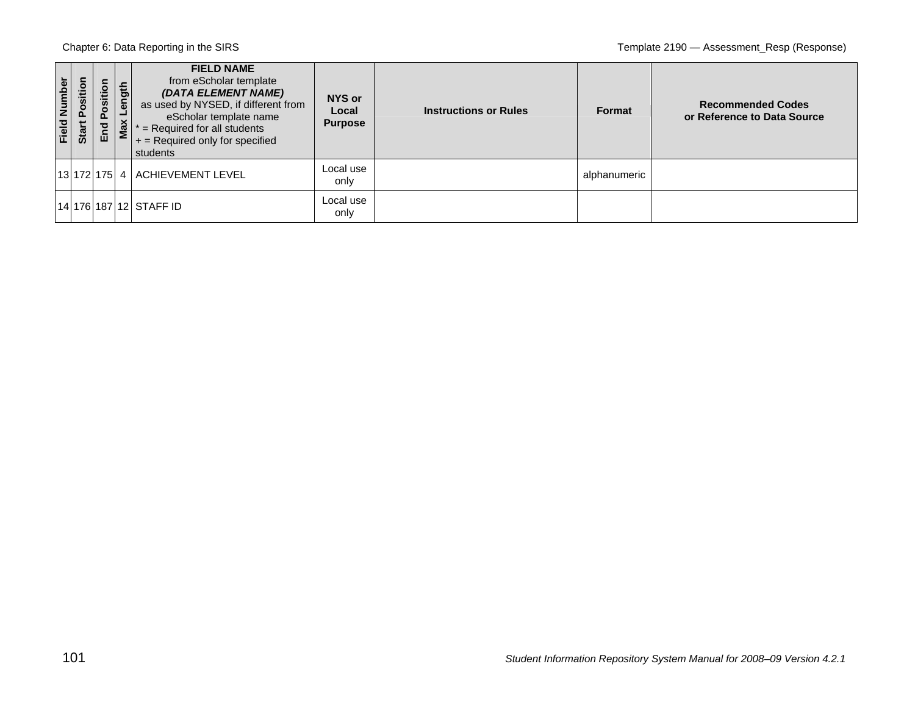| Field Number | Start Position | End Position | Max Length | **FIELD NAME** from eScholar template ***(DATA ELEMENT NAME)*** as used by NYSED, if different from eScholar template name * = Required for all students + = Required only for specified students | **NYS or Local Purpose** | **Instructions or Rules** | **Format** | **Recommended Codes or Reference to Data Source** |
|---|---|---|---|---|---|---|---|---|
| 13 | 172 | 175 | 4 | ACHIEVEMENT LEVEL | Local use only | | alphanumeric | |
| 14 | 176 | 187 | 12 | STAFF ID | Local use only | | | |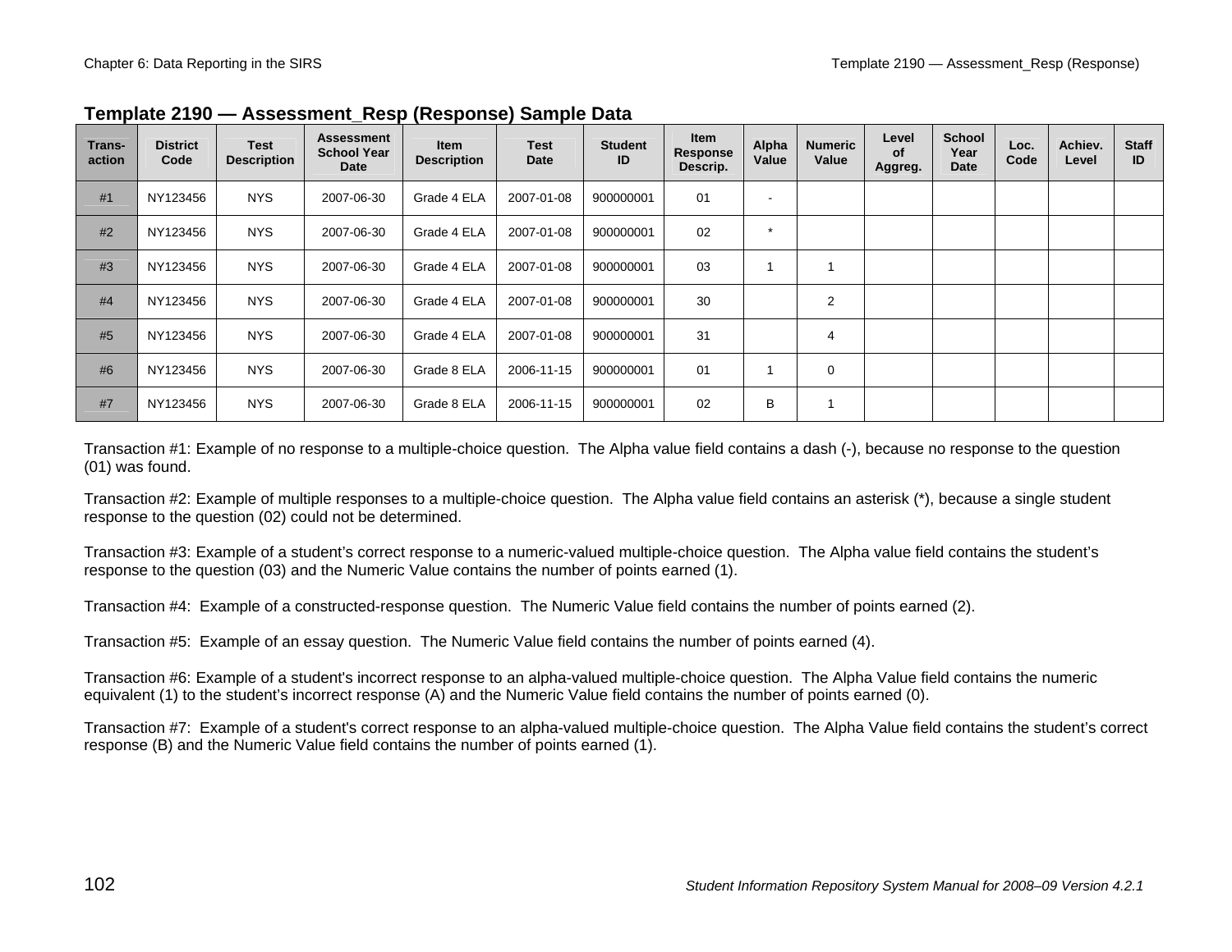## Template 2190 — Assessment_Resp (Response) Sample Data

| Trans-action | District Code | Test Description | Assessment School Year Date | Item Description | Test Date | Student ID | Item Response Descrip. | Alpha Value | Numeric Value | Level of Aggreg. | School Year Date | Loc. Code | Achiev. Level | Staff ID |
|---|---|---|---|---|---|---|---|---|---|---|---|---|---|---|
| #1 | NY123456 | NYS | 2007-06-30 | Grade 4 ELA | 2007-01-08 | 900000001 | 01 | - | | | | | | |
| #2 | NY123456 | NYS | 2007-06-30 | Grade 4 ELA | 2007-01-08 | 900000001 | 02 | * | | | | | | |
| #3 | NY123456 | NYS | 2007-06-30 | Grade 4 ELA | 2007-01-08 | 900000001 | 03 | 1 | 1 | | | | | |
| #4 | NY123456 | NYS | 2007-06-30 | Grade 4 ELA | 2007-01-08 | 900000001 | 30 | | 2 | | | | | |
| #5 | NY123456 | NYS | 2007-06-30 | Grade 4 ELA | 2007-01-08 | 900000001 | 31 | | 4 | | | | | |
| #6 | NY123456 | NYS | 2007-06-30 | Grade 8 ELA | 2006-11-15 | 900000001 | 01 | 1 | 0 | | | | | |
| #7 | NY123456 | NYS | 2007-06-30 | Grade 8 ELA | 2006-11-15 | 900000001 | 02 | B | 1 | | | | | |

Transaction #1: Example of no response to a multiple-choice question. The Alpha value field contains a dash (-), because no response to the question (01) was found.

Transaction #2: Example of multiple responses to a multiple-choice question. The Alpha value field contains an asterisk (*), because a single student response to the question (02) could not be determined.

Transaction #3: Example of a student's correct response to a numeric-valued multiple-choice question. The Alpha value field contains the student's response to the question (03) and the Numeric Value contains the number of points earned (1).

Transaction #4: Example of a constructed-response question. The Numeric Value field contains the number of points earned (2).

Transaction #5: Example of an essay question. The Numeric Value field contains the number of points earned (4).

Transaction #6: Example of a student's incorrect response to an alpha-valued multiple-choice question. The Alpha Value field contains the numeric equivalent (1) to the student's incorrect response (A) and the Numeric Value field contains the number of points earned (0).

Transaction #7: Example of a student's correct response to an alpha-valued multiple-choice question. The Alpha Value field contains the student's correct response (B) and the Numeric Value field contains the number of points earned (1).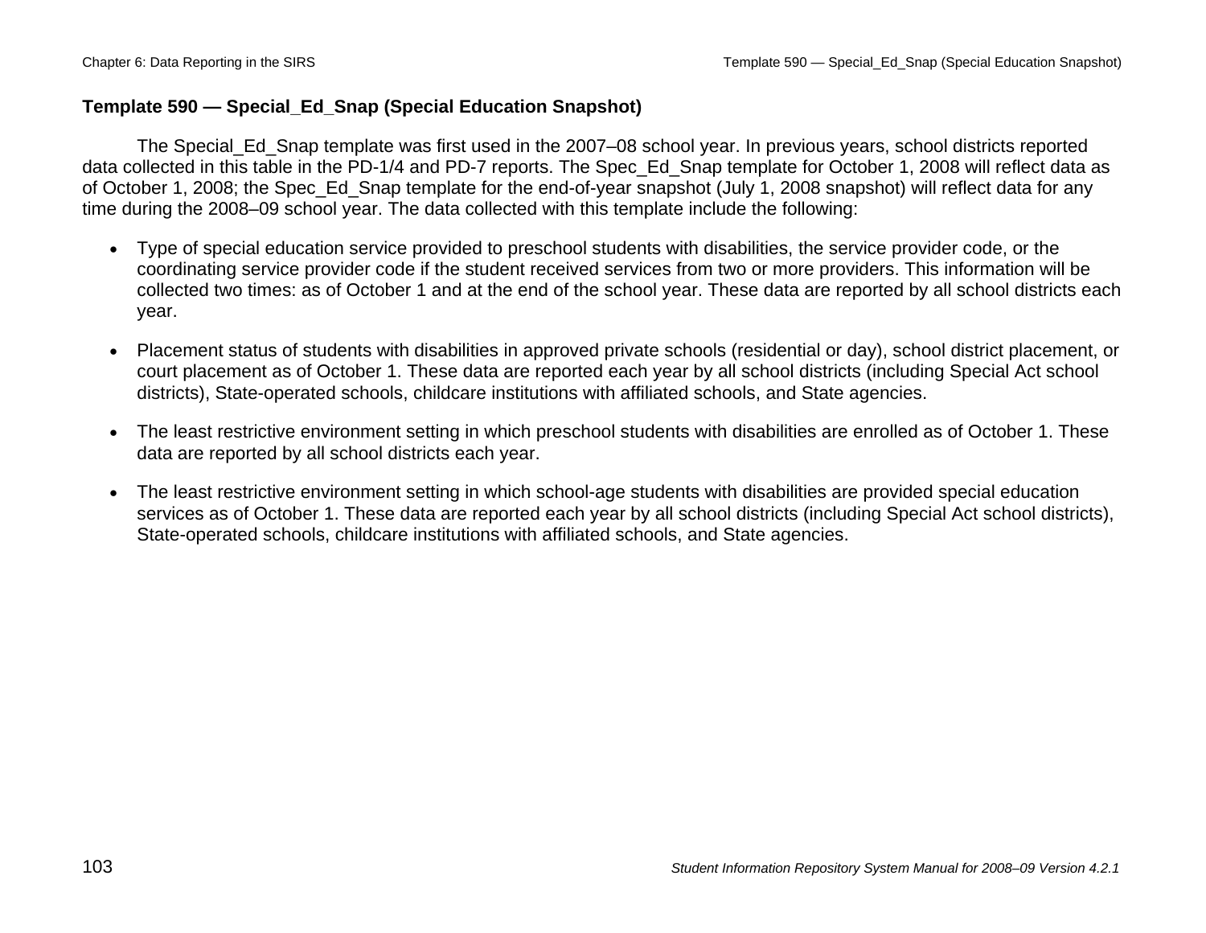## Template 590 — Special_Ed_Snap (Special Education Snapshot)

The Special_Ed_Snap template was first used in the 2007–08 school year. In previous years, school districts reported data collected in this table in the PD-1/4 and PD-7 reports. The Spec_Ed_Snap template for October 1, 2008 will reflect data as of October 1, 2008; the Spec_Ed_Snap template for the end-of-year snapshot (July 1, 2008 snapshot) will reflect data for any time during the 2008–09 school year. The data collected with this template include the following:

- Type of special education service provided to preschool students with disabilities, the service provider code, or the coordinating service provider code if the student received services from two or more providers. This information will be collected two times: as of October 1 and at the end of the school year. These data are reported by all school districts each year.
- Placement status of students with disabilities in approved private schools (residential or day), school district placement, or court placement as of October 1. These data are reported each year by all school districts (including Special Act school districts), State-operated schools, childcare institutions with affiliated schools, and State agencies.
- The least restrictive environment setting in which preschool students with disabilities are enrolled as of October 1. These data are reported by all school districts each year.
- The least restrictive environment setting in which school-age students with disabilities are provided special education services as of October 1. These data are reported each year by all school districts (including Special Act school districts), State-operated schools, childcare institutions with affiliated schools, and State agencies.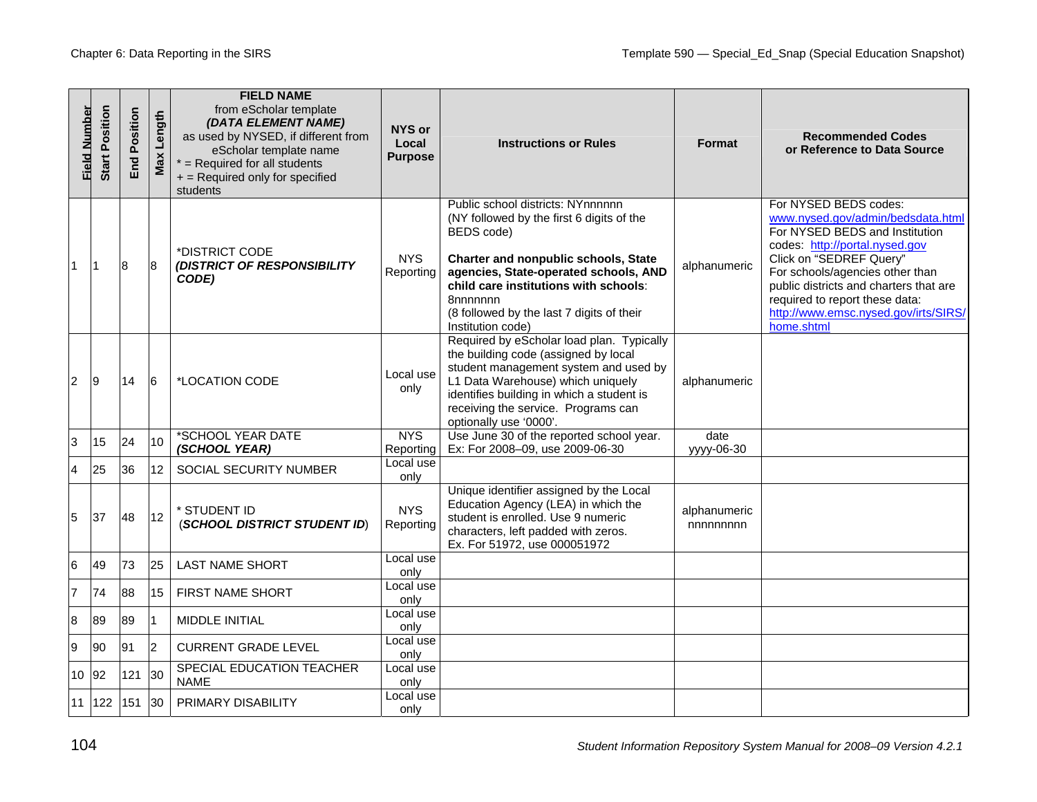| Field Number | Start Position | End Position | Max Length | **FIELD NAME** from eScholar template ***(DATA ELEMENT NAME)*** as used by NYSED, if different from eScholar template name * = Required for all students + = Required only for specified students | **NYS or Local Purpose** | **Instructions or Rules** | **Format** | **Recommended Codes or Reference to Data Source** |
|---|---|---|---|---|---|---|---|---|
| 1 | 1 | 8 | 8 | *DISTRICT CODE ***(DISTRICT OF RESPONSIBILITY CODE)*** | NYS Reporting | Public school districts: NYnnnnnn (NY followed by the first 6 digits of the BEDS code) **Charter and nonpublic schools, State agencies, State-operated schools, AND child care institutions with schools**: 8nnnnnnn (8 followed by the last 7 digits of their Institution code) | alphanumeric | For NYSED BEDS codes: www.nysed.gov/admin/bedsdata.html For NYSED BEDS and Institution codes: http://portal.nysed.gov Click on "SEDREF Query" For schools/agencies other than public districts and charters that are required to report these data: http://www.emsc.nysed.gov/irts/SIRS/home.shtml |
| 2 | 9 | 14 | 6 | *LOCATION CODE | Local use only | Required by eScholar load plan. Typically the building code (assigned by local student management system and used by L1 Data Warehouse) which uniquely identifies building in which a student is receiving the service. Programs can optionally use '0000'. | alphanumeric | |
| 3 | 15 | 24 | 10 | *SCHOOL YEAR DATE ***(SCHOOL YEAR)*** | NYS Reporting | Use June 30 of the reported school year. Ex: For 2008–09, use 2009-06-30 | date yyyy-06-30 | |
| 4 | 25 | 36 | 12 | SOCIAL SECURITY NUMBER | Local use only | | | |
| 5 | 37 | 48 | 12 | * STUDENT ID (***SCHOOL DISTRICT STUDENT ID***) | NYS Reporting | Unique identifier assigned by the Local Education Agency (LEA) in which the student is enrolled. Use 9 numeric characters, left padded with zeros. Ex. For 51972, use 000051972 | alphanumeric nnnnnnnnn | |
| 6 | 49 | 73 | 25 | LAST NAME SHORT | Local use only | | | |
| 7 | 74 | 88 | 15 | FIRST NAME SHORT | Local use only | | | |
| 8 | 89 | 89 | 1 | MIDDLE INITIAL | Local use only | | | |
| 9 | 90 | 91 | 2 | CURRENT GRADE LEVEL | Local use only | | | |
| 10 | 92 | 121 | 30 | SPECIAL EDUCATION TEACHER NAME | Local use only | | | |
| 11 | 122 | 151 | 30 | PRIMARY DISABILITY | Local use only | | | |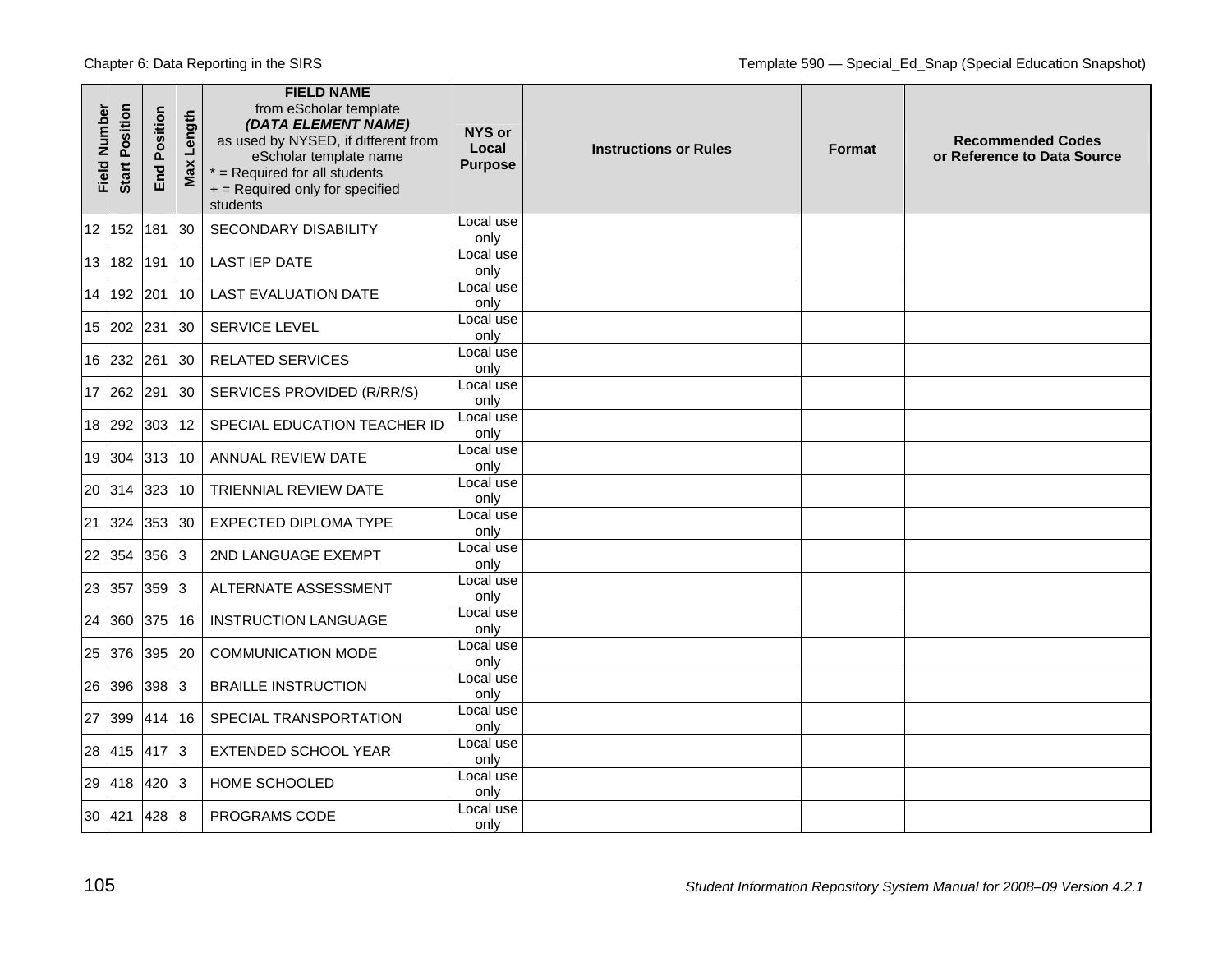| Field Number | Start Position | End Position | Max Length | **FIELD NAME** from eScholar template ***(DATA ELEMENT NAME)*** as used by NYSED, if different from eScholar template name * = Required for all students + = Required only for specified students | NYS or Local Purpose | Instructions or Rules | Format | Recommended Codes or Reference to Data Source |
|---|---|---|---|---|---|---|---|---|
| 12 | 152 | 181 | 30 | SECONDARY DISABILITY | Local use only | | | |
| 13 | 182 | 191 | 10 | LAST IEP DATE | Local use only | | | |
| 14 | 192 | 201 | 10 | LAST EVALUATION DATE | Local use only | | | |
| 15 | 202 | 231 | 30 | SERVICE LEVEL | Local use only | | | |
| 16 | 232 | 261 | 30 | RELATED SERVICES | Local use only | | | |
| 17 | 262 | 291 | 30 | SERVICES PROVIDED (R/RR/S) | Local use only | | | |
| 18 | 292 | 303 | 12 | SPECIAL EDUCATION TEACHER ID | Local use only | | | |
| 19 | 304 | 313 | 10 | ANNUAL REVIEW DATE | Local use only | | | |
| 20 | 314 | 323 | 10 | TRIENNIAL REVIEW DATE | Local use only | | | |
| 21 | 324 | 353 | 30 | EXPECTED DIPLOMA TYPE | Local use only | | | |
| 22 | 354 | 356 | 3 | 2ND LANGUAGE EXEMPT | Local use only | | | |
| 23 | 357 | 359 | 3 | ALTERNATE ASSESSMENT | Local use only | | | |
| 24 | 360 | 375 | 16 | INSTRUCTION LANGUAGE | Local use only | | | |
| 25 | 376 | 395 | 20 | COMMUNICATION MODE | Local use only | | | |
| 26 | 396 | 398 | 3 | BRAILLE INSTRUCTION | Local use only | | | |
| 27 | 399 | 414 | 16 | SPECIAL TRANSPORTATION | Local use only | | | |
| 28 | 415 | 417 | 3 | EXTENDED SCHOOL YEAR | Local use only | | | |
| 29 | 418 | 420 | 3 | HOME SCHOOLED | Local use only | | | |
| 30 | 421 | 428 | 8 | PROGRAMS CODE | Local use only | | | |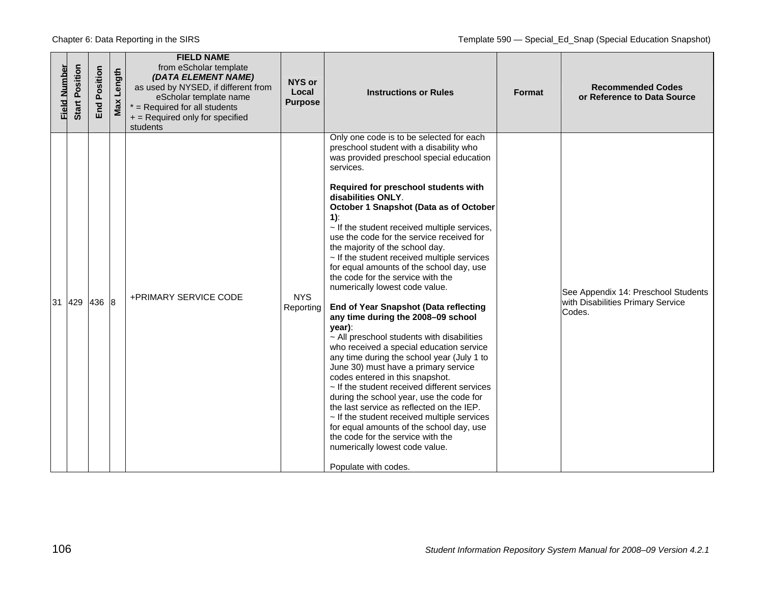| Field Number | Start Position | End Position | Max Length | **FIELD NAME** from eScholar template ***(DATA ELEMENT NAME)*** as used by NYSED, if different from eScholar template name * = Required for all students + = Required only for specified students | **NYS or Local Purpose** | **Instructions or Rules** | **Format** | **Recommended Codes or Reference to Data Source** |
|---|---|---|---|---|---|---|---|---|
| 31 | 429 | 436 | 8 | +PRIMARY SERVICE CODE | NYS Reporting | Only one code is to be selected for each preschool student with a disability who was provided preschool special education services.<br><br>**Required for preschool students with disabilities ONLY**.<br>**October 1 Snapshot (Data as of October 1)**:<br>~ If the student received multiple services, use the code for the service received for the majority of the school day.<br>~ If the student received multiple services for equal amounts of the school day, use the code for the service with the numerically lowest code value.<br><br>**End of Year Snapshot (Data reflecting any time during the 2008–09 school year)**:<br>~ All preschool students with disabilities who received a special education service any time during the school year (July 1 to June 30) must have a primary service codes entered in this snapshot.<br>~ If the student received different services during the school year, use the code for the last service as reflected on the IEP.<br>~ If the student received multiple services for equal amounts of the school day, use the code for the service with the numerically lowest code value.<br><br>Populate with codes. | | See Appendix 14: Preschool Students with Disabilities Primary Service Codes. |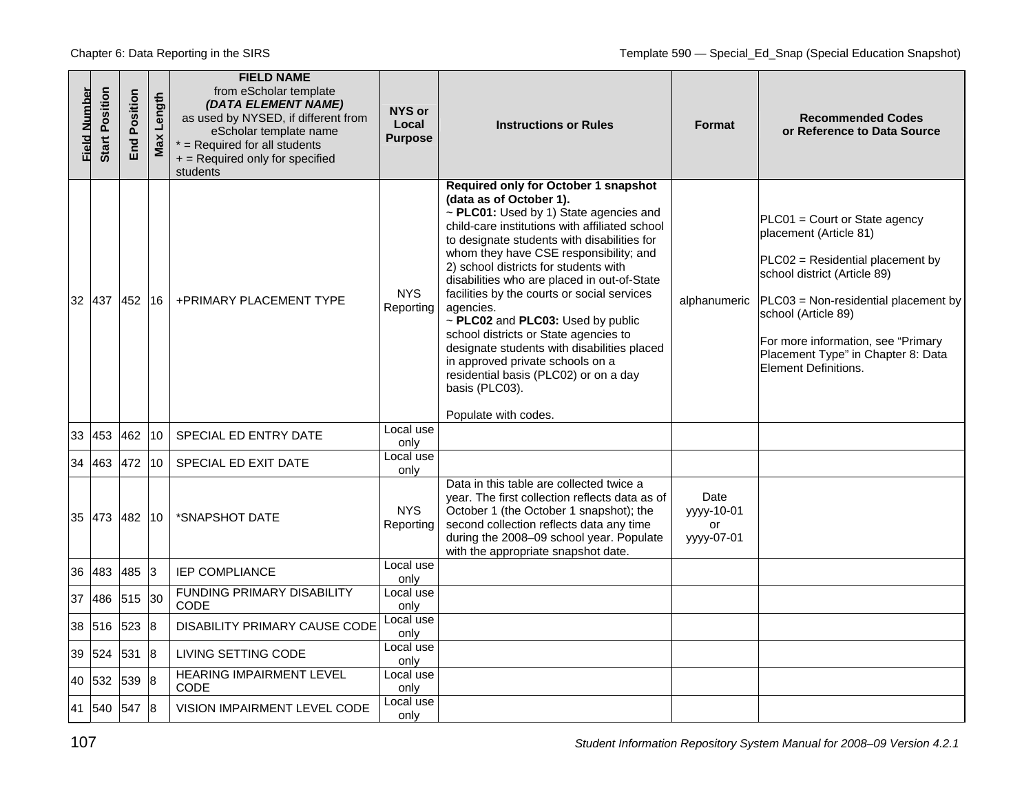| Field Number | Start Position | End Position | Max Length | FIELD NAME from eScholar template *(DATA ELEMENT NAME)* as used by NYSED, if different from eScholar template name * = Required for all students + = Required only for specified students | NYS or Local Purpose | Instructions or Rules | Format | Recommended Codes or Reference to Data Source |
|---|---|---|---|---|---|---|---|---|
| 32 | 437 | 452 | 16 | +PRIMARY PLACEMENT TYPE | NYS Reporting | **Required only for October 1 snapshot (data as of October 1).** ~ **PLC01:** Used by 1) State agencies and child-care institutions with affiliated school to designate students with disabilities for whom they have CSE responsibility; and 2) school districts for students with disabilities who are placed in out-of-State facilities by the courts or social services agencies. ~ **PLC02** and **PLC03:** Used by public school districts or State agencies to designate students with disabilities placed in approved private schools on a residential basis (PLC02) or on a day basis (PLC03). Populate with codes. | alphanumeric | PLC01 = Court or State agency placement (Article 81) PLC02 = Residential placement by school district (Article 89) PLC03 = Non-residential placement by school (Article 89) For more information, see "Primary Placement Type" in Chapter 8: Data Element Definitions. |
| 33 | 453 | 462 | 10 | SPECIAL ED ENTRY DATE | Local use only | | | |
| 34 | 463 | 472 | 10 | SPECIAL ED EXIT DATE | Local use only | | | |
| 35 | 473 | 482 | 10 | *SNAPSHOT DATE | NYS Reporting | Data in this table are collected twice a year. The first collection reflects data as of October 1 (the October 1 snapshot); the second collection reflects data any time during the 2008–09 school year. Populate with the appropriate snapshot date. | Date yyyy-10-01 or yyyy-07-01 | |
| 36 | 483 | 485 | 3 | IEP COMPLIANCE | Local use only | | | |
| 37 | 486 | 515 | 30 | FUNDING PRIMARY DISABILITY CODE | Local use only | | | |
| 38 | 516 | 523 | 8 | DISABILITY PRIMARY CAUSE CODE | Local use only | | | |
| 39 | 524 | 531 | 8 | LIVING SETTING CODE | Local use only | | | |
| 40 | 532 | 539 | 8 | HEARING IMPAIRMENT LEVEL CODE | Local use only | | | |
| 41 | 540 | 547 | 8 | VISION IMPAIRMENT LEVEL CODE | Local use only | | | |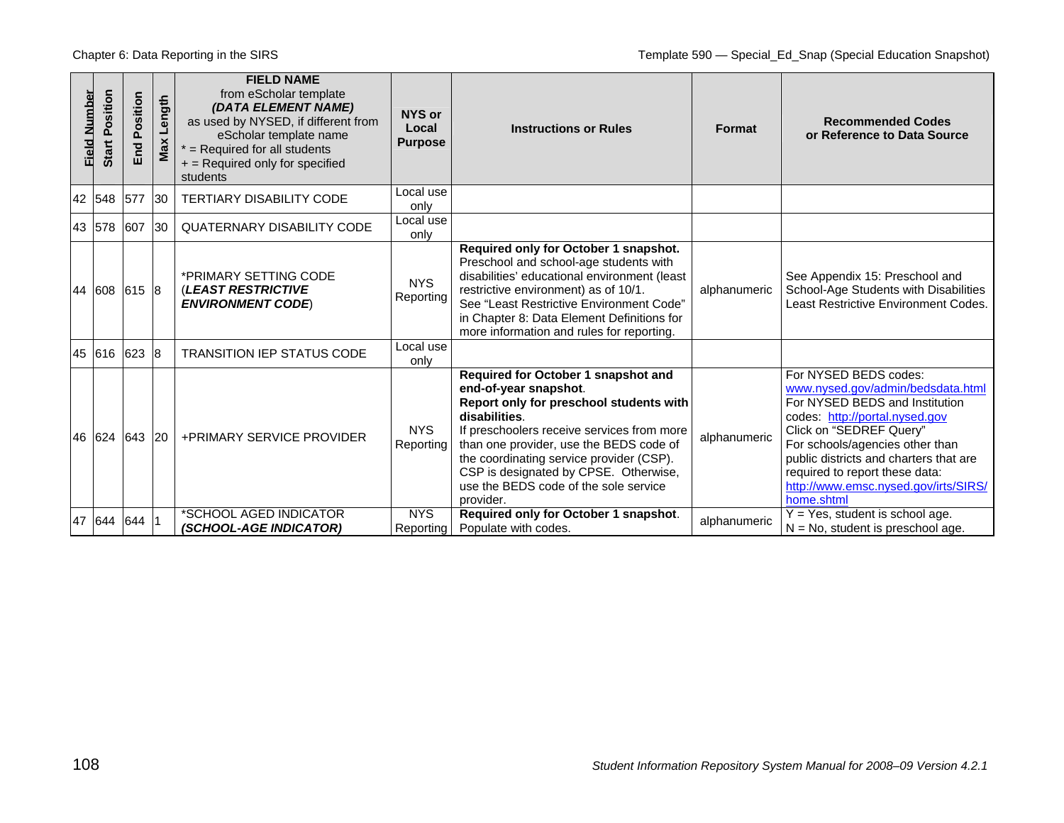| Field Number | Start Position | End Position | Max Length | **FIELD NAME** from eScholar template ***(DATA ELEMENT NAME)*** as used by NYSED, if different from eScholar template name * = Required for all students + = Required only for specified students | NYS or Local Purpose | Instructions or Rules | Format | Recommended Codes or Reference to Data Source |
|---|---|---|---|---|---|---|---|---|
| 42 | 548 | 577 | 30 | TERTIARY DISABILITY CODE | Local use only | | | |
| 43 | 578 | 607 | 30 | QUATERNARY DISABILITY CODE | Local use only | | | |
| 44 | 608 | 615 | 8 | *PRIMARY SETTING CODE (***LEAST RESTRICTIVE ENVIRONMENT CODE***) | NYS Reporting | **Required only for October 1 snapshot.** Preschool and school-age students with disabilities' educational environment (least restrictive environment) as of 10/1. See "Least Restrictive Environment Code" in Chapter 8: Data Element Definitions for more information and rules for reporting. | alphanumeric | See Appendix 15: Preschool and School-Age Students with Disabilities Least Restrictive Environment Codes. |
| 45 | 616 | 623 | 8 | TRANSITION IEP STATUS CODE | Local use only | | | |
| 46 | 624 | 643 | 20 | +PRIMARY SERVICE PROVIDER | NYS Reporting | **Required for October 1 snapshot and end-of-year snapshot**. **Report only for preschool students with disabilities**. If preschoolers receive services from more than one provider, use the BEDS code of the coordinating service provider (CSP). CSP is designated by CPSE. Otherwise, use the BEDS code of the sole service provider. | alphanumeric | For NYSED BEDS codes: www.nysed.gov/admin/bedsdata.html For NYSED BEDS and Institution codes: http://portal.nysed.gov Click on "SEDREF Query" For schools/agencies other than public districts and charters that are required to report these data: http://www.emsc.nysed.gov/irts/SIRS/home.shtml |
| 47 | 644 | 644 | 1 | *SCHOOL AGED INDICATOR ***(SCHOOL-AGE INDICATOR)*** | NYS Reporting | **Required only for October 1 snapshot**. Populate with codes. | alphanumeric | Y = Yes, student is school age. N = No, student is preschool age. |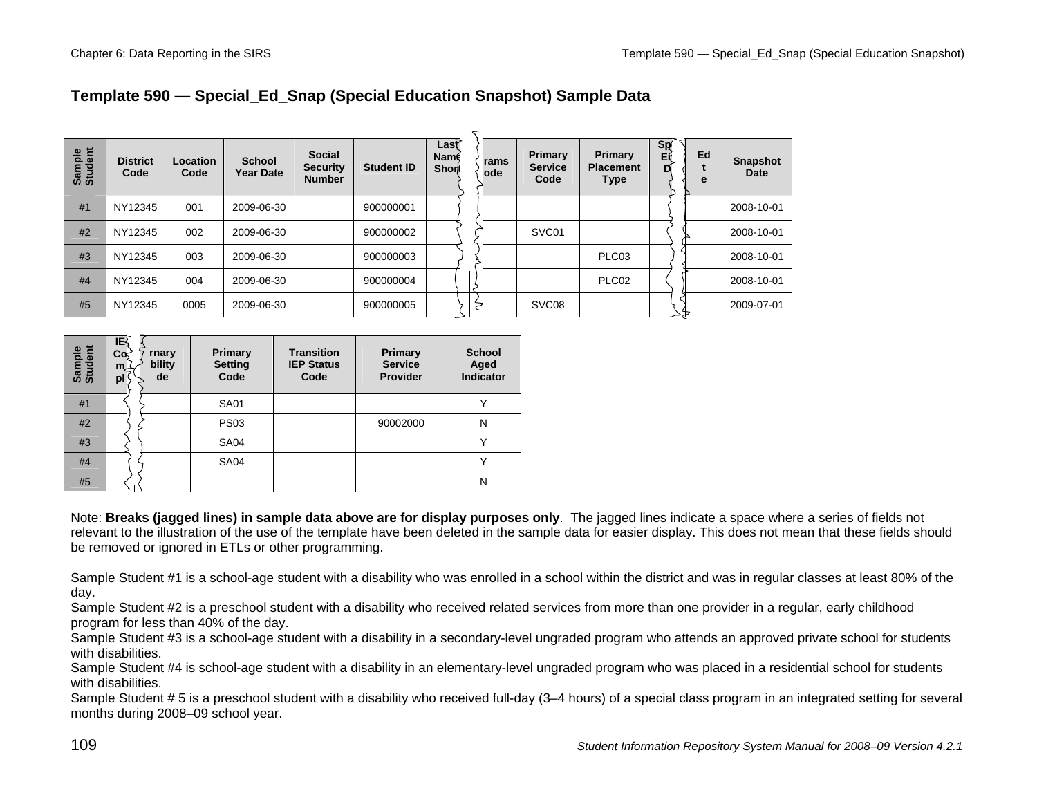## Template 590 — Special_Ed_Snap (Special Education Snapshot) Sample Data

| Sample Student | District Code | Location Code | School Year Date | Social Security Number | Student ID | Last Name Short | rams ode | Primary Service Code | Primary Placement Type | Sp Ed D | Ed t e | Snapshot Date |
|---|---|---|---|---|---|---|---|---|---|---|---|---|
| #1 | NY12345 | 001 | 2009-06-30 | | 900000001 | | | | | | | 2008-10-01 |
| #2 | NY12345 | 002 | 2009-06-30 | | 900000002 | | | SVC01 | | | | 2008-10-01 |
| #3 | NY12345 | 003 | 2009-06-30 | | 900000003 | | | | PLC03 | | | 2008-10-01 |
| #4 | NY12345 | 004 | 2009-06-30 | | 900000004 | | | | PLC02 | | | 2008-10-01 |
| #5 | NY12345 | 0005 | 2009-06-30 | | 900000005 | | | SVC08 | | | | 2009-07-01 |

| Sample Student | IE Co m pl | rnary bility de | Primary Setting Code | Transition IEP Status Code | Primary Service Provider | School Aged Indicator |
|---|---|---|---|---|---|---|
| #1 | | | SA01 | | | Y |
| #2 | | | PS03 | | 90002000 | N |
| #3 | | | SA04 | | | Y |
| #4 | | | SA04 | | | Y |
| #5 | | | | | | N |

Note: **Breaks (jagged lines) in sample data above are for display purposes only**. The jagged lines indicate a space where a series of fields not relevant to the illustration of the use of the template have been deleted in the sample data for easier display. This does not mean that these fields should be removed or ignored in ETLs or other programming.

Sample Student #1 is a school-age student with a disability who was enrolled in a school within the district and was in regular classes at least 80% of the day.
Sample Student #2 is a preschool student with a disability who received related services from more than one provider in a regular, early childhood program for less than 40% of the day.
Sample Student #3 is a school-age student with a disability in a secondary-level ungraded program who attends an approved private school for students with disabilities.
Sample Student #4 is school-age student with a disability in an elementary-level ungraded program who was placed in a residential school for students with disabilities.
Sample Student # 5 is a preschool student with a disability who received full-day (3–4 hours) of a special class program in an integrated setting for several months during 2008–09 school year.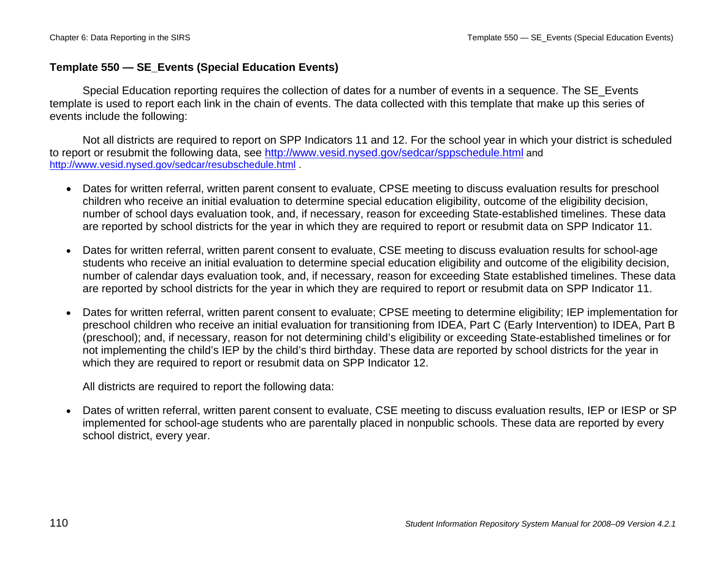## Template 550 — SE_Events (Special Education Events)

Special Education reporting requires the collection of dates for a number of events in a sequence. The SE_Events template is used to report each link in the chain of events. The data collected with this template that make up this series of events include the following:

Not all districts are required to report on SPP Indicators 11 and 12. For the school year in which your district is scheduled to report or resubmit the following data, see http://www.vesid.nysed.gov/sedcar/sppschedule.html and http://www.vesid.nysed.gov/sedcar/resubschedule.html .

- Dates for written referral, written parent consent to evaluate, CPSE meeting to discuss evaluation results for preschool children who receive an initial evaluation to determine special education eligibility, outcome of the eligibility decision, number of school days evaluation took, and, if necessary, reason for exceeding State-established timelines. These data are reported by school districts for the year in which they are required to report or resubmit data on SPP Indicator 11.
- Dates for written referral, written parent consent to evaluate, CSE meeting to discuss evaluation results for school-age students who receive an initial evaluation to determine special education eligibility and outcome of the eligibility decision, number of calendar days evaluation took, and, if necessary, reason for exceeding State established timelines. These data are reported by school districts for the year in which they are required to report or resubmit data on SPP Indicator 11.
- Dates for written referral, written parent consent to evaluate; CPSE meeting to determine eligibility; IEP implementation for preschool children who receive an initial evaluation for transitioning from IDEA, Part C (Early Intervention) to IDEA, Part B (preschool); and, if necessary, reason for not determining child's eligibility or exceeding State-established timelines or for not implementing the child's IEP by the child's third birthday. These data are reported by school districts for the year in which they are required to report or resubmit data on SPP Indicator 12.

All districts are required to report the following data:

- Dates of written referral, written parent consent to evaluate, CSE meeting to discuss evaluation results, IEP or IESP or SP implemented for school-age students who are parentally placed in nonpublic schools. These data are reported by every school district, every year.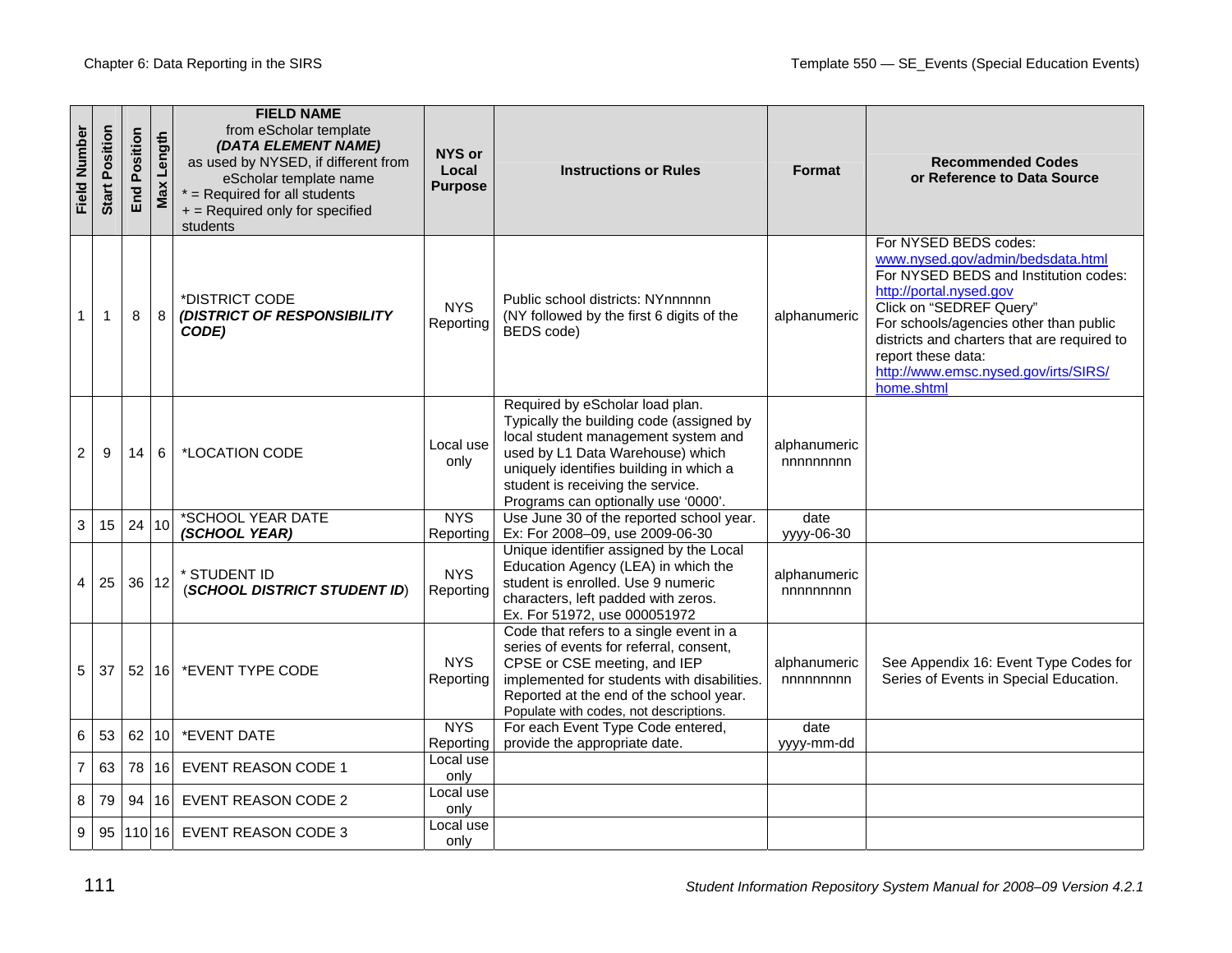| Field Number | Start Position | End Position | Max Length | **FIELD NAME** from eScholar template ***(DATA ELEMENT NAME)*** as used by NYSED, if different from eScholar template name * = Required for all students + = Required only for specified students | **NYS or Local Purpose** | **Instructions or Rules** | **Format** | **Recommended Codes or Reference to Data Source** |
|---|---|---|---|---|---|---|---|---|
| 1 | 1 | 8 | 8 | *DISTRICT CODE ***(DISTRICT OF RESPONSIBILITY CODE)*** | NYS Reporting | Public school districts: NYnnnnnn (NY followed by the first 6 digits of the BEDS code) | alphanumeric | For NYSED BEDS codes: www.nysed.gov/admin/bedsdata.html For NYSED BEDS and Institution codes: http://portal.nysed.gov Click on "SEDREF Query" For schools/agencies other than public districts and charters that are required to report these data: http://www.emsc.nysed.gov/irts/SIRS/home.shtml |
| 2 | 9 | 14 | 6 | *LOCATION CODE | Local use only | Required by eScholar load plan. Typically the building code (assigned by local student management system and used by L1 Data Warehouse) which uniquely identifies building in which a student is receiving the service. Programs can optionally use '0000'. | alphanumeric nnnnnnnnn | |
| 3 | 15 | 24 | 10 | *SCHOOL YEAR DATE ***(SCHOOL YEAR)*** | NYS Reporting | Use June 30 of the reported school year. Ex: For 2008–09, use 2009-06-30 | date yyyy-06-30 | |
| 4 | 25 | 36 | 12 | * STUDENT ID (***SCHOOL DISTRICT STUDENT ID***) | NYS Reporting | Unique identifier assigned by the Local Education Agency (LEA) in which the student is enrolled. Use 9 numeric characters, left padded with zeros. Ex. For 51972, use 000051972 | alphanumeric nnnnnnnnn | |
| 5 | 37 | 52 | 16 | *EVENT TYPE CODE | NYS Reporting | Code that refers to a single event in a series of events for referral, consent, CPSE or CSE meeting, and IEP implemented for students with disabilities. Reported at the end of the school year. Populate with codes, not descriptions. | alphanumeric nnnnnnnnn | See Appendix 16: Event Type Codes for Series of Events in Special Education. |
| 6 | 53 | 62 | 10 | *EVENT DATE | NYS Reporting | For each Event Type Code entered, provide the appropriate date. | date yyyy-mm-dd | |
| 7 | 63 | 78 | 16 | EVENT REASON CODE 1 | Local use only | | | |
| 8 | 79 | 94 | 16 | EVENT REASON CODE 2 | Local use only | | | |
| 9 | 95 | 110 | 16 | EVENT REASON CODE 3 | Local use only | | | |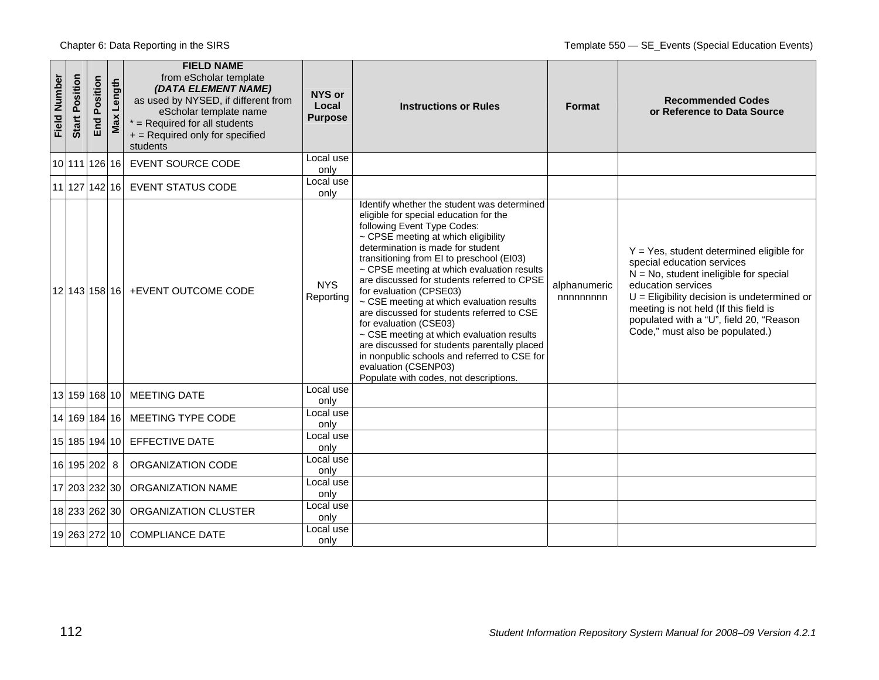| Field Number | Start Position | End Position | Max Length | FIELD NAME from eScholar template *(DATA ELEMENT NAME)* as used by NYSED, if different from eScholar template name * = Required for all students + = Required only for specified students | NYS or Local Purpose | Instructions or Rules | Format | Recommended Codes or Reference to Data Source |
|---|---|---|---|---|---|---|---|---|
| 10 | 111 | 126 | 16 | EVENT SOURCE CODE | Local use only | | | |
| 11 | 127 | 142 | 16 | EVENT STATUS CODE | Local use only | | | |
| 12 | 143 | 158 | 16 | +EVENT OUTCOME CODE | NYS Reporting | Identify whether the student was determined eligible for special education for the following Event Type Codes:<br>~ CPSE meeting at which eligibility determination is made for student transitioning from EI to preschool (EI03)<br>~ CPSE meeting at which evaluation results are discussed for students referred to CPSE for evaluation (CPSE03)<br>~ CSE meeting at which evaluation results are discussed for students referred to CSE for evaluation (CSE03)<br>~ CSE meeting at which evaluation results are discussed for students parentally placed in nonpublic schools and referred to CSE for evaluation (CSENP03)<br>Populate with codes, not descriptions. | alphanumeric nnnnnnnnn | Y = Yes, student determined eligible for special education services<br>N = No, student ineligible for special education services<br>U = Eligibility decision is undetermined or meeting is not held (If this field is populated with a "U", field 20, "Reason Code," must also be populated.) |
| 13 | 159 | 168 | 10 | MEETING DATE | Local use only | | | |
| 14 | 169 | 184 | 16 | MEETING TYPE CODE | Local use only | | | |
| 15 | 185 | 194 | 10 | EFFECTIVE DATE | Local use only | | | |
| 16 | 195 | 202 | 8 | ORGANIZATION CODE | Local use only | | | |
| 17 | 203 | 232 | 30 | ORGANIZATION NAME | Local use only | | | |
| 18 | 233 | 262 | 30 | ORGANIZATION CLUSTER | Local use only | | | |
| 19 | 263 | 272 | 10 | COMPLIANCE DATE | Local use only | | | |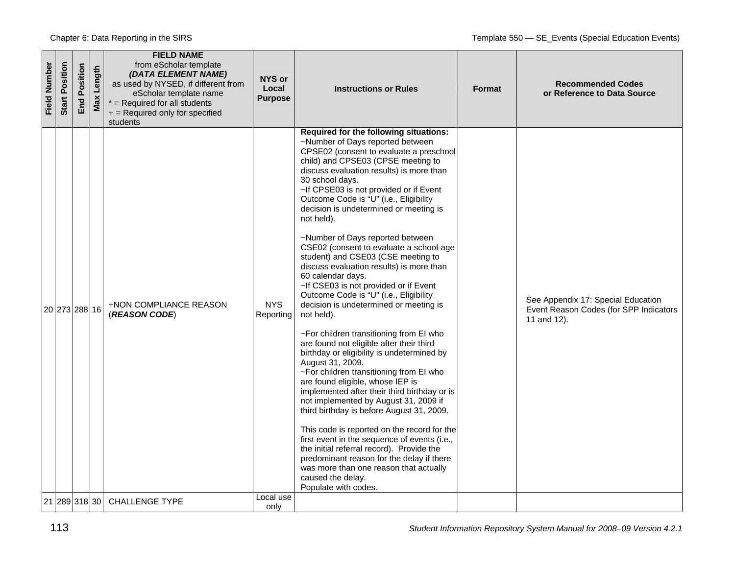| Field Number | Start Position | End Position | Max Length | FIELD NAME from eScholar template *(DATA ELEMENT NAME)* as used by NYSED, if different from eScholar template name * = Required for all students + = Required only for specified students | NYS or Local Purpose | Instructions or Rules | Format | Recommended Codes or Reference to Data Source |
|---|---|---|---|---|---|---|---|---|
| 20 | 273 | 288 | 16 | +NON COMPLIANCE REASON (***REASON CODE***) | NYS Reporting | **Required for the following situations:**<br>~Number of Days reported between CPSE02 (consent to evaluate a preschool child) and CPSE03 (CPSE meeting to discuss evaluation results) is more than 30 school days.<br>~If CPSE03 is not provided or if Event Outcome Code is "U" (i.e., Eligibility decision is undetermined or meeting is not held).<br><br>~Number of Days reported between CSE02 (consent to evaluate a school-age student) and CSE03 (CSE meeting to discuss evaluation results) is more than 60 calendar days.<br>~If CSE03 is not provided or if Event Outcome Code is "U" (i.e., Eligibility decision is undetermined or meeting is not held).<br><br>~For children transitioning from EI who are found not eligible after their third birthday or eligibility is undetermined by August 31, 2009.<br>~For children transitioning from EI who are found eligible, whose IEP is implemented after their third birthday or is not implemented by August 31, 2009 if third birthday is before August 31, 2009.<br><br>This code is reported on the record for the first event in the sequence of events (i.e., the initial referral record). Provide the predominant reason for the delay if there was more than one reason that actually caused the delay.<br>Populate with codes. | | See Appendix 17: Special Education Event Reason Codes (for SPP Indicators 11 and 12). |
| 21 | 289 | 318 | 30 | CHALLENGE TYPE | Local use only | | | |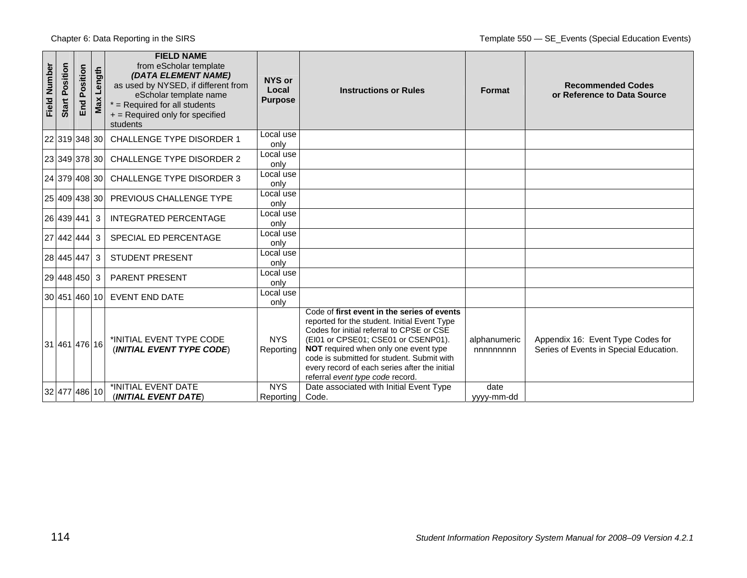| Field Number | Start Position | End Position | Max Length | **FIELD NAME** from eScholar template ***(DATA ELEMENT NAME)*** as used by NYSED, if different from eScholar template name * = Required for all students + = Required only for specified students | **NYS or Local Purpose** | **Instructions or Rules** | **Format** | **Recommended Codes or Reference to Data Source** |
|---|---|---|---|---|---|---|---|---|
| 22 | 319 | 348 | 30 | CHALLENGE TYPE DISORDER 1 | Local use only | | | |
| 23 | 349 | 378 | 30 | CHALLENGE TYPE DISORDER 2 | Local use only | | | |
| 24 | 379 | 408 | 30 | CHALLENGE TYPE DISORDER 3 | Local use only | | | |
| 25 | 409 | 438 | 30 | PREVIOUS CHALLENGE TYPE | Local use only | | | |
| 26 | 439 | 441 | 3 | INTEGRATED PERCENTAGE | Local use only | | | |
| 27 | 442 | 444 | 3 | SPECIAL ED PERCENTAGE | Local use only | | | |
| 28 | 445 | 447 | 3 | STUDENT PRESENT | Local use only | | | |
| 29 | 448 | 450 | 3 | PARENT PRESENT | Local use only | | | |
| 30 | 451 | 460 | 10 | EVENT END DATE | Local use only | | | |
| 31 | 461 | 476 | 16 | *INITIAL EVENT TYPE CODE (***INITIAL EVENT TYPE CODE***) | NYS Reporting | Code of **first event in the series of events** reported for the student. Initial Event Type Codes for initial referral to CPSE or CSE (EI01 or CPSE01; CSE01 or CSENP01). **NOT** required when only one event type code is submitted for student. Submit with every record of each series after the initial referral *event type code* record. | alphanumeric nnnnnnnn | Appendix 16: Event Type Codes for Series of Events in Special Education. |
| 32 | 477 | 486 | 10 | *INITIAL EVENT DATE (***INITIAL EVENT DATE***) | NYS Reporting | Date associated with Initial Event Type Code. | date yyyy-mm-dd | |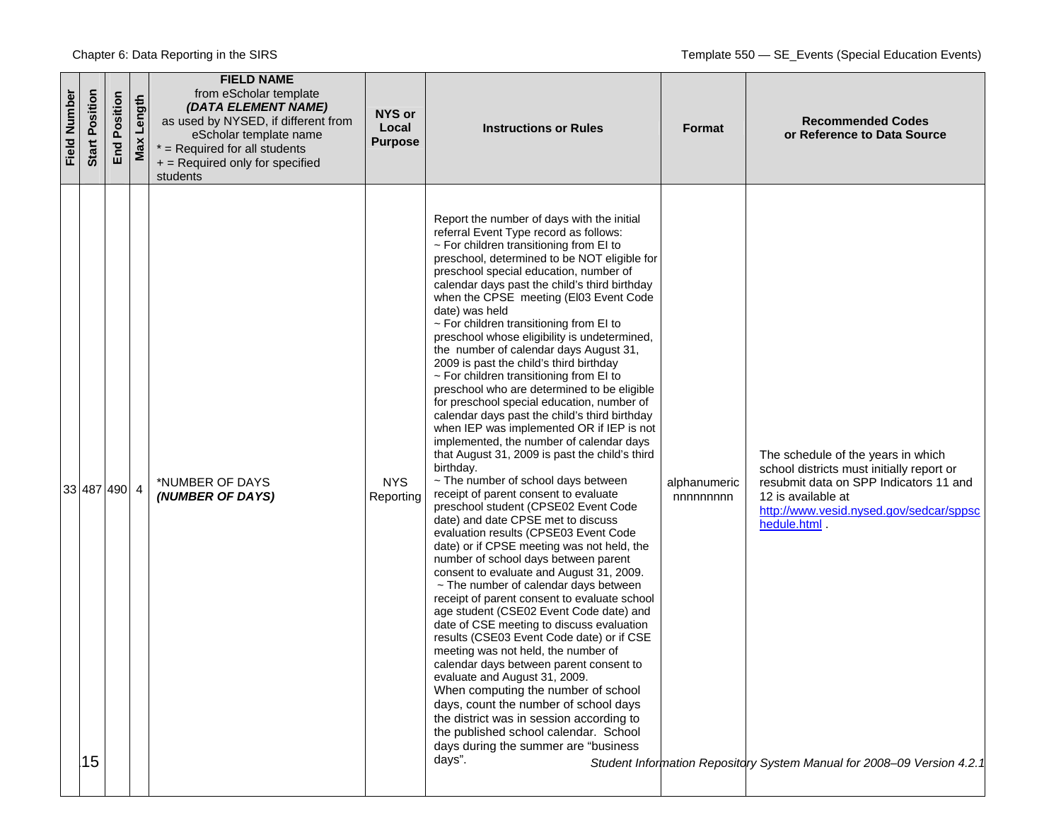| Field Number | Start Position | End Position | Max Length | FIELD NAME from eScholar template ***(DATA ELEMENT NAME)*** as used by NYSED, if different from eScholar template name * = Required for all students + = Required only for specified students | NYS or Local Purpose | Instructions or Rules | Format | Recommended Codes or Reference to Data Source |
|---|---|---|---|---|---|---|---|---|
| 33 | 487 | 490 | 4 | *NUMBER OF DAYS ***(NUMBER OF DAYS)*** | NYS Reporting | Report the number of days with the initial referral Event Type record as follows:<br>~ For children transitioning from EI to preschool, determined to be NOT eligible for preschool special education, number of calendar days past the child's third birthday when the CPSE meeting (EI03 Event Code date) was held<br>~ For children transitioning from EI to preschool whose eligibility is undetermined, the number of calendar days August 31, 2009 is past the child's third birthday<br>~ For children transitioning from EI to preschool who are determined to be eligible for preschool special education, number of calendar days past the child's third birthday when IEP was implemented OR if IEP is not implemented, the number of calendar days that August 31, 2009 is past the child's third birthday.<br>~ The number of school days between receipt of parent consent to evaluate preschool student (CPSE02 Event Code date) and date CPSE met to discuss evaluation results (CPSE03 Event Code date) or if CPSE meeting was not held, the number of school days between parent consent to evaluate and August 31, 2009.<br>~ The number of calendar days between receipt of parent consent to evaluate school age student (CSE02 Event Code date) and date of CSE meeting to discuss evaluation results (CSE03 Event Code date) or if CSE meeting was not held, the number of calendar days between parent consent to evaluate and August 31, 2009.<br>When computing the number of school days, count the number of school days the district was in session according to the published school calendar. School days during the summer are "business days". | alphanumeric nnnnnnnn | The schedule of the years in which school districts must initially report or resubmit data on SPP Indicators 11 and 12 is available at [http://www.vesid.nysed.gov/sedcar/sppschedule.html](http://www.vesid.nysed.gov/sedcar/sppschedule.html) . |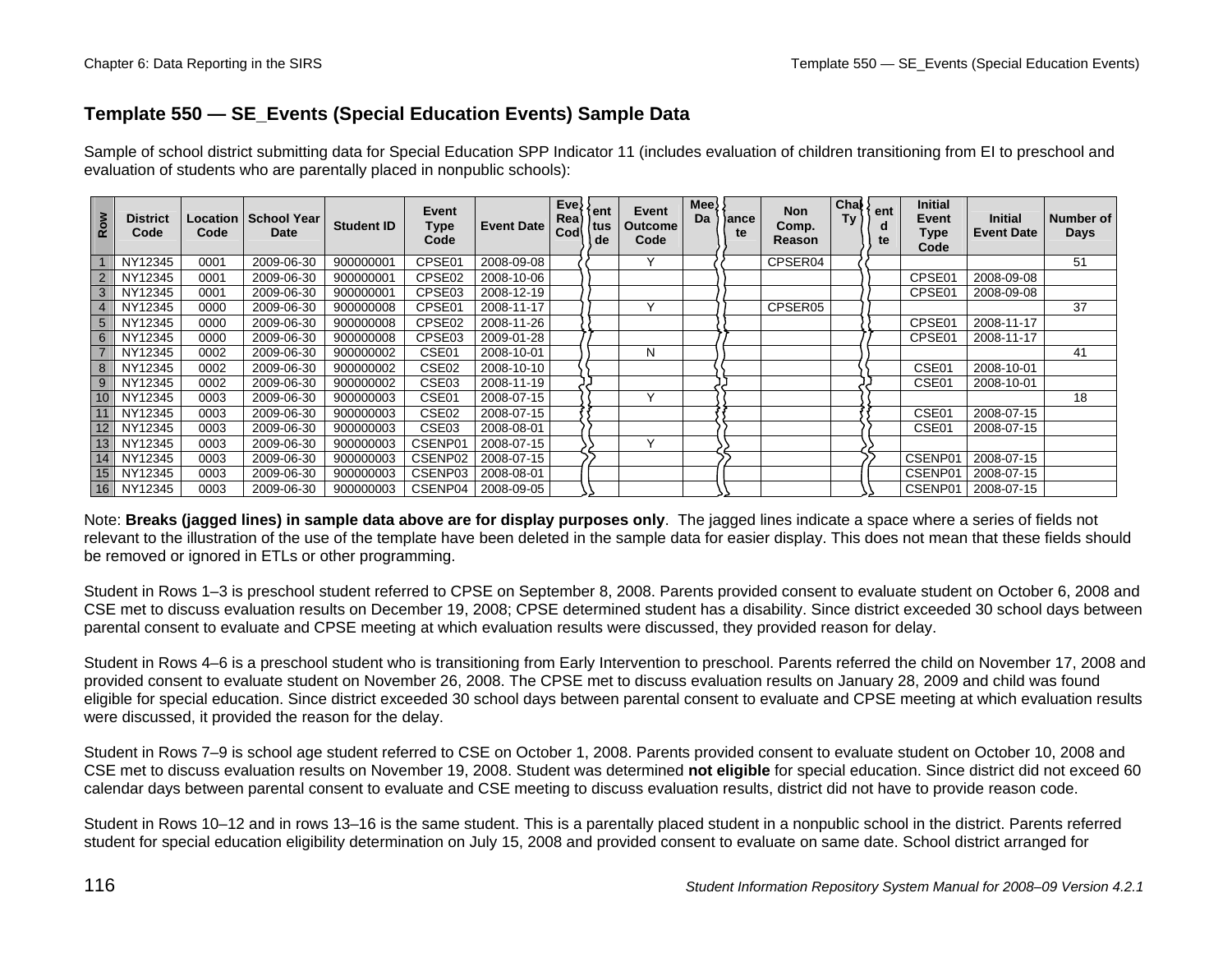## Template 550 — SE_Events (Special Education Events) Sample Data

Sample of school district submitting data for Special Education SPP Indicator 11 (includes evaluation of children transitioning from EI to preschool and evaluation of students who are parentally placed in nonpublic schools):

| Row | District Code | Location Code | School Year Date | Student ID | Event Type Code | Event Date | Eve Rea Cod | ent tus de | Event Outcome Code | Mee Da | ance te | Non Comp. Reason | Cha Ty | ent d te | Initial Event Type Code | Initial Event Date | Number of Days |
|---|---|---|---|---|---|---|---|---|---|---|---|---|---|---|---|---|---|
| 1 | NY12345 | 0001 | 2009-06-30 | 900000001 | CPSE01 | 2008-09-08 | | | Y | | | CPSER04 | | | | | 51 |
| 2 | NY12345 | 0001 | 2009-06-30 | 900000001 | CPSE02 | 2008-10-06 | | | | | | | | | CPSE01 | 2008-09-08 | |
| 3 | NY12345 | 0001 | 2009-06-30 | 900000001 | CPSE03 | 2008-12-19 | | | | | | | | | CPSE01 | 2008-09-08 | |
| 4 | NY12345 | 0000 | 2009-06-30 | 900000008 | CPSE01 | 2008-11-17 | | | Y | | | CPSER05 | | | | | 37 |
| 5 | NY12345 | 0000 | 2009-06-30 | 900000008 | CPSE02 | 2008-11-26 | | | | | | | | | CPSE01 | 2008-11-17 | |
| 6 | NY12345 | 0000 | 2009-06-30 | 900000008 | CPSE03 | 2009-01-28 | | | | | | | | | CPSE01 | 2008-11-17 | |
| 7 | NY12345 | 0002 | 2009-06-30 | 900000002 | CSE01 | 2008-10-01 | | | N | | | | | | | | 41 |
| 8 | NY12345 | 0002 | 2009-06-30 | 900000002 | CSE02 | 2008-10-10 | | | | | | | | | CSE01 | 2008-10-01 | |
| 9 | NY12345 | 0002 | 2009-06-30 | 900000002 | CSE03 | 2008-11-19 | | | | | | | | | CSE01 | 2008-10-01 | |
| 10 | NY12345 | 0003 | 2009-06-30 | 900000003 | CSE01 | 2008-07-15 | | | Y | | | | | | | | 18 |
| 11 | NY12345 | 0003 | 2009-06-30 | 900000003 | CSE02 | 2008-07-15 | | | | | | | | | CSE01 | 2008-07-15 | |
| 12 | NY12345 | 0003 | 2009-06-30 | 900000003 | CSE03 | 2008-08-01 | | | | | | | | | CSE01 | 2008-07-15 | |
| 13 | NY12345 | 0003 | 2009-06-30 | 900000003 | CSENP01 | 2008-07-15 | | | Y | | | | | | | | |
| 14 | NY12345 | 0003 | 2009-06-30 | 900000003 | CSENP02 | 2008-07-15 | | | | | | | | | CSENP01 | 2008-07-15 | |
| 15 | NY12345 | 0003 | 2009-06-30 | 900000003 | CSENP03 | 2008-08-01 | | | | | | | | | CSENP01 | 2008-07-15 | |
| 16 | NY12345 | 0003 | 2009-06-30 | 900000003 | CSENP04 | 2008-09-05 | | | | | | | | | CSENP01 | 2008-07-15 | |

Note: **Breaks (jagged lines) in sample data above are for display purposes only**. The jagged lines indicate a space where a series of fields not relevant to the illustration of the use of the template have been deleted in the sample data for easier display. This does not mean that these fields should be removed or ignored in ETLs or other programming.

Student in Rows 1–3 is preschool student referred to CPSE on September 8, 2008. Parents provided consent to evaluate student on October 6, 2008 and CSE met to discuss evaluation results on December 19, 2008; CPSE determined student has a disability. Since district exceeded 30 school days between parental consent to evaluate and CPSE meeting at which evaluation results were discussed, they provided reason for delay.

Student in Rows 4–6 is a preschool student who is transitioning from Early Intervention to preschool. Parents referred the child on November 17, 2008 and provided consent to evaluate student on November 26, 2008. The CPSE met to discuss evaluation results on January 28, 2009 and child was found eligible for special education. Since district exceeded 30 school days between parental consent to evaluate and CPSE meeting at which evaluation results were discussed, it provided the reason for the delay.

Student in Rows 7–9 is school age student referred to CSE on October 1, 2008. Parents provided consent to evaluate student on October 10, 2008 and CSE met to discuss evaluation results on November 19, 2008. Student was determined **not eligible** for special education. Since district did not exceed 60 calendar days between parental consent to evaluate and CSE meeting to discuss evaluation results, district did not have to provide reason code.

Student in Rows 10–12 and in rows 13–16 is the same student. This is a parentally placed student in a nonpublic school in the district. Parents referred student for special education eligibility determination on July 15, 2008 and provided consent to evaluate on same date. School district arranged for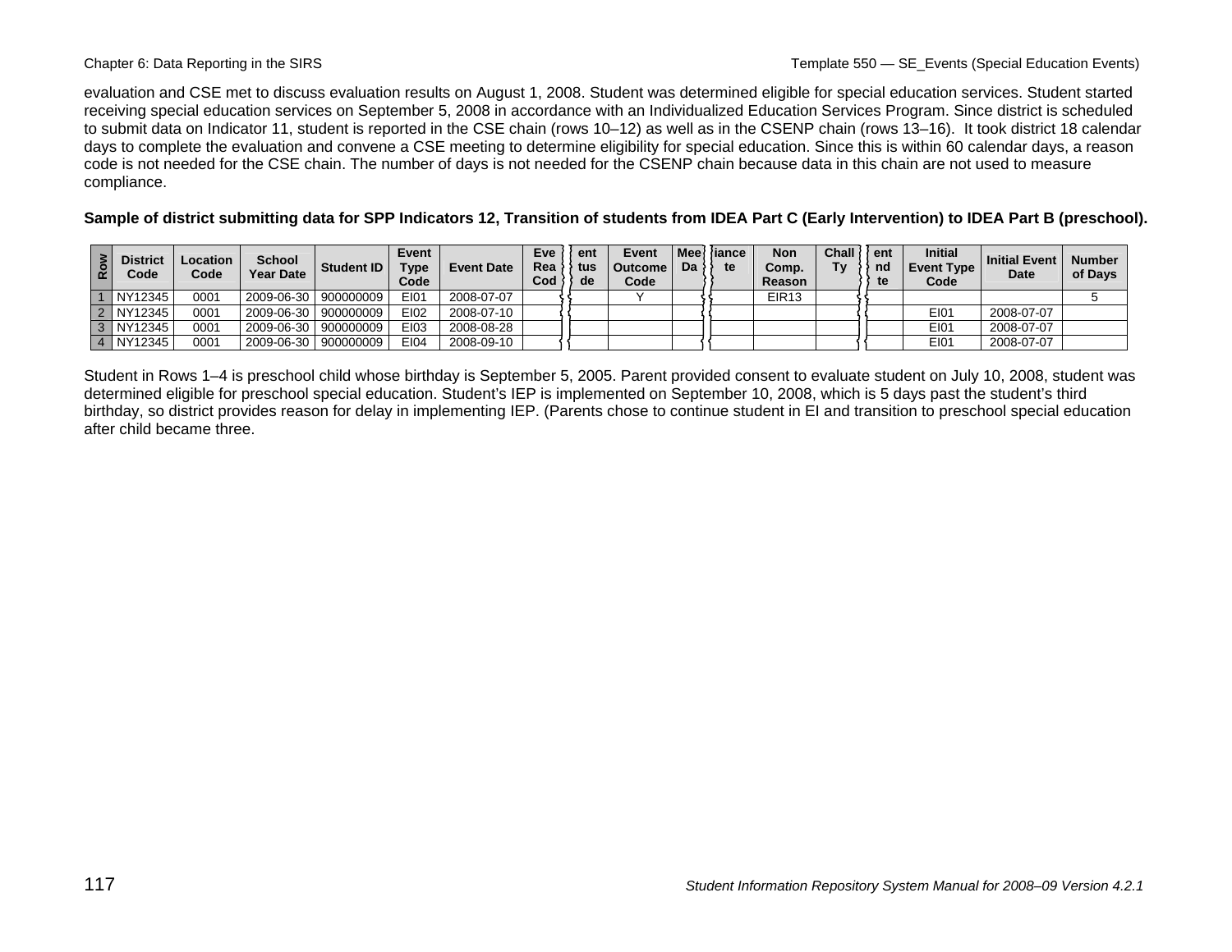evaluation and CSE met to discuss evaluation results on August 1, 2008. Student was determined eligible for special education services. Student started receiving special education services on September 5, 2008 in accordance with an Individualized Education Services Program. Since district is scheduled to submit data on Indicator 11, student is reported in the CSE chain (rows 10–12) as well as in the CSENP chain (rows 13–16). It took district 18 calendar days to complete the evaluation and convene a CSE meeting to determine eligibility for special education. Since this is within 60 calendar days, a reason code is not needed for the CSE chain. The number of days is not needed for the CSENP chain because data in this chain are not used to measure compliance.

**Sample of district submitting data for SPP Indicators 12, Transition of students from IDEA Part C (Early Intervention) to IDEA Part B (preschool).**

| Row | District Code | Location Code | School Year Date | Student ID | Event Type Code | Event Date | Eve Rea Cod | ent tus de | Event Outcome Code | Mee Da | iance te | Non Comp. Reason | Chall Ty | ent nd te | Initial Event Type Code | Initial Event Date | Number of Days |
|---|---|---|---|---|---|---|---|---|---|---|---|---|---|---|---|---|---|
| 1 | NY12345 | 0001 | 2009-06-30 | 900000009 | EI01 | 2008-07-07 | | | Y | | | EIR13 | | | | | 5 |
| 2 | NY12345 | 0001 | 2009-06-30 | 900000009 | EI02 | 2008-07-10 | | | | | | | | | EI01 | 2008-07-07 | |
| 3 | NY12345 | 0001 | 2009-06-30 | 900000009 | EI03 | 2008-08-28 | | | | | | | | | EI01 | 2008-07-07 | |
| 4 | NY12345 | 0001 | 2009-06-30 | 900000009 | EI04 | 2008-09-10 | | | | | | | | | EI01 | 2008-07-07 | |

Student in Rows 1–4 is preschool child whose birthday is September 5, 2005. Parent provided consent to evaluate student on July 10, 2008, student was determined eligible for preschool special education. Student's IEP is implemented on September 10, 2008, which is 5 days past the student's third birthday, so district provides reason for delay in implementing IEP. (Parents chose to continue student in EI and transition to preschool special education after child became three.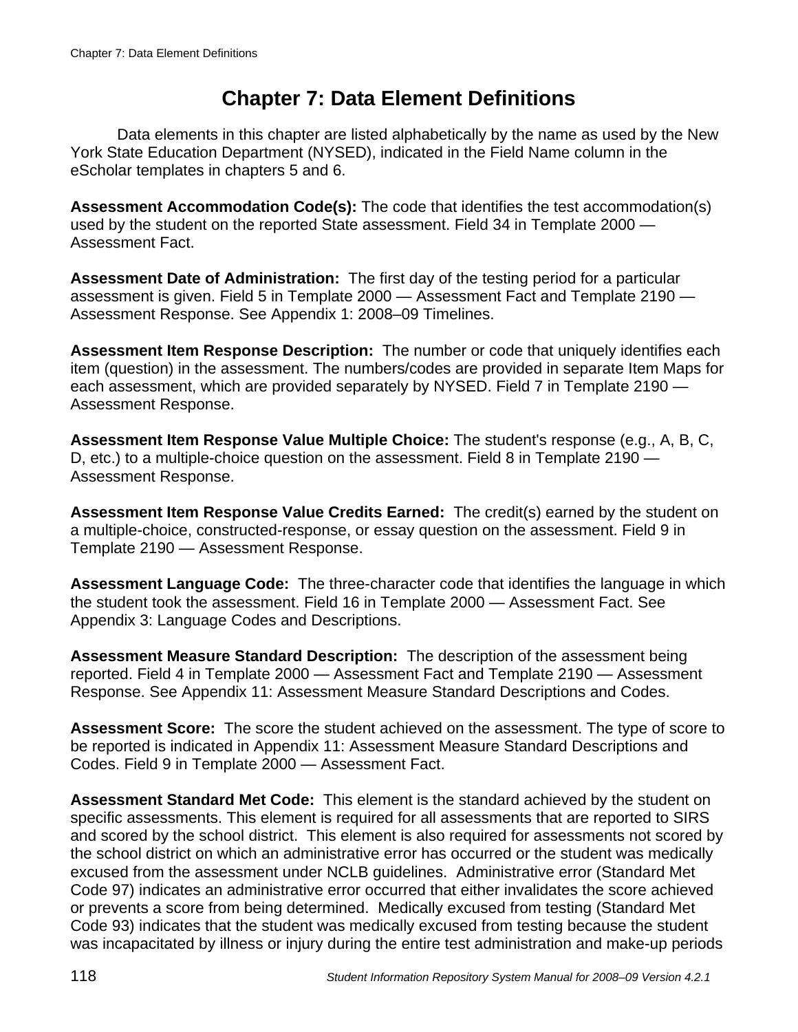# Chapter 7: Data Element Definitions

Data elements in this chapter are listed alphabetically by the name as used by the New York State Education Department (NYSED), indicated in the Field Name column in the eScholar templates in chapters 5 and 6.

**Assessment Accommodation Code(s):** The code that identifies the test accommodation(s) used by the student on the reported State assessment. Field 34 in Template 2000 — Assessment Fact.

**Assessment Date of Administration:** The first day of the testing period for a particular assessment is given. Field 5 in Template 2000 — Assessment Fact and Template 2190 — Assessment Response. See Appendix 1: 2008–09 Timelines.

**Assessment Item Response Description:** The number or code that uniquely identifies each item (question) in the assessment. The numbers/codes are provided in separate Item Maps for each assessment, which are provided separately by NYSED. Field 7 in Template 2190 — Assessment Response.

**Assessment Item Response Value Multiple Choice:** The student's response (e.g., A, B, C, D, etc.) to a multiple-choice question on the assessment. Field 8 in Template 2190 — Assessment Response.

**Assessment Item Response Value Credits Earned:** The credit(s) earned by the student on a multiple-choice, constructed-response, or essay question on the assessment. Field 9 in Template 2190 — Assessment Response.

**Assessment Language Code:** The three-character code that identifies the language in which the student took the assessment. Field 16 in Template 2000 — Assessment Fact. See Appendix 3: Language Codes and Descriptions.

**Assessment Measure Standard Description:** The description of the assessment being reported. Field 4 in Template 2000 — Assessment Fact and Template 2190 — Assessment Response. See Appendix 11: Assessment Measure Standard Descriptions and Codes.

**Assessment Score:** The score the student achieved on the assessment. The type of score to be reported is indicated in Appendix 11: Assessment Measure Standard Descriptions and Codes. Field 9 in Template 2000 — Assessment Fact.

**Assessment Standard Met Code:** This element is the standard achieved by the student on specific assessments. This element is required for all assessments that are reported to SIRS and scored by the school district. This element is also required for assessments not scored by the school district on which an administrative error has occurred or the student was medically excused from the assessment under NCLB guidelines. Administrative error (Standard Met Code 97) indicates an administrative error occurred that either invalidates the score achieved or prevents a score from being determined. Medically excused from testing (Standard Met Code 93) indicates that the student was medically excused from testing because the student was incapacitated by illness or injury during the entire test administration and make-up periods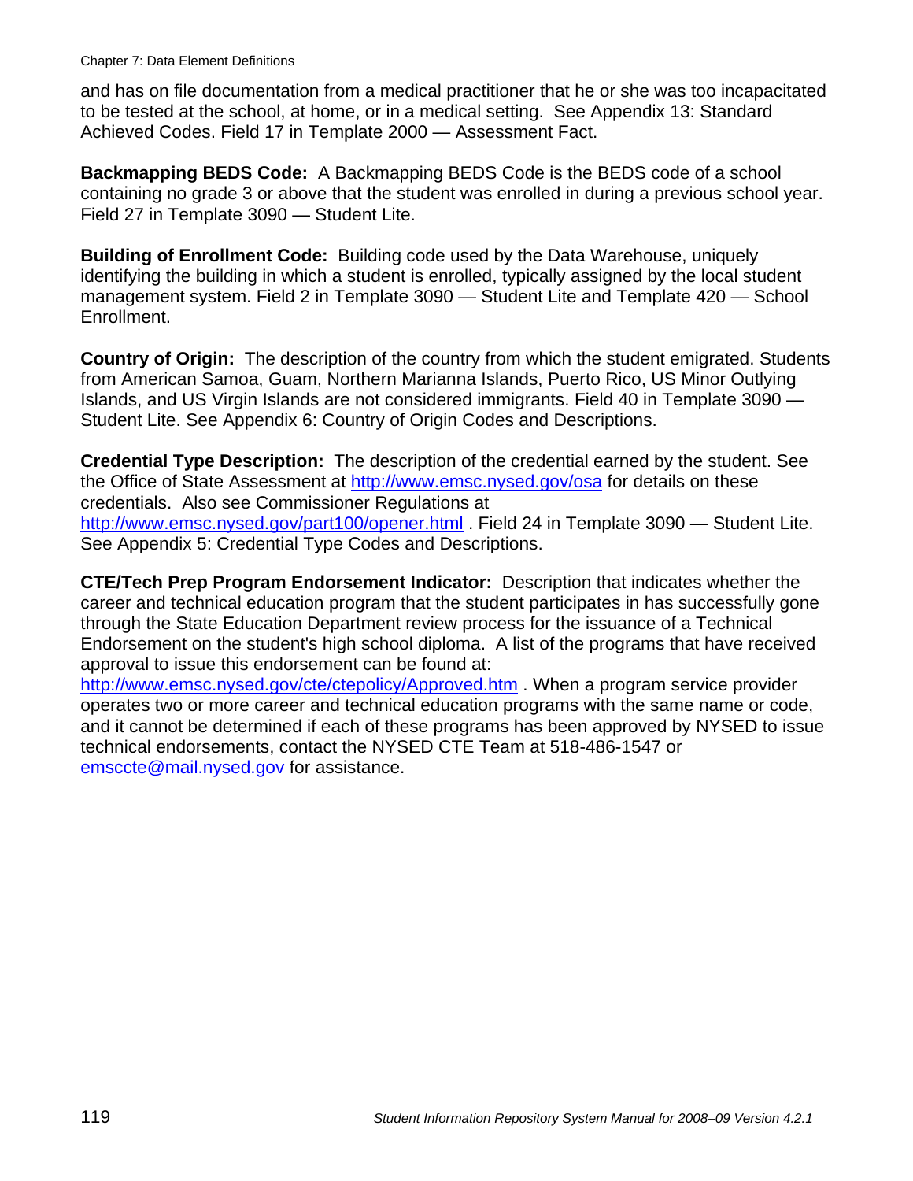and has on file documentation from a medical practitioner that he or she was too incapacitated to be tested at the school, at home, or in a medical setting.  See Appendix 13: Standard Achieved Codes. Field 17 in Template 2000 — Assessment Fact.

**Backmapping BEDS Code:** A Backmapping BEDS Code is the BEDS code of a school containing no grade 3 or above that the student was enrolled in during a previous school year. Field 27 in Template 3090 — Student Lite.

**Building of Enrollment Code:** Building code used by the Data Warehouse, uniquely identifying the building in which a student is enrolled, typically assigned by the local student management system. Field 2 in Template 3090 — Student Lite and Template 420 — School Enrollment.

**Country of Origin:** The description of the country from which the student emigrated. Students from American Samoa, Guam, Northern Marianna Islands, Puerto Rico, US Minor Outlying Islands, and US Virgin Islands are not considered immigrants. Field 40 in Template 3090 — Student Lite. See Appendix 6: Country of Origin Codes and Descriptions.

**Credential Type Description:** The description of the credential earned by the student. See the Office of State Assessment at http://www.emsc.nysed.gov/osa for details on these credentials.  Also see Commissioner Regulations at http://www.emsc.nysed.gov/part100/opener.html . Field 24 in Template 3090 — Student Lite. See Appendix 5: Credential Type Codes and Descriptions.

**CTE/Tech Prep Program Endorsement Indicator:** Description that indicates whether the career and technical education program that the student participates in has successfully gone through the State Education Department review process for the issuance of a Technical Endorsement on the student's high school diploma.  A list of the programs that have received approval to issue this endorsement can be found at: http://www.emsc.nysed.gov/cte/ctepolicy/Approved.htm . When a program service provider operates two or more career and technical education programs with the same name or code, and it cannot be determined if each of these programs has been approved by NYSED to issue technical endorsements, contact the NYSED CTE Team at 518-486-1547 or emsccte@mail.nysed.gov for assistance.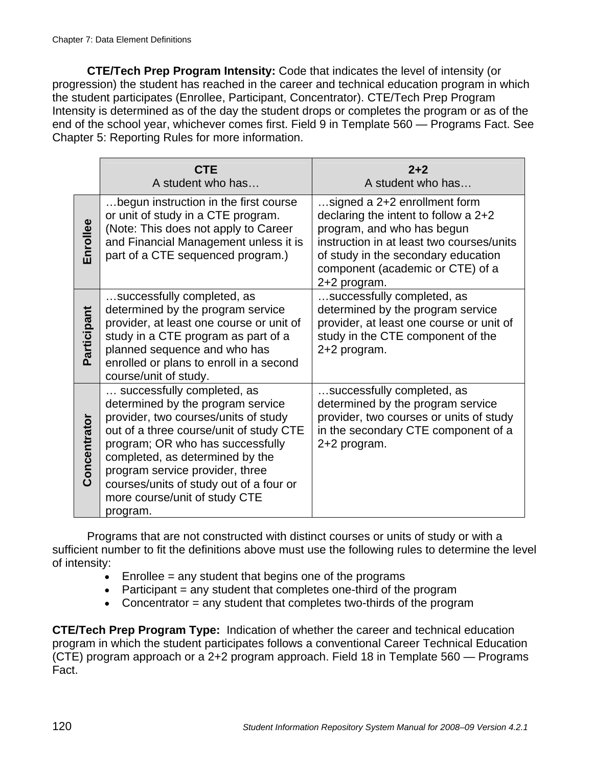**CTE/Tech Prep Program Intensity:** Code that indicates the level of intensity (or progression) the student has reached in the career and technical education program in which the student participates (Enrollee, Participant, Concentrator). CTE/Tech Prep Program Intensity is determined as of the day the student drops or completes the program or as of the end of the school year, whichever comes first. Field 9 in Template 560 — Programs Fact. See Chapter 5: Reporting Rules for more information.

| | **CTE** A student who has… | **2+2** A student who has… |
|---|---|---|
| **Enrollee** | …begun instruction in the first course or unit of study in a CTE program. (Note: This does not apply to Career and Financial Management unless it is part of a CTE sequenced program.) | …signed a 2+2 enrollment form declaring the intent to follow a 2+2 program, and who has begun instruction in at least two courses/units of study in the secondary education component (academic or CTE) of a 2+2 program. |
| **Participant** | …successfully completed, as determined by the program service provider, at least one course or unit of study in a CTE program as part of a planned sequence and who has enrolled or plans to enroll in a second course/unit of study. | …successfully completed, as determined by the program service provider, at least one course or unit of study in the CTE component of the 2+2 program. |
| **Concentrator** | … successfully completed, as determined by the program service provider, two courses/units of study out of a three course/unit of study CTE program; OR who has successfully completed, as determined by the program service provider, three courses/units of study out of a four or more course/unit of study CTE program. | …successfully completed, as determined by the program service provider, two courses or units of study in the secondary CTE component of a 2+2 program. |

Programs that are not constructed with distinct courses or units of study or with a sufficient number to fit the definitions above must use the following rules to determine the level of intensity:

- Enrollee = any student that begins one of the programs
- Participant = any student that completes one-third of the program
- Concentrator = any student that completes two-thirds of the program

**CTE/Tech Prep Program Type:** Indication of whether the career and technical education program in which the student participates follows a conventional Career Technical Education (CTE) program approach or a 2+2 program approach. Field 18 in Template 560 — Programs Fact.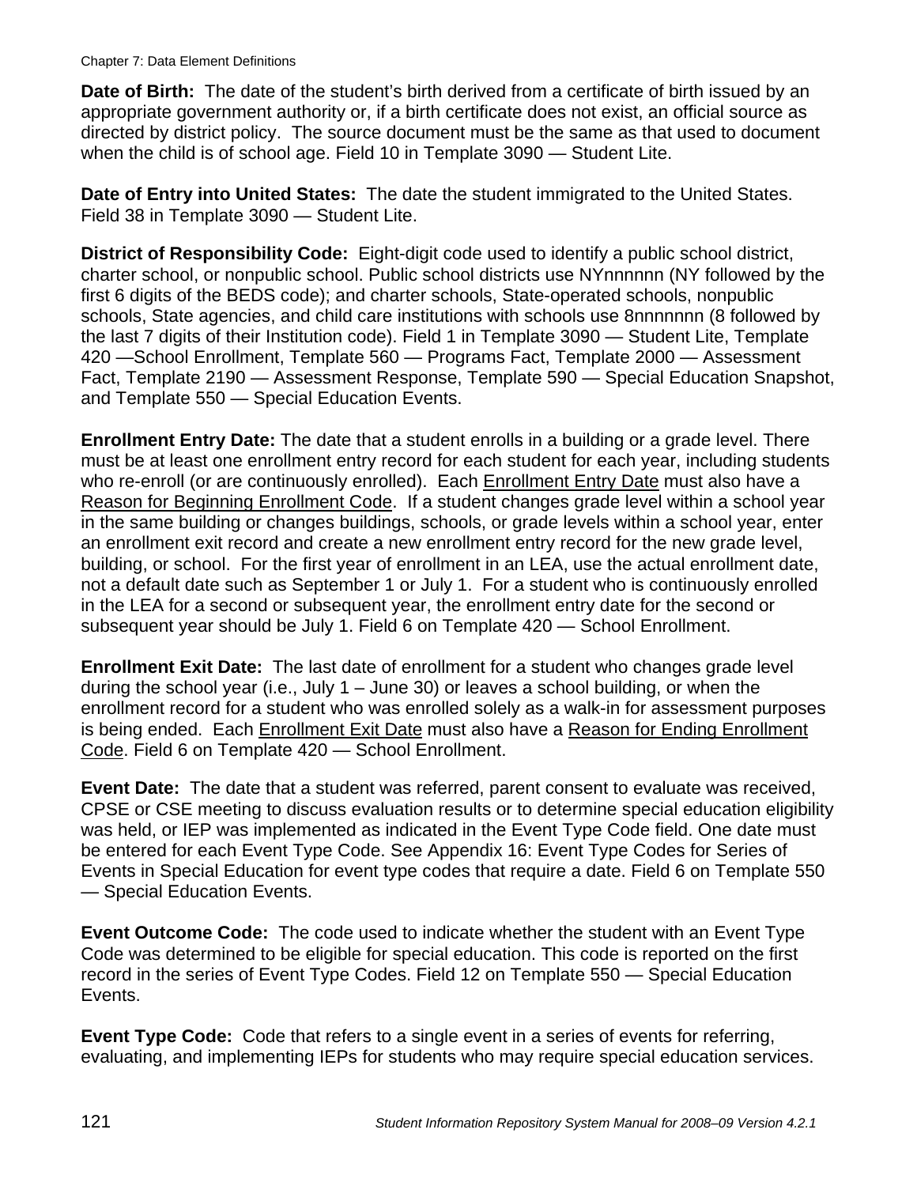**Date of Birth:** The date of the student's birth derived from a certificate of birth issued by an appropriate government authority or, if a birth certificate does not exist, an official source as directed by district policy. The source document must be the same as that used to document when the child is of school age. Field 10 in Template 3090 — Student Lite.

**Date of Entry into United States:** The date the student immigrated to the United States. Field 38 in Template 3090 — Student Lite.

**District of Responsibility Code:** Eight-digit code used to identify a public school district, charter school, or nonpublic school. Public school districts use NYnnnnnn (NY followed by the first 6 digits of the BEDS code); and charter schools, State-operated schools, nonpublic schools, State agencies, and child care institutions with schools use 8nnnnnnn (8 followed by the last 7 digits of their Institution code). Field 1 in Template 3090 — Student Lite, Template 420 —School Enrollment, Template 560 — Programs Fact, Template 2000 — Assessment Fact, Template 2190 — Assessment Response, Template 590 — Special Education Snapshot, and Template 550 — Special Education Events.

**Enrollment Entry Date:** The date that a student enrolls in a building or a grade level. There must be at least one enrollment entry record for each student for each year, including students who re-enroll (or are continuously enrolled). Each Enrollment Entry Date must also have a Reason for Beginning Enrollment Code. If a student changes grade level within a school year in the same building or changes buildings, schools, or grade levels within a school year, enter an enrollment exit record and create a new enrollment entry record for the new grade level, building, or school. For the first year of enrollment in an LEA, use the actual enrollment date, not a default date such as September 1 or July 1. For a student who is continuously enrolled in the LEA for a second or subsequent year, the enrollment entry date for the second or subsequent year should be July 1. Field 6 on Template 420 — School Enrollment.

**Enrollment Exit Date:** The last date of enrollment for a student who changes grade level during the school year (i.e., July 1 – June 30) or leaves a school building, or when the enrollment record for a student who was enrolled solely as a walk-in for assessment purposes is being ended. Each Enrollment Exit Date must also have a Reason for Ending Enrollment Code. Field 6 on Template 420 — School Enrollment.

**Event Date:** The date that a student was referred, parent consent to evaluate was received, CPSE or CSE meeting to discuss evaluation results or to determine special education eligibility was held, or IEP was implemented as indicated in the Event Type Code field. One date must be entered for each Event Type Code. See Appendix 16: Event Type Codes for Series of Events in Special Education for event type codes that require a date. Field 6 on Template 550 — Special Education Events.

**Event Outcome Code:** The code used to indicate whether the student with an Event Type Code was determined to be eligible for special education. This code is reported on the first record in the series of Event Type Codes. Field 12 on Template 550 — Special Education Events.

**Event Type Code:** Code that refers to a single event in a series of events for referring, evaluating, and implementing IEPs for students who may require special education services.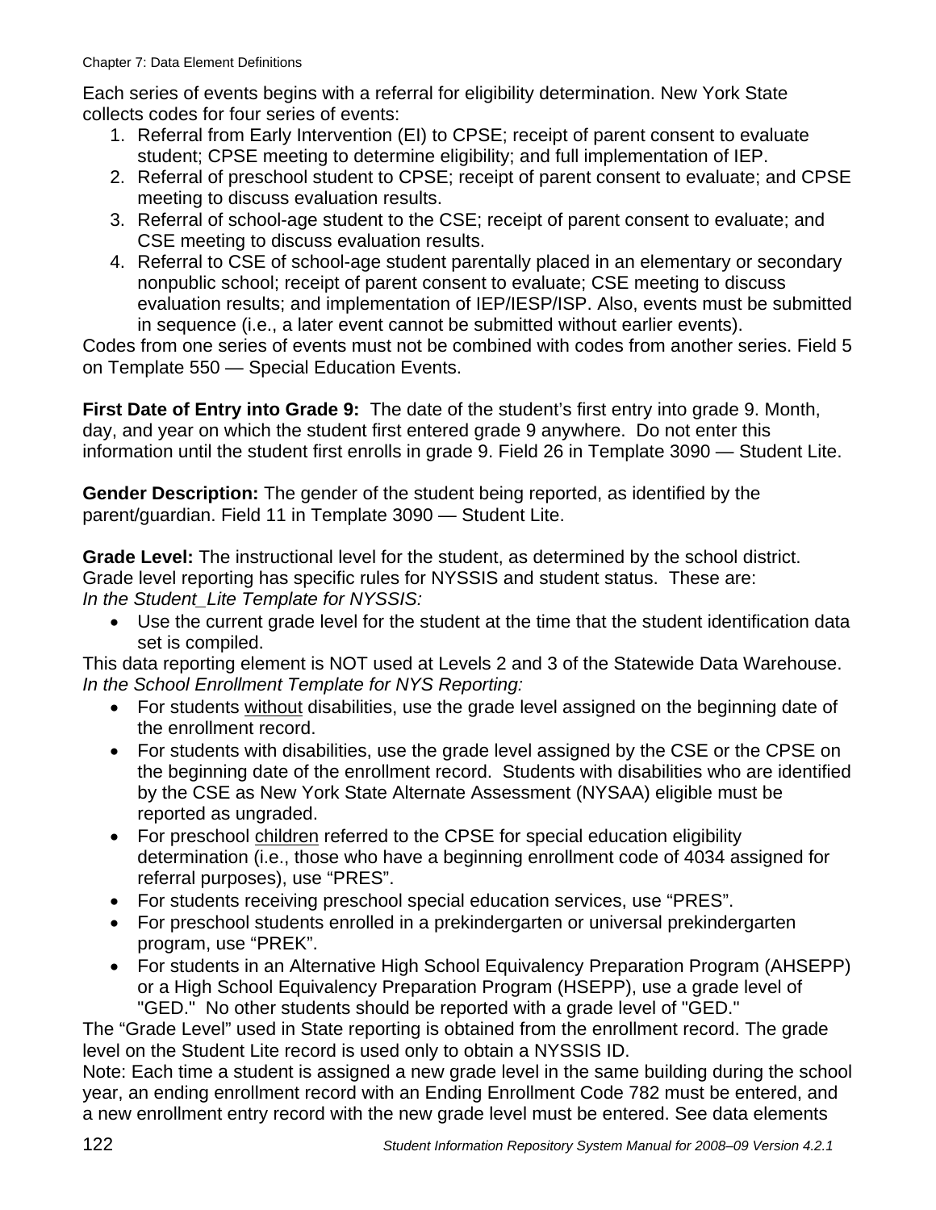Each series of events begins with a referral for eligibility determination. New York State collects codes for four series of events:

1. Referral from Early Intervention (EI) to CPSE; receipt of parent consent to evaluate student; CPSE meeting to determine eligibility; and full implementation of IEP.
2. Referral of preschool student to CPSE; receipt of parent consent to evaluate; and CPSE meeting to discuss evaluation results.
3. Referral of school-age student to the CSE; receipt of parent consent to evaluate; and CSE meeting to discuss evaluation results.
4. Referral to CSE of school-age student parentally placed in an elementary or secondary nonpublic school; receipt of parent consent to evaluate; CSE meeting to discuss evaluation results; and implementation of IEP/IESP/ISP. Also, events must be submitted in sequence (i.e., a later event cannot be submitted without earlier events).

Codes from one series of events must not be combined with codes from another series. Field 5 on Template 550 — Special Education Events.

**First Date of Entry into Grade 9:** The date of the student's first entry into grade 9. Month, day, and year on which the student first entered grade 9 anywhere. Do not enter this information until the student first enrolls in grade 9. Field 26 in Template 3090 — Student Lite.

**Gender Description:** The gender of the student being reported, as identified by the parent/guardian. Field 11 in Template 3090 — Student Lite.

**Grade Level:** The instructional level for the student, as determined by the school district. Grade level reporting has specific rules for NYSSIS and student status. These are:
*In the Student_Lite Template for NYSSIS:*

- Use the current grade level for the student at the time that the student identification data set is compiled.

This data reporting element is NOT used at Levels 2 and 3 of the Statewide Data Warehouse.
*In the School Enrollment Template for NYS Reporting:*

- For students without disabilities, use the grade level assigned on the beginning date of the enrollment record.
- For students with disabilities, use the grade level assigned by the CSE or the CPSE on the beginning date of the enrollment record. Students with disabilities who are identified by the CSE as New York State Alternate Assessment (NYSAA) eligible must be reported as ungraded.
- For preschool children referred to the CPSE for special education eligibility determination (i.e., those who have a beginning enrollment code of 4034 assigned for referral purposes), use "PRES".
- For students receiving preschool special education services, use "PRES".
- For preschool students enrolled in a prekindergarten or universal prekindergarten program, use "PREK".
- For students in an Alternative High School Equivalency Preparation Program (AHSEPP) or a High School Equivalency Preparation Program (HSEPP), use a grade level of "GED." No other students should be reported with a grade level of "GED."

The "Grade Level" used in State reporting is obtained from the enrollment record. The grade level on the Student Lite record is used only to obtain a NYSSIS ID.
Note: Each time a student is assigned a new grade level in the same building during the school year, an ending enrollment record with an Ending Enrollment Code 782 must be entered, and a new enrollment entry record with the new grade level must be entered. See data elements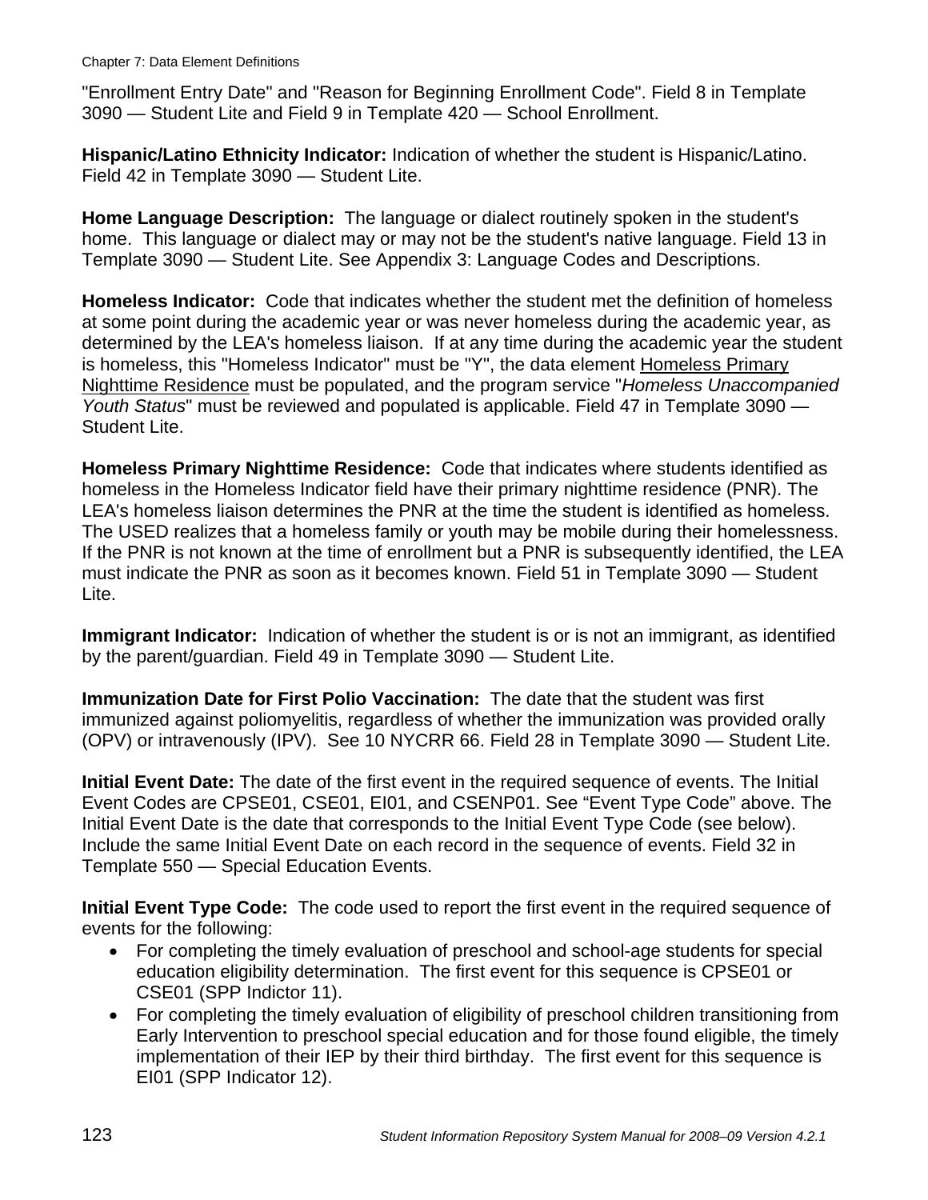"Enrollment Entry Date" and "Reason for Beginning Enrollment Code". Field 8 in Template 3090 — Student Lite and Field 9 in Template 420 — School Enrollment.

**Hispanic/Latino Ethnicity Indicator:** Indication of whether the student is Hispanic/Latino. Field 42 in Template 3090 — Student Lite.

**Home Language Description:** The language or dialect routinely spoken in the student's home. This language or dialect may or may not be the student's native language. Field 13 in Template 3090 — Student Lite. See Appendix 3: Language Codes and Descriptions.

**Homeless Indicator:** Code that indicates whether the student met the definition of homeless at some point during the academic year or was never homeless during the academic year, as determined by the LEA's homeless liaison. If at any time during the academic year the student is homeless, this "Homeless Indicator" must be "Y", the data element Homeless Primary Nighttime Residence must be populated, and the program service "*Homeless Unaccompanied Youth Status*" must be reviewed and populated is applicable. Field 47 in Template 3090 — Student Lite.

**Homeless Primary Nighttime Residence:** Code that indicates where students identified as homeless in the Homeless Indicator field have their primary nighttime residence (PNR). The LEA's homeless liaison determines the PNR at the time the student is identified as homeless. The USED realizes that a homeless family or youth may be mobile during their homelessness. If the PNR is not known at the time of enrollment but a PNR is subsequently identified, the LEA must indicate the PNR as soon as it becomes known. Field 51 in Template 3090 — Student Lite.

**Immigrant Indicator:** Indication of whether the student is or is not an immigrant, as identified by the parent/guardian. Field 49 in Template 3090 — Student Lite.

**Immunization Date for First Polio Vaccination:** The date that the student was first immunized against poliomyelitis, regardless of whether the immunization was provided orally (OPV) or intravenously (IPV). See 10 NYCRR 66. Field 28 in Template 3090 — Student Lite.

**Initial Event Date:** The date of the first event in the required sequence of events. The Initial Event Codes are CPSE01, CSE01, EI01, and CSENP01. See "Event Type Code" above. The Initial Event Date is the date that corresponds to the Initial Event Type Code (see below). Include the same Initial Event Date on each record in the sequence of events. Field 32 in Template 550 — Special Education Events.

**Initial Event Type Code:** The code used to report the first event in the required sequence of events for the following:

- For completing the timely evaluation of preschool and school-age students for special education eligibility determination. The first event for this sequence is CPSE01 or CSE01 (SPP Indictor 11).
- For completing the timely evaluation of eligibility of preschool children transitioning from Early Intervention to preschool special education and for those found eligible, the timely implementation of their IEP by their third birthday. The first event for this sequence is EI01 (SPP Indicator 12).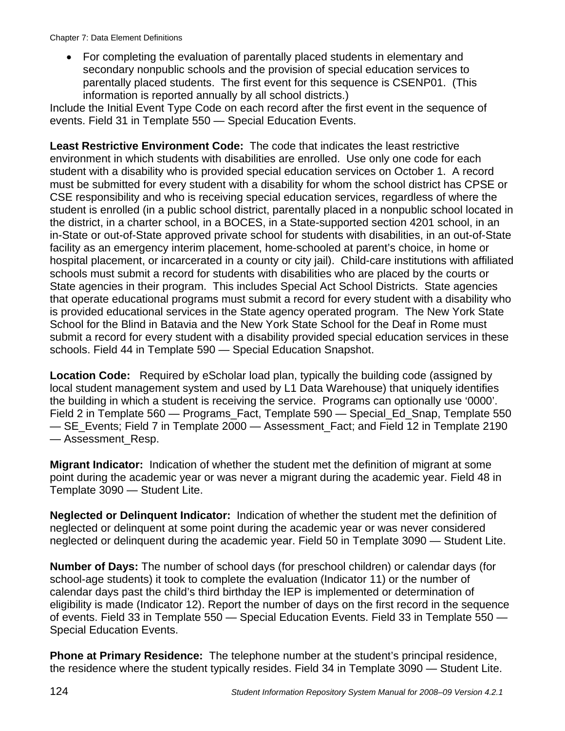- For completing the evaluation of parentally placed students in elementary and secondary nonpublic schools and the provision of special education services to parentally placed students. The first event for this sequence is CSENP01. (This information is reported annually by all school districts.)

Include the Initial Event Type Code on each record after the first event in the sequence of events. Field 31 in Template 550 — Special Education Events.

**Least Restrictive Environment Code:** The code that indicates the least restrictive environment in which students with disabilities are enrolled. Use only one code for each student with a disability who is provided special education services on October 1. A record must be submitted for every student with a disability for whom the school district has CPSE or CSE responsibility and who is receiving special education services, regardless of where the student is enrolled (in a public school district, parentally placed in a nonpublic school located in the district, in a charter school, in a BOCES, in a State-supported section 4201 school, in an in-State or out-of-State approved private school for students with disabilities, in an out-of-State facility as an emergency interim placement, home-schooled at parent's choice, in home or hospital placement, or incarcerated in a county or city jail). Child-care institutions with affiliated schools must submit a record for students with disabilities who are placed by the courts or State agencies in their program. This includes Special Act School Districts. State agencies that operate educational programs must submit a record for every student with a disability who is provided educational services in the State agency operated program. The New York State School for the Blind in Batavia and the New York State School for the Deaf in Rome must submit a record for every student with a disability provided special education services in these schools. Field 44 in Template 590 — Special Education Snapshot.

**Location Code:** Required by eScholar load plan, typically the building code (assigned by local student management system and used by L1 Data Warehouse) that uniquely identifies the building in which a student is receiving the service. Programs can optionally use '0000'. Field 2 in Template 560 — Programs_Fact, Template 590 — Special_Ed_Snap, Template 550 — SE_Events; Field 7 in Template 2000 — Assessment_Fact; and Field 12 in Template 2190 — Assessment_Resp.

**Migrant Indicator:** Indication of whether the student met the definition of migrant at some point during the academic year or was never a migrant during the academic year. Field 48 in Template 3090 — Student Lite.

**Neglected or Delinquent Indicator:** Indication of whether the student met the definition of neglected or delinquent at some point during the academic year or was never considered neglected or delinquent during the academic year. Field 50 in Template 3090 — Student Lite.

**Number of Days:** The number of school days (for preschool children) or calendar days (for school-age students) it took to complete the evaluation (Indicator 11) or the number of calendar days past the child's third birthday the IEP is implemented or determination of eligibility is made (Indicator 12). Report the number of days on the first record in the sequence of events. Field 33 in Template 550 — Special Education Events. Field 33 in Template 550 — Special Education Events.

**Phone at Primary Residence:** The telephone number at the student's principal residence, the residence where the student typically resides. Field 34 in Template 3090 — Student Lite.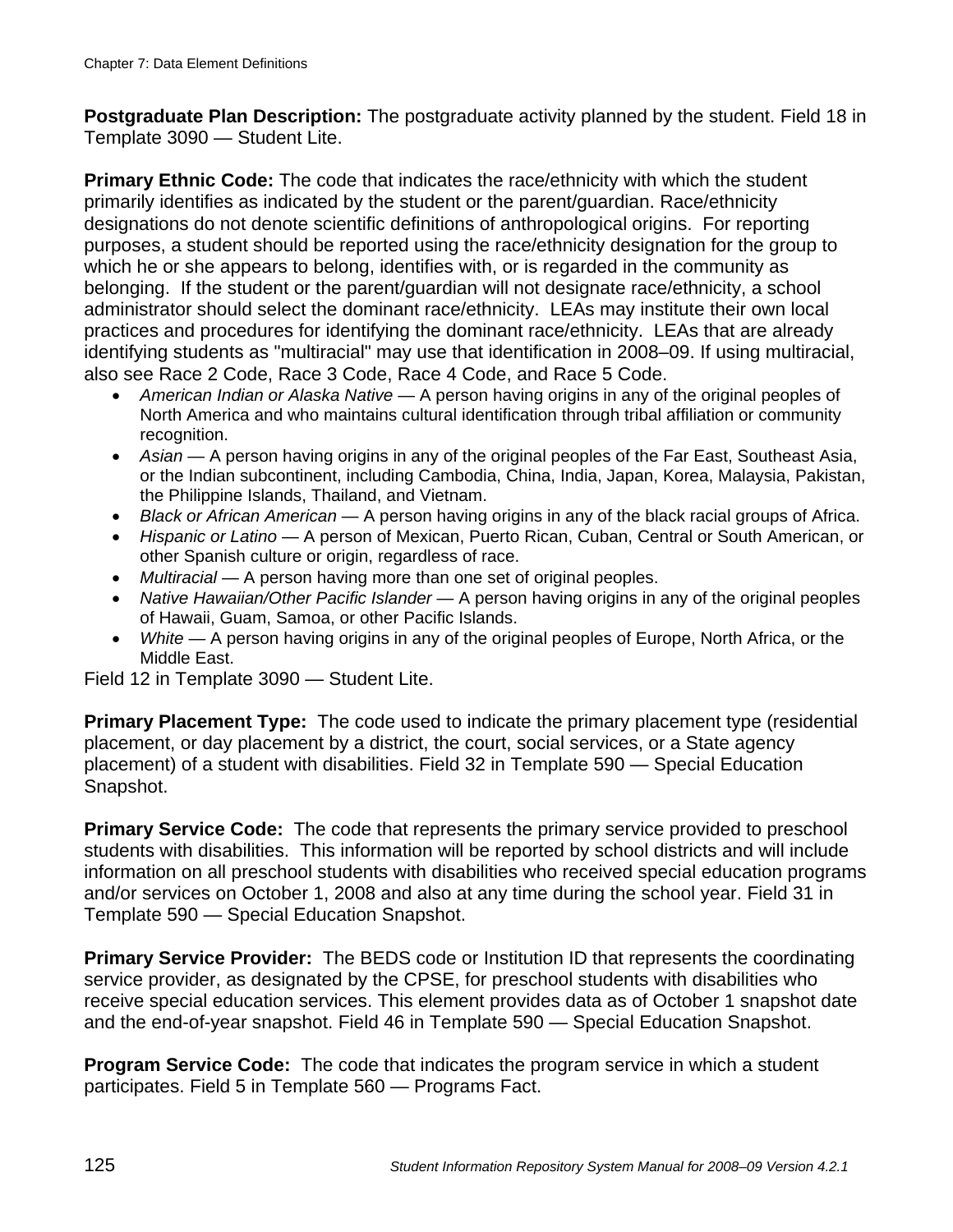**Postgraduate Plan Description:** The postgraduate activity planned by the student. Field 18 in Template 3090 — Student Lite.

**Primary Ethnic Code:** The code that indicates the race/ethnicity with which the student primarily identifies as indicated by the student or the parent/guardian. Race/ethnicity designations do not denote scientific definitions of anthropological origins. For reporting purposes, a student should be reported using the race/ethnicity designation for the group to which he or she appears to belong, identifies with, or is regarded in the community as belonging. If the student or the parent/guardian will not designate race/ethnicity, a school administrator should select the dominant race/ethnicity. LEAs may institute their own local practices and procedures for identifying the dominant race/ethnicity. LEAs that are already identifying students as "multiracial" may use that identification in 2008–09. If using multiracial, also see Race 2 Code, Race 3 Code, Race 4 Code, and Race 5 Code.

- *American Indian or Alaska Native* — A person having origins in any of the original peoples of North America and who maintains cultural identification through tribal affiliation or community recognition.
- *Asian* — A person having origins in any of the original peoples of the Far East, Southeast Asia, or the Indian subcontinent, including Cambodia, China, India, Japan, Korea, Malaysia, Pakistan, the Philippine Islands, Thailand, and Vietnam.
- *Black or African American* — A person having origins in any of the black racial groups of Africa.
- *Hispanic or Latino* — A person of Mexican, Puerto Rican, Cuban, Central or South American, or other Spanish culture or origin, regardless of race.
- *Multiracial* — A person having more than one set of original peoples.
- *Native Hawaiian/Other Pacific Islander* — A person having origins in any of the original peoples of Hawaii, Guam, Samoa, or other Pacific Islands.
- *White* — A person having origins in any of the original peoples of Europe, North Africa, or the Middle East.

Field 12 in Template 3090 — Student Lite.

**Primary Placement Type:** The code used to indicate the primary placement type (residential placement, or day placement by a district, the court, social services, or a State agency placement) of a student with disabilities. Field 32 in Template 590 — Special Education Snapshot.

**Primary Service Code:** The code that represents the primary service provided to preschool students with disabilities. This information will be reported by school districts and will include information on all preschool students with disabilities who received special education programs and/or services on October 1, 2008 and also at any time during the school year. Field 31 in Template 590 — Special Education Snapshot.

**Primary Service Provider:** The BEDS code or Institution ID that represents the coordinating service provider, as designated by the CPSE, for preschool students with disabilities who receive special education services. This element provides data as of October 1 snapshot date and the end-of-year snapshot. Field 46 in Template 590 — Special Education Snapshot.

**Program Service Code:** The code that indicates the program service in which a student participates. Field 5 in Template 560 — Programs Fact.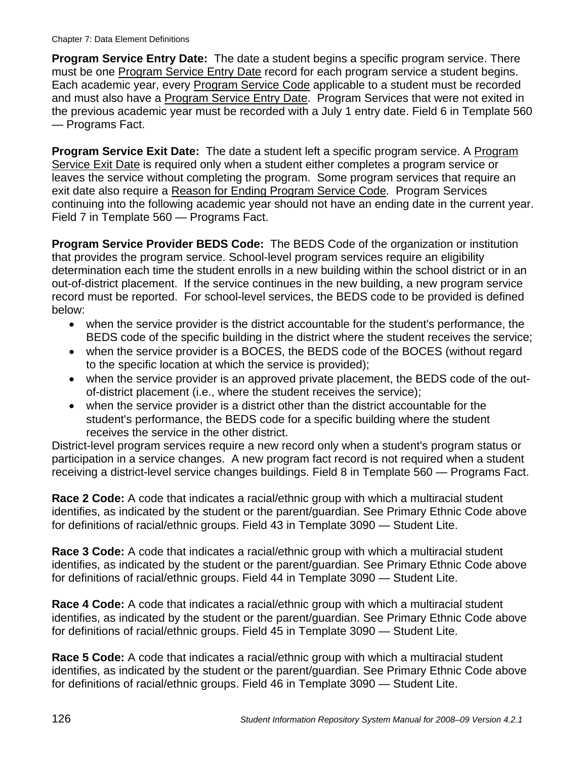**Program Service Entry Date:** The date a student begins a specific program service. There must be one Program Service Entry Date record for each program service a student begins. Each academic year, every Program Service Code applicable to a student must be recorded and must also have a Program Service Entry Date. Program Services that were not exited in the previous academic year must be recorded with a July 1 entry date. Field 6 in Template 560 — Programs Fact.

**Program Service Exit Date:** The date a student left a specific program service. A Program Service Exit Date is required only when a student either completes a program service or leaves the service without completing the program. Some program services that require an exit date also require a Reason for Ending Program Service Code. Program Services continuing into the following academic year should not have an ending date in the current year. Field 7 in Template 560 — Programs Fact.

**Program Service Provider BEDS Code:** The BEDS Code of the organization or institution that provides the program service. School-level program services require an eligibility determination each time the student enrolls in a new building within the school district or in an out-of-district placement. If the service continues in the new building, a new program service record must be reported. For school-level services, the BEDS code to be provided is defined below:

- when the service provider is the district accountable for the student's performance, the BEDS code of the specific building in the district where the student receives the service;
- when the service provider is a BOCES, the BEDS code of the BOCES (without regard to the specific location at which the service is provided);
- when the service provider is an approved private placement, the BEDS code of the out-of-district placement (i.e., where the student receives the service);
- when the service provider is a district other than the district accountable for the student's performance, the BEDS code for a specific building where the student receives the service in the other district.

District-level program services require a new record only when a student's program status or participation in a service changes. A new program fact record is not required when a student receiving a district-level service changes buildings. Field 8 in Template 560 — Programs Fact.

**Race 2 Code:** A code that indicates a racial/ethnic group with which a multiracial student identifies, as indicated by the student or the parent/guardian. See Primary Ethnic Code above for definitions of racial/ethnic groups. Field 43 in Template 3090 — Student Lite.

**Race 3 Code:** A code that indicates a racial/ethnic group with which a multiracial student identifies, as indicated by the student or the parent/guardian. See Primary Ethnic Code above for definitions of racial/ethnic groups. Field 44 in Template 3090 — Student Lite.

**Race 4 Code:** A code that indicates a racial/ethnic group with which a multiracial student identifies, as indicated by the student or the parent/guardian. See Primary Ethnic Code above for definitions of racial/ethnic groups. Field 45 in Template 3090 — Student Lite.

**Race 5 Code:** A code that indicates a racial/ethnic group with which a multiracial student identifies, as indicated by the student or the parent/guardian. See Primary Ethnic Code above for definitions of racial/ethnic groups. Field 46 in Template 3090 — Student Lite.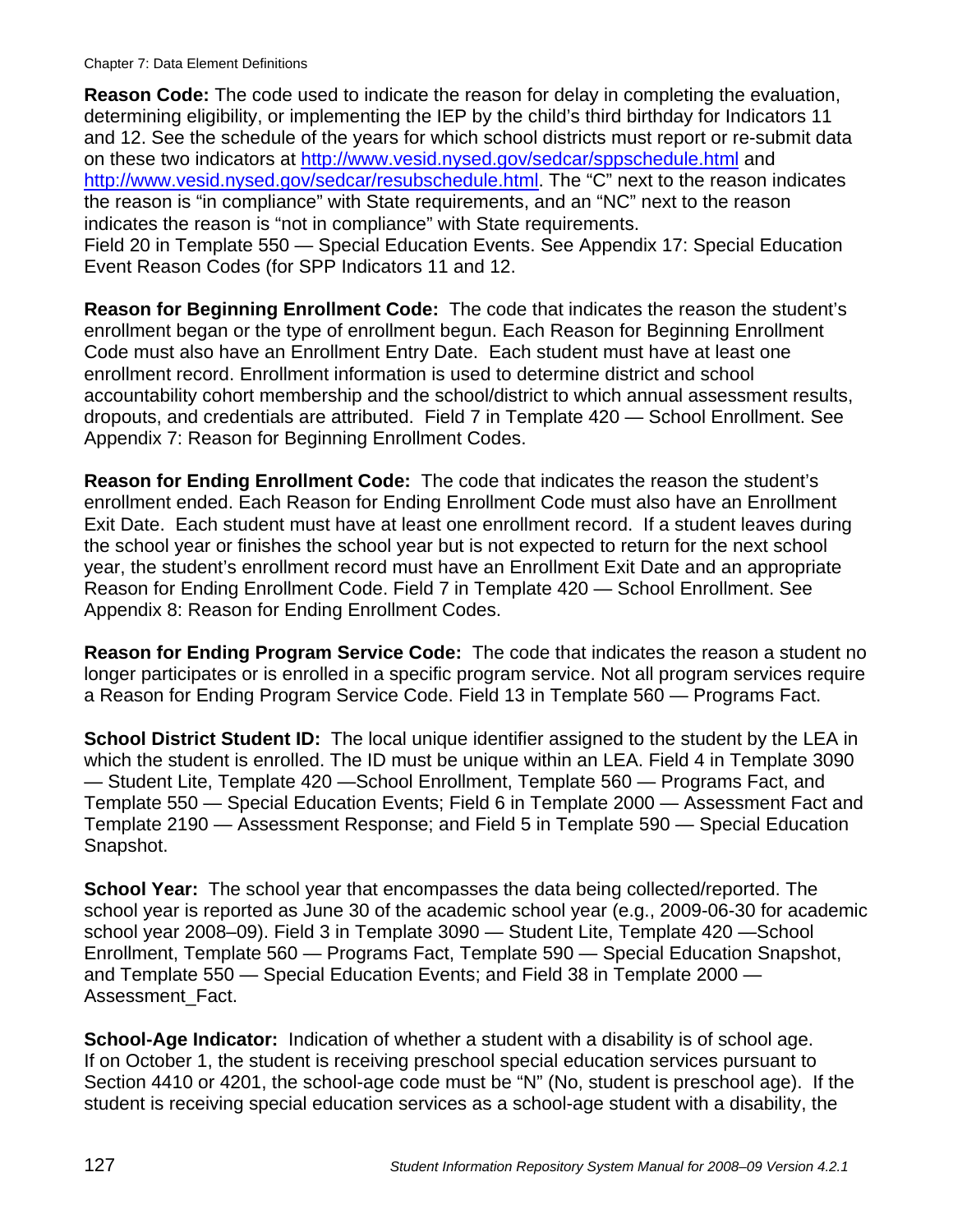**Reason Code:** The code used to indicate the reason for delay in completing the evaluation, determining eligibility, or implementing the IEP by the child's third birthday for Indicators 11 and 12. See the schedule of the years for which school districts must report or re-submit data on these two indicators at http://www.vesid.nysed.gov/sedcar/sppschedule.html and http://www.vesid.nysed.gov/sedcar/resubschedule.html. The "C" next to the reason indicates the reason is "in compliance" with State requirements, and an "NC" next to the reason indicates the reason is "not in compliance" with State requirements.
Field 20 in Template 550 — Special Education Events. See Appendix 17: Special Education Event Reason Codes (for SPP Indicators 11 and 12.

**Reason for Beginning Enrollment Code:** The code that indicates the reason the student's enrollment began or the type of enrollment begun. Each Reason for Beginning Enrollment Code must also have an Enrollment Entry Date. Each student must have at least one enrollment record. Enrollment information is used to determine district and school accountability cohort membership and the school/district to which annual assessment results, dropouts, and credentials are attributed. Field 7 in Template 420 — School Enrollment. See Appendix 7: Reason for Beginning Enrollment Codes.

**Reason for Ending Enrollment Code:** The code that indicates the reason the student's enrollment ended. Each Reason for Ending Enrollment Code must also have an Enrollment Exit Date. Each student must have at least one enrollment record. If a student leaves during the school year or finishes the school year but is not expected to return for the next school year, the student's enrollment record must have an Enrollment Exit Date and an appropriate Reason for Ending Enrollment Code. Field 7 in Template 420 — School Enrollment. See Appendix 8: Reason for Ending Enrollment Codes.

**Reason for Ending Program Service Code:** The code that indicates the reason a student no longer participates or is enrolled in a specific program service. Not all program services require a Reason for Ending Program Service Code. Field 13 in Template 560 — Programs Fact.

**School District Student ID:** The local unique identifier assigned to the student by the LEA in which the student is enrolled. The ID must be unique within an LEA. Field 4 in Template 3090 — Student Lite, Template 420 —School Enrollment, Template 560 — Programs Fact, and Template 550 — Special Education Events; Field 6 in Template 2000 — Assessment Fact and Template 2190 — Assessment Response; and Field 5 in Template 590 — Special Education Snapshot.

**School Year:** The school year that encompasses the data being collected/reported. The school year is reported as June 30 of the academic school year (e.g., 2009-06-30 for academic school year 2008–09). Field 3 in Template 3090 — Student Lite, Template 420 —School Enrollment, Template 560 — Programs Fact, Template 590 — Special Education Snapshot, and Template 550 — Special Education Events; and Field 38 in Template 2000 — Assessment_Fact.

**School-Age Indicator:** Indication of whether a student with a disability is of school age. If on October 1, the student is receiving preschool special education services pursuant to Section 4410 or 4201, the school-age code must be "N" (No, student is preschool age). If the student is receiving special education services as a school-age student with a disability, the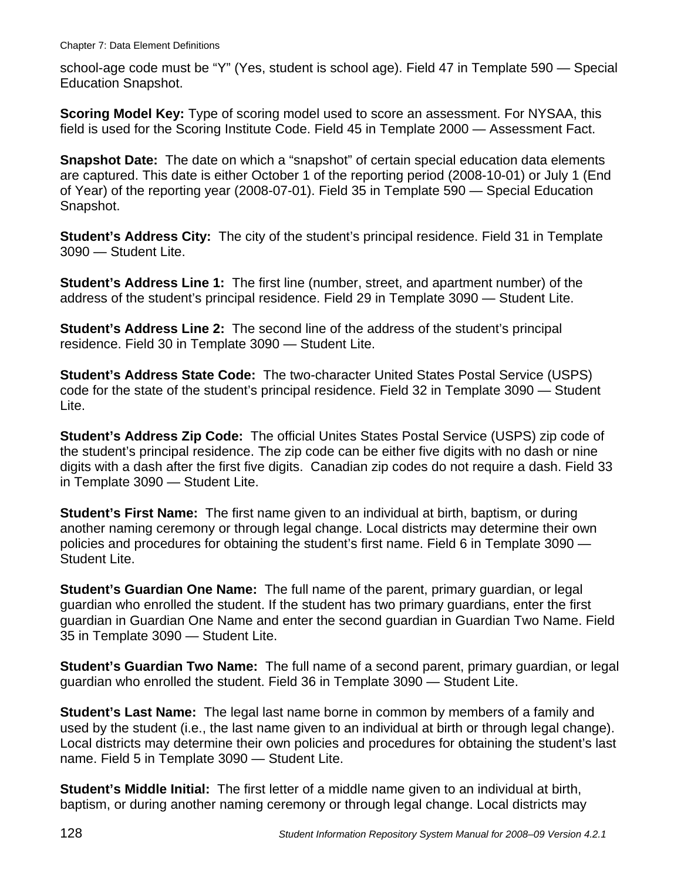school-age code must be “Y” (Yes, student is school age). Field 47 in Template 590 — Special Education Snapshot.

**Scoring Model Key:** Type of scoring model used to score an assessment. For NYSAA, this field is used for the Scoring Institute Code. Field 45 in Template 2000 — Assessment Fact.

**Snapshot Date:** The date on which a “snapshot” of certain special education data elements are captured. This date is either October 1 of the reporting period (2008-10-01) or July 1 (End of Year) of the reporting year (2008-07-01). Field 35 in Template 590 — Special Education Snapshot.

**Student’s Address City:** The city of the student’s principal residence. Field 31 in Template 3090 — Student Lite.

**Student’s Address Line 1:** The first line (number, street, and apartment number) of the address of the student’s principal residence. Field 29 in Template 3090 — Student Lite.

**Student’s Address Line 2:** The second line of the address of the student’s principal residence. Field 30 in Template 3090 — Student Lite.

**Student’s Address State Code:** The two-character United States Postal Service (USPS) code for the state of the student’s principal residence. Field 32 in Template 3090 — Student Lite.

**Student’s Address Zip Code:** The official Unites States Postal Service (USPS) zip code of the student’s principal residence. The zip code can be either five digits with no dash or nine digits with a dash after the first five digits. Canadian zip codes do not require a dash. Field 33 in Template 3090 — Student Lite.

**Student’s First Name:** The first name given to an individual at birth, baptism, or during another naming ceremony or through legal change. Local districts may determine their own policies and procedures for obtaining the student’s first name. Field 6 in Template 3090 — Student Lite.

**Student’s Guardian One Name:** The full name of the parent, primary guardian, or legal guardian who enrolled the student. If the student has two primary guardians, enter the first guardian in Guardian One Name and enter the second guardian in Guardian Two Name. Field 35 in Template 3090 — Student Lite.

**Student’s Guardian Two Name:** The full name of a second parent, primary guardian, or legal guardian who enrolled the student. Field 36 in Template 3090 — Student Lite.

**Student’s Last Name:** The legal last name borne in common by members of a family and used by the student (i.e., the last name given to an individual at birth or through legal change). Local districts may determine their own policies and procedures for obtaining the student’s last name. Field 5 in Template 3090 — Student Lite.

**Student’s Middle Initial:** The first letter of a middle name given to an individual at birth, baptism, or during another naming ceremony or through legal change. Local districts may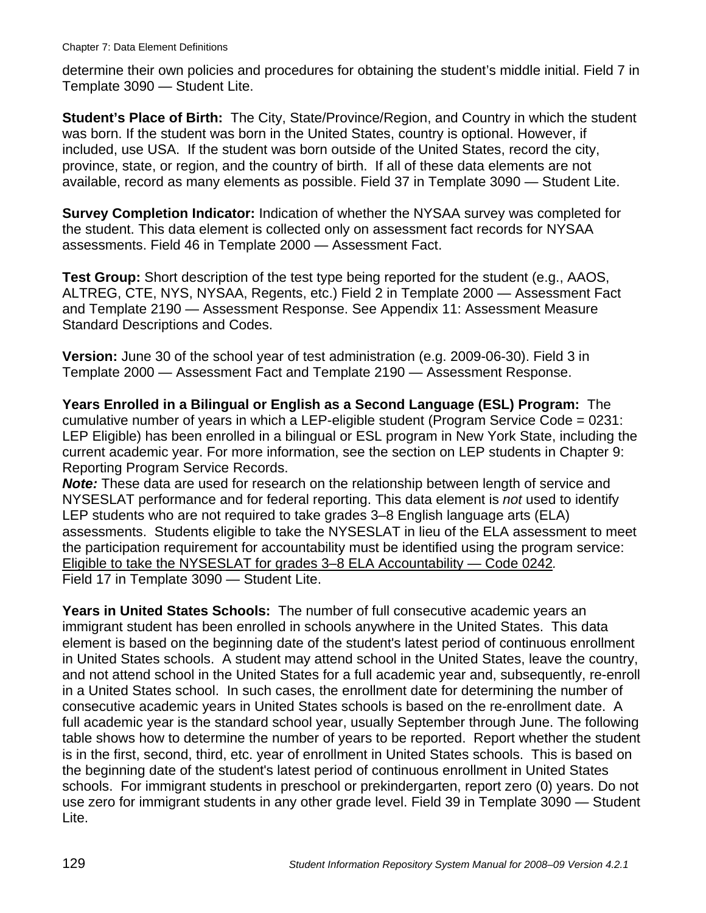determine their own policies and procedures for obtaining the student's middle initial. Field 7 in Template 3090 — Student Lite.

**Student's Place of Birth:** The City, State/Province/Region, and Country in which the student was born. If the student was born in the United States, country is optional. However, if included, use USA. If the student was born outside of the United States, record the city, province, state, or region, and the country of birth. If all of these data elements are not available, record as many elements as possible. Field 37 in Template 3090 — Student Lite.

**Survey Completion Indicator:** Indication of whether the NYSAA survey was completed for the student. This data element is collected only on assessment fact records for NYSAA assessments. Field 46 in Template 2000 — Assessment Fact.

**Test Group:** Short description of the test type being reported for the student (e.g., AAOS, ALTREG, CTE, NYS, NYSAA, Regents, etc.) Field 2 in Template 2000 — Assessment Fact and Template 2190 — Assessment Response. See Appendix 11: Assessment Measure Standard Descriptions and Codes.

**Version:** June 30 of the school year of test administration (e.g. 2009-06-30). Field 3 in Template 2000 — Assessment Fact and Template 2190 — Assessment Response.

**Years Enrolled in a Bilingual or English as a Second Language (ESL) Program:** The cumulative number of years in which a LEP-eligible student (Program Service Code = 0231: LEP Eligible) has been enrolled in a bilingual or ESL program in New York State, including the current academic year. For more information, see the section on LEP students in Chapter 9: Reporting Program Service Records.
***Note:*** These data are used for research on the relationship between length of service and NYSESLAT performance and for federal reporting. This data element is *not* used to identify LEP students who are not required to take grades 3–8 English language arts (ELA) assessments. Students eligible to take the NYSESLAT in lieu of the ELA assessment to meet the participation requirement for accountability must be identified using the program service: <u>Eligible to take the NYSESLAT for grades 3–8 ELA Accountability — Code 0242</u>*.*
Field 17 in Template 3090 — Student Lite.

**Years in United States Schools:** The number of full consecutive academic years an immigrant student has been enrolled in schools anywhere in the United States. This data element is based on the beginning date of the student's latest period of continuous enrollment in United States schools. A student may attend school in the United States, leave the country, and not attend school in the United States for a full academic year and, subsequently, re-enroll in a United States school. In such cases, the enrollment date for determining the number of consecutive academic years in United States schools is based on the re-enrollment date. A full academic year is the standard school year, usually September through June. The following table shows how to determine the number of years to be reported. Report whether the student is in the first, second, third, etc. year of enrollment in United States schools. This is based on the beginning date of the student's latest period of continuous enrollment in United States schools. For immigrant students in preschool or prekindergarten, report zero (0) years. Do not use zero for immigrant students in any other grade level. Field 39 in Template 3090 — Student Lite.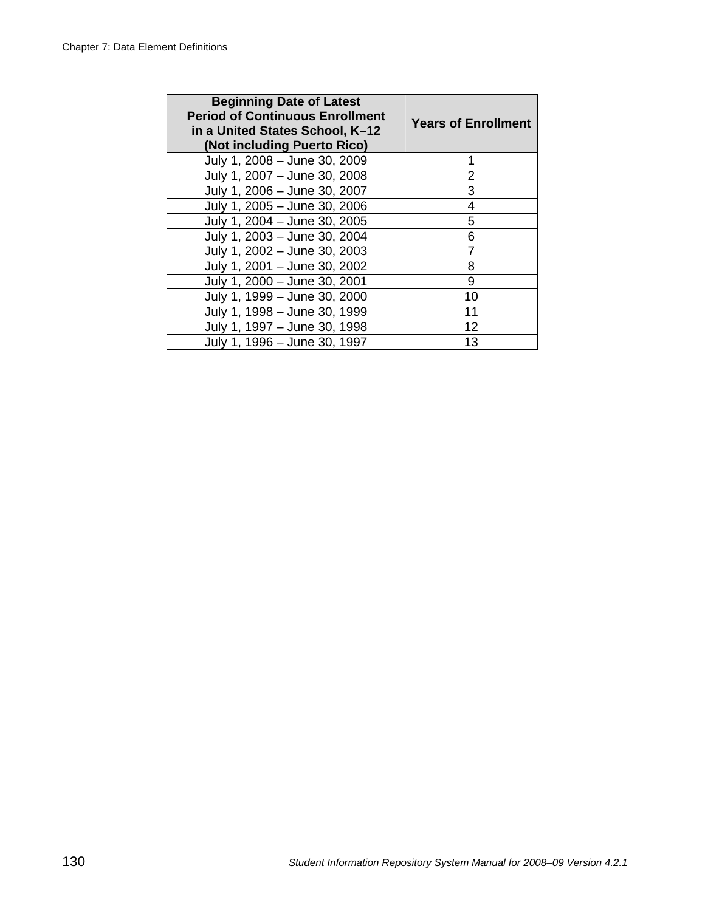| Beginning Date of Latest Period of Continuous Enrollment in a United States School, K–12 (Not including Puerto Rico) | Years of Enrollment |
|---|---|
| July 1, 2008 – June 30, 2009 | 1 |
| July 1, 2007 – June 30, 2008 | 2 |
| July 1, 2006 – June 30, 2007 | 3 |
| July 1, 2005 – June 30, 2006 | 4 |
| July 1, 2004 – June 30, 2005 | 5 |
| July 1, 2003 – June 30, 2004 | 6 |
| July 1, 2002 – June 30, 2003 | 7 |
| July 1, 2001 – June 30, 2002 | 8 |
| July 1, 2000 – June 30, 2001 | 9 |
| July 1, 1999 – June 30, 2000 | 10 |
| July 1, 1998 – June 30, 1999 | 11 |
| July 1, 1997 – June 30, 1998 | 12 |
| July 1, 1996 – June 30, 1997 | 13 |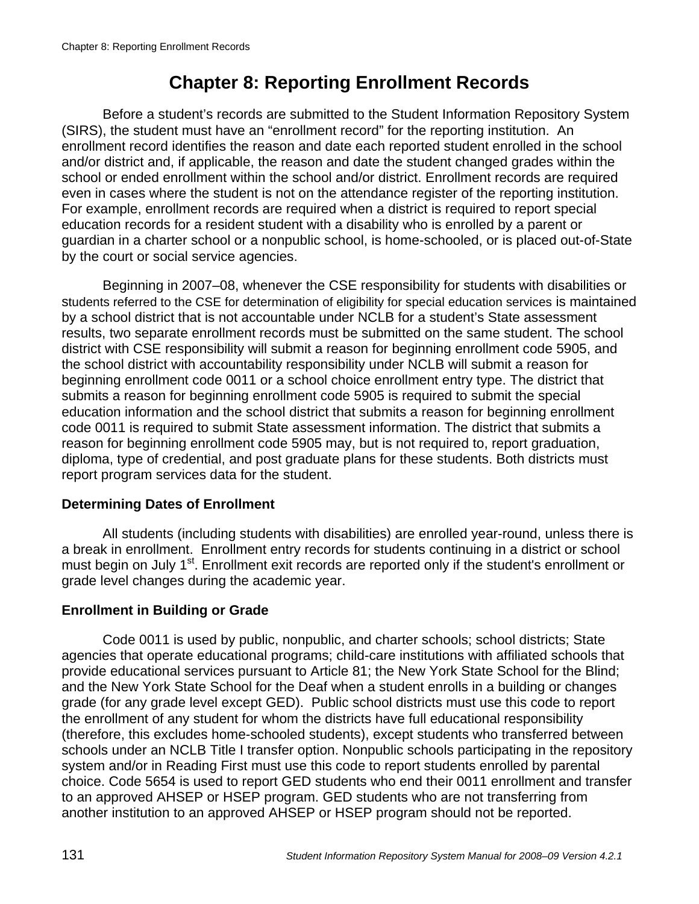# Chapter 8: Reporting Enrollment Records

Before a student's records are submitted to the Student Information Repository System (SIRS), the student must have an "enrollment record" for the reporting institution. An enrollment record identifies the reason and date each reported student enrolled in the school and/or district and, if applicable, the reason and date the student changed grades within the school or ended enrollment within the school and/or district. Enrollment records are required even in cases where the student is not on the attendance register of the reporting institution. For example, enrollment records are required when a district is required to report special education records for a resident student with a disability who is enrolled by a parent or guardian in a charter school or a nonpublic school, is home-schooled, or is placed out-of-State by the court or social service agencies.

Beginning in 2007–08, whenever the CSE responsibility for students with disabilities or students referred to the CSE for determination of eligibility for special education services is maintained by a school district that is not accountable under NCLB for a student's State assessment results, two separate enrollment records must be submitted on the same student. The school district with CSE responsibility will submit a reason for beginning enrollment code 5905, and the school district with accountability responsibility under NCLB will submit a reason for beginning enrollment code 0011 or a school choice enrollment entry type. The district that submits a reason for beginning enrollment code 5905 is required to submit the special education information and the school district that submits a reason for beginning enrollment code 0011 is required to submit State assessment information. The district that submits a reason for beginning enrollment code 5905 may, but is not required to, report graduation, diploma, type of credential, and post graduate plans for these students. Both districts must report program services data for the student.

### Determining Dates of Enrollment

All students (including students with disabilities) are enrolled year-round, unless there is a break in enrollment. Enrollment entry records for students continuing in a district or school must begin on July 1st. Enrollment exit records are reported only if the student's enrollment or grade level changes during the academic year.

### Enrollment in Building or Grade

Code 0011 is used by public, nonpublic, and charter schools; school districts; State agencies that operate educational programs; child-care institutions with affiliated schools that provide educational services pursuant to Article 81; the New York State School for the Blind; and the New York State School for the Deaf when a student enrolls in a building or changes grade (for any grade level except GED). Public school districts must use this code to report the enrollment of any student for whom the districts have full educational responsibility (therefore, this excludes home-schooled students), except students who transferred between schools under an NCLB Title I transfer option. Nonpublic schools participating in the repository system and/or in Reading First must use this code to report students enrolled by parental choice. Code 5654 is used to report GED students who end their 0011 enrollment and transfer to an approved AHSEP or HSEP program. GED students who are not transferring from another institution to an approved AHSEP or HSEP program should not be reported.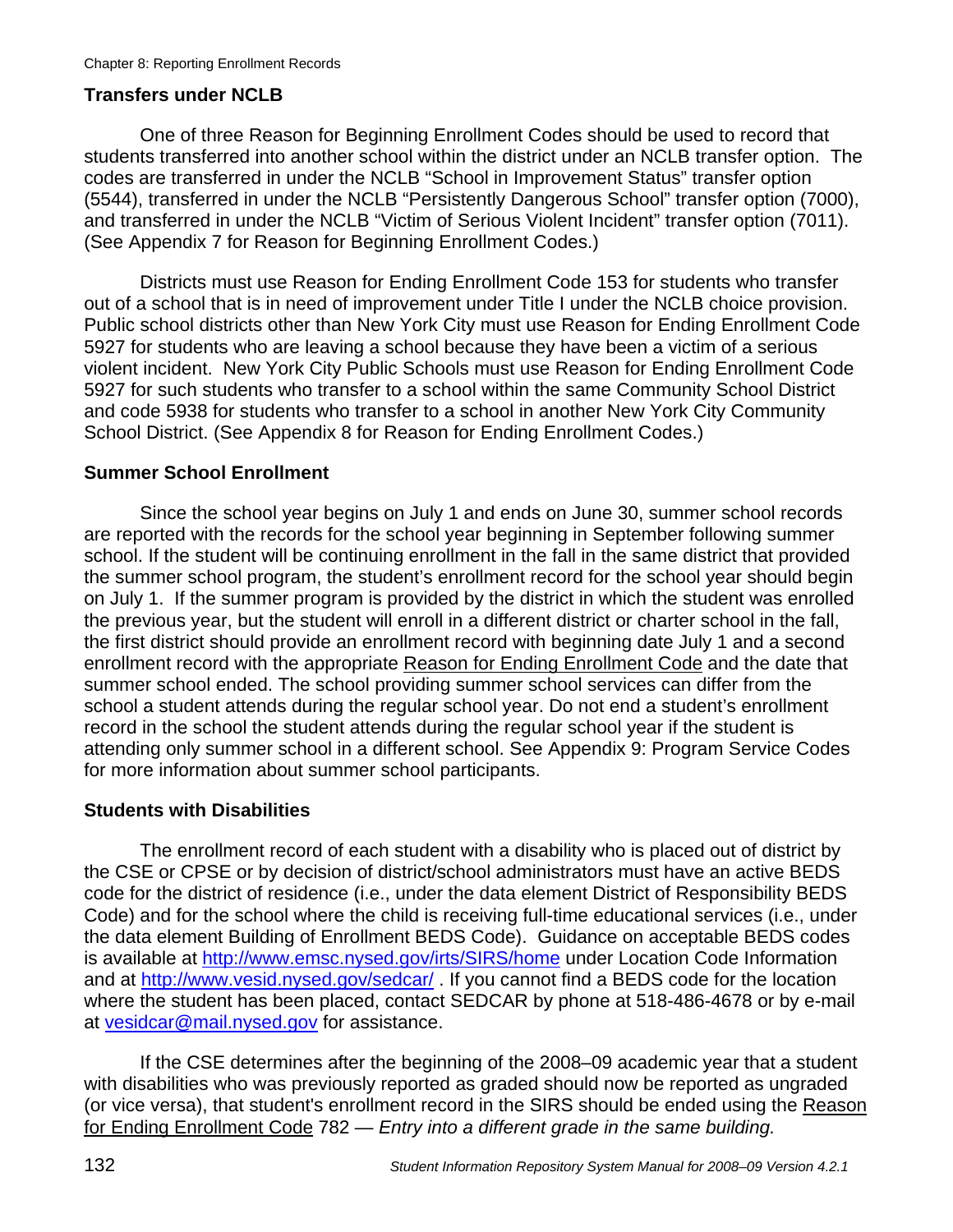### Transfers under NCLB

One of three Reason for Beginning Enrollment Codes should be used to record that students transferred into another school within the district under an NCLB transfer option. The codes are transferred in under the NCLB "School in Improvement Status" transfer option (5544), transferred in under the NCLB "Persistently Dangerous School" transfer option (7000), and transferred in under the NCLB "Victim of Serious Violent Incident" transfer option (7011). (See Appendix 7 for Reason for Beginning Enrollment Codes.)

Districts must use Reason for Ending Enrollment Code 153 for students who transfer out of a school that is in need of improvement under Title I under the NCLB choice provision. Public school districts other than New York City must use Reason for Ending Enrollment Code 5927 for students who are leaving a school because they have been a victim of a serious violent incident. New York City Public Schools must use Reason for Ending Enrollment Code 5927 for such students who transfer to a school within the same Community School District and code 5938 for students who transfer to a school in another New York City Community School District. (See Appendix 8 for Reason for Ending Enrollment Codes.)

### Summer School Enrollment

Since the school year begins on July 1 and ends on June 30, summer school records are reported with the records for the school year beginning in September following summer school. If the student will be continuing enrollment in the fall in the same district that provided the summer school program, the student's enrollment record for the school year should begin on July 1. If the summer program is provided by the district in which the student was enrolled the previous year, but the student will enroll in a different district or charter school in the fall, the first district should provide an enrollment record with beginning date July 1 and a second enrollment record with the appropriate Reason for Ending Enrollment Code and the date that summer school ended. The school providing summer school services can differ from the school a student attends during the regular school year. Do not end a student's enrollment record in the school the student attends during the regular school year if the student is attending only summer school in a different school. See Appendix 9: Program Service Codes for more information about summer school participants.

### Students with Disabilities

The enrollment record of each student with a disability who is placed out of district by the CSE or CPSE or by decision of district/school administrators must have an active BEDS code for the district of residence (i.e., under the data element District of Responsibility BEDS Code) and for the school where the child is receiving full-time educational services (i.e., under the data element Building of Enrollment BEDS Code). Guidance on acceptable BEDS codes is available at http://www.emsc.nysed.gov/irts/SIRS/home under Location Code Information and at http://www.vesid.nysed.gov/sedcar/ . If you cannot find a BEDS code for the location where the student has been placed, contact SEDCAR by phone at 518-486-4678 or by e-mail at vesidcar@mail.nysed.gov for assistance.

If the CSE determines after the beginning of the 2008–09 academic year that a student with disabilities who was previously reported as graded should now be reported as ungraded (or vice versa), that student's enrollment record in the SIRS should be ended using the Reason for Ending Enrollment Code 782 — *Entry into a different grade in the same building.*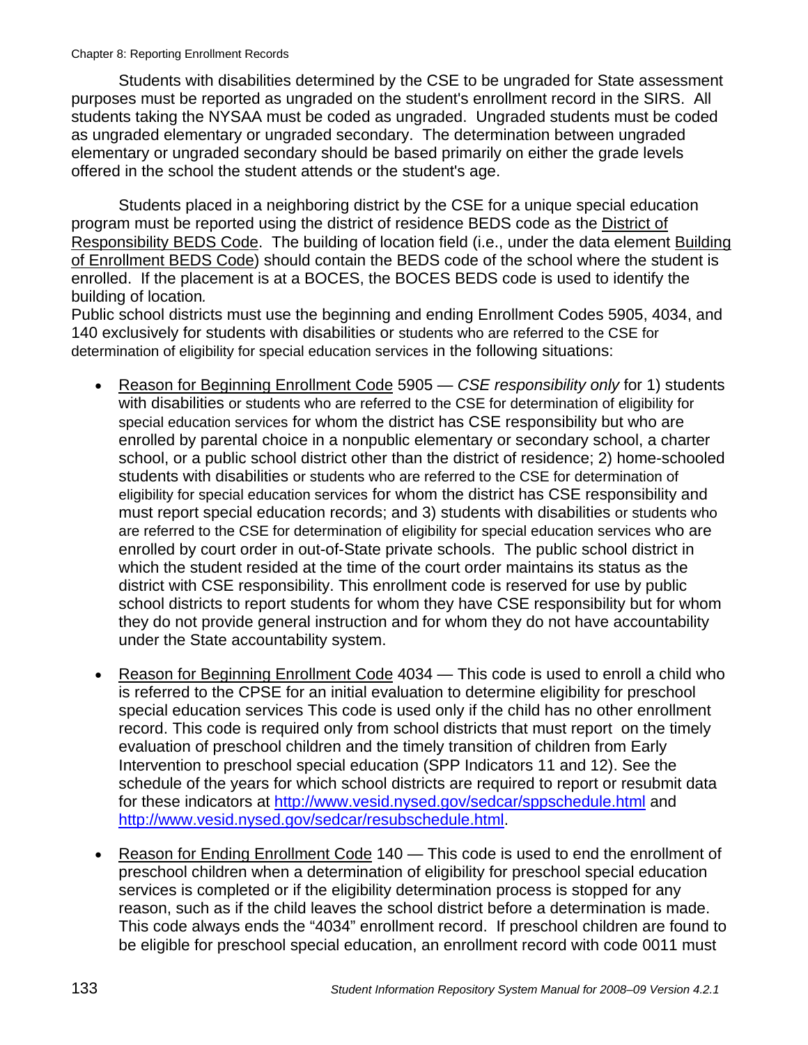Students with disabilities determined by the CSE to be ungraded for State assessment purposes must be reported as ungraded on the student's enrollment record in the SIRS. All students taking the NYSAA must be coded as ungraded. Ungraded students must be coded as ungraded elementary or ungraded secondary. The determination between ungraded elementary or ungraded secondary should be based primarily on either the grade levels offered in the school the student attends or the student's age.

Students placed in a neighboring district by the CSE for a unique special education program must be reported using the district of residence BEDS code as the District of Responsibility BEDS Code. The building of location field (i.e., under the data element Building of Enrollment BEDS Code) should contain the BEDS code of the school where the student is enrolled. If the placement is at a BOCES, the BOCES BEDS code is used to identify the building of location.

Public school districts must use the beginning and ending Enrollment Codes 5905, 4034, and 140 exclusively for students with disabilities or students who are referred to the CSE for determination of eligibility for special education services in the following situations:

- Reason for Beginning Enrollment Code 5905 — *CSE responsibility only* for 1) students with disabilities or students who are referred to the CSE for determination of eligibility for special education services for whom the district has CSE responsibility but who are enrolled by parental choice in a nonpublic elementary or secondary school, a charter school, or a public school district other than the district of residence; 2) home-schooled students with disabilities or students who are referred to the CSE for determination of eligibility for special education services for whom the district has CSE responsibility and must report special education records; and 3) students with disabilities or students who are referred to the CSE for determination of eligibility for special education services who are enrolled by court order in out-of-State private schools. The public school district in which the student resided at the time of the court order maintains its status as the district with CSE responsibility. This enrollment code is reserved for use by public school districts to report students for whom they have CSE responsibility but for whom they do not provide general instruction and for whom they do not have accountability under the State accountability system.

- Reason for Beginning Enrollment Code 4034 — This code is used to enroll a child who is referred to the CPSE for an initial evaluation to determine eligibility for preschool special education services This code is used only if the child has no other enrollment record. This code is required only from school districts that must report on the timely evaluation of preschool children and the timely transition of children from Early Intervention to preschool special education (SPP Indicators 11 and 12). See the schedule of the years for which school districts are required to report or resubmit data for these indicators at http://www.vesid.nysed.gov/sedcar/sppschedule.html and http://www.vesid.nysed.gov/sedcar/resubschedule.html.

- Reason for Ending Enrollment Code 140 — This code is used to end the enrollment of preschool children when a determination of eligibility for preschool special education services is completed or if the eligibility determination process is stopped for any reason, such as if the child leaves the school district before a determination is made. This code always ends the "4034" enrollment record. If preschool children are found to be eligible for preschool special education, an enrollment record with code 0011 must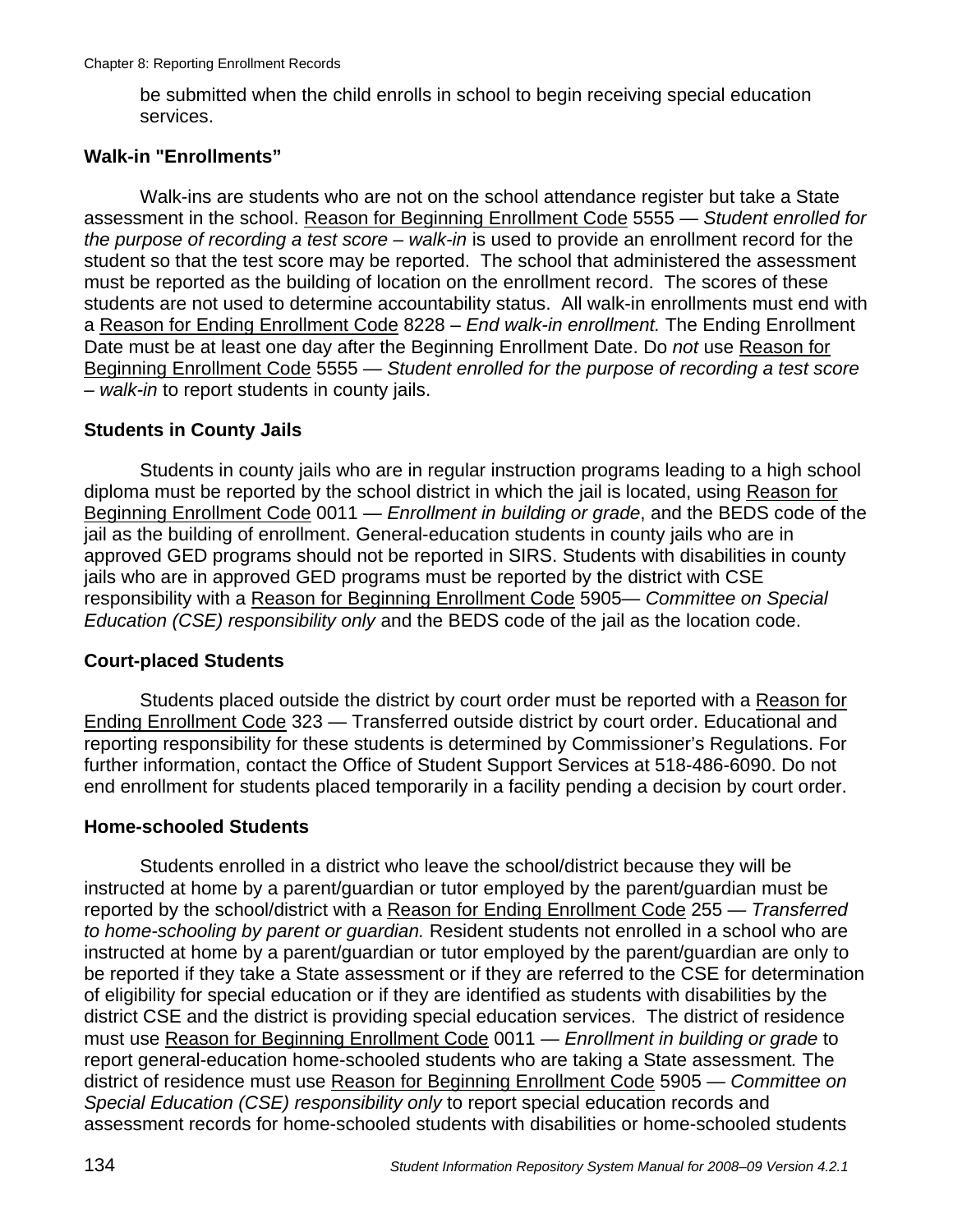be submitted when the child enrolls in school to begin receiving special education services.

### Walk-in "Enrollments"

Walk-ins are students who are not on the school attendance register but take a State assessment in the school. Reason for Beginning Enrollment Code 5555 — *Student enrolled for the purpose of recording a test score – walk-in* is used to provide an enrollment record for the student so that the test score may be reported. The school that administered the assessment must be reported as the building of location on the enrollment record. The scores of these students are not used to determine accountability status. All walk-in enrollments must end with a Reason for Ending Enrollment Code 8228 – *End walk-in enrollment.* The Ending Enrollment Date must be at least one day after the Beginning Enrollment Date. Do *not* use Reason for Beginning Enrollment Code 5555 — *Student enrolled for the purpose of recording a test score – walk-in* to report students in county jails.

### Students in County Jails

Students in county jails who are in regular instruction programs leading to a high school diploma must be reported by the school district in which the jail is located, using Reason for Beginning Enrollment Code 0011 — *Enrollment in building or grade*, and the BEDS code of the jail as the building of enrollment. General-education students in county jails who are in approved GED programs should not be reported in SIRS. Students with disabilities in county jails who are in approved GED programs must be reported by the district with CSE responsibility with a Reason for Beginning Enrollment Code 5905— *Committee on Special Education (CSE) responsibility only* and the BEDS code of the jail as the location code.

### Court-placed Students

Students placed outside the district by court order must be reported with a Reason for Ending Enrollment Code 323 — Transferred outside district by court order. Educational and reporting responsibility for these students is determined by Commissioner's Regulations. For further information, contact the Office of Student Support Services at 518-486-6090. Do not end enrollment for students placed temporarily in a facility pending a decision by court order.

### Home-schooled Students

Students enrolled in a district who leave the school/district because they will be instructed at home by a parent/guardian or tutor employed by the parent/guardian must be reported by the school/district with a Reason for Ending Enrollment Code 255 — *Transferred to home-schooling by parent or guardian.* Resident students not enrolled in a school who are instructed at home by a parent/guardian or tutor employed by the parent/guardian are only to be reported if they take a State assessment or if they are referred to the CSE for determination of eligibility for special education or if they are identified as students with disabilities by the district CSE and the district is providing special education services. The district of residence must use Reason for Beginning Enrollment Code 0011 — *Enrollment in building or grade* to report general-education home-schooled students who are taking a State assessment*.* The district of residence must use Reason for Beginning Enrollment Code 5905 — *Committee on Special Education (CSE) responsibility only* to report special education records and assessment records for home-schooled students with disabilities or home-schooled students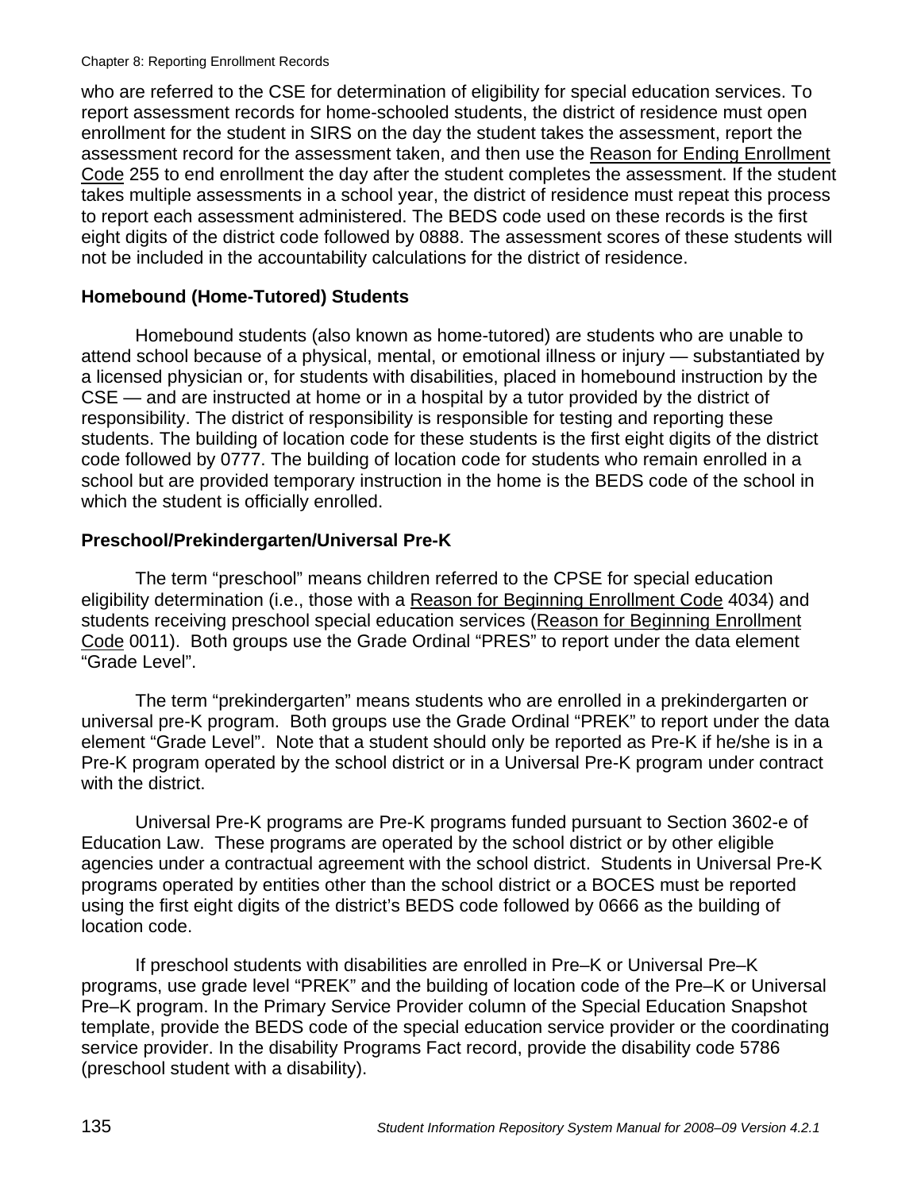who are referred to the CSE for determination of eligibility for special education services. To report assessment records for home-schooled students, the district of residence must open enrollment for the student in SIRS on the day the student takes the assessment, report the assessment record for the assessment taken, and then use the Reason for Ending Enrollment Code 255 to end enrollment the day after the student completes the assessment. If the student takes multiple assessments in a school year, the district of residence must repeat this process to report each assessment administered. The BEDS code used on these records is the first eight digits of the district code followed by 0888. The assessment scores of these students will not be included in the accountability calculations for the district of residence.

### Homebound (Home-Tutored) Students

Homebound students (also known as home-tutored) are students who are unable to attend school because of a physical, mental, or emotional illness or injury — substantiated by a licensed physician or, for students with disabilities, placed in homebound instruction by the CSE — and are instructed at home or in a hospital by a tutor provided by the district of responsibility. The district of responsibility is responsible for testing and reporting these students. The building of location code for these students is the first eight digits of the district code followed by 0777. The building of location code for students who remain enrolled in a school but are provided temporary instruction in the home is the BEDS code of the school in which the student is officially enrolled.

### Preschool/Prekindergarten/Universal Pre-K

The term "preschool" means children referred to the CPSE for special education eligibility determination (i.e., those with a Reason for Beginning Enrollment Code 4034) and students receiving preschool special education services (Reason for Beginning Enrollment Code 0011). Both groups use the Grade Ordinal "PRES" to report under the data element "Grade Level".

The term "prekindergarten" means students who are enrolled in a prekindergarten or universal pre-K program. Both groups use the Grade Ordinal "PREK" to report under the data element "Grade Level". Note that a student should only be reported as Pre-K if he/she is in a Pre-K program operated by the school district or in a Universal Pre-K program under contract with the district.

Universal Pre-K programs are Pre-K programs funded pursuant to Section 3602-e of Education Law. These programs are operated by the school district or by other eligible agencies under a contractual agreement with the school district. Students in Universal Pre-K programs operated by entities other than the school district or a BOCES must be reported using the first eight digits of the district's BEDS code followed by 0666 as the building of location code.

If preschool students with disabilities are enrolled in Pre–K or Universal Pre–K programs, use grade level "PREK" and the building of location code of the Pre–K or Universal Pre–K program. In the Primary Service Provider column of the Special Education Snapshot template, provide the BEDS code of the special education service provider or the coordinating service provider. In the disability Programs Fact record, provide the disability code 5786 (preschool student with a disability).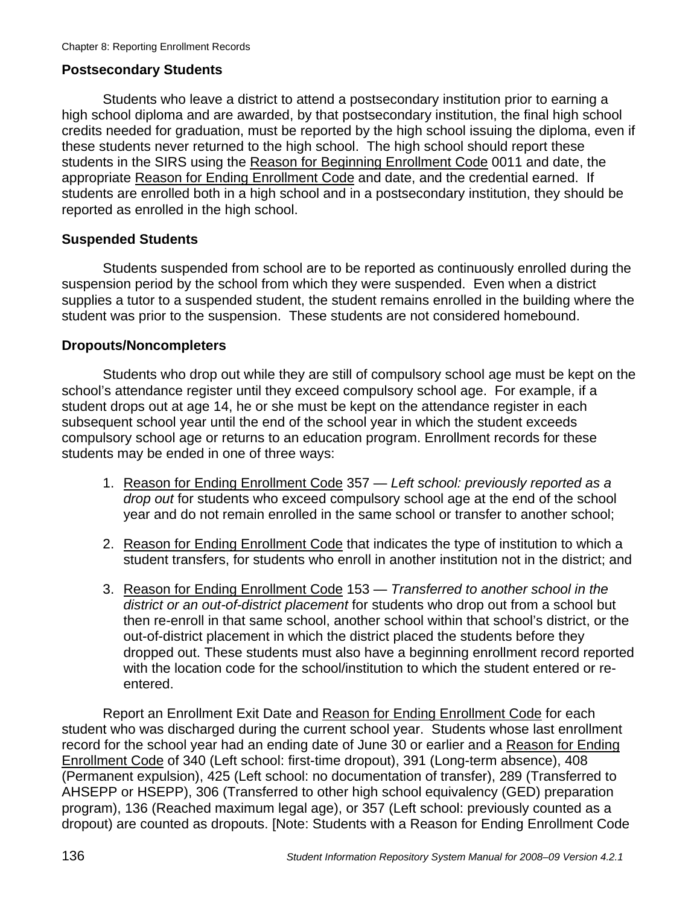### Postsecondary Students

Students who leave a district to attend a postsecondary institution prior to earning a high school diploma and are awarded, by that postsecondary institution, the final high school credits needed for graduation, must be reported by the high school issuing the diploma, even if these students never returned to the high school. The high school should report these students in the SIRS using the Reason for Beginning Enrollment Code 0011 and date, the appropriate Reason for Ending Enrollment Code and date, and the credential earned. If students are enrolled both in a high school and in a postsecondary institution, they should be reported as enrolled in the high school.

### Suspended Students

Students suspended from school are to be reported as continuously enrolled during the suspension period by the school from which they were suspended. Even when a district supplies a tutor to a suspended student, the student remains enrolled in the building where the student was prior to the suspension. These students are not considered homebound.

### Dropouts/Noncompleters

Students who drop out while they are still of compulsory school age must be kept on the school's attendance register until they exceed compulsory school age. For example, if a student drops out at age 14, he or she must be kept on the attendance register in each subsequent school year until the end of the school year in which the student exceeds compulsory school age or returns to an education program. Enrollment records for these students may be ended in one of three ways:

1. Reason for Ending Enrollment Code 357 — *Left school: previously reported as a drop out* for students who exceed compulsory school age at the end of the school year and do not remain enrolled in the same school or transfer to another school;
2. Reason for Ending Enrollment Code that indicates the type of institution to which a student transfers, for students who enroll in another institution not in the district; and
3. Reason for Ending Enrollment Code 153 — *Transferred to another school in the district or an out-of-district placement* for students who drop out from a school but then re-enroll in that same school, another school within that school's district, or the out-of-district placement in which the district placed the students before they dropped out. These students must also have a beginning enrollment record reported with the location code for the school/institution to which the student entered or re-entered.

Report an Enrollment Exit Date and Reason for Ending Enrollment Code for each student who was discharged during the current school year. Students whose last enrollment record for the school year had an ending date of June 30 or earlier and a Reason for Ending Enrollment Code of 340 (Left school: first-time dropout), 391 (Long-term absence), 408 (Permanent expulsion), 425 (Left school: no documentation of transfer), 289 (Transferred to AHSEPP or HSEPP), 306 (Transferred to other high school equivalency (GED) preparation program), 136 (Reached maximum legal age), or 357 (Left school: previously counted as a dropout) are counted as dropouts. [Note: Students with a Reason for Ending Enrollment Code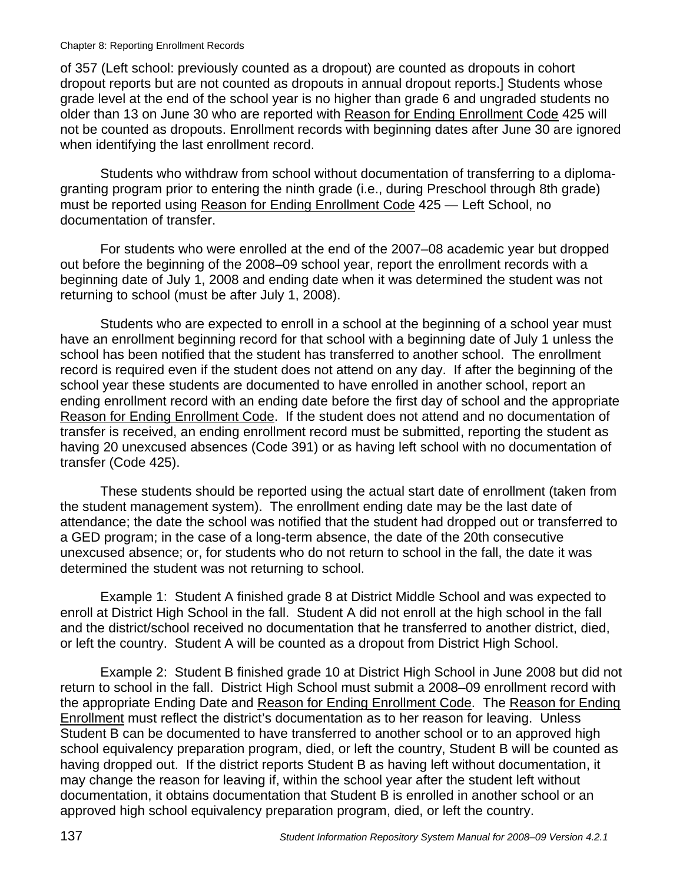of 357 (Left school: previously counted as a dropout) are counted as dropouts in cohort dropout reports but are not counted as dropouts in annual dropout reports.] Students whose grade level at the end of the school year is no higher than grade 6 and ungraded students no older than 13 on June 30 who are reported with Reason for Ending Enrollment Code 425 will not be counted as dropouts. Enrollment records with beginning dates after June 30 are ignored when identifying the last enrollment record.

Students who withdraw from school without documentation of transferring to a diploma-granting program prior to entering the ninth grade (i.e., during Preschool through 8th grade) must be reported using Reason for Ending Enrollment Code 425 — Left School, no documentation of transfer.

For students who were enrolled at the end of the 2007–08 academic year but dropped out before the beginning of the 2008–09 school year, report the enrollment records with a beginning date of July 1, 2008 and ending date when it was determined the student was not returning to school (must be after July 1, 2008).

Students who are expected to enroll in a school at the beginning of a school year must have an enrollment beginning record for that school with a beginning date of July 1 unless the school has been notified that the student has transferred to another school. The enrollment record is required even if the student does not attend on any day. If after the beginning of the school year these students are documented to have enrolled in another school, report an ending enrollment record with an ending date before the first day of school and the appropriate Reason for Ending Enrollment Code. If the student does not attend and no documentation of transfer is received, an ending enrollment record must be submitted, reporting the student as having 20 unexcused absences (Code 391) or as having left school with no documentation of transfer (Code 425).

These students should be reported using the actual start date of enrollment (taken from the student management system). The enrollment ending date may be the last date of attendance; the date the school was notified that the student had dropped out or transferred to a GED program; in the case of a long-term absence, the date of the 20th consecutive unexcused absence; or, for students who do not return to school in the fall, the date it was determined the student was not returning to school.

Example 1: Student A finished grade 8 at District Middle School and was expected to enroll at District High School in the fall. Student A did not enroll at the high school in the fall and the district/school received no documentation that he transferred to another district, died, or left the country. Student A will be counted as a dropout from District High School.

Example 2: Student B finished grade 10 at District High School in June 2008 but did not return to school in the fall. District High School must submit a 2008–09 enrollment record with the appropriate Ending Date and Reason for Ending Enrollment Code. The Reason for Ending Enrollment must reflect the district's documentation as to her reason for leaving. Unless Student B can be documented to have transferred to another school or to an approved high school equivalency preparation program, died, or left the country, Student B will be counted as having dropped out. If the district reports Student B as having left without documentation, it may change the reason for leaving if, within the school year after the student left without documentation, it obtains documentation that Student B is enrolled in another school or an approved high school equivalency preparation program, died, or left the country.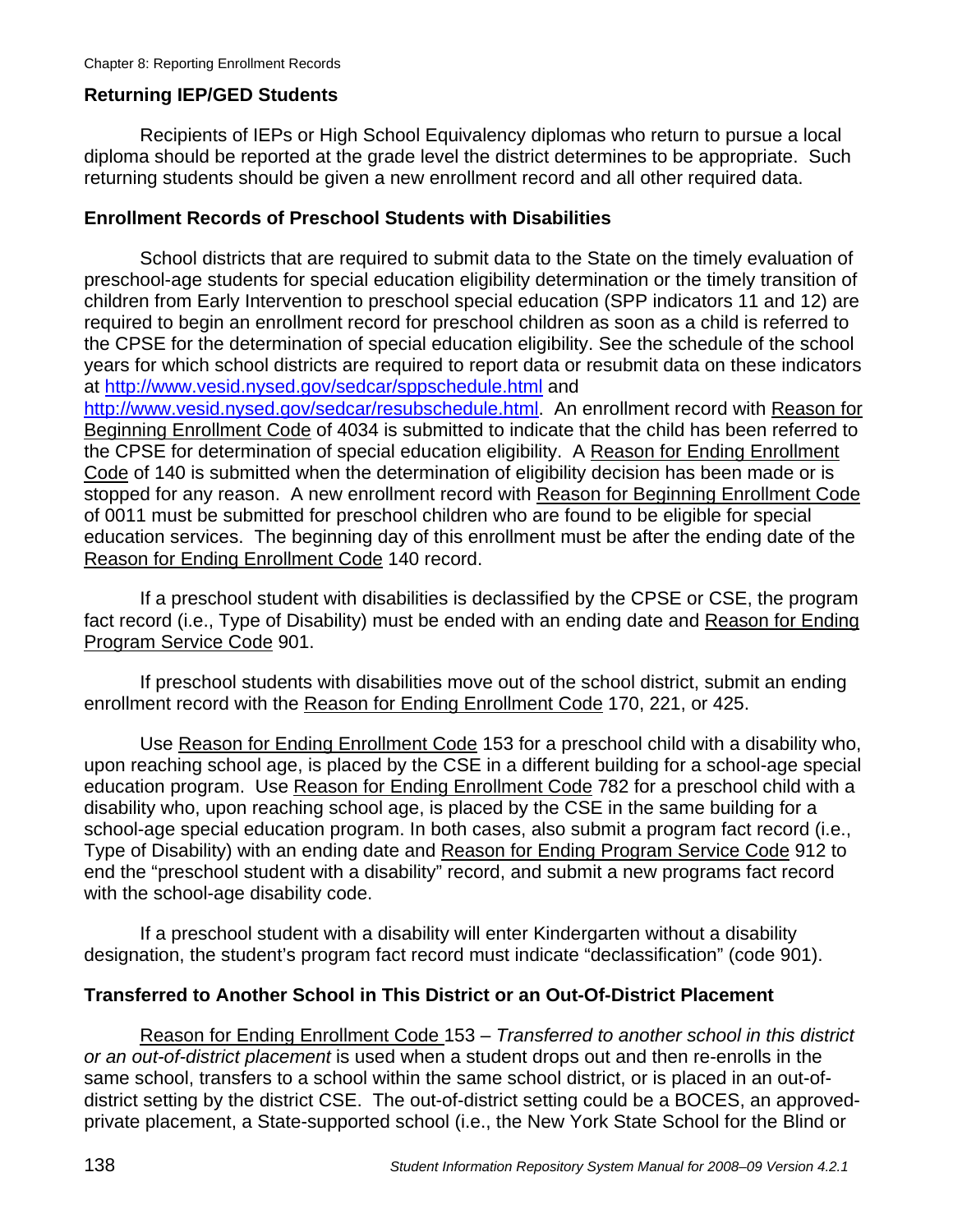### Returning IEP/GED Students

Recipients of IEPs or High School Equivalency diplomas who return to pursue a local diploma should be reported at the grade level the district determines to be appropriate. Such returning students should be given a new enrollment record and all other required data.

### Enrollment Records of Preschool Students with Disabilities

School districts that are required to submit data to the State on the timely evaluation of preschool-age students for special education eligibility determination or the timely transition of children from Early Intervention to preschool special education (SPP indicators 11 and 12) are required to begin an enrollment record for preschool children as soon as a child is referred to the CPSE for the determination of special education eligibility. See the schedule of the school years for which school districts are required to report data or resubmit data on these indicators at http://www.vesid.nysed.gov/sedcar/sppschedule.html and http://www.vesid.nysed.gov/sedcar/resubschedule.html. An enrollment record with Reason for Beginning Enrollment Code of 4034 is submitted to indicate that the child has been referred to the CPSE for determination of special education eligibility. A Reason for Ending Enrollment Code of 140 is submitted when the determination of eligibility decision has been made or is stopped for any reason. A new enrollment record with Reason for Beginning Enrollment Code of 0011 must be submitted for preschool children who are found to be eligible for special education services. The beginning day of this enrollment must be after the ending date of the Reason for Ending Enrollment Code 140 record.

If a preschool student with disabilities is declassified by the CPSE or CSE, the program fact record (i.e., Type of Disability) must be ended with an ending date and Reason for Ending Program Service Code 901.

If preschool students with disabilities move out of the school district, submit an ending enrollment record with the Reason for Ending Enrollment Code 170, 221, or 425.

Use Reason for Ending Enrollment Code 153 for a preschool child with a disability who, upon reaching school age, is placed by the CSE in a different building for a school-age special education program. Use Reason for Ending Enrollment Code 782 for a preschool child with a disability who, upon reaching school age, is placed by the CSE in the same building for a school-age special education program. In both cases, also submit a program fact record (i.e., Type of Disability) with an ending date and Reason for Ending Program Service Code 912 to end the "preschool student with a disability" record, and submit a new programs fact record with the school-age disability code.

If a preschool student with a disability will enter Kindergarten without a disability designation, the student's program fact record must indicate "declassification" (code 901).

### Transferred to Another School in This District or an Out-Of-District Placement

Reason for Ending Enrollment Code 153 – *Transferred to another school in this district or an out-of-district placement* is used when a student drops out and then re-enrolls in the same school, transfers to a school within the same school district, or is placed in an out-of-district setting by the district CSE. The out-of-district setting could be a BOCES, an approved-private placement, a State-supported school (i.e., the New York State School for the Blind or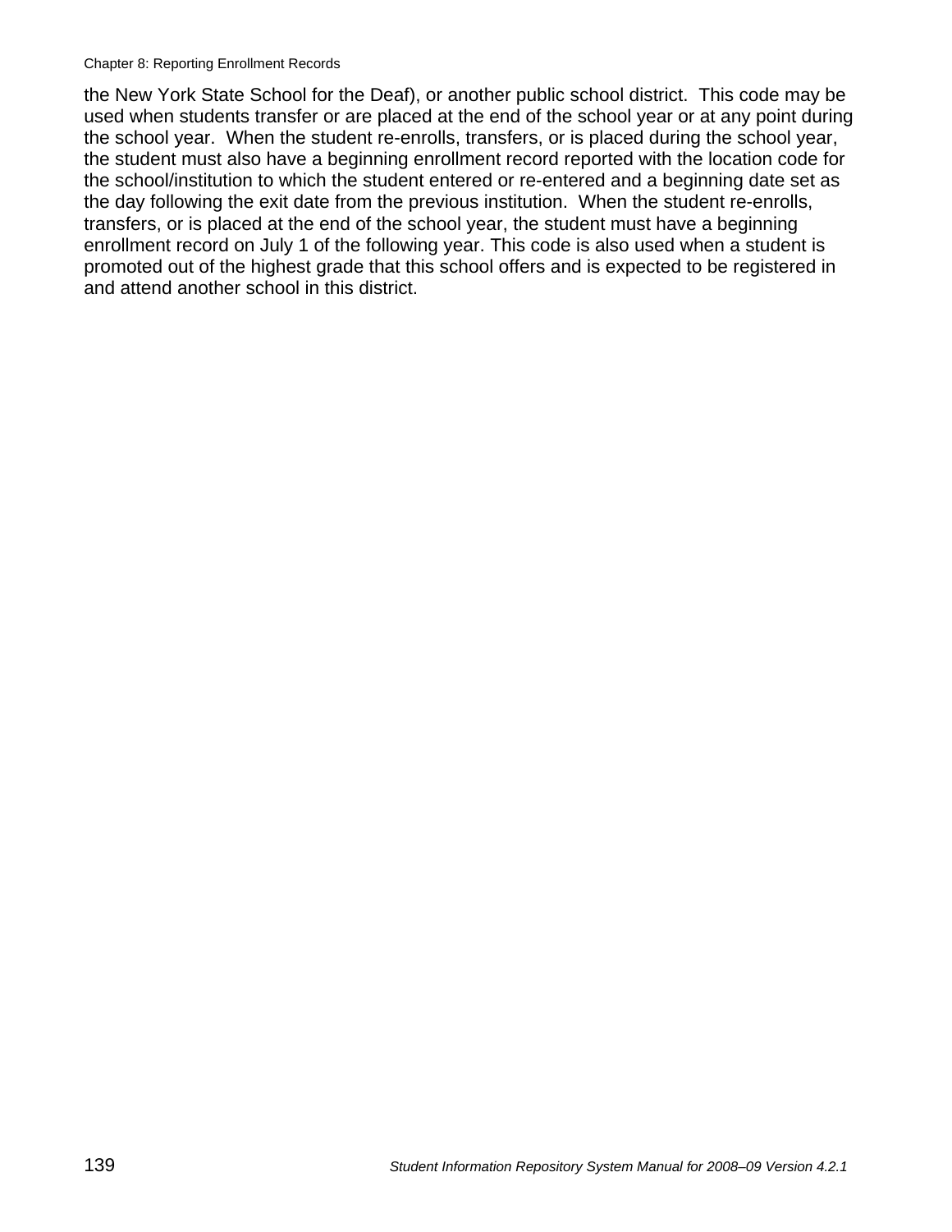the New York State School for the Deaf), or another public school district. This code may be used when students transfer or are placed at the end of the school year or at any point during the school year. When the student re-enrolls, transfers, or is placed during the school year, the student must also have a beginning enrollment record reported with the location code for the school/institution to which the student entered or re-entered and a beginning date set as the day following the exit date from the previous institution. When the student re-enrolls, transfers, or is placed at the end of the school year, the student must have a beginning enrollment record on July 1 of the following year. This code is also used when a student is promoted out of the highest grade that this school offers and is expected to be registered in and attend another school in this district.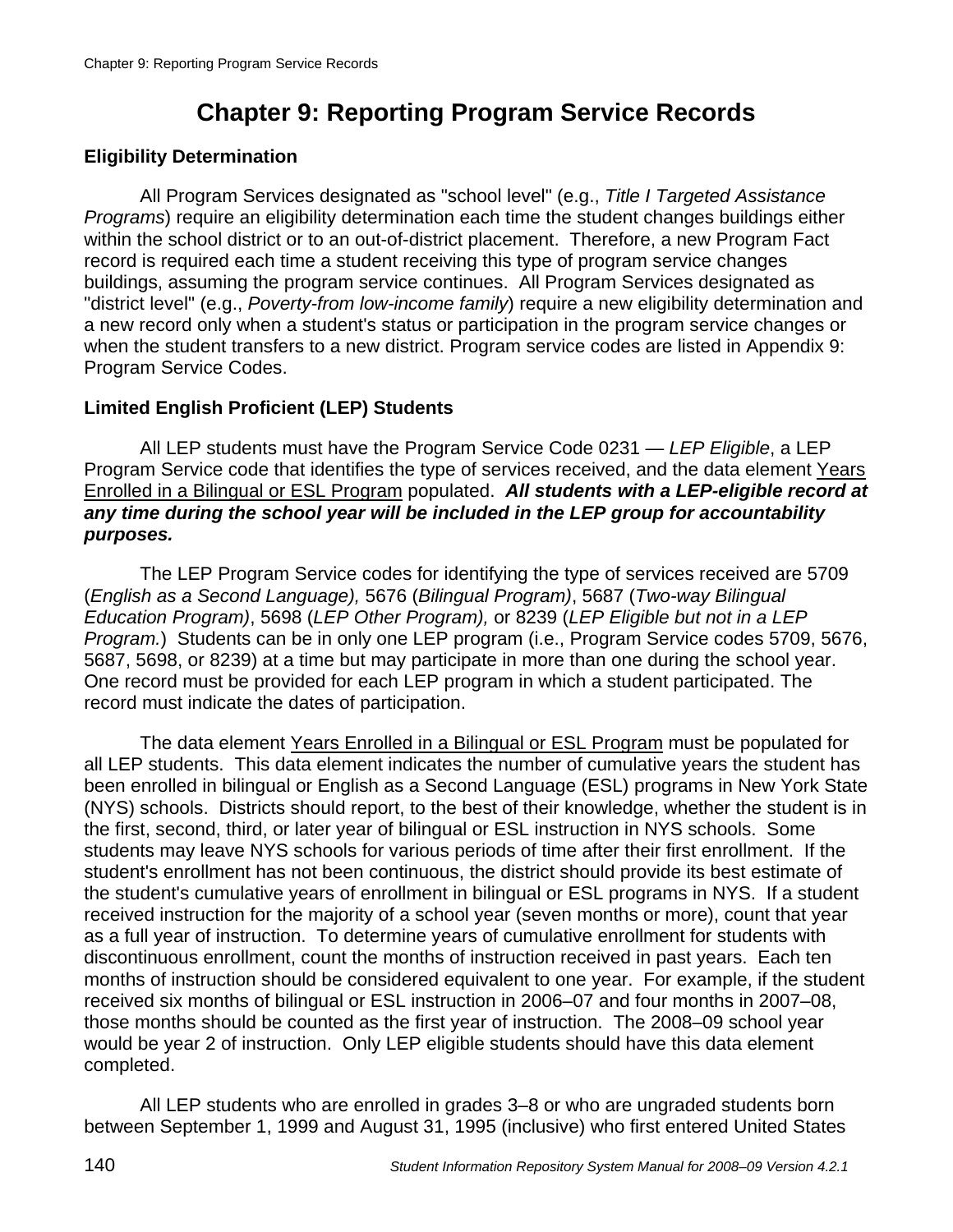# Chapter 9: Reporting Program Service Records

### Eligibility Determination

All Program Services designated as "school level" (e.g., *Title I Targeted Assistance Programs*) require an eligibility determination each time the student changes buildings either within the school district or to an out-of-district placement. Therefore, a new Program Fact record is required each time a student receiving this type of program service changes buildings, assuming the program service continues. All Program Services designated as "district level" (e.g., *Poverty-from low-income family*) require a new eligibility determination and a new record only when a student's status or participation in the program service changes or when the student transfers to a new district. Program service codes are listed in Appendix 9: Program Service Codes.

### Limited English Proficient (LEP) Students

All LEP students must have the Program Service Code 0231 — *LEP Eligible*, a LEP Program Service code that identifies the type of services received, and the data element <u>Years Enrolled in a Bilingual or ESL Program</u> populated. ***All students with a LEP-eligible record at any time during the school year will be included in the LEP group for accountability purposes.***

The LEP Program Service codes for identifying the type of services received are 5709 (*English as a Second Language),* 5676 (*Bilingual Program)*, 5687 (*Two-way Bilingual Education Program)*, 5698 (*LEP Other Program),* or 8239 (*LEP Eligible but not in a LEP Program.*) Students can be in only one LEP program (i.e., Program Service codes 5709, 5676, 5687, 5698, or 8239) at a time but may participate in more than one during the school year. One record must be provided for each LEP program in which a student participated. The record must indicate the dates of participation.

The data element <u>Years Enrolled in a Bilingual or ESL Program</u> must be populated for all LEP students. This data element indicates the number of cumulative years the student has been enrolled in bilingual or English as a Second Language (ESL) programs in New York State (NYS) schools. Districts should report, to the best of their knowledge, whether the student is in the first, second, third, or later year of bilingual or ESL instruction in NYS schools. Some students may leave NYS schools for various periods of time after their first enrollment. If the student's enrollment has not been continuous, the district should provide its best estimate of the student's cumulative years of enrollment in bilingual or ESL programs in NYS. If a student received instruction for the majority of a school year (seven months or more), count that year as a full year of instruction. To determine years of cumulative enrollment for students with discontinuous enrollment, count the months of instruction received in past years. Each ten months of instruction should be considered equivalent to one year. For example, if the student received six months of bilingual or ESL instruction in 2006–07 and four months in 2007–08, those months should be counted as the first year of instruction. The 2008–09 school year would be year 2 of instruction. Only LEP eligible students should have this data element completed.

All LEP students who are enrolled in grades 3–8 or who are ungraded students born between September 1, 1999 and August 31, 1995 (inclusive) who first entered United States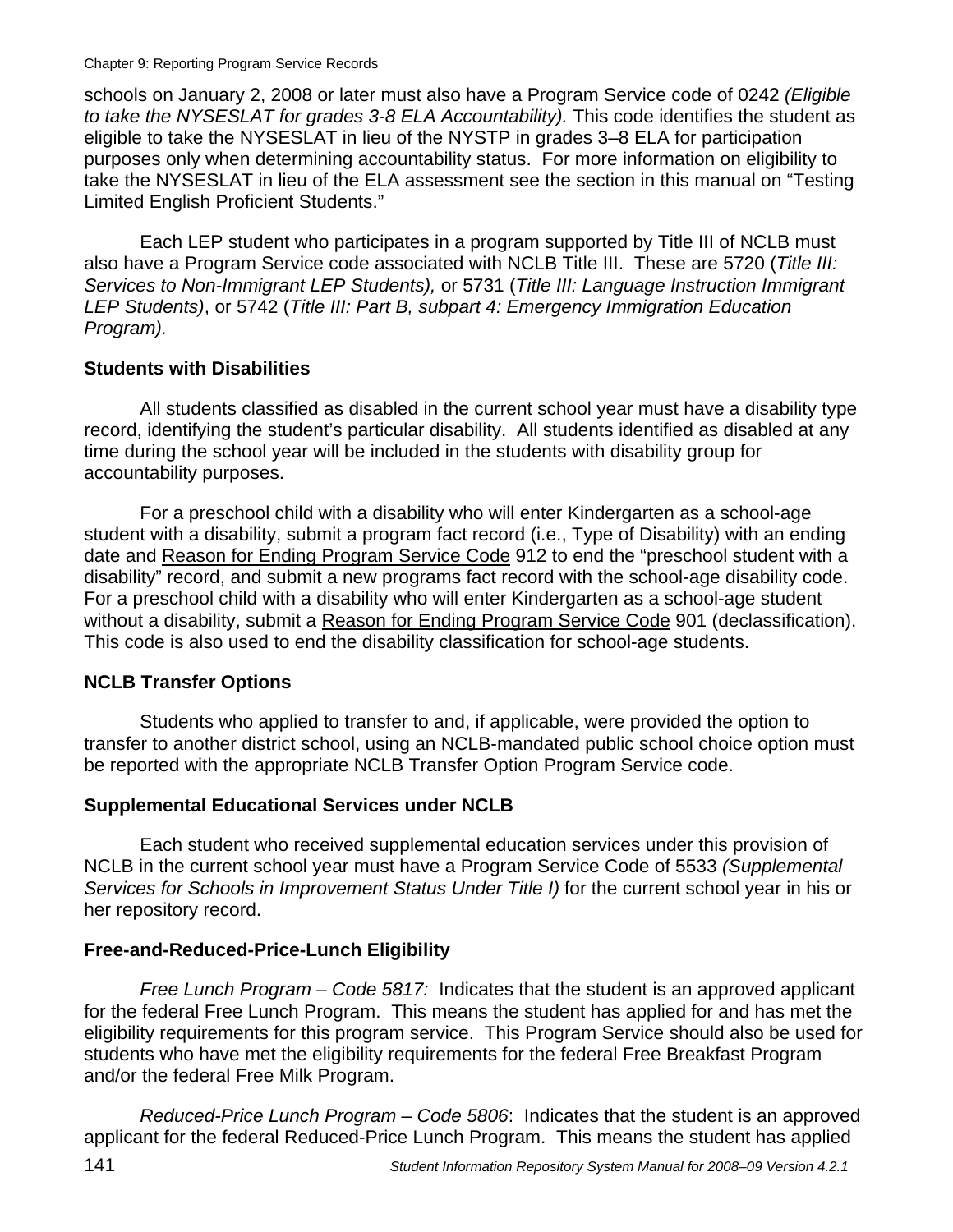schools on January 2, 2008 or later must also have a Program Service code of 0242 *(Eligible to take the NYSESLAT for grades 3-8 ELA Accountability).* This code identifies the student as eligible to take the NYSESLAT in lieu of the NYSTP in grades 3–8 ELA for participation purposes only when determining accountability status. For more information on eligibility to take the NYSESLAT in lieu of the ELA assessment see the section in this manual on "Testing Limited English Proficient Students."

Each LEP student who participates in a program supported by Title III of NCLB must also have a Program Service code associated with NCLB Title III. These are 5720 (*Title III: Services to Non-Immigrant LEP Students),* or 5731 (*Title III: Language Instruction Immigrant LEP Students)*, or 5742 (*Title III: Part B, subpart 4: Emergency Immigration Education Program).*

### Students with Disabilities

All students classified as disabled in the current school year must have a disability type record, identifying the student's particular disability. All students identified as disabled at any time during the school year will be included in the students with disability group for accountability purposes.

For a preschool child with a disability who will enter Kindergarten as a school-age student with a disability, submit a program fact record (i.e., Type of Disability) with an ending date and Reason for Ending Program Service Code 912 to end the "preschool student with a disability" record, and submit a new programs fact record with the school-age disability code. For a preschool child with a disability who will enter Kindergarten as a school-age student without a disability, submit a Reason for Ending Program Service Code 901 (declassification). This code is also used to end the disability classification for school-age students.

### NCLB Transfer Options

Students who applied to transfer to and, if applicable, were provided the option to transfer to another district school, using an NCLB-mandated public school choice option must be reported with the appropriate NCLB Transfer Option Program Service code.

### Supplemental Educational Services under NCLB

Each student who received supplemental education services under this provision of NCLB in the current school year must have a Program Service Code of 5533 *(Supplemental Services for Schools in Improvement Status Under Title I)* for the current school year in his or her repository record.

### Free-and-Reduced-Price-Lunch Eligibility

*Free Lunch Program – Code 5817:* Indicates that the student is an approved applicant for the federal Free Lunch Program. This means the student has applied for and has met the eligibility requirements for this program service. This Program Service should also be used for students who have met the eligibility requirements for the federal Free Breakfast Program and/or the federal Free Milk Program.

*Reduced-Price Lunch Program – Code 5806*: Indicates that the student is an approved applicant for the federal Reduced-Price Lunch Program. This means the student has applied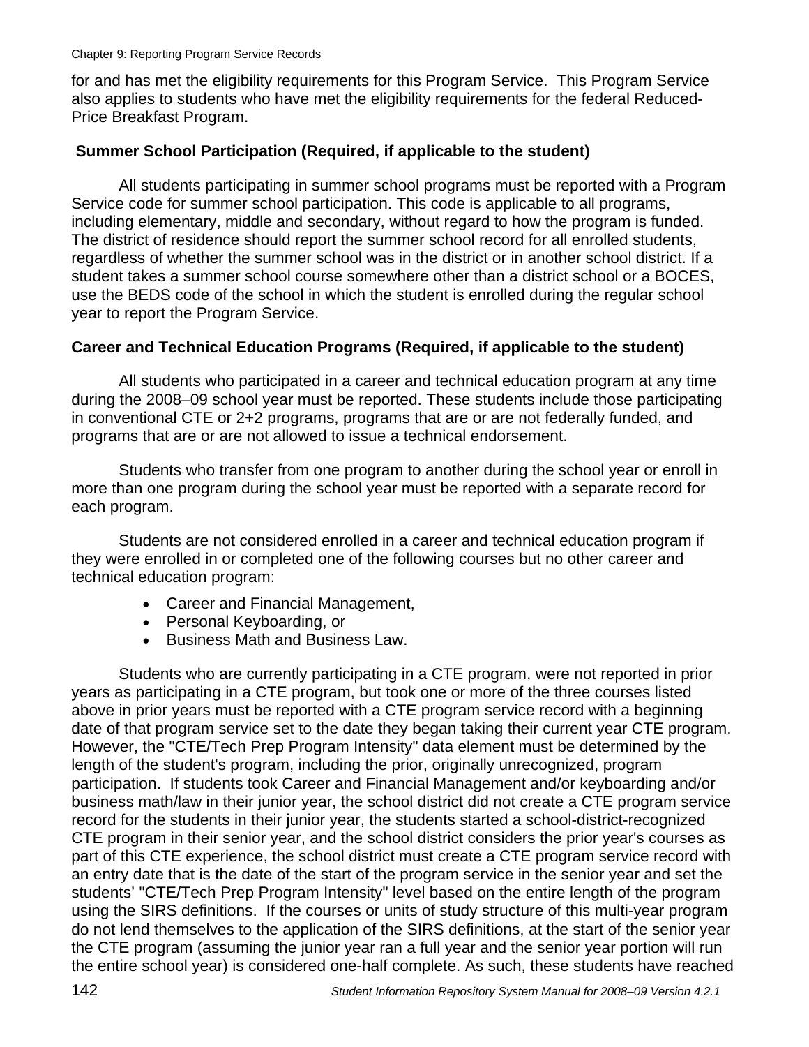for and has met the eligibility requirements for this Program Service. This Program Service also applies to students who have met the eligibility requirements for the federal Reduced-Price Breakfast Program.

### Summer School Participation (Required, if applicable to the student)

All students participating in summer school programs must be reported with a Program Service code for summer school participation. This code is applicable to all programs, including elementary, middle and secondary, without regard to how the program is funded. The district of residence should report the summer school record for all enrolled students, regardless of whether the summer school was in the district or in another school district. If a student takes a summer school course somewhere other than a district school or a BOCES, use the BEDS code of the school in which the student is enrolled during the regular school year to report the Program Service.

### Career and Technical Education Programs (Required, if applicable to the student)

All students who participated in a career and technical education program at any time during the 2008–09 school year must be reported. These students include those participating in conventional CTE or 2+2 programs, programs that are or are not federally funded, and programs that are or are not allowed to issue a technical endorsement.

Students who transfer from one program to another during the school year or enroll in more than one program during the school year must be reported with a separate record for each program.

Students are not considered enrolled in a career and technical education program if they were enrolled in or completed one of the following courses but no other career and technical education program:

- Career and Financial Management,
- Personal Keyboarding, or
- Business Math and Business Law.

Students who are currently participating in a CTE program, were not reported in prior years as participating in a CTE program, but took one or more of the three courses listed above in prior years must be reported with a CTE program service record with a beginning date of that program service set to the date they began taking their current year CTE program. However, the "CTE/Tech Prep Program Intensity" data element must be determined by the length of the student's program, including the prior, originally unrecognized, program participation. If students took Career and Financial Management and/or keyboarding and/or business math/law in their junior year, the school district did not create a CTE program service record for the students in their junior year, the students started a school-district-recognized CTE program in their senior year, and the school district considers the prior year's courses as part of this CTE experience, the school district must create a CTE program service record with an entry date that is the date of the start of the program service in the senior year and set the students' "CTE/Tech Prep Program Intensity" level based on the entire length of the program using the SIRS definitions. If the courses or units of study structure of this multi-year program do not lend themselves to the application of the SIRS definitions, at the start of the senior year the CTE program (assuming the junior year ran a full year and the senior year portion will run the entire school year) is considered one-half complete. As such, these students have reached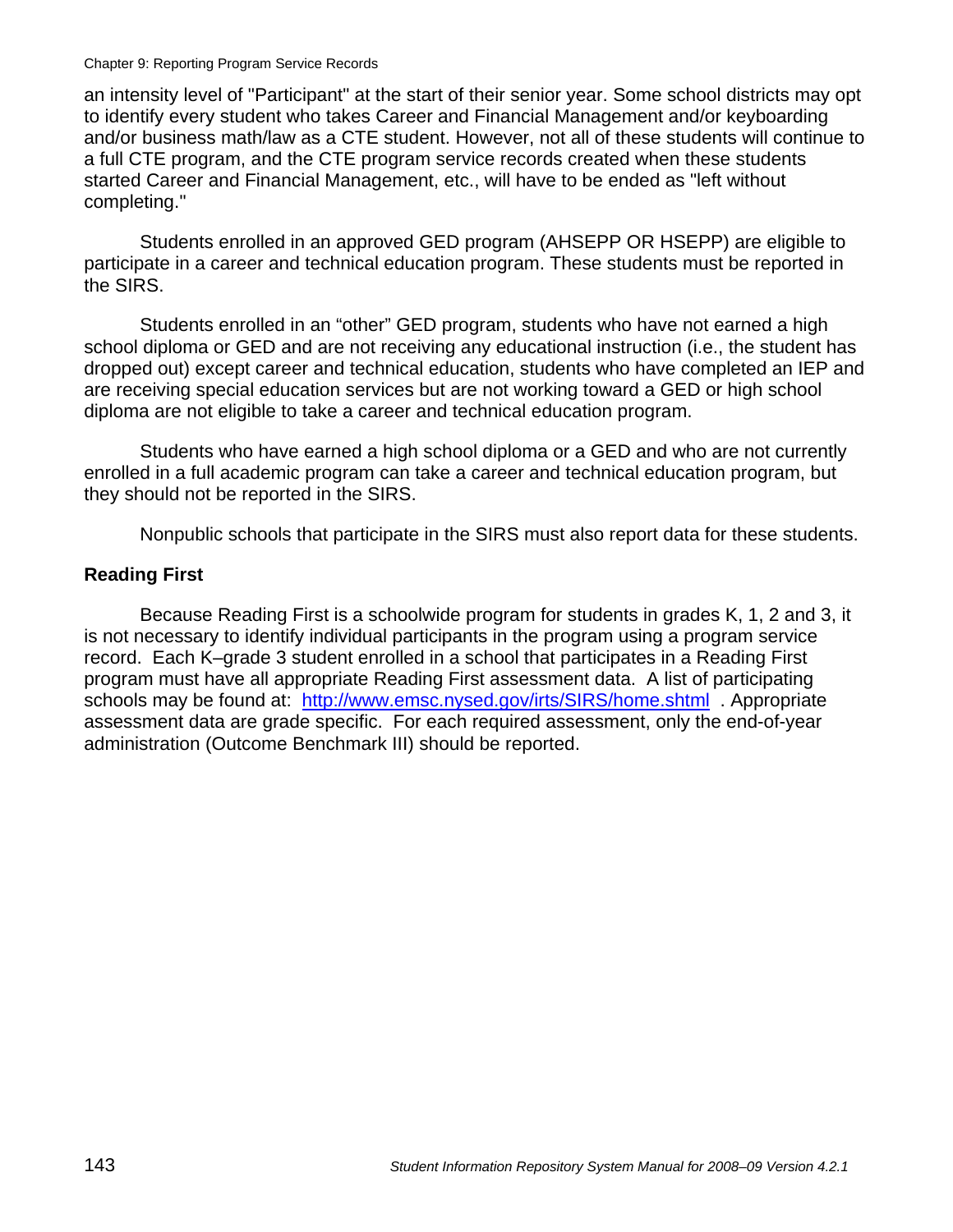an intensity level of "Participant" at the start of their senior year. Some school districts may opt to identify every student who takes Career and Financial Management and/or keyboarding and/or business math/law as a CTE student. However, not all of these students will continue to a full CTE program, and the CTE program service records created when these students started Career and Financial Management, etc., will have to be ended as "left without completing."

Students enrolled in an approved GED program (AHSEPP OR HSEPP) are eligible to participate in a career and technical education program. These students must be reported in the SIRS.

Students enrolled in an “other” GED program, students who have not earned a high school diploma or GED and are not receiving any educational instruction (i.e., the student has dropped out) except career and technical education, students who have completed an IEP and are receiving special education services but are not working toward a GED or high school diploma are not eligible to take a career and technical education program.

Students who have earned a high school diploma or a GED and who are not currently enrolled in a full academic program can take a career and technical education program, but they should not be reported in the SIRS.

Nonpublic schools that participate in the SIRS must also report data for these students.

**Reading First**

Because Reading First is a schoolwide program for students in grades K, 1, 2 and 3, it is not necessary to identify individual participants in the program using a program service record. Each K–grade 3 student enrolled in a school that participates in a Reading First program must have all appropriate Reading First assessment data. A list of participating schools may be found at: http://www.emsc.nysed.gov/irts/SIRS/home.shtml . Appropriate assessment data are grade specific. For each required assessment, only the end-of-year administration (Outcome Benchmark III) should be reported.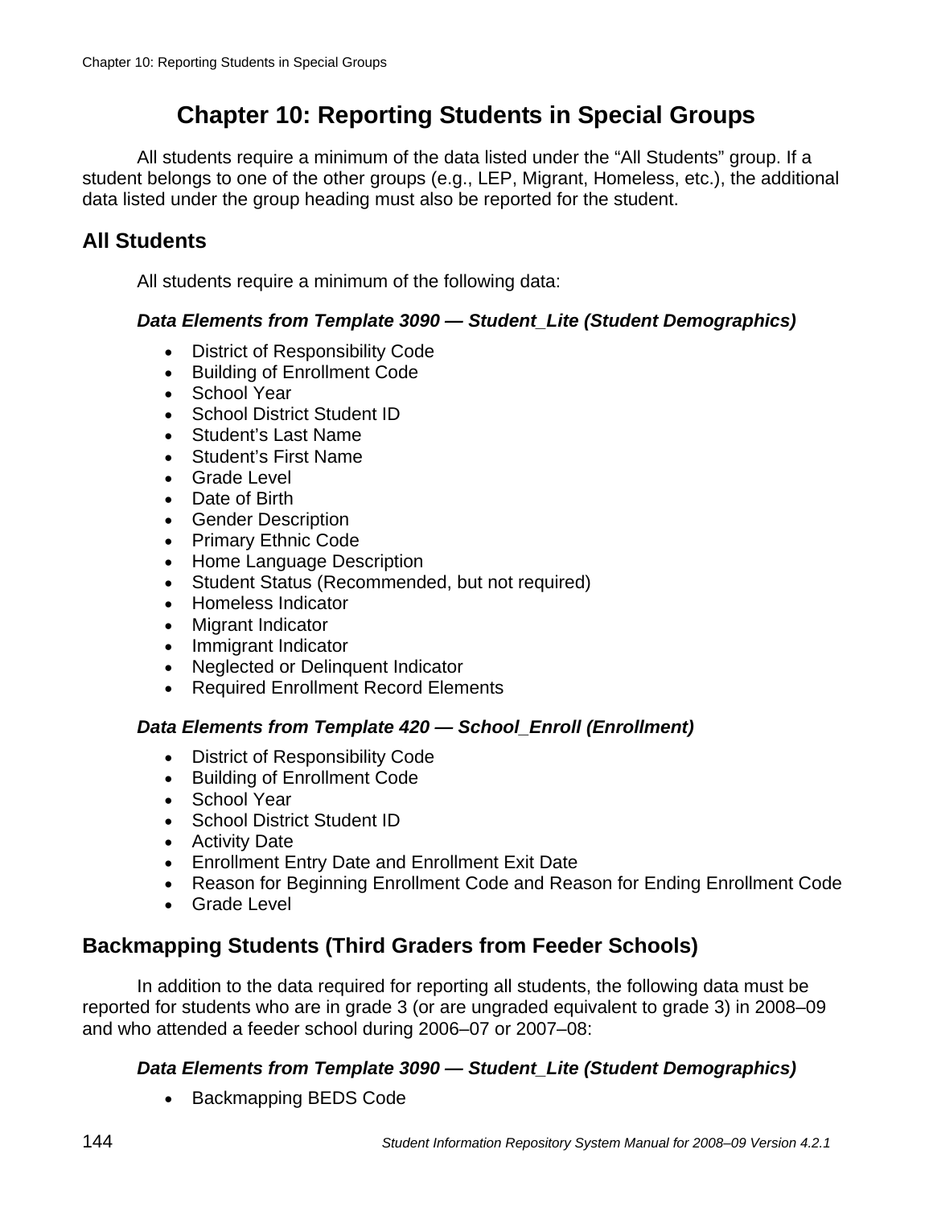# Chapter 10: Reporting Students in Special Groups

All students require a minimum of the data listed under the “All Students” group. If a student belongs to one of the other groups (e.g., LEP, Migrant, Homeless, etc.), the additional data listed under the group heading must also be reported for the student.

## All Students

All students require a minimum of the following data:

#### *Data Elements from Template 3090 — Student_Lite (Student Demographics)*

- District of Responsibility Code
- Building of Enrollment Code
- School Year
- School District Student ID
- Student’s Last Name
- Student’s First Name
- Grade Level
- Date of Birth
- Gender Description
- Primary Ethnic Code
- Home Language Description
- Student Status (Recommended, but not required)
- Homeless Indicator
- Migrant Indicator
- Immigrant Indicator
- Neglected or Delinquent Indicator
- Required Enrollment Record Elements

#### *Data Elements from Template 420 — School_Enroll (Enrollment)*

- District of Responsibility Code
- Building of Enrollment Code
- School Year
- School District Student ID
- Activity Date
- Enrollment Entry Date and Enrollment Exit Date
- Reason for Beginning Enrollment Code and Reason for Ending Enrollment Code
- Grade Level

## Backmapping Students (Third Graders from Feeder Schools)

In addition to the data required for reporting all students, the following data must be reported for students who are in grade 3 (or are ungraded equivalent to grade 3) in 2008–09 and who attended a feeder school during 2006–07 or 2007–08:

#### *Data Elements from Template 3090 — Student_Lite (Student Demographics)*

- Backmapping BEDS Code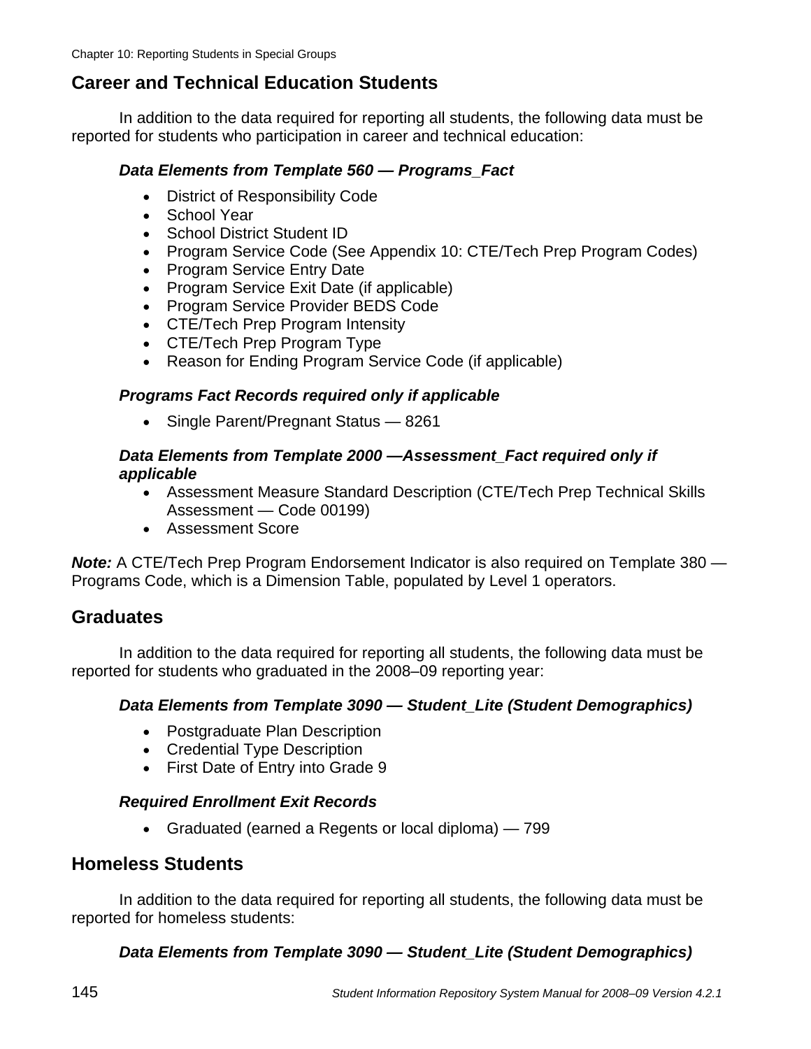## Career and Technical Education Students

In addition to the data required for reporting all students, the following data must be reported for students who participation in career and technical education:

#### *Data Elements from Template 560 — Programs_Fact*

- District of Responsibility Code
- School Year
- School District Student ID
- Program Service Code (See Appendix 10: CTE/Tech Prep Program Codes)
- Program Service Entry Date
- Program Service Exit Date (if applicable)
- Program Service Provider BEDS Code
- CTE/Tech Prep Program Intensity
- CTE/Tech Prep Program Type
- Reason for Ending Program Service Code (if applicable)

#### *Programs Fact Records required only if applicable*

- Single Parent/Pregnant Status — 8261

#### *Data Elements from Template 2000 —Assessment_Fact required only if applicable*

- Assessment Measure Standard Description (CTE/Tech Prep Technical Skills Assessment — Code 00199)
- Assessment Score

***Note:*** A CTE/Tech Prep Program Endorsement Indicator is also required on Template 380 — Programs Code, which is a Dimension Table, populated by Level 1 operators.

## Graduates

In addition to the data required for reporting all students, the following data must be reported for students who graduated in the 2008–09 reporting year:

#### *Data Elements from Template 3090 — Student_Lite (Student Demographics)*

- Postgraduate Plan Description
- Credential Type Description
- First Date of Entry into Grade 9

#### *Required Enrollment Exit Records*

- Graduated (earned a Regents or local diploma) — 799

## Homeless Students

In addition to the data required for reporting all students, the following data must be reported for homeless students:

#### *Data Elements from Template 3090 — Student_Lite (Student Demographics)*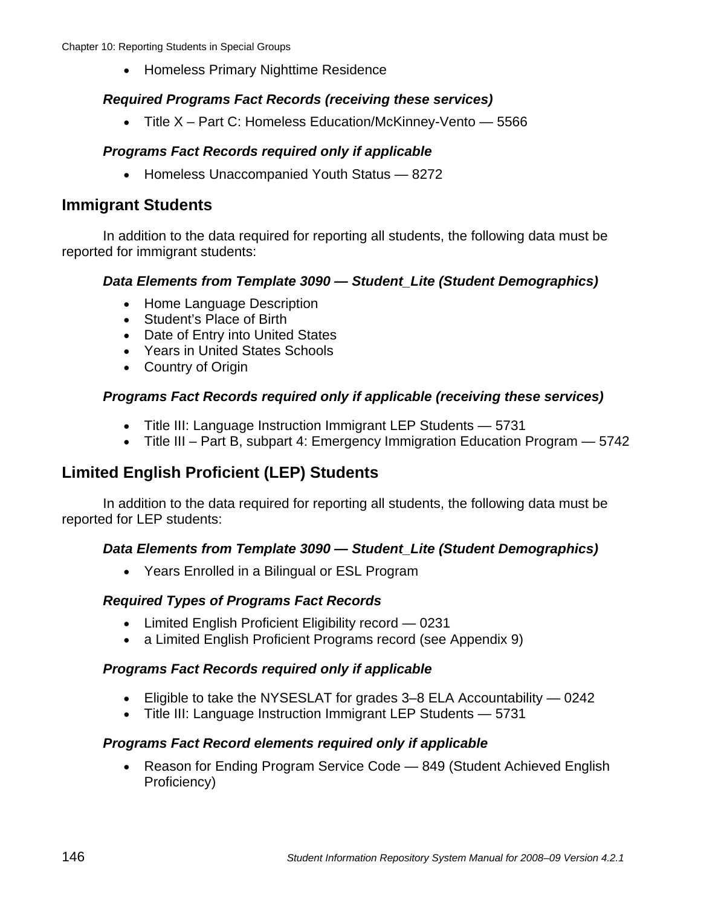- Homeless Primary Nighttime Residence

#### *Required Programs Fact Records (receiving these services)*

- Title X – Part C: Homeless Education/McKinney-Vento — 5566

#### *Programs Fact Records required only if applicable*

- Homeless Unaccompanied Youth Status — 8272

## Immigrant Students

In addition to the data required for reporting all students, the following data must be reported for immigrant students:

#### *Data Elements from Template 3090 — Student_Lite (Student Demographics)*

- Home Language Description
- Student's Place of Birth
- Date of Entry into United States
- Years in United States Schools
- Country of Origin

#### *Programs Fact Records required only if applicable (receiving these services)*

- Title III: Language Instruction Immigrant LEP Students — 5731
- Title III – Part B, subpart 4: Emergency Immigration Education Program — 5742

## Limited English Proficient (LEP) Students

In addition to the data required for reporting all students, the following data must be reported for LEP students:

#### *Data Elements from Template 3090 — Student_Lite (Student Demographics)*

- Years Enrolled in a Bilingual or ESL Program

#### *Required Types of Programs Fact Records*

- Limited English Proficient Eligibility record — 0231
- a Limited English Proficient Programs record (see Appendix 9)

#### *Programs Fact Records required only if applicable*

- Eligible to take the NYSESLAT for grades 3–8 ELA Accountability — 0242
- Title III: Language Instruction Immigrant LEP Students — 5731

#### *Programs Fact Record elements required only if applicable*

- Reason for Ending Program Service Code — 849 (Student Achieved English Proficiency)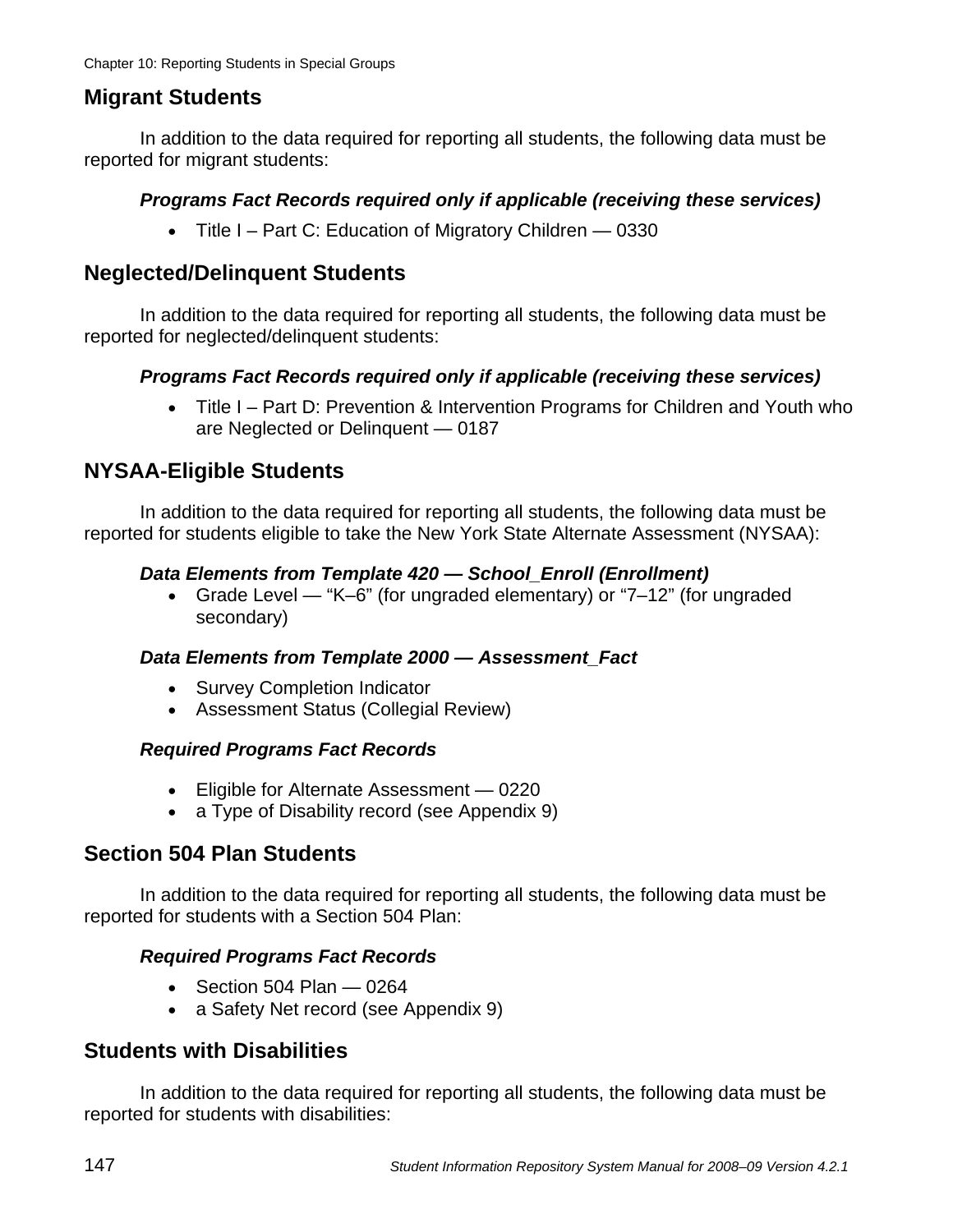## Migrant Students

In addition to the data required for reporting all students, the following data must be reported for migrant students:

#### ***Programs Fact Records required only if applicable (receiving these services)***

- Title I – Part C: Education of Migratory Children — 0330

## Neglected/Delinquent Students

In addition to the data required for reporting all students, the following data must be reported for neglected/delinquent students:

#### ***Programs Fact Records required only if applicable (receiving these services)***

- Title I – Part D: Prevention & Intervention Programs for Children and Youth who are Neglected or Delinquent — 0187

## NYSAA-Eligible Students

In addition to the data required for reporting all students, the following data must be reported for students eligible to take the New York State Alternate Assessment (NYSAA):

#### ***Data Elements from Template 420 — School_Enroll (Enrollment)***

- Grade Level — "K–6" (for ungraded elementary) or "7–12" (for ungraded secondary)

#### ***Data Elements from Template 2000 — Assessment_Fact***

- Survey Completion Indicator
- Assessment Status (Collegial Review)

#### ***Required Programs Fact Records***

- Eligible for Alternate Assessment — 0220
- a Type of Disability record (see Appendix 9)

## Section 504 Plan Students

In addition to the data required for reporting all students, the following data must be reported for students with a Section 504 Plan:

#### ***Required Programs Fact Records***

- Section 504 Plan — 0264
- a Safety Net record (see Appendix 9)

## Students with Disabilities

In addition to the data required for reporting all students, the following data must be reported for students with disabilities: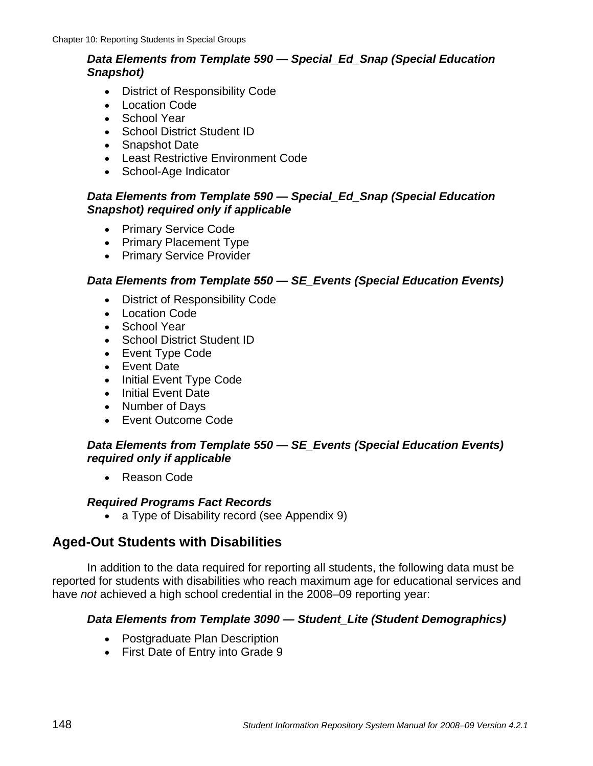***Data Elements from Template 590 — Special_Ed_Snap (Special Education Snapshot)***

- District of Responsibility Code
- Location Code
- School Year
- School District Student ID
- Snapshot Date
- Least Restrictive Environment Code
- School-Age Indicator

***Data Elements from Template 590 — Special_Ed_Snap (Special Education Snapshot) required only if applicable***

- Primary Service Code
- Primary Placement Type
- Primary Service Provider

***Data Elements from Template 550 — SE_Events (Special Education Events)***

- District of Responsibility Code
- Location Code
- School Year
- School District Student ID
- Event Type Code
- Event Date
- Initial Event Type Code
- Initial Event Date
- Number of Days
- Event Outcome Code

***Data Elements from Template 550 — SE_Events (Special Education Events) required only if applicable***

- Reason Code

***Required Programs Fact Records***

- a Type of Disability record (see Appendix 9)

## Aged-Out Students with Disabilities

In addition to the data required for reporting all students, the following data must be reported for students with disabilities who reach maximum age for educational services and have *not* achieved a high school credential in the 2008–09 reporting year:

***Data Elements from Template 3090 — Student_Lite (Student Demographics)***

- Postgraduate Plan Description
- First Date of Entry into Grade 9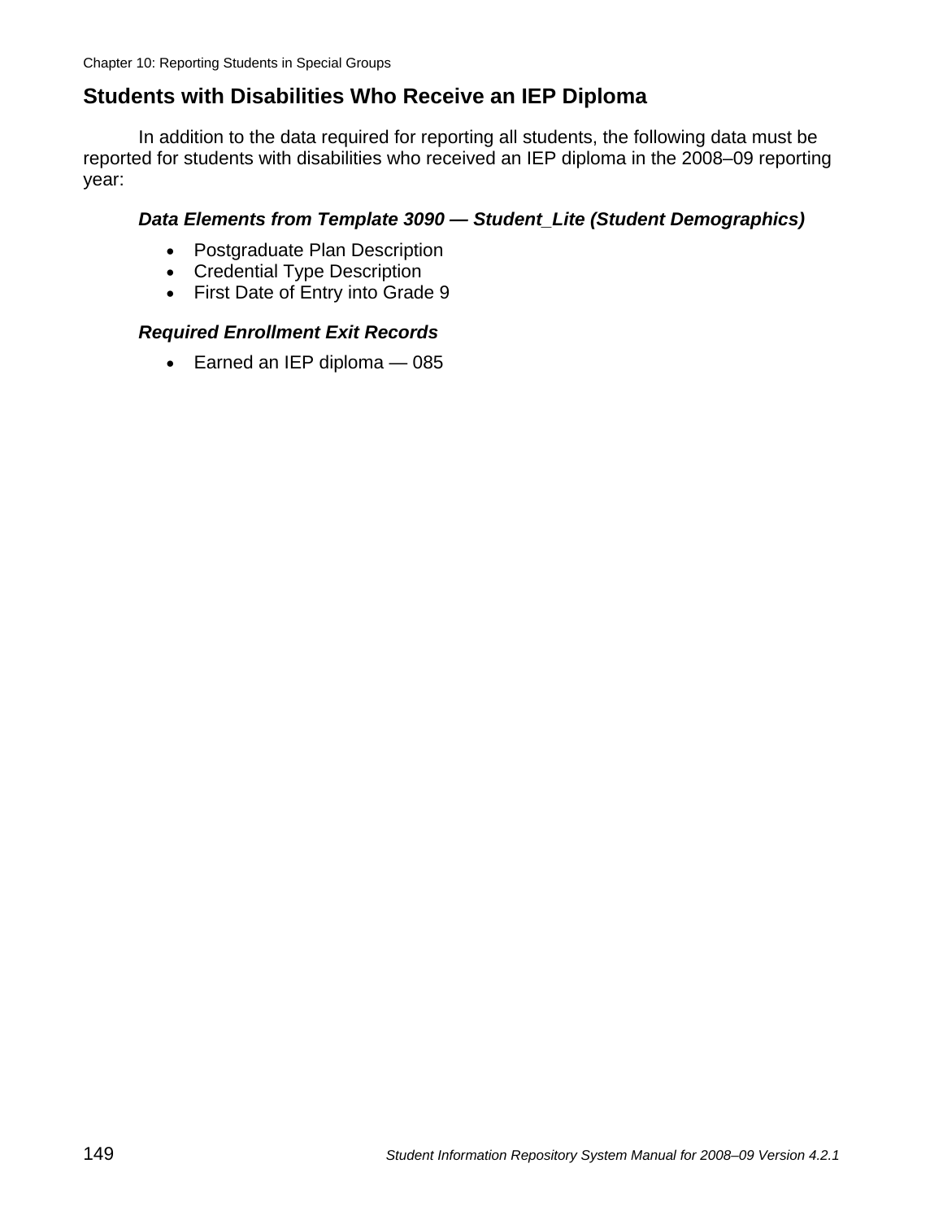## Students with Disabilities Who Receive an IEP Diploma

In addition to the data required for reporting all students, the following data must be reported for students with disabilities who received an IEP diploma in the 2008–09 reporting year:

### *Data Elements from Template 3090 — Student_Lite (Student Demographics)*

- Postgraduate Plan Description
- Credential Type Description
- First Date of Entry into Grade 9

### *Required Enrollment Exit Records*

- Earned an IEP diploma — 085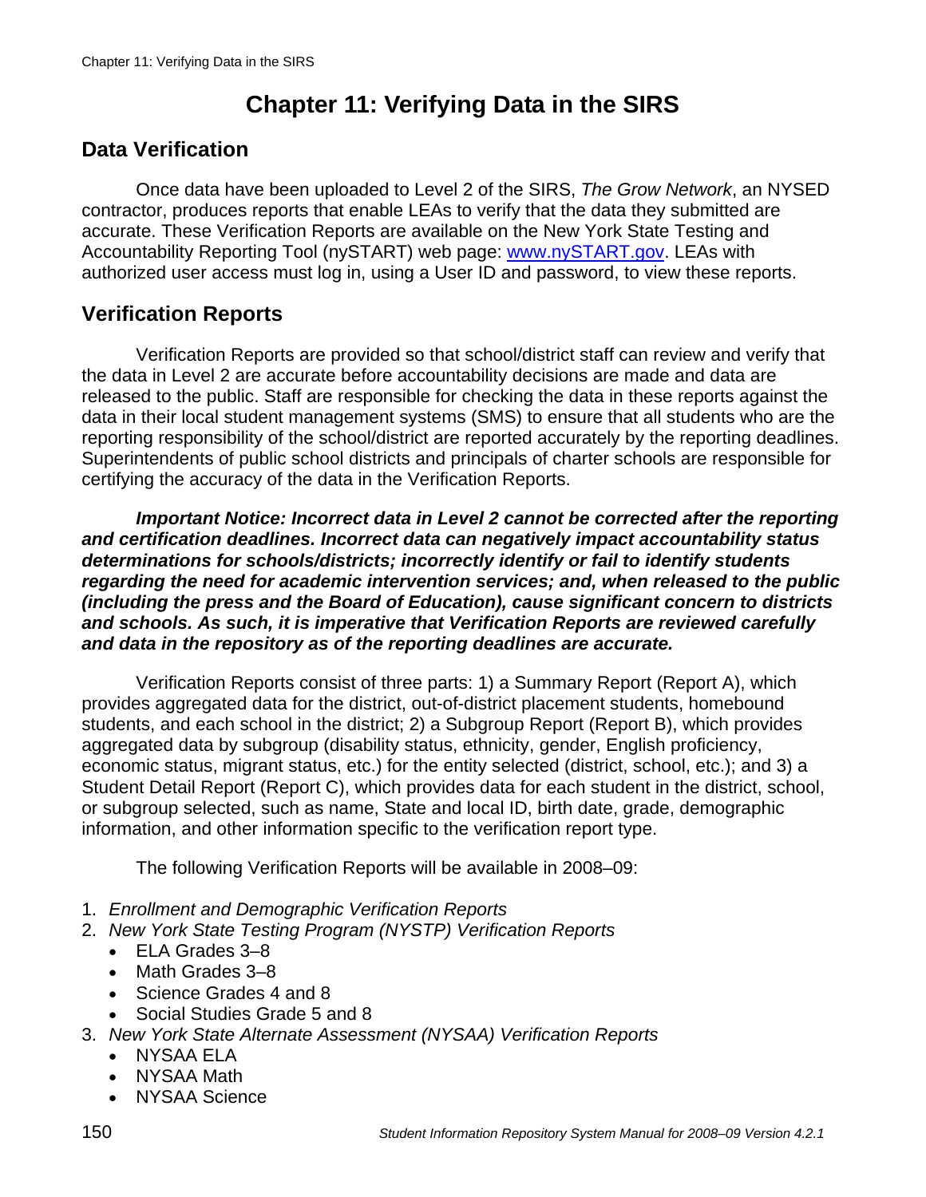# Chapter 11: Verifying Data in the SIRS

## Data Verification

Once data have been uploaded to Level 2 of the SIRS, *The Grow Network*, an NYSED contractor, produces reports that enable LEAs to verify that the data they submitted are accurate. These Verification Reports are available on the New York State Testing and Accountability Reporting Tool (nySTART) web page: www.nySTART.gov. LEAs with authorized user access must log in, using a User ID and password, to view these reports.

## Verification Reports

Verification Reports are provided so that school/district staff can review and verify that the data in Level 2 are accurate before accountability decisions are made and data are released to the public. Staff are responsible for checking the data in these reports against the data in their local student management systems (SMS) to ensure that all students who are the reporting responsibility of the school/district are reported accurately by the reporting deadlines. Superintendents of public school districts and principals of charter schools are responsible for certifying the accuracy of the data in the Verification Reports.

***Important Notice: Incorrect data in Level 2 cannot be corrected after the reporting and certification deadlines. Incorrect data can negatively impact accountability status determinations for schools/districts; incorrectly identify or fail to identify students regarding the need for academic intervention services; and, when released to the public (including the press and the Board of Education), cause significant concern to districts and schools. As such, it is imperative that Verification Reports are reviewed carefully and data in the repository as of the reporting deadlines are accurate.***

Verification Reports consist of three parts: 1) a Summary Report (Report A), which provides aggregated data for the district, out-of-district placement students, homebound students, and each school in the district; 2) a Subgroup Report (Report B), which provides aggregated data by subgroup (disability status, ethnicity, gender, English proficiency, economic status, migrant status, etc.) for the entity selected (district, school, etc.); and 3) a Student Detail Report (Report C), which provides data for each student in the district, school, or subgroup selected, such as name, State and local ID, birth date, grade, demographic information, and other information specific to the verification report type.

The following Verification Reports will be available in 2008–09:

1. *Enrollment and Demographic Verification Reports*
2. *New York State Testing Program (NYSTP) Verification Reports*
   - ELA Grades 3–8
   - Math Grades 3–8
   - Science Grades 4 and 8
   - Social Studies Grade 5 and 8
3. *New York State Alternate Assessment (NYSAA) Verification Reports*
   - NYSAA ELA
   - NYSAA Math
   - NYSAA Science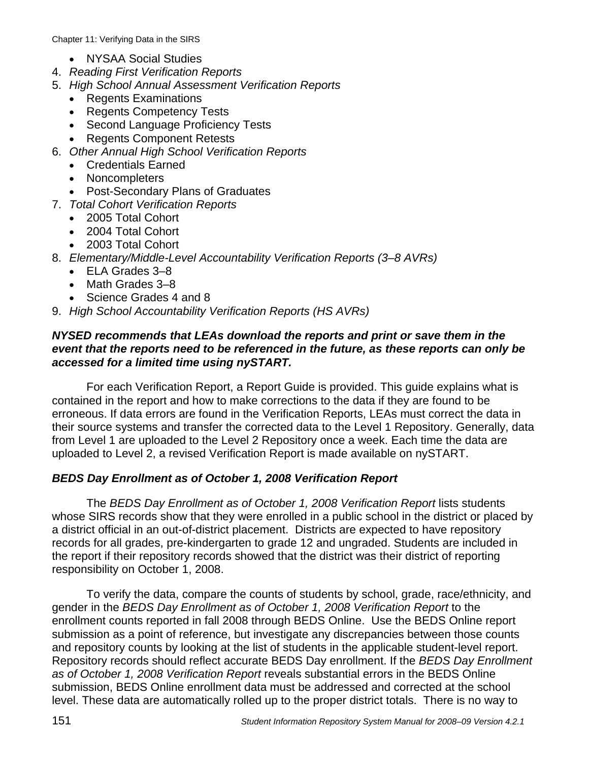- NYSAA Social Studies

4. *Reading First Verification Reports*
5. *High School Annual Assessment Verification Reports*
   - Regents Examinations
   - Regents Competency Tests
   - Second Language Proficiency Tests
   - Regents Component Retests
6. *Other Annual High School Verification Reports*
   - Credentials Earned
   - Noncompleters
   - Post-Secondary Plans of Graduates
7. *Total Cohort Verification Reports*
   - 2005 Total Cohort
   - 2004 Total Cohort
   - 2003 Total Cohort
8. *Elementary/Middle-Level Accountability Verification Reports (3–8 AVRs)*
   - ELA Grades 3–8
   - Math Grades 3–8
   - Science Grades 4 and 8
9. *High School Accountability Verification Reports (HS AVRs)*

***NYSED recommends that LEAs download the reports and print or save them in the event that the reports need to be referenced in the future, as these reports can only be accessed for a limited time using nySTART.***

For each Verification Report, a Report Guide is provided. This guide explains what is contained in the report and how to make corrections to the data if they are found to be erroneous. If data errors are found in the Verification Reports, LEAs must correct the data in their source systems and transfer the corrected data to the Level 1 Repository. Generally, data from Level 1 are uploaded to the Level 2 Repository once a week. Each time the data are uploaded to Level 2, a revised Verification Report is made available on nySTART.

### *BEDS Day Enrollment as of October 1, 2008 Verification Report*

The *BEDS Day Enrollment as of October 1, 2008 Verification Report* lists students whose SIRS records show that they were enrolled in a public school in the district or placed by a district official in an out-of-district placement. Districts are expected to have repository records for all grades, pre-kindergarten to grade 12 and ungraded. Students are included in the report if their repository records showed that the district was their district of reporting responsibility on October 1, 2008.

To verify the data, compare the counts of students by school, grade, race/ethnicity, and gender in the *BEDS Day Enrollment as of October 1, 2008 Verification Report* to the enrollment counts reported in fall 2008 through BEDS Online. Use the BEDS Online report submission as a point of reference, but investigate any discrepancies between those counts and repository counts by looking at the list of students in the applicable student-level report. Repository records should reflect accurate BEDS Day enrollment. If the *BEDS Day Enrollment as of October 1, 2008 Verification Report* reveals substantial errors in the BEDS Online submission, BEDS Online enrollment data must be addressed and corrected at the school level. These data are automatically rolled up to the proper district totals. There is no way to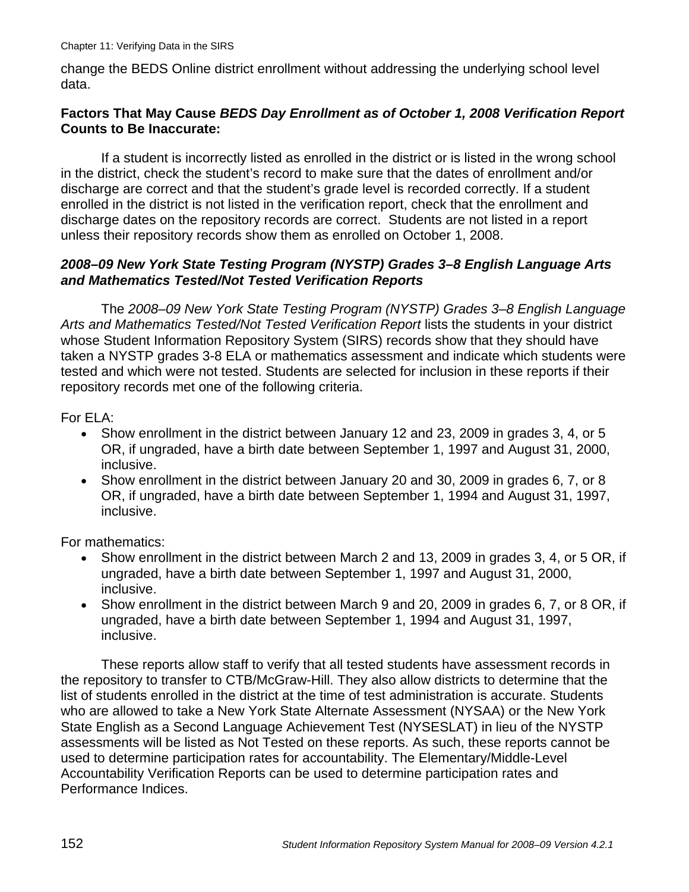change the BEDS Online district enrollment without addressing the underlying school level data.

### Factors That May Cause *BEDS Day Enrollment as of October 1, 2008 Verification Report* Counts to Be Inaccurate:

If a student is incorrectly listed as enrolled in the district or is listed in the wrong school in the district, check the student's record to make sure that the dates of enrollment and/or discharge are correct and that the student's grade level is recorded correctly. If a student enrolled in the district is not listed in the verification report, check that the enrollment and discharge dates on the repository records are correct. Students are not listed in a report unless their repository records show them as enrolled on October 1, 2008.

### *2008–09 New York State Testing Program (NYSTP) Grades 3–8 English Language Arts and Mathematics Tested/Not Tested Verification Reports*

The *2008–09 New York State Testing Program (NYSTP) Grades 3–8 English Language Arts and Mathematics Tested/Not Tested Verification Report* lists the students in your district whose Student Information Repository System (SIRS) records show that they should have taken a NYSTP grades 3-8 ELA or mathematics assessment and indicate which students were tested and which were not tested. Students are selected for inclusion in these reports if their repository records met one of the following criteria.

For ELA:

- Show enrollment in the district between January 12 and 23, 2009 in grades 3, 4, or 5 OR, if ungraded, have a birth date between September 1, 1997 and August 31, 2000, inclusive.
- Show enrollment in the district between January 20 and 30, 2009 in grades 6, 7, or 8 OR, if ungraded, have a birth date between September 1, 1994 and August 31, 1997, inclusive.

For mathematics:

- Show enrollment in the district between March 2 and 13, 2009 in grades 3, 4, or 5 OR, if ungraded, have a birth date between September 1, 1997 and August 31, 2000, inclusive.
- Show enrollment in the district between March 9 and 20, 2009 in grades 6, 7, or 8 OR, if ungraded, have a birth date between September 1, 1994 and August 31, 1997, inclusive.

These reports allow staff to verify that all tested students have assessment records in the repository to transfer to CTB/McGraw-Hill. They also allow districts to determine that the list of students enrolled in the district at the time of test administration is accurate. Students who are allowed to take a New York State Alternate Assessment (NYSAA) or the New York State English as a Second Language Achievement Test (NYSESLAT) in lieu of the NYSTP assessments will be listed as Not Tested on these reports. As such, these reports cannot be used to determine participation rates for accountability. The Elementary/Middle-Level Accountability Verification Reports can be used to determine participation rates and Performance Indices.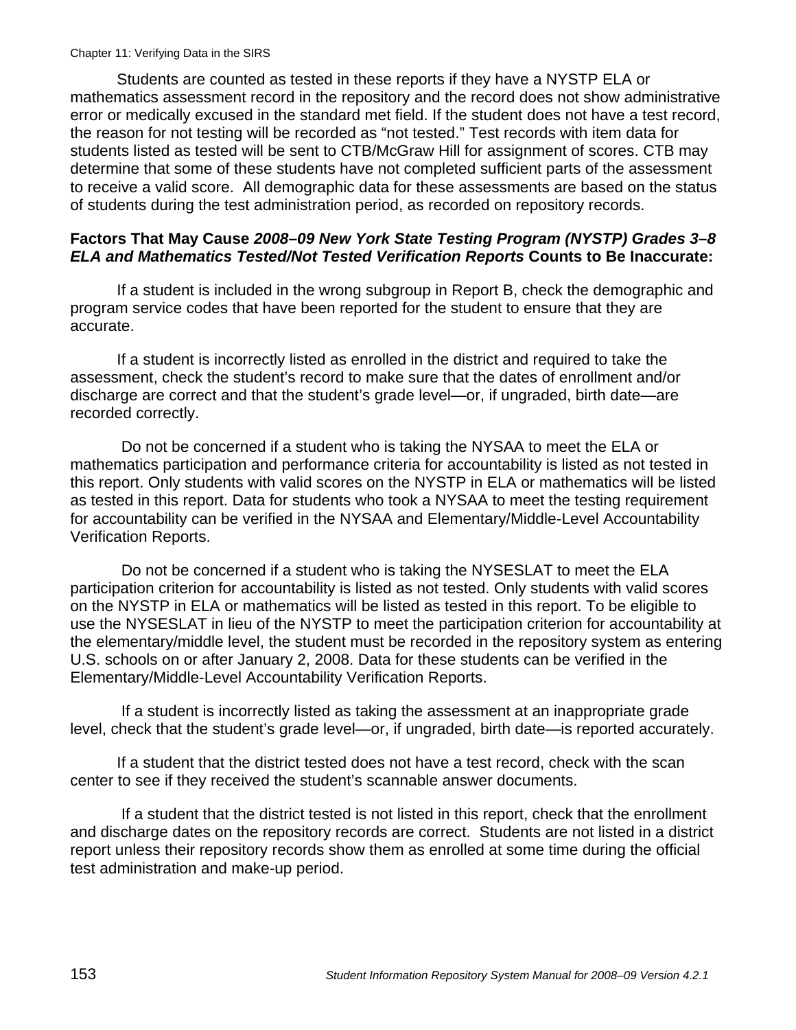Students are counted as tested in these reports if they have a NYSTP ELA or mathematics assessment record in the repository and the record does not show administrative error or medically excused in the standard met field. If the student does not have a test record, the reason for not testing will be recorded as "not tested." Test records with item data for students listed as tested will be sent to CTB/McGraw Hill for assignment of scores. CTB may determine that some of these students have not completed sufficient parts of the assessment to receive a valid score. All demographic data for these assessments are based on the status of students during the test administration period, as recorded on repository records.

**Factors That May Cause *2008–09 New York State Testing Program (NYSTP) Grades 3–8 ELA and Mathematics Tested/Not Tested Verification Reports* Counts to Be Inaccurate:**

If a student is included in the wrong subgroup in Report B, check the demographic and program service codes that have been reported for the student to ensure that they are accurate.

If a student is incorrectly listed as enrolled in the district and required to take the assessment, check the student's record to make sure that the dates of enrollment and/or discharge are correct and that the student's grade level—or, if ungraded, birth date—are recorded correctly.

Do not be concerned if a student who is taking the NYSAA to meet the ELA or mathematics participation and performance criteria for accountability is listed as not tested in this report. Only students with valid scores on the NYSTP in ELA or mathematics will be listed as tested in this report. Data for students who took a NYSAA to meet the testing requirement for accountability can be verified in the NYSAA and Elementary/Middle-Level Accountability Verification Reports.

Do not be concerned if a student who is taking the NYSESLAT to meet the ELA participation criterion for accountability is listed as not tested. Only students with valid scores on the NYSTP in ELA or mathematics will be listed as tested in this report. To be eligible to use the NYSESLAT in lieu of the NYSTP to meet the participation criterion for accountability at the elementary/middle level, the student must be recorded in the repository system as entering U.S. schools on or after January 2, 2008. Data for these students can be verified in the Elementary/Middle-Level Accountability Verification Reports.

If a student is incorrectly listed as taking the assessment at an inappropriate grade level, check that the student's grade level—or, if ungraded, birth date—is reported accurately.

If a student that the district tested does not have a test record, check with the scan center to see if they received the student's scannable answer documents.

If a student that the district tested is not listed in this report, check that the enrollment and discharge dates on the repository records are correct. Students are not listed in a district report unless their repository records show them as enrolled at some time during the official test administration and make-up period.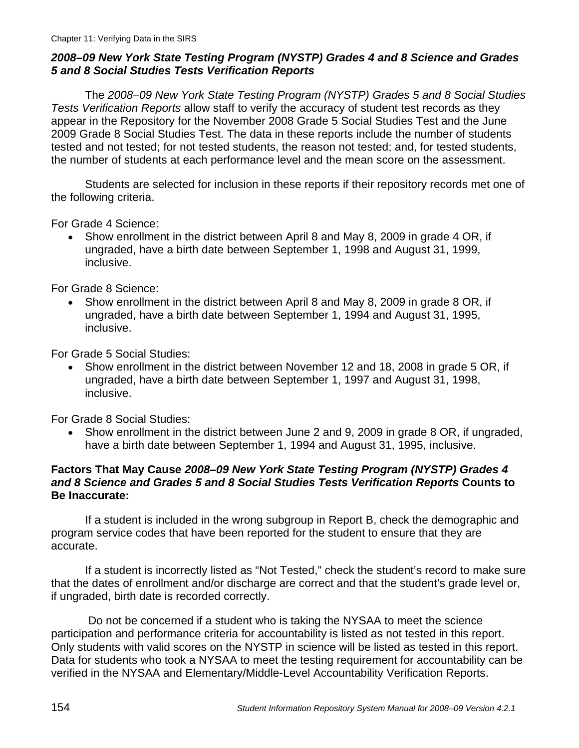## *2008–09 New York State Testing Program (NYSTP) Grades 4 and 8 Science and Grades 5 and 8 Social Studies Tests Verification Reports*

The *2008–09 New York State Testing Program (NYSTP) Grades 5 and 8 Social Studies Tests Verification Reports* allow staff to verify the accuracy of student test records as they appear in the Repository for the November 2008 Grade 5 Social Studies Test and the June 2009 Grade 8 Social Studies Test. The data in these reports include the number of students tested and not tested; for not tested students, the reason not tested; and, for tested students, the number of students at each performance level and the mean score on the assessment.

Students are selected for inclusion in these reports if their repository records met one of the following criteria.

For Grade 4 Science:

- Show enrollment in the district between April 8 and May 8, 2009 in grade 4 OR, if ungraded, have a birth date between September 1, 1998 and August 31, 1999, inclusive.

For Grade 8 Science:

- Show enrollment in the district between April 8 and May 8, 2009 in grade 8 OR, if ungraded, have a birth date between September 1, 1994 and August 31, 1995, inclusive.

For Grade 5 Social Studies:

- Show enrollment in the district between November 12 and 18, 2008 in grade 5 OR, if ungraded, have a birth date between September 1, 1997 and August 31, 1998, inclusive.

For Grade 8 Social Studies:

- Show enrollment in the district between June 2 and 9, 2009 in grade 8 OR, if ungraded, have a birth date between September 1, 1994 and August 31, 1995, inclusive.

### Factors That May Cause *2008–09 New York State Testing Program (NYSTP) Grades 4 and 8 Science and Grades 5 and 8 Social Studies Tests Verification Reports* Counts to Be Inaccurate:

If a student is included in the wrong subgroup in Report B, check the demographic and program service codes that have been reported for the student to ensure that they are accurate.

If a student is incorrectly listed as "Not Tested," check the student's record to make sure that the dates of enrollment and/or discharge are correct and that the student's grade level or, if ungraded, birth date is recorded correctly.

Do not be concerned if a student who is taking the NYSAA to meet the science participation and performance criteria for accountability is listed as not tested in this report. Only students with valid scores on the NYSTP in science will be listed as tested in this report. Data for students who took a NYSAA to meet the testing requirement for accountability can be verified in the NYSAA and Elementary/Middle-Level Accountability Verification Reports.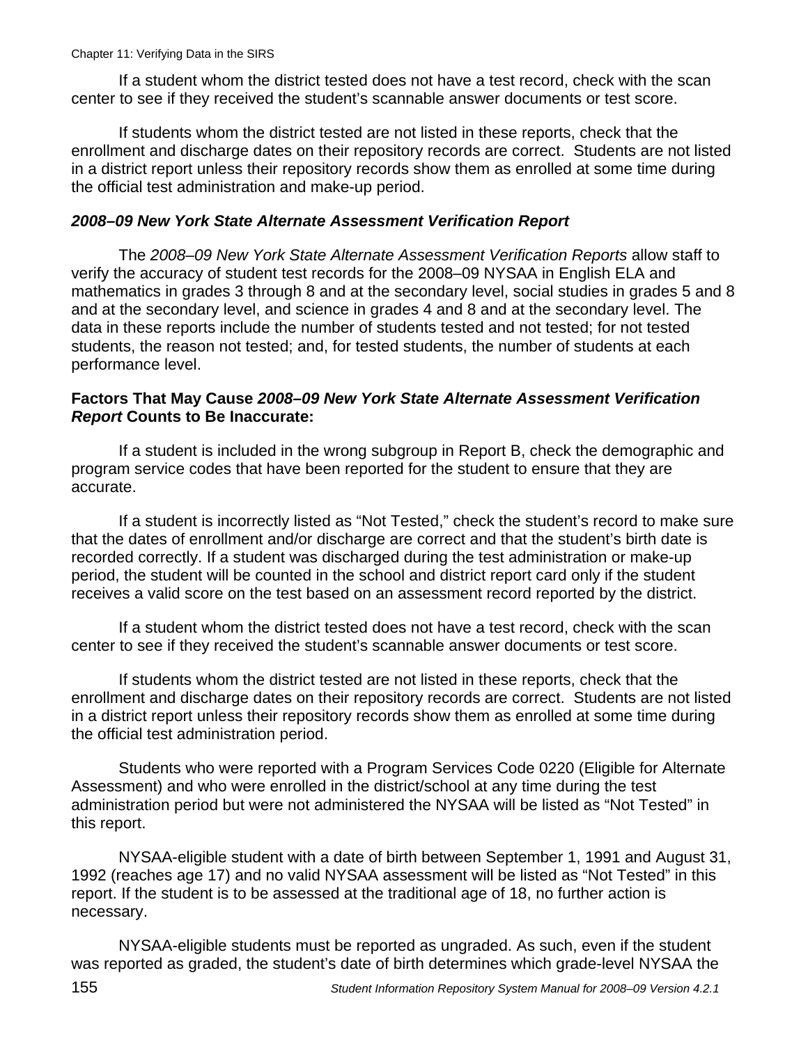If a student whom the district tested does not have a test record, check with the scan center to see if they received the student's scannable answer documents or test score.

If students whom the district tested are not listed in these reports, check that the enrollment and discharge dates on their repository records are correct. Students are not listed in a district report unless their repository records show them as enrolled at some time during the official test administration and make-up period.

### *2008–09 New York State Alternate Assessment Verification Report*

The *2008–09 New York State Alternate Assessment Verification Reports* allow staff to verify the accuracy of student test records for the 2008–09 NYSAA in English ELA and mathematics in grades 3 through 8 and at the secondary level, social studies in grades 5 and 8 and at the secondary level, and science in grades 4 and 8 and at the secondary level. The data in these reports include the number of students tested and not tested; for not tested students, the reason not tested; and, for tested students, the number of students at each performance level.

**Factors That May Cause *2008–09 New York State Alternate Assessment Verification Report* Counts to Be Inaccurate:**

If a student is included in the wrong subgroup in Report B, check the demographic and program service codes that have been reported for the student to ensure that they are accurate.

If a student is incorrectly listed as "Not Tested," check the student's record to make sure that the dates of enrollment and/or discharge are correct and that the student's birth date is recorded correctly. If a student was discharged during the test administration or make-up period, the student will be counted in the school and district report card only if the student receives a valid score on the test based on an assessment record reported by the district.

If a student whom the district tested does not have a test record, check with the scan center to see if they received the student's scannable answer documents or test score.

If students whom the district tested are not listed in these reports, check that the enrollment and discharge dates on their repository records are correct. Students are not listed in a district report unless their repository records show them as enrolled at some time during the official test administration period.

Students who were reported with a Program Services Code 0220 (Eligible for Alternate Assessment) and who were enrolled in the district/school at any time during the test administration period but were not administered the NYSAA will be listed as "Not Tested" in this report.

NYSAA-eligible student with a date of birth between September 1, 1991 and August 31, 1992 (reaches age 17) and no valid NYSAA assessment will be listed as "Not Tested" in this report. If the student is to be assessed at the traditional age of 18, no further action is necessary.

NYSAA-eligible students must be reported as ungraded. As such, even if the student was reported as graded, the student's date of birth determines which grade-level NYSAA the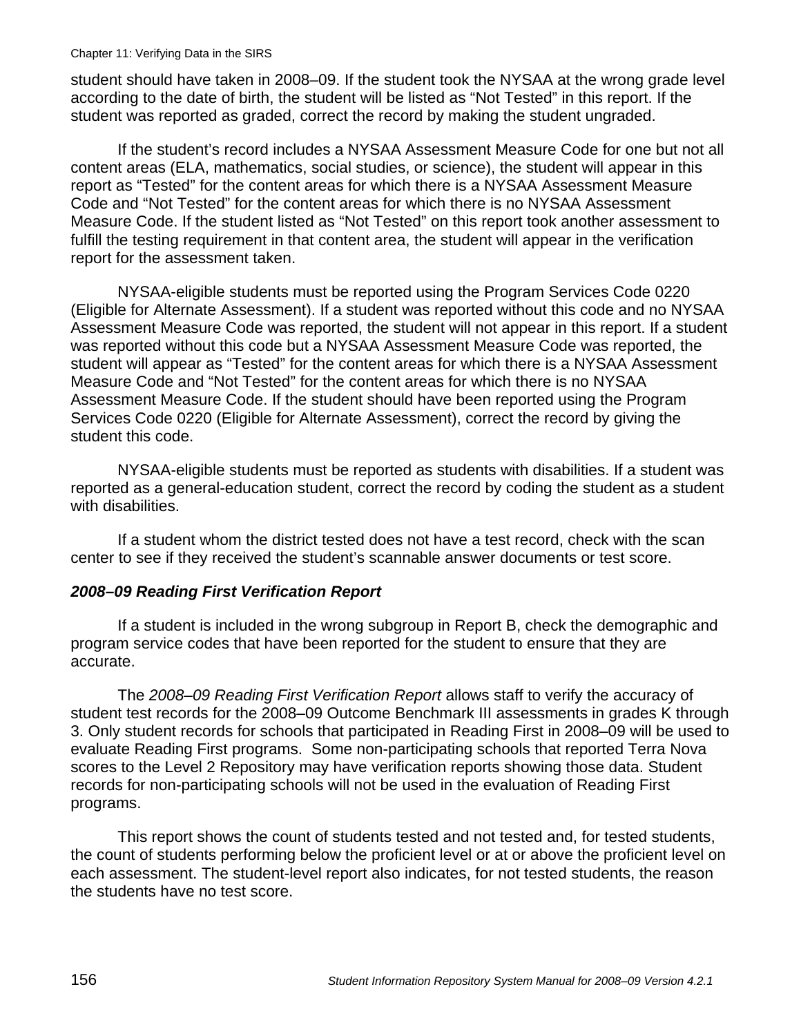student should have taken in 2008–09. If the student took the NYSAA at the wrong grade level according to the date of birth, the student will be listed as "Not Tested" in this report. If the student was reported as graded, correct the record by making the student ungraded.

If the student's record includes a NYSAA Assessment Measure Code for one but not all content areas (ELA, mathematics, social studies, or science), the student will appear in this report as "Tested" for the content areas for which there is a NYSAA Assessment Measure Code and "Not Tested" for the content areas for which there is no NYSAA Assessment Measure Code. If the student listed as "Not Tested" on this report took another assessment to fulfill the testing requirement in that content area, the student will appear in the verification report for the assessment taken.

NYSAA-eligible students must be reported using the Program Services Code 0220 (Eligible for Alternate Assessment). If a student was reported without this code and no NYSAA Assessment Measure Code was reported, the student will not appear in this report. If a student was reported without this code but a NYSAA Assessment Measure Code was reported, the student will appear as "Tested" for the content areas for which there is a NYSAA Assessment Measure Code and "Not Tested" for the content areas for which there is no NYSAA Assessment Measure Code. If the student should have been reported using the Program Services Code 0220 (Eligible for Alternate Assessment), correct the record by giving the student this code.

NYSAA-eligible students must be reported as students with disabilities. If a student was reported as a general-education student, correct the record by coding the student as a student with disabilities.

If a student whom the district tested does not have a test record, check with the scan center to see if they received the student's scannable answer documents or test score.

### *2008–09 Reading First Verification Report*

If a student is included in the wrong subgroup in Report B, check the demographic and program service codes that have been reported for the student to ensure that they are accurate.

The *2008–09 Reading First Verification Report* allows staff to verify the accuracy of student test records for the 2008–09 Outcome Benchmark III assessments in grades K through 3. Only student records for schools that participated in Reading First in 2008–09 will be used to evaluate Reading First programs.  Some non-participating schools that reported Terra Nova scores to the Level 2 Repository may have verification reports showing those data. Student records for non-participating schools will not be used in the evaluation of Reading First programs.

This report shows the count of students tested and not tested and, for tested students, the count of students performing below the proficient level or at or above the proficient level on each assessment. The student-level report also indicates, for not tested students, the reason the students have no test score.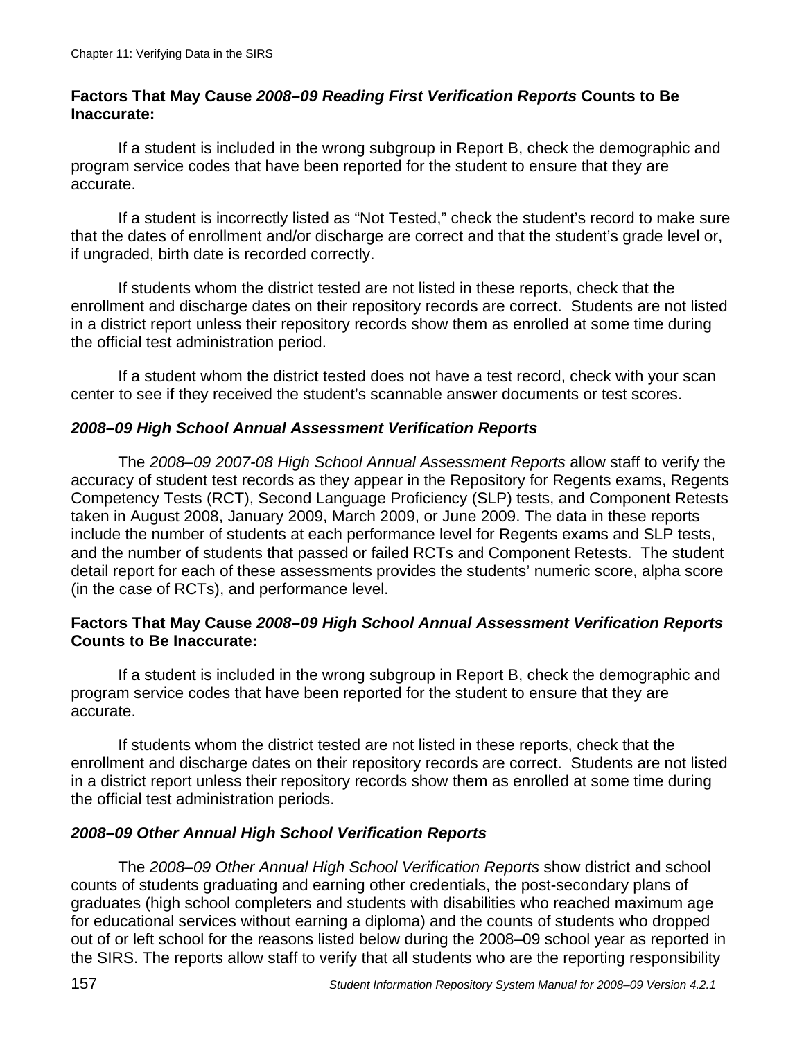**Factors That May Cause *2008–09 Reading First Verification Reports* Counts to Be Inaccurate:**

If a student is included in the wrong subgroup in Report B, check the demographic and program service codes that have been reported for the student to ensure that they are accurate.

If a student is incorrectly listed as "Not Tested," check the student's record to make sure that the dates of enrollment and/or discharge are correct and that the student's grade level or, if ungraded, birth date is recorded correctly.

If students whom the district tested are not listed in these reports, check that the enrollment and discharge dates on their repository records are correct. Students are not listed in a district report unless their repository records show them as enrolled at some time during the official test administration period.

If a student whom the district tested does not have a test record, check with your scan center to see if they received the student's scannable answer documents or test scores.

### *2008–09 High School Annual Assessment Verification Reports*

The *2008–09 2007-08 High School Annual Assessment Reports* allow staff to verify the accuracy of student test records as they appear in the Repository for Regents exams, Regents Competency Tests (RCT), Second Language Proficiency (SLP) tests, and Component Retests taken in August 2008, January 2009, March 2009, or June 2009. The data in these reports include the number of students at each performance level for Regents exams and SLP tests, and the number of students that passed or failed RCTs and Component Retests. The student detail report for each of these assessments provides the students' numeric score, alpha score (in the case of RCTs), and performance level.

**Factors That May Cause *2008–09 High School Annual Assessment Verification Reports* Counts to Be Inaccurate:**

If a student is included in the wrong subgroup in Report B, check the demographic and program service codes that have been reported for the student to ensure that they are accurate.

If students whom the district tested are not listed in these reports, check that the enrollment and discharge dates on their repository records are correct. Students are not listed in a district report unless their repository records show them as enrolled at some time during the official test administration periods.

### *2008–09 Other Annual High School Verification Reports*

The *2008–09 Other Annual High School Verification Reports* show district and school counts of students graduating and earning other credentials, the post-secondary plans of graduates (high school completers and students with disabilities who reached maximum age for educational services without earning a diploma) and the counts of students who dropped out of or left school for the reasons listed below during the 2008–09 school year as reported in the SIRS. The reports allow staff to verify that all students who are the reporting responsibility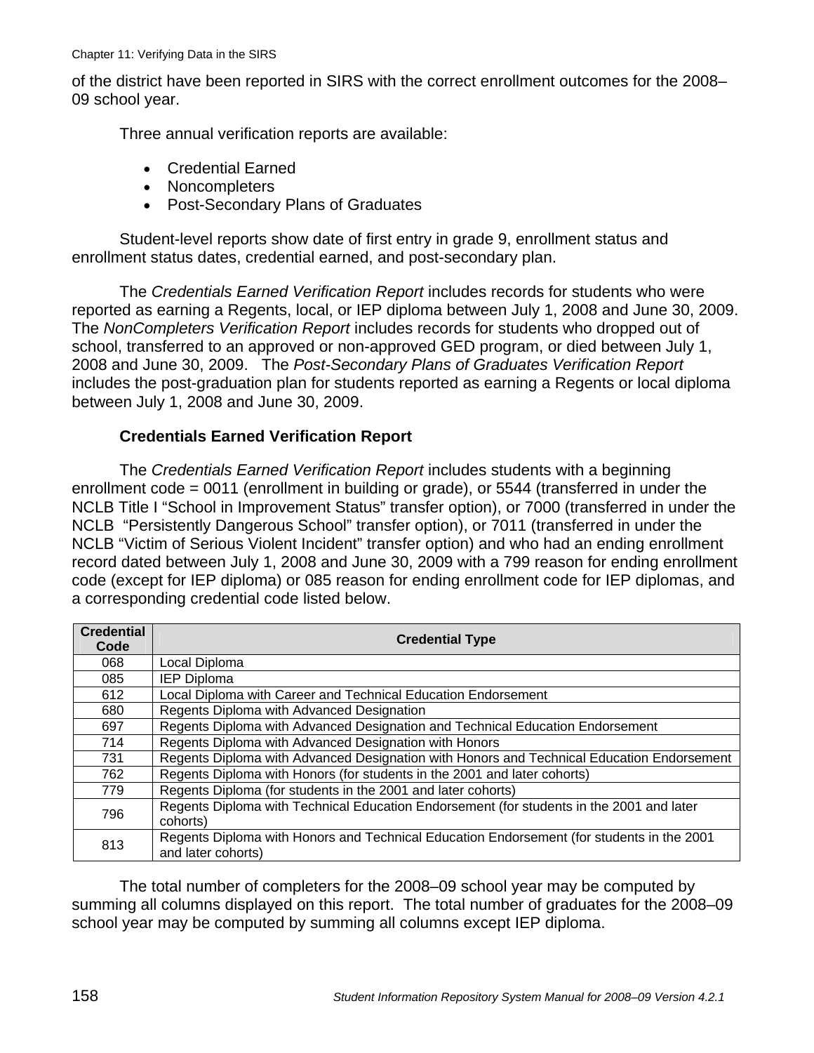of the district have been reported in SIRS with the correct enrollment outcomes for the 2008–09 school year.

Three annual verification reports are available:

- Credential Earned
- Noncompleters
- Post-Secondary Plans of Graduates

Student-level reports show date of first entry in grade 9, enrollment status and enrollment status dates, credential earned, and post-secondary plan.

The *Credentials Earned Verification Report* includes records for students who were reported as earning a Regents, local, or IEP diploma between July 1, 2008 and June 30, 2009. The *NonCompleters Verification Report* includes records for students who dropped out of school, transferred to an approved or non-approved GED program, or died between July 1, 2008 and June 30, 2009. The *Post-Secondary Plans of Graduates Verification Report* includes the post-graduation plan for students reported as earning a Regents or local diploma between July 1, 2008 and June 30, 2009.

### Credentials Earned Verification Report

The *Credentials Earned Verification Report* includes students with a beginning enrollment code = 0011 (enrollment in building or grade), or 5544 (transferred in under the NCLB Title I "School in Improvement Status" transfer option), or 7000 (transferred in under the NCLB "Persistently Dangerous School" transfer option), or 7011 (transferred in under the NCLB "Victim of Serious Violent Incident" transfer option) and who had an ending enrollment record dated between July 1, 2008 and June 30, 2009 with a 799 reason for ending enrollment code (except for IEP diploma) or 085 reason for ending enrollment code for IEP diplomas, and a corresponding credential code listed below.

| Credential Code | Credential Type |
|---|---|
| 068 | Local Diploma |
| 085 | IEP Diploma |
| 612 | Local Diploma with Career and Technical Education Endorsement |
| 680 | Regents Diploma with Advanced Designation |
| 697 | Regents Diploma with Advanced Designation and Technical Education Endorsement |
| 714 | Regents Diploma with Advanced Designation with Honors |
| 731 | Regents Diploma with Advanced Designation with Honors and Technical Education Endorsement |
| 762 | Regents Diploma with Honors (for students in the 2001 and later cohorts) |
| 779 | Regents Diploma (for students in the 2001 and later cohorts) |
| 796 | Regents Diploma with Technical Education Endorsement (for students in the 2001 and later cohorts) |
| 813 | Regents Diploma with Honors and Technical Education Endorsement (for students in the 2001 and later cohorts) |

The total number of completers for the 2008–09 school year may be computed by summing all columns displayed on this report. The total number of graduates for the 2008–09 school year may be computed by summing all columns except IEP diploma.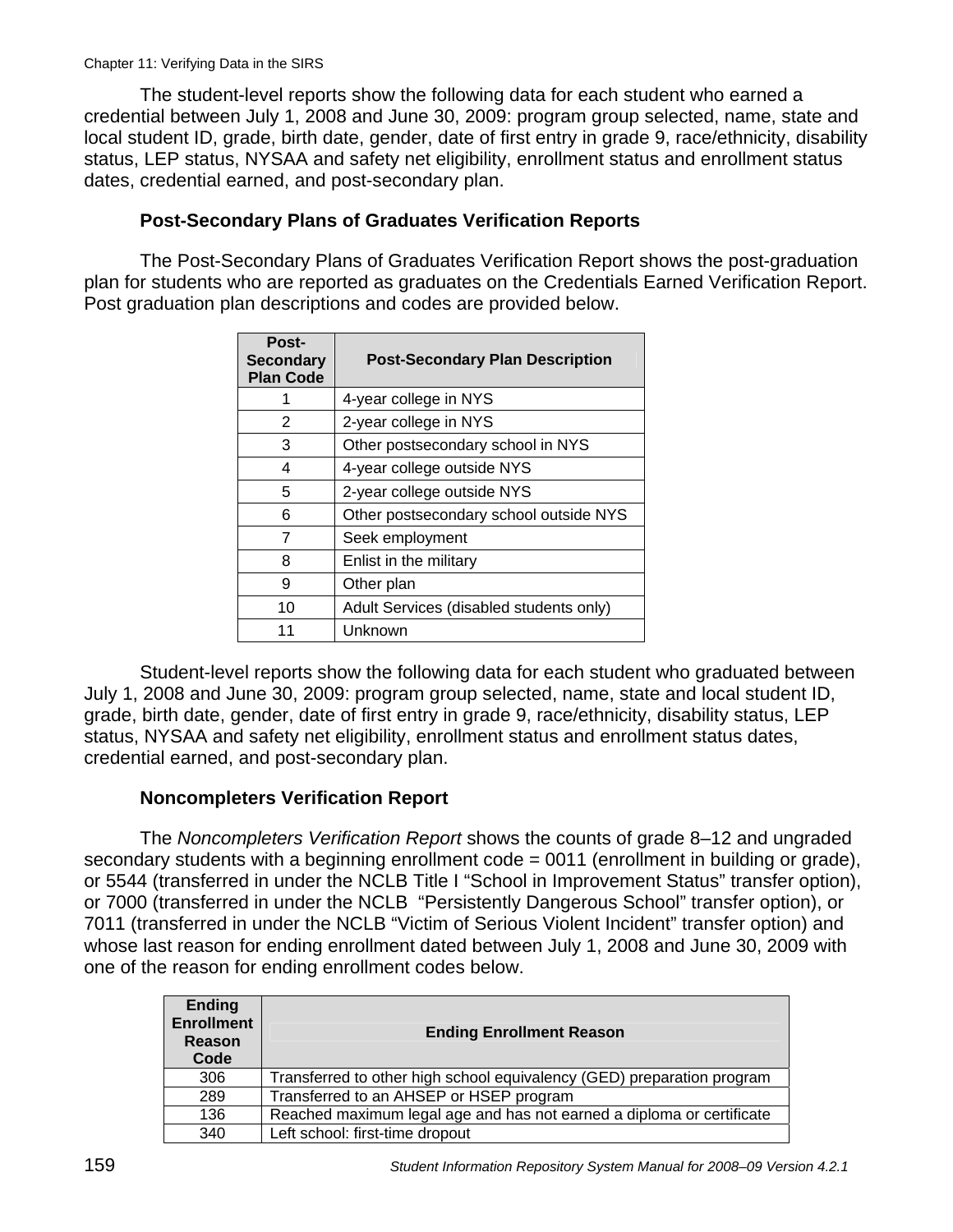The student-level reports show the following data for each student who earned a credential between July 1, 2008 and June 30, 2009: program group selected, name, state and local student ID, grade, birth date, gender, date of first entry in grade 9, race/ethnicity, disability status, LEP status, NYSAA and safety net eligibility, enrollment status and enrollment status dates, credential earned, and post-secondary plan.

### Post-Secondary Plans of Graduates Verification Reports

The Post-Secondary Plans of Graduates Verification Report shows the post-graduation plan for students who are reported as graduates on the Credentials Earned Verification Report. Post graduation plan descriptions and codes are provided below.

| Post-Secondary Plan Code | Post-Secondary Plan Description |
|---|---|
| 1 | 4-year college in NYS |
| 2 | 2-year college in NYS |
| 3 | Other postsecondary school in NYS |
| 4 | 4-year college outside NYS |
| 5 | 2-year college outside NYS |
| 6 | Other postsecondary school outside NYS |
| 7 | Seek employment |
| 8 | Enlist in the military |
| 9 | Other plan |
| 10 | Adult Services (disabled students only) |
| 11 | Unknown |

Student-level reports show the following data for each student who graduated between July 1, 2008 and June 30, 2009: program group selected, name, state and local student ID, grade, birth date, gender, date of first entry in grade 9, race/ethnicity, disability status, LEP status, NYSAA and safety net eligibility, enrollment status and enrollment status dates, credential earned, and post-secondary plan.

### Noncompleters Verification Report

The *Noncompleters Verification Report* shows the counts of grade 8–12 and ungraded secondary students with a beginning enrollment code = 0011 (enrollment in building or grade), or 5544 (transferred in under the NCLB Title I "School in Improvement Status" transfer option), or 7000 (transferred in under the NCLB "Persistently Dangerous School" transfer option), or 7011 (transferred in under the NCLB "Victim of Serious Violent Incident" transfer option) and whose last reason for ending enrollment dated between July 1, 2008 and June 30, 2009 with one of the reason for ending enrollment codes below.

| Ending Enrollment Reason Code | Ending Enrollment Reason |
|---|---|
| 306 | Transferred to other high school equivalency (GED) preparation program |
| 289 | Transferred to an AHSEP or HSEP program |
| 136 | Reached maximum legal age and has not earned a diploma or certificate |
| 340 | Left school: first-time dropout |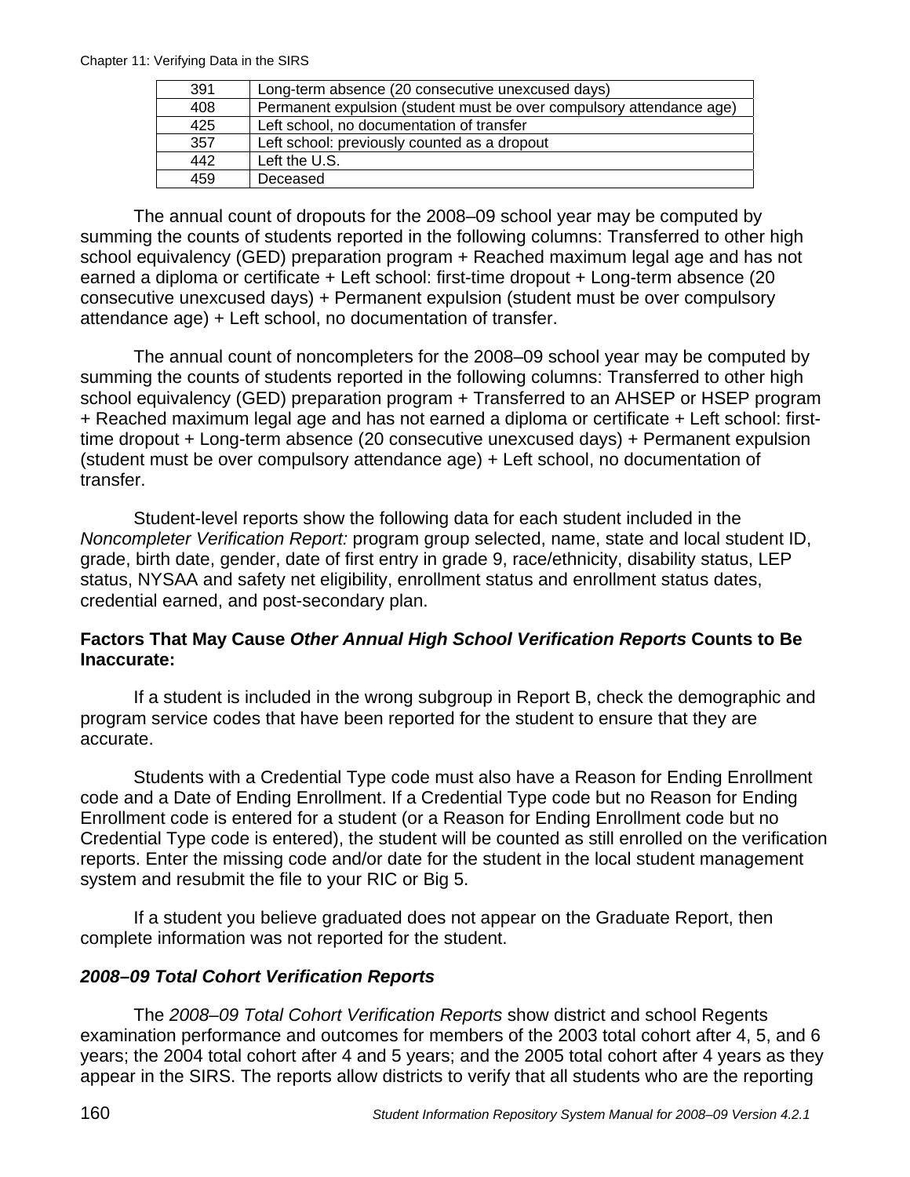| 391 | Long-term absence (20 consecutive unexcused days) |
|---|---|
| 408 | Permanent expulsion (student must be over compulsory attendance age) |
| 425 | Left school, no documentation of transfer |
| 357 | Left school: previously counted as a dropout |
| 442 | Left the U.S. |
| 459 | Deceased |

The annual count of dropouts for the 2008–09 school year may be computed by summing the counts of students reported in the following columns: Transferred to other high school equivalency (GED) preparation program + Reached maximum legal age and has not earned a diploma or certificate + Left school: first-time dropout + Long-term absence (20 consecutive unexcused days) + Permanent expulsion (student must be over compulsory attendance age) + Left school, no documentation of transfer.

The annual count of noncompleters for the 2008–09 school year may be computed by summing the counts of students reported in the following columns: Transferred to other high school equivalency (GED) preparation program + Transferred to an AHSEP or HSEP program + Reached maximum legal age and has not earned a diploma or certificate + Left school: first-time dropout + Long-term absence (20 consecutive unexcused days) + Permanent expulsion (student must be over compulsory attendance age) + Left school, no documentation of transfer.

Student-level reports show the following data for each student included in the *Noncompleter Verification Report:* program group selected, name, state and local student ID, grade, birth date, gender, date of first entry in grade 9, race/ethnicity, disability status, LEP status, NYSAA and safety net eligibility, enrollment status and enrollment status dates, credential earned, and post-secondary plan.

**Factors That May Cause *Other Annual High School Verification Reports* Counts to Be Inaccurate:**

If a student is included in the wrong subgroup in Report B, check the demographic and program service codes that have been reported for the student to ensure that they are accurate.

Students with a Credential Type code must also have a Reason for Ending Enrollment code and a Date of Ending Enrollment. If a Credential Type code but no Reason for Ending Enrollment code is entered for a student (or a Reason for Ending Enrollment code but no Credential Type code is entered), the student will be counted as still enrolled on the verification reports. Enter the missing code and/or date for the student in the local student management system and resubmit the file to your RIC or Big 5.

If a student you believe graduated does not appear on the Graduate Report, then complete information was not reported for the student.

### *2008–09 Total Cohort Verification Reports*

The *2008–09 Total Cohort Verification Reports* show district and school Regents examination performance and outcomes for members of the 2003 total cohort after 4, 5, and 6 years; the 2004 total cohort after 4 and 5 years; and the 2005 total cohort after 4 years as they appear in the SIRS. The reports allow districts to verify that all students who are the reporting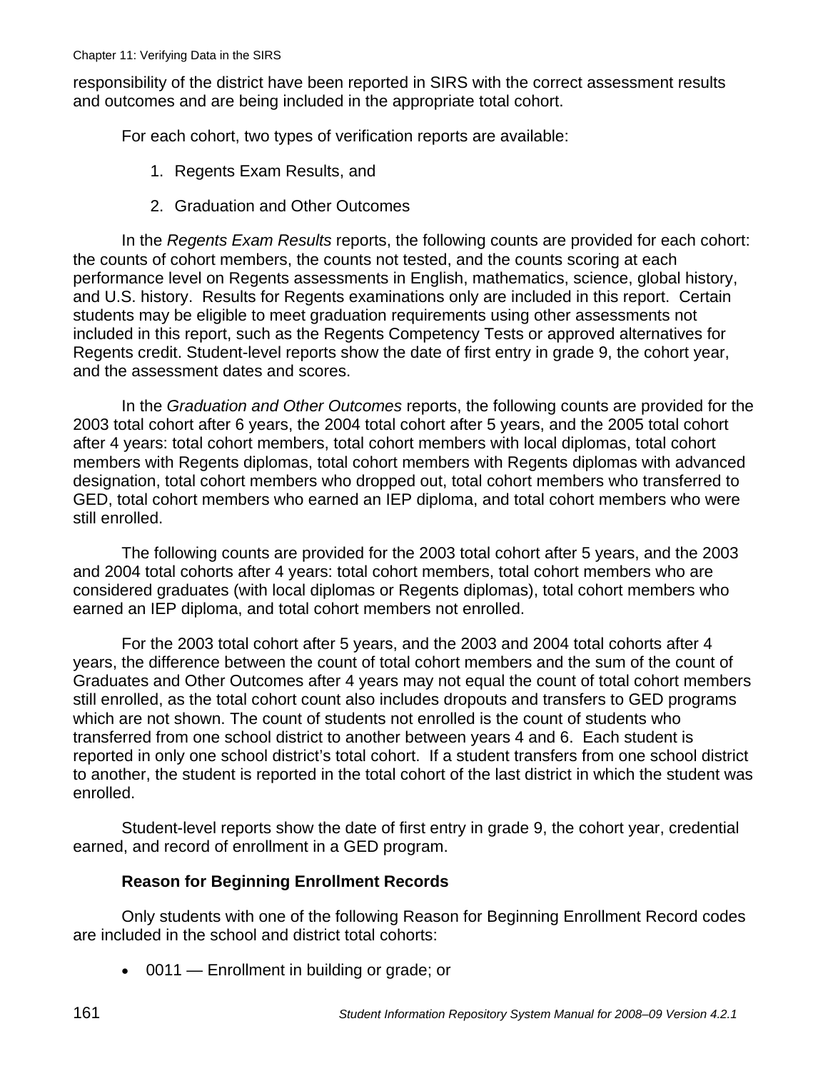responsibility of the district have been reported in SIRS with the correct assessment results and outcomes and are being included in the appropriate total cohort.

For each cohort, two types of verification reports are available:

1. Regents Exam Results, and
2. Graduation and Other Outcomes

In the *Regents Exam Results* reports, the following counts are provided for each cohort: the counts of cohort members, the counts not tested, and the counts scoring at each performance level on Regents assessments in English, mathematics, science, global history, and U.S. history. Results for Regents examinations only are included in this report. Certain students may be eligible to meet graduation requirements using other assessments not included in this report, such as the Regents Competency Tests or approved alternatives for Regents credit. Student-level reports show the date of first entry in grade 9, the cohort year, and the assessment dates and scores.

In the *Graduation and Other Outcomes* reports, the following counts are provided for the 2003 total cohort after 6 years, the 2004 total cohort after 5 years, and the 2005 total cohort after 4 years: total cohort members, total cohort members with local diplomas, total cohort members with Regents diplomas, total cohort members with Regents diplomas with advanced designation, total cohort members who dropped out, total cohort members who transferred to GED, total cohort members who earned an IEP diploma, and total cohort members who were still enrolled.

The following counts are provided for the 2003 total cohort after 5 years, and the 2003 and 2004 total cohorts after 4 years: total cohort members, total cohort members who are considered graduates (with local diplomas or Regents diplomas), total cohort members who earned an IEP diploma, and total cohort members not enrolled.

For the 2003 total cohort after 5 years, and the 2003 and 2004 total cohorts after 4 years, the difference between the count of total cohort members and the sum of the count of Graduates and Other Outcomes after 4 years may not equal the count of total cohort members still enrolled, as the total cohort count also includes dropouts and transfers to GED programs which are not shown. The count of students not enrolled is the count of students who transferred from one school district to another between years 4 and 6. Each student is reported in only one school district's total cohort. If a student transfers from one school district to another, the student is reported in the total cohort of the last district in which the student was enrolled.

Student-level reports show the date of first entry in grade 9, the cohort year, credential earned, and record of enrollment in a GED program.

**Reason for Beginning Enrollment Records**

Only students with one of the following Reason for Beginning Enrollment Record codes are included in the school and district total cohorts:

- 0011 — Enrollment in building or grade; or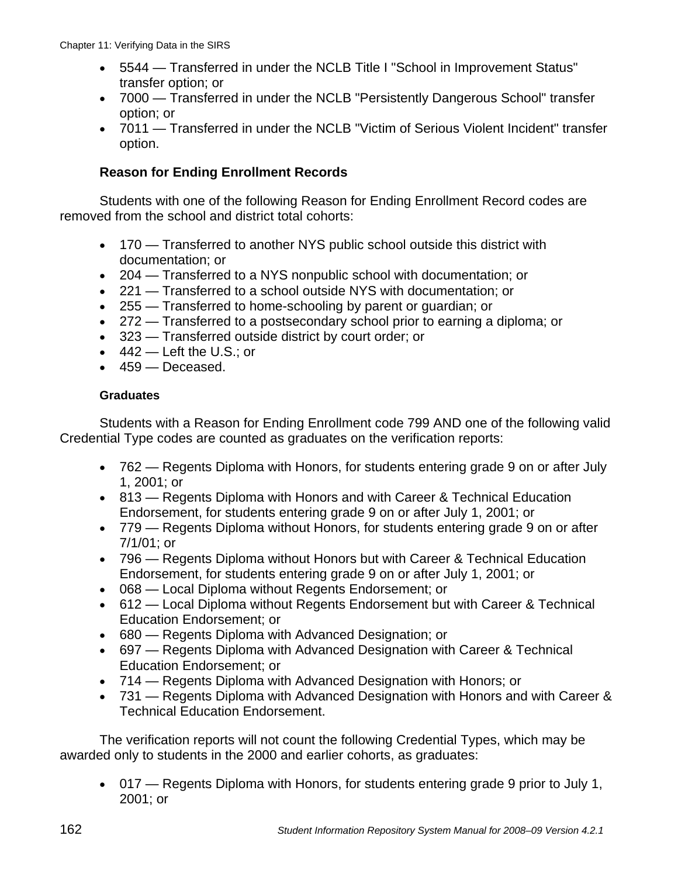- 5544 — Transferred in under the NCLB Title I "School in Improvement Status" transfer option; or
- 7000 — Transferred in under the NCLB "Persistently Dangerous School" transfer option; or
- 7011 — Transferred in under the NCLB "Victim of Serious Violent Incident" transfer option.

### Reason for Ending Enrollment Records

Students with one of the following Reason for Ending Enrollment Record codes are removed from the school and district total cohorts:

- 170 — Transferred to another NYS public school outside this district with documentation; or
- 204 — Transferred to a NYS nonpublic school with documentation; or
- 221 — Transferred to a school outside NYS with documentation; or
- 255 — Transferred to home-schooling by parent or guardian; or
- 272 — Transferred to a postsecondary school prior to earning a diploma; or
- 323 — Transferred outside district by court order; or
- 442 — Left the U.S.; or
- 459 — Deceased.

#### Graduates

Students with a Reason for Ending Enrollment code 799 AND one of the following valid Credential Type codes are counted as graduates on the verification reports:

- 762 — Regents Diploma with Honors, for students entering grade 9 on or after July 1, 2001; or
- 813 — Regents Diploma with Honors and with Career & Technical Education Endorsement, for students entering grade 9 on or after July 1, 2001; or
- 779 — Regents Diploma without Honors, for students entering grade 9 on or after 7/1/01; or
- 796 — Regents Diploma without Honors but with Career & Technical Education Endorsement, for students entering grade 9 on or after July 1, 2001; or
- 068 — Local Diploma without Regents Endorsement; or
- 612 — Local Diploma without Regents Endorsement but with Career & Technical Education Endorsement; or
- 680 — Regents Diploma with Advanced Designation; or
- 697 — Regents Diploma with Advanced Designation with Career & Technical Education Endorsement; or
- 714 — Regents Diploma with Advanced Designation with Honors; or
- 731 — Regents Diploma with Advanced Designation with Honors and with Career & Technical Education Endorsement.

The verification reports will not count the following Credential Types, which may be awarded only to students in the 2000 and earlier cohorts, as graduates:

- 017 — Regents Diploma with Honors, for students entering grade 9 prior to July 1, 2001; or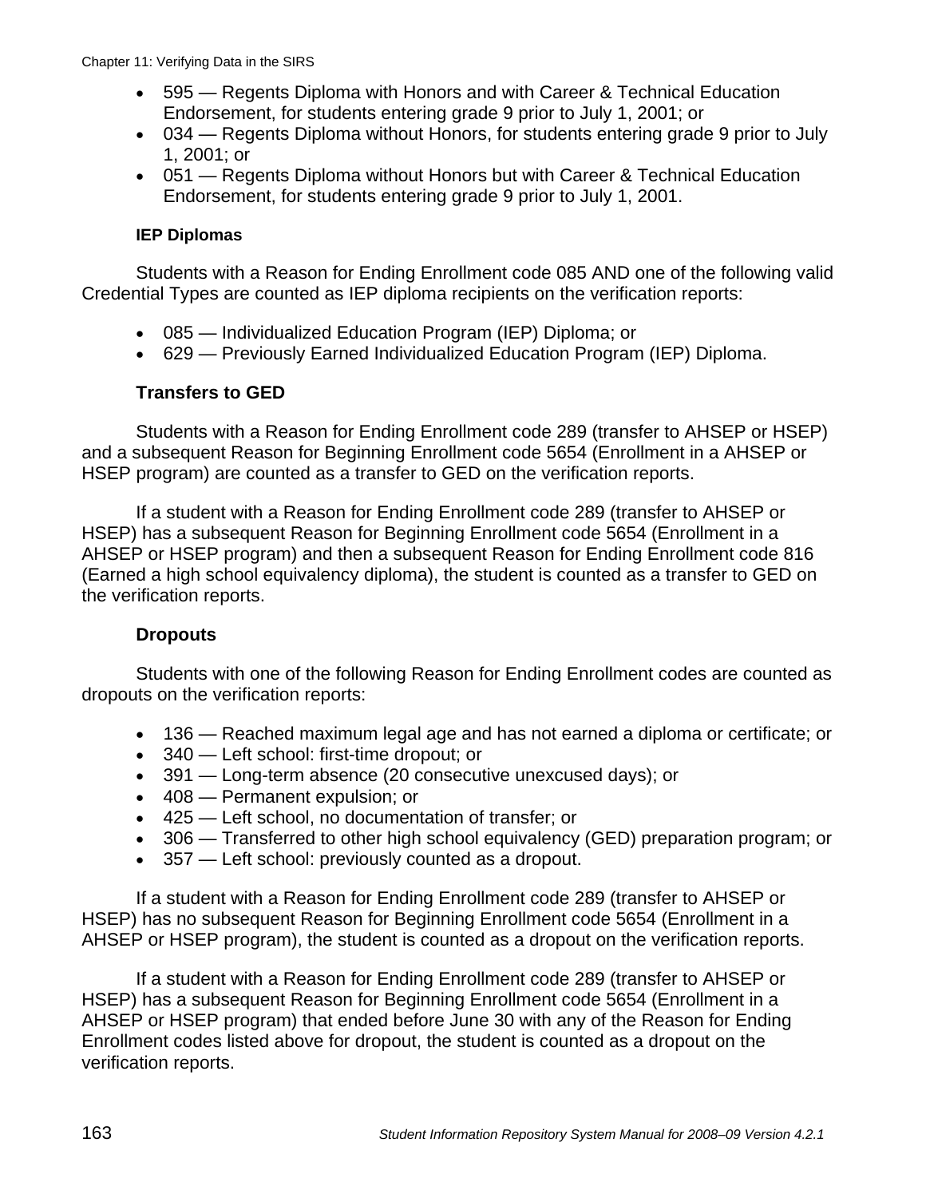- 595 — Regents Diploma with Honors and with Career & Technical Education Endorsement, for students entering grade 9 prior to July 1, 2001; or
- 034 — Regents Diploma without Honors, for students entering grade 9 prior to July 1, 2001; or
- 051 — Regents Diploma without Honors but with Career & Technical Education Endorsement, for students entering grade 9 prior to July 1, 2001.

#### IEP Diplomas

Students with a Reason for Ending Enrollment code 085 AND one of the following valid Credential Types are counted as IEP diploma recipients on the verification reports:

- 085 — Individualized Education Program (IEP) Diploma; or
- 629 — Previously Earned Individualized Education Program (IEP) Diploma.

### Transfers to GED

Students with a Reason for Ending Enrollment code 289 (transfer to AHSEP or HSEP) and a subsequent Reason for Beginning Enrollment code 5654 (Enrollment in a AHSEP or HSEP program) are counted as a transfer to GED on the verification reports.

If a student with a Reason for Ending Enrollment code 289 (transfer to AHSEP or HSEP) has a subsequent Reason for Beginning Enrollment code 5654 (Enrollment in a AHSEP or HSEP program) and then a subsequent Reason for Ending Enrollment code 816 (Earned a high school equivalency diploma), the student is counted as a transfer to GED on the verification reports.

### Dropouts

Students with one of the following Reason for Ending Enrollment codes are counted as dropouts on the verification reports:

- 136 — Reached maximum legal age and has not earned a diploma or certificate; or
- 340 — Left school: first-time dropout; or
- 391 — Long-term absence (20 consecutive unexcused days); or
- 408 — Permanent expulsion; or
- 425 — Left school, no documentation of transfer; or
- 306 — Transferred to other high school equivalency (GED) preparation program; or
- 357 — Left school: previously counted as a dropout.

If a student with a Reason for Ending Enrollment code 289 (transfer to AHSEP or HSEP) has no subsequent Reason for Beginning Enrollment code 5654 (Enrollment in a AHSEP or HSEP program), the student is counted as a dropout on the verification reports.

If a student with a Reason for Ending Enrollment code 289 (transfer to AHSEP or HSEP) has a subsequent Reason for Beginning Enrollment code 5654 (Enrollment in a AHSEP or HSEP program) that ended before June 30 with any of the Reason for Ending Enrollment codes listed above for dropout, the student is counted as a dropout on the verification reports.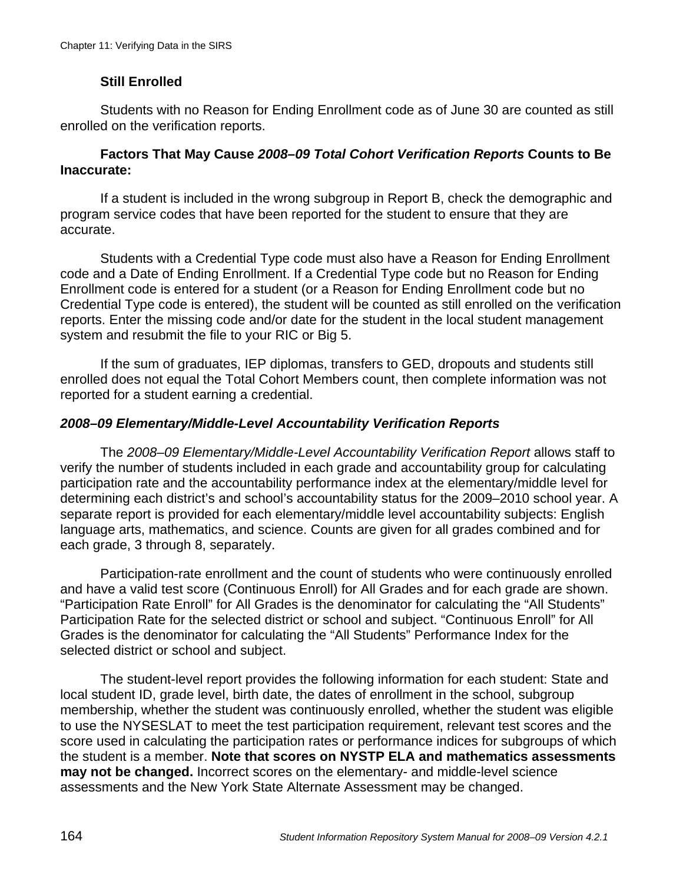### Still Enrolled

Students with no Reason for Ending Enrollment code as of June 30 are counted as still enrolled on the verification reports.

**Factors That May Cause *2008–09 Total Cohort Verification Reports* Counts to Be Inaccurate:**

If a student is included in the wrong subgroup in Report B, check the demographic and program service codes that have been reported for the student to ensure that they are accurate.

Students with a Credential Type code must also have a Reason for Ending Enrollment code and a Date of Ending Enrollment. If a Credential Type code but no Reason for Ending Enrollment code is entered for a student (or a Reason for Ending Enrollment code but no Credential Type code is entered), the student will be counted as still enrolled on the verification reports. Enter the missing code and/or date for the student in the local student management system and resubmit the file to your RIC or Big 5.

If the sum of graduates, IEP diplomas, transfers to GED, dropouts and students still enrolled does not equal the Total Cohort Members count, then complete information was not reported for a student earning a credential.

## *2008–09 Elementary/Middle-Level Accountability Verification Reports*

The *2008–09 Elementary/Middle-Level Accountability Verification Report* allows staff to verify the number of students included in each grade and accountability group for calculating participation rate and the accountability performance index at the elementary/middle level for determining each district's and school's accountability status for the 2009–2010 school year. A separate report is provided for each elementary/middle level accountability subjects: English language arts, mathematics, and science. Counts are given for all grades combined and for each grade, 3 through 8, separately.

Participation-rate enrollment and the count of students who were continuously enrolled and have a valid test score (Continuous Enroll) for All Grades and for each grade are shown. "Participation Rate Enroll" for All Grades is the denominator for calculating the "All Students" Participation Rate for the selected district or school and subject. "Continuous Enroll" for All Grades is the denominator for calculating the "All Students" Performance Index for the selected district or school and subject.

The student-level report provides the following information for each student: State and local student ID, grade level, birth date, the dates of enrollment in the school, subgroup membership, whether the student was continuously enrolled, whether the student was eligible to use the NYSESLAT to meet the test participation requirement, relevant test scores and the score used in calculating the participation rates or performance indices for subgroups of which the student is a member. **Note that scores on NYSTP ELA and mathematics assessments may not be changed.** Incorrect scores on the elementary- and middle-level science assessments and the New York State Alternate Assessment may be changed.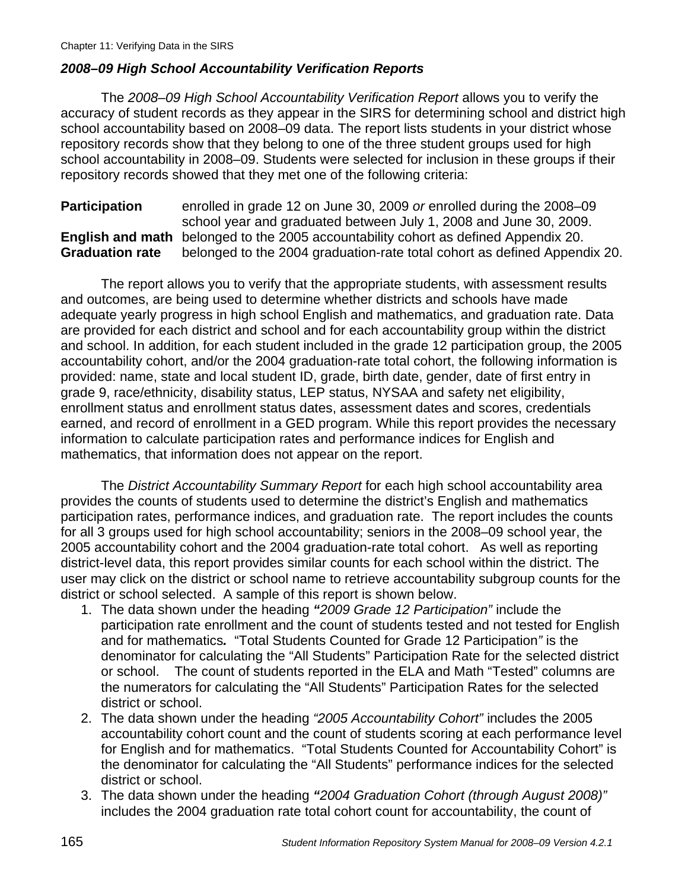### *2008–09 High School Accountability Verification Reports*

The *2008–09 High School Accountability Verification Report* allows you to verify the accuracy of student records as they appear in the SIRS for determining school and district high school accountability based on 2008–09 data. The report lists students in your district whose repository records show that they belong to one of the three student groups used for high school accountability in 2008–09. Students were selected for inclusion in these groups if their repository records showed that they met one of the following criteria:

| | |
|---|---|
| **Participation** | enrolled in grade 12 on June 30, 2009 *or* enrolled during the 2008–09 school year and graduated between July 1, 2008 and June 30, 2009. |
| **English and math** | belonged to the 2005 accountability cohort as defined Appendix 20. |
| **Graduation rate** | belonged to the 2004 graduation-rate total cohort as defined Appendix 20. |

The report allows you to verify that the appropriate students, with assessment results and outcomes, are being used to determine whether districts and schools have made adequate yearly progress in high school English and mathematics, and graduation rate. Data are provided for each district and school and for each accountability group within the district and school. In addition, for each student included in the grade 12 participation group, the 2005 accountability cohort, and/or the 2004 graduation-rate total cohort, the following information is provided: name, state and local student ID, grade, birth date, gender, date of first entry in grade 9, race/ethnicity, disability status, LEP status, NYSAA and safety net eligibility, enrollment status and enrollment status dates, assessment dates and scores, credentials earned, and record of enrollment in a GED program. While this report provides the necessary information to calculate participation rates and performance indices for English and mathematics, that information does not appear on the report.

The *District Accountability Summary Report* for each high school accountability area provides the counts of students used to determine the district's English and mathematics participation rates, performance indices, and graduation rate. The report includes the counts for all 3 groups used for high school accountability; seniors in the 2008–09 school year, the 2005 accountability cohort and the 2004 graduation-rate total cohort. As well as reporting district-level data, this report provides similar counts for each school within the district. The user may click on the district or school name to retrieve accountability subgroup counts for the district or school selected. A sample of this report is shown below.

1. The data shown under the heading ***"2009 Grade 12 Participation"*** include the participation rate enrollment and the count of students tested and not tested for English and for mathematics***.*** "Total Students Counted for Grade 12 Participation*"* is the denominator for calculating the "All Students" Participation Rate for the selected district or school. The count of students reported in the ELA and Math "Tested" columns are the numerators for calculating the "All Students" Participation Rates for the selected district or school.
2. The data shown under the heading *"2005 Accountability Cohort"* includes the 2005 accountability cohort count and the count of students scoring at each performance level for English and for mathematics. "Total Students Counted for Accountability Cohort" is the denominator for calculating the "All Students" performance indices for the selected district or school.
3. The data shown under the heading ***"2004 Graduation Cohort (through August 2008)"*** includes the 2004 graduation rate total cohort count for accountability, the count of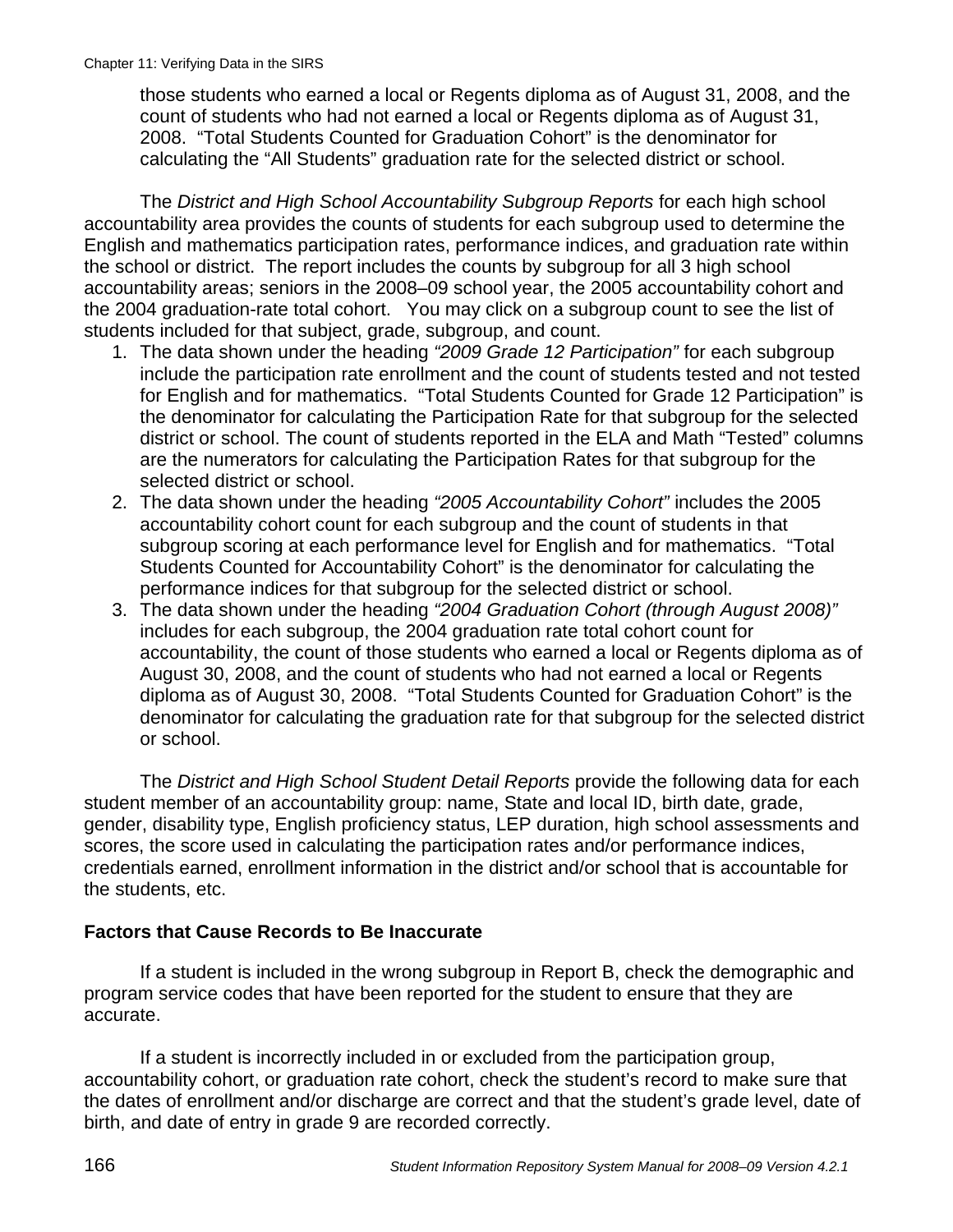those students who earned a local or Regents diploma as of August 31, 2008, and the count of students who had not earned a local or Regents diploma as of August 31, 2008. "Total Students Counted for Graduation Cohort" is the denominator for calculating the "All Students" graduation rate for the selected district or school.

The *District and High School Accountability Subgroup Reports* for each high school accountability area provides the counts of students for each subgroup used to determine the English and mathematics participation rates, performance indices, and graduation rate within the school or district. The report includes the counts by subgroup for all 3 high school accountability areas; seniors in the 2008–09 school year, the 2005 accountability cohort and the 2004 graduation-rate total cohort. You may click on a subgroup count to see the list of students included for that subject, grade, subgroup, and count.

1. The data shown under the heading *"2009 Grade 12 Participation"* for each subgroup include the participation rate enrollment and the count of students tested and not tested for English and for mathematics. "Total Students Counted for Grade 12 Participation" is the denominator for calculating the Participation Rate for that subgroup for the selected district or school. The count of students reported in the ELA and Math "Tested" columns are the numerators for calculating the Participation Rates for that subgroup for the selected district or school.
2. The data shown under the heading *"2005 Accountability Cohort"* includes the 2005 accountability cohort count for each subgroup and the count of students in that subgroup scoring at each performance level for English and for mathematics. "Total Students Counted for Accountability Cohort" is the denominator for calculating the performance indices for that subgroup for the selected district or school.
3. The data shown under the heading *"2004 Graduation Cohort (through August 2008)"* includes for each subgroup, the 2004 graduation rate total cohort count for accountability, the count of those students who earned a local or Regents diploma as of August 30, 2008, and the count of students who had not earned a local or Regents diploma as of August 30, 2008. "Total Students Counted for Graduation Cohort" is the denominator for calculating the graduation rate for that subgroup for the selected district or school.

The *District and High School Student Detail Reports* provide the following data for each student member of an accountability group: name, State and local ID, birth date, grade, gender, disability type, English proficiency status, LEP duration, high school assessments and scores, the score used in calculating the participation rates and/or performance indices, credentials earned, enrollment information in the district and/or school that is accountable for the students, etc.

### Factors that Cause Records to Be Inaccurate

If a student is included in the wrong subgroup in Report B, check the demographic and program service codes that have been reported for the student to ensure that they are accurate.

If a student is incorrectly included in or excluded from the participation group, accountability cohort, or graduation rate cohort, check the student's record to make sure that the dates of enrollment and/or discharge are correct and that the student's grade level, date of birth, and date of entry in grade 9 are recorded correctly.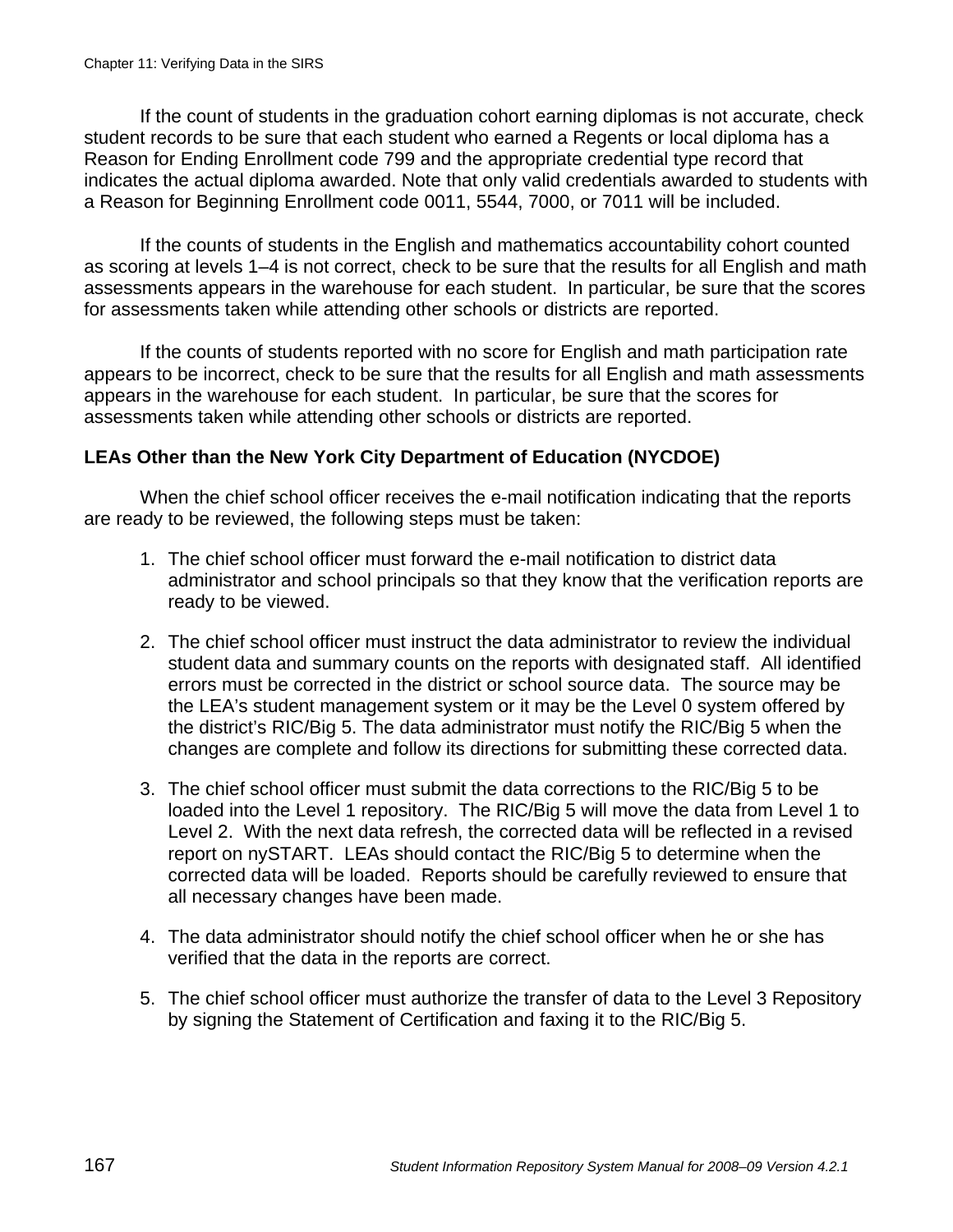If the count of students in the graduation cohort earning diplomas is not accurate, check student records to be sure that each student who earned a Regents or local diploma has a Reason for Ending Enrollment code 799 and the appropriate credential type record that indicates the actual diploma awarded. Note that only valid credentials awarded to students with a Reason for Beginning Enrollment code 0011, 5544, 7000, or 7011 will be included.

If the counts of students in the English and mathematics accountability cohort counted as scoring at levels 1–4 is not correct, check to be sure that the results for all English and math assessments appears in the warehouse for each student. In particular, be sure that the scores for assessments taken while attending other schools or districts are reported.

If the counts of students reported with no score for English and math participation rate appears to be incorrect, check to be sure that the results for all English and math assessments appears in the warehouse for each student. In particular, be sure that the scores for assessments taken while attending other schools or districts are reported.

**LEAs Other than the New York City Department of Education (NYCDOE)**

When the chief school officer receives the e-mail notification indicating that the reports are ready to be reviewed, the following steps must be taken:

1. The chief school officer must forward the e-mail notification to district data administrator and school principals so that they know that the verification reports are ready to be viewed.

2. The chief school officer must instruct the data administrator to review the individual student data and summary counts on the reports with designated staff. All identified errors must be corrected in the district or school source data. The source may be the LEA's student management system or it may be the Level 0 system offered by the district's RIC/Big 5. The data administrator must notify the RIC/Big 5 when the changes are complete and follow its directions for submitting these corrected data.

3. The chief school officer must submit the data corrections to the RIC/Big 5 to be loaded into the Level 1 repository. The RIC/Big 5 will move the data from Level 1 to Level 2. With the next data refresh, the corrected data will be reflected in a revised report on nySTART. LEAs should contact the RIC/Big 5 to determine when the corrected data will be loaded. Reports should be carefully reviewed to ensure that all necessary changes have been made.

4. The data administrator should notify the chief school officer when he or she has verified that the data in the reports are correct.

5. The chief school officer must authorize the transfer of data to the Level 3 Repository by signing the Statement of Certification and faxing it to the RIC/Big 5.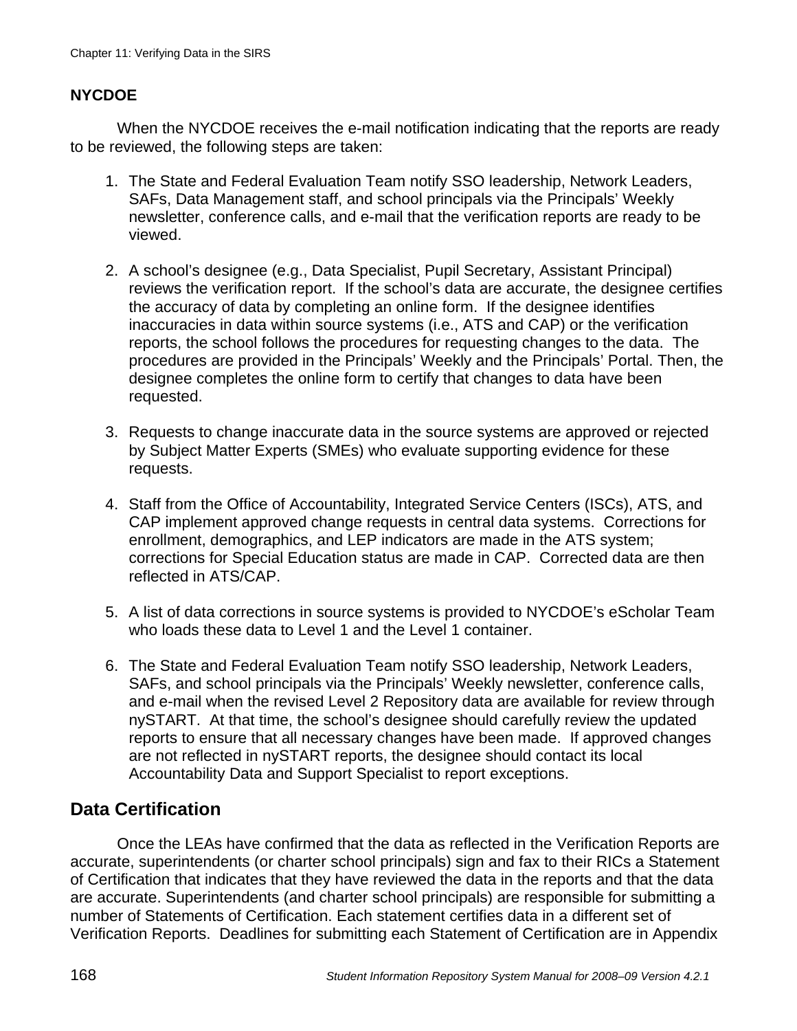**NYCDOE**

When the NYCDOE receives the e-mail notification indicating that the reports are ready to be reviewed, the following steps are taken:

1. The State and Federal Evaluation Team notify SSO leadership, Network Leaders, SAFs, Data Management staff, and school principals via the Principals' Weekly newsletter, conference calls, and e-mail that the verification reports are ready to be viewed.

2. A school's designee (e.g., Data Specialist, Pupil Secretary, Assistant Principal) reviews the verification report. If the school's data are accurate, the designee certifies the accuracy of data by completing an online form. If the designee identifies inaccuracies in data within source systems (i.e., ATS and CAP) or the verification reports, the school follows the procedures for requesting changes to the data. The procedures are provided in the Principals' Weekly and the Principals' Portal. Then, the designee completes the online form to certify that changes to data have been requested.

3. Requests to change inaccurate data in the source systems are approved or rejected by Subject Matter Experts (SMEs) who evaluate supporting evidence for these requests.

4. Staff from the Office of Accountability, Integrated Service Centers (ISCs), ATS, and CAP implement approved change requests in central data systems. Corrections for enrollment, demographics, and LEP indicators are made in the ATS system; corrections for Special Education status are made in CAP. Corrected data are then reflected in ATS/CAP.

5. A list of data corrections in source systems is provided to NYCDOE's eScholar Team who loads these data to Level 1 and the Level 1 container.

6. The State and Federal Evaluation Team notify SSO leadership, Network Leaders, SAFs, and school principals via the Principals' Weekly newsletter, conference calls, and e-mail when the revised Level 2 Repository data are available for review through nySTART. At that time, the school's designee should carefully review the updated reports to ensure that all necessary changes have been made. If approved changes are not reflected in nySTART reports, the designee should contact its local Accountability Data and Support Specialist to report exceptions.

## Data Certification

Once the LEAs have confirmed that the data as reflected in the Verification Reports are accurate, superintendents (or charter school principals) sign and fax to their RICs a Statement of Certification that indicates that they have reviewed the data in the reports and that the data are accurate. Superintendents (and charter school principals) are responsible for submitting a number of Statements of Certification. Each statement certifies data in a different set of Verification Reports. Deadlines for submitting each Statement of Certification are in Appendix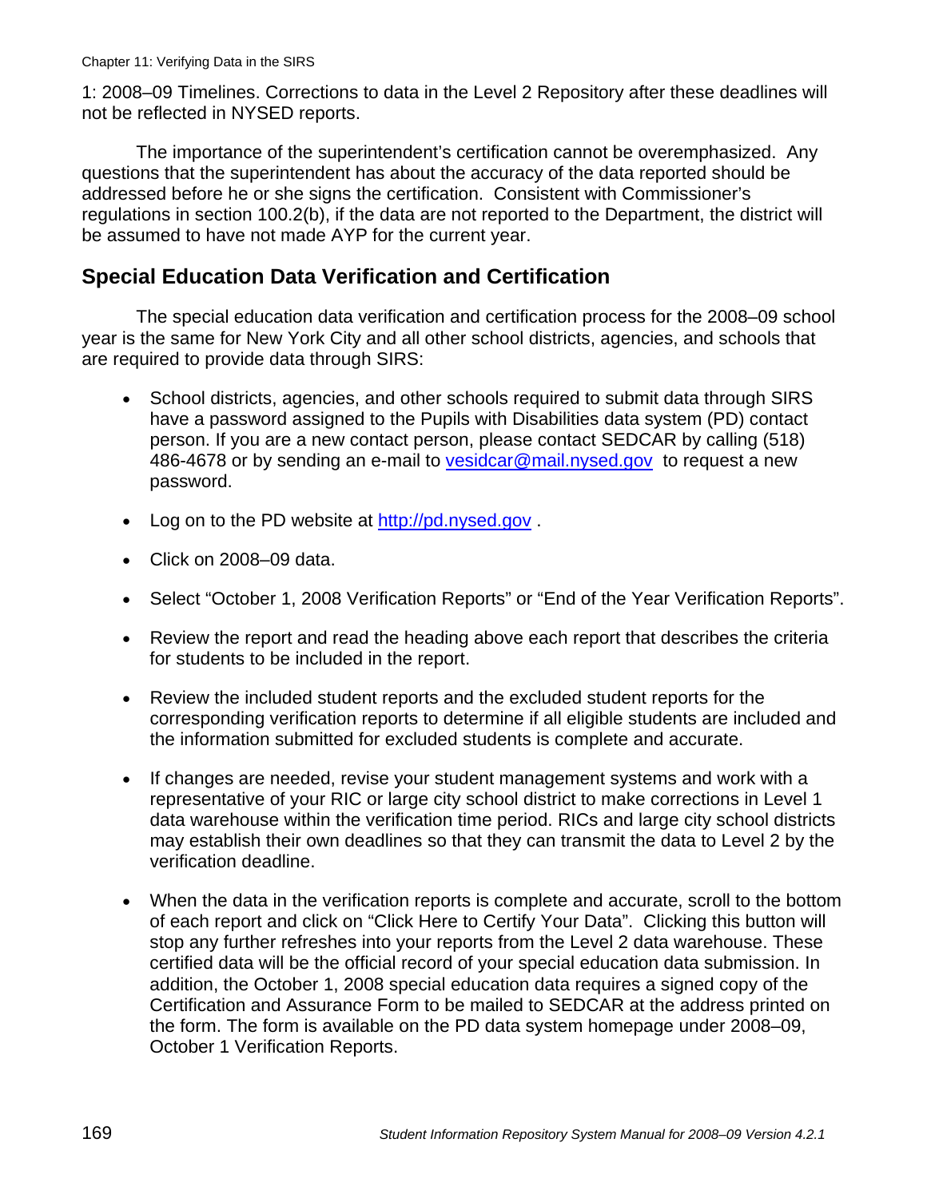1: 2008–09 Timelines. Corrections to data in the Level 2 Repository after these deadlines will not be reflected in NYSED reports.

The importance of the superintendent's certification cannot be overemphasized. Any questions that the superintendent has about the accuracy of the data reported should be addressed before he or she signs the certification. Consistent with Commissioner's regulations in section 100.2(b), if the data are not reported to the Department, the district will be assumed to have not made AYP for the current year.

## Special Education Data Verification and Certification

The special education data verification and certification process for the 2008–09 school year is the same for New York City and all other school districts, agencies, and schools that are required to provide data through SIRS:

- School districts, agencies, and other schools required to submit data through SIRS have a password assigned to the Pupils with Disabilities data system (PD) contact person. If you are a new contact person, please contact SEDCAR by calling (518) 486-4678 or by sending an e-mail to vesidcar@mail.nysed.gov to request a new password.
- Log on to the PD website at http://pd.nysed.gov .
- Click on 2008–09 data.
- Select "October 1, 2008 Verification Reports" or "End of the Year Verification Reports".
- Review the report and read the heading above each report that describes the criteria for students to be included in the report.
- Review the included student reports and the excluded student reports for the corresponding verification reports to determine if all eligible students are included and the information submitted for excluded students is complete and accurate.
- If changes are needed, revise your student management systems and work with a representative of your RIC or large city school district to make corrections in Level 1 data warehouse within the verification time period. RICs and large city school districts may establish their own deadlines so that they can transmit the data to Level 2 by the verification deadline.
- When the data in the verification reports is complete and accurate, scroll to the bottom of each report and click on "Click Here to Certify Your Data". Clicking this button will stop any further refreshes into your reports from the Level 2 data warehouse. These certified data will be the official record of your special education data submission. In addition, the October 1, 2008 special education data requires a signed copy of the Certification and Assurance Form to be mailed to SEDCAR at the address printed on the form. The form is available on the PD data system homepage under 2008–09, October 1 Verification Reports.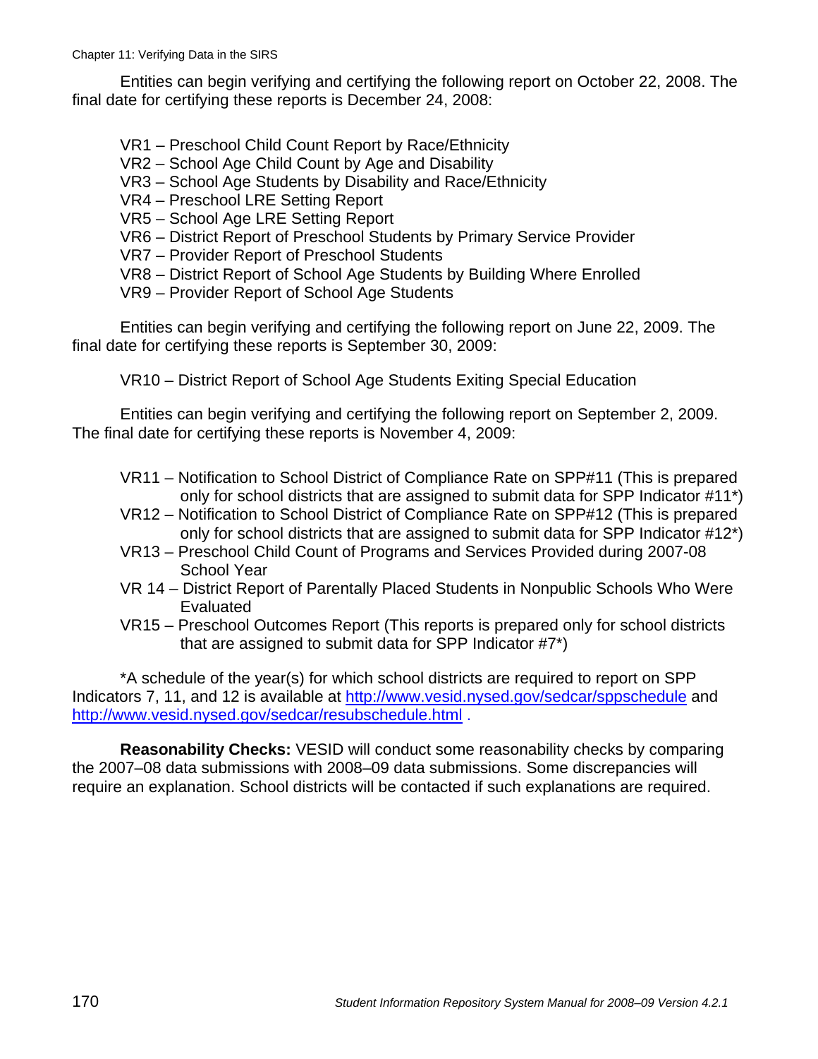Entities can begin verifying and certifying the following report on October 22, 2008. The final date for certifying these reports is December 24, 2008:

- VR1 – Preschool Child Count Report by Race/Ethnicity
- VR2 – School Age Child Count by Age and Disability
- VR3 – School Age Students by Disability and Race/Ethnicity
- VR4 – Preschool LRE Setting Report
- VR5 – School Age LRE Setting Report
- VR6 – District Report of Preschool Students by Primary Service Provider
- VR7 – Provider Report of Preschool Students
- VR8 – District Report of School Age Students by Building Where Enrolled
- VR9 – Provider Report of School Age Students

Entities can begin verifying and certifying the following report on June 22, 2009. The final date for certifying these reports is September 30, 2009:

- VR10 – District Report of School Age Students Exiting Special Education

Entities can begin verifying and certifying the following report on September 2, 2009. The final date for certifying these reports is November 4, 2009:

- VR11 – Notification to School District of Compliance Rate on SPP#11 (This is prepared only for school districts that are assigned to submit data for SPP Indicator #11*)
- VR12 – Notification to School District of Compliance Rate on SPP#12 (This is prepared only for school districts that are assigned to submit data for SPP Indicator #12*)
- VR13 – Preschool Child Count of Programs and Services Provided during 2007-08 School Year
- VR 14 – District Report of Parentally Placed Students in Nonpublic Schools Who Were Evaluated
- VR15 – Preschool Outcomes Report (This reports is prepared only for school districts that are assigned to submit data for SPP Indicator #7*)

*A schedule of the year(s) for which school districts are required to report on SPP Indicators 7, 11, and 12 is available at http://www.vesid.nysed.gov/sedcar/sppschedule and http://www.vesid.nysed.gov/sedcar/resubschedule.html .

**Reasonability Checks:** VESID will conduct some reasonability checks by comparing the 2007–08 data submissions with 2008–09 data submissions. Some discrepancies will require an explanation. School districts will be contacted if such explanations are required.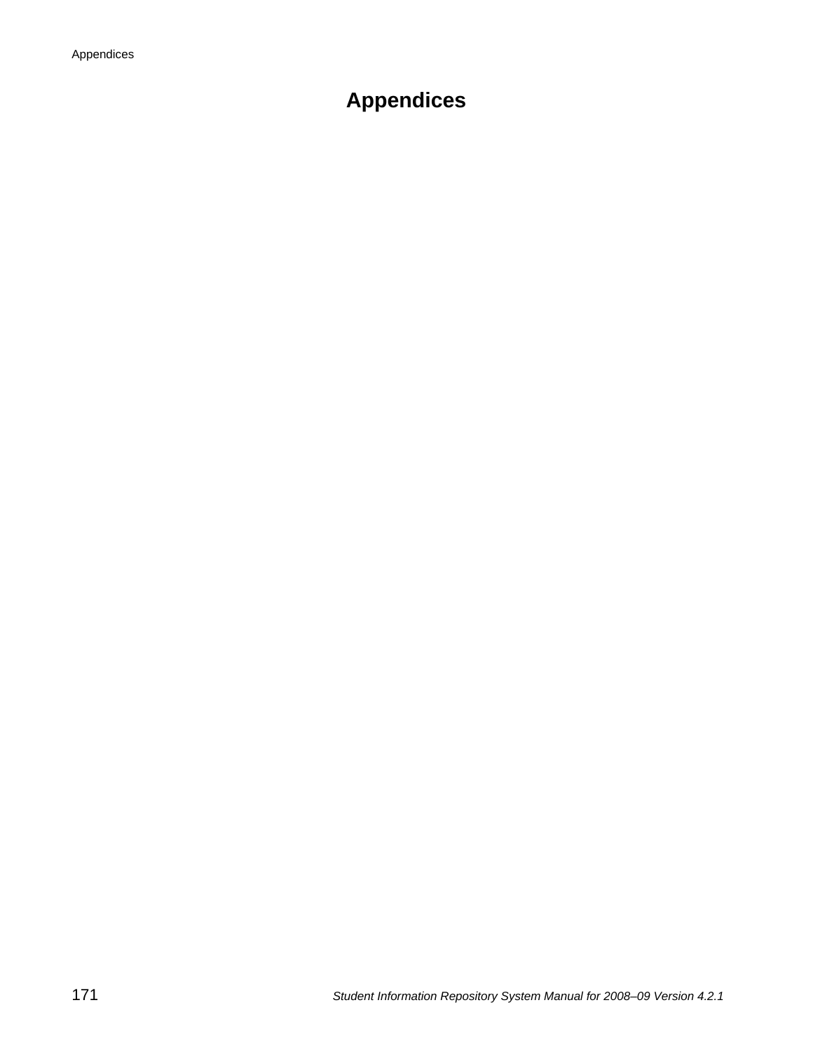# Appendices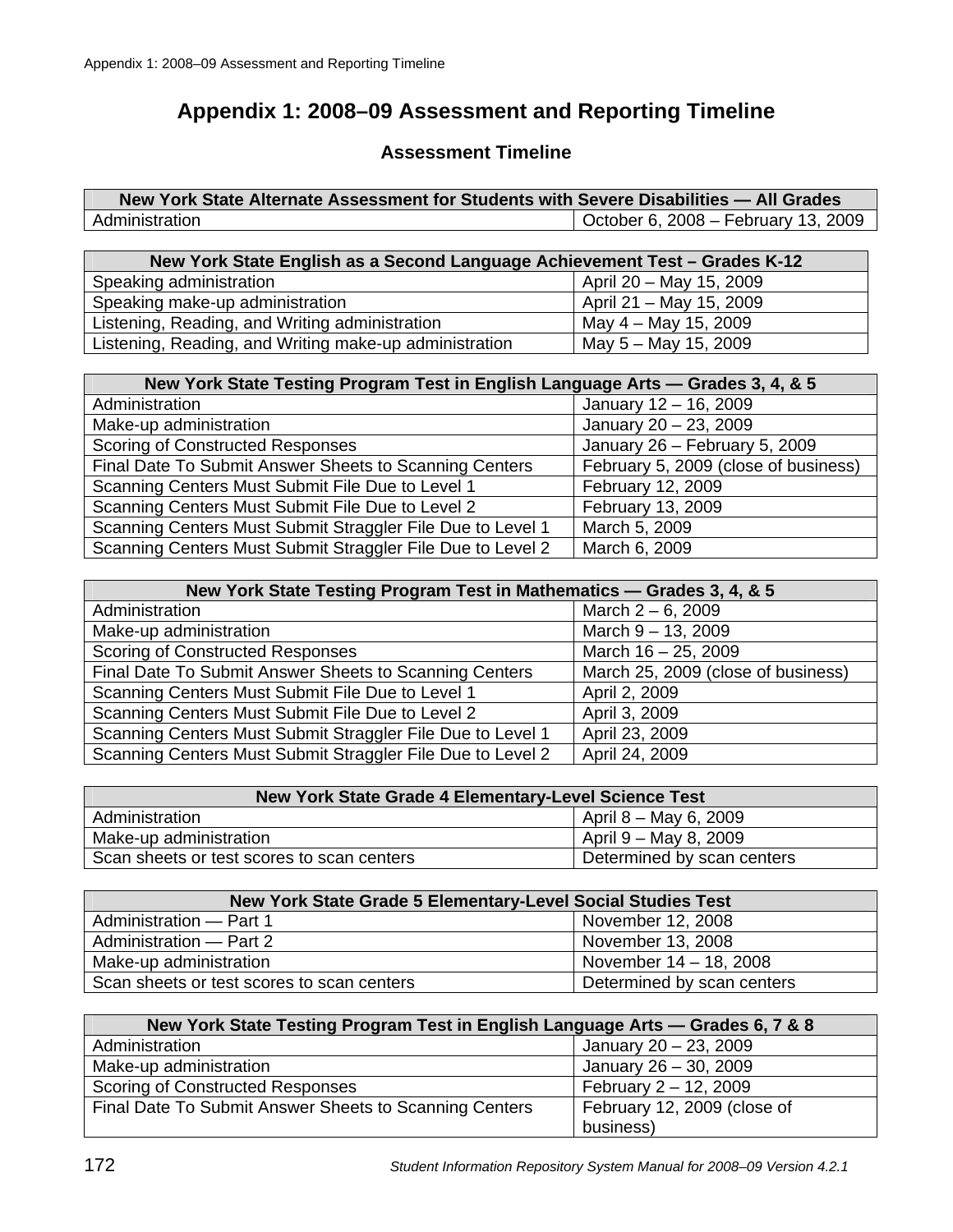# Appendix 1: 2008–09 Assessment and Reporting Timeline

## Assessment Timeline

| New York State Alternate Assessment for Students with Severe Disabilities — All Grades | |
|---|---|
| Administration | October 6, 2008 – February 13, 2009 |

| New York State English as a Second Language Achievement Test – Grades K-12 | |
|---|---|
| Speaking administration | April 20 – May 15, 2009 |
| Speaking make-up administration | April 21 – May 15, 2009 |
| Listening, Reading, and Writing administration | May 4 – May 15, 2009 |
| Listening, Reading, and Writing make-up administration | May 5 – May 15, 2009 |

| New York State Testing Program Test in English Language Arts — Grades 3, 4, & 5 | |
|---|---|
| Administration | January 12 – 16, 2009 |
| Make-up administration | January 20 – 23, 2009 |
| Scoring of Constructed Responses | January 26 – February 5, 2009 |
| Final Date To Submit Answer Sheets to Scanning Centers | February 5, 2009 (close of business) |
| Scanning Centers Must Submit File Due to Level 1 | February 12, 2009 |
| Scanning Centers Must Submit File Due to Level 2 | February 13, 2009 |
| Scanning Centers Must Submit Straggler File Due to Level 1 | March 5, 2009 |
| Scanning Centers Must Submit Straggler File Due to Level 2 | March 6, 2009 |

| New York State Testing Program Test in Mathematics — Grades 3, 4, & 5 | |
|---|---|
| Administration | March 2 – 6, 2009 |
| Make-up administration | March 9 – 13, 2009 |
| Scoring of Constructed Responses | March 16 – 25, 2009 |
| Final Date To Submit Answer Sheets to Scanning Centers | March 25, 2009 (close of business) |
| Scanning Centers Must Submit File Due to Level 1 | April 2, 2009 |
| Scanning Centers Must Submit File Due to Level 2 | April 3, 2009 |
| Scanning Centers Must Submit Straggler File Due to Level 1 | April 23, 2009 |
| Scanning Centers Must Submit Straggler File Due to Level 2 | April 24, 2009 |

| New York State Grade 4 Elementary-Level Science Test | |
|---|---|
| Administration | April 8 – May 6, 2009 |
| Make-up administration | April 9 – May 8, 2009 |
| Scan sheets or test scores to scan centers | Determined by scan centers |

| New York State Grade 5 Elementary-Level Social Studies Test | |
|---|---|
| Administration — Part 1 | November 12, 2008 |
| Administration — Part 2 | November 13, 2008 |
| Make-up administration | November 14 – 18, 2008 |
| Scan sheets or test scores to scan centers | Determined by scan centers |

| New York State Testing Program Test in English Language Arts — Grades 6, 7 & 8 | |
|---|---|
| Administration | January 20 – 23, 2009 |
| Make-up administration | January 26 – 30, 2009 |
| Scoring of Constructed Responses | February 2 – 12, 2009 |
| Final Date To Submit Answer Sheets to Scanning Centers | February 12, 2009 (close of business) |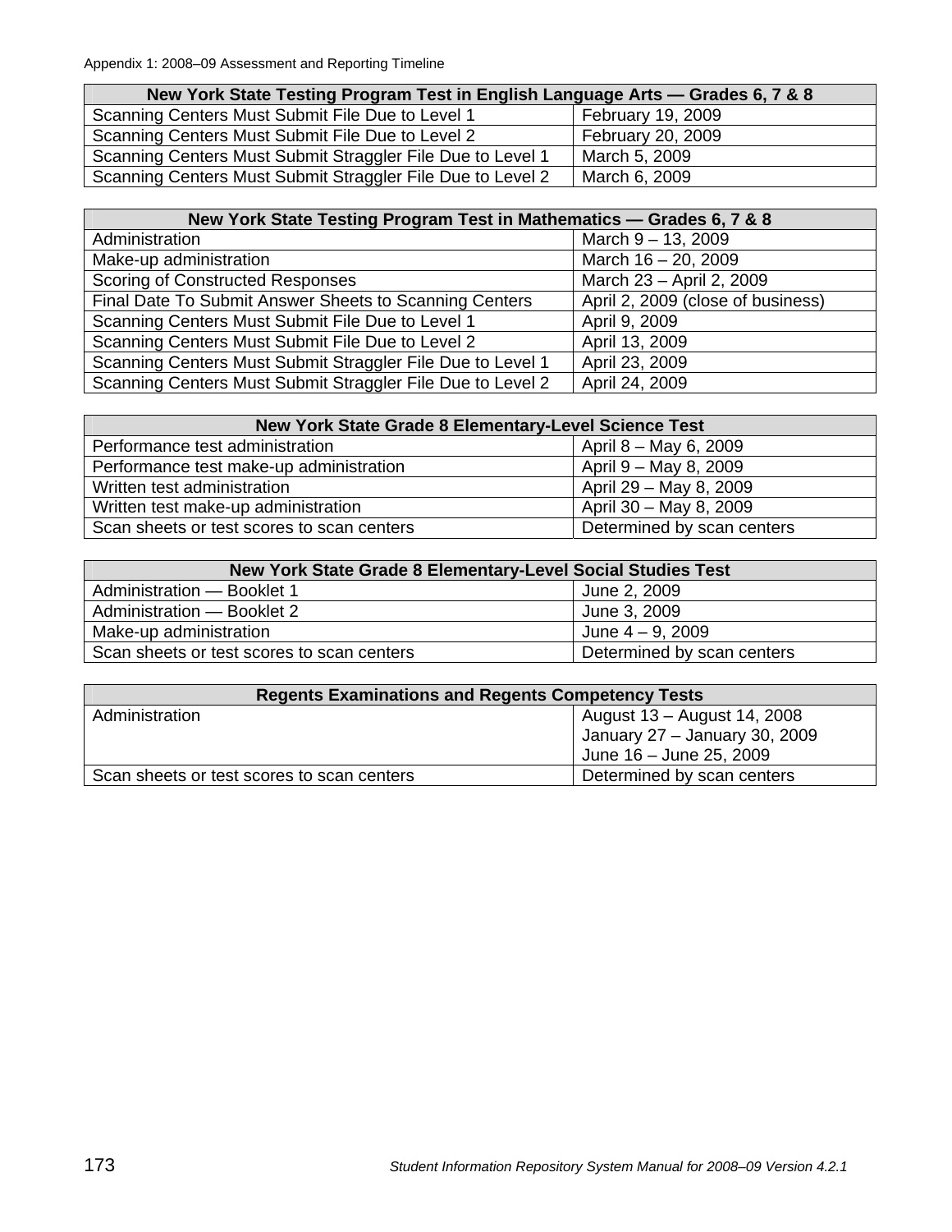| New York State Testing Program Test in English Language Arts — Grades 6, 7 & 8 | |
|---|---|
| Scanning Centers Must Submit File Due to Level 1 | February 19, 2009 |
| Scanning Centers Must Submit File Due to Level 2 | February 20, 2009 |
| Scanning Centers Must Submit Straggler File Due to Level 1 | March 5, 2009 |
| Scanning Centers Must Submit Straggler File Due to Level 2 | March 6, 2009 |

| New York State Testing Program Test in Mathematics — Grades 6, 7 & 8 | |
|---|---|
| Administration | March 9 – 13, 2009 |
| Make-up administration | March 16 – 20, 2009 |
| Scoring of Constructed Responses | March 23 – April 2, 2009 |
| Final Date To Submit Answer Sheets to Scanning Centers | April 2, 2009 (close of business) |
| Scanning Centers Must Submit File Due to Level 1 | April 9, 2009 |
| Scanning Centers Must Submit File Due to Level 2 | April 13, 2009 |
| Scanning Centers Must Submit Straggler File Due to Level 1 | April 23, 2009 |
| Scanning Centers Must Submit Straggler File Due to Level 2 | April 24, 2009 |

| New York State Grade 8 Elementary-Level Science Test | |
|---|---|
| Performance test administration | April 8 – May 6, 2009 |
| Performance test make-up administration | April 9 – May 8, 2009 |
| Written test administration | April 29 – May 8, 2009 |
| Written test make-up administration | April 30 – May 8, 2009 |
| Scan sheets or test scores to scan centers | Determined by scan centers |

| New York State Grade 8 Elementary-Level Social Studies Test | |
|---|---|
| Administration — Booklet 1 | June 2, 2009 |
| Administration — Booklet 2 | June 3, 2009 |
| Make-up administration | June 4 – 9, 2009 |
| Scan sheets or test scores to scan centers | Determined by scan centers |

| Regents Examinations and Regents Competency Tests | |
|---|---|
| Administration | August 13 – August 14, 2008<br>January 27 – January 30, 2009<br>June 16 – June 25, 2009 |
| Scan sheets or test scores to scan centers | Determined by scan centers |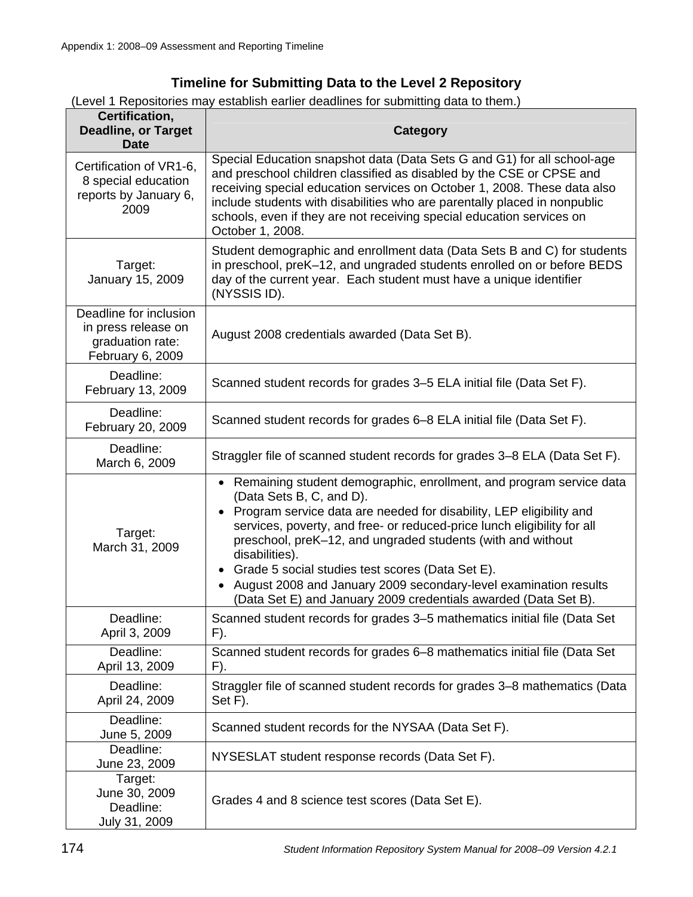## Timeline for Submitting Data to the Level 2 Repository

(Level 1 Repositories may establish earlier deadlines for submitting data to them.)

| Certification, Deadline, or Target Date | Category |
|---|---|
| Certification of VR1-6, 8 special education reports by January 6, 2009 | Special Education snapshot data (Data Sets G and G1) for all school-age and preschool children classified as disabled by the CSE or CPSE and receiving special education services on October 1, 2008. These data also include students with disabilities who are parentally placed in nonpublic schools, even if they are not receiving special education services on October 1, 2008. |
| Target: January 15, 2009 | Student demographic and enrollment data (Data Sets B and C) for students in preschool, preK–12, and ungraded students enrolled on or before BEDS day of the current year. Each student must have a unique identifier (NYSSIS ID). |
| Deadline for inclusion in press release on graduation rate: February 6, 2009 | August 2008 credentials awarded (Data Set B). |
| Deadline: February 13, 2009 | Scanned student records for grades 3–5 ELA initial file (Data Set F). |
| Deadline: February 20, 2009 | Scanned student records for grades 6–8 ELA initial file (Data Set F). |
| Deadline: March 6, 2009 | Straggler file of scanned student records for grades 3–8 ELA (Data Set F). |
| Target: March 31, 2009 | • Remaining student demographic, enrollment, and program service data (Data Sets B, C, and D).<br>• Program service data are needed for disability, LEP eligibility and services, poverty, and free- or reduced-price lunch eligibility for all preschool, preK–12, and ungraded students (with and without disabilities).<br>• Grade 5 social studies test scores (Data Set E).<br>• August 2008 and January 2009 secondary-level examination results (Data Set E) and January 2009 credentials awarded (Data Set B). |
| Deadline: April 3, 2009 | Scanned student records for grades 3–5 mathematics initial file (Data Set F). |
| Deadline: April 13, 2009 | Scanned student records for grades 6–8 mathematics initial file (Data Set F). |
| Deadline: April 24, 2009 | Straggler file of scanned student records for grades 3–8 mathematics (Data Set F). |
| Deadline: June 5, 2009 | Scanned student records for the NYSAA (Data Set F). |
| Deadline: June 23, 2009 | NYSESLAT student response records (Data Set F). |
| Target: June 30, 2009 Deadline: July 31, 2009 | Grades 4 and 8 science test scores (Data Set E). |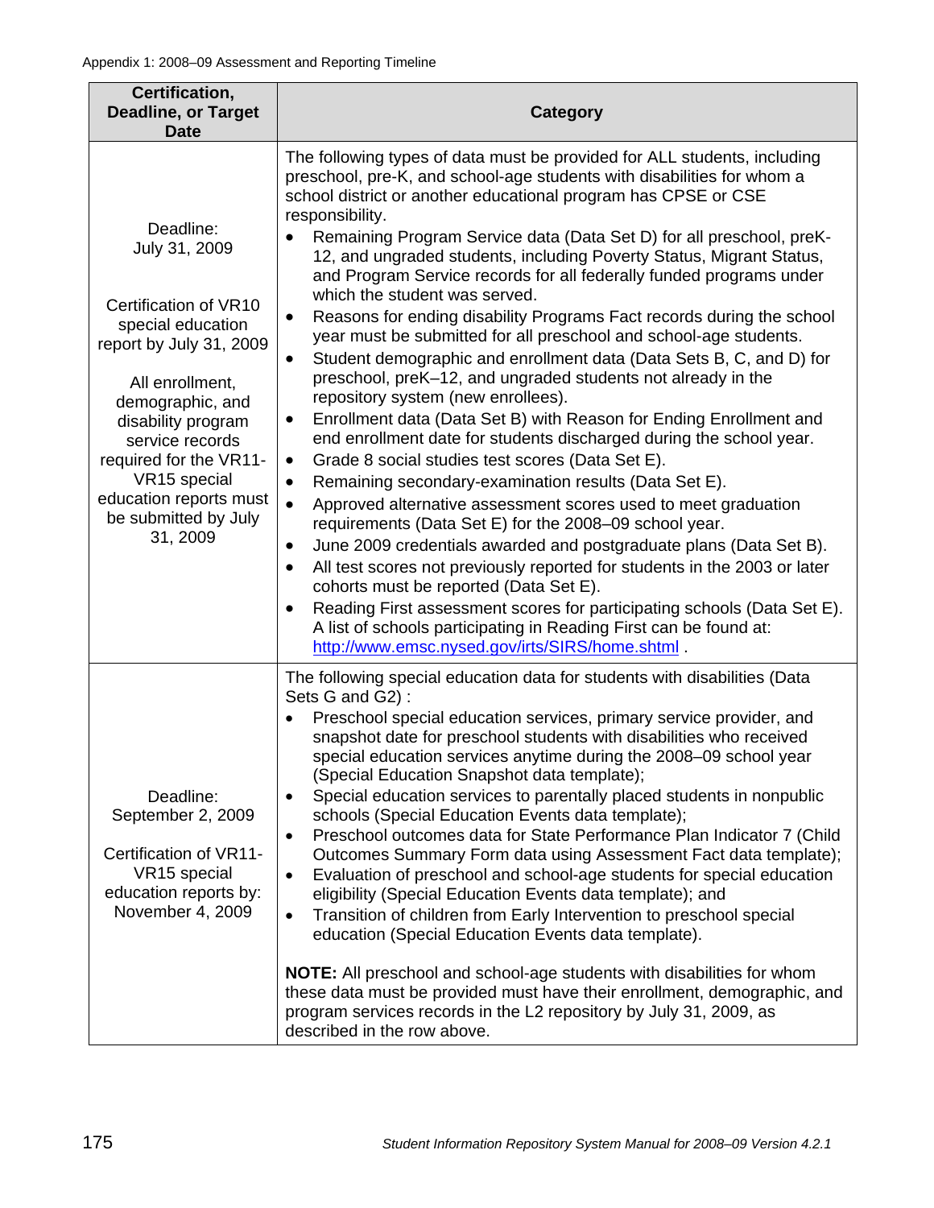| Certification, Deadline, or Target Date | Category |
|---|---|
| Deadline: July 31, 2009<br><br>Certification of VR10 special education report by July 31, 2009<br><br>All enrollment, demographic, and disability program service records required for the VR11-VR15 special education reports must be submitted by July 31, 2009 | The following types of data must be provided for ALL students, including preschool, pre-K, and school-age students with disabilities for whom a school district or another educational program has CPSE or CSE responsibility.<br>• Remaining Program Service data (Data Set D) for all preschool, preK-12, and ungraded students, including Poverty Status, Migrant Status, and Program Service records for all federally funded programs under which the student was served.<br>• Reasons for ending disability Programs Fact records during the school year must be submitted for all preschool and school-age students.<br>• Student demographic and enrollment data (Data Sets B, C, and D) for preschool, preK–12, and ungraded students not already in the repository system (new enrollees).<br>• Enrollment data (Data Set B) with Reason for Ending Enrollment and end enrollment date for students discharged during the school year.<br>• Grade 8 social studies test scores (Data Set E).<br>• Remaining secondary-examination results (Data Set E).<br>• Approved alternative assessment scores used to meet graduation requirements (Data Set E) for the 2008–09 school year.<br>• June 2009 credentials awarded and postgraduate plans (Data Set B).<br>• All test scores not previously reported for students in the 2003 or later cohorts must be reported (Data Set E).<br>• Reading First assessment scores for participating schools (Data Set E). A list of schools participating in Reading First can be found at: http://www.emsc.nysed.gov/irts/SIRS/home.shtml . |
| Deadline: September 2, 2009<br><br>Certification of VR11-VR15 special education reports by: November 4, 2009 | The following special education data for students with disabilities (Data Sets G and G2) :<br>• Preschool special education services, primary service provider, and snapshot date for preschool students with disabilities who received special education services anytime during the 2008–09 school year (Special Education Snapshot data template);<br>• Special education services to parentally placed students in nonpublic schools (Special Education Events data template);<br>• Preschool outcomes data for State Performance Plan Indicator 7 (Child Outcomes Summary Form data using Assessment Fact data template);<br>• Evaluation of preschool and school-age students for special education eligibility (Special Education Events data template); and<br>• Transition of children from Early Intervention to preschool special education (Special Education Events data template).<br><br>**NOTE:** All preschool and school-age students with disabilities for whom these data must be provided must have their enrollment, demographic, and program services records in the L2 repository by July 31, 2009, as described in the row above. |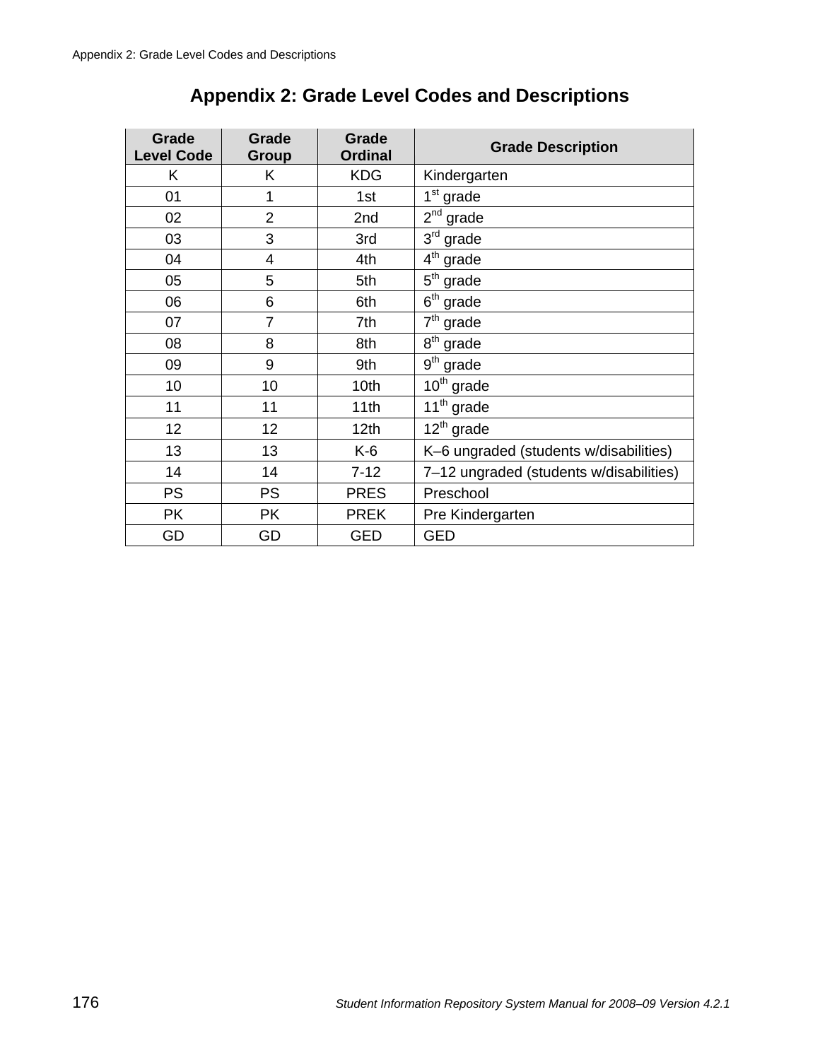# Appendix 2: Grade Level Codes and Descriptions

| Grade Level Code | Grade Group | Grade Ordinal | Grade Description |
|---|---|---|---|
| K | K | KDG | Kindergarten |
| 01 | 1 | 1st | 1st grade |
| 02 | 2 | 2nd | 2nd grade |
| 03 | 3 | 3rd | 3rd grade |
| 04 | 4 | 4th | 4th grade |
| 05 | 5 | 5th | 5th grade |
| 06 | 6 | 6th | 6th grade |
| 07 | 7 | 7th | 7th grade |
| 08 | 8 | 8th | 8th grade |
| 09 | 9 | 9th | 9th grade |
| 10 | 10 | 10th | 10th grade |
| 11 | 11 | 11th | 11th grade |
| 12 | 12 | 12th | 12th grade |
| 13 | 13 | K-6 | K–6 ungraded (students w/disabilities) |
| 14 | 14 | 7-12 | 7–12 ungraded (students w/disabilities) |
| PS | PS | PRES | Preschool |
| PK | PK | PREK | Pre Kindergarten |
| GD | GD | GED | GED |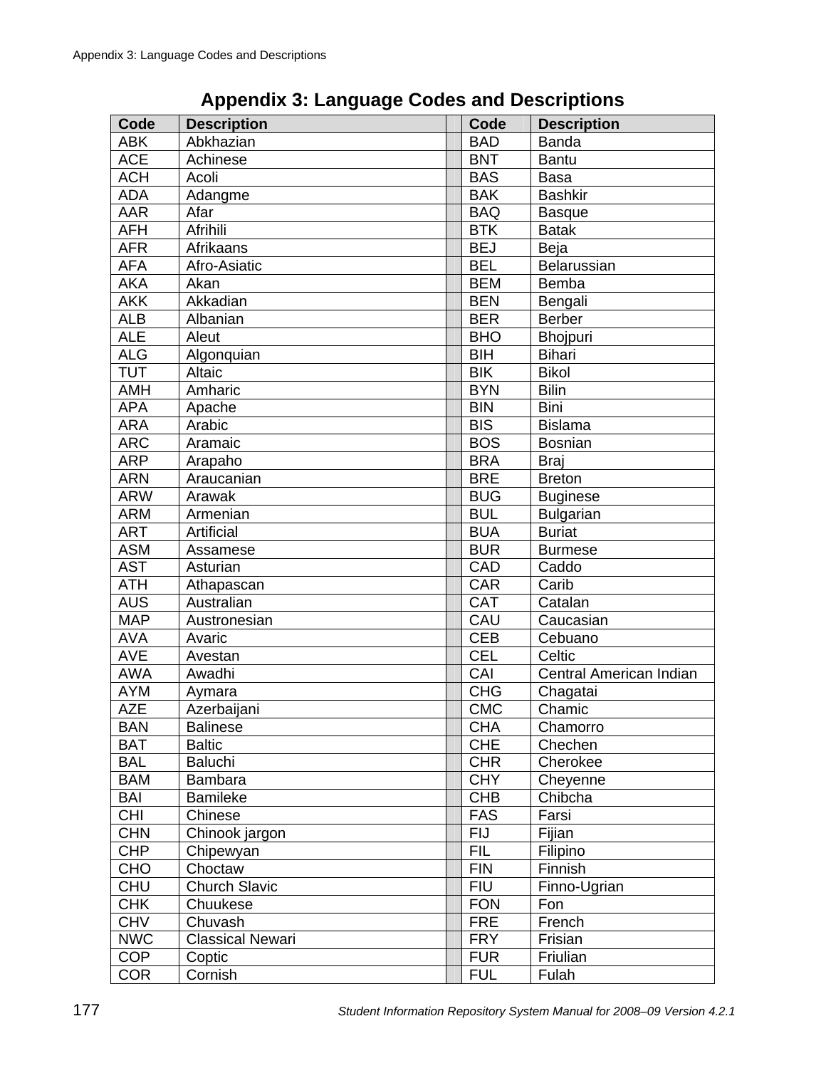# Appendix 3: Language Codes and Descriptions

| Code | Description | Code | Description |
|---|---|---|---|
| ABK | Abkhazian | BAD | Banda |
| ACE | Achinese | BNT | Bantu |
| ACH | Acoli | BAS | Basa |
| ADA | Adangme | BAK | Bashkir |
| AAR | Afar | BAQ | Basque |
| AFH | Afrihili | BTK | Batak |
| AFR | Afrikaans | BEJ | Beja |
| AFA | Afro-Asiatic | BEL | Belarussian |
| AKA | Akan | BEM | Bemba |
| AKK | Akkadian | BEN | Bengali |
| ALB | Albanian | BER | Berber |
| ALE | Aleut | BHO | Bhojpuri |
| ALG | Algonquian | BIH | Bihari |
| TUT | Altaic | BIK | Bikol |
| AMH | Amharic | BYN | Bilin |
| APA | Apache | BIN | Bini |
| ARA | Arabic | BIS | Bislama |
| ARC | Aramaic | BOS | Bosnian |
| ARP | Arapaho | BRA | Braj |
| ARN | Araucanian | BRE | Breton |
| ARW | Arawak | BUG | Buginese |
| ARM | Armenian | BUL | Bulgarian |
| ART | Artificial | BUA | Buriat |
| ASM | Assamese | BUR | Burmese |
| AST | Asturian | CAD | Caddo |
| ATH | Athapascan | CAR | Carib |
| AUS | Australian | CAT | Catalan |
| MAP | Austronesian | CAU | Caucasian |
| AVA | Avaric | CEB | Cebuano |
| AVE | Avestan | CEL | Celtic |
| AWA | Awadhi | CAI | Central American Indian |
| AYM | Aymara | CHG | Chagatai |
| AZE | Azerbaijani | CMC | Chamic |
| BAN | Balinese | CHA | Chamorro |
| BAT | Baltic | CHE | Chechen |
| BAL | Baluchi | CHR | Cherokee |
| BAM | Bambara | CHY | Cheyenne |
| BAI | Bamileke | CHB | Chibcha |
| CHI | Chinese | FAS | Farsi |
| CHN | Chinook jargon | FIJ | Fijian |
| CHP | Chipewyan | FIL | Filipino |
| CHO | Choctaw | FIN | Finnish |
| CHU | Church Slavic | FIU | Finno-Ugrian |
| CHK | Chuukese | FON | Fon |
| CHV | Chuvash | FRE | French |
| NWC | Classical Newari | FRY | Frisian |
| COP | Coptic | FUR | Friulian |
| COR | Cornish | FUL | Fulah |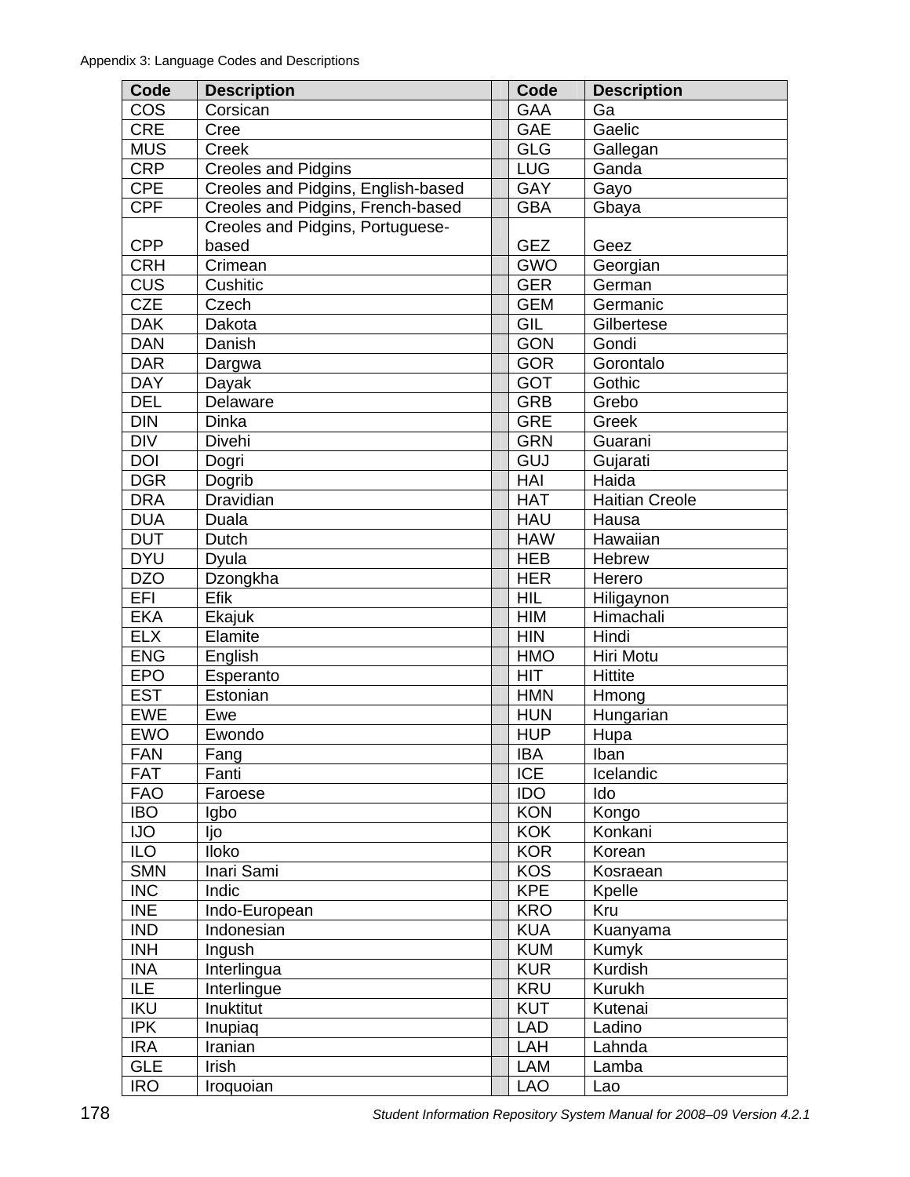Appendix 3: Language Codes and Descriptions

| Code | Description | | Code | Description |
|---|---|---|---|---|
| COS | Corsican | | GAA | Ga |
| CRE | Cree | | GAE | Gaelic |
| MUS | Creek | | GLG | Gallegan |
| CRP | Creoles and Pidgins | | LUG | Ganda |
| CPE | Creoles and Pidgins, English-based | | GAY | Gayo |
| CPF | Creoles and Pidgins, French-based | | GBA | Gbaya |
| CPP | Creoles and Pidgins, Portuguese-based | | GEZ | Geez |
| CRH | Crimean | | GWO | Georgian |
| CUS | Cushitic | | GER | German |
| CZE | Czech | | GEM | Germanic |
| DAK | Dakota | | GIL | Gilbertese |
| DAN | Danish | | GON | Gondi |
| DAR | Dargwa | | GOR | Gorontalo |
| DAY | Dayak | | GOT | Gothic |
| DEL | Delaware | | GRB | Grebo |
| DIN | Dinka | | GRE | Greek |
| DIV | Divehi | | GRN | Guarani |
| DOI | Dogri | | GUJ | Gujarati |
| DGR | Dogrib | | HAI | Haida |
| DRA | Dravidian | | HAT | Haitian Creole |
| DUA | Duala | | HAU | Hausa |
| DUT | Dutch | | HAW | Hawaiian |
| DYU | Dyula | | HEB | Hebrew |
| DZO | Dzongkha | | HER | Herero |
| EFI | Efik | | HIL | Hiligaynon |
| EKA | Ekajuk | | HIM | Himachali |
| ELX | Elamite | | HIN | Hindi |
| ENG | English | | HMO | Hiri Motu |
| EPO | Esperanto | | HIT | Hittite |
| EST | Estonian | | HMN | Hmong |
| EWE | Ewe | | HUN | Hungarian |
| EWO | Ewondo | | HUP | Hupa |
| FAN | Fang | | IBA | Iban |
| FAT | Fanti | | ICE | Icelandic |
| FAO | Faroese | | IDO | Ido |
| IBO | Igbo | | KON | Kongo |
| IJO | Ijo | | KOK | Konkani |
| ILO | Iloko | | KOR | Korean |
| SMN | Inari Sami | | KOS | Kosraean |
| INC | Indic | | KPE | Kpelle |
| INE | Indo-European | | KRO | Kru |
| IND | Indonesian | | KUA | Kuanyama |
| INH | Ingush | | KUM | Kumyk |
| INA | Interlingua | | KUR | Kurdish |
| ILE | Interlingue | | KRU | Kurukh |
| IKU | Inuktitut | | KUT | Kutenai |
| IPK | Inupiaq | | LAD | Ladino |
| IRA | Iranian | | LAH | Lahnda |
| GLE | Irish | | LAM | Lamba |
| IRO | Iroquoian | | LAO | Lao |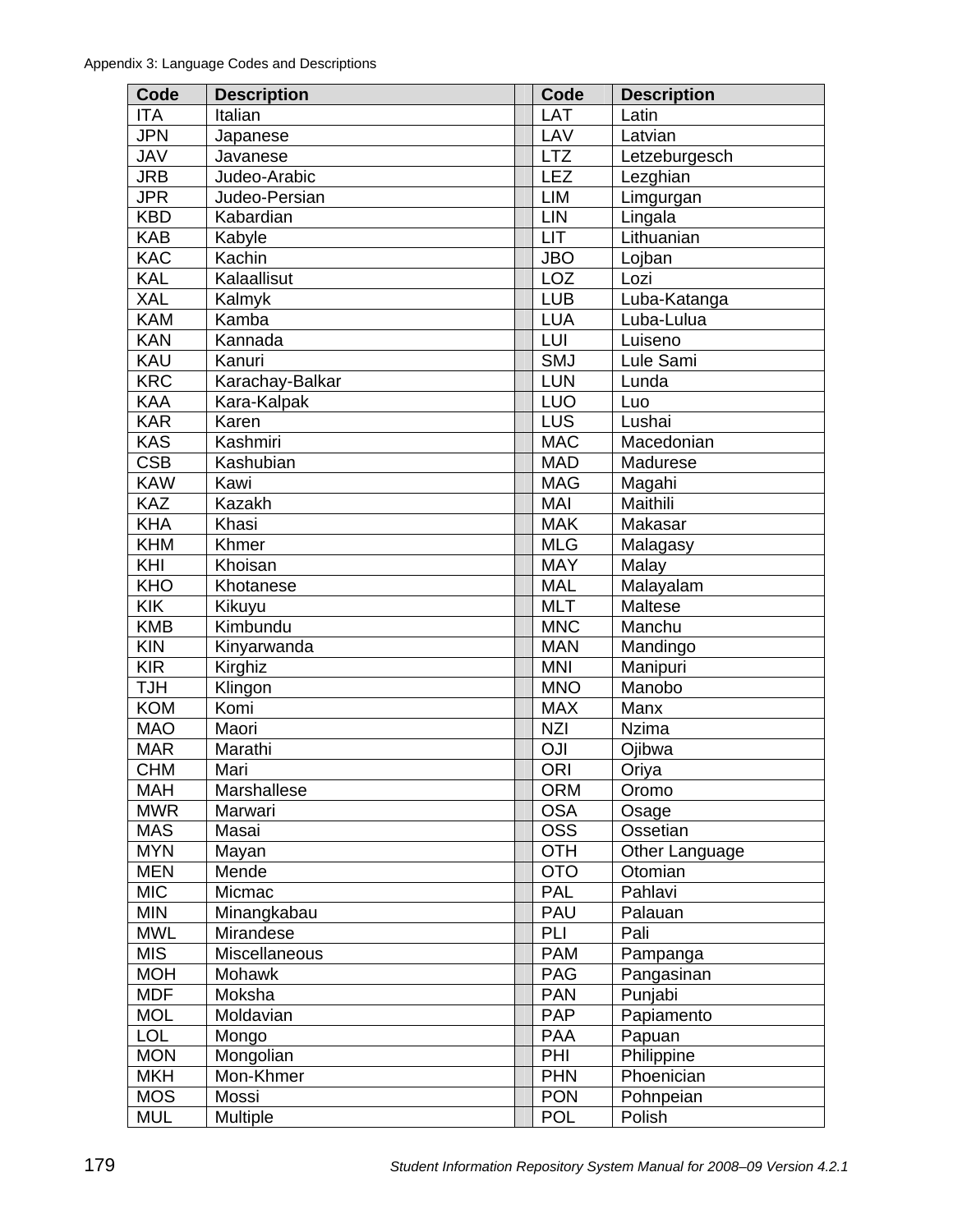Appendix 3: Language Codes and Descriptions

| Code | Description | | Code | Description |
|---|---|---|---|---|
| ITA | Italian | | LAT | Latin |
| JPN | Japanese | | LAV | Latvian |
| JAV | Javanese | | LTZ | Letzeburgesch |
| JRB | Judeo-Arabic | | LEZ | Lezghian |
| JPR | Judeo-Persian | | LIM | Limgurgan |
| KBD | Kabardian | | LIN | Lingala |
| KAB | Kabyle | | LIT | Lithuanian |
| KAC | Kachin | | JBO | Lojban |
| KAL | Kalaallisut | | LOZ | Lozi |
| XAL | Kalmyk | | LUB | Luba-Katanga |
| KAM | Kamba | | LUA | Luba-Lulua |
| KAN | Kannada | | LUI | Luiseno |
| KAU | Kanuri | | SMJ | Lule Sami |
| KRC | Karachay-Balkar | | LUN | Lunda |
| KAA | Kara-Kalpak | | LUO | Luo |
| KAR | Karen | | LUS | Lushai |
| KAS | Kashmiri | | MAC | Macedonian |
| CSB | Kashubian | | MAD | Madurese |
| KAW | Kawi | | MAG | Magahi |
| KAZ | Kazakh | | MAI | Maithili |
| KHA | Khasi | | MAK | Makasar |
| KHM | Khmer | | MLG | Malagasy |
| KHI | Khoisan | | MAY | Malay |
| KHO | Khotanese | | MAL | Malayalam |
| KIK | Kikuyu | | MLT | Maltese |
| KMB | Kimbundu | | MNC | Manchu |
| KIN | Kinyarwanda | | MAN | Mandingo |
| KIR | Kirghiz | | MNI | Manipuri |
| TJH | Klingon | | MNO | Manobo |
| KOM | Komi | | MAX | Manx |
| MAO | Maori | | NZI | Nzima |
| MAR | Marathi | | OJI | Ojibwa |
| CHM | Mari | | ORI | Oriya |
| MAH | Marshallese | | ORM | Oromo |
| MWR | Marwari | | OSA | Osage |
| MAS | Masai | | OSS | Ossetian |
| MYN | Mayan | | OTH | Other Language |
| MEN | Mende | | OTO | Otomian |
| MIC | Micmac | | PAL | Pahlavi |
| MIN | Minangkabau | | PAU | Palauan |
| MWL | Mirandese | | PLI | Pali |
| MIS | Miscellaneous | | PAM | Pampanga |
| MOH | Mohawk | | PAG | Pangasinan |
| MDF | Moksha | | PAN | Punjabi |
| MOL | Moldavian | | PAP | Papiamento |
| LOL | Mongo | | PAA | Papuan |
| MON | Mongolian | | PHI | Philippine |
| MKH | Mon-Khmer | | PHN | Phoenician |
| MOS | Mossi | | PON | Pohnpeian |
| MUL | Multiple | | POL | Polish |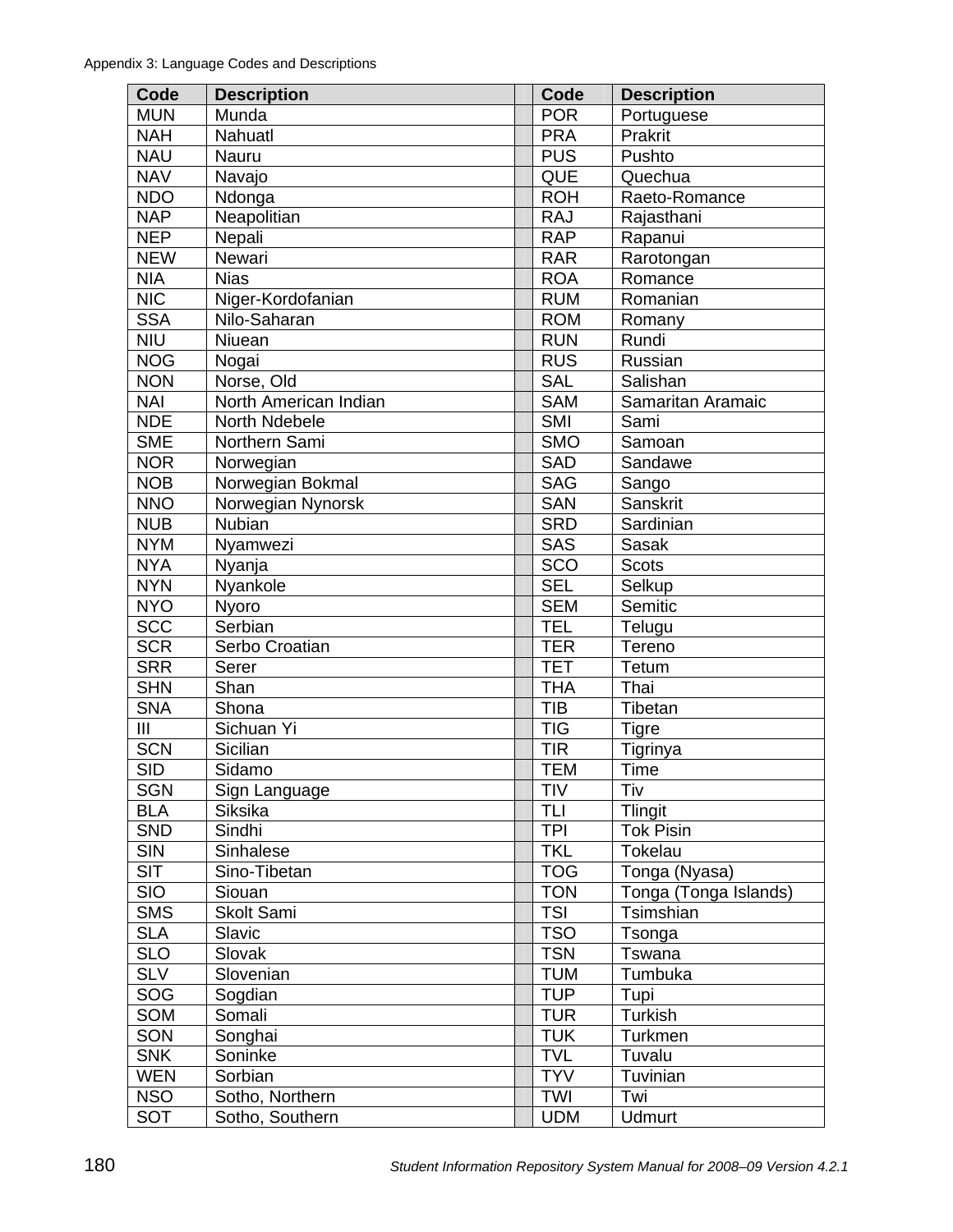Appendix 3: Language Codes and Descriptions

| Code | Description | | Code | Description |
|---|---|---|---|---|
| MUN | Munda | | POR | Portuguese |
| NAH | Nahuatl | | PRA | Prakrit |
| NAU | Nauru | | PUS | Pushto |
| NAV | Navajo | | QUE | Quechua |
| NDO | Ndonga | | ROH | Raeto-Romance |
| NAP | Neapolitian | | RAJ | Rajasthani |
| NEP | Nepali | | RAP | Rapanui |
| NEW | Newari | | RAR | Rarotongan |
| NIA | Nias | | ROA | Romance |
| NIC | Niger-Kordofanian | | RUM | Romanian |
| SSA | Nilo-Saharan | | ROM | Romany |
| NIU | Niuean | | RUN | Rundi |
| NOG | Nogai | | RUS | Russian |
| NON | Norse, Old | | SAL | Salishan |
| NAI | North American Indian | | SAM | Samaritan Aramaic |
| NDE | North Ndebele | | SMI | Sami |
| SME | Northern Sami | | SMO | Samoan |
| NOR | Norwegian | | SAD | Sandawe |
| NOB | Norwegian Bokmal | | SAG | Sango |
| NNO | Norwegian Nynorsk | | SAN | Sanskrit |
| NUB | Nubian | | SRD | Sardinian |
| NYM | Nyamwezi | | SAS | Sasak |
| NYA | Nyanja | | SCO | Scots |
| NYN | Nyankole | | SEL | Selkup |
| NYO | Nyoro | | SEM | Semitic |
| SCC | Serbian | | TEL | Telugu |
| SCR | Serbo Croatian | | TER | Tereno |
| SRR | Serer | | TET | Tetum |
| SHN | Shan | | THA | Thai |
| SNA | Shona | | TIB | Tibetan |
| III | Sichuan Yi | | TIG | Tigre |
| SCN | Sicilian | | TIR | Tigrinya |
| SID | Sidamo | | TEM | Time |
| SGN | Sign Language | | TIV | Tiv |
| BLA | Siksika | | TLI | Tlingit |
| SND | Sindhi | | TPI | Tok Pisin |
| SIN | Sinhalese | | TKL | Tokelau |
| SIT | Sino-Tibetan | | TOG | Tonga (Nyasa) |
| SIO | Siouan | | TON | Tonga (Tonga Islands) |
| SMS | Skolt Sami | | TSI | Tsimshian |
| SLA | Slavic | | TSO | Tsonga |
| SLO | Slovak | | TSN | Tswana |
| SLV | Slovenian | | TUM | Tumbuka |
| SOG | Sogdian | | TUP | Tupi |
| SOM | Somali | | TUR | Turkish |
| SON | Songhai | | TUK | Turkmen |
| SNK | Soninke | | TVL | Tuvalu |
| WEN | Sorbian | | TYV | Tuvinian |
| NSO | Sotho, Northern | | TWI | Twi |
| SOT | Sotho, Southern | | UDM | Udmurt |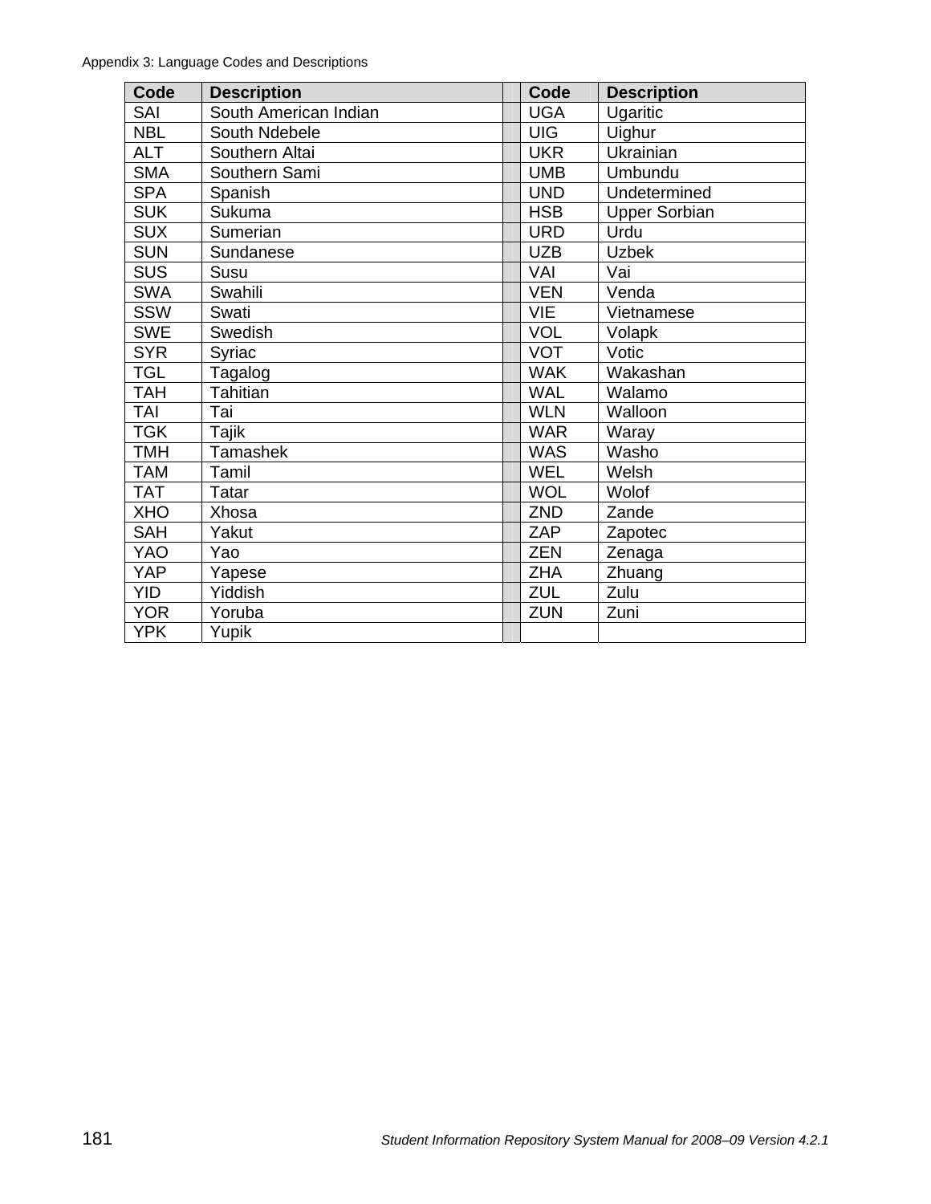Appendix 3: Language Codes and Descriptions

| Code | Description | | Code | Description |
|---|---|---|---|---|
| SAI | South American Indian | | UGA | Ugaritic |
| NBL | South Ndebele | | UIG | Uighur |
| ALT | Southern Altai | | UKR | Ukrainian |
| SMA | Southern Sami | | UMB | Umbundu |
| SPA | Spanish | | UND | Undetermined |
| SUK | Sukuma | | HSB | Upper Sorbian |
| SUX | Sumerian | | URD | Urdu |
| SUN | Sundanese | | UZB | Uzbek |
| SUS | Susu | | VAI | Vai |
| SWA | Swahili | | VEN | Venda |
| SSW | Swati | | VIE | Vietnamese |
| SWE | Swedish | | VOL | Volapk |
| SYR | Syriac | | VOT | Votic |
| TGL | Tagalog | | WAK | Wakashan |
| TAH | Tahitian | | WAL | Walamo |
| TAI | Tai | | WLN | Walloon |
| TGK | Tajik | | WAR | Waray |
| TMH | Tamashek | | WAS | Washo |
| TAM | Tamil | | WEL | Welsh |
| TAT | Tatar | | WOL | Wolof |
| XHO | Xhosa | | ZND | Zande |
| SAH | Yakut | | ZAP | Zapotec |
| YAO | Yao | | ZEN | Zenaga |
| YAP | Yapese | | ZHA | Zhuang |
| YID | Yiddish | | ZUL | Zulu |
| YOR | Yoruba | | ZUN | Zuni |
| YPK | Yupik | | | |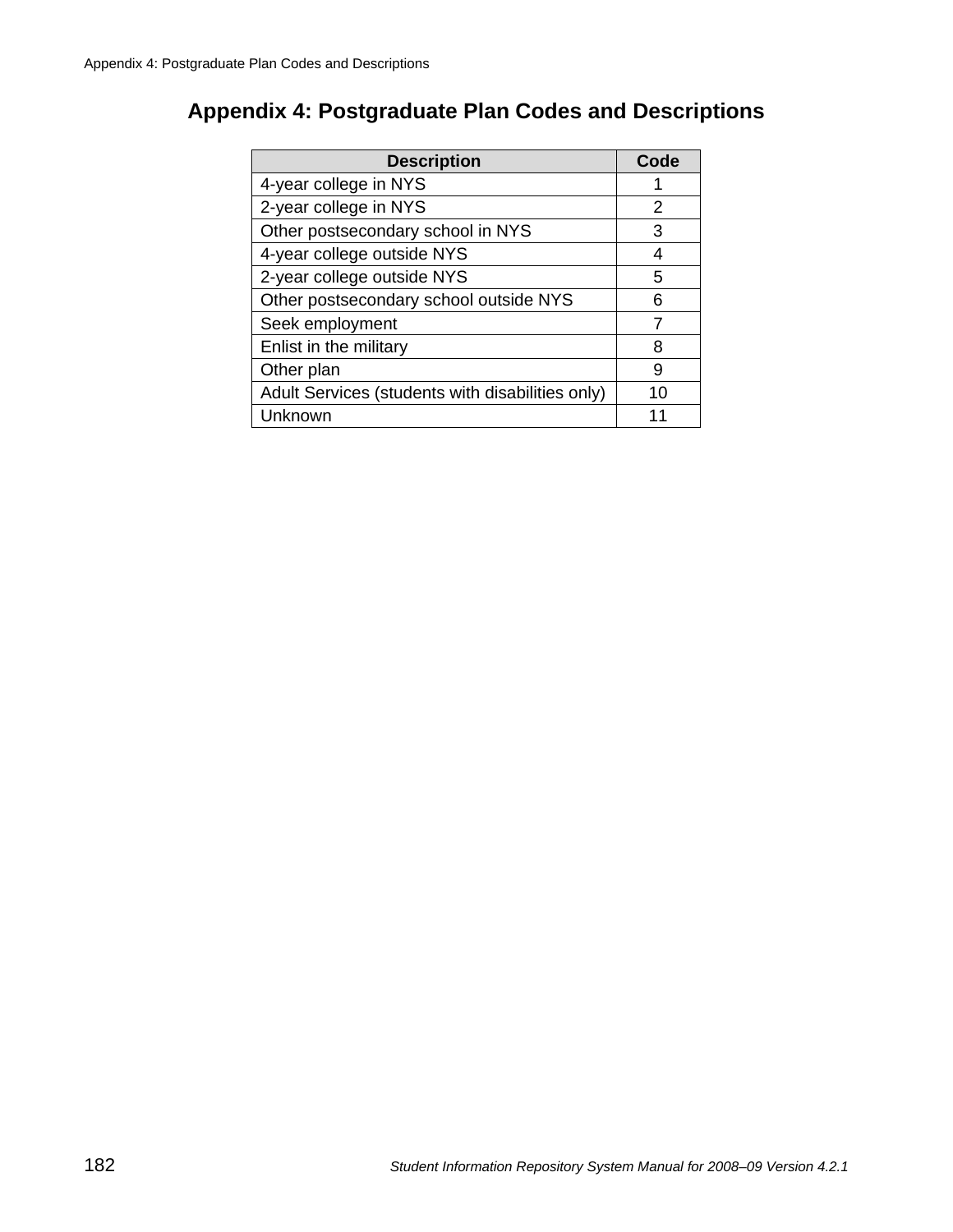# Appendix 4: Postgraduate Plan Codes and Descriptions

| Description | Code |
|---|---|
| 4-year college in NYS | 1 |
| 2-year college in NYS | 2 |
| Other postsecondary school in NYS | 3 |
| 4-year college outside NYS | 4 |
| 2-year college outside NYS | 5 |
| Other postsecondary school outside NYS | 6 |
| Seek employment | 7 |
| Enlist in the military | 8 |
| Other plan | 9 |
| Adult Services (students with disabilities only) | 10 |
| Unknown | 11 |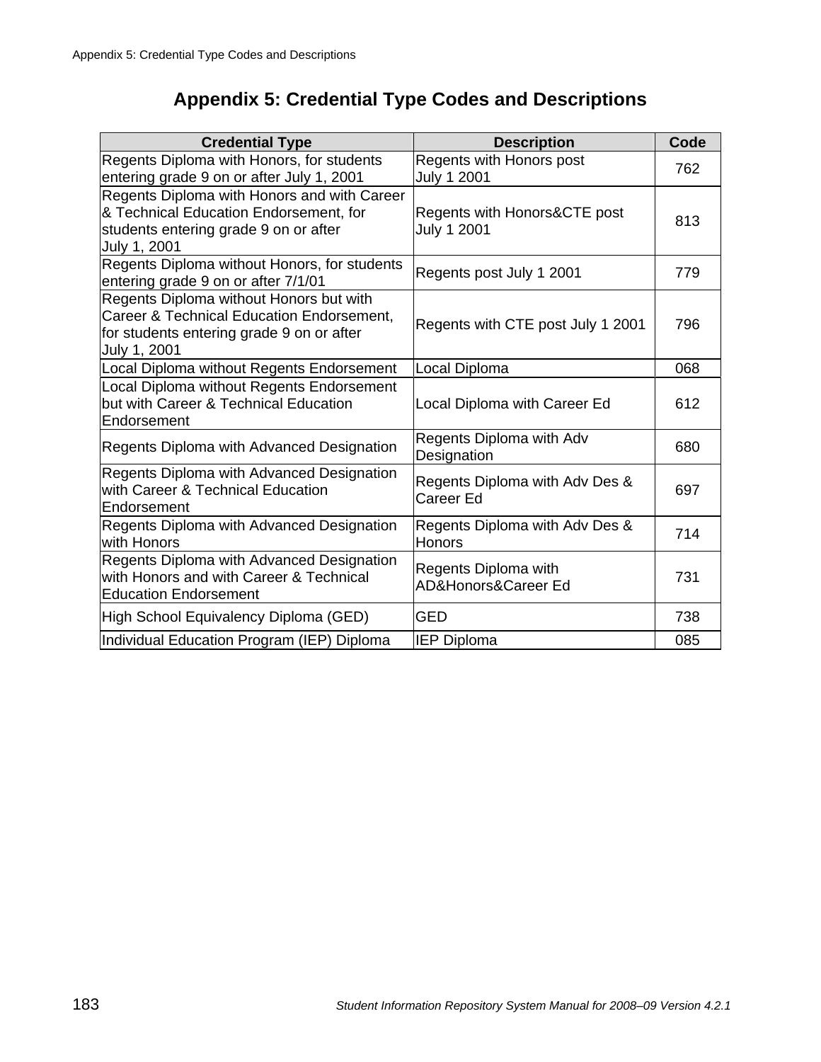# Appendix 5: Credential Type Codes and Descriptions

| Credential Type | Description | Code |
|---|---|---|
| Regents Diploma with Honors, for students entering grade 9 on or after July 1, 2001 | Regents with Honors post July 1 2001 | 762 |
| Regents Diploma with Honors and with Career & Technical Education Endorsement, for students entering grade 9 on or after July 1, 2001 | Regents with Honors&CTE post July 1 2001 | 813 |
| Regents Diploma without Honors, for students entering grade 9 on or after 7/1/01 | Regents post July 1 2001 | 779 |
| Regents Diploma without Honors but with Career & Technical Education Endorsement, for students entering grade 9 on or after July 1, 2001 | Regents with CTE post July 1 2001 | 796 |
| Local Diploma without Regents Endorsement | Local Diploma | 068 |
| Local Diploma without Regents Endorsement but with Career & Technical Education Endorsement | Local Diploma with Career Ed | 612 |
| Regents Diploma with Advanced Designation | Regents Diploma with Adv Designation | 680 |
| Regents Diploma with Advanced Designation with Career & Technical Education Endorsement | Regents Diploma with Adv Des & Career Ed | 697 |
| Regents Diploma with Advanced Designation with Honors | Regents Diploma with Adv Des & Honors | 714 |
| Regents Diploma with Advanced Designation with Honors and with Career & Technical Education Endorsement | Regents Diploma with AD&Honors&Career Ed | 731 |
| High School Equivalency Diploma (GED) | GED | 738 |
| Individual Education Program (IEP) Diploma | IEP Diploma | 085 |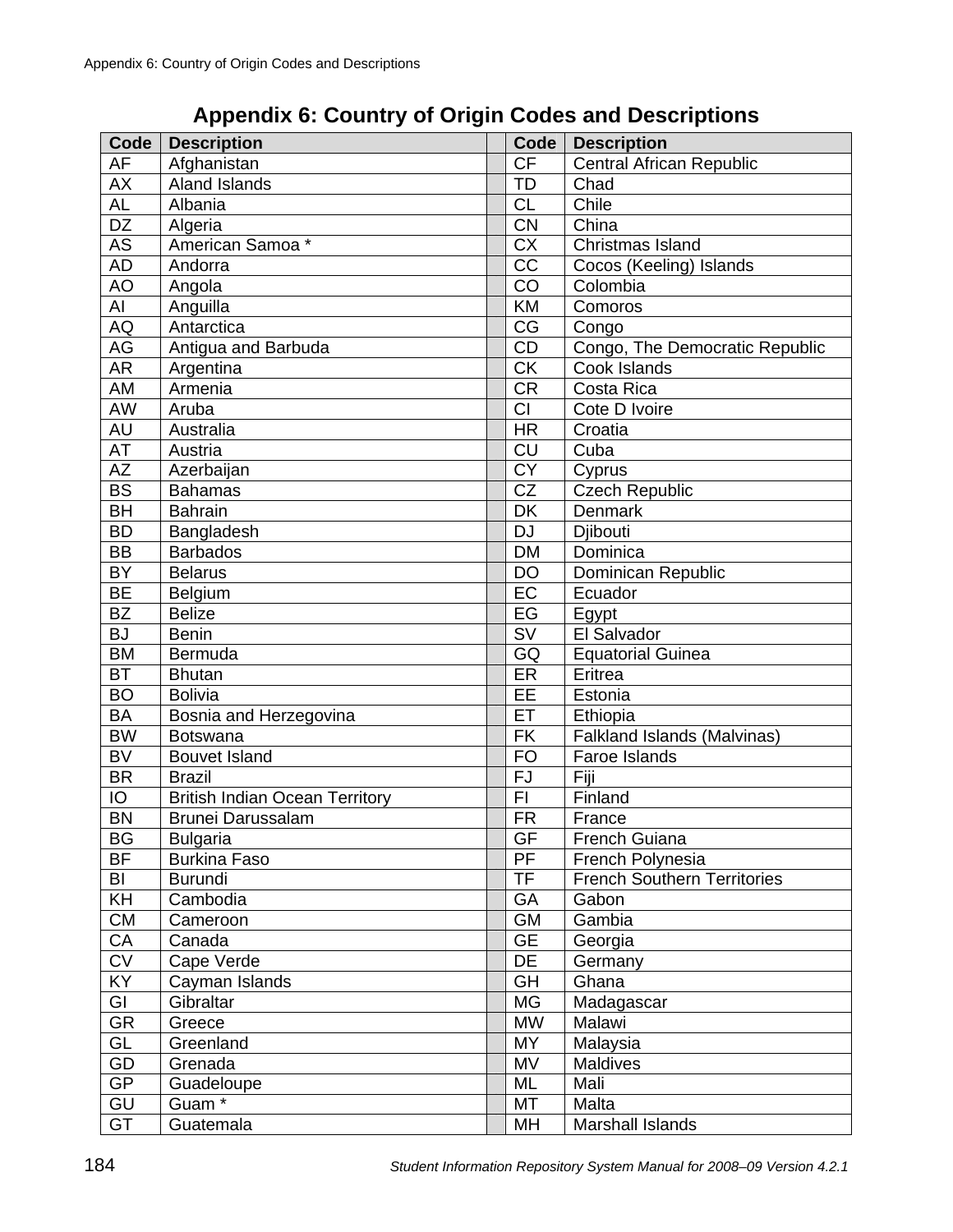# Appendix 6: Country of Origin Codes and Descriptions

| Code | Description | | Code | Description |
|---|---|---|---|---|
| AF | Afghanistan | | CF | Central African Republic |
| AX | Aland Islands | | TD | Chad |
| AL | Albania | | CL | Chile |
| DZ | Algeria | | CN | China |
| AS | American Samoa * | | CX | Christmas Island |
| AD | Andorra | | CC | Cocos (Keeling) Islands |
| AO | Angola | | CO | Colombia |
| AI | Anguilla | | KM | Comoros |
| AQ | Antarctica | | CG | Congo |
| AG | Antigua and Barbuda | | CD | Congo, The Democratic Republic |
| AR | Argentina | | CK | Cook Islands |
| AM | Armenia | | CR | Costa Rica |
| AW | Aruba | | CI | Cote D Ivoire |
| AU | Australia | | HR | Croatia |
| AT | Austria | | CU | Cuba |
| AZ | Azerbaijan | | CY | Cyprus |
| BS | Bahamas | | CZ | Czech Republic |
| BH | Bahrain | | DK | Denmark |
| BD | Bangladesh | | DJ | Djibouti |
| BB | Barbados | | DM | Dominica |
| BY | Belarus | | DO | Dominican Republic |
| BE | Belgium | | EC | Ecuador |
| BZ | Belize | | EG | Egypt |
| BJ | Benin | | SV | El Salvador |
| BM | Bermuda | | GQ | Equatorial Guinea |
| BT | Bhutan | | ER | Eritrea |
| BO | Bolivia | | EE | Estonia |
| BA | Bosnia and Herzegovina | | ET | Ethiopia |
| BW | Botswana | | FK | Falkland Islands (Malvinas) |
| BV | Bouvet Island | | FO | Faroe Islands |
| BR | Brazil | | FJ | Fiji |
| IO | British Indian Ocean Territory | | FI | Finland |
| BN | Brunei Darussalam | | FR | France |
| BG | Bulgaria | | GF | French Guiana |
| BF | Burkina Faso | | PF | French Polynesia |
| BI | Burundi | | TF | French Southern Territories |
| KH | Cambodia | | GA | Gabon |
| CM | Cameroon | | GM | Gambia |
| CA | Canada | | GE | Georgia |
| CV | Cape Verde | | DE | Germany |
| KY | Cayman Islands | | GH | Ghana |
| GI | Gibraltar | | MG | Madagascar |
| GR | Greece | | MW | Malawi |
| GL | Greenland | | MY | Malaysia |
| GD | Grenada | | MV | Maldives |
| GP | Guadeloupe | | ML | Mali |
| GU | Guam * | | MT | Malta |
| GT | Guatemala | | MH | Marshall Islands |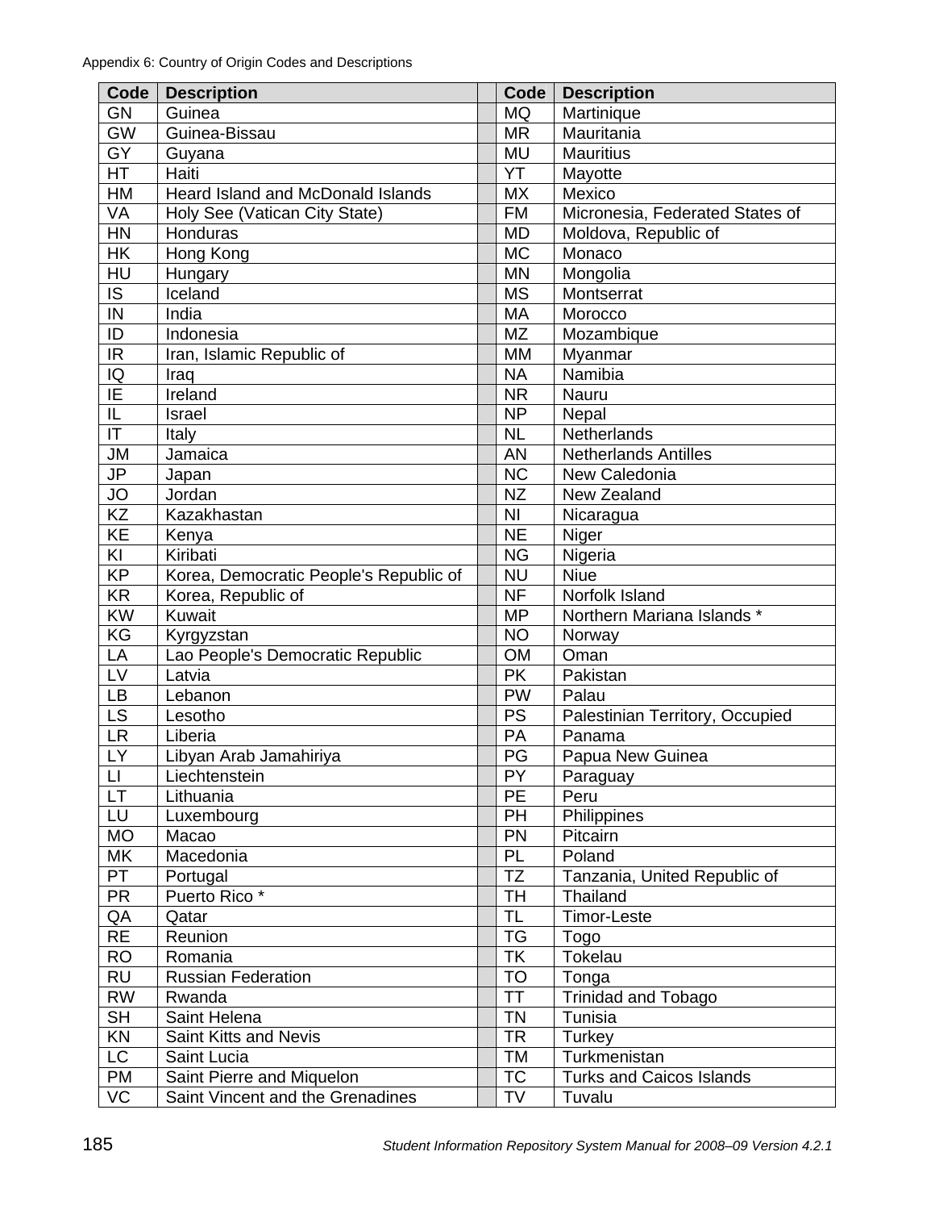Appendix 6: Country of Origin Codes and Descriptions

| Code | Description | | Code | Description |
|---|---|---|---|---|
| GN | Guinea | | MQ | Martinique |
| GW | Guinea-Bissau | | MR | Mauritania |
| GY | Guyana | | MU | Mauritius |
| HT | Haiti | | YT | Mayotte |
| HM | Heard Island and McDonald Islands | | MX | Mexico |
| VA | Holy See (Vatican City State) | | FM | Micronesia, Federated States of |
| HN | Honduras | | MD | Moldova, Republic of |
| HK | Hong Kong | | MC | Monaco |
| HU | Hungary | | MN | Mongolia |
| IS | Iceland | | MS | Montserrat |
| IN | India | | MA | Morocco |
| ID | Indonesia | | MZ | Mozambique |
| IR | Iran, Islamic Republic of | | MM | Myanmar |
| IQ | Iraq | | NA | Namibia |
| IE | Ireland | | NR | Nauru |
| IL | Israel | | NP | Nepal |
| IT | Italy | | NL | Netherlands |
| JM | Jamaica | | AN | Netherlands Antilles |
| JP | Japan | | NC | New Caledonia |
| JO | Jordan | | NZ | New Zealand |
| KZ | Kazakhastan | | NI | Nicaragua |
| KE | Kenya | | NE | Niger |
| KI | Kiribati | | NG | Nigeria |
| KP | Korea, Democratic People's Republic of | | NU | Niue |
| KR | Korea, Republic of | | NF | Norfolk Island |
| KW | Kuwait | | MP | Northern Mariana Islands * |
| KG | Kyrgyzstan | | NO | Norway |
| LA | Lao People's Democratic Republic | | OM | Oman |
| LV | Latvia | | PK | Pakistan |
| LB | Lebanon | | PW | Palau |
| LS | Lesotho | | PS | Palestinian Territory, Occupied |
| LR | Liberia | | PA | Panama |
| LY | Libyan Arab Jamahiriya | | PG | Papua New Guinea |
| LI | Liechtenstein | | PY | Paraguay |
| LT | Lithuania | | PE | Peru |
| LU | Luxembourg | | PH | Philippines |
| MO | Macao | | PN | Pitcairn |
| MK | Macedonia | | PL | Poland |
| PT | Portugal | | TZ | Tanzania, United Republic of |
| PR | Puerto Rico * | | TH | Thailand |
| QA | Qatar | | TL | Timor-Leste |
| RE | Reunion | | TG | Togo |
| RO | Romania | | TK | Tokelau |
| RU | Russian Federation | | TO | Tonga |
| RW | Rwanda | | TT | Trinidad and Tobago |
| SH | Saint Helena | | TN | Tunisia |
| KN | Saint Kitts and Nevis | | TR | Turkey |
| LC | Saint Lucia | | TM | Turkmenistan |
| PM | Saint Pierre and Miquelon | | TC | Turks and Caicos Islands |
| VC | Saint Vincent and the Grenadines | | TV | Tuvalu |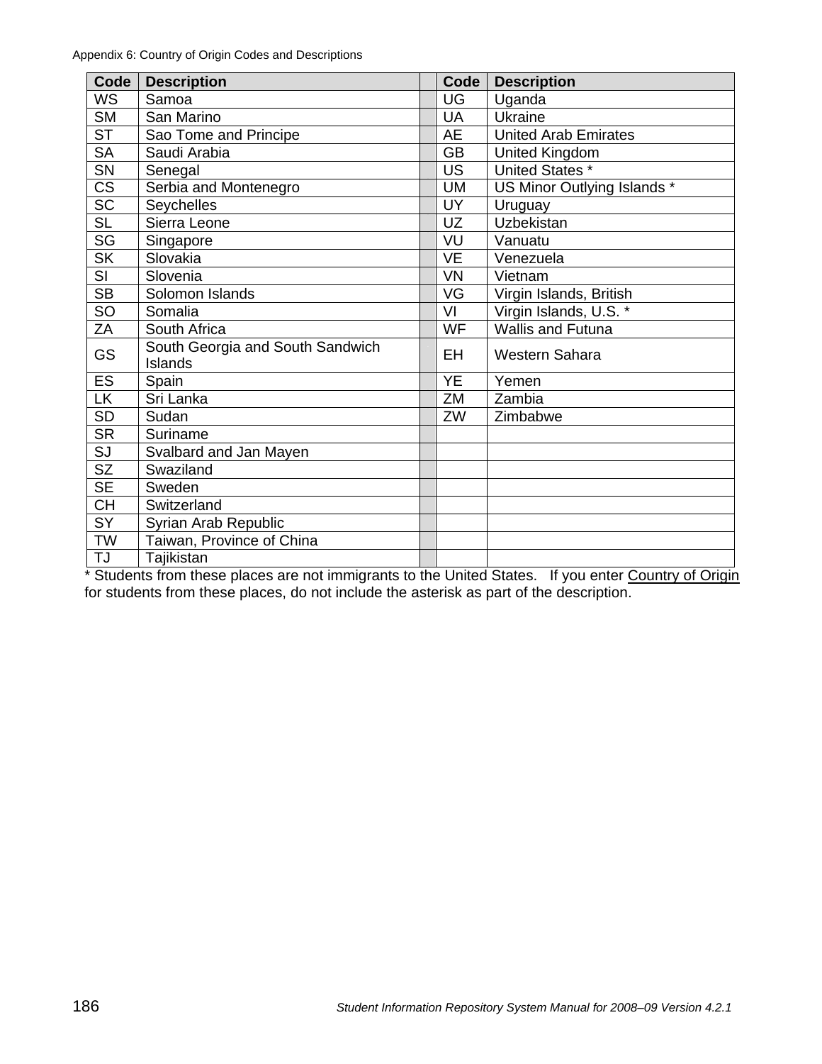Appendix 6: Country of Origin Codes and Descriptions

| Code | Description | | Code | Description |
|---|---|---|---|---|
| WS | Samoa | | UG | Uganda |
| SM | San Marino | | UA | Ukraine |
| ST | Sao Tome and Principe | | AE | United Arab Emirates |
| SA | Saudi Arabia | | GB | United Kingdom |
| SN | Senegal | | US | United States * |
| CS | Serbia and Montenegro | | UM | US Minor Outlying Islands * |
| SC | Seychelles | | UY | Uruguay |
| SL | Sierra Leone | | UZ | Uzbekistan |
| SG | Singapore | | VU | Vanuatu |
| SK | Slovakia | | VE | Venezuela |
| SI | Slovenia | | VN | Vietnam |
| SB | Solomon Islands | | VG | Virgin Islands, British |
| SO | Somalia | | VI | Virgin Islands, U.S. * |
| ZA | South Africa | | WF | Wallis and Futuna |
| GS | South Georgia and South Sandwich Islands | | EH | Western Sahara |
| ES | Spain | | YE | Yemen |
| LK | Sri Lanka | | ZM | Zambia |
| SD | Sudan | | ZW | Zimbabwe |
| SR | Suriname | | | |
| SJ | Svalbard and Jan Mayen | | | |
| SZ | Swaziland | | | |
| SE | Sweden | | | |
| CH | Switzerland | | | |
| SY | Syrian Arab Republic | | | |
| TW | Taiwan, Province of China | | | |
| TJ | Tajikistan | | | |

* Students from these places are not immigrants to the United States. If you enter Country of Origin for students from these places, do not include the asterisk as part of the description.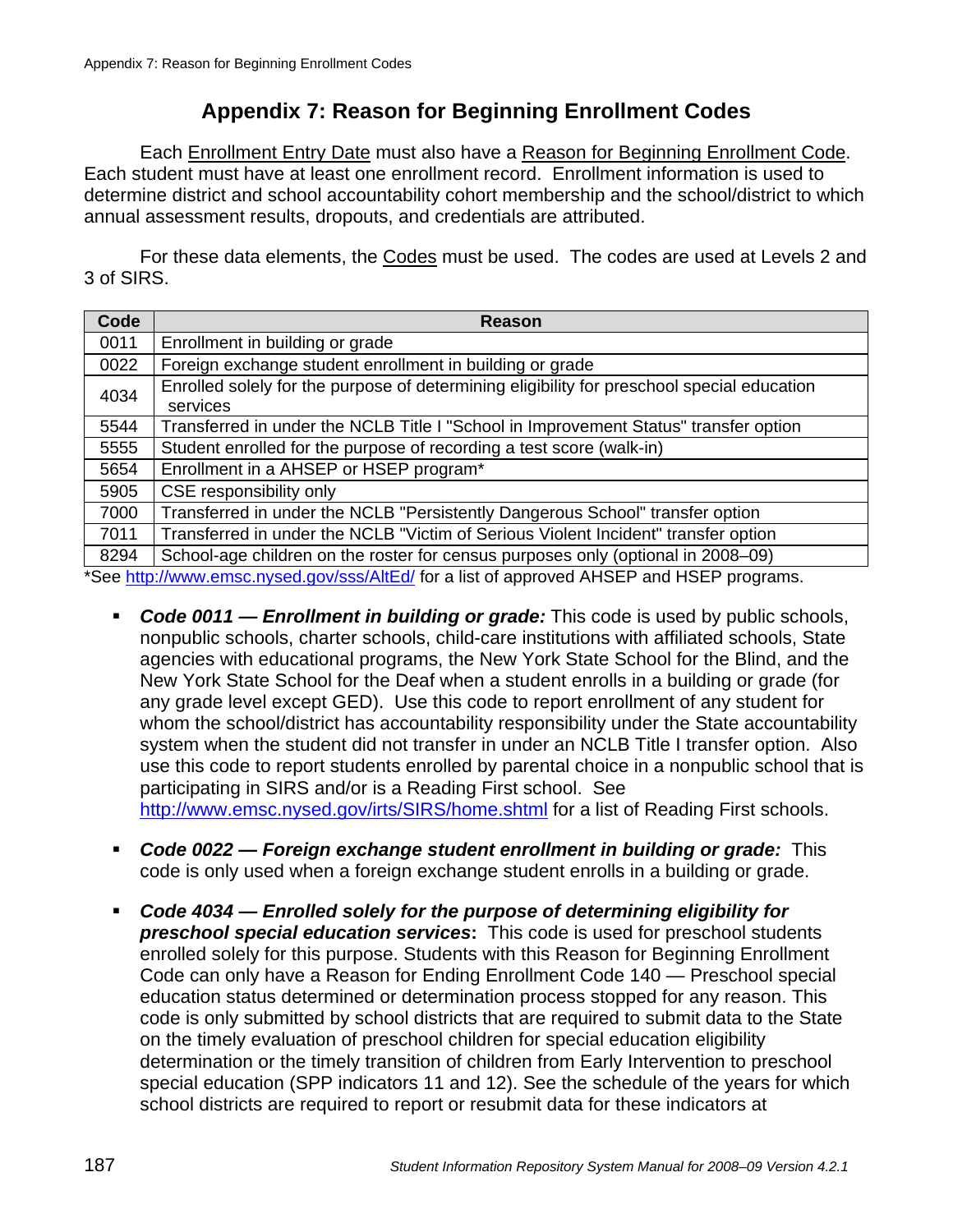# Appendix 7: Reason for Beginning Enrollment Codes

Each Enrollment Entry Date must also have a Reason for Beginning Enrollment Code. Each student must have at least one enrollment record. Enrollment information is used to determine district and school accountability cohort membership and the school/district to which annual assessment results, dropouts, and credentials are attributed.

For these data elements, the Codes must be used. The codes are used at Levels 2 and 3 of SIRS.

| Code | Reason |
|---|---|
| 0011 | Enrollment in building or grade |
| 0022 | Foreign exchange student enrollment in building or grade |
| 4034 | Enrolled solely for the purpose of determining eligibility for preschool special education services |
| 5544 | Transferred in under the NCLB Title I "School in Improvement Status" transfer option |
| 5555 | Student enrolled for the purpose of recording a test score (walk-in) |
| 5654 | Enrollment in a AHSEP or HSEP program* |
| 5905 | CSE responsibility only |
| 7000 | Transferred in under the NCLB "Persistently Dangerous School" transfer option |
| 7011 | Transferred in under the NCLB "Victim of Serious Violent Incident" transfer option |
| 8294 | School-age children on the roster for census purposes only (optional in 2008–09) |

*See http://www.emsc.nysed.gov/sss/AltEd/ for a list of approved AHSEP and HSEP programs.

- ***Code 0011 — Enrollment in building or grade:*** This code is used by public schools, nonpublic schools, charter schools, child-care institutions with affiliated schools, State agencies with educational programs, the New York State School for the Blind, and the New York State School for the Deaf when a student enrolls in a building or grade (for any grade level except GED). Use this code to report enrollment of any student for whom the school/district has accountability responsibility under the State accountability system when the student did not transfer in under an NCLB Title I transfer option. Also use this code to report students enrolled by parental choice in a nonpublic school that is participating in SIRS and/or is a Reading First school. See http://www.emsc.nysed.gov/irts/SIRS/home.shtml for a list of Reading First schools.

- ***Code 0022 — Foreign exchange student enrollment in building or grade:*** This code is only used when a foreign exchange student enrolls in a building or grade.

- ***Code 4034 — Enrolled solely for the purpose of determining eligibility for preschool special education services*****:** This code is used for preschool students enrolled solely for this purpose. Students with this Reason for Beginning Enrollment Code can only have a Reason for Ending Enrollment Code 140 — Preschool special education status determined or determination process stopped for any reason. This code is only submitted by school districts that are required to submit data to the State on the timely evaluation of preschool children for special education eligibility determination or the timely transition of children from Early Intervention to preschool special education (SPP indicators 11 and 12). See the schedule of the years for which school districts are required to report or resubmit data for these indicators at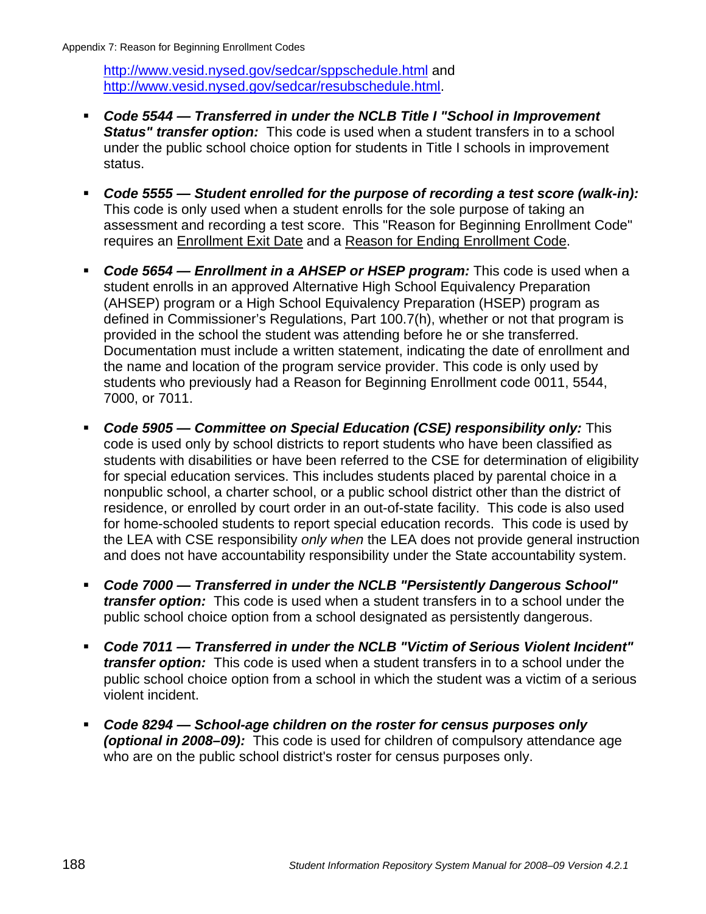http://www.vesid.nysed.gov/sedcar/sppschedule.html and http://www.vesid.nysed.gov/sedcar/resubschedule.html.

- ***Code 5544 — Transferred in under the NCLB Title I "School in Improvement Status" transfer option:*** This code is used when a student transfers in to a school under the public school choice option for students in Title I schools in improvement status.

- ***Code 5555 — Student enrolled for the purpose of recording a test score (walk-in):*** This code is only used when a student enrolls for the sole purpose of taking an assessment and recording a test score. This "Reason for Beginning Enrollment Code" requires an Enrollment Exit Date and a Reason for Ending Enrollment Code.

- ***Code 5654 — Enrollment in a AHSEP or HSEP program:*** This code is used when a student enrolls in an approved Alternative High School Equivalency Preparation (AHSEP) program or a High School Equivalency Preparation (HSEP) program as defined in Commissioner's Regulations, Part 100.7(h), whether or not that program is provided in the school the student was attending before he or she transferred. Documentation must include a written statement, indicating the date of enrollment and the name and location of the program service provider. This code is only used by students who previously had a Reason for Beginning Enrollment code 0011, 5544, 7000, or 7011.

- ***Code 5905 — Committee on Special Education (CSE) responsibility only:*** This code is used only by school districts to report students who have been classified as students with disabilities or have been referred to the CSE for determination of eligibility for special education services. This includes students placed by parental choice in a nonpublic school, a charter school, or a public school district other than the district of residence, or enrolled by court order in an out-of-state facility. This code is also used for home-schooled students to report special education records. This code is used by the LEA with CSE responsibility *only when* the LEA does not provide general instruction and does not have accountability responsibility under the State accountability system.

- ***Code 7000 — Transferred in under the NCLB "Persistently Dangerous School" transfer option:*** This code is used when a student transfers in to a school under the public school choice option from a school designated as persistently dangerous.

- ***Code 7011 — Transferred in under the NCLB "Victim of Serious Violent Incident" transfer option:*** This code is used when a student transfers in to a school under the public school choice option from a school in which the student was a victim of a serious violent incident.

- ***Code 8294 — School-age children on the roster for census purposes only (optional in 2008–09):*** This code is used for children of compulsory attendance age who are on the public school district's roster for census purposes only.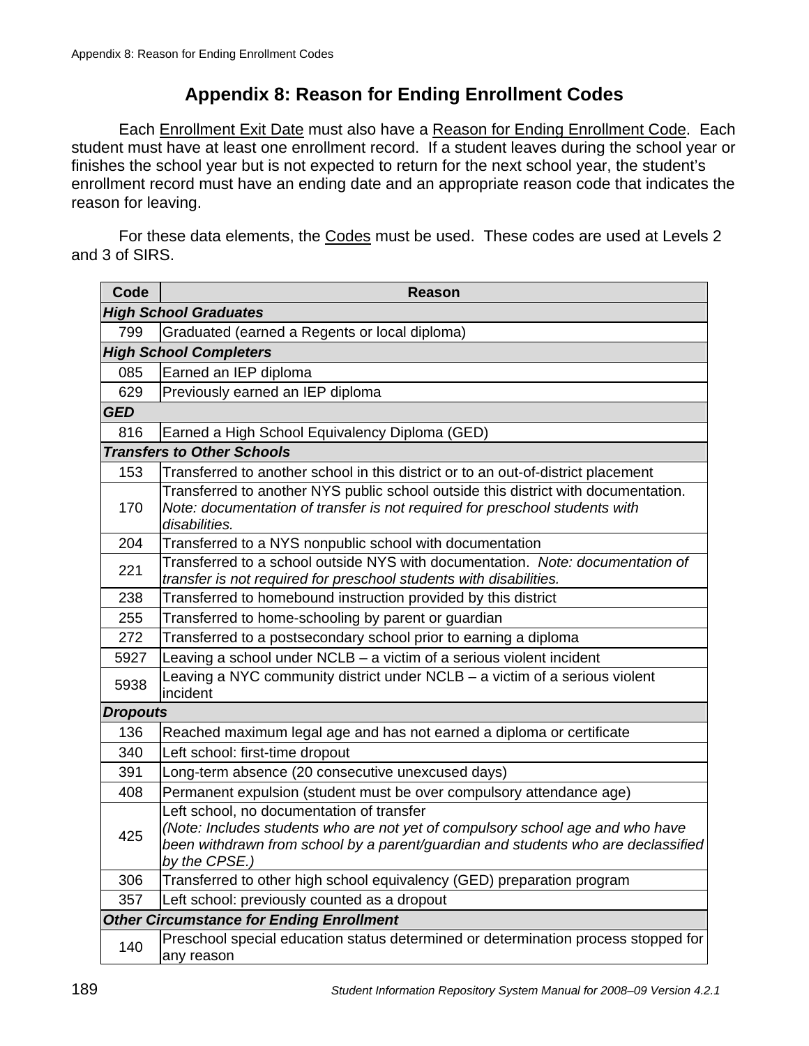# Appendix 8: Reason for Ending Enrollment Codes

Each Enrollment Exit Date must also have a Reason for Ending Enrollment Code. Each student must have at least one enrollment record. If a student leaves during the school year or finishes the school year but is not expected to return for the next school year, the student's enrollment record must have an ending date and an appropriate reason code that indicates the reason for leaving.

For these data elements, the Codes must be used. These codes are used at Levels 2 and 3 of SIRS.

| Code | Reason |
|---|---|
| ***High School Graduates*** | |
| 799 | Graduated (earned a Regents or local diploma) |
| ***High School Completers*** | |
| 085 | Earned an IEP diploma |
| 629 | Previously earned an IEP diploma |
| ***GED*** | |
| 816 | Earned a High School Equivalency Diploma (GED) |
| ***Transfers to Other Schools*** | |
| 153 | Transferred to another school in this district or to an out-of-district placement |
| 170 | Transferred to another NYS public school outside this district with documentation. *Note: documentation of transfer is not required for preschool students with disabilities.* |
| 204 | Transferred to a NYS nonpublic school with documentation |
| 221 | Transferred to a school outside NYS with documentation. *Note: documentation of transfer is not required for preschool students with disabilities.* |
| 238 | Transferred to homebound instruction provided by this district |
| 255 | Transferred to home-schooling by parent or guardian |
| 272 | Transferred to a postsecondary school prior to earning a diploma |
| 5927 | Leaving a school under NCLB – a victim of a serious violent incident |
| 5938 | Leaving a NYC community district under NCLB – a victim of a serious violent incident |
| ***Dropouts*** | |
| 136 | Reached maximum legal age and has not earned a diploma or certificate |
| 340 | Left school: first-time dropout |
| 391 | Long-term absence (20 consecutive unexcused days) |
| 408 | Permanent expulsion (student must be over compulsory attendance age) |
| 425 | Left school, no documentation of transfer *(Note: Includes students who are not yet of compulsory school age and who have been withdrawn from school by a parent/guardian and students who are declassified by the CPSE.)* |
| 306 | Transferred to other high school equivalency (GED) preparation program |
| 357 | Left school: previously counted as a dropout |
| ***Other Circumstance for Ending Enrollment*** | |
| 140 | Preschool special education status determined or determination process stopped for any reason |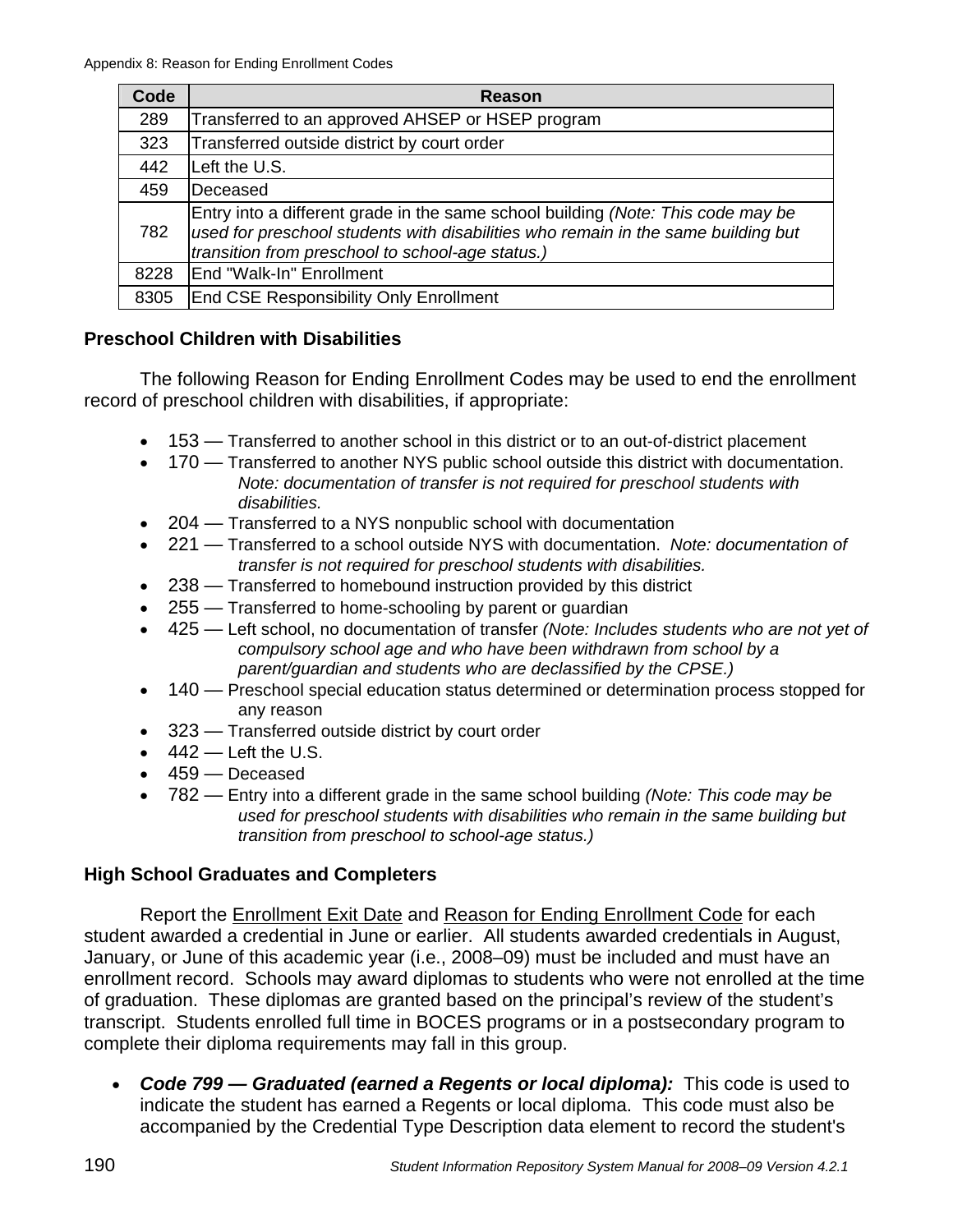| Code | Reason |
|---|---|
| 289 | Transferred to an approved AHSEP or HSEP program |
| 323 | Transferred outside district by court order |
| 442 | Left the U.S. |
| 459 | Deceased |
| 782 | Entry into a different grade in the same school building *(Note: This code may be used for preschool students with disabilities who remain in the same building but transition from preschool to school-age status.)* |
| 8228 | End "Walk-In" Enrollment |
| 8305 | End CSE Responsibility Only Enrollment |

### Preschool Children with Disabilities

The following Reason for Ending Enrollment Codes may be used to end the enrollment record of preschool children with disabilities, if appropriate:

- 153 — Transferred to another school in this district or to an out-of-district placement
- 170 — Transferred to another NYS public school outside this district with documentation. *Note: documentation of transfer is not required for preschool students with disabilities.*
- 204 — Transferred to a NYS nonpublic school with documentation
- 221 — Transferred to a school outside NYS with documentation. *Note: documentation of transfer is not required for preschool students with disabilities.*
- 238 — Transferred to homebound instruction provided by this district
- 255 — Transferred to home-schooling by parent or guardian
- 425 — Left school, no documentation of transfer *(Note: Includes students who are not yet of compulsory school age and who have been withdrawn from school by a parent/guardian and students who are declassified by the CPSE.)*
- 140 — Preschool special education status determined or determination process stopped for any reason
- 323 — Transferred outside district by court order
- 442 — Left the U.S.
- 459 — Deceased
- 782 — Entry into a different grade in the same school building *(Note: This code may be used for preschool students with disabilities who remain in the same building but transition from preschool to school-age status.)*

### High School Graduates and Completers

Report the Enrollment Exit Date and Reason for Ending Enrollment Code for each student awarded a credential in June or earlier. All students awarded credentials in August, January, or June of this academic year (i.e., 2008–09) must be included and must have an enrollment record. Schools may award diplomas to students who were not enrolled at the time of graduation. These diplomas are granted based on the principal's review of the student's transcript. Students enrolled full time in BOCES programs or in a postsecondary program to complete their diploma requirements may fall in this group.

- ***Code 799 — Graduated (earned a Regents or local diploma):*** This code is used to indicate the student has earned a Regents or local diploma. This code must also be accompanied by the Credential Type Description data element to record the student's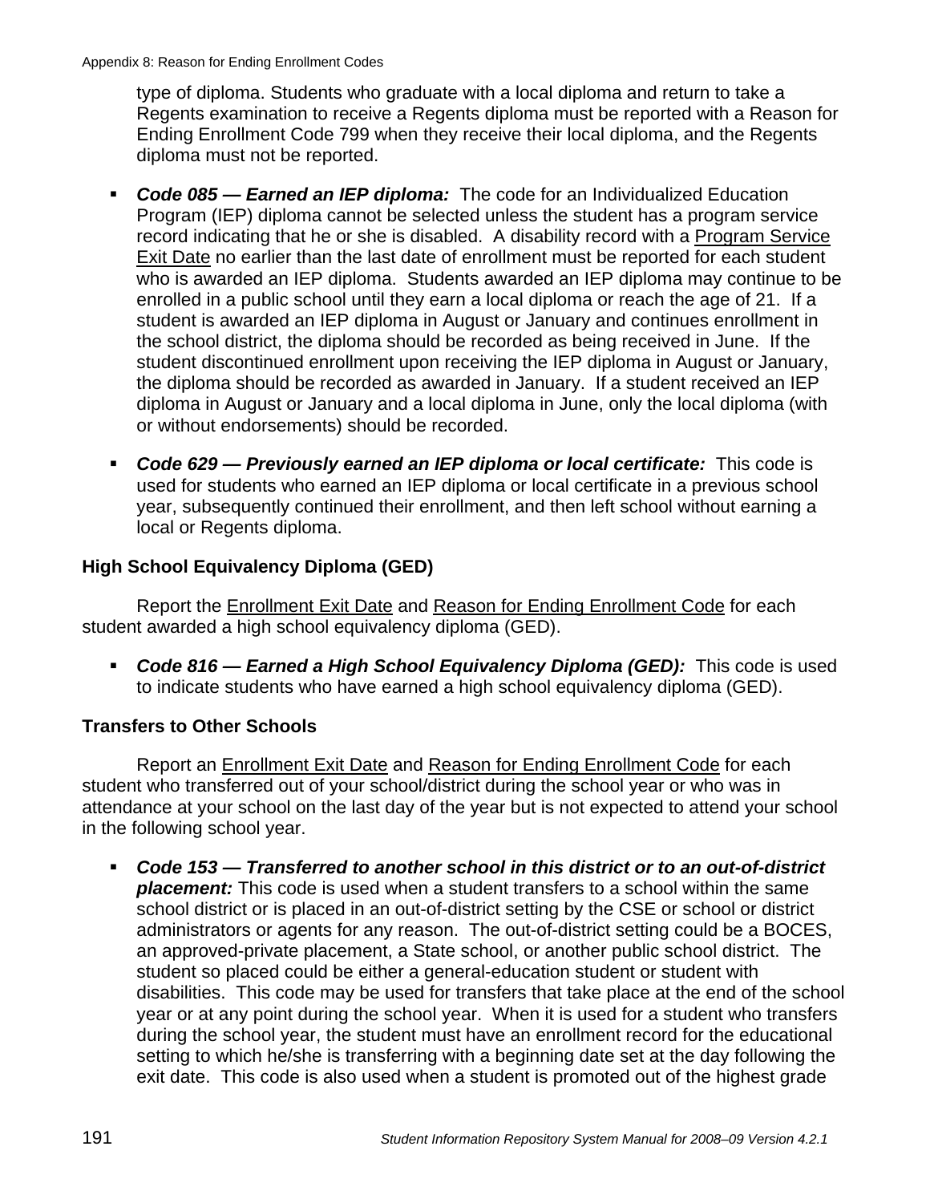type of diploma. Students who graduate with a local diploma and return to take a Regents examination to receive a Regents diploma must be reported with a Reason for Ending Enrollment Code 799 when they receive their local diploma, and the Regents diploma must not be reported.

- ***Code 085 — Earned an IEP diploma:*** The code for an Individualized Education Program (IEP) diploma cannot be selected unless the student has a program service record indicating that he or she is disabled. A disability record with a Program Service Exit Date no earlier than the last date of enrollment must be reported for each student who is awarded an IEP diploma. Students awarded an IEP diploma may continue to be enrolled in a public school until they earn a local diploma or reach the age of 21. If a student is awarded an IEP diploma in August or January and continues enrollment in the school district, the diploma should be recorded as being received in June. If the student discontinued enrollment upon receiving the IEP diploma in August or January, the diploma should be recorded as awarded in January. If a student received an IEP diploma in August or January and a local diploma in June, only the local diploma (with or without endorsements) should be recorded.

- ***Code 629 — Previously earned an IEP diploma or local certificate:*** This code is used for students who earned an IEP diploma or local certificate in a previous school year, subsequently continued their enrollment, and then left school without earning a local or Regents diploma.

### High School Equivalency Diploma (GED)

Report the Enrollment Exit Date and Reason for Ending Enrollment Code for each student awarded a high school equivalency diploma (GED).

- ***Code 816 — Earned a High School Equivalency Diploma (GED):*** This code is used to indicate students who have earned a high school equivalency diploma (GED).

### Transfers to Other Schools

Report an Enrollment Exit Date and Reason for Ending Enrollment Code for each student who transferred out of your school/district during the school year or who was in attendance at your school on the last day of the year but is not expected to attend your school in the following school year.

- ***Code 153 — Transferred to another school in this district or to an out-of-district placement:*** This code is used when a student transfers to a school within the same school district or is placed in an out-of-district setting by the CSE or school or district administrators or agents for any reason. The out-of-district setting could be a BOCES, an approved-private placement, a State school, or another public school district. The student so placed could be either a general-education student or student with disabilities. This code may be used for transfers that take place at the end of the school year or at any point during the school year. When it is used for a student who transfers during the school year, the student must have an enrollment record for the educational setting to which he/she is transferring with a beginning date set at the day following the exit date. This code is also used when a student is promoted out of the highest grade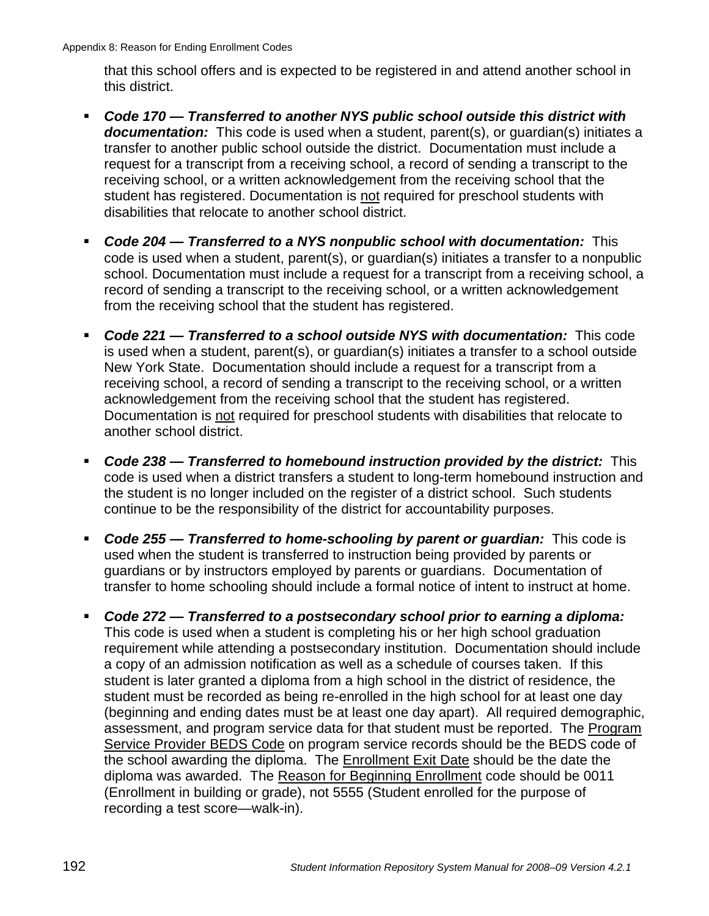that this school offers and is expected to be registered in and attend another school in this district.

- ***Code 170 — Transferred to another NYS public school outside this district with documentation:*** This code is used when a student, parent(s), or guardian(s) initiates a transfer to another public school outside the district. Documentation must include a request for a transcript from a receiving school, a record of sending a transcript to the receiving school, or a written acknowledgement from the receiving school that the student has registered. Documentation is not required for preschool students with disabilities that relocate to another school district.

- ***Code 204 — Transferred to a NYS nonpublic school with documentation:*** This code is used when a student, parent(s), or guardian(s) initiates a transfer to a nonpublic school. Documentation must include a request for a transcript from a receiving school, a record of sending a transcript to the receiving school, or a written acknowledgement from the receiving school that the student has registered.

- ***Code 221 — Transferred to a school outside NYS with documentation:*** This code is used when a student, parent(s), or guardian(s) initiates a transfer to a school outside New York State. Documentation should include a request for a transcript from a receiving school, a record of sending a transcript to the receiving school, or a written acknowledgement from the receiving school that the student has registered. Documentation is not required for preschool students with disabilities that relocate to another school district.

- ***Code 238 — Transferred to homebound instruction provided by the district:*** This code is used when a district transfers a student to long-term homebound instruction and the student is no longer included on the register of a district school. Such students continue to be the responsibility of the district for accountability purposes.

- ***Code 255 — Transferred to home-schooling by parent or guardian:*** This code is used when the student is transferred to instruction being provided by parents or guardians or by instructors employed by parents or guardians. Documentation of transfer to home schooling should include a formal notice of intent to instruct at home.

- ***Code 272 — Transferred to a postsecondary school prior to earning a diploma:*** This code is used when a student is completing his or her high school graduation requirement while attending a postsecondary institution. Documentation should include a copy of an admission notification as well as a schedule of courses taken. If this student is later granted a diploma from a high school in the district of residence, the student must be recorded as being re-enrolled in the high school for at least one day (beginning and ending dates must be at least one day apart). All required demographic, assessment, and program service data for that student must be reported. The Program Service Provider BEDS Code on program service records should be the BEDS code of the school awarding the diploma. The Enrollment Exit Date should be the date the diploma was awarded. The Reason for Beginning Enrollment code should be 0011 (Enrollment in building or grade), not 5555 (Student enrolled for the purpose of recording a test score—walk-in).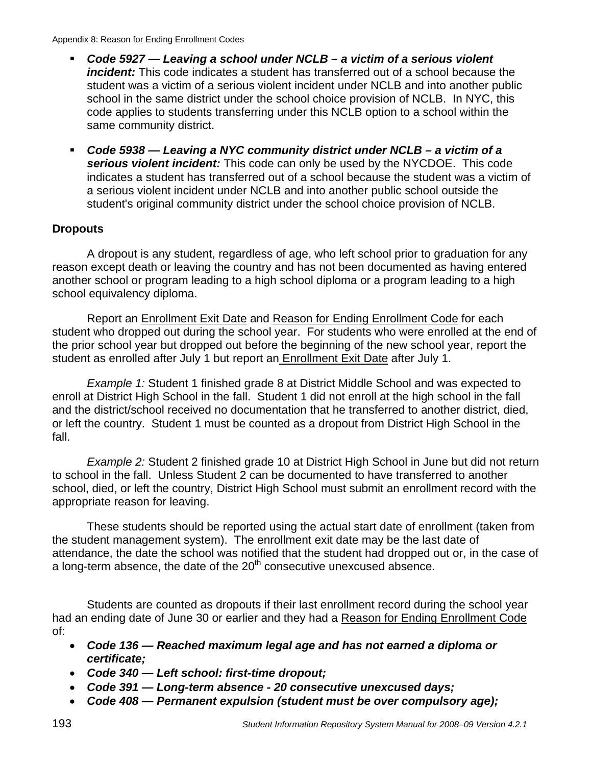- ***Code 5927 — Leaving a school under NCLB – a victim of a serious violent incident:*** This code indicates a student has transferred out of a school because the student was a victim of a serious violent incident under NCLB and into another public school in the same district under the school choice provision of NCLB. In NYC, this code applies to students transferring under this NCLB option to a school within the same community district.

- ***Code 5938 — Leaving a NYC community district under NCLB – a victim of a serious violent incident:*** This code can only be used by the NYCDOE. This code indicates a student has transferred out of a school because the student was a victim of a serious violent incident under NCLB and into another public school outside the student's original community district under the school choice provision of NCLB.

**Dropouts**

A dropout is any student, regardless of age, who left school prior to graduation for any reason except death or leaving the country and has not been documented as having entered another school or program leading to a high school diploma or a program leading to a high school equivalency diploma.

Report an <u>Enrollment Exit Date</u> and <u>Reason for Ending Enrollment Code</u> for each student who dropped out during the school year. For students who were enrolled at the end of the prior school year but dropped out before the beginning of the new school year, report the student as enrolled after July 1 but report an <u>Enrollment Exit Date</u> after July 1.

*Example 1:* Student 1 finished grade 8 at District Middle School and was expected to enroll at District High School in the fall. Student 1 did not enroll at the high school in the fall and the district/school received no documentation that he transferred to another district, died, or left the country. Student 1 must be counted as a dropout from District High School in the fall.

*Example 2:* Student 2 finished grade 10 at District High School in June but did not return to school in the fall. Unless Student 2 can be documented to have transferred to another school, died, or left the country, District High School must submit an enrollment record with the appropriate reason for leaving.

These students should be reported using the actual start date of enrollment (taken from the student management system). The enrollment exit date may be the last date of attendance, the date the school was notified that the student had dropped out or, in the case of a long-term absence, the date of the 20th consecutive unexcused absence.

Students are counted as dropouts if their last enrollment record during the school year had an ending date of June 30 or earlier and they had a <u>Reason for Ending Enrollment Code</u> of:

- ***Code 136 — Reached maximum legal age and has not earned a diploma or certificate;***
- ***Code 340 — Left school: first-time dropout;***
- ***Code 391 — Long-term absence - 20 consecutive unexcused days;***
- ***Code 408 — Permanent expulsion (student must be over compulsory age);***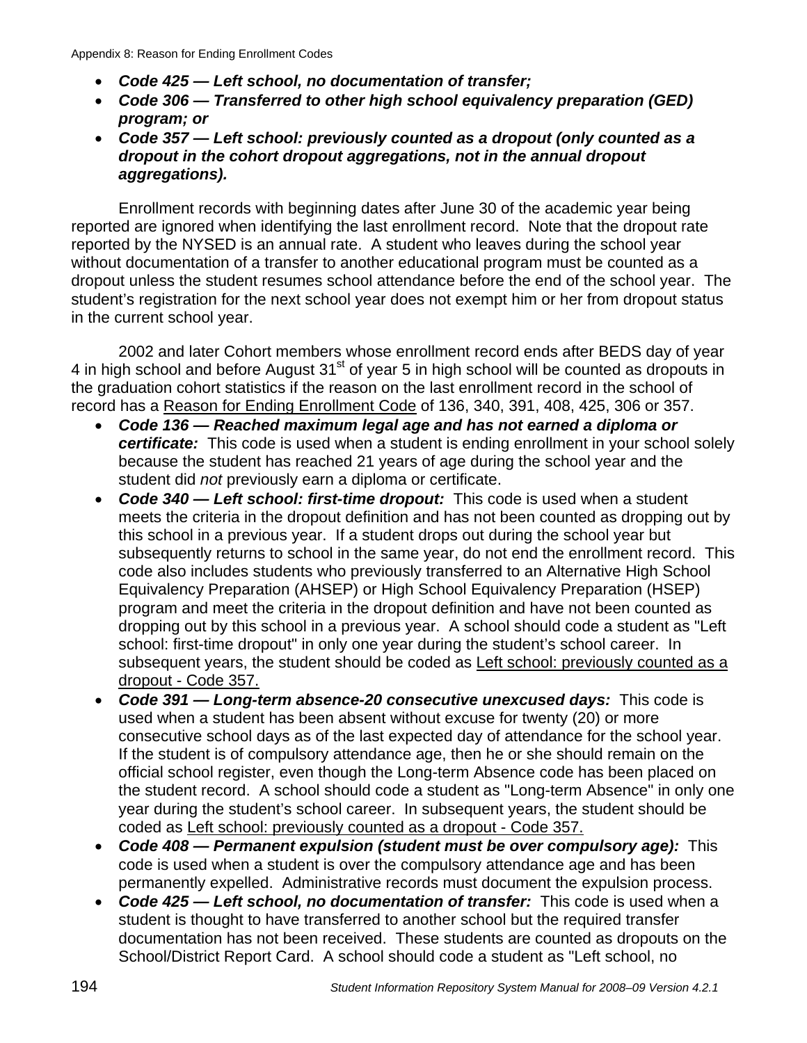- ***Code 425 — Left school, no documentation of transfer;***
- ***Code 306 — Transferred to other high school equivalency preparation (GED) program; or***
- ***Code 357 — Left school: previously counted as a dropout (only counted as a dropout in the cohort dropout aggregations, not in the annual dropout aggregations).***

Enrollment records with beginning dates after June 30 of the academic year being reported are ignored when identifying the last enrollment record. Note that the dropout rate reported by the NYSED is an annual rate. A student who leaves during the school year without documentation of a transfer to another educational program must be counted as a dropout unless the student resumes school attendance before the end of the school year. The student's registration for the next school year does not exempt him or her from dropout status in the current school year.

2002 and later Cohort members whose enrollment record ends after BEDS day of year 4 in high school and before August 31st of year 5 in high school will be counted as dropouts in the graduation cohort statistics if the reason on the last enrollment record in the school of record has a Reason for Ending Enrollment Code of 136, 340, 391, 408, 425, 306 or 357.

- ***Code 136 — Reached maximum legal age and has not earned a diploma or certificate:*** This code is used when a student is ending enrollment in your school solely because the student has reached 21 years of age during the school year and the student did *not* previously earn a diploma or certificate.
- ***Code 340 — Left school: first-time dropout:*** This code is used when a student meets the criteria in the dropout definition and has not been counted as dropping out by this school in a previous year. If a student drops out during the school year but subsequently returns to school in the same year, do not end the enrollment record. This code also includes students who previously transferred to an Alternative High School Equivalency Preparation (AHSEP) or High School Equivalency Preparation (HSEP) program and meet the criteria in the dropout definition and have not been counted as dropping out by this school in a previous year. A school should code a student as "Left school: first-time dropout" in only one year during the student's school career. In subsequent years, the student should be coded as Left school: previously counted as a dropout - Code 357.
- ***Code 391 — Long-term absence-20 consecutive unexcused days:*** This code is used when a student has been absent without excuse for twenty (20) or more consecutive school days as of the last expected day of attendance for the school year. If the student is of compulsory attendance age, then he or she should remain on the official school register, even though the Long-term Absence code has been placed on the student record. A school should code a student as "Long-term Absence" in only one year during the student's school career. In subsequent years, the student should be coded as Left school: previously counted as a dropout - Code 357.
- ***Code 408 — Permanent expulsion (student must be over compulsory age):*** This code is used when a student is over the compulsory attendance age and has been permanently expelled. Administrative records must document the expulsion process.
- ***Code 425 — Left school, no documentation of transfer:*** This code is used when a student is thought to have transferred to another school but the required transfer documentation has not been received. These students are counted as dropouts on the School/District Report Card. A school should code a student as "Left school, no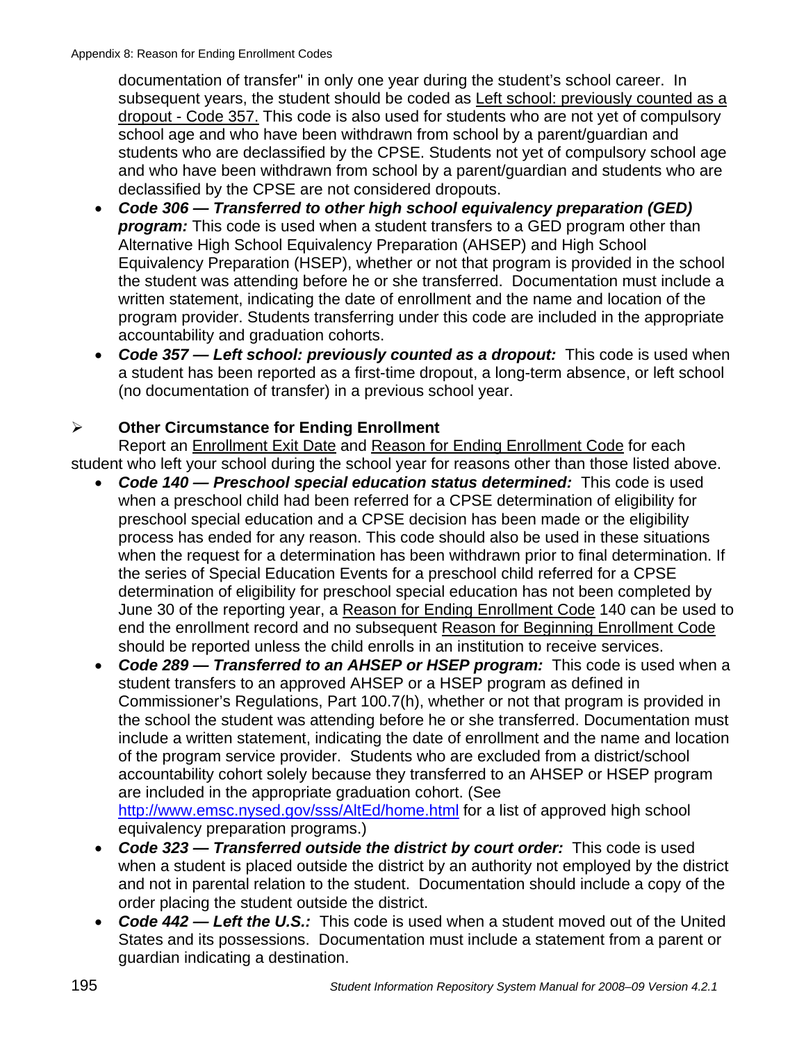documentation of transfer" in only one year during the student's school career. In subsequent years, the student should be coded as Left school: previously counted as a dropout - Code 357. This code is also used for students who are not yet of compulsory school age and who have been withdrawn from school by a parent/guardian and students who are declassified by the CPSE. Students not yet of compulsory school age and who have been withdrawn from school by a parent/guardian and students who are declassified by the CPSE are not considered dropouts.

- ***Code 306 — Transferred to other high school equivalency preparation (GED) program:*** This code is used when a student transfers to a GED program other than Alternative High School Equivalency Preparation (AHSEP) and High School Equivalency Preparation (HSEP), whether or not that program is provided in the school the student was attending before he or she transferred. Documentation must include a written statement, indicating the date of enrollment and the name and location of the program provider. Students transferring under this code are included in the appropriate accountability and graduation cohorts.
- ***Code 357 — Left school: previously counted as a dropout:*** This code is used when a student has been reported as a first-time dropout, a long-term absence, or left school (no documentation of transfer) in a previous school year.

### Other Circumstance for Ending Enrollment

Report an Enrollment Exit Date and Reason for Ending Enrollment Code for each student who left your school during the school year for reasons other than those listed above.

- ***Code 140 — Preschool special education status determined:*** This code is used when a preschool child had been referred for a CPSE determination of eligibility for preschool special education and a CPSE decision has been made or the eligibility process has ended for any reason. This code should also be used in these situations when the request for a determination has been withdrawn prior to final determination. If the series of Special Education Events for a preschool child referred for a CPSE determination of eligibility for preschool special education has not been completed by June 30 of the reporting year, a Reason for Ending Enrollment Code 140 can be used to end the enrollment record and no subsequent Reason for Beginning Enrollment Code should be reported unless the child enrolls in an institution to receive services.
- ***Code 289 — Transferred to an AHSEP or HSEP program:*** This code is used when a student transfers to an approved AHSEP or a HSEP program as defined in Commissioner's Regulations, Part 100.7(h), whether or not that program is provided in the school the student was attending before he or she transferred. Documentation must include a written statement, indicating the date of enrollment and the name and location of the program service provider. Students who are excluded from a district/school accountability cohort solely because they transferred to an AHSEP or HSEP program are included in the appropriate graduation cohort. (See http://www.emsc.nysed.gov/sss/AltEd/home.html for a list of approved high school equivalency preparation programs.)
- ***Code 323 — Transferred outside the district by court order:*** This code is used when a student is placed outside the district by an authority not employed by the district and not in parental relation to the student. Documentation should include a copy of the order placing the student outside the district.
- ***Code 442 — Left the U.S.:*** This code is used when a student moved out of the United States and its possessions. Documentation must include a statement from a parent or guardian indicating a destination.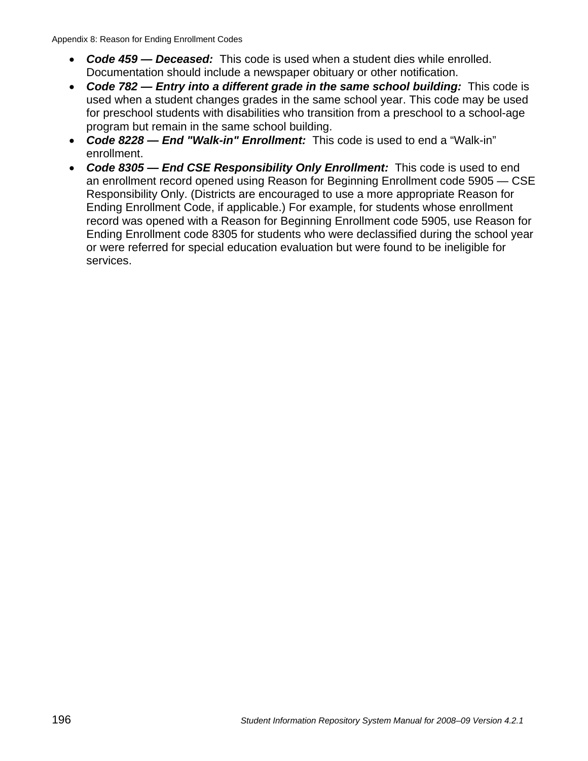- ***Code 459 — Deceased:*** This code is used when a student dies while enrolled. Documentation should include a newspaper obituary or other notification.
- ***Code 782 — Entry into a different grade in the same school building:*** This code is used when a student changes grades in the same school year. This code may be used for preschool students with disabilities who transition from a preschool to a school-age program but remain in the same school building.
- ***Code 8228 — End "Walk-in" Enrollment:*** This code is used to end a "Walk-in" enrollment.
- ***Code 8305 — End CSE Responsibility Only Enrollment:*** This code is used to end an enrollment record opened using Reason for Beginning Enrollment code 5905 — CSE Responsibility Only. (Districts are encouraged to use a more appropriate Reason for Ending Enrollment Code, if applicable.) For example, for students whose enrollment record was opened with a Reason for Beginning Enrollment code 5905, use Reason for Ending Enrollment code 8305 for students who were declassified during the school year or were referred for special education evaluation but were found to be ineligible for services.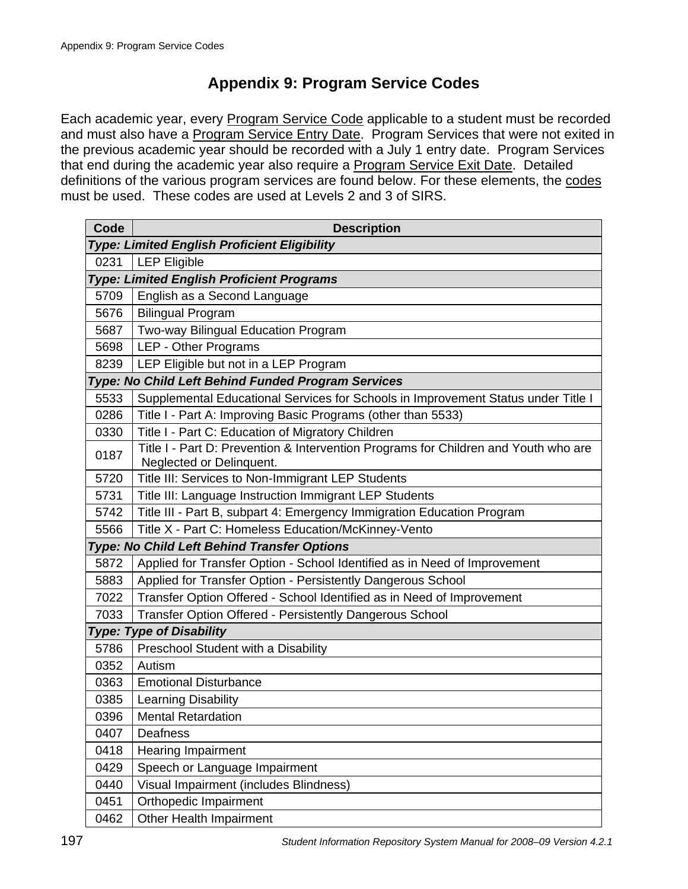# Appendix 9: Program Service Codes

Each academic year, every Program Service Code applicable to a student must be recorded and must also have a Program Service Entry Date. Program Services that were not exited in the previous academic year should be recorded with a July 1 entry date. Program Services that end during the academic year also require a Program Service Exit Date. Detailed definitions of the various program services are found below. For these elements, the codes must be used. These codes are used at Levels 2 and 3 of SIRS.

| Code | Description |
|---|---|
| ***Type: Limited English Proficient Eligibility*** | |
| 0231 | LEP Eligible |
| ***Type: Limited English Proficient Programs*** | |
| 5709 | English as a Second Language |
| 5676 | Bilingual Program |
| 5687 | Two-way Bilingual Education Program |
| 5698 | LEP - Other Programs |
| 8239 | LEP Eligible but not in a LEP Program |
| ***Type: No Child Left Behind Funded Program Services*** | |
| 5533 | Supplemental Educational Services for Schools in Improvement Status under Title I |
| 0286 | Title I - Part A: Improving Basic Programs (other than 5533) |
| 0330 | Title I - Part C: Education of Migratory Children |
| 0187 | Title I - Part D: Prevention & Intervention Programs for Children and Youth who are Neglected or Delinquent. |
| 5720 | Title III: Services to Non-Immigrant LEP Students |
| 5731 | Title III: Language Instruction Immigrant LEP Students |
| 5742 | Title III - Part B, subpart 4: Emergency Immigration Education Program |
| 5566 | Title X - Part C: Homeless Education/McKinney-Vento |
| ***Type: No Child Left Behind Transfer Options*** | |
| 5872 | Applied for Transfer Option - School Identified as in Need of Improvement |
| 5883 | Applied for Transfer Option - Persistently Dangerous School |
| 7022 | Transfer Option Offered - School Identified as in Need of Improvement |
| 7033 | Transfer Option Offered - Persistently Dangerous School |
| ***Type: Type of Disability*** | |
| 5786 | Preschool Student with a Disability |
| 0352 | Autism |
| 0363 | Emotional Disturbance |
| 0385 | Learning Disability |
| 0396 | Mental Retardation |
| 0407 | Deafness |
| 0418 | Hearing Impairment |
| 0429 | Speech or Language Impairment |
| 0440 | Visual Impairment (includes Blindness) |
| 0451 | Orthopedic Impairment |
| 0462 | Other Health Impairment |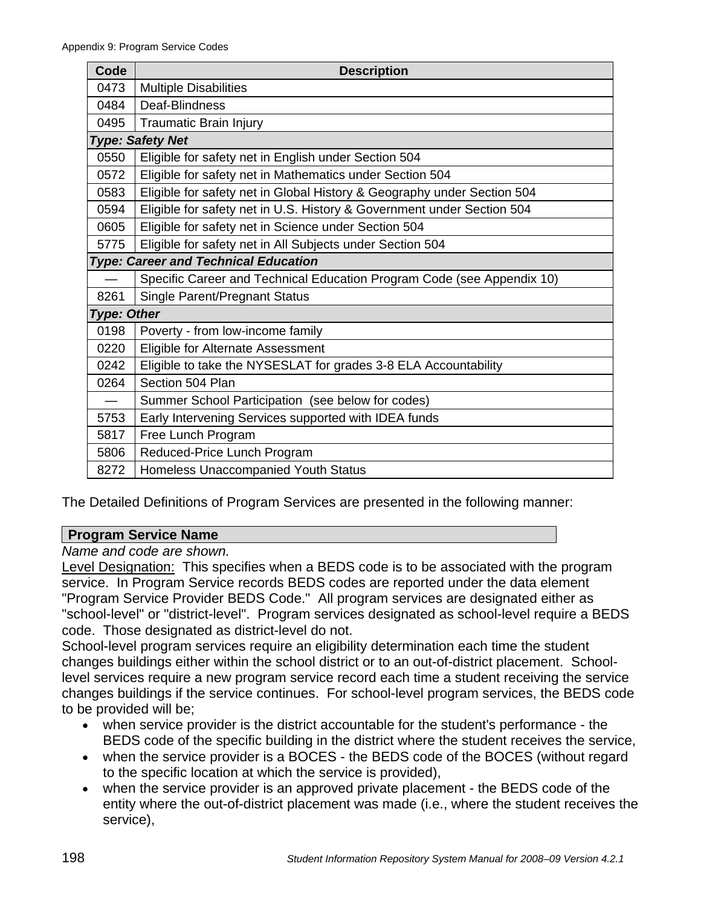| Code | Description |
|---|---|
| 0473 | Multiple Disabilities |
| 0484 | Deaf-Blindness |
| 0495 | Traumatic Brain Injury |
| ***Type: Safety Net*** | |
| 0550 | Eligible for safety net in English under Section 504 |
| 0572 | Eligible for safety net in Mathematics under Section 504 |
| 0583 | Eligible for safety net in Global History & Geography under Section 504 |
| 0594 | Eligible for safety net in U.S. History & Government under Section 504 |
| 0605 | Eligible for safety net in Science under Section 504 |
| 5775 | Eligible for safety net in All Subjects under Section 504 |
| ***Type: Career and Technical Education*** | |
| — | Specific Career and Technical Education Program Code (see Appendix 10) |
| 8261 | Single Parent/Pregnant Status |
| ***Type: Other*** | |
| 0198 | Poverty - from low-income family |
| 0220 | Eligible for Alternate Assessment |
| 0242 | Eligible to take the NYSESLAT for grades 3-8 ELA Accountability |
| 0264 | Section 504 Plan |
| — | Summer School Participation (see below for codes) |
| 5753 | Early Intervening Services supported with IDEA funds |
| 5817 | Free Lunch Program |
| 5806 | Reduced-Price Lunch Program |
| 8272 | Homeless Unaccompanied Youth Status |

The Detailed Definitions of Program Services are presented in the following manner:

**Program Service Name**

*Name and code are shown.*

Level Designation: This specifies when a BEDS code is to be associated with the program service. In Program Service records BEDS codes are reported under the data element "Program Service Provider BEDS Code." All program services are designated either as "school-level" or "district-level". Program services designated as school-level require a BEDS code. Those designated as district-level do not.

School-level program services require an eligibility determination each time the student changes buildings either within the school district or to an out-of-district placement. School-level services require a new program service record each time a student receiving the service changes buildings if the service continues. For school-level program services, the BEDS code to be provided will be;

- when service provider is the district accountable for the student's performance - the BEDS code of the specific building in the district where the student receives the service,
- when the service provider is a BOCES - the BEDS code of the BOCES (without regard to the specific location at which the service is provided),
- when the service provider is an approved private placement - the BEDS code of the entity where the out-of-district placement was made (i.e., where the student receives the service),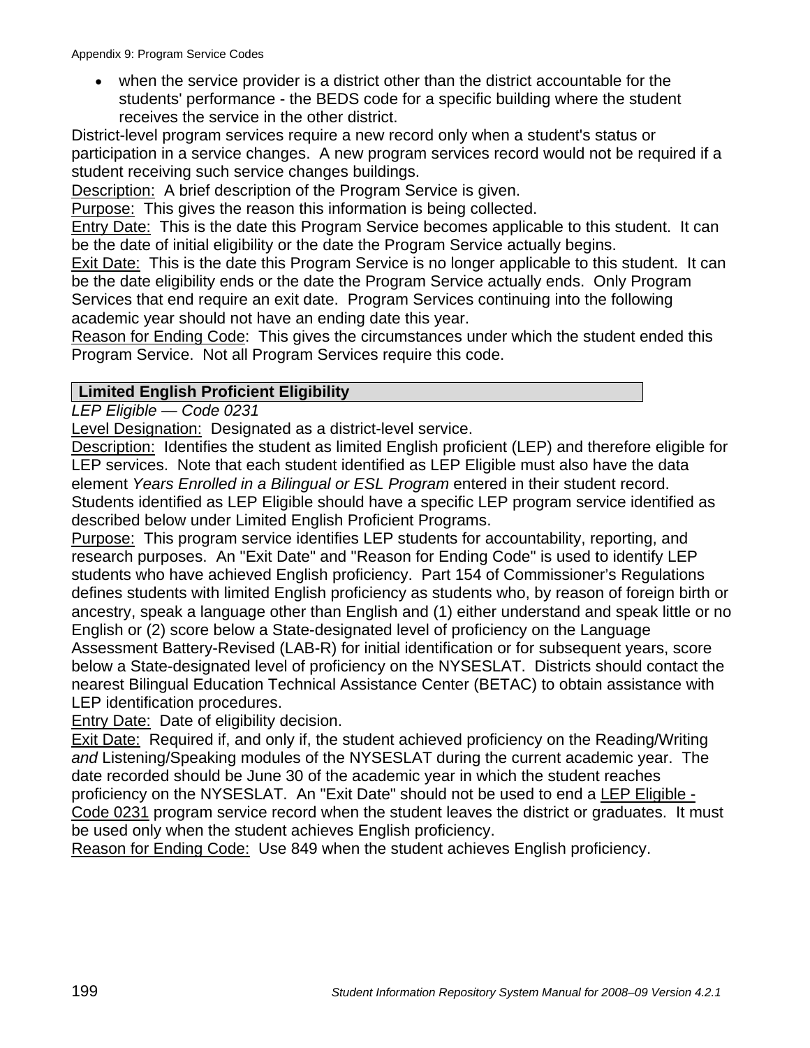- when the service provider is a district other than the district accountable for the students' performance - the BEDS code for a specific building where the student receives the service in the other district.

District-level program services require a new record only when a student's status or participation in a service changes. A new program services record would not be required if a student receiving such service changes buildings.

Description: A brief description of the Program Service is given.

Purpose: This gives the reason this information is being collected.

Entry Date: This is the date this Program Service becomes applicable to this student. It can be the date of initial eligibility or the date the Program Service actually begins.

Exit Date: This is the date this Program Service is no longer applicable to this student. It can be the date eligibility ends or the date the Program Service actually ends. Only Program Services that end require an exit date. Program Services continuing into the following academic year should not have an ending date this year.

Reason for Ending Code: This gives the circumstances under which the student ended this Program Service. Not all Program Services require this code.

### Limited English Proficient Eligibility

*LEP Eligible — Code 0231*

Level Designation: Designated as a district-level service.

Description: Identifies the student as limited English proficient (LEP) and therefore eligible for LEP services. Note that each student identified as LEP Eligible must also have the data element *Years Enrolled in a Bilingual or ESL Program* entered in their student record. Students identified as LEP Eligible should have a specific LEP program service identified as described below under Limited English Proficient Programs.

Purpose: This program service identifies LEP students for accountability, reporting, and research purposes. An "Exit Date" and "Reason for Ending Code" is used to identify LEP students who have achieved English proficiency. Part 154 of Commissioner's Regulations defines students with limited English proficiency as students who, by reason of foreign birth or ancestry, speak a language other than English and (1) either understand and speak little or no English or (2) score below a State-designated level of proficiency on the Language Assessment Battery-Revised (LAB-R) for initial identification or for subsequent years, score below a State-designated level of proficiency on the NYSESLAT. Districts should contact the nearest Bilingual Education Technical Assistance Center (BETAC) to obtain assistance with LEP identification procedures.

Entry Date: Date of eligibility decision.

Exit Date: Required if, and only if, the student achieved proficiency on the Reading/Writing *and* Listening/Speaking modules of the NYSESLAT during the current academic year. The date recorded should be June 30 of the academic year in which the student reaches proficiency on the NYSESLAT. An "Exit Date" should not be used to end a LEP Eligible - Code 0231 program service record when the student leaves the district or graduates. It must be used only when the student achieves English proficiency.

Reason for Ending Code: Use 849 when the student achieves English proficiency.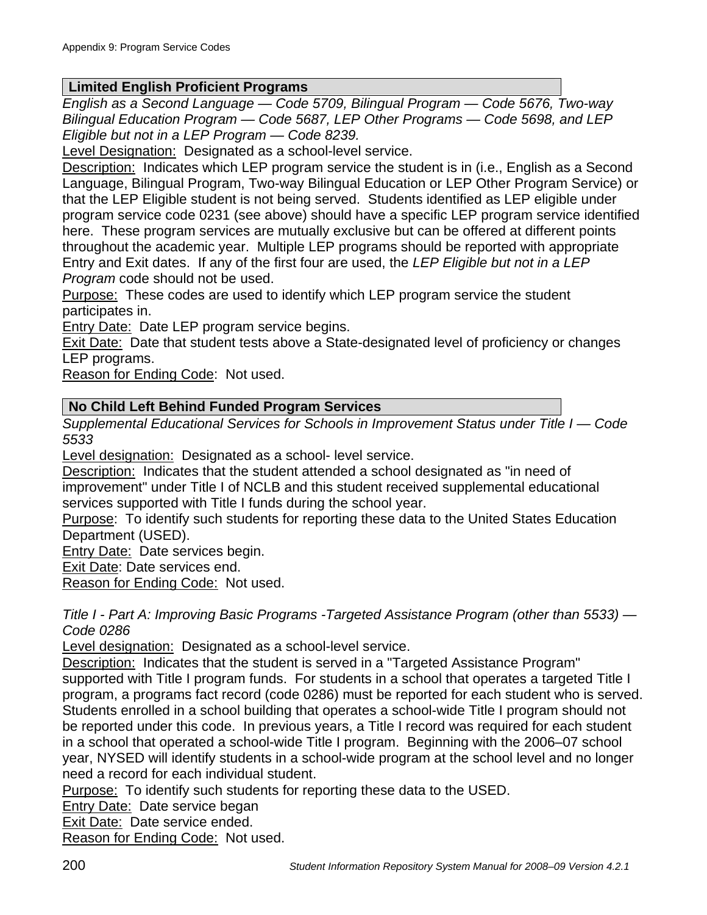## Limited English Proficient Programs

*English as a Second Language — Code 5709, Bilingual Program — Code 5676, Two-way Bilingual Education Program — Code 5687, LEP Other Programs — Code 5698, and LEP Eligible but not in a LEP Program — Code 8239.*

Level Designation: Designated as a school-level service.

Description: Indicates which LEP program service the student is in (i.e., English as a Second Language, Bilingual Program, Two-way Bilingual Education or LEP Other Program Service) or that the LEP Eligible student is not being served. Students identified as LEP eligible under program service code 0231 (see above) should have a specific LEP program service identified here. These program services are mutually exclusive but can be offered at different points throughout the academic year. Multiple LEP programs should be reported with appropriate Entry and Exit dates. If any of the first four are used, the *LEP Eligible but not in a LEP Program* code should not be used.

Purpose: These codes are used to identify which LEP program service the student participates in.

Entry Date: Date LEP program service begins.

Exit Date: Date that student tests above a State-designated level of proficiency or changes LEP programs.

Reason for Ending Code: Not used.

## No Child Left Behind Funded Program Services

*Supplemental Educational Services for Schools in Improvement Status under Title I — Code 5533*

Level designation: Designated as a school- level service.

Description: Indicates that the student attended a school designated as "in need of improvement" under Title I of NCLB and this student received supplemental educational services supported with Title I funds during the school year.

Purpose: To identify such students for reporting these data to the United States Education Department (USED).

Entry Date: Date services begin.

Exit Date: Date services end.

Reason for Ending Code: Not used.

*Title I - Part A: Improving Basic Programs -Targeted Assistance Program (other than 5533) — Code 0286*

Level designation: Designated as a school-level service.

Description: Indicates that the student is served in a "Targeted Assistance Program" supported with Title I program funds. For students in a school that operates a targeted Title I program, a programs fact record (code 0286) must be reported for each student who is served. Students enrolled in a school building that operates a school-wide Title I program should not be reported under this code. In previous years, a Title I record was required for each student in a school that operated a school-wide Title I program. Beginning with the 2006–07 school year, NYSED will identify students in a school-wide program at the school level and no longer need a record for each individual student.

Purpose: To identify such students for reporting these data to the USED.

Entry Date: Date service began

Exit Date: Date service ended.

Reason for Ending Code: Not used.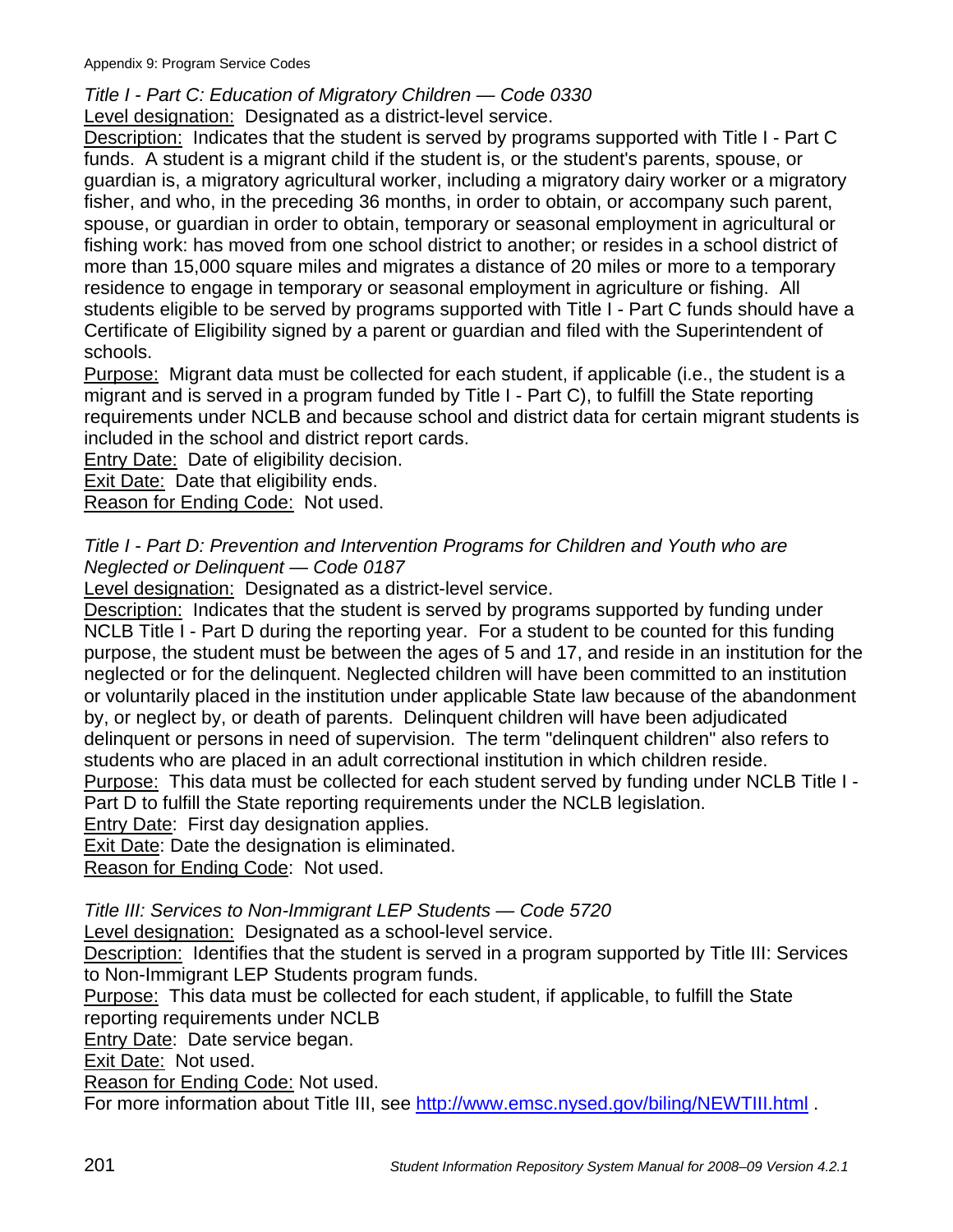*Title I - Part C: Education of Migratory Children — Code 0330*

Level designation: Designated as a district-level service.

Description: Indicates that the student is served by programs supported with Title I - Part C funds. A student is a migrant child if the student is, or the student's parents, spouse, or guardian is, a migratory agricultural worker, including a migratory dairy worker or a migratory fisher, and who, in the preceding 36 months, in order to obtain, or accompany such parent, spouse, or guardian in order to obtain, temporary or seasonal employment in agricultural or fishing work: has moved from one school district to another; or resides in a school district of more than 15,000 square miles and migrates a distance of 20 miles or more to a temporary residence to engage in temporary or seasonal employment in agriculture or fishing. All students eligible to be served by programs supported with Title I - Part C funds should have a Certificate of Eligibility signed by a parent or guardian and filed with the Superintendent of schools.

Purpose: Migrant data must be collected for each student, if applicable (i.e., the student is a migrant and is served in a program funded by Title I - Part C), to fulfill the State reporting requirements under NCLB and because school and district data for certain migrant students is included in the school and district report cards.

Entry Date: Date of eligibility decision.

Exit Date: Date that eligibility ends.

Reason for Ending Code: Not used.

*Title I - Part D: Prevention and Intervention Programs for Children and Youth who are Neglected or Delinquent — Code 0187*

Level designation: Designated as a district-level service.

Description: Indicates that the student is served by programs supported by funding under NCLB Title I - Part D during the reporting year. For a student to be counted for this funding purpose, the student must be between the ages of 5 and 17, and reside in an institution for the neglected or for the delinquent. Neglected children will have been committed to an institution or voluntarily placed in the institution under applicable State law because of the abandonment by, or neglect by, or death of parents. Delinquent children will have been adjudicated delinquent or persons in need of supervision. The term "delinquent children" also refers to students who are placed in an adult correctional institution in which children reside.

Purpose: This data must be collected for each student served by funding under NCLB Title I - Part D to fulfill the State reporting requirements under the NCLB legislation.

Entry Date: First day designation applies.

Exit Date: Date the designation is eliminated.

Reason for Ending Code: Not used.

*Title III: Services to Non-Immigrant LEP Students — Code 5720*

Level designation: Designated as a school-level service.

Description: Identifies that the student is served in a program supported by Title III: Services to Non-Immigrant LEP Students program funds.

Purpose: This data must be collected for each student, if applicable, to fulfill the State reporting requirements under NCLB

Entry Date: Date service began.

Exit Date: Not used.

Reason for Ending Code: Not used.

For more information about Title III, see http://www.emsc.nysed.gov/biling/NEWTIII.html .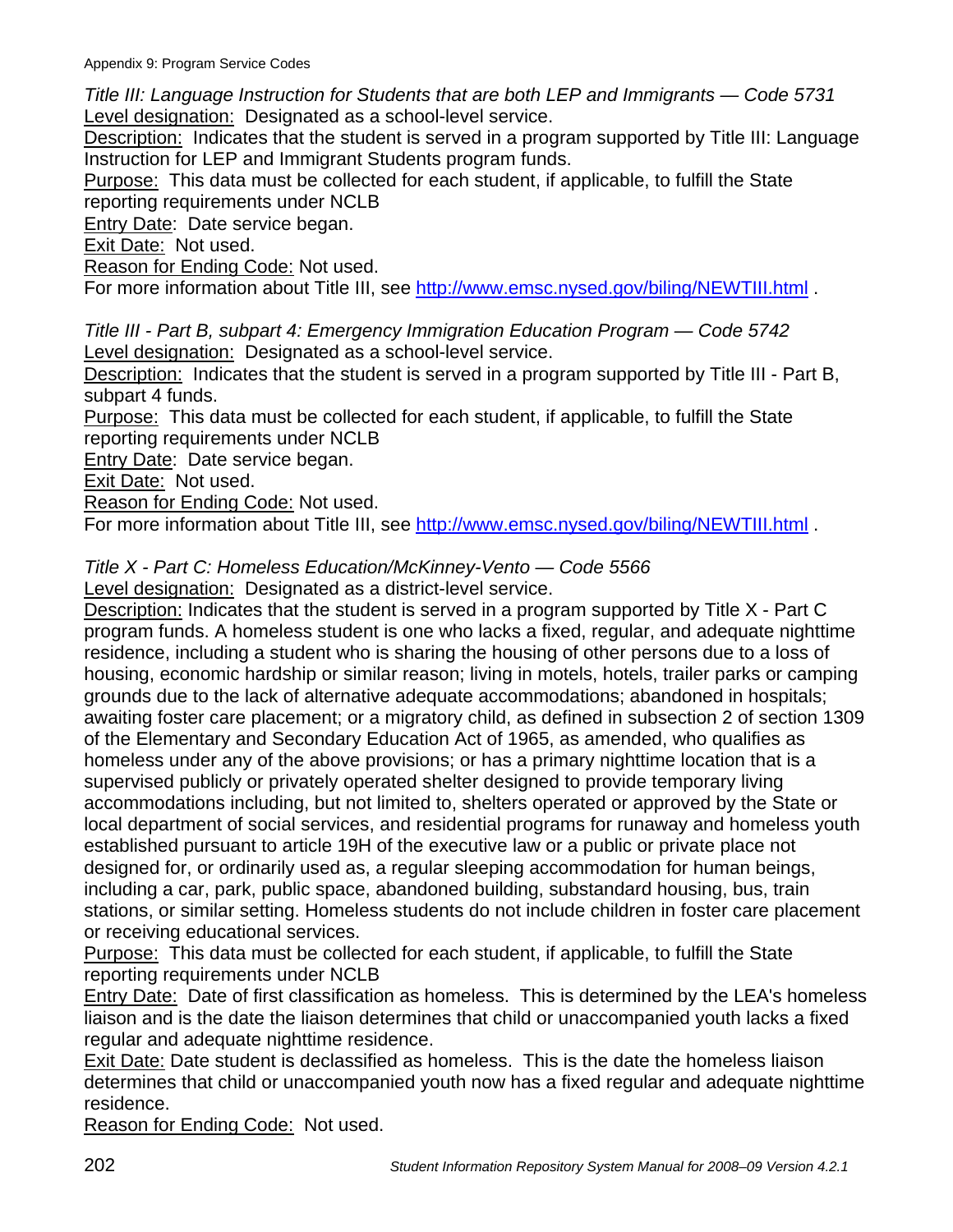*Title III: Language Instruction for Students that are both LEP and Immigrants — Code 5731*
Level designation: Designated as a school-level service.
Description: Indicates that the student is served in a program supported by Title III: Language Instruction for LEP and Immigrant Students program funds.
Purpose: This data must be collected for each student, if applicable, to fulfill the State reporting requirements under NCLB
Entry Date: Date service began.
Exit Date: Not used.
Reason for Ending Code: Not used.
For more information about Title III, see http://www.emsc.nysed.gov/biling/NEWTIII.html .

*Title III - Part B, subpart 4: Emergency Immigration Education Program — Code 5742*
Level designation: Designated as a school-level service.
Description: Indicates that the student is served in a program supported by Title III - Part B, subpart 4 funds.
Purpose: This data must be collected for each student, if applicable, to fulfill the State reporting requirements under NCLB
Entry Date: Date service began.
Exit Date: Not used.
Reason for Ending Code: Not used.
For more information about Title III, see http://www.emsc.nysed.gov/biling/NEWTIII.html .

*Title X - Part C: Homeless Education/McKinney-Vento — Code 5566*
Level designation: Designated as a district-level service.
Description: Indicates that the student is served in a program supported by Title X - Part C program funds. A homeless student is one who lacks a fixed, regular, and adequate nighttime residence, including a student who is sharing the housing of other persons due to a loss of housing, economic hardship or similar reason; living in motels, hotels, trailer parks or camping grounds due to the lack of alternative adequate accommodations; abandoned in hospitals; awaiting foster care placement; or a migratory child, as defined in subsection 2 of section 1309 of the Elementary and Secondary Education Act of 1965, as amended, who qualifies as homeless under any of the above provisions; or has a primary nighttime location that is a supervised publicly or privately operated shelter designed to provide temporary living accommodations including, but not limited to, shelters operated or approved by the State or local department of social services, and residential programs for runaway and homeless youth established pursuant to article 19H of the executive law or a public or private place not designed for, or ordinarily used as, a regular sleeping accommodation for human beings, including a car, park, public space, abandoned building, substandard housing, bus, train stations, or similar setting. Homeless students do not include children in foster care placement or receiving educational services.
Purpose: This data must be collected for each student, if applicable, to fulfill the State reporting requirements under NCLB
Entry Date: Date of first classification as homeless. This is determined by the LEA's homeless liaison and is the date the liaison determines that child or unaccompanied youth lacks a fixed regular and adequate nighttime residence.
Exit Date: Date student is declassified as homeless. This is the date the homeless liaison determines that child or unaccompanied youth now has a fixed regular and adequate nighttime residence.
Reason for Ending Code: Not used.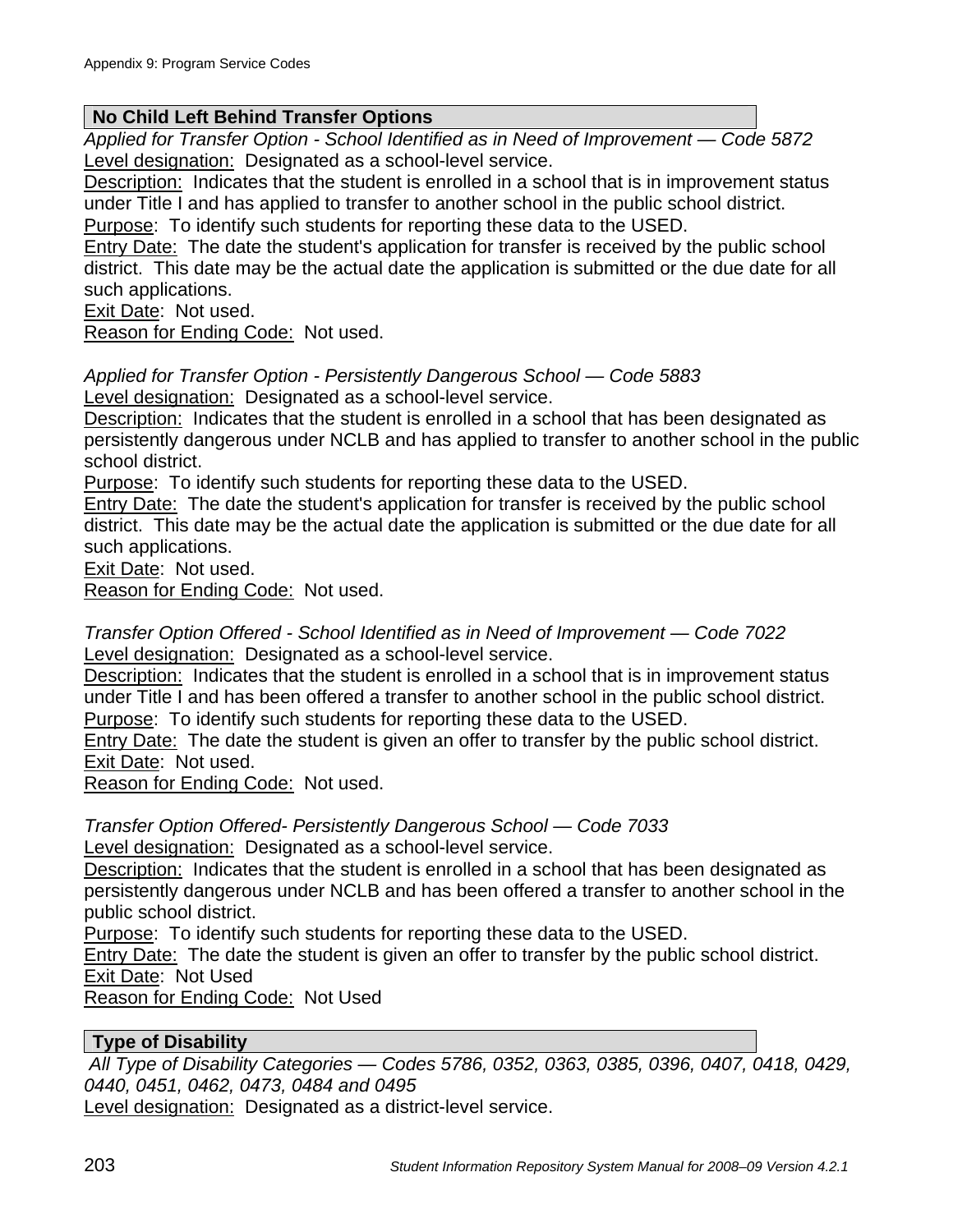## No Child Left Behind Transfer Options

*Applied for Transfer Option - School Identified as in Need of Improvement — Code 5872*
Level designation: Designated as a school-level service.
Description: Indicates that the student is enrolled in a school that is in improvement status under Title I and has applied to transfer to another school in the public school district.
Purpose: To identify such students for reporting these data to the USED.
Entry Date: The date the student's application for transfer is received by the public school district. This date may be the actual date the application is submitted or the due date for all such applications.
Exit Date: Not used.
Reason for Ending Code: Not used.

*Applied for Transfer Option - Persistently Dangerous School — Code 5883*
Level designation: Designated as a school-level service.
Description: Indicates that the student is enrolled in a school that has been designated as persistently dangerous under NCLB and has applied to transfer to another school in the public school district.
Purpose: To identify such students for reporting these data to the USED.
Entry Date: The date the student's application for transfer is received by the public school district. This date may be the actual date the application is submitted or the due date for all such applications.
Exit Date: Not used.
Reason for Ending Code: Not used.

*Transfer Option Offered - School Identified as in Need of Improvement — Code 7022*
Level designation: Designated as a school-level service.
Description: Indicates that the student is enrolled in a school that is in improvement status under Title I and has been offered a transfer to another school in the public school district.
Purpose: To identify such students for reporting these data to the USED.
Entry Date: The date the student is given an offer to transfer by the public school district.
Exit Date: Not used.
Reason for Ending Code: Not used.

*Transfer Option Offered- Persistently Dangerous School — Code 7033*
Level designation: Designated as a school-level service.
Description: Indicates that the student is enrolled in a school that has been designated as persistently dangerous under NCLB and has been offered a transfer to another school in the public school district.
Purpose: To identify such students for reporting these data to the USED.
Entry Date: The date the student is given an offer to transfer by the public school district.
Exit Date: Not Used
Reason for Ending Code: Not Used

## Type of Disability

*All Type of Disability Categories — Codes 5786, 0352, 0363, 0385, 0396, 0407, 0418, 0429, 0440, 0451, 0462, 0473, 0484 and 0495*
Level designation: Designated as a district-level service.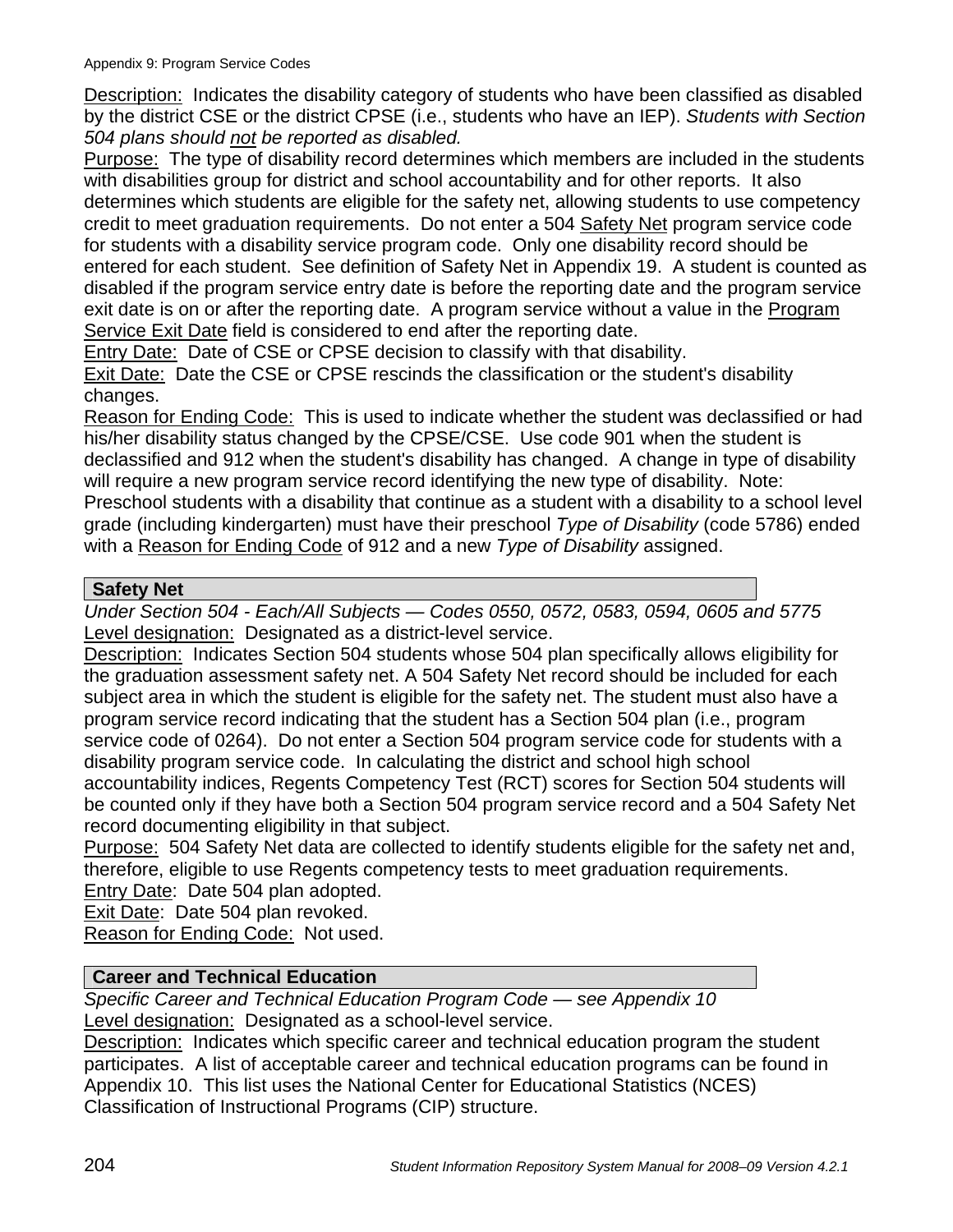Description: Indicates the disability category of students who have been classified as disabled by the district CSE or the district CPSE (i.e., students who have an IEP). *Students with Section 504 plans should not be reported as disabled.*

Purpose: The type of disability record determines which members are included in the students with disabilities group for district and school accountability and for other reports. It also determines which students are eligible for the safety net, allowing students to use competency credit to meet graduation requirements. Do not enter a 504 Safety Net program service code for students with a disability service program code. Only one disability record should be entered for each student. See definition of Safety Net in Appendix 19. A student is counted as disabled if the program service entry date is before the reporting date and the program service exit date is on or after the reporting date. A program service without a value in the Program Service Exit Date field is considered to end after the reporting date.

Entry Date: Date of CSE or CPSE decision to classify with that disability.

Exit Date: Date the CSE or CPSE rescinds the classification or the student's disability changes.

Reason for Ending Code: This is used to indicate whether the student was declassified or had his/her disability status changed by the CPSE/CSE. Use code 901 when the student is declassified and 912 when the student's disability has changed. A change in type of disability will require a new program service record identifying the new type of disability. Note: Preschool students with a disability that continue as a student with a disability to a school level grade (including kindergarten) must have their preschool *Type of Disability* (code 5786) ended with a Reason for Ending Code of 912 and a new *Type of Disability* assigned.

## Safety Net

*Under Section 504 - Each/All Subjects — Codes 0550, 0572, 0583, 0594, 0605 and 5775*

Level designation: Designated as a district-level service.

Description: Indicates Section 504 students whose 504 plan specifically allows eligibility for the graduation assessment safety net. A 504 Safety Net record should be included for each subject area in which the student is eligible for the safety net. The student must also have a program service record indicating that the student has a Section 504 plan (i.e., program service code of 0264). Do not enter a Section 504 program service code for students with a disability program service code. In calculating the district and school high school accountability indices, Regents Competency Test (RCT) scores for Section 504 students will be counted only if they have both a Section 504 program service record and a 504 Safety Net record documenting eligibility in that subject.

Purpose: 504 Safety Net data are collected to identify students eligible for the safety net and, therefore, eligible to use Regents competency tests to meet graduation requirements.

Entry Date: Date 504 plan adopted.

Exit Date: Date 504 plan revoked.

Reason for Ending Code: Not used.

## Career and Technical Education

*Specific Career and Technical Education Program Code — see Appendix 10*

Level designation: Designated as a school-level service.

Description: Indicates which specific career and technical education program the student participates. A list of acceptable career and technical education programs can be found in Appendix 10. This list uses the National Center for Educational Statistics (NCES) Classification of Instructional Programs (CIP) structure.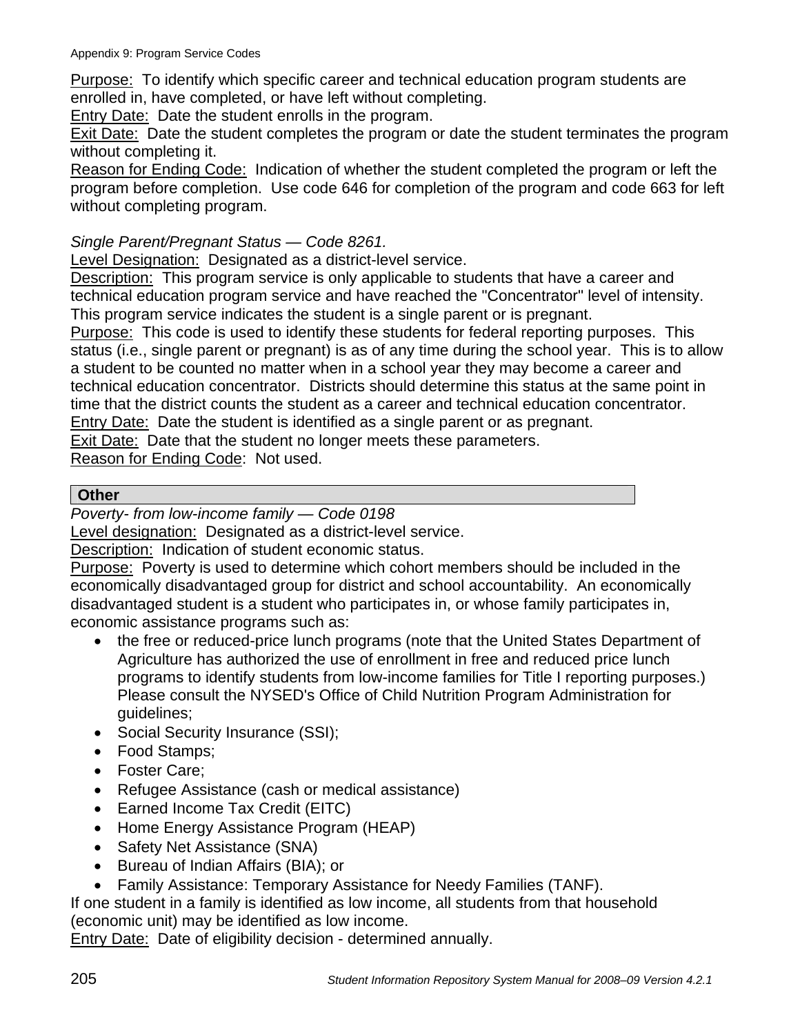Purpose: To identify which specific career and technical education program students are enrolled in, have completed, or have left without completing.
Entry Date: Date the student enrolls in the program.
Exit Date: Date the student completes the program or date the student terminates the program without completing it.
Reason for Ending Code: Indication of whether the student completed the program or left the program before completion. Use code 646 for completion of the program and code 663 for left without completing program.

*Single Parent/Pregnant Status — Code 8261.*
Level Designation: Designated as a district-level service.
Description: This program service is only applicable to students that have a career and technical education program service and have reached the "Concentrator" level of intensity. This program service indicates the student is a single parent or is pregnant.
Purpose: This code is used to identify these students for federal reporting purposes. This status (i.e., single parent or pregnant) is as of any time during the school year. This is to allow a student to be counted no matter when in a school year they may become a career and technical education concentrator. Districts should determine this status at the same point in time that the district counts the student as a career and technical education concentrator.
Entry Date: Date the student is identified as a single parent or as pregnant.
Exit Date: Date that the student no longer meets these parameters.
Reason for Ending Code: Not used.

**Other**

*Poverty- from low-income family — Code 0198*
Level designation: Designated as a district-level service.
Description: Indication of student economic status.
Purpose: Poverty is used to determine which cohort members should be included in the economically disadvantaged group for district and school accountability. An economically disadvantaged student is a student who participates in, or whose family participates in, economic assistance programs such as:

- the free or reduced-price lunch programs (note that the United States Department of Agriculture has authorized the use of enrollment in free and reduced price lunch programs to identify students from low-income families for Title I reporting purposes.) Please consult the NYSED's Office of Child Nutrition Program Administration for guidelines;
- Social Security Insurance (SSI);
- Food Stamps;
- Foster Care;
- Refugee Assistance (cash or medical assistance)
- Earned Income Tax Credit (EITC)
- Home Energy Assistance Program (HEAP)
- Safety Net Assistance (SNA)
- Bureau of Indian Affairs (BIA); or
- Family Assistance: Temporary Assistance for Needy Families (TANF).

If one student in a family is identified as low income, all students from that household (economic unit) may be identified as low income.
Entry Date: Date of eligibility decision - determined annually.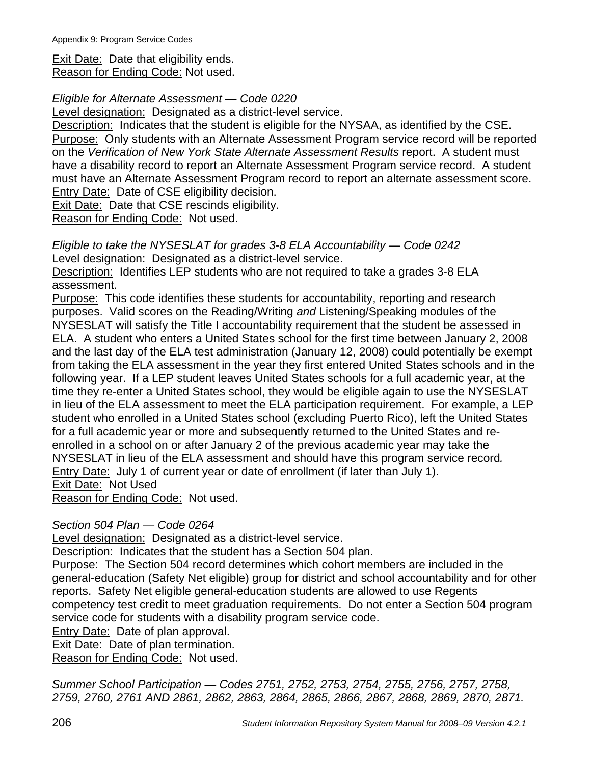Exit Date: Date that eligibility ends.
Reason for Ending Code: Not used.

*Eligible for Alternate Assessment — Code 0220*
Level designation: Designated as a district-level service.
Description: Indicates that the student is eligible for the NYSAA, as identified by the CSE.
Purpose: Only students with an Alternate Assessment Program service record will be reported on the *Verification of New York State Alternate Assessment Results* report. A student must have a disability record to report an Alternate Assessment Program service record. A student must have an Alternate Assessment Program record to report an alternate assessment score.
Entry Date: Date of CSE eligibility decision.
Exit Date: Date that CSE rescinds eligibility.
Reason for Ending Code: Not used.

*Eligible to take the NYSESLAT for grades 3-8 ELA Accountability — Code 0242*
Level designation: Designated as a district-level service.
Description: Identifies LEP students who are not required to take a grades 3-8 ELA assessment.
Purpose: This code identifies these students for accountability, reporting and research purposes. Valid scores on the Reading/Writing *and* Listening/Speaking modules of the NYSESLAT will satisfy the Title I accountability requirement that the student be assessed in ELA. A student who enters a United States school for the first time between January 2, 2008 and the last day of the ELA test administration (January 12, 2008) could potentially be exempt from taking the ELA assessment in the year they first entered United States schools and in the following year. If a LEP student leaves United States schools for a full academic year, at the time they re-enter a United States school, they would be eligible again to use the NYSESLAT in lieu of the ELA assessment to meet the ELA participation requirement. For example, a LEP student who enrolled in a United States school (excluding Puerto Rico), left the United States for a full academic year or more and subsequently returned to the United States and re-enrolled in a school on or after January 2 of the previous academic year may take the NYSESLAT in lieu of the ELA assessment and should have this program service record.
Entry Date: July 1 of current year or date of enrollment (if later than July 1).
Exit Date: Not Used
Reason for Ending Code: Not used.

*Section 504 Plan — Code 0264*
Level designation: Designated as a district-level service.
Description: Indicates that the student has a Section 504 plan.
Purpose: The Section 504 record determines which cohort members are included in the general-education (Safety Net eligible) group for district and school accountability and for other reports. Safety Net eligible general-education students are allowed to use Regents competency test credit to meet graduation requirements. Do not enter a Section 504 program service code for students with a disability program service code.
Entry Date: Date of plan approval.
Exit Date: Date of plan termination.
Reason for Ending Code: Not used.

*Summer School Participation — Codes 2751, 2752, 2753, 2754, 2755, 2756, 2757, 2758, 2759, 2760, 2761 AND 2861, 2862, 2863, 2864, 2865, 2866, 2867, 2868, 2869, 2870, 2871.*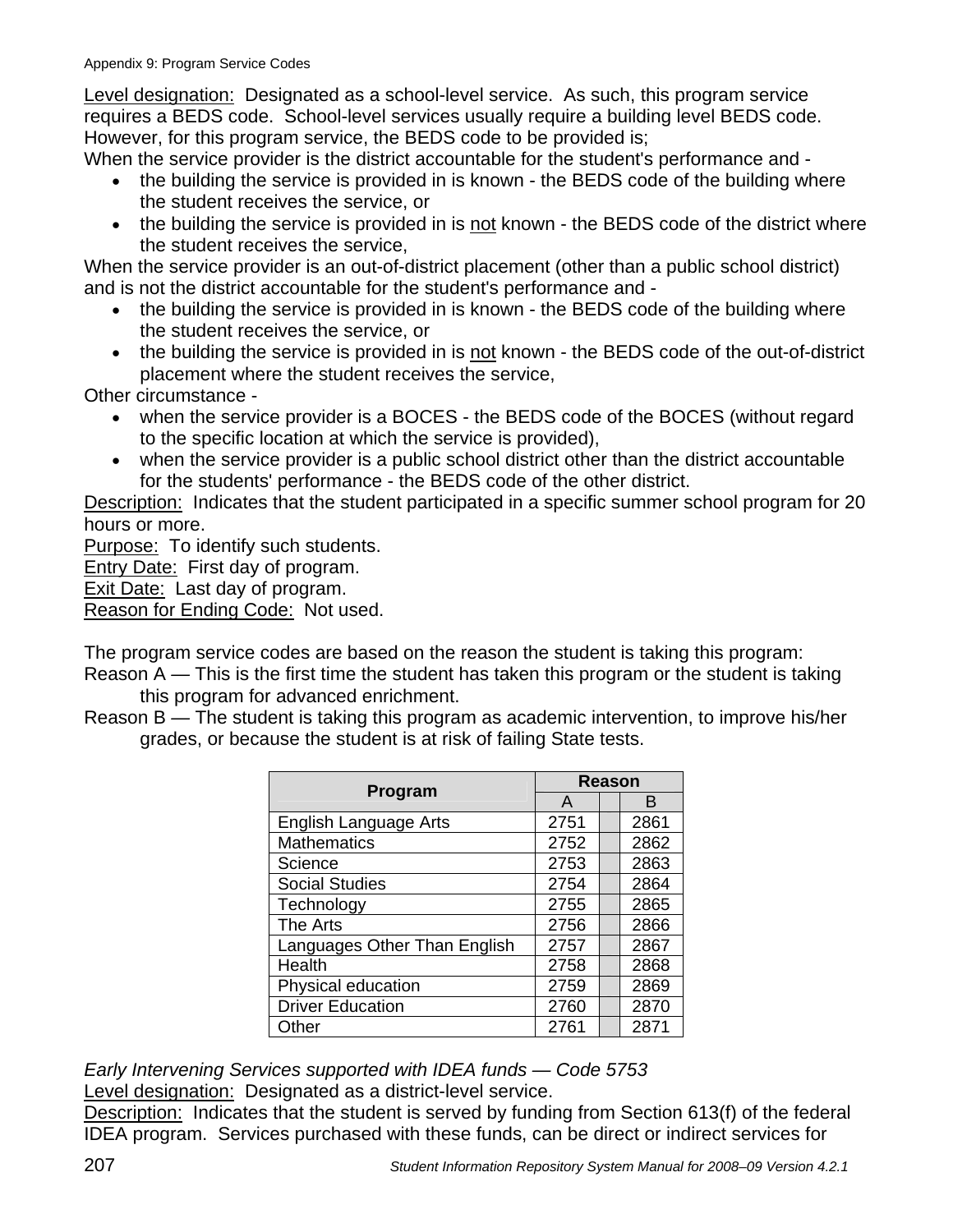Level designation: Designated as a school-level service. As such, this program service requires a BEDS code. School-level services usually require a building level BEDS code. However, for this program service, the BEDS code to be provided is;

When the service provider is the district accountable for the student's performance and -

- the building the service is provided in is known - the BEDS code of the building where the student receives the service, or
- the building the service is provided in is not known - the BEDS code of the district where the student receives the service,

When the service provider is an out-of-district placement (other than a public school district) and is not the district accountable for the student's performance and -

- the building the service is provided in is known - the BEDS code of the building where the student receives the service, or
- the building the service is provided in is not known - the BEDS code of the out-of-district placement where the student receives the service,

Other circumstance -

- when the service provider is a BOCES - the BEDS code of the BOCES (without regard to the specific location at which the service is provided),
- when the service provider is a public school district other than the district accountable for the students' performance - the BEDS code of the other district.

Description: Indicates that the student participated in a specific summer school program for 20 hours or more.

Purpose: To identify such students.

Entry Date: First day of program.

Exit Date: Last day of program.

Reason for Ending Code: Not used.

The program service codes are based on the reason the student is taking this program:

Reason A — This is the first time the student has taken this program or the student is taking this program for advanced enrichment.

Reason B — The student is taking this program as academic intervention, to improve his/her grades, or because the student is at risk of failing State tests.

| Program | Reason | |
|---|---|---|
| | A | B |
| English Language Arts | 2751 | 2861 |
| Mathematics | 2752 | 2862 |
| Science | 2753 | 2863 |
| Social Studies | 2754 | 2864 |
| Technology | 2755 | 2865 |
| The Arts | 2756 | 2866 |
| Languages Other Than English | 2757 | 2867 |
| Health | 2758 | 2868 |
| Physical education | 2759 | 2869 |
| Driver Education | 2760 | 2870 |
| Other | 2761 | 2871 |

*Early Intervening Services supported with IDEA funds — Code 5753*

Level designation: Designated as a district-level service.

Description: Indicates that the student is served by funding from Section 613(f) of the federal IDEA program. Services purchased with these funds, can be direct or indirect services for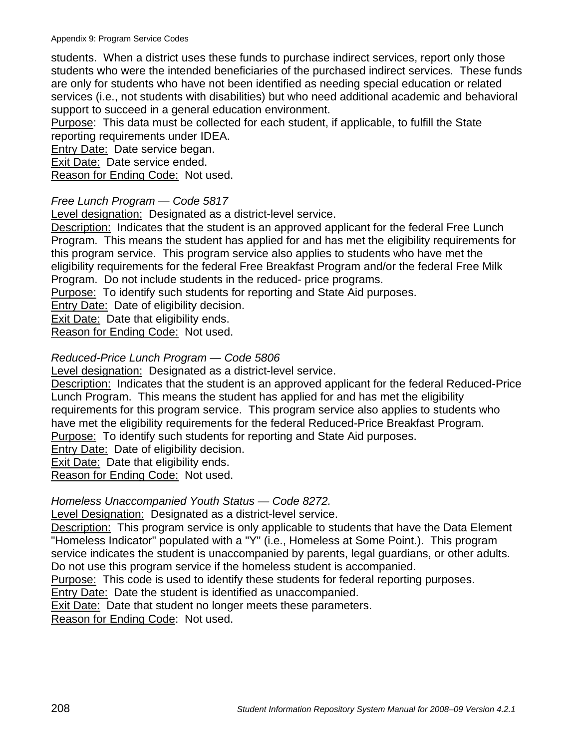students. When a district uses these funds to purchase indirect services, report only those students who were the intended beneficiaries of the purchased indirect services. These funds are only for students who have not been identified as needing special education or related services (i.e., not students with disabilities) but who need additional academic and behavioral support to succeed in a general education environment.
Purpose: This data must be collected for each student, if applicable, to fulfill the State reporting requirements under IDEA.
Entry Date: Date service began.
Exit Date: Date service ended.
Reason for Ending Code: Not used.

*Free Lunch Program — Code 5817*
Level designation: Designated as a district-level service.
Description: Indicates that the student is an approved applicant for the federal Free Lunch Program. This means the student has applied for and has met the eligibility requirements for this program service. This program service also applies to students who have met the eligibility requirements for the federal Free Breakfast Program and/or the federal Free Milk Program. Do not include students in the reduced- price programs.
Purpose: To identify such students for reporting and State Aid purposes.
Entry Date: Date of eligibility decision.
Exit Date: Date that eligibility ends.
Reason for Ending Code: Not used.

*Reduced-Price Lunch Program — Code 5806*
Level designation: Designated as a district-level service.
Description: Indicates that the student is an approved applicant for the federal Reduced-Price Lunch Program. This means the student has applied for and has met the eligibility requirements for this program service. This program service also applies to students who have met the eligibility requirements for the federal Reduced-Price Breakfast Program.
Purpose: To identify such students for reporting and State Aid purposes.
Entry Date: Date of eligibility decision.
Exit Date: Date that eligibility ends.
Reason for Ending Code: Not used.

*Homeless Unaccompanied Youth Status — Code 8272.*
Level Designation: Designated as a district-level service.
Description: This program service is only applicable to students that have the Data Element "Homeless Indicator" populated with a "Y" (i.e., Homeless at Some Point.). This program service indicates the student is unaccompanied by parents, legal guardians, or other adults. Do not use this program service if the homeless student is accompanied.
Purpose: This code is used to identify these students for federal reporting purposes.
Entry Date: Date the student is identified as unaccompanied.
Exit Date: Date that student no longer meets these parameters.
Reason for Ending Code: Not used.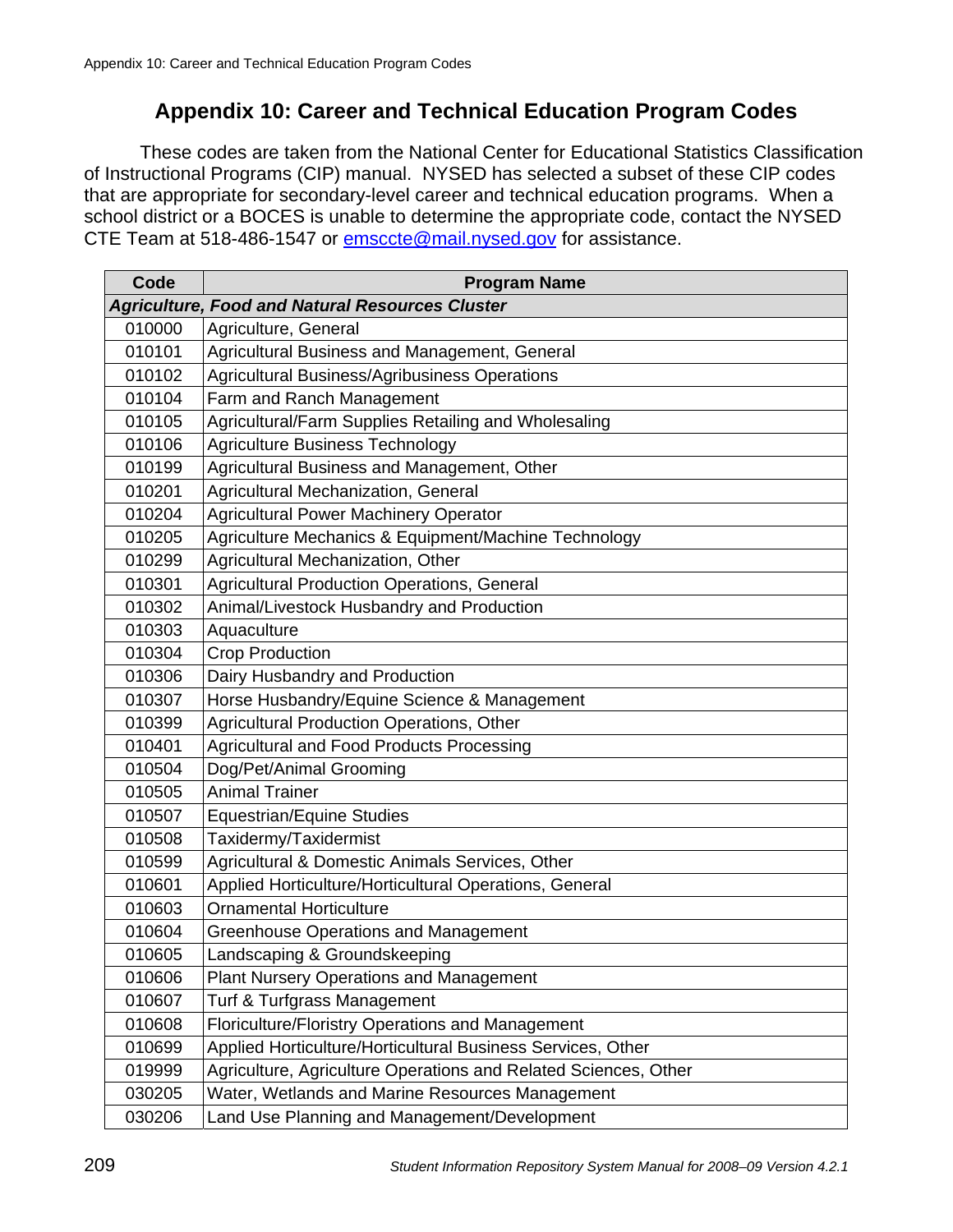# Appendix 10: Career and Technical Education Program Codes

These codes are taken from the National Center for Educational Statistics Classification of Instructional Programs (CIP) manual. NYSED has selected a subset of these CIP codes that are appropriate for secondary-level career and technical education programs. When a school district or a BOCES is unable to determine the appropriate code, contact the NYSED CTE Team at 518-486-1547 or [emsccte@mail.nysed.gov](mailto:emsccte@mail.nysed.gov) for assistance.

| Code | Program Name |
|---|---|
| ***Agriculture, Food and Natural Resources Cluster*** | |
| 010000 | Agriculture, General |
| 010101 | Agricultural Business and Management, General |
| 010102 | Agricultural Business/Agribusiness Operations |
| 010104 | Farm and Ranch Management |
| 010105 | Agricultural/Farm Supplies Retailing and Wholesaling |
| 010106 | Agriculture Business Technology |
| 010199 | Agricultural Business and Management, Other |
| 010201 | Agricultural Mechanization, General |
| 010204 | Agricultural Power Machinery Operator |
| 010205 | Agriculture Mechanics & Equipment/Machine Technology |
| 010299 | Agricultural Mechanization, Other |
| 010301 | Agricultural Production Operations, General |
| 010302 | Animal/Livestock Husbandry and Production |
| 010303 | Aquaculture |
| 010304 | Crop Production |
| 010306 | Dairy Husbandry and Production |
| 010307 | Horse Husbandry/Equine Science & Management |
| 010399 | Agricultural Production Operations, Other |
| 010401 | Agricultural and Food Products Processing |
| 010504 | Dog/Pet/Animal Grooming |
| 010505 | Animal Trainer |
| 010507 | Equestrian/Equine Studies |
| 010508 | Taxidermy/Taxidermist |
| 010599 | Agricultural & Domestic Animals Services, Other |
| 010601 | Applied Horticulture/Horticultural Operations, General |
| 010603 | Ornamental Horticulture |
| 010604 | Greenhouse Operations and Management |
| 010605 | Landscaping & Groundskeeping |
| 010606 | Plant Nursery Operations and Management |
| 010607 | Turf & Turfgrass Management |
| 010608 | Floriculture/Floristry Operations and Management |
| 010699 | Applied Horticulture/Horticultural Business Services, Other |
| 019999 | Agriculture, Agriculture Operations and Related Sciences, Other |
| 030205 | Water, Wetlands and Marine Resources Management |
| 030206 | Land Use Planning and Management/Development |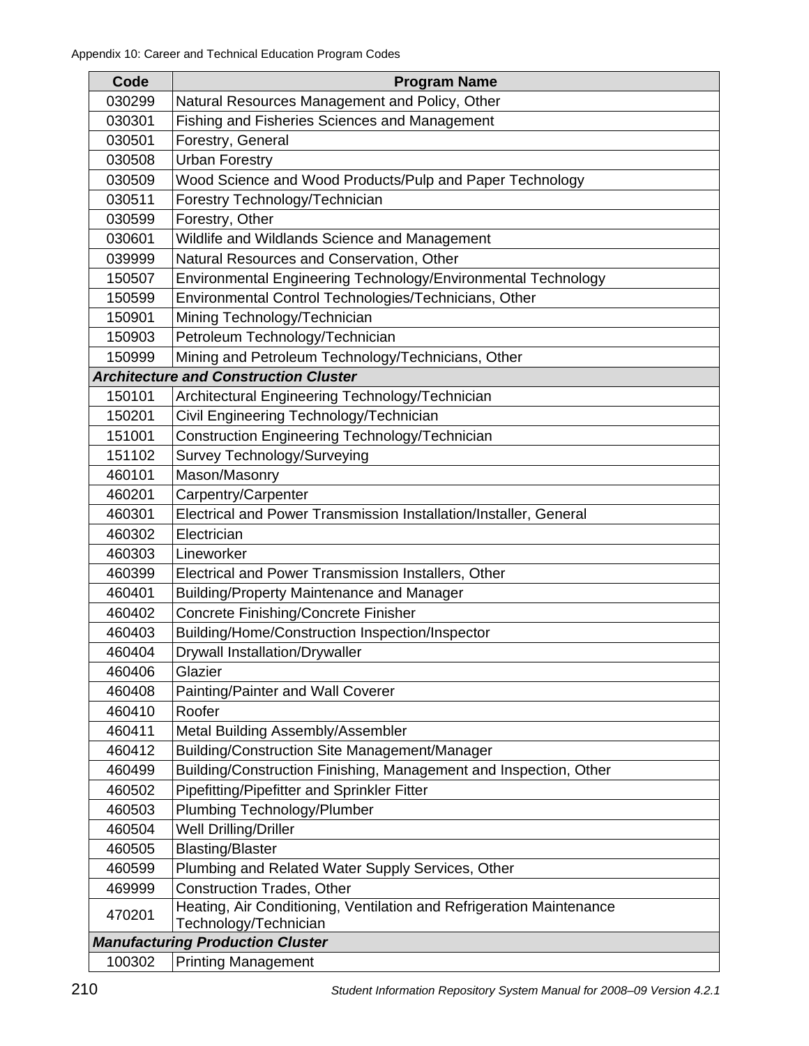| Code | Program Name |
|---|---|
| 030299 | Natural Resources Management and Policy, Other |
| 030301 | Fishing and Fisheries Sciences and Management |
| 030501 | Forestry, General |
| 030508 | Urban Forestry |
| 030509 | Wood Science and Wood Products/Pulp and Paper Technology |
| 030511 | Forestry Technology/Technician |
| 030599 | Forestry, Other |
| 030601 | Wildlife and Wildlands Science and Management |
| 039999 | Natural Resources and Conservation, Other |
| 150507 | Environmental Engineering Technology/Environmental Technology |
| 150599 | Environmental Control Technologies/Technicians, Other |
| 150901 | Mining Technology/Technician |
| 150903 | Petroleum Technology/Technician |
| 150999 | Mining and Petroleum Technology/Technicians, Other |
| ***Architecture and Construction Cluster*** | |
| 150101 | Architectural Engineering Technology/Technician |
| 150201 | Civil Engineering Technology/Technician |
| 151001 | Construction Engineering Technology/Technician |
| 151102 | Survey Technology/Surveying |
| 460101 | Mason/Masonry |
| 460201 | Carpentry/Carpenter |
| 460301 | Electrical and Power Transmission Installation/Installer, General |
| 460302 | Electrician |
| 460303 | Lineworker |
| 460399 | Electrical and Power Transmission Installers, Other |
| 460401 | Building/Property Maintenance and Manager |
| 460402 | Concrete Finishing/Concrete Finisher |
| 460403 | Building/Home/Construction Inspection/Inspector |
| 460404 | Drywall Installation/Drywaller |
| 460406 | Glazier |
| 460408 | Painting/Painter and Wall Coverer |
| 460410 | Roofer |
| 460411 | Metal Building Assembly/Assembler |
| 460412 | Building/Construction Site Management/Manager |
| 460499 | Building/Construction Finishing, Management and Inspection, Other |
| 460502 | Pipefitting/Pipefitter and Sprinkler Fitter |
| 460503 | Plumbing Technology/Plumber |
| 460504 | Well Drilling/Driller |
| 460505 | Blasting/Blaster |
| 460599 | Plumbing and Related Water Supply Services, Other |
| 469999 | Construction Trades, Other |
| 470201 | Heating, Air Conditioning, Ventilation and Refrigeration Maintenance Technology/Technician |
| ***Manufacturing Production Cluster*** | |
| 100302 | Printing Management |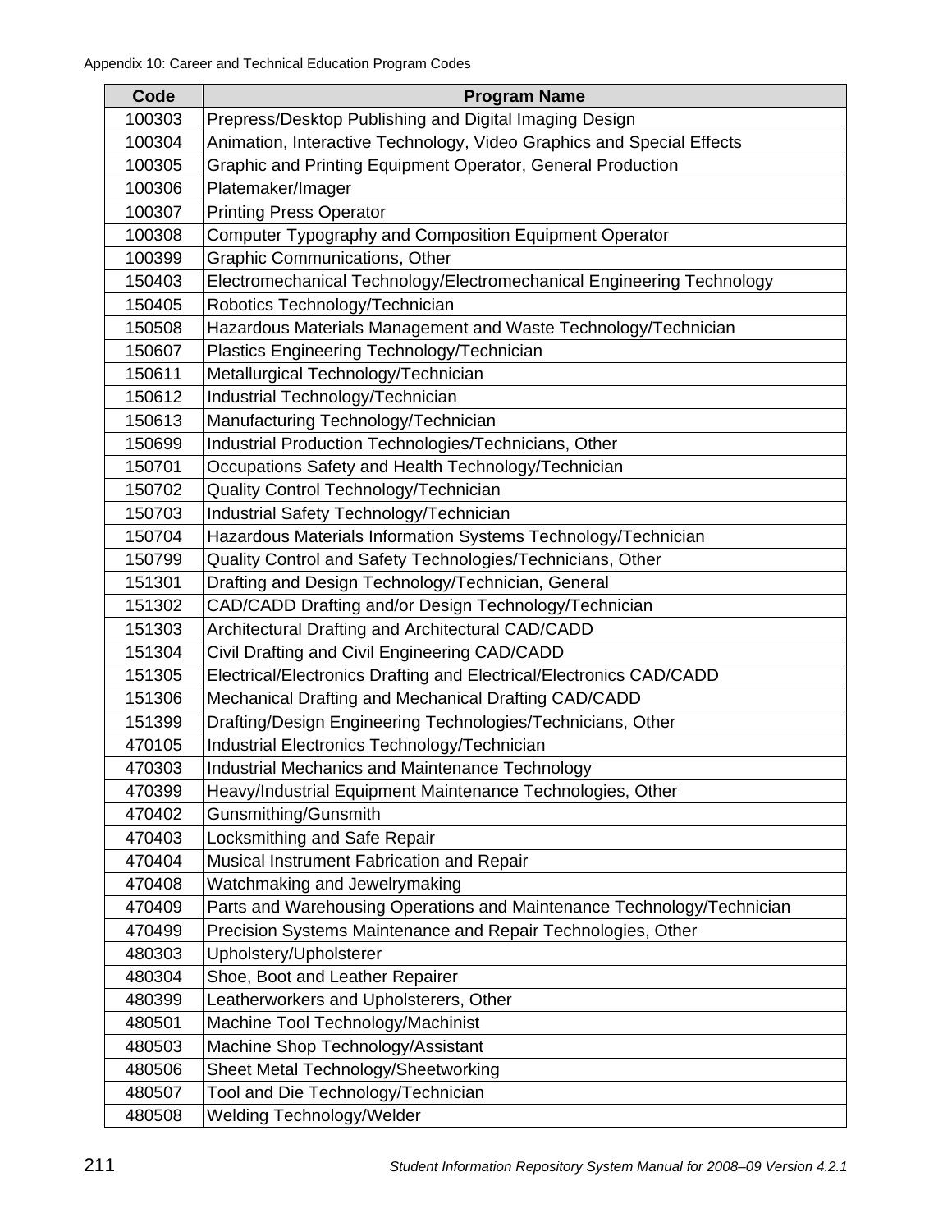| Code | Program Name |
|---|---|
| 100303 | Prepress/Desktop Publishing and Digital Imaging Design |
| 100304 | Animation, Interactive Technology, Video Graphics and Special Effects |
| 100305 | Graphic and Printing Equipment Operator, General Production |
| 100306 | Platemaker/Imager |
| 100307 | Printing Press Operator |
| 100308 | Computer Typography and Composition Equipment Operator |
| 100399 | Graphic Communications, Other |
| 150403 | Electromechanical Technology/Electromechanical Engineering Technology |
| 150405 | Robotics Technology/Technician |
| 150508 | Hazardous Materials Management and Waste Technology/Technician |
| 150607 | Plastics Engineering Technology/Technician |
| 150611 | Metallurgical Technology/Technician |
| 150612 | Industrial Technology/Technician |
| 150613 | Manufacturing Technology/Technician |
| 150699 | Industrial Production Technologies/Technicians, Other |
| 150701 | Occupations Safety and Health Technology/Technician |
| 150702 | Quality Control Technology/Technician |
| 150703 | Industrial Safety Technology/Technician |
| 150704 | Hazardous Materials Information Systems Technology/Technician |
| 150799 | Quality Control and Safety Technologies/Technicians, Other |
| 151301 | Drafting and Design Technology/Technician, General |
| 151302 | CAD/CADD Drafting and/or Design Technology/Technician |
| 151303 | Architectural Drafting and Architectural CAD/CADD |
| 151304 | Civil Drafting and Civil Engineering CAD/CADD |
| 151305 | Electrical/Electronics Drafting and Electrical/Electronics CAD/CADD |
| 151306 | Mechanical Drafting and Mechanical Drafting CAD/CADD |
| 151399 | Drafting/Design Engineering Technologies/Technicians, Other |
| 470105 | Industrial Electronics Technology/Technician |
| 470303 | Industrial Mechanics and Maintenance Technology |
| 470399 | Heavy/Industrial Equipment Maintenance Technologies, Other |
| 470402 | Gunsmithing/Gunsmith |
| 470403 | Locksmithing and Safe Repair |
| 470404 | Musical Instrument Fabrication and Repair |
| 470408 | Watchmaking and Jewelrymaking |
| 470409 | Parts and Warehousing Operations and Maintenance Technology/Technician |
| 470499 | Precision Systems Maintenance and Repair Technologies, Other |
| 480303 | Upholstery/Upholsterer |
| 480304 | Shoe, Boot and Leather Repairer |
| 480399 | Leatherworkers and Upholsterers, Other |
| 480501 | Machine Tool Technology/Machinist |
| 480503 | Machine Shop Technology/Assistant |
| 480506 | Sheet Metal Technology/Sheetworking |
| 480507 | Tool and Die Technology/Technician |
| 480508 | Welding Technology/Welder |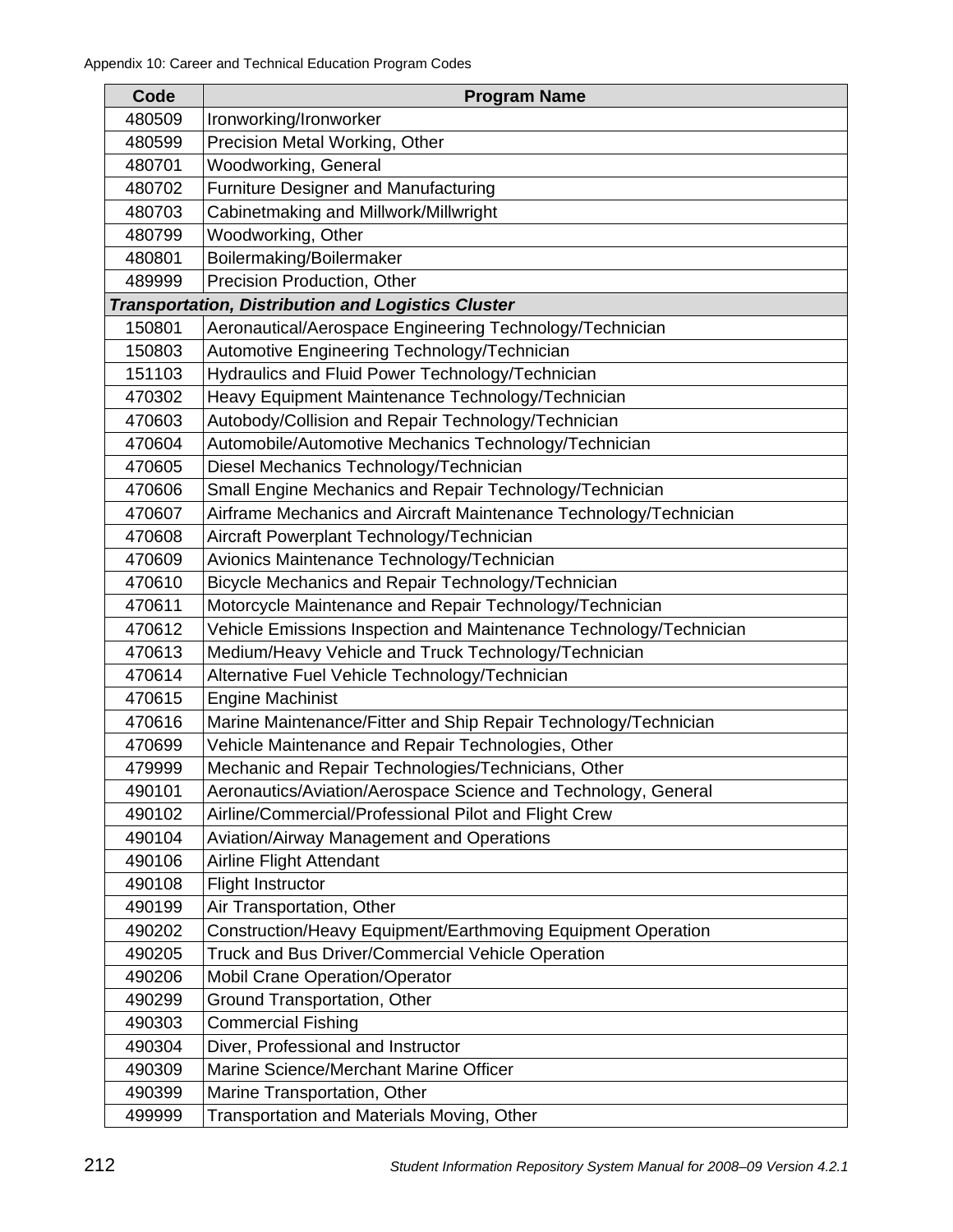| Code | Program Name |
|---|---|
| 480509 | Ironworking/Ironworker |
| 480599 | Precision Metal Working, Other |
| 480701 | Woodworking, General |
| 480702 | Furniture Designer and Manufacturing |
| 480703 | Cabinetmaking and Millwork/Millwright |
| 480799 | Woodworking, Other |
| 480801 | Boilermaking/Boilermaker |
| 489999 | Precision Production, Other |
| ***Transportation, Distribution and Logistics Cluster*** | |
| 150801 | Aeronautical/Aerospace Engineering Technology/Technician |
| 150803 | Automotive Engineering Technology/Technician |
| 151103 | Hydraulics and Fluid Power Technology/Technician |
| 470302 | Heavy Equipment Maintenance Technology/Technician |
| 470603 | Autobody/Collision and Repair Technology/Technician |
| 470604 | Automobile/Automotive Mechanics Technology/Technician |
| 470605 | Diesel Mechanics Technology/Technician |
| 470606 | Small Engine Mechanics and Repair Technology/Technician |
| 470607 | Airframe Mechanics and Aircraft Maintenance Technology/Technician |
| 470608 | Aircraft Powerplant Technology/Technician |
| 470609 | Avionics Maintenance Technology/Technician |
| 470610 | Bicycle Mechanics and Repair Technology/Technician |
| 470611 | Motorcycle Maintenance and Repair Technology/Technician |
| 470612 | Vehicle Emissions Inspection and Maintenance Technology/Technician |
| 470613 | Medium/Heavy Vehicle and Truck Technology/Technician |
| 470614 | Alternative Fuel Vehicle Technology/Technician |
| 470615 | Engine Machinist |
| 470616 | Marine Maintenance/Fitter and Ship Repair Technology/Technician |
| 470699 | Vehicle Maintenance and Repair Technologies, Other |
| 479999 | Mechanic and Repair Technologies/Technicians, Other |
| 490101 | Aeronautics/Aviation/Aerospace Science and Technology, General |
| 490102 | Airline/Commercial/Professional Pilot and Flight Crew |
| 490104 | Aviation/Airway Management and Operations |
| 490106 | Airline Flight Attendant |
| 490108 | Flight Instructor |
| 490199 | Air Transportation, Other |
| 490202 | Construction/Heavy Equipment/Earthmoving Equipment Operation |
| 490205 | Truck and Bus Driver/Commercial Vehicle Operation |
| 490206 | Mobil Crane Operation/Operator |
| 490299 | Ground Transportation, Other |
| 490303 | Commercial Fishing |
| 490304 | Diver, Professional and Instructor |
| 490309 | Marine Science/Merchant Marine Officer |
| 490399 | Marine Transportation, Other |
| 499999 | Transportation and Materials Moving, Other |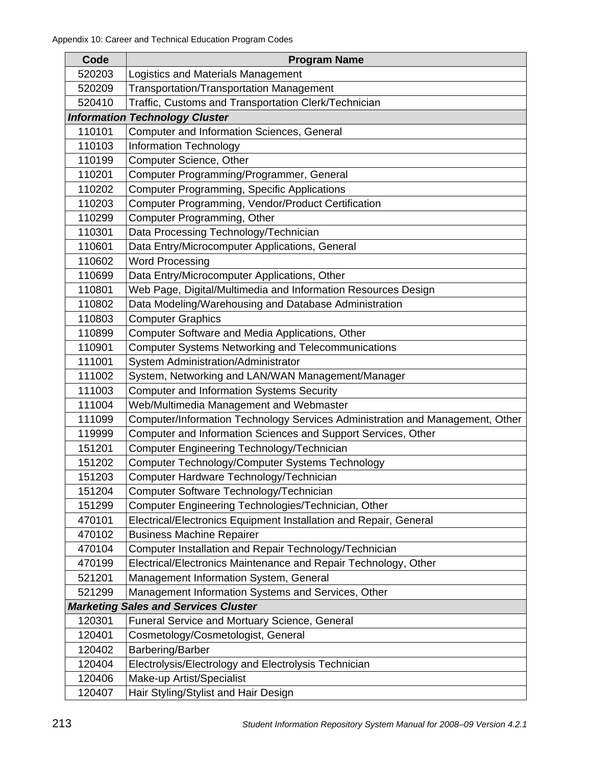| Code | Program Name |
|---|---|
| 520203 | Logistics and Materials Management |
| 520209 | Transportation/Transportation Management |
| 520410 | Traffic, Customs and Transportation Clerk/Technician |
| ***Information Technology Cluster*** | |
| 110101 | Computer and Information Sciences, General |
| 110103 | Information Technology |
| 110199 | Computer Science, Other |
| 110201 | Computer Programming/Programmer, General |
| 110202 | Computer Programming, Specific Applications |
| 110203 | Computer Programming, Vendor/Product Certification |
| 110299 | Computer Programming, Other |
| 110301 | Data Processing Technology/Technician |
| 110601 | Data Entry/Microcomputer Applications, General |
| 110602 | Word Processing |
| 110699 | Data Entry/Microcomputer Applications, Other |
| 110801 | Web Page, Digital/Multimedia and Information Resources Design |
| 110802 | Data Modeling/Warehousing and Database Administration |
| 110803 | Computer Graphics |
| 110899 | Computer Software and Media Applications, Other |
| 110901 | Computer Systems Networking and Telecommunications |
| 111001 | System Administration/Administrator |
| 111002 | System, Networking and LAN/WAN Management/Manager |
| 111003 | Computer and Information Systems Security |
| 111004 | Web/Multimedia Management and Webmaster |
| 111099 | Computer/Information Technology Services Administration and Management, Other |
| 119999 | Computer and Information Sciences and Support Services, Other |
| 151201 | Computer Engineering Technology/Technician |
| 151202 | Computer Technology/Computer Systems Technology |
| 151203 | Computer Hardware Technology/Technician |
| 151204 | Computer Software Technology/Technician |
| 151299 | Computer Engineering Technologies/Technician, Other |
| 470101 | Electrical/Electronics Equipment Installation and Repair, General |
| 470102 | Business Machine Repairer |
| 470104 | Computer Installation and Repair Technology/Technician |
| 470199 | Electrical/Electronics Maintenance and Repair Technology, Other |
| 521201 | Management Information System, General |
| 521299 | Management Information Systems and Services, Other |
| ***Marketing Sales and Services Cluster*** | |
| 120301 | Funeral Service and Mortuary Science, General |
| 120401 | Cosmetology/Cosmetologist, General |
| 120402 | Barbering/Barber |
| 120404 | Electrolysis/Electrology and Electrolysis Technician |
| 120406 | Make-up Artist/Specialist |
| 120407 | Hair Styling/Stylist and Hair Design |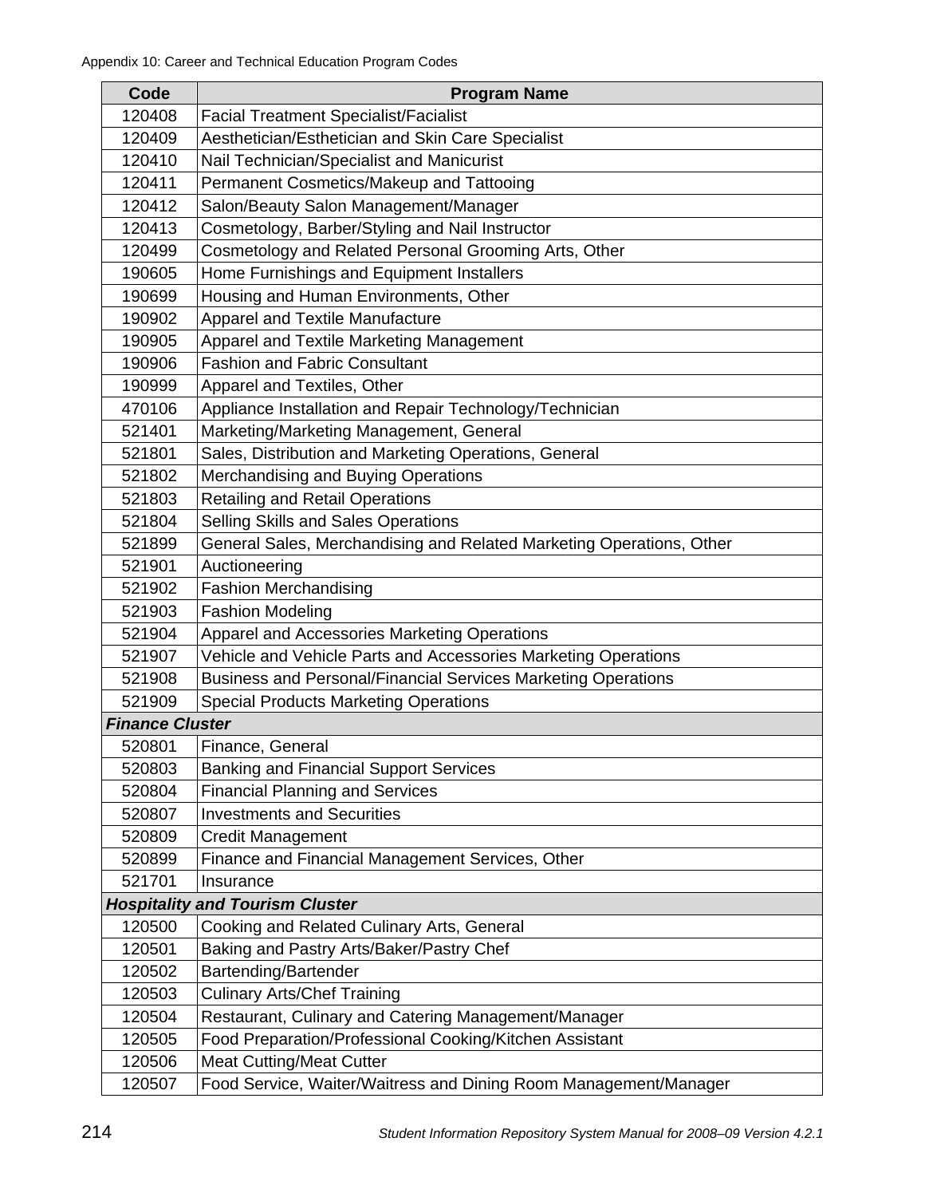| Code | Program Name |
| --- | --- |
| 120408 | Facial Treatment Specialist/Facialist |
| 120409 | Aesthetician/Esthetician and Skin Care Specialist |
| 120410 | Nail Technician/Specialist and Manicurist |
| 120411 | Permanent Cosmetics/Makeup and Tattooing |
| 120412 | Salon/Beauty Salon Management/Manager |
| 120413 | Cosmetology, Barber/Styling and Nail Instructor |
| 120499 | Cosmetology and Related Personal Grooming Arts, Other |
| 190605 | Home Furnishings and Equipment Installers |
| 190699 | Housing and Human Environments, Other |
| 190902 | Apparel and Textile Manufacture |
| 190905 | Apparel and Textile Marketing Management |
| 190906 | Fashion and Fabric Consultant |
| 190999 | Apparel and Textiles, Other |
| 470106 | Appliance Installation and Repair Technology/Technician |
| 521401 | Marketing/Marketing Management, General |
| 521801 | Sales, Distribution and Marketing Operations, General |
| 521802 | Merchandising and Buying Operations |
| 521803 | Retailing and Retail Operations |
| 521804 | Selling Skills and Sales Operations |
| 521899 | General Sales, Merchandising and Related Marketing Operations, Other |
| 521901 | Auctioneering |
| 521902 | Fashion Merchandising |
| 521903 | Fashion Modeling |
| 521904 | Apparel and Accessories Marketing Operations |
| 521907 | Vehicle and Vehicle Parts and Accessories Marketing Operations |
| 521908 | Business and Personal/Financial Services Marketing Operations |
| 521909 | Special Products Marketing Operations |
| ***Finance Cluster*** | |
| 520801 | Finance, General |
| 520803 | Banking and Financial Support Services |
| 520804 | Financial Planning and Services |
| 520807 | Investments and Securities |
| 520809 | Credit Management |
| 520899 | Finance and Financial Management Services, Other |
| 521701 | Insurance |
| ***Hospitality and Tourism Cluster*** | |
| 120500 | Cooking and Related Culinary Arts, General |
| 120501 | Baking and Pastry Arts/Baker/Pastry Chef |
| 120502 | Bartending/Bartender |
| 120503 | Culinary Arts/Chef Training |
| 120504 | Restaurant, Culinary and Catering Management/Manager |
| 120505 | Food Preparation/Professional Cooking/Kitchen Assistant |
| 120506 | Meat Cutting/Meat Cutter |
| 120507 | Food Service, Waiter/Waitress and Dining Room Management/Manager |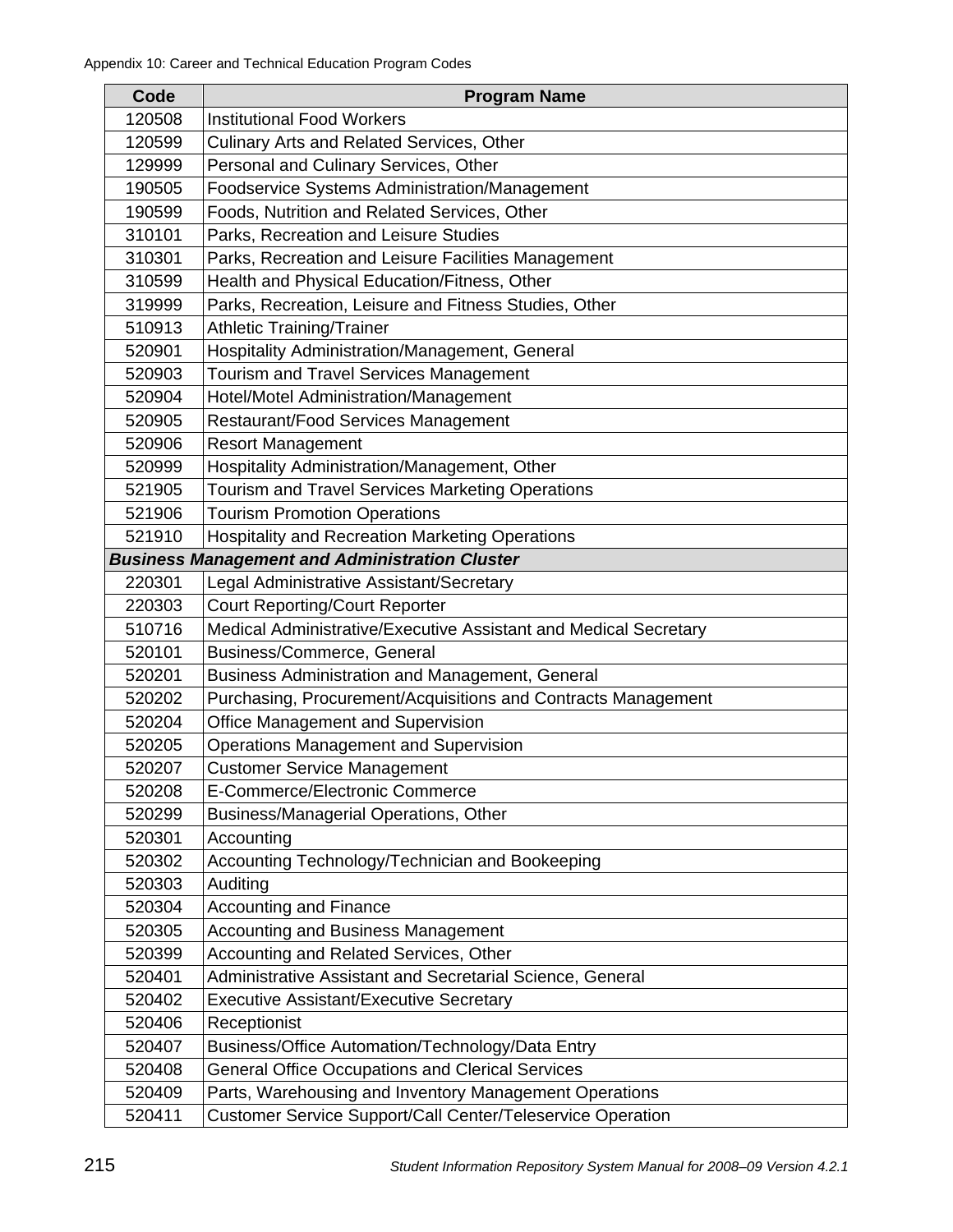| Code | Program Name |
|---|---|
| 120508 | Institutional Food Workers |
| 120599 | Culinary Arts and Related Services, Other |
| 129999 | Personal and Culinary Services, Other |
| 190505 | Foodservice Systems Administration/Management |
| 190599 | Foods, Nutrition and Related Services, Other |
| 310101 | Parks, Recreation and Leisure Studies |
| 310301 | Parks, Recreation and Leisure Facilities Management |
| 310599 | Health and Physical Education/Fitness, Other |
| 319999 | Parks, Recreation, Leisure and Fitness Studies, Other |
| 510913 | Athletic Training/Trainer |
| 520901 | Hospitality Administration/Management, General |
| 520903 | Tourism and Travel Services Management |
| 520904 | Hotel/Motel Administration/Management |
| 520905 | Restaurant/Food Services Management |
| 520906 | Resort Management |
| 520999 | Hospitality Administration/Management, Other |
| 521905 | Tourism and Travel Services Marketing Operations |
| 521906 | Tourism Promotion Operations |
| 521910 | Hospitality and Recreation Marketing Operations |
| ***Business Management and Administration Cluster*** | |
| 220301 | Legal Administrative Assistant/Secretary |
| 220303 | Court Reporting/Court Reporter |
| 510716 | Medical Administrative/Executive Assistant and Medical Secretary |
| 520101 | Business/Commerce, General |
| 520201 | Business Administration and Management, General |
| 520202 | Purchasing, Procurement/Acquisitions and Contracts Management |
| 520204 | Office Management and Supervision |
| 520205 | Operations Management and Supervision |
| 520207 | Customer Service Management |
| 520208 | E-Commerce/Electronic Commerce |
| 520299 | Business/Managerial Operations, Other |
| 520301 | Accounting |
| 520302 | Accounting Technology/Technician and Bookeeping |
| 520303 | Auditing |
| 520304 | Accounting and Finance |
| 520305 | Accounting and Business Management |
| 520399 | Accounting and Related Services, Other |
| 520401 | Administrative Assistant and Secretarial Science, General |
| 520402 | Executive Assistant/Executive Secretary |
| 520406 | Receptionist |
| 520407 | Business/Office Automation/Technology/Data Entry |
| 520408 | General Office Occupations and Clerical Services |
| 520409 | Parts, Warehousing and Inventory Management Operations |
| 520411 | Customer Service Support/Call Center/Teleservice Operation |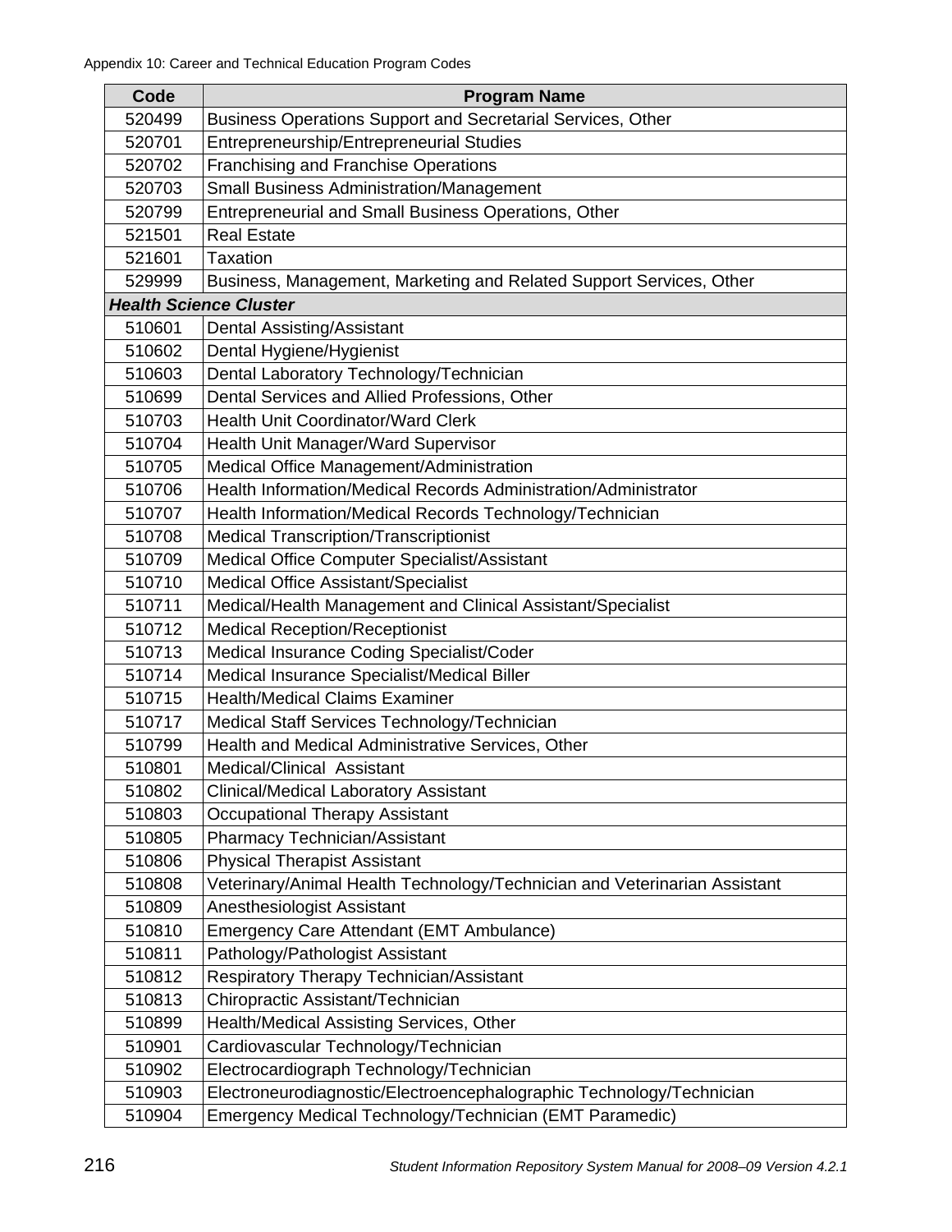| Code | Program Name |
|---|---|
| 520499 | Business Operations Support and Secretarial Services, Other |
| 520701 | Entrepreneurship/Entrepreneurial Studies |
| 520702 | Franchising and Franchise Operations |
| 520703 | Small Business Administration/Management |
| 520799 | Entrepreneurial and Small Business Operations, Other |
| 521501 | Real Estate |
| 521601 | Taxation |
| 529999 | Business, Management, Marketing and Related Support Services, Other |
| ***Health Science Cluster*** | |
| 510601 | Dental Assisting/Assistant |
| 510602 | Dental Hygiene/Hygienist |
| 510603 | Dental Laboratory Technology/Technician |
| 510699 | Dental Services and Allied Professions, Other |
| 510703 | Health Unit Coordinator/Ward Clerk |
| 510704 | Health Unit Manager/Ward Supervisor |
| 510705 | Medical Office Management/Administration |
| 510706 | Health Information/Medical Records Administration/Administrator |
| 510707 | Health Information/Medical Records Technology/Technician |
| 510708 | Medical Transcription/Transcriptionist |
| 510709 | Medical Office Computer Specialist/Assistant |
| 510710 | Medical Office Assistant/Specialist |
| 510711 | Medical/Health Management and Clinical Assistant/Specialist |
| 510712 | Medical Reception/Receptionist |
| 510713 | Medical Insurance Coding Specialist/Coder |
| 510714 | Medical Insurance Specialist/Medical Biller |
| 510715 | Health/Medical Claims Examiner |
| 510717 | Medical Staff Services Technology/Technician |
| 510799 | Health and Medical Administrative Services, Other |
| 510801 | Medical/Clinical Assistant |
| 510802 | Clinical/Medical Laboratory Assistant |
| 510803 | Occupational Therapy Assistant |
| 510805 | Pharmacy Technician/Assistant |
| 510806 | Physical Therapist Assistant |
| 510808 | Veterinary/Animal Health Technology/Technician and Veterinarian Assistant |
| 510809 | Anesthesiologist Assistant |
| 510810 | Emergency Care Attendant (EMT Ambulance) |
| 510811 | Pathology/Pathologist Assistant |
| 510812 | Respiratory Therapy Technician/Assistant |
| 510813 | Chiropractic Assistant/Technician |
| 510899 | Health/Medical Assisting Services, Other |
| 510901 | Cardiovascular Technology/Technician |
| 510902 | Electrocardiograph Technology/Technician |
| 510903 | Electroneurodiagnostic/Electroencephalographic Technology/Technician |
| 510904 | Emergency Medical Technology/Technician (EMT Paramedic) |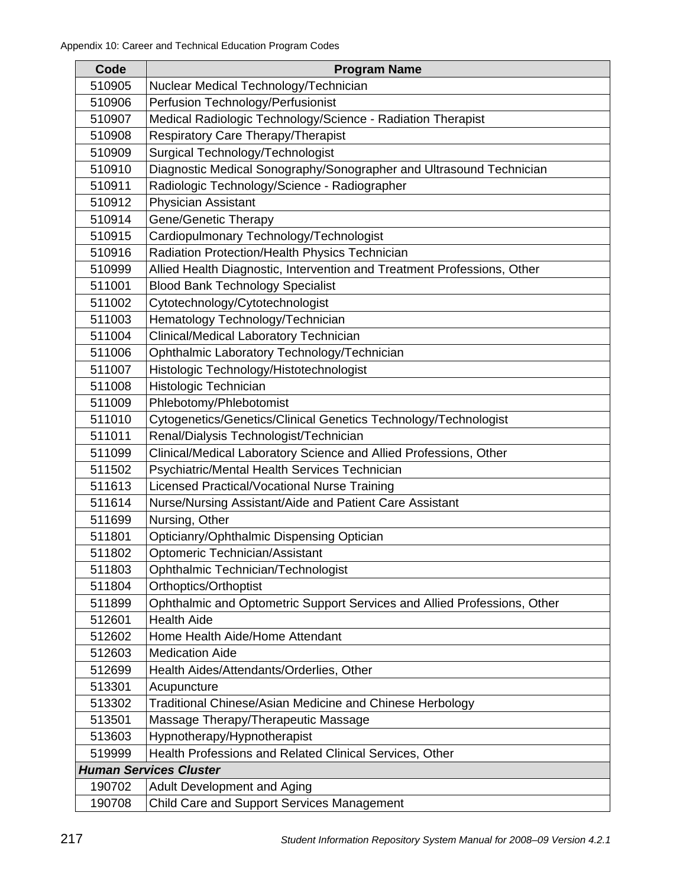| Code | Program Name |
|---|---|
| 510905 | Nuclear Medical Technology/Technician |
| 510906 | Perfusion Technology/Perfusionist |
| 510907 | Medical Radiologic Technology/Science - Radiation Therapist |
| 510908 | Respiratory Care Therapy/Therapist |
| 510909 | Surgical Technology/Technologist |
| 510910 | Diagnostic Medical Sonography/Sonographer and Ultrasound Technician |
| 510911 | Radiologic Technology/Science - Radiographer |
| 510912 | Physician Assistant |
| 510914 | Gene/Genetic Therapy |
| 510915 | Cardiopulmonary Technology/Technologist |
| 510916 | Radiation Protection/Health Physics Technician |
| 510999 | Allied Health Diagnostic, Intervention and Treatment Professions, Other |
| 511001 | Blood Bank Technology Specialist |
| 511002 | Cytotechnology/Cytotechnologist |
| 511003 | Hematology Technology/Technician |
| 511004 | Clinical/Medical Laboratory Technician |
| 511006 | Ophthalmic Laboratory Technology/Technician |
| 511007 | Histologic Technology/Histotechnologist |
| 511008 | Histologic Technician |
| 511009 | Phlebotomy/Phlebotomist |
| 511010 | Cytogenetics/Genetics/Clinical Genetics Technology/Technologist |
| 511011 | Renal/Dialysis Technologist/Technician |
| 511099 | Clinical/Medical Laboratory Science and Allied Professions, Other |
| 511502 | Psychiatric/Mental Health Services Technician |
| 511613 | Licensed Practical/Vocational Nurse Training |
| 511614 | Nurse/Nursing Assistant/Aide and Patient Care Assistant |
| 511699 | Nursing, Other |
| 511801 | Opticianry/Ophthalmic Dispensing Optician |
| 511802 | Optomeric Technician/Assistant |
| 511803 | Ophthalmic Technician/Technologist |
| 511804 | Orthoptics/Orthoptist |
| 511899 | Ophthalmic and Optometric Support Services and Allied Professions, Other |
| 512601 | Health Aide |
| 512602 | Home Health Aide/Home Attendant |
| 512603 | Medication Aide |
| 512699 | Health Aides/Attendants/Orderlies, Other |
| 513301 | Acupuncture |
| 513302 | Traditional Chinese/Asian Medicine and Chinese Herbology |
| 513501 | Massage Therapy/Therapeutic Massage |
| 513603 | Hypnotherapy/Hypnotherapist |
| 519999 | Health Professions and Related Clinical Services, Other |
| ***Human Services Cluster*** | |
| 190702 | Adult Development and Aging |
| 190708 | Child Care and Support Services Management |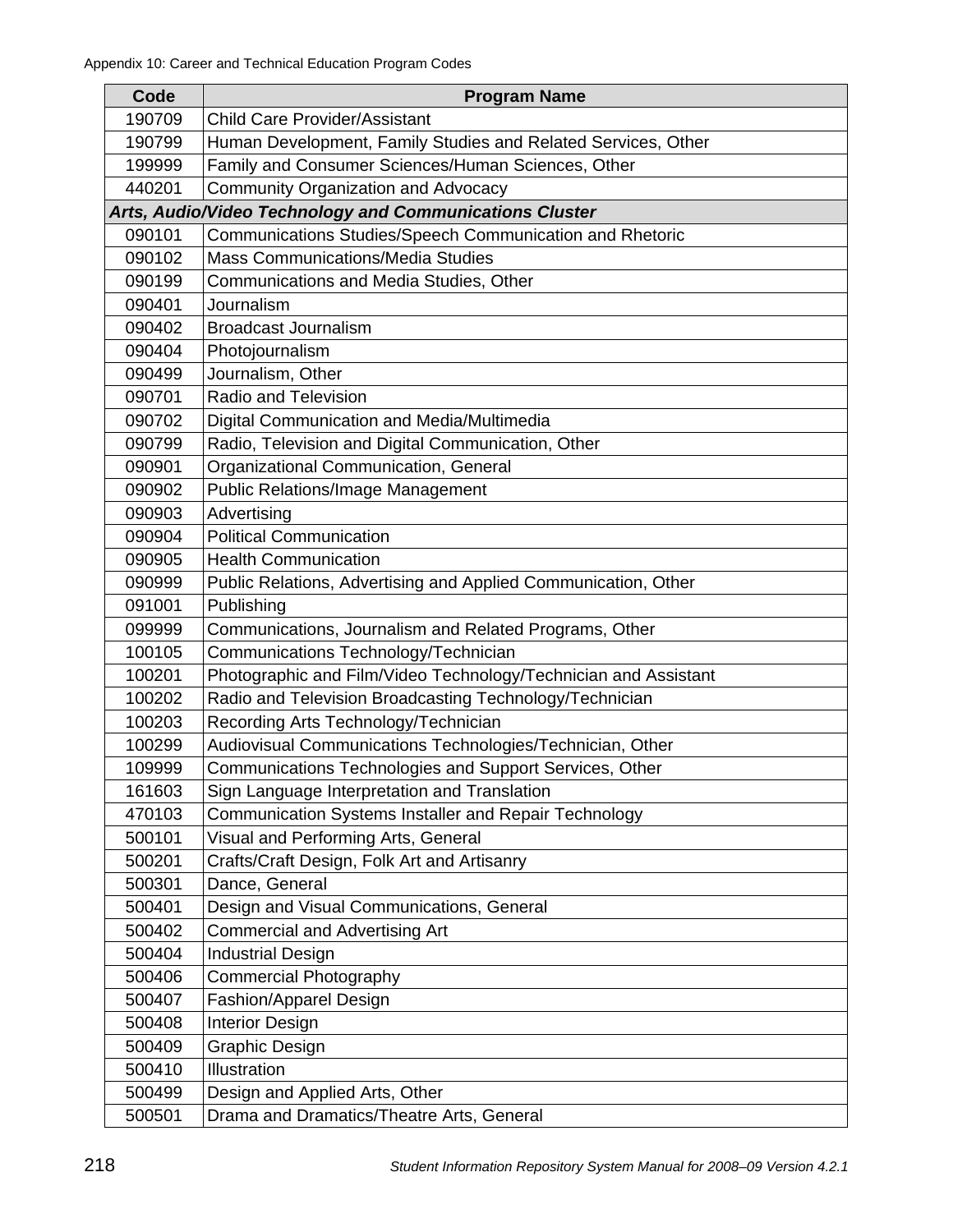| Code | Program Name |
| --- | --- |
| 190709 | Child Care Provider/Assistant |
| 190799 | Human Development, Family Studies and Related Services, Other |
| 199999 | Family and Consumer Sciences/Human Sciences, Other |
| 440201 | Community Organization and Advocacy |
| ***Arts, Audio/Video Technology and Communications Cluster*** | |
| 090101 | Communications Studies/Speech Communication and Rhetoric |
| 090102 | Mass Communications/Media Studies |
| 090199 | Communications and Media Studies, Other |
| 090401 | Journalism |
| 090402 | Broadcast Journalism |
| 090404 | Photojournalism |
| 090499 | Journalism, Other |
| 090701 | Radio and Television |
| 090702 | Digital Communication and Media/Multimedia |
| 090799 | Radio, Television and Digital Communication, Other |
| 090901 | Organizational Communication, General |
| 090902 | Public Relations/Image Management |
| 090903 | Advertising |
| 090904 | Political Communication |
| 090905 | Health Communication |
| 090999 | Public Relations, Advertising and Applied Communication, Other |
| 091001 | Publishing |
| 099999 | Communications, Journalism and Related Programs, Other |
| 100105 | Communications Technology/Technician |
| 100201 | Photographic and Film/Video Technology/Technician and Assistant |
| 100202 | Radio and Television Broadcasting Technology/Technician |
| 100203 | Recording Arts Technology/Technician |
| 100299 | Audiovisual Communications Technologies/Technician, Other |
| 109999 | Communications Technologies and Support Services, Other |
| 161603 | Sign Language Interpretation and Translation |
| 470103 | Communication Systems Installer and Repair Technology |
| 500101 | Visual and Performing Arts, General |
| 500201 | Crafts/Craft Design, Folk Art and Artisanry |
| 500301 | Dance, General |
| 500401 | Design and Visual Communications, General |
| 500402 | Commercial and Advertising Art |
| 500404 | Industrial Design |
| 500406 | Commercial Photography |
| 500407 | Fashion/Apparel Design |
| 500408 | Interior Design |
| 500409 | Graphic Design |
| 500410 | Illustration |
| 500499 | Design and Applied Arts, Other |
| 500501 | Drama and Dramatics/Theatre Arts, General |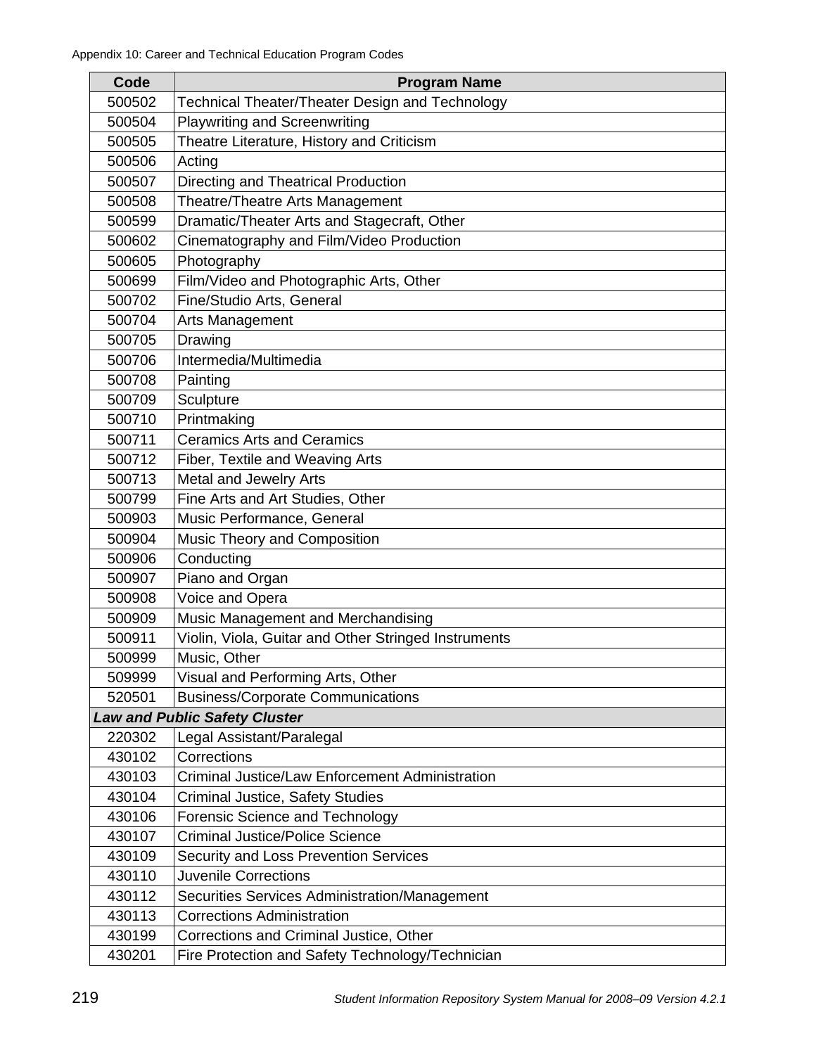| Code | Program Name |
|---|---|
| 500502 | Technical Theater/Theater Design and Technology |
| 500504 | Playwriting and Screenwriting |
| 500505 | Theatre Literature, History and Criticism |
| 500506 | Acting |
| 500507 | Directing and Theatrical Production |
| 500508 | Theatre/Theatre Arts Management |
| 500599 | Dramatic/Theater Arts and Stagecraft, Other |
| 500602 | Cinematography and Film/Video Production |
| 500605 | Photography |
| 500699 | Film/Video and Photographic Arts, Other |
| 500702 | Fine/Studio Arts, General |
| 500704 | Arts Management |
| 500705 | Drawing |
| 500706 | Intermedia/Multimedia |
| 500708 | Painting |
| 500709 | Sculpture |
| 500710 | Printmaking |
| 500711 | Ceramics Arts and Ceramics |
| 500712 | Fiber, Textile and Weaving Arts |
| 500713 | Metal and Jewelry Arts |
| 500799 | Fine Arts and Art Studies, Other |
| 500903 | Music Performance, General |
| 500904 | Music Theory and Composition |
| 500906 | Conducting |
| 500907 | Piano and Organ |
| 500908 | Voice and Opera |
| 500909 | Music Management and Merchandising |
| 500911 | Violin, Viola, Guitar and Other Stringed Instruments |
| 500999 | Music, Other |
| 509999 | Visual and Performing Arts, Other |
| 520501 | Business/Corporate Communications |
| ***Law and Public Safety Cluster*** | |
| 220302 | Legal Assistant/Paralegal |
| 430102 | Corrections |
| 430103 | Criminal Justice/Law Enforcement Administration |
| 430104 | Criminal Justice, Safety Studies |
| 430106 | Forensic Science and Technology |
| 430107 | Criminal Justice/Police Science |
| 430109 | Security and Loss Prevention Services |
| 430110 | Juvenile Corrections |
| 430112 | Securities Services Administration/Management |
| 430113 | Corrections Administration |
| 430199 | Corrections and Criminal Justice, Other |
| 430201 | Fire Protection and Safety Technology/Technician |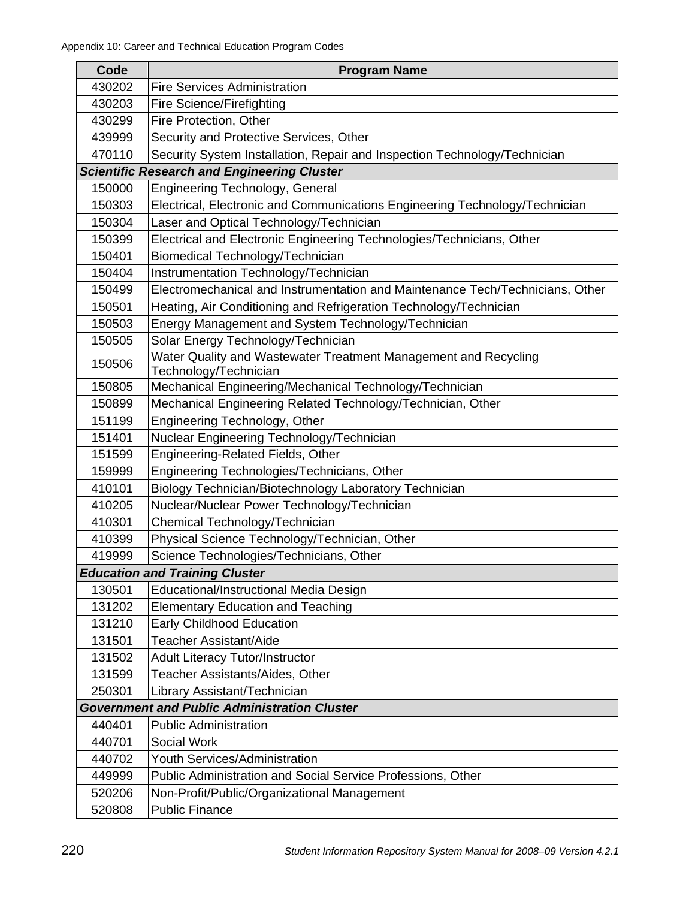| Code | Program Name |
|---|---|
| 430202 | Fire Services Administration |
| 430203 | Fire Science/Firefighting |
| 430299 | Fire Protection, Other |
| 439999 | Security and Protective Services, Other |
| 470110 | Security System Installation, Repair and Inspection Technology/Technician |
| ***Scientific Research and Engineering Cluster*** | |
| 150000 | Engineering Technology, General |
| 150303 | Electrical, Electronic and Communications Engineering Technology/Technician |
| 150304 | Laser and Optical Technology/Technician |
| 150399 | Electrical and Electronic Engineering Technologies/Technicians, Other |
| 150401 | Biomedical Technology/Technician |
| 150404 | Instrumentation Technology/Technician |
| 150499 | Electromechanical and Instrumentation and Maintenance Tech/Technicians, Other |
| 150501 | Heating, Air Conditioning and Refrigeration Technology/Technician |
| 150503 | Energy Management and System Technology/Technician |
| 150505 | Solar Energy Technology/Technician |
| 150506 | Water Quality and Wastewater Treatment Management and Recycling Technology/Technician |
| 150805 | Mechanical Engineering/Mechanical Technology/Technician |
| 150899 | Mechanical Engineering Related Technology/Technician, Other |
| 151199 | Engineering Technology, Other |
| 151401 | Nuclear Engineering Technology/Technician |
| 151599 | Engineering-Related Fields, Other |
| 159999 | Engineering Technologies/Technicians, Other |
| 410101 | Biology Technician/Biotechnology Laboratory Technician |
| 410205 | Nuclear/Nuclear Power Technology/Technician |
| 410301 | Chemical Technology/Technician |
| 410399 | Physical Science Technology/Technician, Other |
| 419999 | Science Technologies/Technicians, Other |
| ***Education and Training Cluster*** | |
| 130501 | Educational/Instructional Media Design |
| 131202 | Elementary Education and Teaching |
| 131210 | Early Childhood Education |
| 131501 | Teacher Assistant/Aide |
| 131502 | Adult Literacy Tutor/Instructor |
| 131599 | Teacher Assistants/Aides, Other |
| 250301 | Library Assistant/Technician |
| ***Government and Public Administration Cluster*** | |
| 440401 | Public Administration |
| 440701 | Social Work |
| 440702 | Youth Services/Administration |
| 449999 | Public Administration and Social Service Professions, Other |
| 520206 | Non-Profit/Public/Organizational Management |
| 520808 | Public Finance |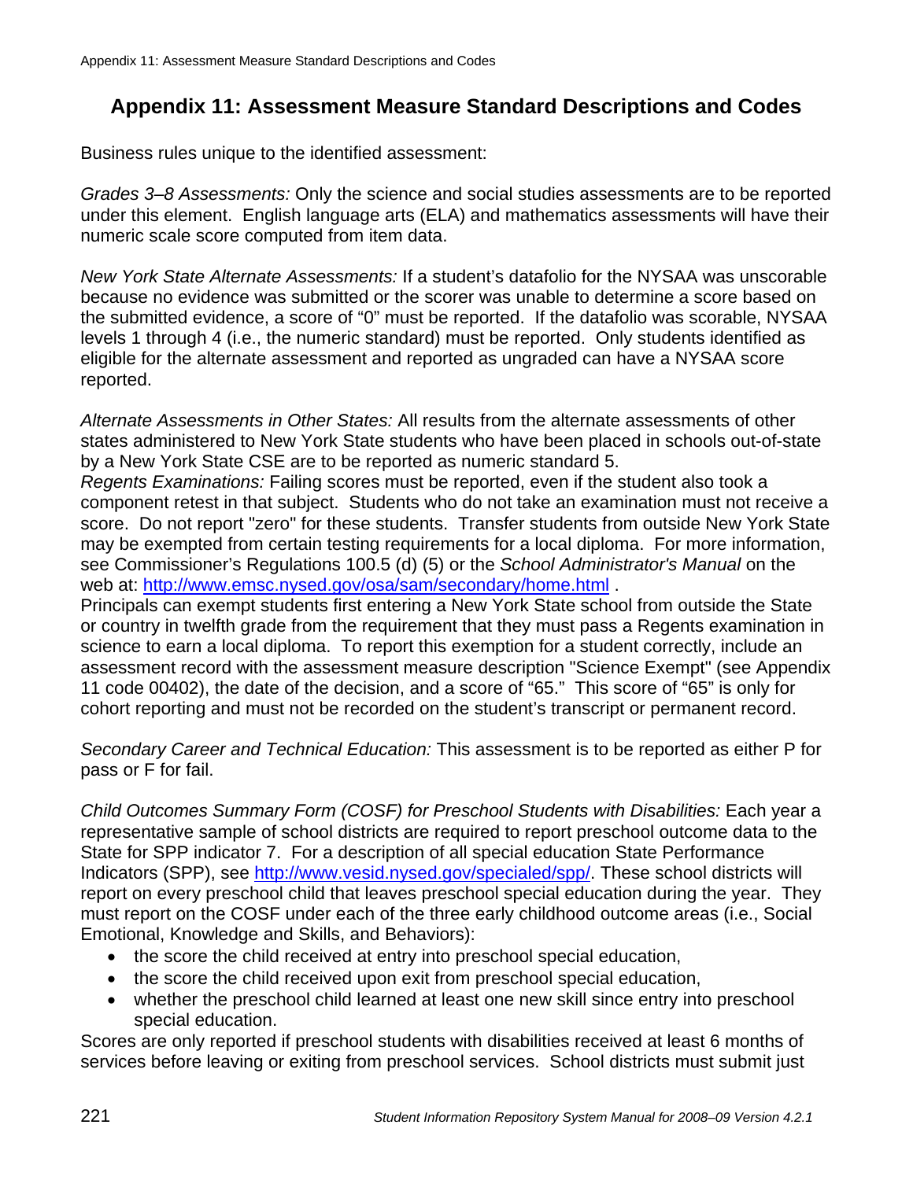# Appendix 11: Assessment Measure Standard Descriptions and Codes

Business rules unique to the identified assessment:

*Grades 3–8 Assessments:* Only the science and social studies assessments are to be reported under this element. English language arts (ELA) and mathematics assessments will have their numeric scale score computed from item data.

*New York State Alternate Assessments:* If a student's datafolio for the NYSAA was unscorable because no evidence was submitted or the scorer was unable to determine a score based on the submitted evidence, a score of "0" must be reported. If the datafolio was scorable, NYSAA levels 1 through 4 (i.e., the numeric standard) must be reported. Only students identified as eligible for the alternate assessment and reported as ungraded can have a NYSAA score reported.

*Alternate Assessments in Other States:* All results from the alternate assessments of other states administered to New York State students who have been placed in schools out-of-state by a New York State CSE are to be reported as numeric standard 5.

*Regents Examinations:* Failing scores must be reported, even if the student also took a component retest in that subject. Students who do not take an examination must not receive a score. Do not report "zero" for these students. Transfer students from outside New York State may be exempted from certain testing requirements for a local diploma. For more information, see Commissioner's Regulations 100.5 (d) (5) or the *School Administrator's Manual* on the web at: http://www.emsc.nysed.gov/osa/sam/secondary/home.html .

Principals can exempt students first entering a New York State school from outside the State or country in twelfth grade from the requirement that they must pass a Regents examination in science to earn a local diploma. To report this exemption for a student correctly, include an assessment record with the assessment measure description "Science Exempt" (see Appendix 11 code 00402), the date of the decision, and a score of "65." This score of "65" is only for cohort reporting and must not be recorded on the student's transcript or permanent record.

*Secondary Career and Technical Education:* This assessment is to be reported as either P for pass or F for fail.

*Child Outcomes Summary Form (COSF) for Preschool Students with Disabilities:* Each year a representative sample of school districts are required to report preschool outcome data to the State for SPP indicator 7. For a description of all special education State Performance Indicators (SPP), see http://www.vesid.nysed.gov/specialed/spp/. These school districts will report on every preschool child that leaves preschool special education during the year. They must report on the COSF under each of the three early childhood outcome areas (i.e., Social Emotional, Knowledge and Skills, and Behaviors):

- the score the child received at entry into preschool special education,
- the score the child received upon exit from preschool special education,
- whether the preschool child learned at least one new skill since entry into preschool special education.

Scores are only reported if preschool students with disabilities received at least 6 months of services before leaving or exiting from preschool services. School districts must submit just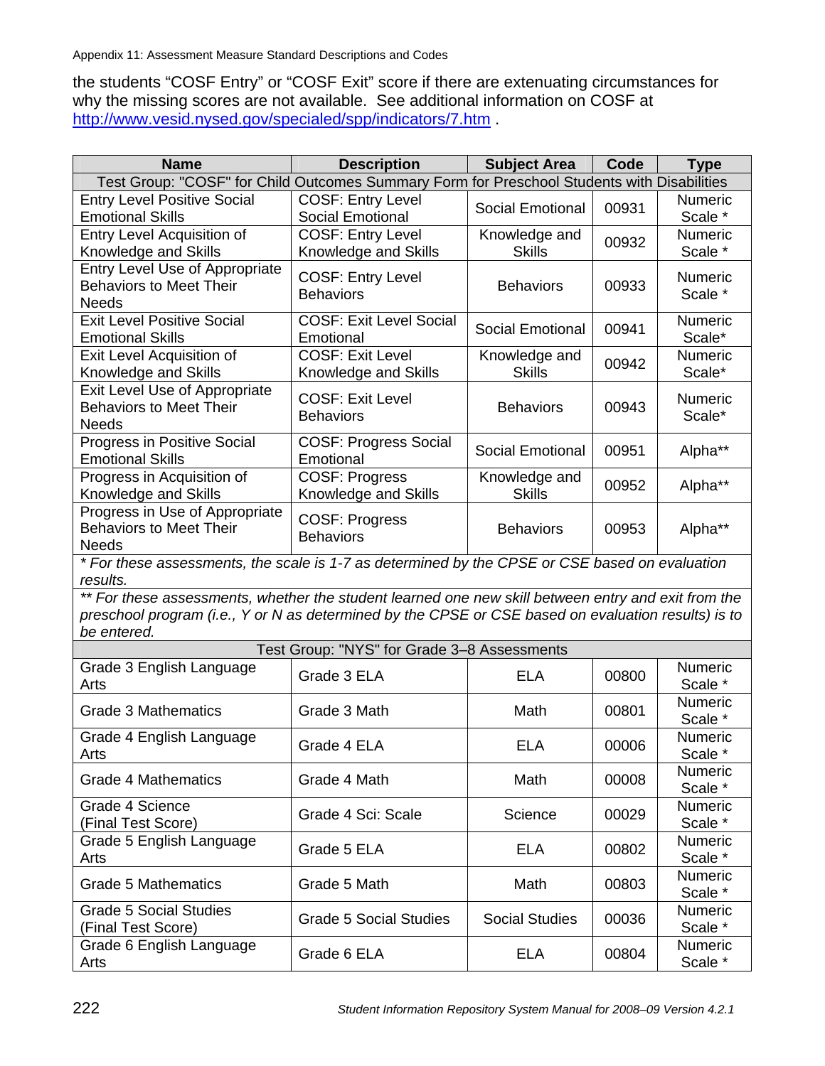the students “COSF Entry” or “COSF Exit” score if there are extenuating circumstances for why the missing scores are not available. See additional information on COSF at http://www.vesid.nysed.gov/specialed/spp/indicators/7.htm .

| Name | Description | Subject Area | Code | Type |
|---|---|---|---|---|
| Test Group: "COSF" for Child Outcomes Summary Form for Preschool Students with Disabilities | | | | |
| Entry Level Positive Social Emotional Skills | COSF: Entry Level Social Emotional | Social Emotional | 00931 | Numeric Scale * |
| Entry Level Acquisition of Knowledge and Skills | COSF: Entry Level Knowledge and Skills | Knowledge and Skills | 00932 | Numeric Scale * |
| Entry Level Use of Appropriate Behaviors to Meet Their Needs | COSF: Entry Level Behaviors | Behaviors | 00933 | Numeric Scale * |
| Exit Level Positive Social Emotional Skills | COSF: Exit Level Social Emotional | Social Emotional | 00941 | Numeric Scale* |
| Exit Level Acquisition of Knowledge and Skills | COSF: Exit Level Knowledge and Skills | Knowledge and Skills | 00942 | Numeric Scale* |
| Exit Level Use of Appropriate Behaviors to Meet Their Needs | COSF: Exit Level Behaviors | Behaviors | 00943 | Numeric Scale* |
| Progress in Positive Social Emotional Skills | COSF: Progress Social Emotional | Social Emotional | 00951 | Alpha** |
| Progress in Acquisition of Knowledge and Skills | COSF: Progress Knowledge and Skills | Knowledge and Skills | 00952 | Alpha** |
| Progress in Use of Appropriate Behaviors to Meet Their Needs | COSF: Progress Behaviors | Behaviors | 00953 | Alpha** |
| *\* For these assessments, the scale is 1-7 as determined by the CPSE or CSE based on evaluation results.* | | | | |
| *\*\* For these assessments, whether the student learned one new skill between entry and exit from the preschool program (i.e., Y or N as determined by the CPSE or CSE based on evaluation results) is to be entered.* | | | | |
| Test Group: "NYS" for Grade 3–8 Assessments | | | | |
| Grade 3 English Language Arts | Grade 3 ELA | ELA | 00800 | Numeric Scale * |
| Grade 3 Mathematics | Grade 3 Math | Math | 00801 | Numeric Scale * |
| Grade 4 English Language Arts | Grade 4 ELA | ELA | 00006 | Numeric Scale * |
| Grade 4 Mathematics | Grade 4 Math | Math | 00008 | Numeric Scale * |
| Grade 4 Science (Final Test Score) | Grade 4 Sci: Scale | Science | 00029 | Numeric Scale * |
| Grade 5 English Language Arts | Grade 5 ELA | ELA | 00802 | Numeric Scale * |
| Grade 5 Mathematics | Grade 5 Math | Math | 00803 | Numeric Scale * |
| Grade 5 Social Studies (Final Test Score) | Grade 5 Social Studies | Social Studies | 00036 | Numeric Scale * |
| Grade 6 English Language Arts | Grade 6 ELA | ELA | 00804 | Numeric Scale * |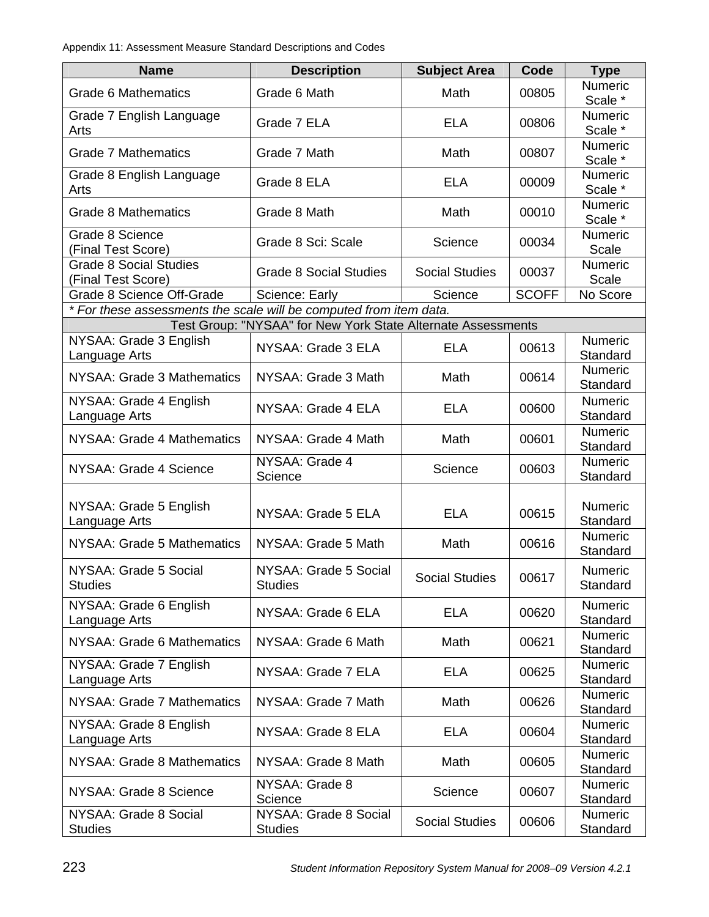Appendix 11: Assessment Measure Standard Descriptions and Codes

| Name | Description | Subject Area | Code | Type |
|---|---|---|---|---|
| Grade 6 Mathematics | Grade 6 Math | Math | 00805 | Numeric Scale * |
| Grade 7 English Language Arts | Grade 7 ELA | ELA | 00806 | Numeric Scale * |
| Grade 7 Mathematics | Grade 7 Math | Math | 00807 | Numeric Scale * |
| Grade 8 English Language Arts | Grade 8 ELA | ELA | 00009 | Numeric Scale * |
| Grade 8 Mathematics | Grade 8 Math | Math | 00010 | Numeric Scale * |
| Grade 8 Science (Final Test Score) | Grade 8 Sci: Scale | Science | 00034 | Numeric Scale |
| Grade 8 Social Studies (Final Test Score) | Grade 8 Social Studies | Social Studies | 00037 | Numeric Scale |
| Grade 8 Science Off-Grade | Science: Early | Science | SCOFF | No Score |
| *\* For these assessments the scale will be computed from item data.* | | | | |
| Test Group: "NYSAA" for New York State Alternate Assessments | | | | |
| NYSAA: Grade 3 English Language Arts | NYSAA: Grade 3 ELA | ELA | 00613 | Numeric Standard |
| NYSAA: Grade 3 Mathematics | NYSAA: Grade 3 Math | Math | 00614 | Numeric Standard |
| NYSAA: Grade 4 English Language Arts | NYSAA: Grade 4 ELA | ELA | 00600 | Numeric Standard |
| NYSAA: Grade 4 Mathematics | NYSAA: Grade 4 Math | Math | 00601 | Numeric Standard |
| NYSAA: Grade 4 Science | NYSAA: Grade 4 Science | Science | 00603 | Numeric Standard |
| NYSAA: Grade 5 English Language Arts | NYSAA: Grade 5 ELA | ELA | 00615 | Numeric Standard |
| NYSAA: Grade 5 Mathematics | NYSAA: Grade 5 Math | Math | 00616 | Numeric Standard |
| NYSAA: Grade 5 Social Studies | NYSAA: Grade 5 Social Studies | Social Studies | 00617 | Numeric Standard |
| NYSAA: Grade 6 English Language Arts | NYSAA: Grade 6 ELA | ELA | 00620 | Numeric Standard |
| NYSAA: Grade 6 Mathematics | NYSAA: Grade 6 Math | Math | 00621 | Numeric Standard |
| NYSAA: Grade 7 English Language Arts | NYSAA: Grade 7 ELA | ELA | 00625 | Numeric Standard |
| NYSAA: Grade 7 Mathematics | NYSAA: Grade 7 Math | Math | 00626 | Numeric Standard |
| NYSAA: Grade 8 English Language Arts | NYSAA: Grade 8 ELA | ELA | 00604 | Numeric Standard |
| NYSAA: Grade 8 Mathematics | NYSAA: Grade 8 Math | Math | 00605 | Numeric Standard |
| NYSAA: Grade 8 Science | NYSAA: Grade 8 Science | Science | 00607 | Numeric Standard |
| NYSAA: Grade 8 Social Studies | NYSAA: Grade 8 Social Studies | Social Studies | 00606 | Numeric Standard |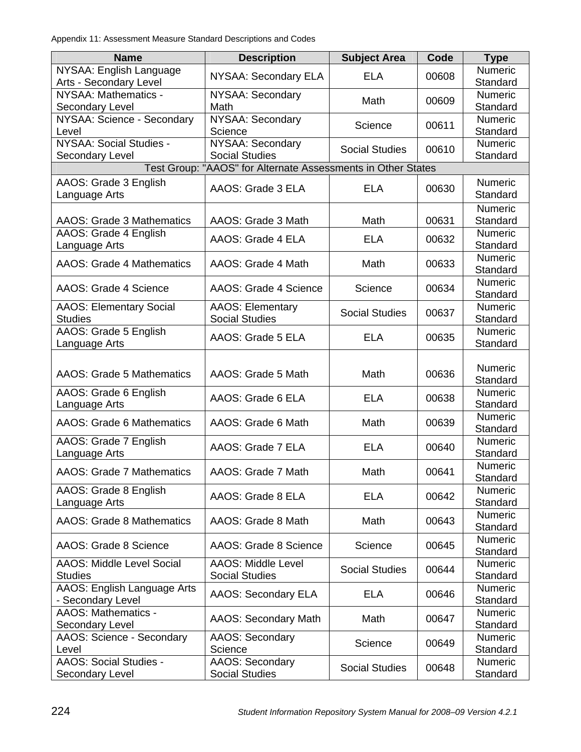Appendix 11: Assessment Measure Standard Descriptions and Codes

| Name | Description | Subject Area | Code | Type |
|---|---|---|---|---|
| NYSAA: English Language Arts - Secondary Level | NYSAA: Secondary ELA | ELA | 00608 | Numeric Standard |
| NYSAA: Mathematics - Secondary Level | NYSAA: Secondary Math | Math | 00609 | Numeric Standard |
| NYSAA: Science - Secondary Level | NYSAA: Secondary Science | Science | 00611 | Numeric Standard |
| NYSAA: Social Studies - Secondary Level | NYSAA: Secondary Social Studies | Social Studies | 00610 | Numeric Standard |
| Test Group: "AAOS" for Alternate Assessments in Other States | | | | |
| AAOS: Grade 3 English Language Arts | AAOS: Grade 3 ELA | ELA | 00630 | Numeric Standard |
| AAOS: Grade 3 Mathematics | AAOS: Grade 3 Math | Math | 00631 | Numeric Standard |
| AAOS: Grade 4 English Language Arts | AAOS: Grade 4 ELA | ELA | 00632 | Numeric Standard |
| AAOS: Grade 4 Mathematics | AAOS: Grade 4 Math | Math | 00633 | Numeric Standard |
| AAOS: Grade 4 Science | AAOS: Grade 4 Science | Science | 00634 | Numeric Standard |
| AAOS: Elementary Social Studies | AAOS: Elementary Social Studies | Social Studies | 00637 | Numeric Standard |
| AAOS: Grade 5 English Language Arts | AAOS: Grade 5 ELA | ELA | 00635 | Numeric Standard |
| AAOS: Grade 5 Mathematics | AAOS: Grade 5 Math | Math | 00636 | Numeric Standard |
| AAOS: Grade 6 English Language Arts | AAOS: Grade 6 ELA | ELA | 00638 | Numeric Standard |
| AAOS: Grade 6 Mathematics | AAOS: Grade 6 Math | Math | 00639 | Numeric Standard |
| AAOS: Grade 7 English Language Arts | AAOS: Grade 7 ELA | ELA | 00640 | Numeric Standard |
| AAOS: Grade 7 Mathematics | AAOS: Grade 7 Math | Math | 00641 | Numeric Standard |
| AAOS: Grade 8 English Language Arts | AAOS: Grade 8 ELA | ELA | 00642 | Numeric Standard |
| AAOS: Grade 8 Mathematics | AAOS: Grade 8 Math | Math | 00643 | Numeric Standard |
| AAOS: Grade 8 Science | AAOS: Grade 8 Science | Science | 00645 | Numeric Standard |
| AAOS: Middle Level Social Studies | AAOS: Middle Level Social Studies | Social Studies | 00644 | Numeric Standard |
| AAOS: English Language Arts - Secondary Level | AAOS: Secondary ELA | ELA | 00646 | Numeric Standard |
| AAOS: Mathematics - Secondary Level | AAOS: Secondary Math | Math | 00647 | Numeric Standard |
| AAOS: Science - Secondary Level | AAOS: Secondary Science | Science | 00649 | Numeric Standard |
| AAOS: Social Studies - Secondary Level | AAOS: Secondary Social Studies | Social Studies | 00648 | Numeric Standard |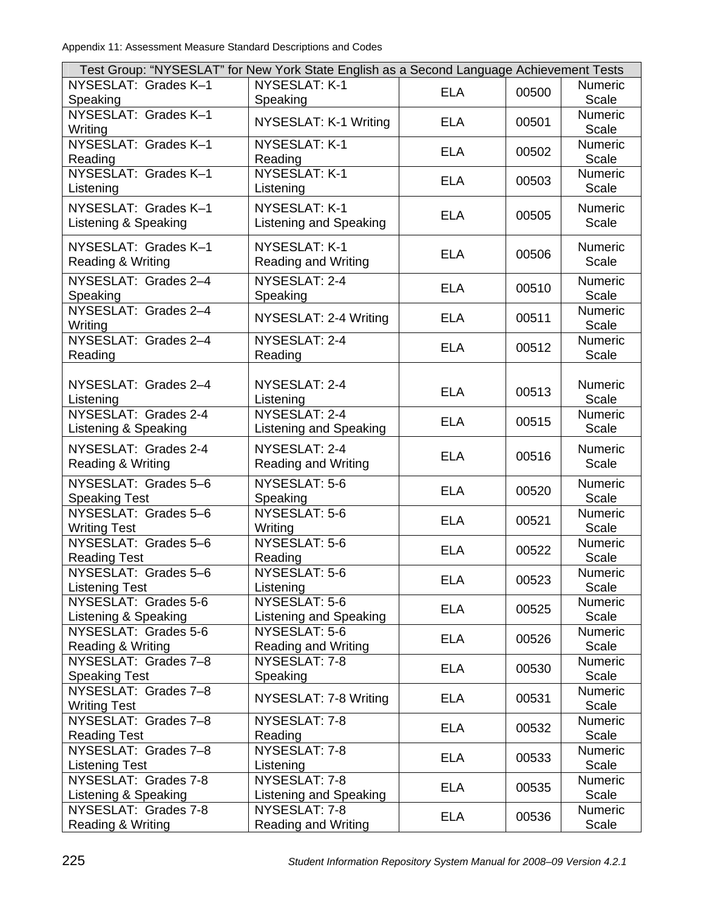| Test Group: "NYSESLAT" for New York State English as a Second Language Achievement Tests | | | | |
|---|---|---|---|---|
| NYSESLAT: Grades K–1 Speaking | NYSESLAT: K-1 Speaking | ELA | 00500 | Numeric Scale |
| NYSESLAT: Grades K–1 Writing | NYSESLAT: K-1 Writing | ELA | 00501 | Numeric Scale |
| NYSESLAT: Grades K–1 Reading | NYSESLAT: K-1 Reading | ELA | 00502 | Numeric Scale |
| NYSESLAT: Grades K–1 Listening | NYSESLAT: K-1 Listening | ELA | 00503 | Numeric Scale |
| NYSESLAT: Grades K–1 Listening & Speaking | NYSESLAT: K-1 Listening and Speaking | ELA | 00505 | Numeric Scale |
| NYSESLAT: Grades K–1 Reading & Writing | NYSESLAT: K-1 Reading and Writing | ELA | 00506 | Numeric Scale |
| NYSESLAT: Grades 2–4 Speaking | NYSESLAT: 2-4 Speaking | ELA | 00510 | Numeric Scale |
| NYSESLAT: Grades 2–4 Writing | NYSESLAT: 2-4 Writing | ELA | 00511 | Numeric Scale |
| NYSESLAT: Grades 2–4 Reading | NYSESLAT: 2-4 Reading | ELA | 00512 | Numeric Scale |
| NYSESLAT: Grades 2–4 Listening | NYSESLAT: 2-4 Listening | ELA | 00513 | Numeric Scale |
| NYSESLAT: Grades 2-4 Listening & Speaking | NYSESLAT: 2-4 Listening and Speaking | ELA | 00515 | Numeric Scale |
| NYSESLAT: Grades 2-4 Reading & Writing | NYSESLAT: 2-4 Reading and Writing | ELA | 00516 | Numeric Scale |
| NYSESLAT: Grades 5–6 Speaking Test | NYSESLAT: 5-6 Speaking | ELA | 00520 | Numeric Scale |
| NYSESLAT: Grades 5–6 Writing Test | NYSESLAT: 5-6 Writing | ELA | 00521 | Numeric Scale |
| NYSESLAT: Grades 5–6 Reading Test | NYSESLAT: 5-6 Reading | ELA | 00522 | Numeric Scale |
| NYSESLAT: Grades 5–6 Listening Test | NYSESLAT: 5-6 Listening | ELA | 00523 | Numeric Scale |
| NYSESLAT: Grades 5-6 Listening & Speaking | NYSESLAT: 5-6 Listening and Speaking | ELA | 00525 | Numeric Scale |
| NYSESLAT: Grades 5-6 Reading & Writing | NYSESLAT: 5-6 Reading and Writing | ELA | 00526 | Numeric Scale |
| NYSESLAT: Grades 7–8 Speaking Test | NYSESLAT: 7-8 Speaking | ELA | 00530 | Numeric Scale |
| NYSESLAT: Grades 7–8 Writing Test | NYSESLAT: 7-8 Writing | ELA | 00531 | Numeric Scale |
| NYSESLAT: Grades 7–8 Reading Test | NYSESLAT: 7-8 Reading | ELA | 00532 | Numeric Scale |
| NYSESLAT: Grades 7–8 Listening Test | NYSESLAT: 7-8 Listening | ELA | 00533 | Numeric Scale |
| NYSESLAT: Grades 7-8 Listening & Speaking | NYSESLAT: 7-8 Listening and Speaking | ELA | 00535 | Numeric Scale |
| NYSESLAT: Grades 7-8 Reading & Writing | NYSESLAT: 7-8 Reading and Writing | ELA | 00536 | Numeric Scale |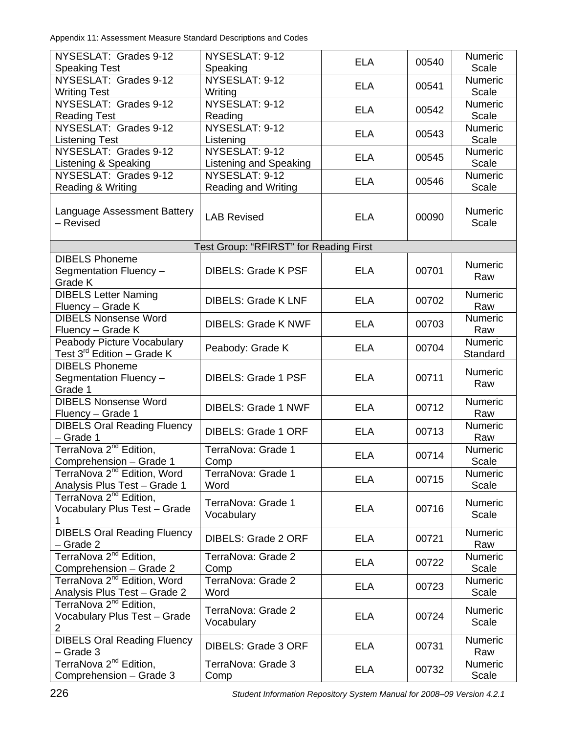| | | | | |
|---|---|---|---|---|
| NYSESLAT: Grades 9-12 Speaking Test | NYSESLAT: 9-12 Speaking | ELA | 00540 | Numeric Scale |
| NYSESLAT: Grades 9-12 Writing Test | NYSESLAT: 9-12 Writing | ELA | 00541 | Numeric Scale |
| NYSESLAT: Grades 9-12 Reading Test | NYSESLAT: 9-12 Reading | ELA | 00542 | Numeric Scale |
| NYSESLAT: Grades 9-12 Listening Test | NYSESLAT: 9-12 Listening | ELA | 00543 | Numeric Scale |
| NYSESLAT: Grades 9-12 Listening & Speaking | NYSESLAT: 9-12 Listening and Speaking | ELA | 00545 | Numeric Scale |
| NYSESLAT: Grades 9-12 Reading & Writing | NYSESLAT: 9-12 Reading and Writing | ELA | 00546 | Numeric Scale |
| Language Assessment Battery – Revised | LAB Revised | ELA | 00090 | Numeric Scale |
| Test Group: "RFIRST" for Reading First | | | | |
| DIBELS Phoneme Segmentation Fluency – Grade K | DIBELS: Grade K PSF | ELA | 00701 | Numeric Raw |
| DIBELS Letter Naming Fluency – Grade K | DIBELS: Grade K LNF | ELA | 00702 | Numeric Raw |
| DIBELS Nonsense Word Fluency – Grade K | DIBELS: Grade K NWF | ELA | 00703 | Numeric Raw |
| Peabody Picture Vocabulary Test 3rd Edition – Grade K | Peabody: Grade K | ELA | 00704 | Numeric Standard |
| DIBELS Phoneme Segmentation Fluency – Grade 1 | DIBELS: Grade 1 PSF | ELA | 00711 | Numeric Raw |
| DIBELS Nonsense Word Fluency – Grade 1 | DIBELS: Grade 1 NWF | ELA | 00712 | Numeric Raw |
| DIBELS Oral Reading Fluency – Grade 1 | DIBELS: Grade 1 ORF | ELA | 00713 | Numeric Raw |
| TerraNova 2nd Edition, Comprehension – Grade 1 | TerraNova: Grade 1 Comp | ELA | 00714 | Numeric Scale |
| TerraNova 2nd Edition, Word Analysis Plus Test – Grade 1 | TerraNova: Grade 1 Word | ELA | 00715 | Numeric Scale |
| TerraNova 2nd Edition, Vocabulary Plus Test – Grade 1 | TerraNova: Grade 1 Vocabulary | ELA | 00716 | Numeric Scale |
| DIBELS Oral Reading Fluency – Grade 2 | DIBELS: Grade 2 ORF | ELA | 00721 | Numeric Raw |
| TerraNova 2nd Edition, Comprehension – Grade 2 | TerraNova: Grade 2 Comp | ELA | 00722 | Numeric Scale |
| TerraNova 2nd Edition, Word Analysis Plus Test – Grade 2 | TerraNova: Grade 2 Word | ELA | 00723 | Numeric Scale |
| TerraNova 2nd Edition, Vocabulary Plus Test – Grade 2 | TerraNova: Grade 2 Vocabulary | ELA | 00724 | Numeric Scale |
| DIBELS Oral Reading Fluency – Grade 3 | DIBELS: Grade 3 ORF | ELA | 00731 | Numeric Raw |
| TerraNova 2nd Edition, Comprehension – Grade 3 | TerraNova: Grade 3 Comp | ELA | 00732 | Numeric Scale |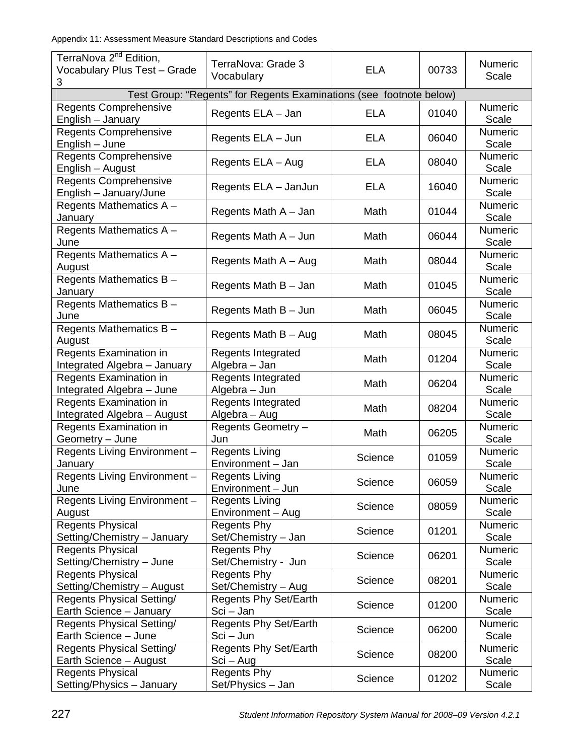| TerraNova 2nd Edition, Vocabulary Plus Test – Grade 3 | TerraNova: Grade 3 Vocabulary | ELA | 00733 | Numeric Scale |
|---|---|---|---|---|
| Test Group: "Regents" for Regents Examinations (see footnote below) | | | | |
| Regents Comprehensive English – January | Regents ELA – Jan | ELA | 01040 | Numeric Scale |
| Regents Comprehensive English – June | Regents ELA – Jun | ELA | 06040 | Numeric Scale |
| Regents Comprehensive English – August | Regents ELA – Aug | ELA | 08040 | Numeric Scale |
| Regents Comprehensive English – January/June | Regents ELA – JanJun | ELA | 16040 | Numeric Scale |
| Regents Mathematics A – January | Regents Math A – Jan | Math | 01044 | Numeric Scale |
| Regents Mathematics A – June | Regents Math A – Jun | Math | 06044 | Numeric Scale |
| Regents Mathematics A – August | Regents Math A – Aug | Math | 08044 | Numeric Scale |
| Regents Mathematics B – January | Regents Math B – Jan | Math | 01045 | Numeric Scale |
| Regents Mathematics B – June | Regents Math B – Jun | Math | 06045 | Numeric Scale |
| Regents Mathematics B – August | Regents Math B – Aug | Math | 08045 | Numeric Scale |
| Regents Examination in Integrated Algebra – January | Regents Integrated Algebra – Jan | Math | 01204 | Numeric Scale |
| Regents Examination in Integrated Algebra – June | Regents Integrated Algebra – Jun | Math | 06204 | Numeric Scale |
| Regents Examination in Integrated Algebra – August | Regents Integrated Algebra – Aug | Math | 08204 | Numeric Scale |
| Regents Examination in Geometry – June | Regents Geometry – Jun | Math | 06205 | Numeric Scale |
| Regents Living Environment – January | Regents Living Environment – Jan | Science | 01059 | Numeric Scale |
| Regents Living Environment – June | Regents Living Environment – Jun | Science | 06059 | Numeric Scale |
| Regents Living Environment – August | Regents Living Environment – Aug | Science | 08059 | Numeric Scale |
| Regents Physical Setting/Chemistry – January | Regents Phy Set/Chemistry – Jan | Science | 01201 | Numeric Scale |
| Regents Physical Setting/Chemistry – June | Regents Phy Set/Chemistry - Jun | Science | 06201 | Numeric Scale |
| Regents Physical Setting/Chemistry – August | Regents Phy Set/Chemistry – Aug | Science | 08201 | Numeric Scale |
| Regents Physical Setting/ Earth Science – January | Regents Phy Set/Earth Sci – Jan | Science | 01200 | Numeric Scale |
| Regents Physical Setting/ Earth Science – June | Regents Phy Set/Earth Sci – Jun | Science | 06200 | Numeric Scale |
| Regents Physical Setting/ Earth Science – August | Regents Phy Set/Earth Sci – Aug | Science | 08200 | Numeric Scale |
| Regents Physical Setting/Physics – January | Regents Phy Set/Physics – Jan | Science | 01202 | Numeric Scale |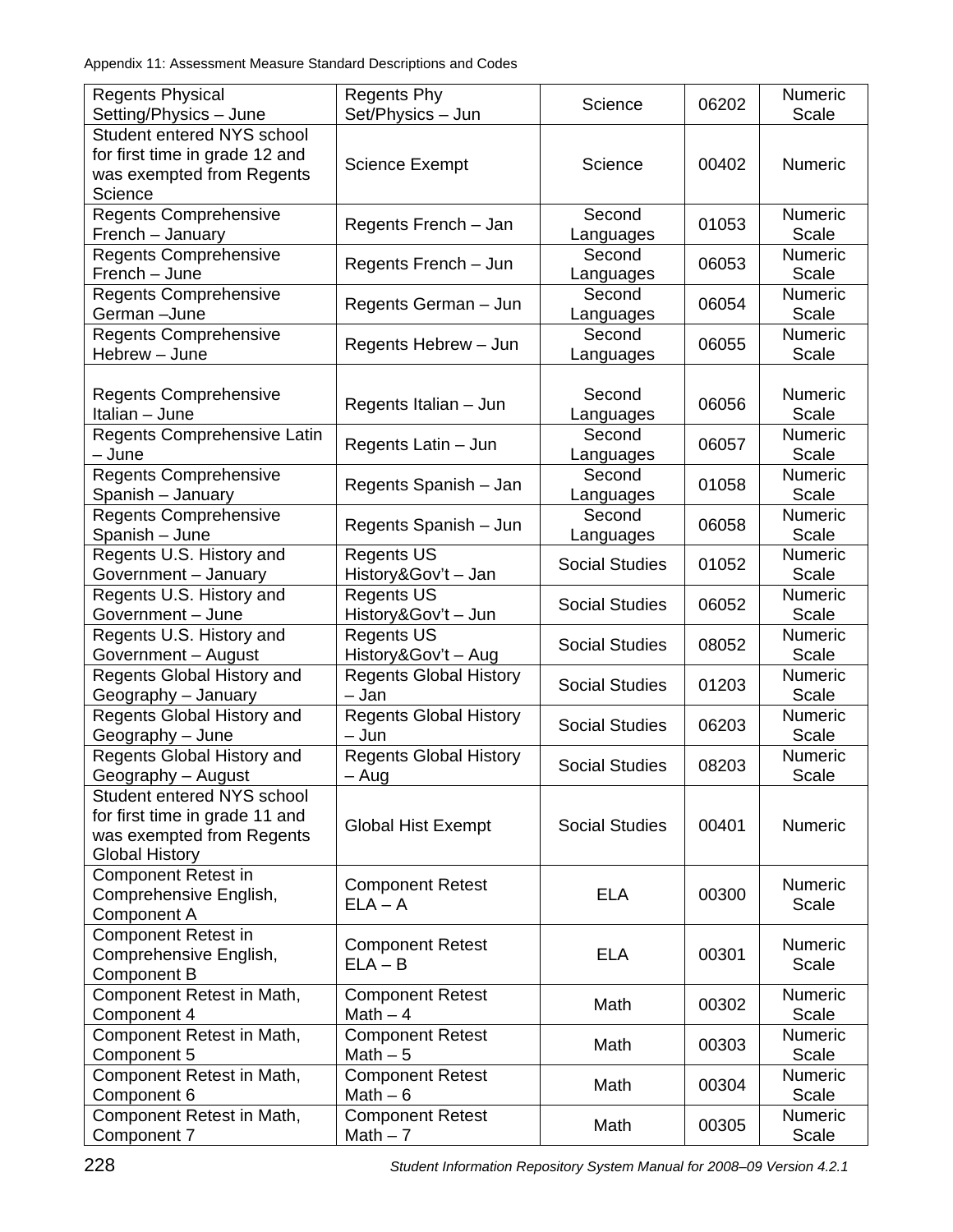| Regents Physical Setting/Physics – June | Regents Phy Set/Physics – Jun | Science | 06202 | Numeric Scale |
|---|---|---|---|---|
| Student entered NYS school for first time in grade 12 and was exempted from Regents Science | Science Exempt | Science | 00402 | Numeric |
| Regents Comprehensive French – January | Regents French – Jan | Second Languages | 01053 | Numeric Scale |
| Regents Comprehensive French – June | Regents French – Jun | Second Languages | 06053 | Numeric Scale |
| Regents Comprehensive German –June | Regents German – Jun | Second Languages | 06054 | Numeric Scale |
| Regents Comprehensive Hebrew – June | Regents Hebrew – Jun | Second Languages | 06055 | Numeric Scale |
| Regents Comprehensive Italian – June | Regents Italian – Jun | Second Languages | 06056 | Numeric Scale |
| Regents Comprehensive Latin – June | Regents Latin – Jun | Second Languages | 06057 | Numeric Scale |
| Regents Comprehensive Spanish – January | Regents Spanish – Jan | Second Languages | 01058 | Numeric Scale |
| Regents Comprehensive Spanish – June | Regents Spanish – Jun | Second Languages | 06058 | Numeric Scale |
| Regents U.S. History and Government – January | Regents US History&Gov't – Jan | Social Studies | 01052 | Numeric Scale |
| Regents U.S. History and Government – June | Regents US History&Gov't – Jun | Social Studies | 06052 | Numeric Scale |
| Regents U.S. History and Government – August | Regents US History&Gov't – Aug | Social Studies | 08052 | Numeric Scale |
| Regents Global History and Geography – January | Regents Global History – Jan | Social Studies | 01203 | Numeric Scale |
| Regents Global History and Geography – June | Regents Global History – Jun | Social Studies | 06203 | Numeric Scale |
| Regents Global History and Geography – August | Regents Global History – Aug | Social Studies | 08203 | Numeric Scale |
| Student entered NYS school for first time in grade 11 and was exempted from Regents Global History | Global Hist Exempt | Social Studies | 00401 | Numeric |
| Component Retest in Comprehensive English, Component A | Component Retest ELA – A | ELA | 00300 | Numeric Scale |
| Component Retest in Comprehensive English, Component B | Component Retest ELA – B | ELA | 00301 | Numeric Scale |
| Component Retest in Math, Component 4 | Component Retest Math – 4 | Math | 00302 | Numeric Scale |
| Component Retest in Math, Component 5 | Component Retest Math – 5 | Math | 00303 | Numeric Scale |
| Component Retest in Math, Component 6 | Component Retest Math – 6 | Math | 00304 | Numeric Scale |
| Component Retest in Math, Component 7 | Component Retest Math – 7 | Math | 00305 | Numeric Scale |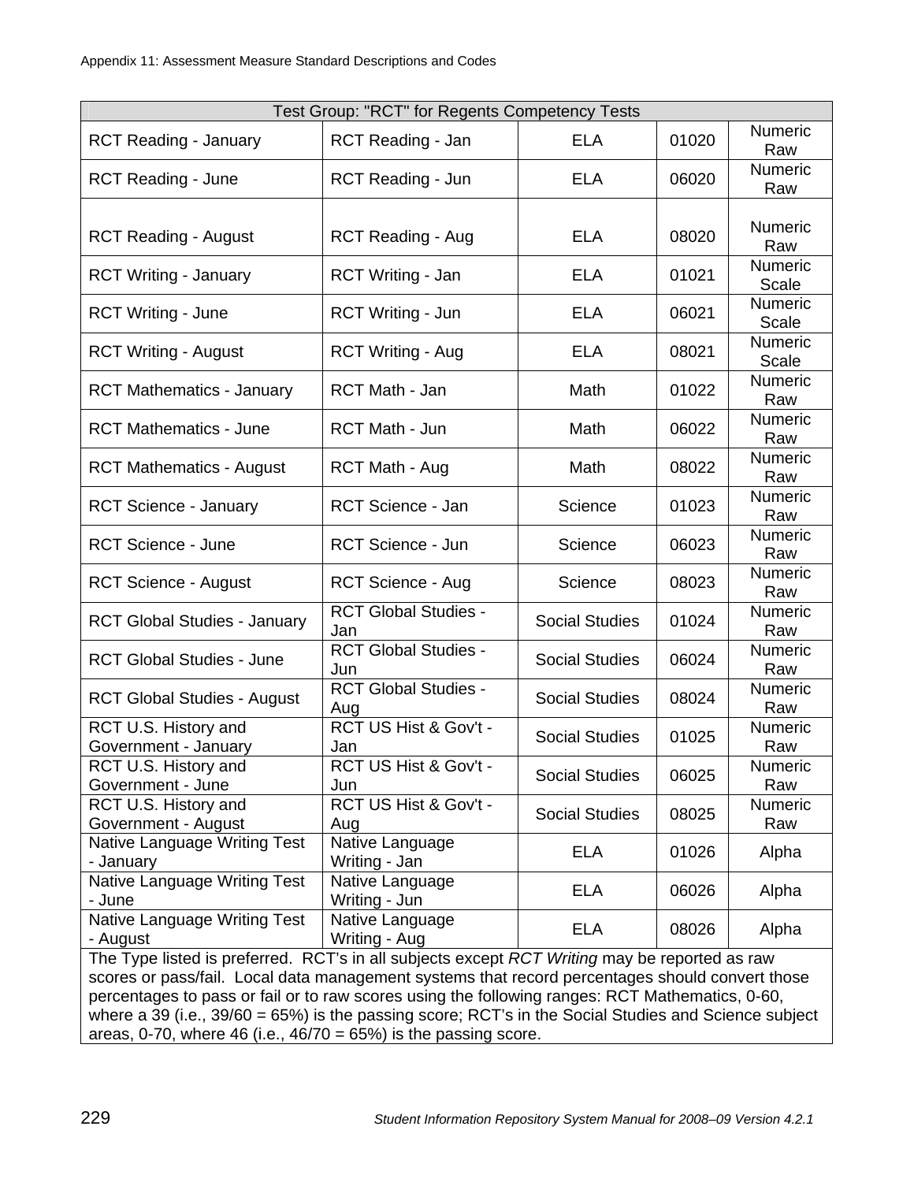| Test Group: "RCT" for Regents Competency Tests | | | | |
|---|---|---|---|---|
| RCT Reading - January | RCT Reading - Jan | ELA | 01020 | Numeric Raw |
| RCT Reading - June | RCT Reading - Jun | ELA | 06020 | Numeric Raw |
| RCT Reading - August | RCT Reading - Aug | ELA | 08020 | Numeric Raw |
| RCT Writing - January | RCT Writing - Jan | ELA | 01021 | Numeric Scale |
| RCT Writing - June | RCT Writing - Jun | ELA | 06021 | Numeric Scale |
| RCT Writing - August | RCT Writing - Aug | ELA | 08021 | Numeric Scale |
| RCT Mathematics - January | RCT Math - Jan | Math | 01022 | Numeric Raw |
| RCT Mathematics - June | RCT Math - Jun | Math | 06022 | Numeric Raw |
| RCT Mathematics - August | RCT Math - Aug | Math | 08022 | Numeric Raw |
| RCT Science - January | RCT Science - Jan | Science | 01023 | Numeric Raw |
| RCT Science - June | RCT Science - Jun | Science | 06023 | Numeric Raw |
| RCT Science - August | RCT Science - Aug | Science | 08023 | Numeric Raw |
| RCT Global Studies - January | RCT Global Studies - Jan | Social Studies | 01024 | Numeric Raw |
| RCT Global Studies - June | RCT Global Studies - Jun | Social Studies | 06024 | Numeric Raw |
| RCT Global Studies - August | RCT Global Studies - Aug | Social Studies | 08024 | Numeric Raw |
| RCT U.S. History and Government - January | RCT US Hist & Gov't - Jan | Social Studies | 01025 | Numeric Raw |
| RCT U.S. History and Government - June | RCT US Hist & Gov't - Jun | Social Studies | 06025 | Numeric Raw |
| RCT U.S. History and Government - August | RCT US Hist & Gov't - Aug | Social Studies | 08025 | Numeric Raw |
| Native Language Writing Test - January | Native Language Writing - Jan | ELA | 01026 | Alpha |
| Native Language Writing Test - June | Native Language Writing - Jun | ELA | 06026 | Alpha |
| Native Language Writing Test - August | Native Language Writing - Aug | ELA | 08026 | Alpha |
| The Type listed is preferred. RCT's in all subjects except *RCT Writing* may be reported as raw scores or pass/fail. Local data management systems that record percentages should convert those percentages to pass or fail or to raw scores using the following ranges: RCT Mathematics, 0-60, where a 39 (i.e., 39/60 = 65%) is the passing score; RCT's in the Social Studies and Science subject areas, 0-70, where 46 (i.e., 46/70 = 65%) is the passing score. | | | | |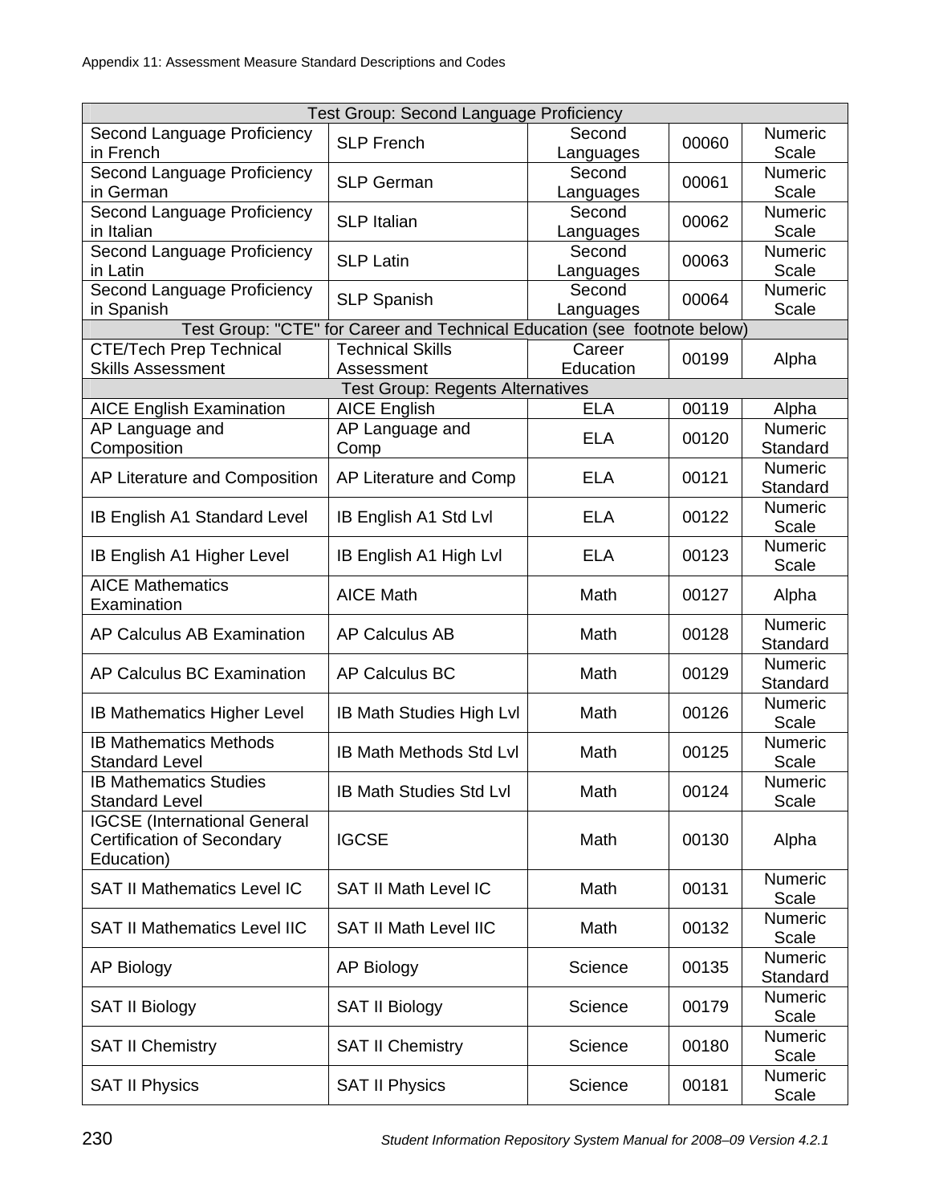| Test Group: Second Language Proficiency | | | | |
|---|---|---|---|---|
| Second Language Proficiency in French | SLP French | Second Languages | 00060 | Numeric Scale |
| Second Language Proficiency in German | SLP German | Second Languages | 00061 | Numeric Scale |
| Second Language Proficiency in Italian | SLP Italian | Second Languages | 00062 | Numeric Scale |
| Second Language Proficiency in Latin | SLP Latin | Second Languages | 00063 | Numeric Scale |
| Second Language Proficiency in Spanish | SLP Spanish | Second Languages | 00064 | Numeric Scale |
| Test Group: "CTE" for Career and Technical Education (see footnote below) | | | | |
| CTE/Tech Prep Technical Skills Assessment | Technical Skills Assessment | Career Education | 00199 | Alpha |
| Test Group: Regents Alternatives | | | | |
| AICE English Examination | AICE English | ELA | 00119 | Alpha |
| AP Language and Composition | AP Language and Comp | ELA | 00120 | Numeric Standard |
| AP Literature and Composition | AP Literature and Comp | ELA | 00121 | Numeric Standard |
| IB English A1 Standard Level | IB English A1 Std Lvl | ELA | 00122 | Numeric Scale |
| IB English A1 Higher Level | IB English A1 High Lvl | ELA | 00123 | Numeric Scale |
| AICE Mathematics Examination | AICE Math | Math | 00127 | Alpha |
| AP Calculus AB Examination | AP Calculus AB | Math | 00128 | Numeric Standard |
| AP Calculus BC Examination | AP Calculus BC | Math | 00129 | Numeric Standard |
| IB Mathematics Higher Level | IB Math Studies High Lvl | Math | 00126 | Numeric Scale |
| IB Mathematics Methods Standard Level | IB Math Methods Std Lvl | Math | 00125 | Numeric Scale |
| IB Mathematics Studies Standard Level | IB Math Studies Std Lvl | Math | 00124 | Numeric Scale |
| IGCSE (International General Certification of Secondary Education) | IGCSE | Math | 00130 | Alpha |
| SAT II Mathematics Level IC | SAT II Math Level IC | Math | 00131 | Numeric Scale |
| SAT II Mathematics Level IIC | SAT II Math Level IIC | Math | 00132 | Numeric Scale |
| AP Biology | AP Biology | Science | 00135 | Numeric Standard |
| SAT II Biology | SAT II Biology | Science | 00179 | Numeric Scale |
| SAT II Chemistry | SAT II Chemistry | Science | 00180 | Numeric Scale |
| SAT II Physics | SAT II Physics | Science | 00181 | Numeric Scale |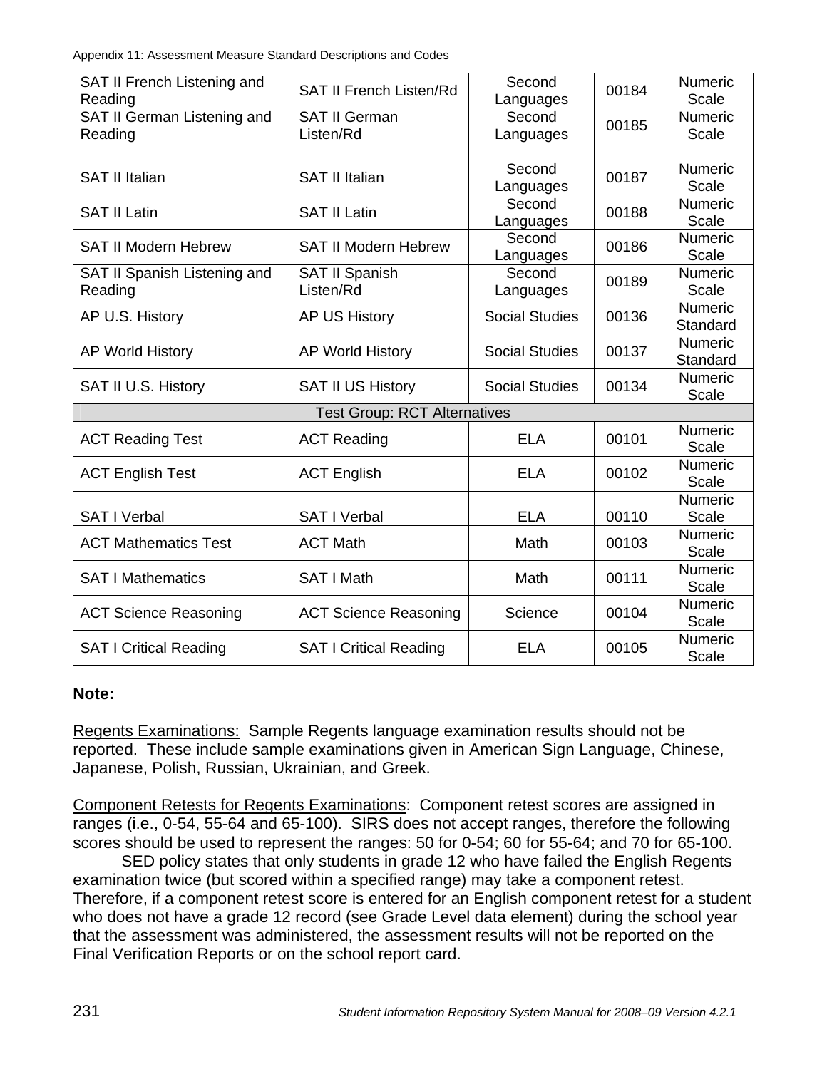| SAT II French Listening and Reading | SAT II French Listen/Rd | Second Languages | 00184 | Numeric Scale |
|---|---|---|---|---|
| SAT II German Listening and Reading | SAT II German Listen/Rd | Second Languages | 00185 | Numeric Scale |
| SAT II Italian | SAT II Italian | Second Languages | 00187 | Numeric Scale |
| SAT II Latin | SAT II Latin | Second Languages | 00188 | Numeric Scale |
| SAT II Modern Hebrew | SAT II Modern Hebrew | Second Languages | 00186 | Numeric Scale |
| SAT II Spanish Listening and Reading | SAT II Spanish Listen/Rd | Second Languages | 00189 | Numeric Scale |
| AP U.S. History | AP US History | Social Studies | 00136 | Numeric Standard |
| AP World History | AP World History | Social Studies | 00137 | Numeric Standard |
| SAT II U.S. History | SAT II US History | Social Studies | 00134 | Numeric Scale |
| Test Group: RCT Alternatives | | | | |
| ACT Reading Test | ACT Reading | ELA | 00101 | Numeric Scale |
| ACT English Test | ACT English | ELA | 00102 | Numeric Scale |
| SAT I Verbal | SAT I Verbal | ELA | 00110 | Numeric Scale |
| ACT Mathematics Test | ACT Math | Math | 00103 | Numeric Scale |
| SAT I Mathematics | SAT I Math | Math | 00111 | Numeric Scale |
| ACT Science Reasoning | ACT Science Reasoning | Science | 00104 | Numeric Scale |
| SAT I Critical Reading | SAT I Critical Reading | ELA | 00105 | Numeric Scale |

**Note:**

Regents Examinations: Sample Regents language examination results should not be reported. These include sample examinations given in American Sign Language, Chinese, Japanese, Polish, Russian, Ukrainian, and Greek.

Component Retests for Regents Examinations: Component retest scores are assigned in ranges (i.e., 0-54, 55-64 and 65-100). SIRS does not accept ranges, therefore the following scores should be used to represent the ranges: 50 for 0-54; 60 for 55-64; and 70 for 65-100.

SED policy states that only students in grade 12 who have failed the English Regents examination twice (but scored within a specified range) may take a component retest. Therefore, if a component retest score is entered for an English component retest for a student who does not have a grade 12 record (see Grade Level data element) during the school year that the assessment was administered, the assessment results will not be reported on the Final Verification Reports or on the school report card.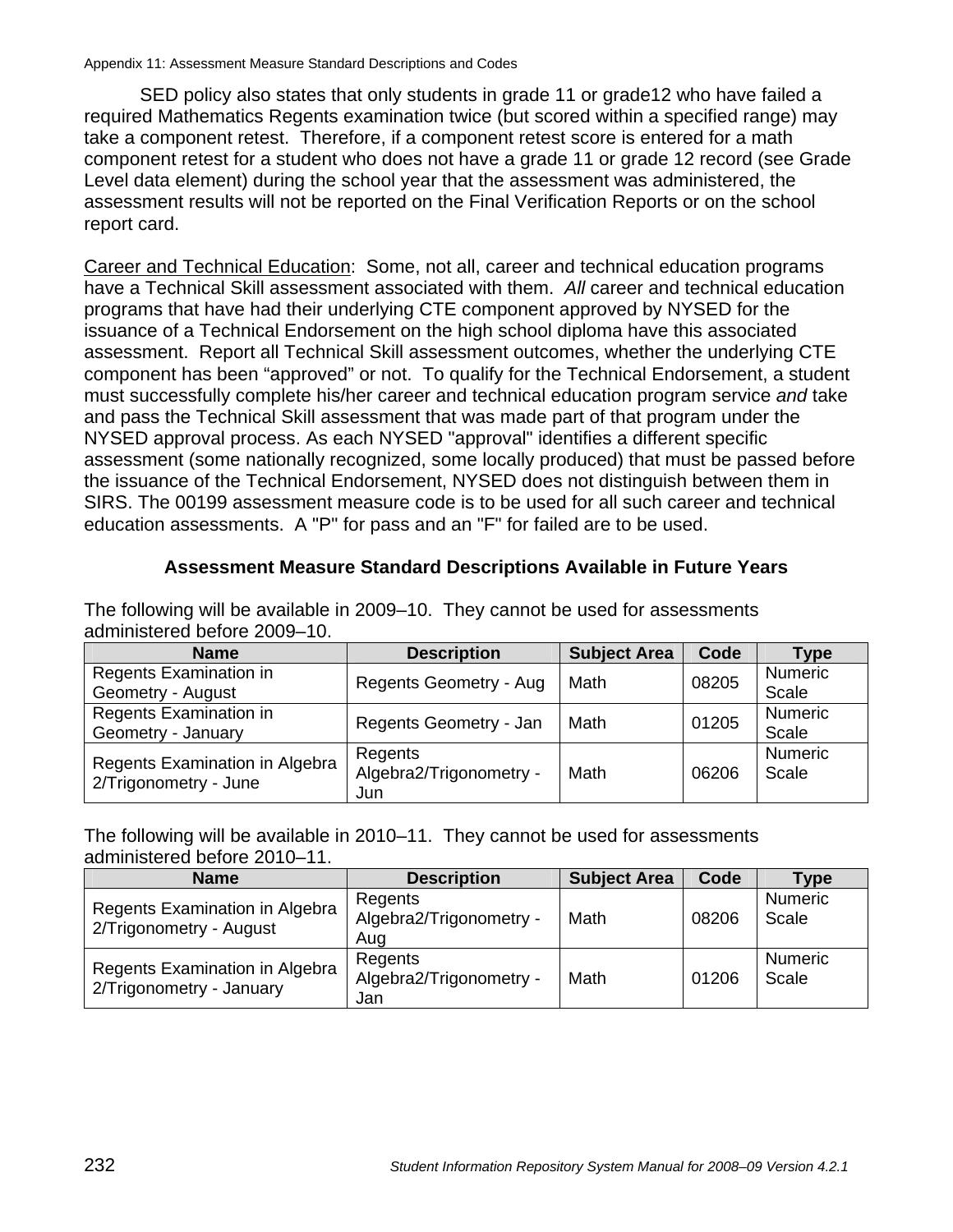SED policy also states that only students in grade 11 or grade12 who have failed a required Mathematics Regents examination twice (but scored within a specified range) may take a component retest. Therefore, if a component retest score is entered for a math component retest for a student who does not have a grade 11 or grade 12 record (see Grade Level data element) during the school year that the assessment was administered, the assessment results will not be reported on the Final Verification Reports or on the school report card.

Career and Technical Education: Some, not all, career and technical education programs have a Technical Skill assessment associated with them. *All* career and technical education programs that have had their underlying CTE component approved by NYSED for the issuance of a Technical Endorsement on the high school diploma have this associated assessment. Report all Technical Skill assessment outcomes, whether the underlying CTE component has been "approved" or not. To qualify for the Technical Endorsement, a student must successfully complete his/her career and technical education program service *and* take and pass the Technical Skill assessment that was made part of that program under the NYSED approval process. As each NYSED "approval" identifies a different specific assessment (some nationally recognized, some locally produced) that must be passed before the issuance of the Technical Endorsement, NYSED does not distinguish between them in SIRS. The 00199 assessment measure code is to be used for all such career and technical education assessments. A "P" for pass and an "F" for failed are to be used.

## Assessment Measure Standard Descriptions Available in Future Years

The following will be available in 2009–10. They cannot be used for assessments administered before 2009–10.

| Name | Description | Subject Area | Code | Type |
|---|---|---|---|---|
| Regents Examination in Geometry - August | Regents Geometry - Aug | Math | 08205 | Numeric Scale |
| Regents Examination in Geometry - January | Regents Geometry - Jan | Math | 01205 | Numeric Scale |
| Regents Examination in Algebra 2/Trigonometry - June | Regents Algebra2/Trigonometry - Jun | Math | 06206 | Numeric Scale |

The following will be available in 2010–11. They cannot be used for assessments administered before 2010–11.

| Name | Description | Subject Area | Code | Type |
|---|---|---|---|---|
| Regents Examination in Algebra 2/Trigonometry - August | Regents Algebra2/Trigonometry - Aug | Math | 08206 | Numeric Scale |
| Regents Examination in Algebra 2/Trigonometry - January | Regents Algebra2/Trigonometry - Jan | Math | 01206 | Numeric Scale |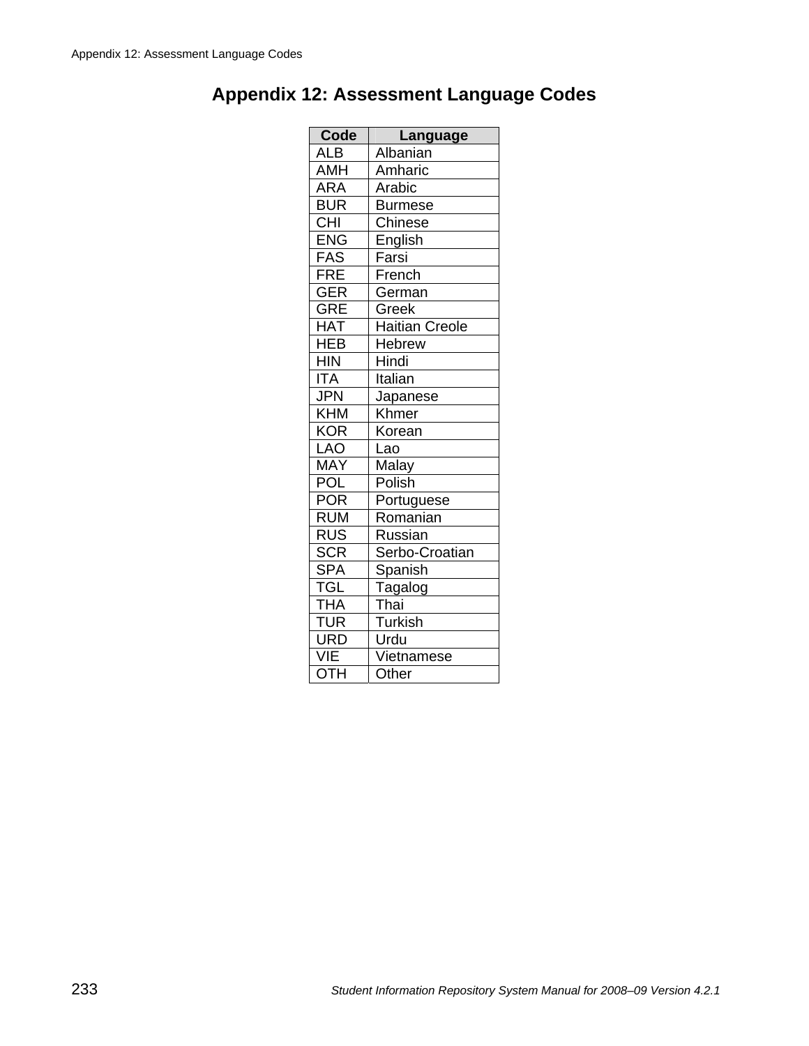# Appendix 12: Assessment Language Codes

| Code | Language |
|---|---|
| ALB | Albanian |
| AMH | Amharic |
| ARA | Arabic |
| BUR | Burmese |
| CHI | Chinese |
| ENG | English |
| FAS | Farsi |
| FRE | French |
| GER | German |
| GRE | Greek |
| HAT | Haitian Creole |
| HEB | Hebrew |
| HIN | Hindi |
| ITA | Italian |
| JPN | Japanese |
| KHM | Khmer |
| KOR | Korean |
| LAO | Lao |
| MAY | Malay |
| POL | Polish |
| POR | Portuguese |
| RUM | Romanian |
| RUS | Russian |
| SCR | Serbo-Croatian |
| SPA | Spanish |
| TGL | Tagalog |
| THA | Thai |
| TUR | Turkish |
| URD | Urdu |
| VIE | Vietnamese |
| OTH | Other |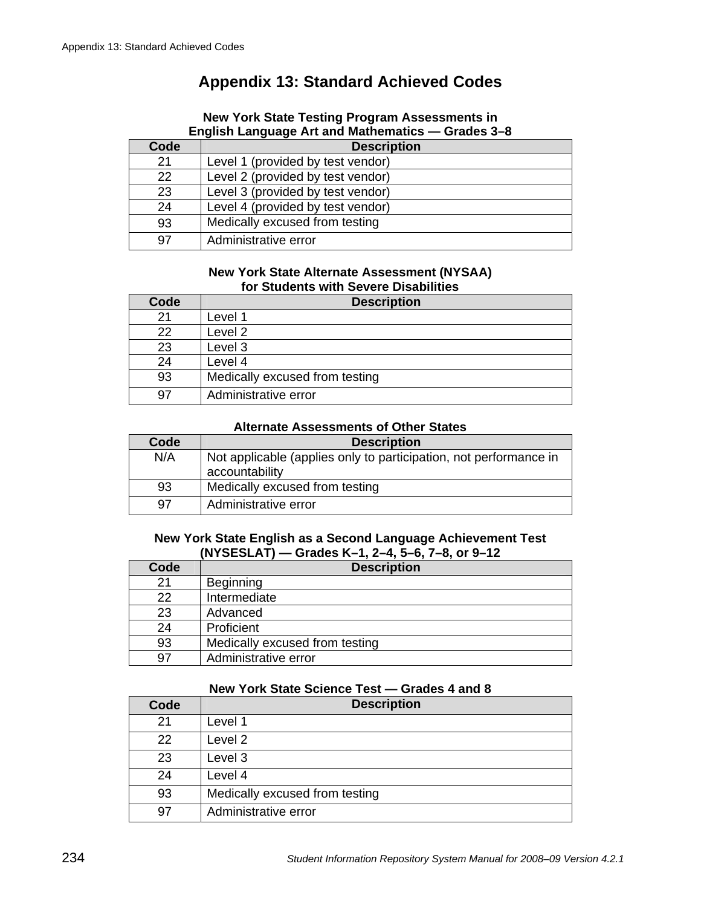# Appendix 13: Standard Achieved Codes

**New York State Testing Program Assessments in English Language Art and Mathematics — Grades 3–8**

| Code | Description |
|---|---|
| 21 | Level 1 (provided by test vendor) |
| 22 | Level 2 (provided by test vendor) |
| 23 | Level 3 (provided by test vendor) |
| 24 | Level 4 (provided by test vendor) |
| 93 | Medically excused from testing |
| 97 | Administrative error |

**New York State Alternate Assessment (NYSAA) for Students with Severe Disabilities**

| Code | Description |
|---|---|
| 21 | Level 1 |
| 22 | Level 2 |
| 23 | Level 3 |
| 24 | Level 4 |
| 93 | Medically excused from testing |
| 97 | Administrative error |

**Alternate Assessments of Other States**

| Code | Description |
|---|---|
| N/A | Not applicable (applies only to participation, not performance in accountability |
| 93 | Medically excused from testing |
| 97 | Administrative error |

**New York State English as a Second Language Achievement Test (NYSESLAT) — Grades K–1, 2–4, 5–6, 7–8, or 9–12**

| Code | Description |
|---|---|
| 21 | Beginning |
| 22 | Intermediate |
| 23 | Advanced |
| 24 | Proficient |
| 93 | Medically excused from testing |
| 97 | Administrative error |

**New York State Science Test — Grades 4 and 8**

| Code | Description |
|---|---|
| 21 | Level 1 |
| 22 | Level 2 |
| 23 | Level 3 |
| 24 | Level 4 |
| 93 | Medically excused from testing |
| 97 | Administrative error |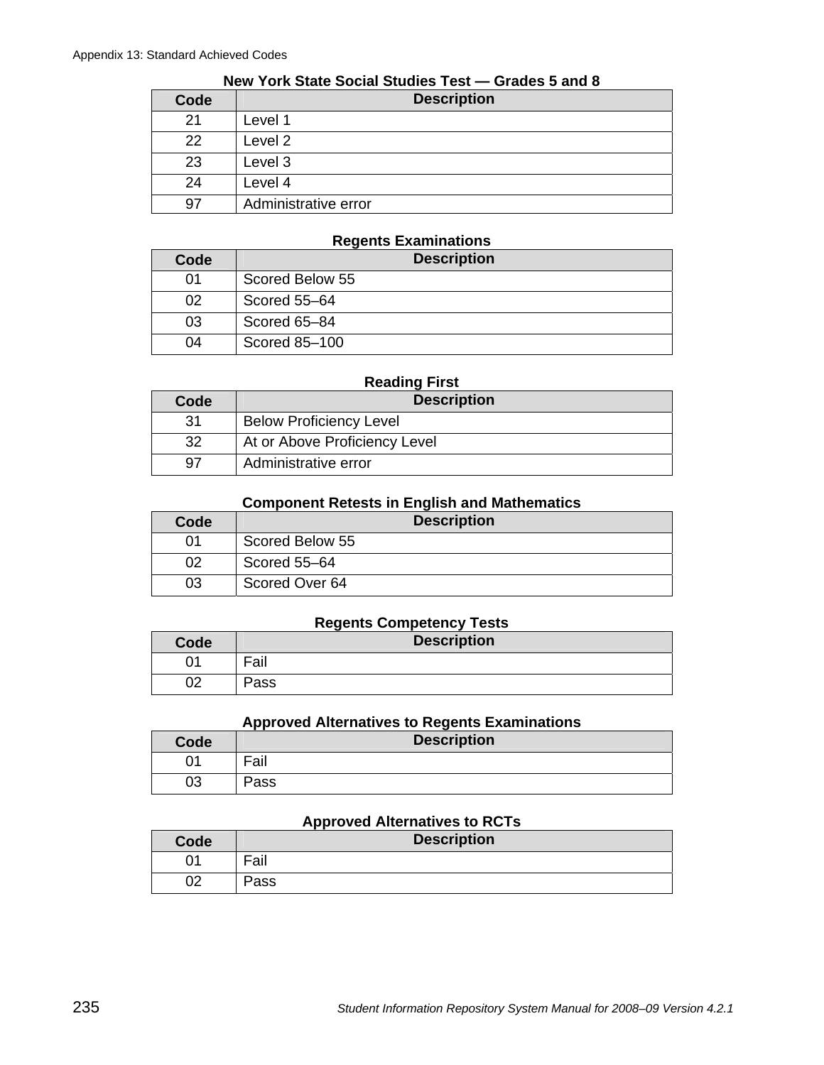**New York State Social Studies Test — Grades 5 and 8**

| Code | Description |
|---|---|
| 21 | Level 1 |
| 22 | Level 2 |
| 23 | Level 3 |
| 24 | Level 4 |
| 97 | Administrative error |

**Regents Examinations**

| Code | Description |
|---|---|
| 01 | Scored Below 55 |
| 02 | Scored 55–64 |
| 03 | Scored 65–84 |
| 04 | Scored 85–100 |

**Reading First**

| Code | Description |
|---|---|
| 31 | Below Proficiency Level |
| 32 | At or Above Proficiency Level |
| 97 | Administrative error |

**Component Retests in English and Mathematics**

| Code | Description |
|---|---|
| 01 | Scored Below 55 |
| 02 | Scored 55–64 |
| 03 | Scored Over 64 |

**Regents Competency Tests**

| Code | Description |
|---|---|
| 01 | Fail |
| 02 | Pass |

**Approved Alternatives to Regents Examinations**

| Code | Description |
|---|---|
| 01 | Fail |
| 03 | Pass |

**Approved Alternatives to RCTs**

| Code | Description |
|---|---|
| 01 | Fail |
| 02 | Pass |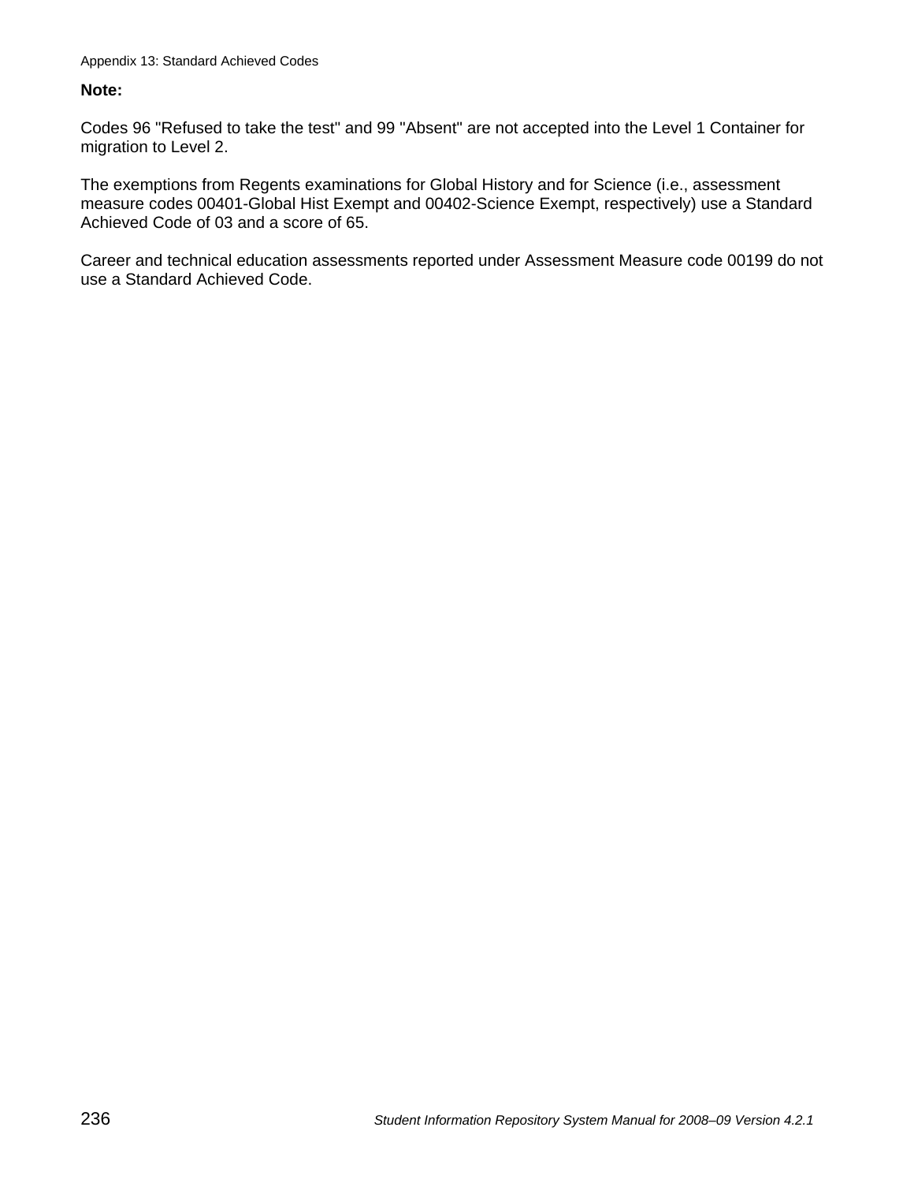**Note:**

Codes 96 "Refused to take the test" and 99 "Absent" are not accepted into the Level 1 Container for migration to Level 2.

The exemptions from Regents examinations for Global History and for Science (i.e., assessment measure codes 00401-Global Hist Exempt and 00402-Science Exempt, respectively) use a Standard Achieved Code of 03 and a score of 65.

Career and technical education assessments reported under Assessment Measure code 00199 do not use a Standard Achieved Code.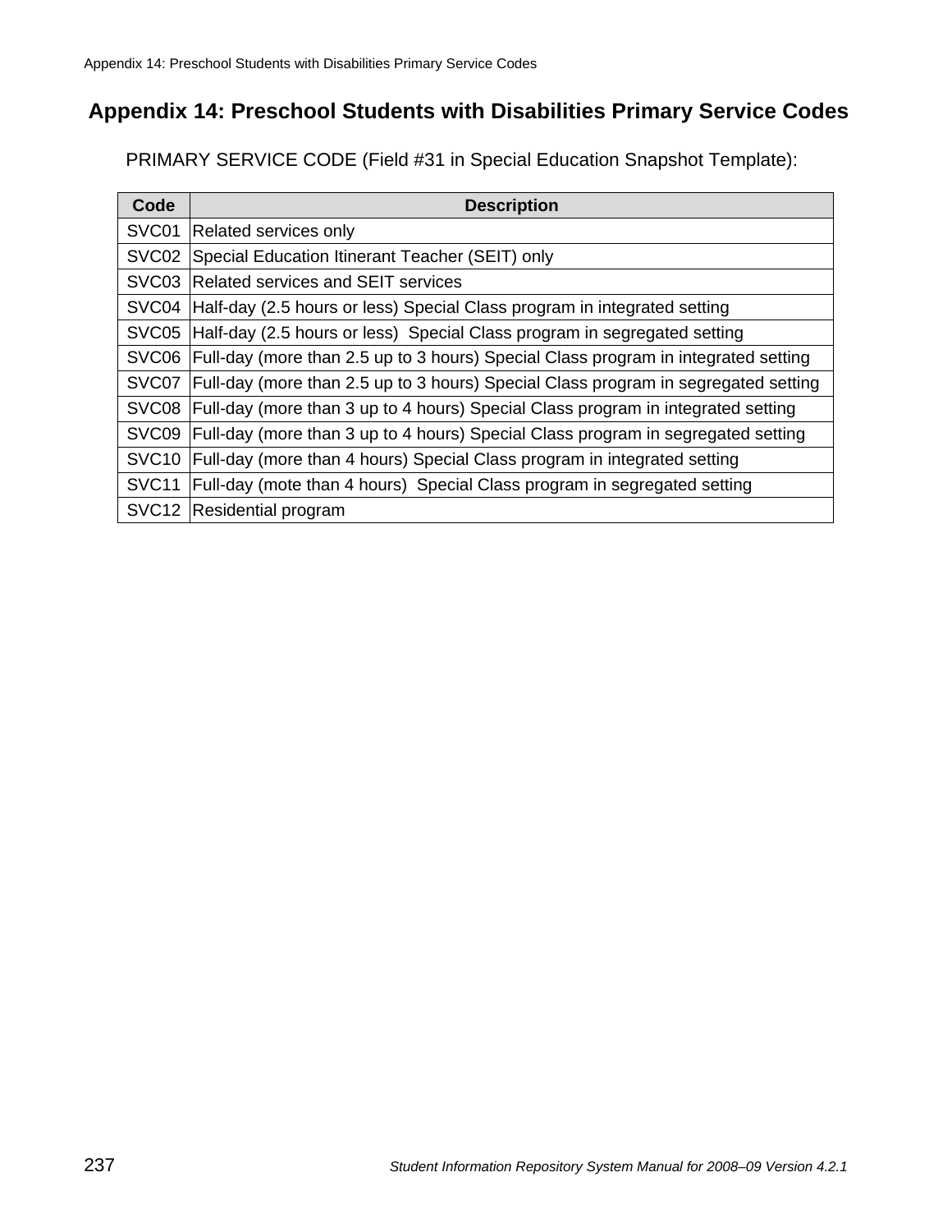# Appendix 14: Preschool Students with Disabilities Primary Service Codes

PRIMARY SERVICE CODE (Field #31 in Special Education Snapshot Template):

| Code | Description |
|---|---|
| SVC01 | Related services only |
| SVC02 | Special Education Itinerant Teacher (SEIT) only |
| SVC03 | Related services and SEIT services |
| SVC04 | Half-day (2.5 hours or less) Special Class program in integrated setting |
| SVC05 | Half-day (2.5 hours or less)  Special Class program in segregated setting |
| SVC06 | Full-day (more than 2.5 up to 3 hours) Special Class program in integrated setting |
| SVC07 | Full-day (more than 2.5 up to 3 hours) Special Class program in segregated setting |
| SVC08 | Full-day (more than 3 up to 4 hours) Special Class program in integrated setting |
| SVC09 | Full-day (more than 3 up to 4 hours) Special Class program in segregated setting |
| SVC10 | Full-day (more than 4 hours) Special Class program in integrated setting |
| SVC11 | Full-day (mote than 4 hours)  Special Class program in segregated setting |
| SVC12 | Residential program |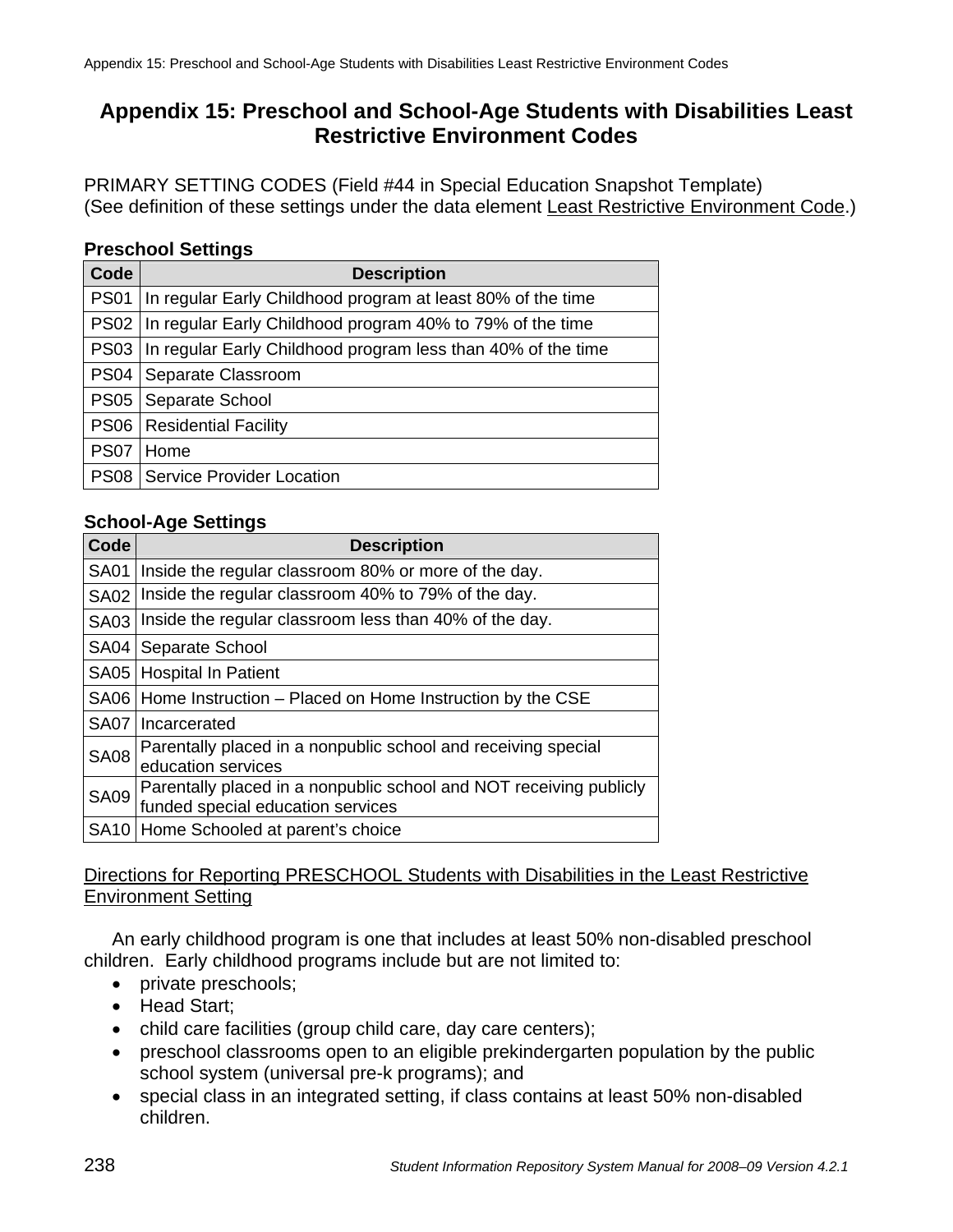# Appendix 15: Preschool and School-Age Students with Disabilities Least Restrictive Environment Codes

PRIMARY SETTING CODES (Field #44 in Special Education Snapshot Template)
(See definition of these settings under the data element Least Restrictive Environment Code.)

**Preschool Settings**

| Code | Description |
|---|---|
| PS01 | In regular Early Childhood program at least 80% of the time |
| PS02 | In regular Early Childhood program 40% to 79% of the time |
| PS03 | In regular Early Childhood program less than 40% of the time |
| PS04 | Separate Classroom |
| PS05 | Separate School |
| PS06 | Residential Facility |
| PS07 | Home |
| PS08 | Service Provider Location |

**School-Age Settings**

| Code | Description |
|---|---|
| SA01 | Inside the regular classroom 80% or more of the day. |
| SA02 | Inside the regular classroom 40% to 79% of the day. |
| SA03 | Inside the regular classroom less than 40% of the day. |
| SA04 | Separate School |
| SA05 | Hospital In Patient |
| SA06 | Home Instruction – Placed on Home Instruction by the CSE |
| SA07 | Incarcerated |
| SA08 | Parentally placed in a nonpublic school and receiving special education services |
| SA09 | Parentally placed in a nonpublic school and NOT receiving publicly funded special education services |
| SA10 | Home Schooled at parent's choice |

Directions for Reporting PRESCHOOL Students with Disabilities in the Least Restrictive Environment Setting

An early childhood program is one that includes at least 50% non-disabled preschool children. Early childhood programs include but are not limited to:

- private preschools;
- Head Start;
- child care facilities (group child care, day care centers);
- preschool classrooms open to an eligible prekindergarten population by the public school system (universal pre-k programs); and
- special class in an integrated setting, if class contains at least 50% non-disabled children.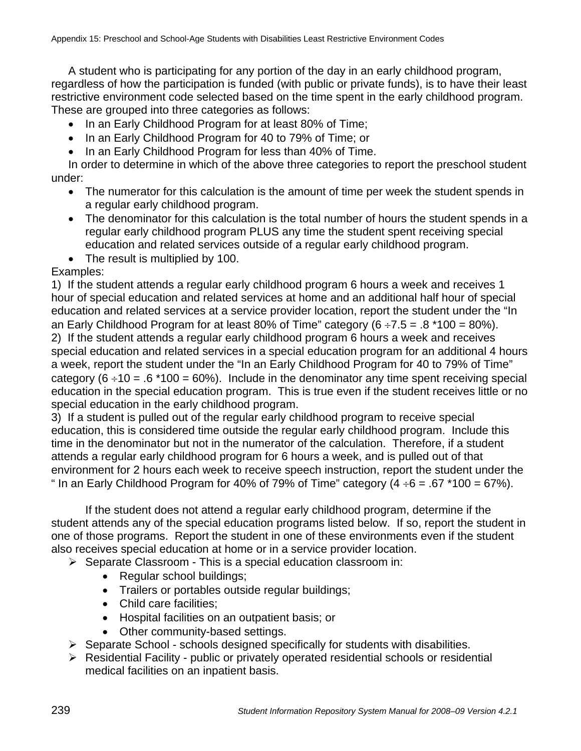A student who is participating for any portion of the day in an early childhood program, regardless of how the participation is funded (with public or private funds), is to have their least restrictive environment code selected based on the time spent in the early childhood program. These are grouped into three categories as follows:

- In an Early Childhood Program for at least 80% of Time;
- In an Early Childhood Program for 40 to 79% of Time; or
- In an Early Childhood Program for less than 40% of Time.

In order to determine in which of the above three categories to report the preschool student under:

- The numerator for this calculation is the amount of time per week the student spends in a regular early childhood program.
- The denominator for this calculation is the total number of hours the student spends in a regular early childhood program PLUS any time the student spent receiving special education and related services outside of a regular early childhood program.
- The result is multiplied by 100.

Examples:

1) If the student attends a regular early childhood program 6 hours a week and receives 1 hour of special education and related services at home and an additional half hour of special education and related services at a service provider location, report the student under the "In an Early Childhood Program for at least 80% of Time" category (6 ÷7.5 = .8 *100 = 80%).

2) If the student attends a regular early childhood program 6 hours a week and receives special education and related services in a special education program for an additional 4 hours a week, report the student under the "In an Early Childhood Program for 40 to 79% of Time" category (6 ÷10 = .6 *100 = 60%). Include in the denominator any time spent receiving special education in the special education program. This is true even if the student receives little or no special education in the early childhood program.

3) If a student is pulled out of the regular early childhood program to receive special education, this is considered time outside the regular early childhood program. Include this time in the denominator but not in the numerator of the calculation. Therefore, if a student attends a regular early childhood program for 6 hours a week, and is pulled out of that environment for 2 hours each week to receive speech instruction, report the student under the " In an Early Childhood Program for 40% of 79% of Time" category (4 ÷6 = .67 *100 = 67%).

If the student does not attend a regular early childhood program, determine if the student attends any of the special education programs listed below. If so, report the student in one of those programs. Report the student in one of these environments even if the student also receives special education at home or in a service provider location.

- Separate Classroom - This is a special education classroom in:
  - Regular school buildings;
  - Trailers or portables outside regular buildings;
  - Child care facilities;
  - Hospital facilities on an outpatient basis; or
  - Other community-based settings.
- Separate School - schools designed specifically for students with disabilities.
- Residential Facility - public or privately operated residential schools or residential medical facilities on an inpatient basis.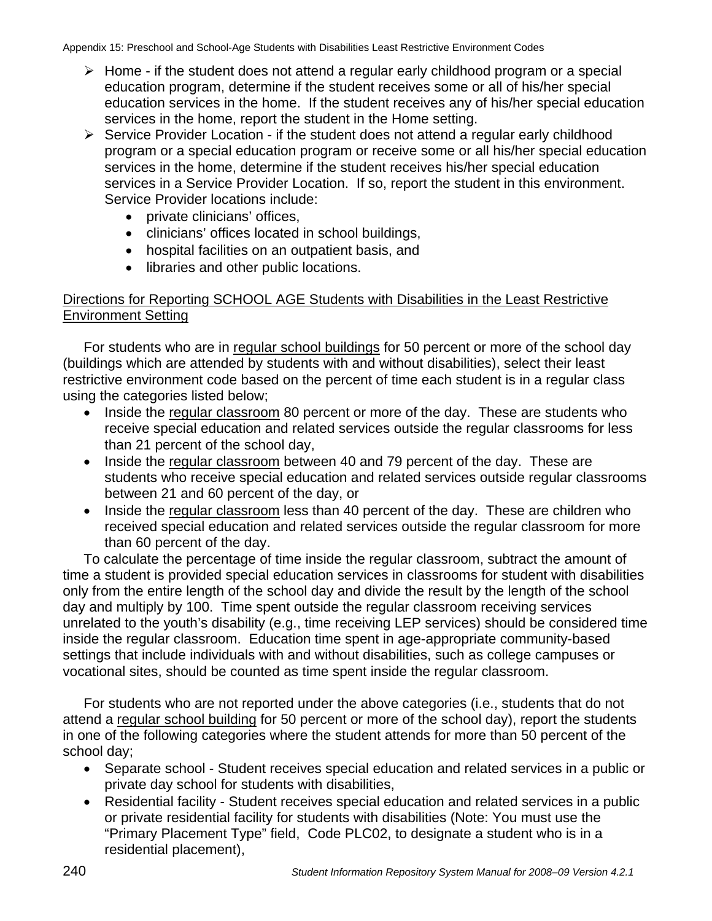- Home - if the student does not attend a regular early childhood program or a special education program, determine if the student receives some or all of his/her special education services in the home. If the student receives any of his/her special education services in the home, report the student in the Home setting.
- Service Provider Location - if the student does not attend a regular early childhood program or a special education program or receive some or all his/her special education services in the home, determine if the student receives his/her special education services in a Service Provider Location. If so, report the student in this environment. Service Provider locations include:
  - private clinicians' offices,
  - clinicians' offices located in school buildings,
  - hospital facilities on an outpatient basis, and
  - libraries and other public locations.

Directions for Reporting SCHOOL AGE Students with Disabilities in the Least Restrictive Environment Setting

For students who are in regular school buildings for 50 percent or more of the school day (buildings which are attended by students with and without disabilities), select their least restrictive environment code based on the percent of time each student is in a regular class using the categories listed below;

- Inside the regular classroom 80 percent or more of the day. These are students who receive special education and related services outside the regular classrooms for less than 21 percent of the school day,
- Inside the regular classroom between 40 and 79 percent of the day. These are students who receive special education and related services outside regular classrooms between 21 and 60 percent of the day, or
- Inside the regular classroom less than 40 percent of the day. These are children who received special education and related services outside the regular classroom for more than 60 percent of the day.

To calculate the percentage of time inside the regular classroom, subtract the amount of time a student is provided special education services in classrooms for student with disabilities only from the entire length of the school day and divide the result by the length of the school day and multiply by 100. Time spent outside the regular classroom receiving services unrelated to the youth's disability (e.g., time receiving LEP services) should be considered time inside the regular classroom. Education time spent in age-appropriate community-based settings that include individuals with and without disabilities, such as college campuses or vocational sites, should be counted as time spent inside the regular classroom.

For students who are not reported under the above categories (i.e., students that do not attend a regular school building for 50 percent or more of the school day), report the students in one of the following categories where the student attends for more than 50 percent of the school day;

- Separate school - Student receives special education and related services in a public or private day school for students with disabilities,
- Residential facility - Student receives special education and related services in a public or private residential facility for students with disabilities (Note: You must use the "Primary Placement Type" field, Code PLC02, to designate a student who is in a residential placement),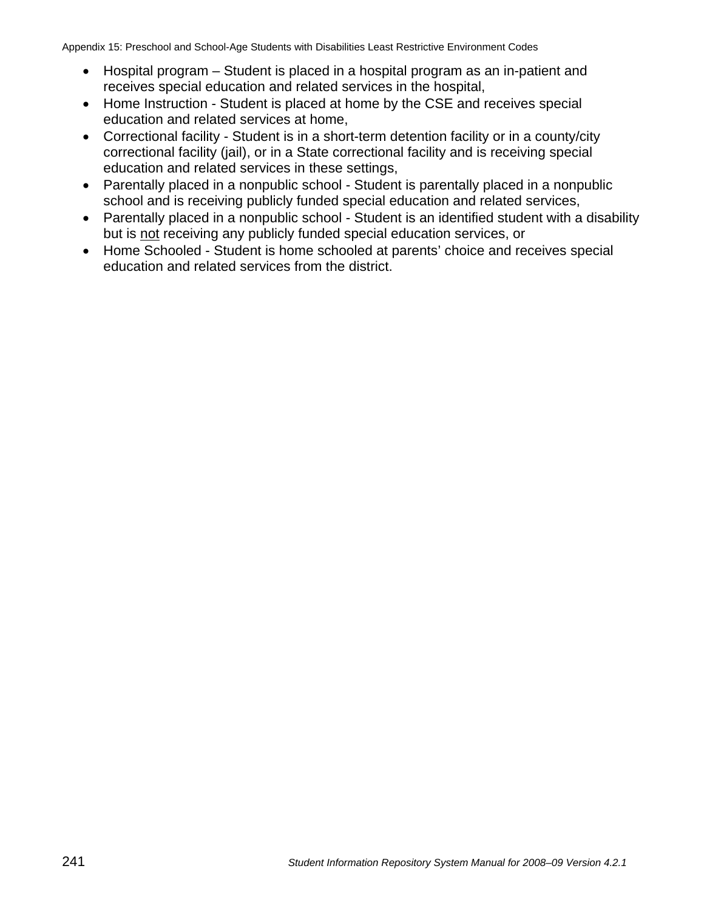- Hospital program – Student is placed in a hospital program as an in-patient and receives special education and related services in the hospital,
- Home Instruction - Student is placed at home by the CSE and receives special education and related services at home,
- Correctional facility - Student is in a short-term detention facility or in a county/city correctional facility (jail), or in a State correctional facility and is receiving special education and related services in these settings,
- Parentally placed in a nonpublic school - Student is parentally placed in a nonpublic school and is receiving publicly funded special education and related services,
- Parentally placed in a nonpublic school - Student is an identified student with a disability but is <u>not</u> receiving any publicly funded special education services, or
- Home Schooled - Student is home schooled at parents' choice and receives special education and related services from the district.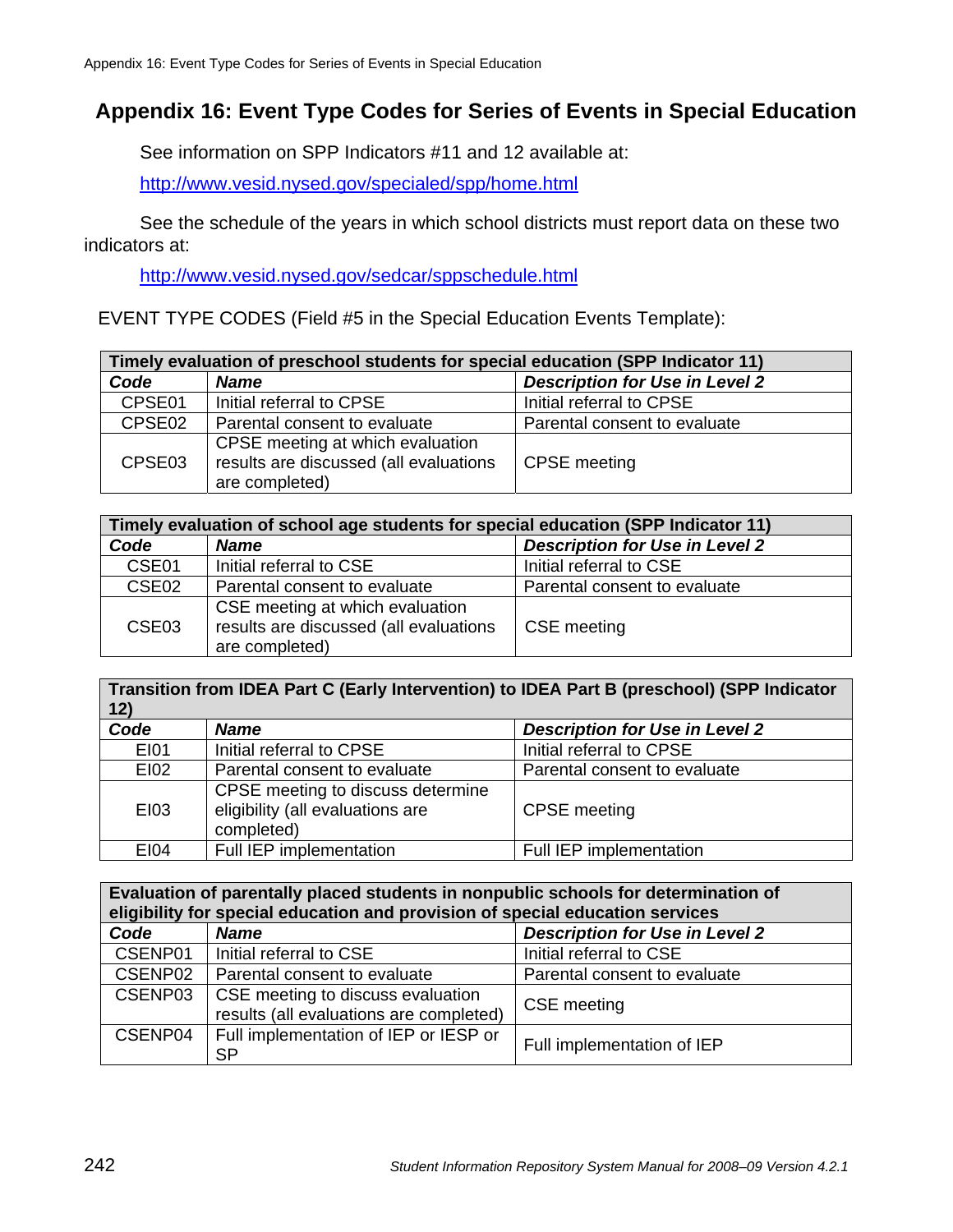# Appendix 16: Event Type Codes for Series of Events in Special Education

See information on SPP Indicators #11 and 12 available at:

http://www.vesid.nysed.gov/specialed/spp/home.html

See the schedule of the years in which school districts must report data on these two indicators at:

http://www.vesid.nysed.gov/sedcar/sppschedule.html

EVENT TYPE CODES (Field #5 in the Special Education Events Template):

| **Timely evaluation of preschool students for special education (SPP Indicator 11)** | | |
|---|---|---|
| ***Code*** | ***Name*** | ***Description for Use in Level 2*** |
| CPSE01 | Initial referral to CPSE | Initial referral to CPSE |
| CPSE02 | Parental consent to evaluate | Parental consent to evaluate |
| CPSE03 | CPSE meeting at which evaluation results are discussed (all evaluations are completed) | CPSE meeting |

| **Timely evaluation of school age students for special education (SPP Indicator 11)** | | |
|---|---|---|
| ***Code*** | ***Name*** | ***Description for Use in Level 2*** |
| CSE01 | Initial referral to CSE | Initial referral to CSE |
| CSE02 | Parental consent to evaluate | Parental consent to evaluate |
| CSE03 | CSE meeting at which evaluation results are discussed (all evaluations are completed) | CSE meeting |

| **Transition from IDEA Part C (Early Intervention) to IDEA Part B (preschool) (SPP Indicator 12)** | | |
|---|---|---|
| ***Code*** | ***Name*** | ***Description for Use in Level 2*** |
| EI01 | Initial referral to CPSE | Initial referral to CPSE |
| EI02 | Parental consent to evaluate | Parental consent to evaluate |
| EI03 | CPSE meeting to discuss determine eligibility (all evaluations are completed) | CPSE meeting |
| EI04 | Full IEP implementation | Full IEP implementation |

| **Evaluation of parentally placed students in nonpublic schools for determination of eligibility for special education and provision of special education services** | | |
|---|---|---|
| ***Code*** | ***Name*** | ***Description for Use in Level 2*** |
| CSENP01 | Initial referral to CSE | Initial referral to CSE |
| CSENP02 | Parental consent to evaluate | Parental consent to evaluate |
| CSENP03 | CSE meeting to discuss evaluation results (all evaluations are completed) | CSE meeting |
| CSENP04 | Full implementation of IEP or IESP or SP | Full implementation of IEP |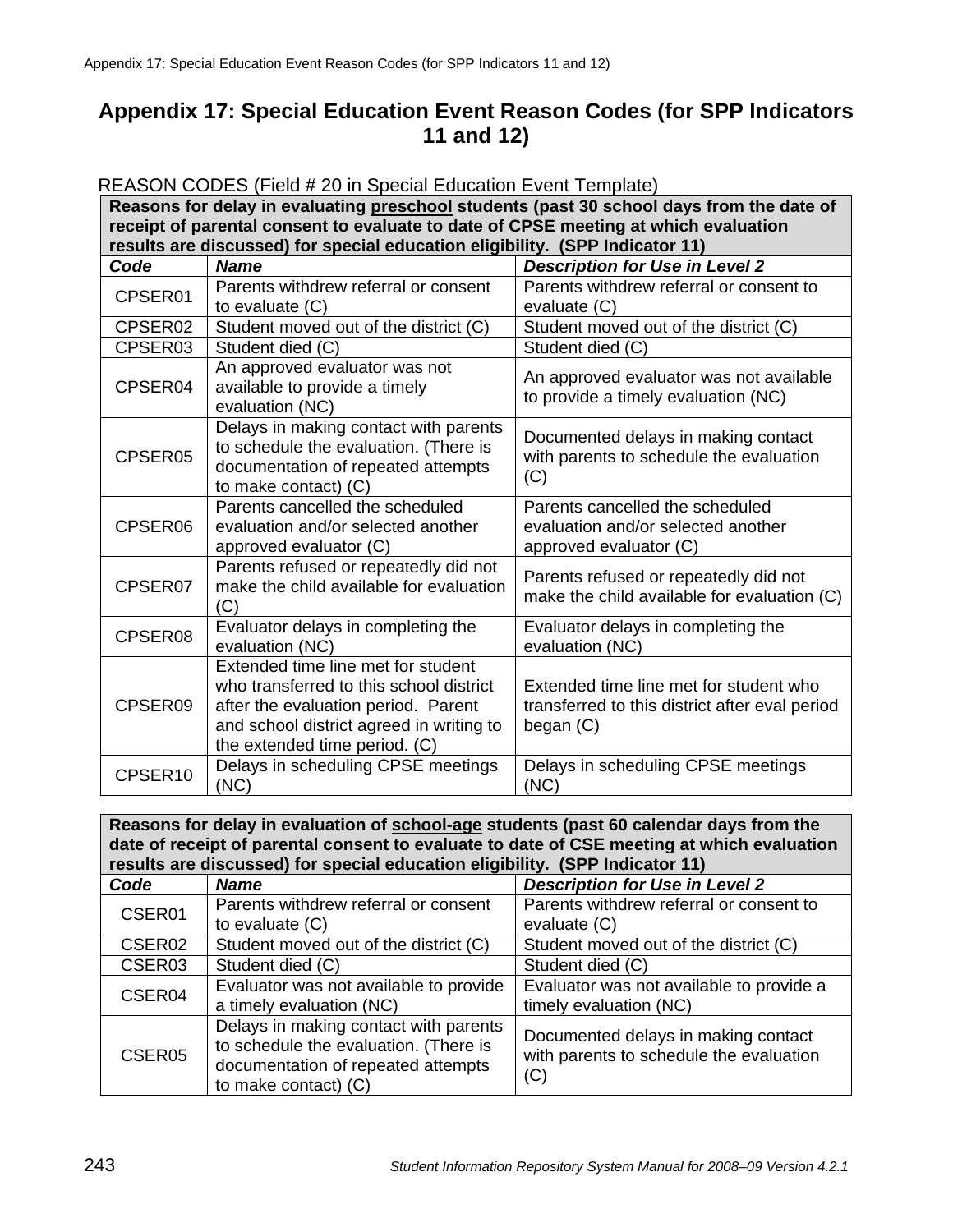# Appendix 17: Special Education Event Reason Codes (for SPP Indicators 11 and 12)

REASON CODES (Field # 20 in Special Education Event Template)

| **Reasons for delay in evaluating preschool students (past 30 school days from the date of receipt of parental consent to evaluate to date of CPSE meeting at which evaluation results are discussed) for special education eligibility. (SPP Indicator 11)** | | |
|---|---|---|
| ***Code*** | ***Name*** | ***Description for Use in Level 2*** |
| CPSER01 | Parents withdrew referral or consent to evaluate (C) | Parents withdrew referral or consent to evaluate (C) |
| CPSER02 | Student moved out of the district (C) | Student moved out of the district (C) |
| CPSER03 | Student died (C) | Student died (C) |
| CPSER04 | An approved evaluator was not available to provide a timely evaluation (NC) | An approved evaluator was not available to provide a timely evaluation (NC) |
| CPSER05 | Delays in making contact with parents to schedule the evaluation. (There is documentation of repeated attempts to make contact) (C) | Documented delays in making contact with parents to schedule the evaluation (C) |
| CPSER06 | Parents cancelled the scheduled evaluation and/or selected another approved evaluator (C) | Parents cancelled the scheduled evaluation and/or selected another approved evaluator (C) |
| CPSER07 | Parents refused or repeatedly did not make the child available for evaluation (C) | Parents refused or repeatedly did not make the child available for evaluation (C) |
| CPSER08 | Evaluator delays in completing the evaluation (NC) | Evaluator delays in completing the evaluation (NC) |
| CPSER09 | Extended time line met for student who transferred to this school district after the evaluation period. Parent and school district agreed in writing to the extended time period. (C) | Extended time line met for student who transferred to this district after eval period began (C) |
| CPSER10 | Delays in scheduling CPSE meetings (NC) | Delays in scheduling CPSE meetings (NC) |

| **Reasons for delay in evaluation of school-age students (past 60 calendar days from the date of receipt of parental consent to evaluate to date of CSE meeting at which evaluation results are discussed) for special education eligibility. (SPP Indicator 11)** | | |
|---|---|---|
| ***Code*** | ***Name*** | ***Description for Use in Level 2*** |
| CSER01 | Parents withdrew referral or consent to evaluate (C) | Parents withdrew referral or consent to evaluate (C) |
| CSER02 | Student moved out of the district (C) | Student moved out of the district (C) |
| CSER03 | Student died (C) | Student died (C) |
| CSER04 | Evaluator was not available to provide a timely evaluation (NC) | Evaluator was not available to provide a timely evaluation (NC) |
| CSER05 | Delays in making contact with parents to schedule the evaluation. (There is documentation of repeated attempts to make contact) (C) | Documented delays in making contact with parents to schedule the evaluation (C) |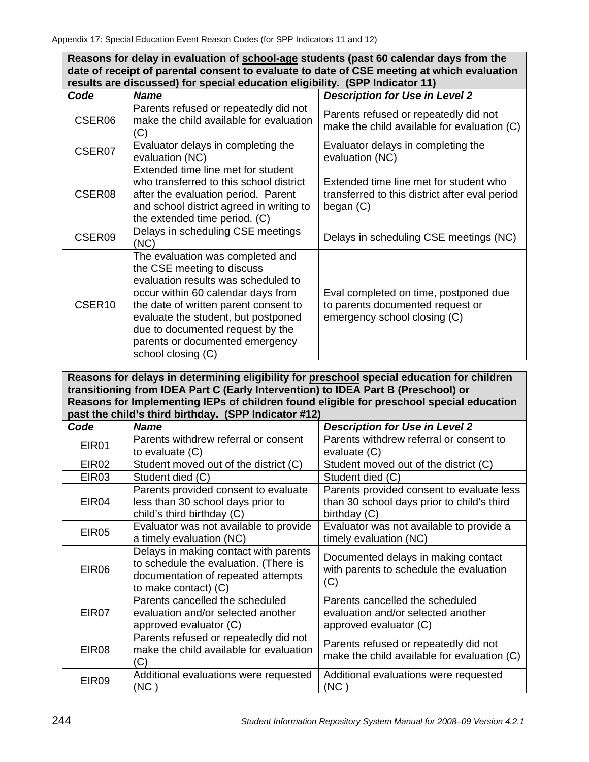Appendix 17: Special Education Event Reason Codes (for SPP Indicators 11 and 12)

| **Reasons for delay in evaluation of school-age students (past 60 calendar days from the date of receipt of parental consent to evaluate to date of CSE meeting at which evaluation results are discussed) for special education eligibility. (SPP Indicator 11)** | | |
|---|---|---|
| ***Code*** | ***Name*** | ***Description for Use in Level 2*** |
| CSER06 | Parents refused or repeatedly did not make the child available for evaluation (C) | Parents refused or repeatedly did not make the child available for evaluation (C) |
| CSER07 | Evaluator delays in completing the evaluation (NC) | Evaluator delays in completing the evaluation (NC) |
| CSER08 | Extended time line met for student who transferred to this school district after the evaluation period. Parent and school district agreed in writing to the extended time period. (C) | Extended time line met for student who transferred to this district after eval period began (C) |
| CSER09 | Delays in scheduling CSE meetings (NC) | Delays in scheduling CSE meetings (NC) |
| CSER10 | The evaluation was completed and the CSE meeting to discuss evaluation results was scheduled to occur within 60 calendar days from the date of written parent consent to evaluate the student, but postponed due to documented request by the parents or documented emergency school closing (C) | Eval completed on time, postponed due to parents documented request or emergency school closing (C) |

| **Reasons for delays in determining eligibility for preschool special education for children transitioning from IDEA Part C (Early Intervention) to IDEA Part B (Preschool) or Reasons for Implementing IEPs of children found eligible for preschool special education past the child's third birthday. (SPP Indicator #12)** | | |
|---|---|---|
| ***Code*** | ***Name*** | ***Description for Use in Level 2*** |
| EIR01 | Parents withdrew referral or consent to evaluate (C) | Parents withdrew referral or consent to evaluate (C) |
| EIR02 | Student moved out of the district (C) | Student moved out of the district (C) |
| EIR03 | Student died (C) | Student died (C) |
| EIR04 | Parents provided consent to evaluate less than 30 school days prior to child's third birthday (C) | Parents provided consent to evaluate less than 30 school days prior to child's third birthday (C) |
| EIR05 | Evaluator was not available to provide a timely evaluation (NC) | Evaluator was not available to provide a timely evaluation (NC) |
| EIR06 | Delays in making contact with parents to schedule the evaluation. (There is documentation of repeated attempts to make contact) (C) | Documented delays in making contact with parents to schedule the evaluation (C) |
| EIR07 | Parents cancelled the scheduled evaluation and/or selected another approved evaluator (C) | Parents cancelled the scheduled evaluation and/or selected another approved evaluator (C) |
| EIR08 | Parents refused or repeatedly did not make the child available for evaluation (C) | Parents refused or repeatedly did not make the child available for evaluation (C) |
| EIR09 | Additional evaluations were requested (NC ) | Additional evaluations were requested (NC ) |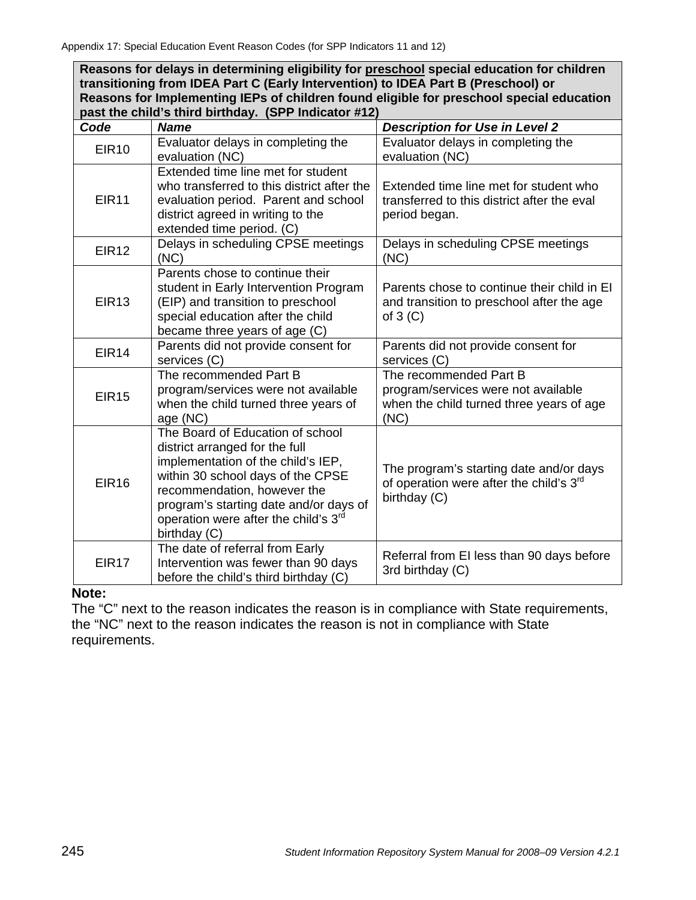| Reasons for delays in determining eligibility for preschool special education for children transitioning from IDEA Part C (Early Intervention) to IDEA Part B (Preschool) or Reasons for Implementing IEPs of children found eligible for preschool special education past the child's third birthday. (SPP Indicator #12) | | |
|---|---|---|
| ***Code*** | ***Name*** | ***Description for Use in Level 2*** |
| EIR10 | Evaluator delays in completing the evaluation (NC) | Evaluator delays in completing the evaluation (NC) |
| EIR11 | Extended time line met for student who transferred to this district after the evaluation period. Parent and school district agreed in writing to the extended time period. (C) | Extended time line met for student who transferred to this district after the eval period began. |
| EIR12 | Delays in scheduling CPSE meetings (NC) | Delays in scheduling CPSE meetings (NC) |
| EIR13 | Parents chose to continue their student in Early Intervention Program (EIP) and transition to preschool special education after the child became three years of age (C) | Parents chose to continue their child in EI and transition to preschool after the age of 3 (C) |
| EIR14 | Parents did not provide consent for services (C) | Parents did not provide consent for services (C) |
| EIR15 | The recommended Part B program/services were not available when the child turned three years of age (NC) | The recommended Part B program/services were not available when the child turned three years of age (NC) |
| EIR16 | The Board of Education of school district arranged for the full implementation of the child's IEP, within 30 school days of the CPSE recommendation, however the program's starting date and/or days of operation were after the child's 3rd birthday (C) | The program's starting date and/or days of operation were after the child's 3rd birthday (C) |
| EIR17 | The date of referral from Early Intervention was fewer than 90 days before the child's third birthday (C) | Referral from EI less than 90 days before 3rd birthday (C) |

**Note:**
The "C" next to the reason indicates the reason is in compliance with State requirements, the "NC" next to the reason indicates the reason is not in compliance with State requirements.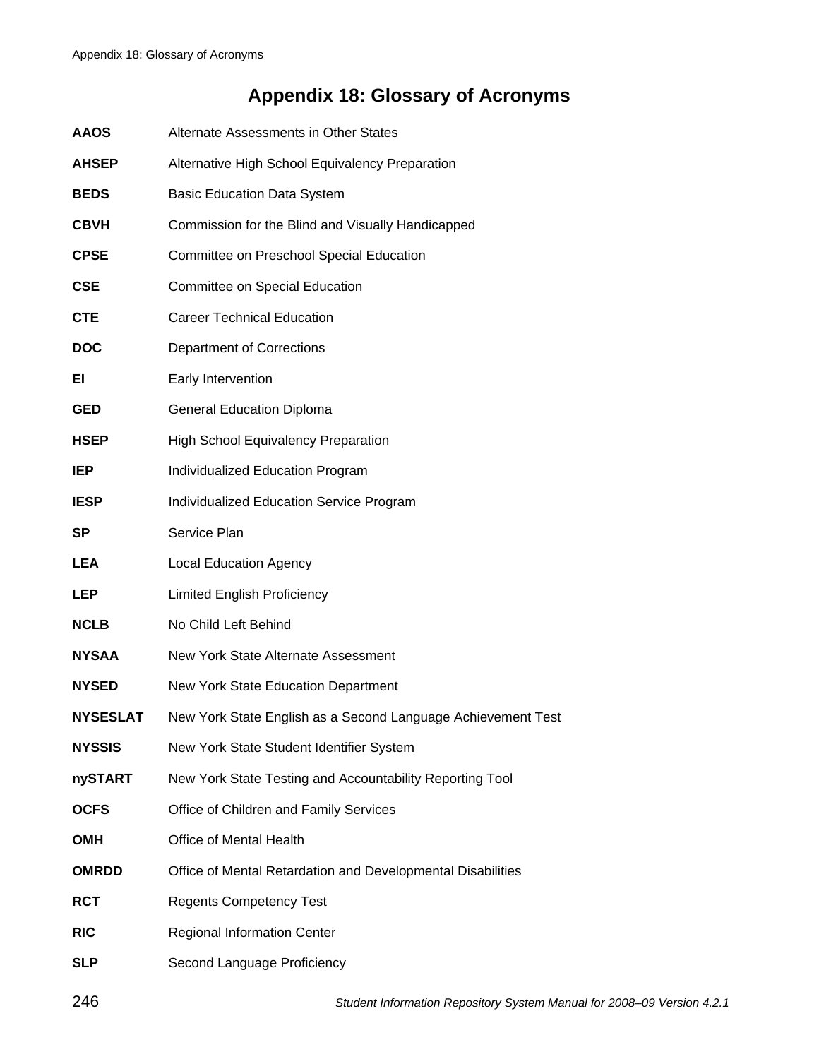# Appendix 18: Glossary of Acronyms

| | |
|---|---|
| **AAOS** | Alternate Assessments in Other States |
| **AHSEP** | Alternative High School Equivalency Preparation |
| **BEDS** | Basic Education Data System |
| **CBVH** | Commission for the Blind and Visually Handicapped |
| **CPSE** | Committee on Preschool Special Education |
| **CSE** | Committee on Special Education |
| **CTE** | Career Technical Education |
| **DOC** | Department of Corrections |
| **EI** | Early Intervention |
| **GED** | General Education Diploma |
| **HSEP** | High School Equivalency Preparation |
| **IEP** | Individualized Education Program |
| **IESP** | Individualized Education Service Program |
| **SP** | Service Plan |
| **LEA** | Local Education Agency |
| **LEP** | Limited English Proficiency |
| **NCLB** | No Child Left Behind |
| **NYSAA** | New York State Alternate Assessment |
| **NYSED** | New York State Education Department |
| **NYSESLAT** | New York State English as a Second Language Achievement Test |
| **NYSSIS** | New York State Student Identifier System |
| **nySTART** | New York State Testing and Accountability Reporting Tool |
| **OCFS** | Office of Children and Family Services |
| **OMH** | Office of Mental Health |
| **OMRDD** | Office of Mental Retardation and Developmental Disabilities |
| **RCT** | Regents Competency Test |
| **RIC** | Regional Information Center |
| **SLP** | Second Language Proficiency |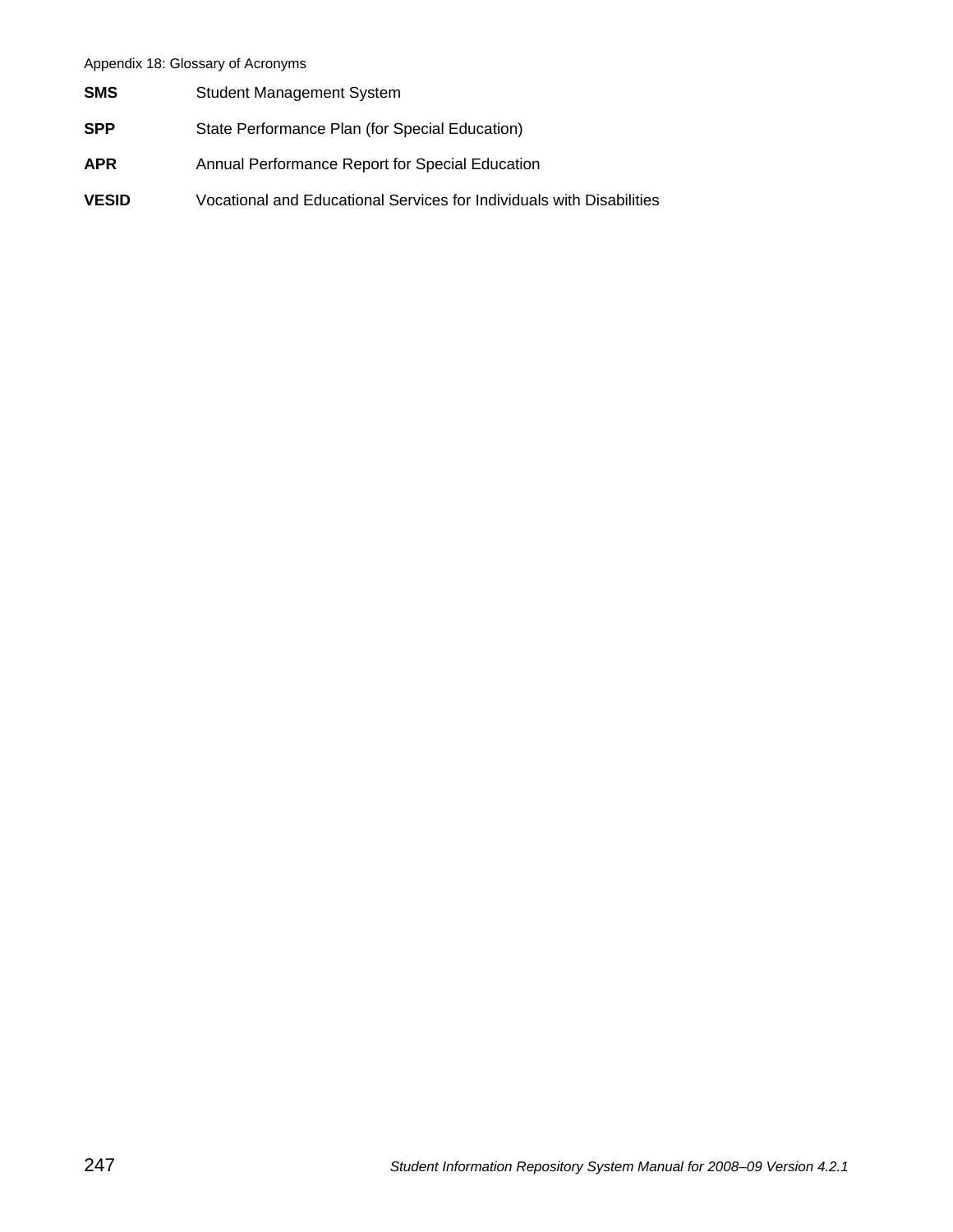**SMS** Student Management System

**SPP** State Performance Plan (for Special Education)

**APR** Annual Performance Report for Special Education

**VESID** Vocational and Educational Services for Individuals with Disabilities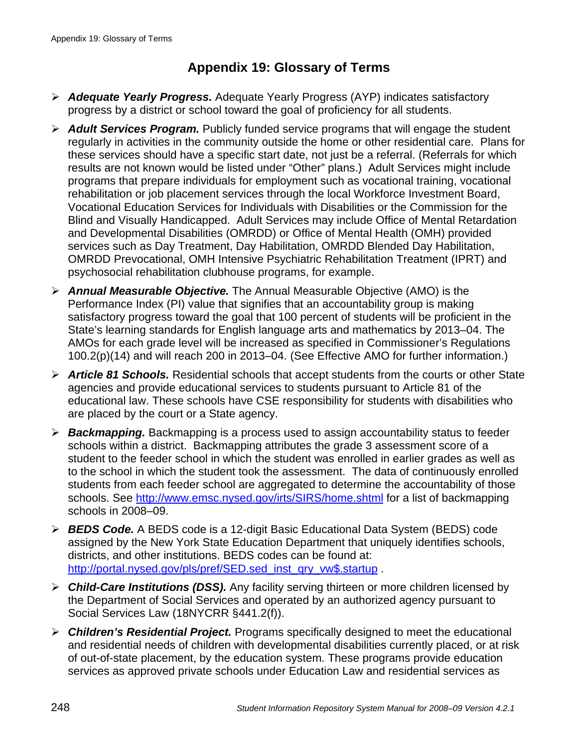# Appendix 19: Glossary of Terms

- ***Adequate Yearly Progress.*** Adequate Yearly Progress (AYP) indicates satisfactory progress by a district or school toward the goal of proficiency for all students.
- ***Adult Services Program.*** Publicly funded service programs that will engage the student regularly in activities in the community outside the home or other residential care. Plans for these services should have a specific start date, not just be a referral. (Referrals for which results are not known would be listed under "Other" plans.) Adult Services might include programs that prepare individuals for employment such as vocational training, vocational rehabilitation or job placement services through the local Workforce Investment Board, Vocational Education Services for Individuals with Disabilities or the Commission for the Blind and Visually Handicapped. Adult Services may include Office of Mental Retardation and Developmental Disabilities (OMRDD) or Office of Mental Health (OMH) provided services such as Day Treatment, Day Habilitation, OMRDD Blended Day Habilitation, OMRDD Prevocational, OMH Intensive Psychiatric Rehabilitation Treatment (IPRT) and psychosocial rehabilitation clubhouse programs, for example.
- ***Annual Measurable Objective.*** The Annual Measurable Objective (AMO) is the Performance Index (PI) value that signifies that an accountability group is making satisfactory progress toward the goal that 100 percent of students will be proficient in the State's learning standards for English language arts and mathematics by 2013–04. The AMOs for each grade level will be increased as specified in Commissioner's Regulations 100.2(p)(14) and will reach 200 in 2013–04. (See Effective AMO for further information.)
- ***Article 81 Schools.*** Residential schools that accept students from the courts or other State agencies and provide educational services to students pursuant to Article 81 of the educational law. These schools have CSE responsibility for students with disabilities who are placed by the court or a State agency.
- ***Backmapping.*** Backmapping is a process used to assign accountability status to feeder schools within a district. Backmapping attributes the grade 3 assessment score of a student to the feeder school in which the student was enrolled in earlier grades as well as to the school in which the student took the assessment. The data of continuously enrolled students from each feeder school are aggregated to determine the accountability of those schools. See http://www.emsc.nysed.gov/irts/SIRS/home.shtml for a list of backmapping schools in 2008–09.
- ***BEDS Code.*** A BEDS code is a 12-digit Basic Educational Data System (BEDS) code assigned by the New York State Education Department that uniquely identifies schools, districts, and other institutions. BEDS codes can be found at: http://portal.nysed.gov/pls/pref/SED.sed_inst_qry_vw$.startup .
- ***Child-Care Institutions (DSS).*** Any facility serving thirteen or more children licensed by the Department of Social Services and operated by an authorized agency pursuant to Social Services Law (18NYCRR §441.2(f)).
- ***Children's Residential Project.*** Programs specifically designed to meet the educational and residential needs of children with developmental disabilities currently placed, or at risk of out-of-state placement, by the education system. These programs provide education services as approved private schools under Education Law and residential services as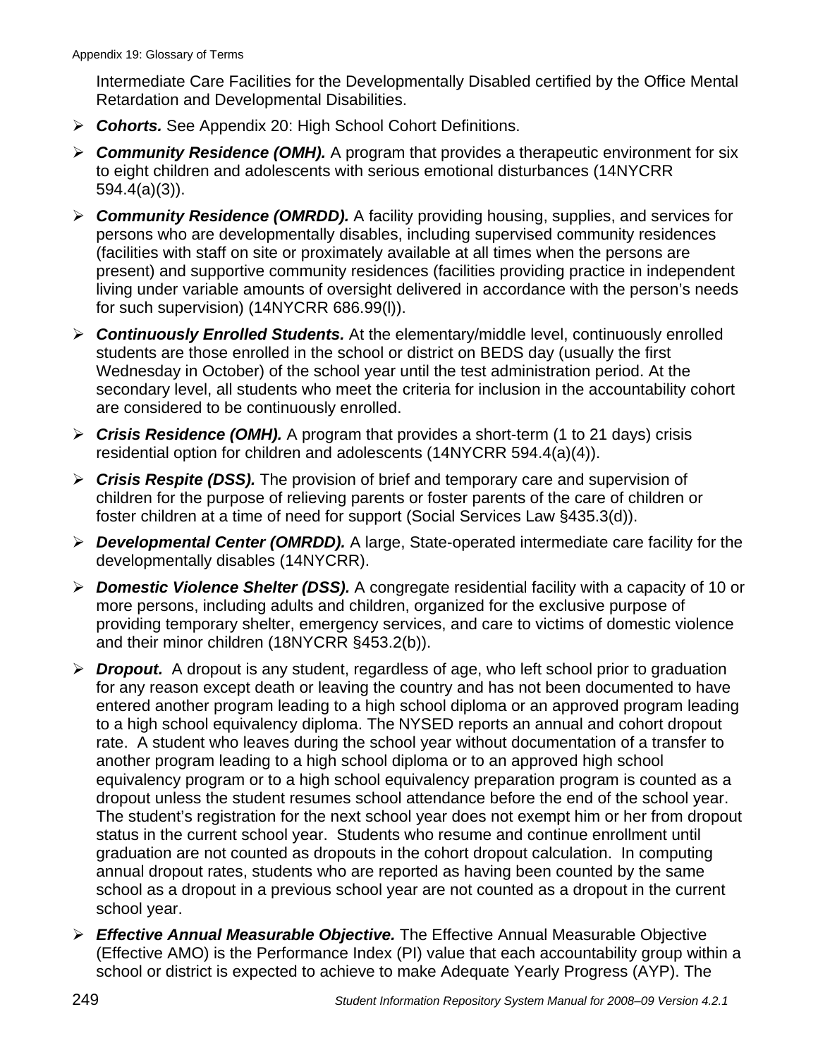Intermediate Care Facilities for the Developmentally Disabled certified by the Office Mental Retardation and Developmental Disabilities.

- ***Cohorts.*** See Appendix 20: High School Cohort Definitions.
- ***Community Residence (OMH).*** A program that provides a therapeutic environment for six to eight children and adolescents with serious emotional disturbances (14NYCRR 594.4(a)(3)).
- ***Community Residence (OMRDD).*** A facility providing housing, supplies, and services for persons who are developmentally disables, including supervised community residences (facilities with staff on site or proximately available at all times when the persons are present) and supportive community residences (facilities providing practice in independent living under variable amounts of oversight delivered in accordance with the person's needs for such supervision) (14NYCRR 686.99(l)).
- ***Continuously Enrolled Students.*** At the elementary/middle level, continuously enrolled students are those enrolled in the school or district on BEDS day (usually the first Wednesday in October) of the school year until the test administration period. At the secondary level, all students who meet the criteria for inclusion in the accountability cohort are considered to be continuously enrolled.
- ***Crisis Residence (OMH).*** A program that provides a short-term (1 to 21 days) crisis residential option for children and adolescents (14NYCRR 594.4(a)(4)).
- ***Crisis Respite (DSS).*** The provision of brief and temporary care and supervision of children for the purpose of relieving parents or foster parents of the care of children or foster children at a time of need for support (Social Services Law §435.3(d)).
- ***Developmental Center (OMRDD).*** A large, State-operated intermediate care facility for the developmentally disables (14NYCRR).
- ***Domestic Violence Shelter (DSS).*** A congregate residential facility with a capacity of 10 or more persons, including adults and children, organized for the exclusive purpose of providing temporary shelter, emergency services, and care to victims of domestic violence and their minor children (18NYCRR §453.2(b)).
- ***Dropout.*** A dropout is any student, regardless of age, who left school prior to graduation for any reason except death or leaving the country and has not been documented to have entered another program leading to a high school diploma or an approved program leading to a high school equivalency diploma. The NYSED reports an annual and cohort dropout rate. A student who leaves during the school year without documentation of a transfer to another program leading to a high school diploma or to an approved high school equivalency program or to a high school equivalency preparation program is counted as a dropout unless the student resumes school attendance before the end of the school year. The student's registration for the next school year does not exempt him or her from dropout status in the current school year. Students who resume and continue enrollment until graduation are not counted as dropouts in the cohort dropout calculation. In computing annual dropout rates, students who are reported as having been counted by the same school as a dropout in a previous school year are not counted as a dropout in the current school year.
- ***Effective Annual Measurable Objective.*** The Effective Annual Measurable Objective (Effective AMO) is the Performance Index (PI) value that each accountability group within a school or district is expected to achieve to make Adequate Yearly Progress (AYP). The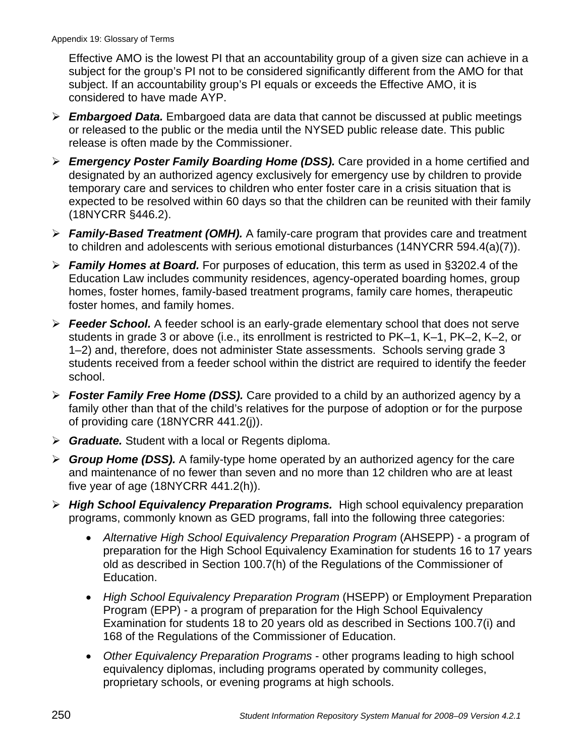Effective AMO is the lowest PI that an accountability group of a given size can achieve in a subject for the group's PI not to be considered significantly different from the AMO for that subject. If an accountability group's PI equals or exceeds the Effective AMO, it is considered to have made AYP.

- ***Embargoed Data.*** Embargoed data are data that cannot be discussed at public meetings or released to the public or the media until the NYSED public release date. This public release is often made by the Commissioner.
- ***Emergency Poster Family Boarding Home (DSS).*** Care provided in a home certified and designated by an authorized agency exclusively for emergency use by children to provide temporary care and services to children who enter foster care in a crisis situation that is expected to be resolved within 60 days so that the children can be reunited with their family (18NYCRR §446.2).
- ***Family-Based Treatment (OMH).*** A family-care program that provides care and treatment to children and adolescents with serious emotional disturbances (14NYCRR 594.4(a)(7)).
- ***Family Homes at Board.*** For purposes of education, this term as used in §3202.4 of the Education Law includes community residences, agency-operated boarding homes, group homes, foster homes, family-based treatment programs, family care homes, therapeutic foster homes, and family homes.
- ***Feeder School.*** A feeder school is an early-grade elementary school that does not serve students in grade 3 or above (i.e., its enrollment is restricted to PK–1, K–1, PK–2, K–2, or 1–2) and, therefore, does not administer State assessments. Schools serving grade 3 students received from a feeder school within the district are required to identify the feeder school.
- ***Foster Family Free Home (DSS).*** Care provided to a child by an authorized agency by a family other than that of the child's relatives for the purpose of adoption or for the purpose of providing care (18NYCRR 441.2(j)).
- ***Graduate.*** Student with a local or Regents diploma.
- ***Group Home (DSS).*** A family-type home operated by an authorized agency for the care and maintenance of no fewer than seven and no more than 12 children who are at least five year of age (18NYCRR 441.2(h)).
- ***High School Equivalency Preparation Programs.*** High school equivalency preparation programs, commonly known as GED programs, fall into the following three categories:
  - *Alternative High School Equivalency Preparation Program* (AHSEPP) - a program of preparation for the High School Equivalency Examination for students 16 to 17 years old as described in Section 100.7(h) of the Regulations of the Commissioner of Education.
  - *High School Equivalency Preparation Program* (HSEPP) or Employment Preparation Program (EPP) - a program of preparation for the High School Equivalency Examination for students 18 to 20 years old as described in Sections 100.7(i) and 168 of the Regulations of the Commissioner of Education.
  - *Other Equivalency Preparation Programs* - other programs leading to high school equivalency diplomas, including programs operated by community colleges, proprietary schools, or evening programs at high schools.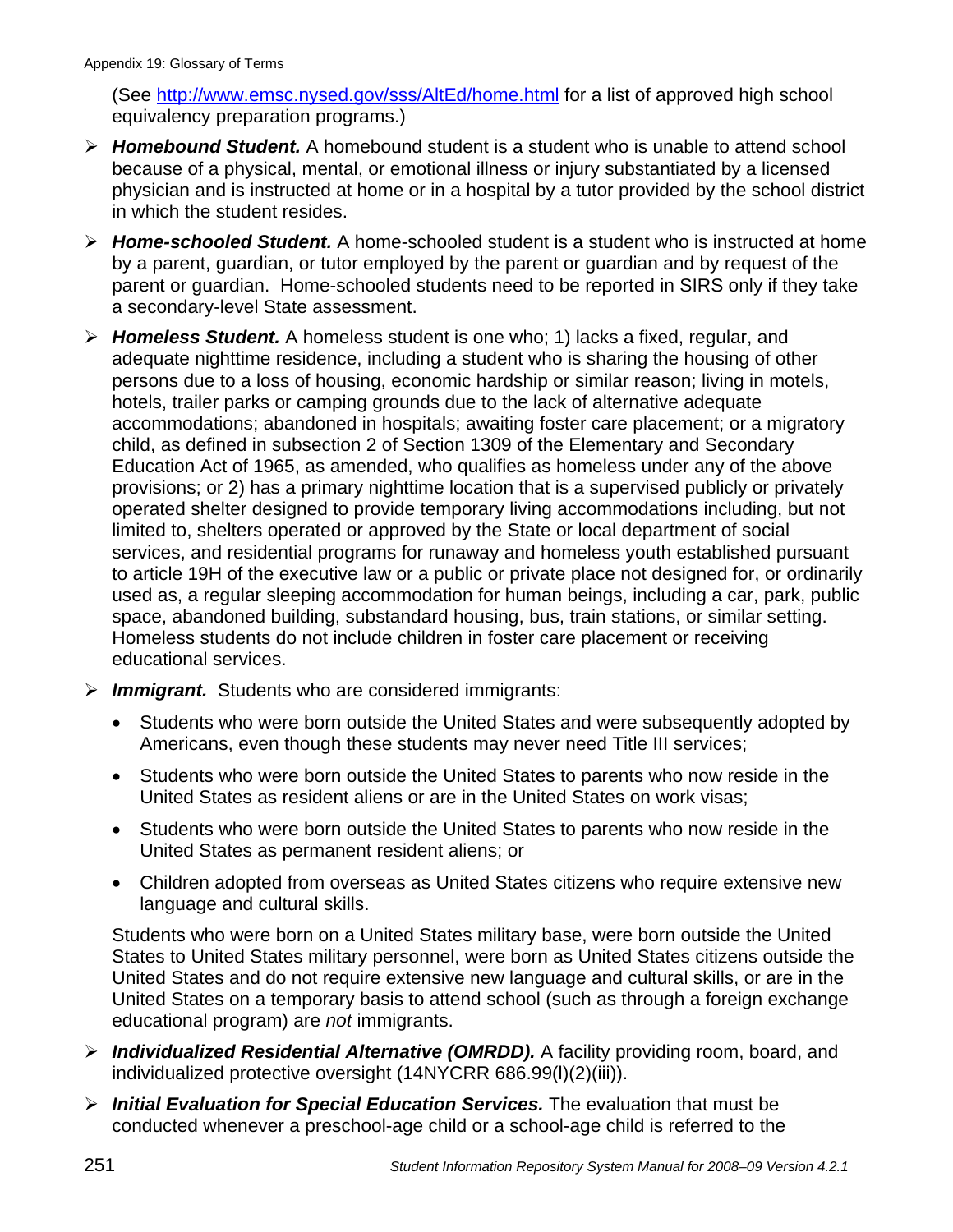(See http://www.emsc.nysed.gov/sss/AltEd/home.html for a list of approved high school equivalency preparation programs.)

- ***Homebound Student.*** A homebound student is a student who is unable to attend school because of a physical, mental, or emotional illness or injury substantiated by a licensed physician and is instructed at home or in a hospital by a tutor provided by the school district in which the student resides.
- ***Home-schooled Student.*** A home-schooled student is a student who is instructed at home by a parent, guardian, or tutor employed by the parent or guardian and by request of the parent or guardian. Home-schooled students need to be reported in SIRS only if they take a secondary-level State assessment.
- ***Homeless Student.*** A homeless student is one who; 1) lacks a fixed, regular, and adequate nighttime residence, including a student who is sharing the housing of other persons due to a loss of housing, economic hardship or similar reason; living in motels, hotels, trailer parks or camping grounds due to the lack of alternative adequate accommodations; abandoned in hospitals; awaiting foster care placement; or a migratory child, as defined in subsection 2 of Section 1309 of the Elementary and Secondary Education Act of 1965, as amended, who qualifies as homeless under any of the above provisions; or 2) has a primary nighttime location that is a supervised publicly or privately operated shelter designed to provide temporary living accommodations including, but not limited to, shelters operated or approved by the State or local department of social services, and residential programs for runaway and homeless youth established pursuant to article 19H of the executive law or a public or private place not designed for, or ordinarily used as, a regular sleeping accommodation for human beings, including a car, park, public space, abandoned building, substandard housing, bus, train stations, or similar setting. Homeless students do not include children in foster care placement or receiving educational services.
- ***Immigrant.*** Students who are considered immigrants:
  - Students who were born outside the United States and were subsequently adopted by Americans, even though these students may never need Title III services;
  - Students who were born outside the United States to parents who now reside in the United States as resident aliens or are in the United States on work visas;
  - Students who were born outside the United States to parents who now reside in the United States as permanent resident aliens; or
  - Children adopted from overseas as United States citizens who require extensive new language and cultural skills.

  Students who were born on a United States military base, were born outside the United States to United States military personnel, were born as United States citizens outside the United States and do not require extensive new language and cultural skills, or are in the United States on a temporary basis to attend school (such as through a foreign exchange educational program) are *not* immigrants.
- ***Individualized Residential Alternative (OMRDD).*** A facility providing room, board, and individualized protective oversight (14NYCRR 686.99(l)(2)(iii)).
- ***Initial Evaluation for Special Education Services.*** The evaluation that must be conducted whenever a preschool-age child or a school-age child is referred to the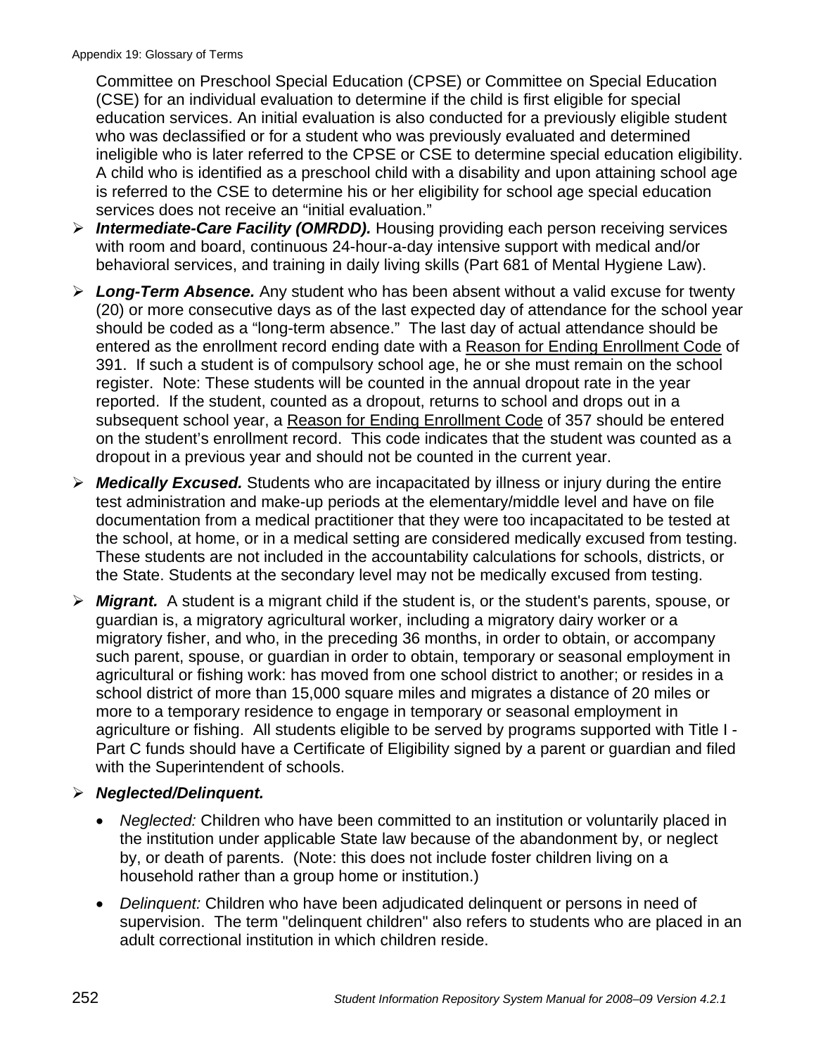Committee on Preschool Special Education (CPSE) or Committee on Special Education (CSE) for an individual evaluation to determine if the child is first eligible for special education services. An initial evaluation is also conducted for a previously eligible student who was declassified or for a student who was previously evaluated and determined ineligible who is later referred to the CPSE or CSE to determine special education eligibility. A child who is identified as a preschool child with a disability and upon attaining school age is referred to the CSE to determine his or her eligibility for school age special education services does not receive an "initial evaluation."

- ***Intermediate-Care Facility (OMRDD).*** Housing providing each person receiving services with room and board, continuous 24-hour-a-day intensive support with medical and/or behavioral services, and training in daily living skills (Part 681 of Mental Hygiene Law).

- ***Long-Term Absence.*** Any student who has been absent without a valid excuse for twenty (20) or more consecutive days as of the last expected day of attendance for the school year should be coded as a "long-term absence." The last day of actual attendance should be entered as the enrollment record ending date with a Reason for Ending Enrollment Code of 391. If such a student is of compulsory school age, he or she must remain on the school register. Note: These students will be counted in the annual dropout rate in the year reported. If the student, counted as a dropout, returns to school and drops out in a subsequent school year, a Reason for Ending Enrollment Code of 357 should be entered on the student's enrollment record. This code indicates that the student was counted as a dropout in a previous year and should not be counted in the current year.

- ***Medically Excused.*** Students who are incapacitated by illness or injury during the entire test administration and make-up periods at the elementary/middle level and have on file documentation from a medical practitioner that they were too incapacitated to be tested at the school, at home, or in a medical setting are considered medically excused from testing. These students are not included in the accountability calculations for schools, districts, or the State. Students at the secondary level may not be medically excused from testing.

- ***Migrant.*** A student is a migrant child if the student is, or the student's parents, spouse, or guardian is, a migratory agricultural worker, including a migratory dairy worker or a migratory fisher, and who, in the preceding 36 months, in order to obtain, or accompany such parent, spouse, or guardian in order to obtain, temporary or seasonal employment in agricultural or fishing work: has moved from one school district to another; or resides in a school district of more than 15,000 square miles and migrates a distance of 20 miles or more to a temporary residence to engage in temporary or seasonal employment in agriculture or fishing. All students eligible to be served by programs supported with Title I - Part C funds should have a Certificate of Eligibility signed by a parent or guardian and filed with the Superintendent of schools.

- ***Neglected/Delinquent.***
  - *Neglected:* Children who have been committed to an institution or voluntarily placed in the institution under applicable State law because of the abandonment by, or neglect by, or death of parents. (Note: this does not include foster children living on a household rather than a group home or institution.)
  - *Delinquent:* Children who have been adjudicated delinquent or persons in need of supervision. The term "delinquent children" also refers to students who are placed in an adult correctional institution in which children reside.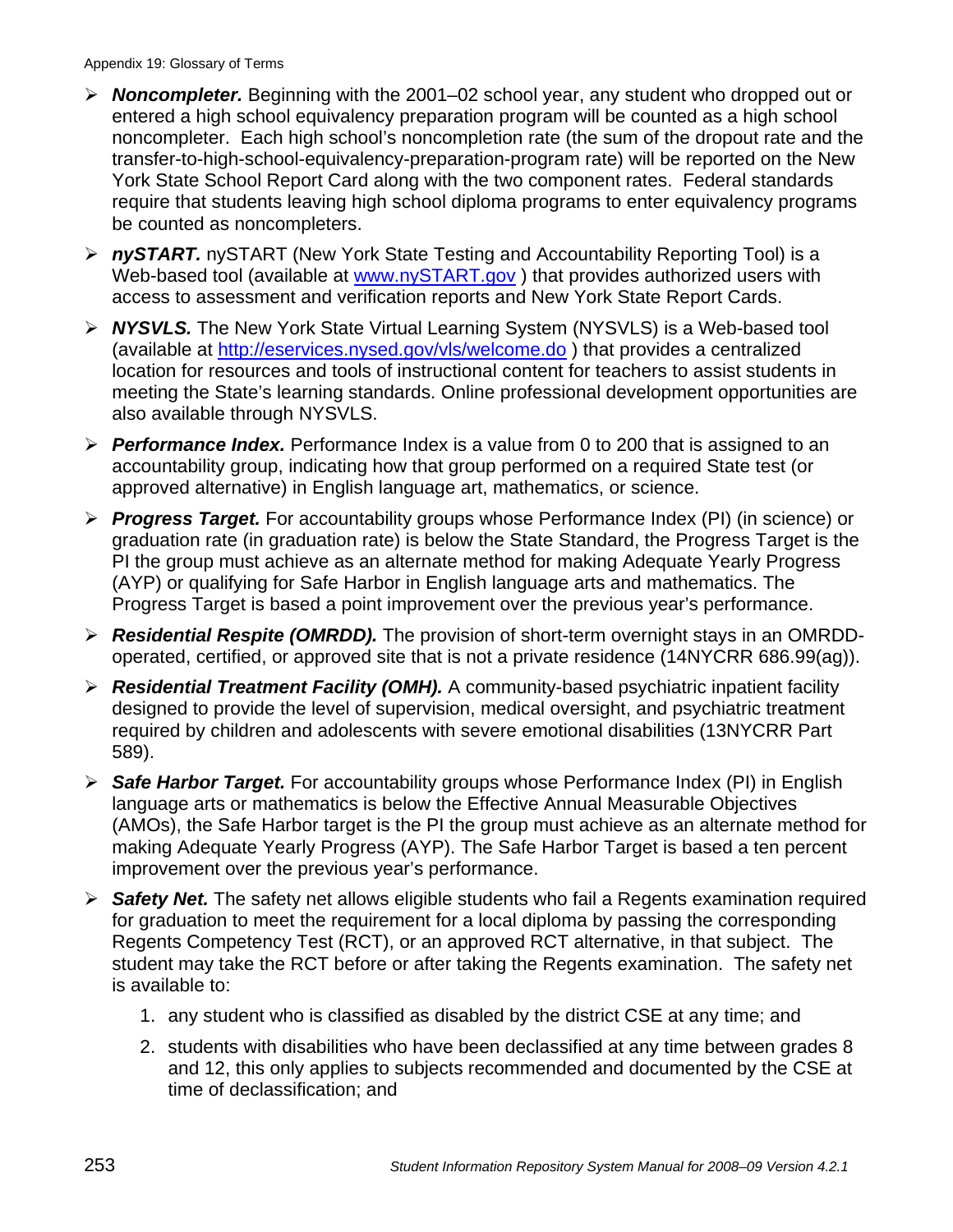- ***Noncompleter.*** Beginning with the 2001–02 school year, any student who dropped out or entered a high school equivalency preparation program will be counted as a high school noncompleter. Each high school's noncompletion rate (the sum of the dropout rate and the transfer-to-high-school-equivalency-preparation-program rate) will be reported on the New York State School Report Card along with the two component rates. Federal standards require that students leaving high school diploma programs to enter equivalency programs be counted as noncompleters.

- ***nySTART.*** nySTART (New York State Testing and Accountability Reporting Tool) is a Web-based tool (available at [www.nySTART.gov](www.nySTART.gov) ) that provides authorized users with access to assessment and verification reports and New York State Report Cards.

- ***NYSVLS.*** The New York State Virtual Learning System (NYSVLS) is a Web-based tool (available at [http://eservices.nysed.gov/vls/welcome.do](http://eservices.nysed.gov/vls/welcome.do) ) that provides a centralized location for resources and tools of instructional content for teachers to assist students in meeting the State's learning standards. Online professional development opportunities are also available through NYSVLS.

- ***Performance Index.*** Performance Index is a value from 0 to 200 that is assigned to an accountability group, indicating how that group performed on a required State test (or approved alternative) in English language art, mathematics, or science.

- ***Progress Target.*** For accountability groups whose Performance Index (PI) (in science) or graduation rate (in graduation rate) is below the State Standard, the Progress Target is the PI the group must achieve as an alternate method for making Adequate Yearly Progress (AYP) or qualifying for Safe Harbor in English language arts and mathematics. The Progress Target is based a point improvement over the previous year's performance.

- ***Residential Respite (OMRDD).*** The provision of short-term overnight stays in an OMRDD-operated, certified, or approved site that is not a private residence (14NYCRR 686.99(ag)).

- ***Residential Treatment Facility (OMH).*** A community-based psychiatric inpatient facility designed to provide the level of supervision, medical oversight, and psychiatric treatment required by children and adolescents with severe emotional disabilities (13NYCRR Part 589).

- ***Safe Harbor Target.*** For accountability groups whose Performance Index (PI) in English language arts or mathematics is below the Effective Annual Measurable Objectives (AMOs), the Safe Harbor target is the PI the group must achieve as an alternate method for making Adequate Yearly Progress (AYP). The Safe Harbor Target is based a ten percent improvement over the previous year's performance.

- ***Safety Net.*** The safety net allows eligible students who fail a Regents examination required for graduation to meet the requirement for a local diploma by passing the corresponding Regents Competency Test (RCT), or an approved RCT alternative, in that subject. The student may take the RCT before or after taking the Regents examination. The safety net is available to:

    1. any student who is classified as disabled by the district CSE at any time; and

    2. students with disabilities who have been declassified at any time between grades 8 and 12, this only applies to subjects recommended and documented by the CSE at time of declassification; and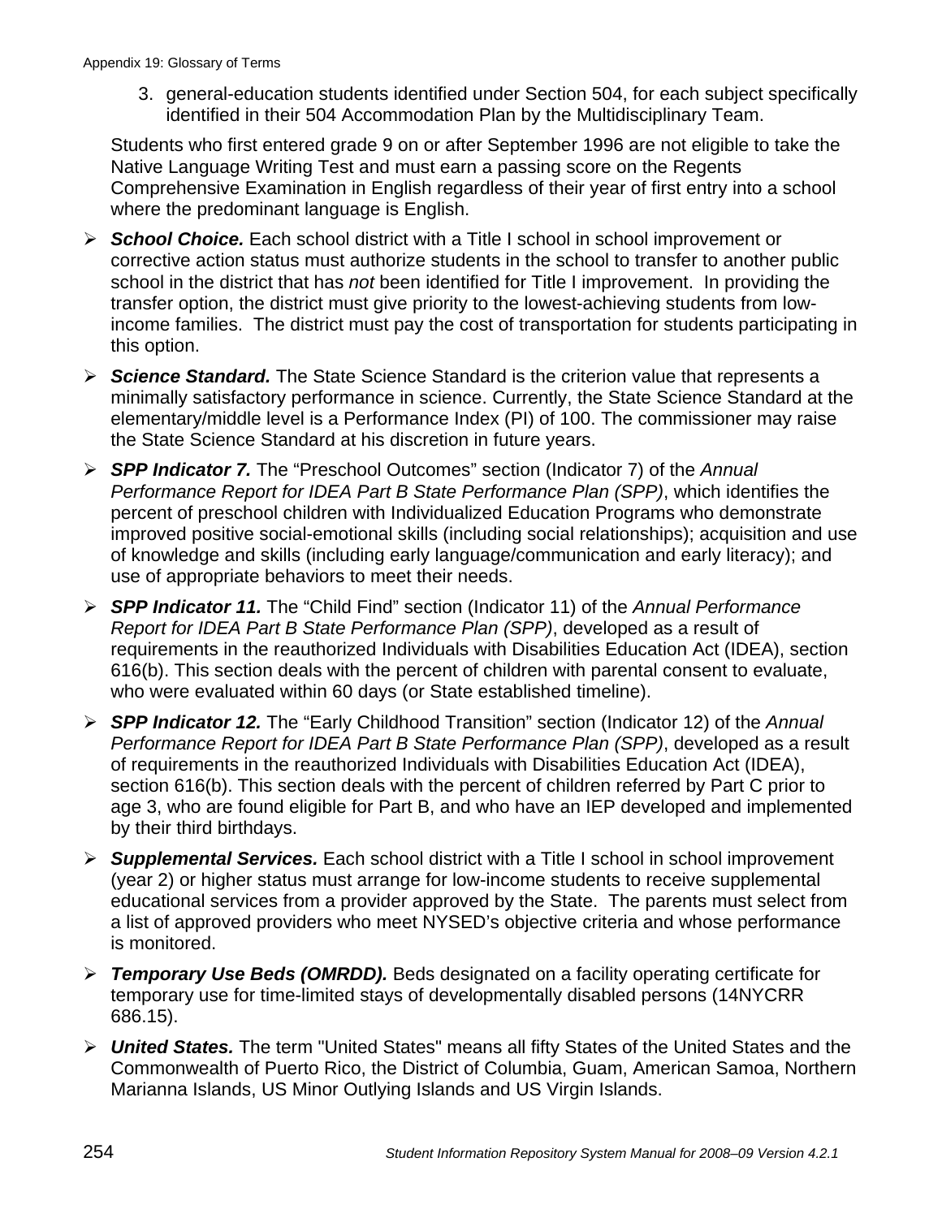3. general-education students identified under Section 504, for each subject specifically identified in their 504 Accommodation Plan by the Multidisciplinary Team.

Students who first entered grade 9 on or after September 1996 are not eligible to take the Native Language Writing Test and must earn a passing score on the Regents Comprehensive Examination in English regardless of their year of first entry into a school where the predominant language is English.

- ***School Choice.*** Each school district with a Title I school in school improvement or corrective action status must authorize students in the school to transfer to another public school in the district that has *not* been identified for Title I improvement. In providing the transfer option, the district must give priority to the lowest-achieving students from low-income families. The district must pay the cost of transportation for students participating in this option.
- ***Science Standard.*** The State Science Standard is the criterion value that represents a minimally satisfactory performance in science. Currently, the State Science Standard at the elementary/middle level is a Performance Index (PI) of 100. The commissioner may raise the State Science Standard at his discretion in future years.
- ***SPP Indicator 7.*** The "Preschool Outcomes" section (Indicator 7) of the *Annual Performance Report for IDEA Part B State Performance Plan (SPP)*, which identifies the percent of preschool children with Individualized Education Programs who demonstrate improved positive social-emotional skills (including social relationships); acquisition and use of knowledge and skills (including early language/communication and early literacy); and use of appropriate behaviors to meet their needs.
- ***SPP Indicator 11.*** The "Child Find" section (Indicator 11) of the *Annual Performance Report for IDEA Part B State Performance Plan (SPP)*, developed as a result of requirements in the reauthorized Individuals with Disabilities Education Act (IDEA), section 616(b). This section deals with the percent of children with parental consent to evaluate, who were evaluated within 60 days (or State established timeline).
- ***SPP Indicator 12.*** The "Early Childhood Transition" section (Indicator 12) of the *Annual Performance Report for IDEA Part B State Performance Plan (SPP)*, developed as a result of requirements in the reauthorized Individuals with Disabilities Education Act (IDEA), section 616(b). This section deals with the percent of children referred by Part C prior to age 3, who are found eligible for Part B, and who have an IEP developed and implemented by their third birthdays.
- ***Supplemental Services.*** Each school district with a Title I school in school improvement (year 2) or higher status must arrange for low-income students to receive supplemental educational services from a provider approved by the State. The parents must select from a list of approved providers who meet NYSED's objective criteria and whose performance is monitored.
- ***Temporary Use Beds (OMRDD).*** Beds designated on a facility operating certificate for temporary use for time-limited stays of developmentally disabled persons (14NYCRR 686.15).
- ***United States.*** The term "United States" means all fifty States of the United States and the Commonwealth of Puerto Rico, the District of Columbia, Guam, American Samoa, Northern Marianna Islands, US Minor Outlying Islands and US Virgin Islands.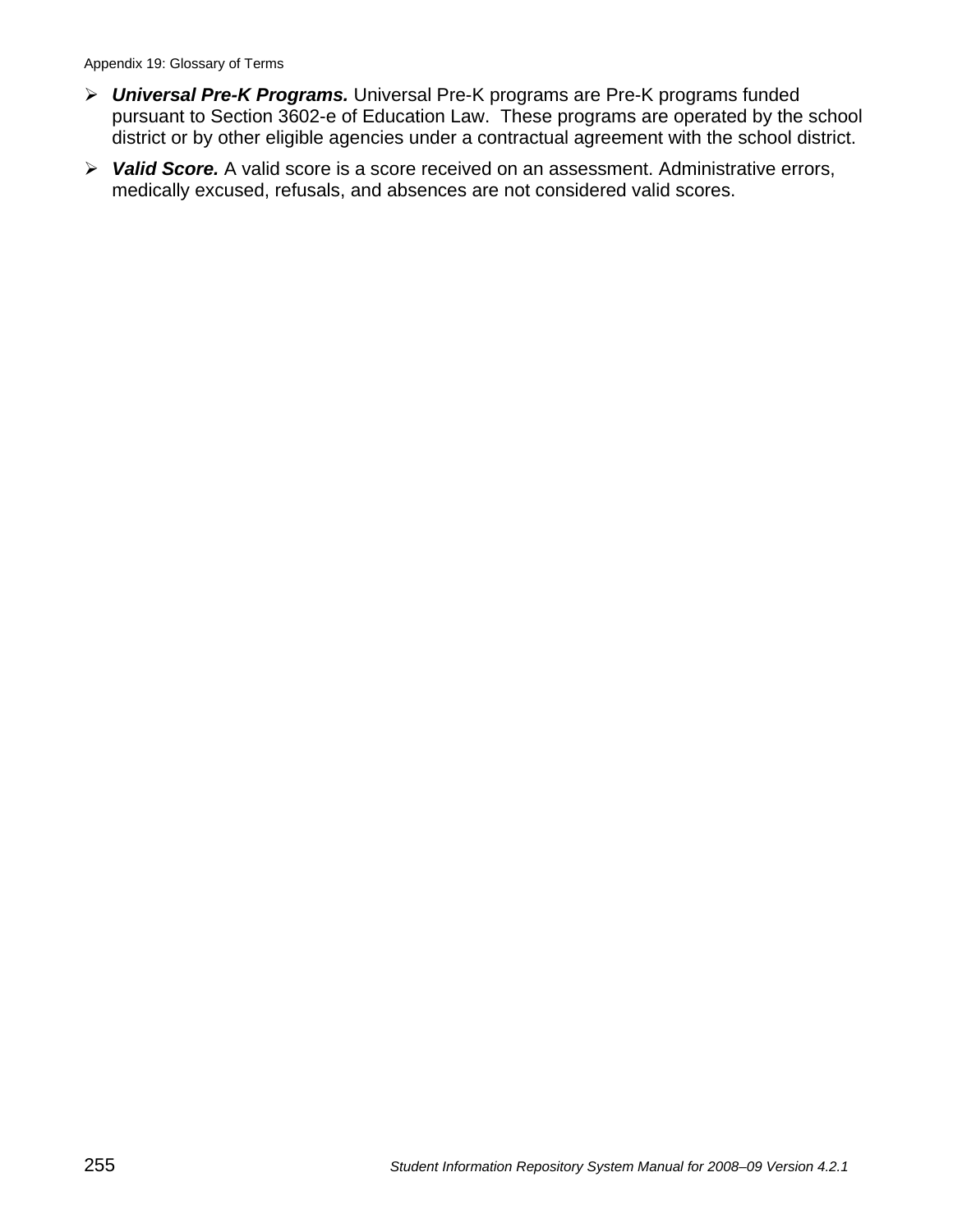- ***Universal Pre-K Programs.*** Universal Pre-K programs are Pre-K programs funded pursuant to Section 3602-e of Education Law. These programs are operated by the school district or by other eligible agencies under a contractual agreement with the school district.
- ***Valid Score.*** A valid score is a score received on an assessment. Administrative errors, medically excused, refusals, and absences are not considered valid scores.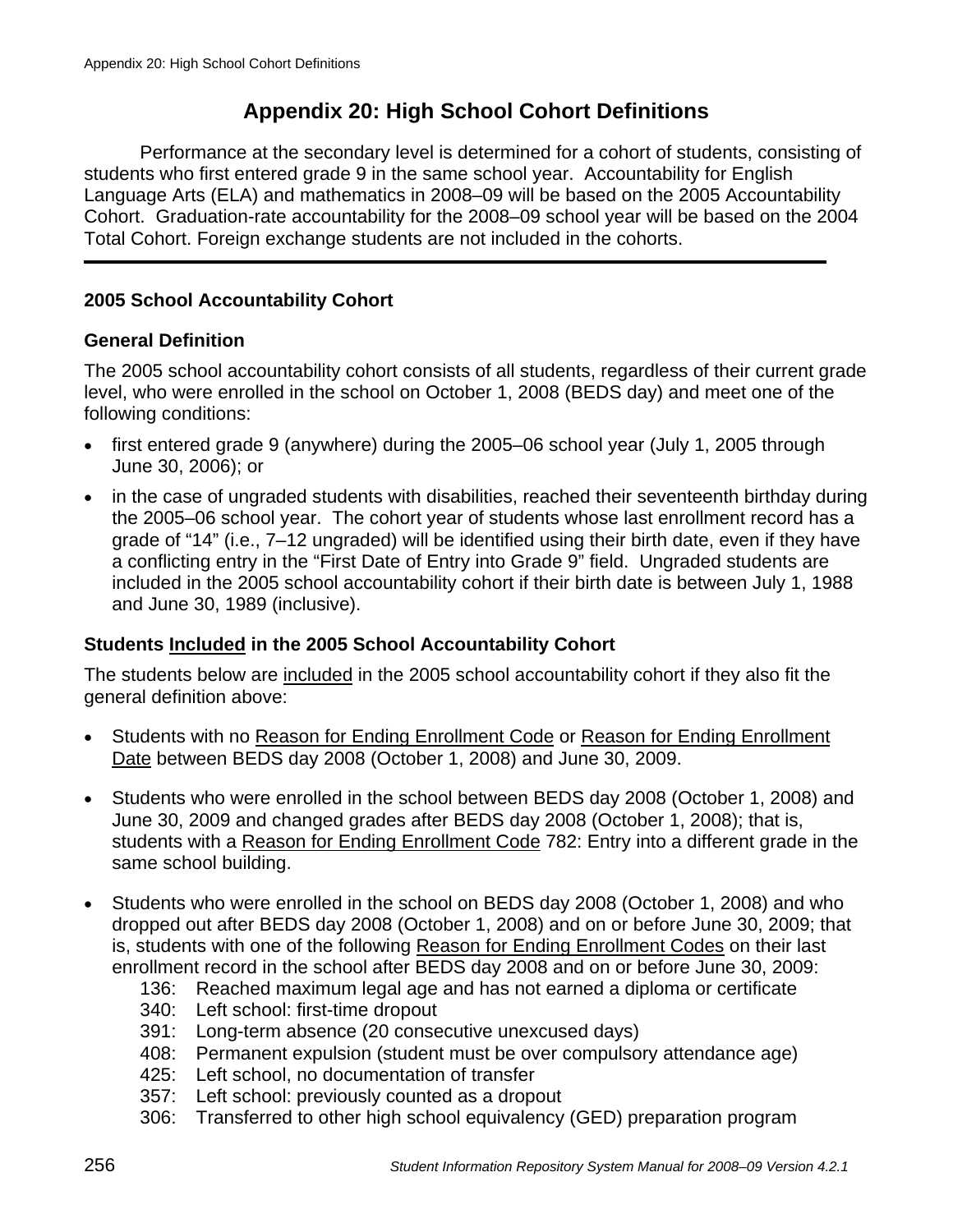# Appendix 20: High School Cohort Definitions

Performance at the secondary level is determined for a cohort of students, consisting of students who first entered grade 9 in the same school year. Accountability for English Language Arts (ELA) and mathematics in 2008–09 will be based on the 2005 Accountability Cohort. Graduation-rate accountability for the 2008–09 school year will be based on the 2004 Total Cohort. Foreign exchange students are not included in the cohorts.

---

### 2005 School Accountability Cohort

### General Definition

The 2005 school accountability cohort consists of all students, regardless of their current grade level, who were enrolled in the school on October 1, 2008 (BEDS day) and meet one of the following conditions:

- first entered grade 9 (anywhere) during the 2005–06 school year (July 1, 2005 through June 30, 2006); or
- in the case of ungraded students with disabilities, reached their seventeenth birthday during the 2005–06 school year. The cohort year of students whose last enrollment record has a grade of "14" (i.e., 7–12 ungraded) will be identified using their birth date, even if they have a conflicting entry in the "First Date of Entry into Grade 9" field. Ungraded students are included in the 2005 school accountability cohort if their birth date is between July 1, 1988 and June 30, 1989 (inclusive).

### Students Included in the 2005 School Accountability Cohort

The students below are included in the 2005 school accountability cohort if they also fit the general definition above:

- Students with no Reason for Ending Enrollment Code or Reason for Ending Enrollment Date between BEDS day 2008 (October 1, 2008) and June 30, 2009.
- Students who were enrolled in the school between BEDS day 2008 (October 1, 2008) and June 30, 2009 and changed grades after BEDS day 2008 (October 1, 2008); that is, students with a Reason for Ending Enrollment Code 782: Entry into a different grade in the same school building.
- Students who were enrolled in the school on BEDS day 2008 (October 1, 2008) and who dropped out after BEDS day 2008 (October 1, 2008) and on or before June 30, 2009; that is, students with one of the following Reason for Ending Enrollment Codes on their last enrollment record in the school after BEDS day 2008 and on or before June 30, 2009:
  - 136: Reached maximum legal age and has not earned a diploma or certificate
  - 340: Left school: first-time dropout
  - 391: Long-term absence (20 consecutive unexcused days)
  - 408: Permanent expulsion (student must be over compulsory attendance age)
  - 425: Left school, no documentation of transfer
  - 357: Left school: previously counted as a dropout
  - 306: Transferred to other high school equivalency (GED) preparation program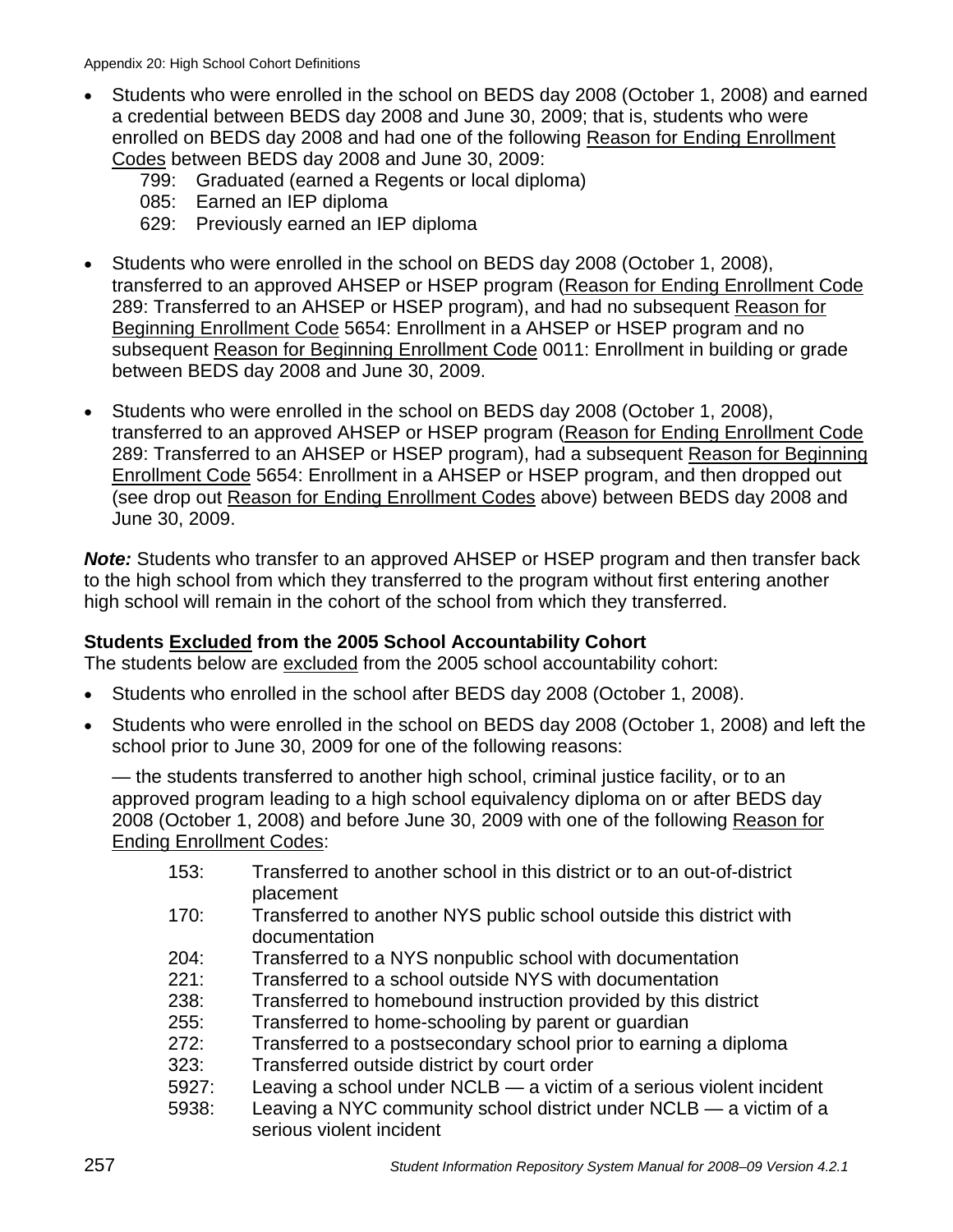- Students who were enrolled in the school on BEDS day 2008 (October 1, 2008) and earned a credential between BEDS day 2008 and June 30, 2009; that is, students who were enrolled on BEDS day 2008 and had one of the following Reason for Ending Enrollment Codes between BEDS day 2008 and June 30, 2009:
  - 799: Graduated (earned a Regents or local diploma)
  - 085: Earned an IEP diploma
  - 629: Previously earned an IEP diploma
- Students who were enrolled in the school on BEDS day 2008 (October 1, 2008), transferred to an approved AHSEP or HSEP program (Reason for Ending Enrollment Code 289: Transferred to an AHSEP or HSEP program), and had no subsequent Reason for Beginning Enrollment Code 5654: Enrollment in a AHSEP or HSEP program and no subsequent Reason for Beginning Enrollment Code 0011: Enrollment in building or grade between BEDS day 2008 and June 30, 2009.
- Students who were enrolled in the school on BEDS day 2008 (October 1, 2008), transferred to an approved AHSEP or HSEP program (Reason for Ending Enrollment Code 289: Transferred to an AHSEP or HSEP program), had a subsequent Reason for Beginning Enrollment Code 5654: Enrollment in a AHSEP or HSEP program, and then dropped out (see drop out Reason for Ending Enrollment Codes above) between BEDS day 2008 and June 30, 2009.

***Note:*** Students who transfer to an approved AHSEP or HSEP program and then transfer back to the high school from which they transferred to the program without first entering another high school will remain in the cohort of the school from which they transferred.

**Students Excluded from the 2005 School Accountability Cohort**

The students below are excluded from the 2005 school accountability cohort:

- Students who enrolled in the school after BEDS day 2008 (October 1, 2008).
- Students who were enrolled in the school on BEDS day 2008 (October 1, 2008) and left the school prior to June 30, 2009 for one of the following reasons:

  — the students transferred to another high school, criminal justice facility, or to an approved program leading to a high school equivalency diploma on or after BEDS day 2008 (October 1, 2008) and before June 30, 2009 with one of the following Reason for Ending Enrollment Codes:

  - 153: Transferred to another school in this district or to an out-of-district placement
  - 170: Transferred to another NYS public school outside this district with documentation
  - 204: Transferred to a NYS nonpublic school with documentation
  - 221: Transferred to a school outside NYS with documentation
  - 238: Transferred to homebound instruction provided by this district
  - 255: Transferred to home-schooling by parent or guardian
  - 272: Transferred to a postsecondary school prior to earning a diploma
  - 323: Transferred outside district by court order
  - 5927: Leaving a school under NCLB — a victim of a serious violent incident
  - 5938: Leaving a NYC community school district under NCLB — a victim of a serious violent incident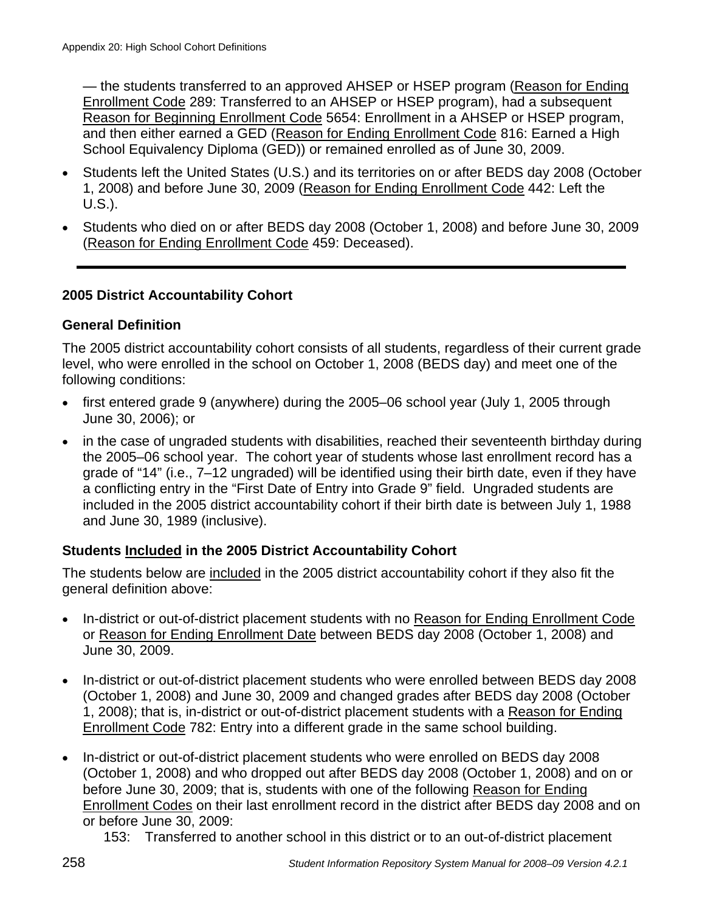— the students transferred to an approved AHSEP or HSEP program (Reason for Ending Enrollment Code 289: Transferred to an AHSEP or HSEP program), had a subsequent Reason for Beginning Enrollment Code 5654: Enrollment in a AHSEP or HSEP program, and then either earned a GED (Reason for Ending Enrollment Code 816: Earned a High School Equivalency Diploma (GED)) or remained enrolled as of June 30, 2009.

- Students left the United States (U.S.) and its territories on or after BEDS day 2008 (October 1, 2008) and before June 30, 2009 (Reason for Ending Enrollment Code 442: Left the U.S.).
- Students who died on or after BEDS day 2008 (October 1, 2008) and before June 30, 2009 (Reason for Ending Enrollment Code 459: Deceased).

---

**2005 District Accountability Cohort**

**General Definition**

The 2005 district accountability cohort consists of all students, regardless of their current grade level, who were enrolled in the school on October 1, 2008 (BEDS day) and meet one of the following conditions:

- first entered grade 9 (anywhere) during the 2005–06 school year (July 1, 2005 through June 30, 2006); or
- in the case of ungraded students with disabilities, reached their seventeenth birthday during the 2005–06 school year. The cohort year of students whose last enrollment record has a grade of "14" (i.e., 7–12 ungraded) will be identified using their birth date, even if they have a conflicting entry in the "First Date of Entry into Grade 9" field. Ungraded students are included in the 2005 district accountability cohort if their birth date is between July 1, 1988 and June 30, 1989 (inclusive).

**Students Included in the 2005 District Accountability Cohort**

The students below are included in the 2005 district accountability cohort if they also fit the general definition above:

- In-district or out-of-district placement students with no Reason for Ending Enrollment Code or Reason for Ending Enrollment Date between BEDS day 2008 (October 1, 2008) and June 30, 2009.
- In-district or out-of-district placement students who were enrolled between BEDS day 2008 (October 1, 2008) and June 30, 2009 and changed grades after BEDS day 2008 (October 1, 2008); that is, in-district or out-of-district placement students with a Reason for Ending Enrollment Code 782: Entry into a different grade in the same school building.
- In-district or out-of-district placement students who were enrolled on BEDS day 2008 (October 1, 2008) and who dropped out after BEDS day 2008 (October 1, 2008) and on or before June 30, 2009; that is, students with one of the following Reason for Ending Enrollment Codes on their last enrollment record in the district after BEDS day 2008 and on or before June 30, 2009:
    - 153: Transferred to another school in this district or to an out-of-district placement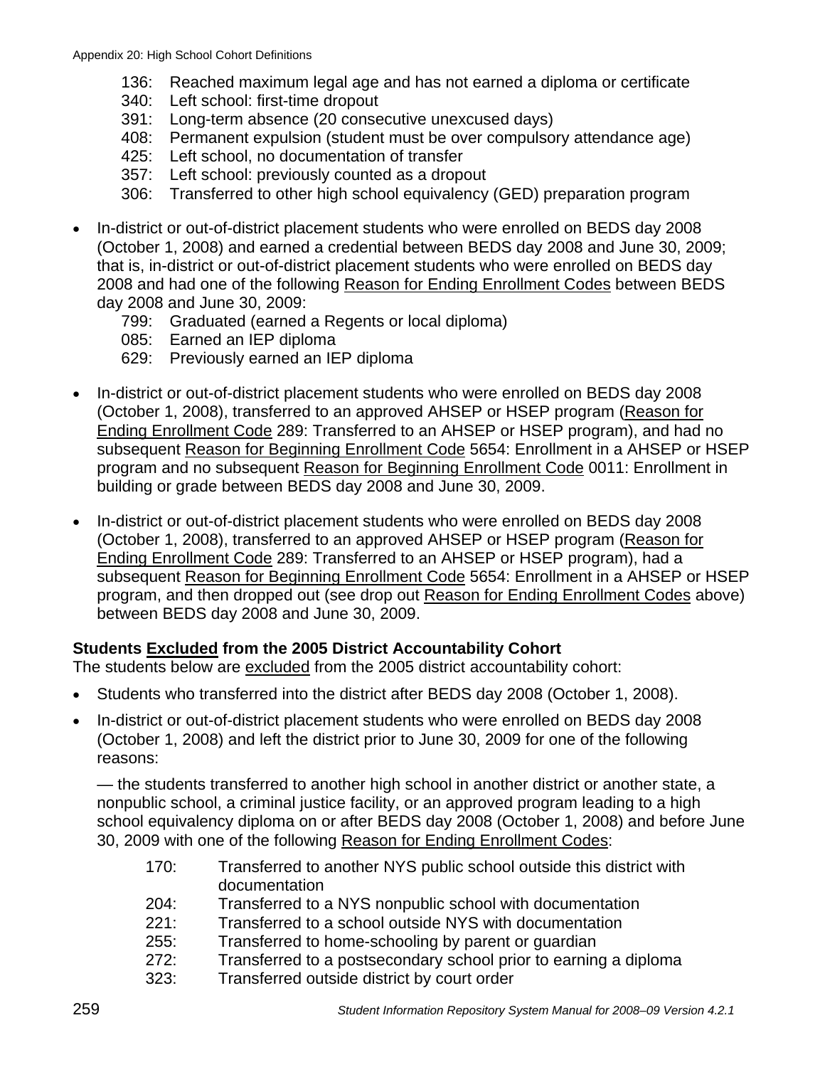136: Reached maximum legal age and has not earned a diploma or certificate
340: Left school: first-time dropout
391: Long-term absence (20 consecutive unexcused days)
408: Permanent expulsion (student must be over compulsory attendance age)
425: Left school, no documentation of transfer
357: Left school: previously counted as a dropout
306: Transferred to other high school equivalency (GED) preparation program

- In-district or out-of-district placement students who were enrolled on BEDS day 2008 (October 1, 2008) and earned a credential between BEDS day 2008 and June 30, 2009; that is, in-district or out-of-district placement students who were enrolled on BEDS day 2008 and had one of the following Reason for Ending Enrollment Codes between BEDS day 2008 and June 30, 2009:
  799: Graduated (earned a Regents or local diploma)
  085: Earned an IEP diploma
  629: Previously earned an IEP diploma

- In-district or out-of-district placement students who were enrolled on BEDS day 2008 (October 1, 2008), transferred to an approved AHSEP or HSEP program (Reason for Ending Enrollment Code 289: Transferred to an AHSEP or HSEP program), and had no subsequent Reason for Beginning Enrollment Code 5654: Enrollment in a AHSEP or HSEP program and no subsequent Reason for Beginning Enrollment Code 0011: Enrollment in building or grade between BEDS day 2008 and June 30, 2009.

- In-district or out-of-district placement students who were enrolled on BEDS day 2008 (October 1, 2008), transferred to an approved AHSEP or HSEP program (Reason for Ending Enrollment Code 289: Transferred to an AHSEP or HSEP program), had a subsequent Reason for Beginning Enrollment Code 5654: Enrollment in a AHSEP or HSEP program, and then dropped out (see drop out Reason for Ending Enrollment Codes above) between BEDS day 2008 and June 30, 2009.

**Students Excluded from the 2005 District Accountability Cohort**

The students below are excluded from the 2005 district accountability cohort:

- Students who transferred into the district after BEDS day 2008 (October 1, 2008).
- In-district or out-of-district placement students who were enrolled on BEDS day 2008 (October 1, 2008) and left the district prior to June 30, 2009 for one of the following reasons:

  — the students transferred to another high school in another district or another state, a nonpublic school, a criminal justice facility, or an approved program leading to a high school equivalency diploma on or after BEDS day 2008 (October 1, 2008) and before June 30, 2009 with one of the following Reason for Ending Enrollment Codes:

  170: Transferred to another NYS public school outside this district with documentation
  204: Transferred to a NYS nonpublic school with documentation
  221: Transferred to a school outside NYS with documentation
  255: Transferred to home-schooling by parent or guardian
  272: Transferred to a postsecondary school prior to earning a diploma
  323: Transferred outside district by court order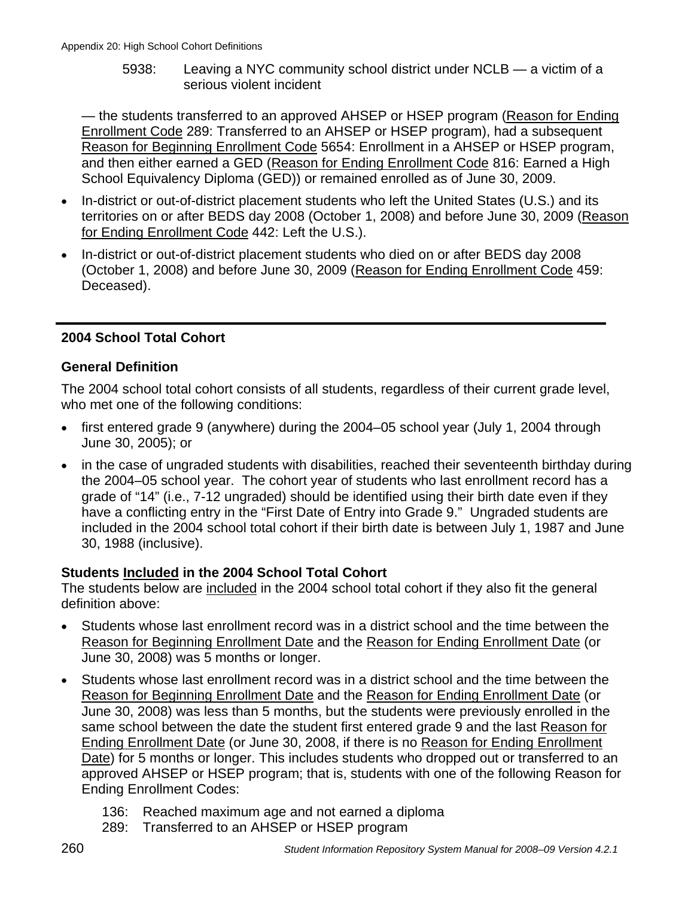5938: Leaving a NYC community school district under NCLB — a victim of a serious violent incident

— the students transferred to an approved AHSEP or HSEP program (Reason for Ending Enrollment Code 289: Transferred to an AHSEP or HSEP program), had a subsequent Reason for Beginning Enrollment Code 5654: Enrollment in a AHSEP or HSEP program, and then either earned a GED (Reason for Ending Enrollment Code 816: Earned a High School Equivalency Diploma (GED)) or remained enrolled as of June 30, 2009.

- In-district or out-of-district placement students who left the United States (U.S.) and its territories on or after BEDS day 2008 (October 1, 2008) and before June 30, 2009 (Reason for Ending Enrollment Code 442: Left the U.S.).
- In-district or out-of-district placement students who died on or after BEDS day 2008 (October 1, 2008) and before June 30, 2009 (Reason for Ending Enrollment Code 459: Deceased).

## 2004 School Total Cohort

### General Definition

The 2004 school total cohort consists of all students, regardless of their current grade level, who met one of the following conditions:

- first entered grade 9 (anywhere) during the 2004–05 school year (July 1, 2004 through June 30, 2005); or
- in the case of ungraded students with disabilities, reached their seventeenth birthday during the 2004–05 school year. The cohort year of students who last enrollment record has a grade of "14" (i.e., 7-12 ungraded) should be identified using their birth date even if they have a conflicting entry in the "First Date of Entry into Grade 9." Ungraded students are included in the 2004 school total cohort if their birth date is between July 1, 1987 and June 30, 1988 (inclusive).

### Students Included in the 2004 School Total Cohort

The students below are included in the 2004 school total cohort if they also fit the general definition above:

- Students whose last enrollment record was in a district school and the time between the Reason for Beginning Enrollment Date and the Reason for Ending Enrollment Date (or June 30, 2008) was 5 months or longer.
- Students whose last enrollment record was in a district school and the time between the Reason for Beginning Enrollment Date and the Reason for Ending Enrollment Date (or June 30, 2008) was less than 5 months, but the students were previously enrolled in the same school between the date the student first entered grade 9 and the last Reason for Ending Enrollment Date (or June 30, 2008, if there is no Reason for Ending Enrollment Date) for 5 months or longer. This includes students who dropped out or transferred to an approved AHSEP or HSEP program; that is, students with one of the following Reason for Ending Enrollment Codes:

  136: Reached maximum age and not earned a diploma
  289: Transferred to an AHSEP or HSEP program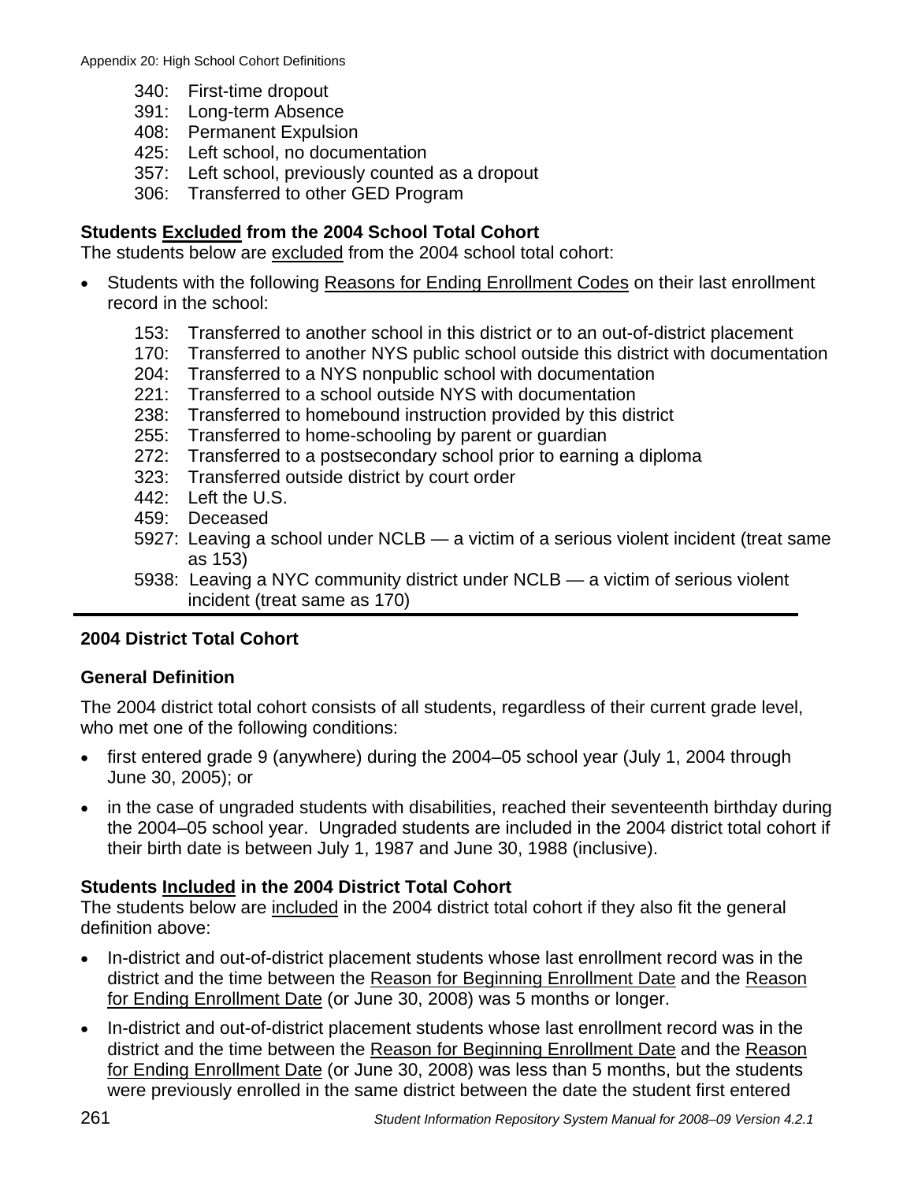340: First-time dropout
391: Long-term Absence
408: Permanent Expulsion
425: Left school, no documentation
357: Left school, previously counted as a dropout
306: Transferred to other GED Program

**Students Excluded from the 2004 School Total Cohort**

The students below are excluded from the 2004 school total cohort:

- Students with the following Reasons for Ending Enrollment Codes on their last enrollment record in the school:

  153: Transferred to another school in this district or to an out-of-district placement
  170: Transferred to another NYS public school outside this district with documentation
  204: Transferred to a NYS nonpublic school with documentation
  221: Transferred to a school outside NYS with documentation
  238: Transferred to homebound instruction provided by this district
  255: Transferred to home-schooling by parent or guardian
  272: Transferred to a postsecondary school prior to earning a diploma
  323: Transferred outside district by court order
  442: Left the U.S.
  459: Deceased
  5927: Leaving a school under NCLB — a victim of a serious violent incident (treat same as 153)
  5938: Leaving a NYC community district under NCLB — a victim of serious violent incident (treat same as 170)

---

**2004 District Total Cohort**

**General Definition**

The 2004 district total cohort consists of all students, regardless of their current grade level, who met one of the following conditions:

- first entered grade 9 (anywhere) during the 2004–05 school year (July 1, 2004 through June 30, 2005); or
- in the case of ungraded students with disabilities, reached their seventeenth birthday during the 2004–05 school year. Ungraded students are included in the 2004 district total cohort if their birth date is between July 1, 1987 and June 30, 1988 (inclusive).

**Students Included in the 2004 District Total Cohort**

The students below are included in the 2004 district total cohort if they also fit the general definition above:

- In-district and out-of-district placement students whose last enrollment record was in the district and the time between the Reason for Beginning Enrollment Date and the Reason for Ending Enrollment Date (or June 30, 2008) was 5 months or longer.
- In-district and out-of-district placement students whose last enrollment record was in the district and the time between the Reason for Beginning Enrollment Date and the Reason for Ending Enrollment Date (or June 30, 2008) was less than 5 months, but the students were previously enrolled in the same district between the date the student first entered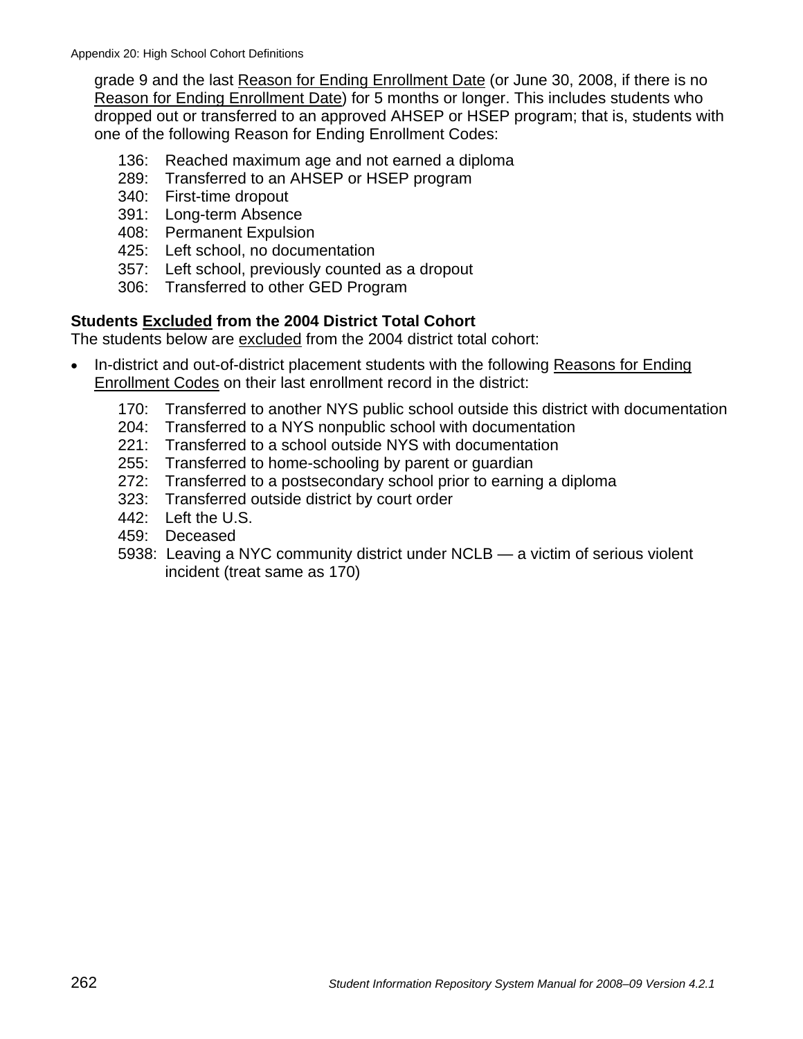grade 9 and the last Reason for Ending Enrollment Date (or June 30, 2008, if there is no Reason for Ending Enrollment Date) for 5 months or longer. This includes students who dropped out or transferred to an approved AHSEP or HSEP program; that is, students with one of the following Reason for Ending Enrollment Codes:

- 136: Reached maximum age and not earned a diploma
- 289: Transferred to an AHSEP or HSEP program
- 340: First-time dropout
- 391: Long-term Absence
- 408: Permanent Expulsion
- 425: Left school, no documentation
- 357: Left school, previously counted as a dropout
- 306: Transferred to other GED Program

**Students Excluded from the 2004 District Total Cohort**

The students below are excluded from the 2004 district total cohort:

- In-district and out-of-district placement students with the following Reasons for Ending Enrollment Codes on their last enrollment record in the district:
  - 170: Transferred to another NYS public school outside this district with documentation
  - 204: Transferred to a NYS nonpublic school with documentation
  - 221: Transferred to a school outside NYS with documentation
  - 255: Transferred to home-schooling by parent or guardian
  - 272: Transferred to a postsecondary school prior to earning a diploma
  - 323: Transferred outside district by court order
  - 442: Left the U.S.
  - 459: Deceased
  - 5938: Leaving a NYC community district under NCLB — a victim of serious violent incident (treat same as 170)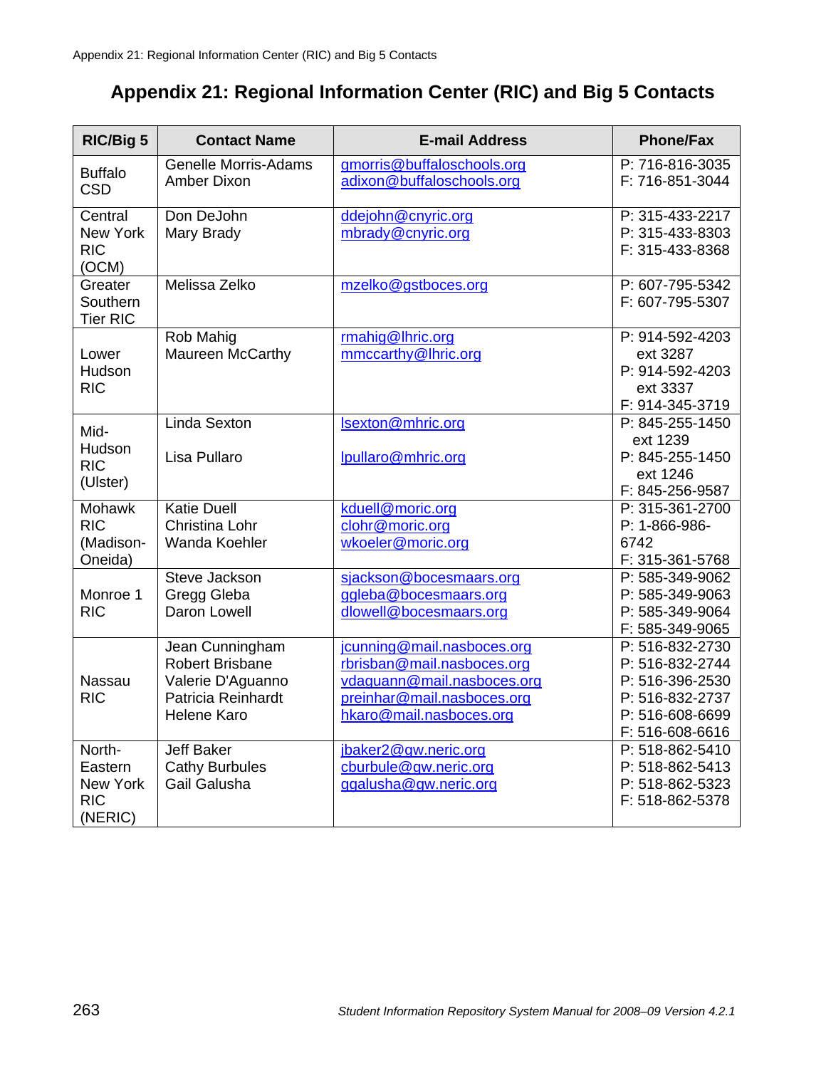# Appendix 21: Regional Information Center (RIC) and Big 5 Contacts

| RIC/Big 5 | Contact Name | E-mail Address | Phone/Fax |
|---|---|---|---|
| Buffalo CSD | Genelle Morris-Adams<br>Amber Dixon | gmorris@buffaloschools.org<br>adixon@buffaloschools.org | P: 716-816-3035<br>F: 716-851-3044 |
| Central New York RIC (OCM) | Don DeJohn<br>Mary Brady | ddejohn@cnyric.org<br>mbrady@cnyric.org | P: 315-433-2217<br>P: 315-433-8303<br>F: 315-433-8368 |
| Greater Southern Tier RIC | Melissa Zelko | mzelko@gstboces.org | P: 607-795-5342<br>F: 607-795-5307 |
| Lower Hudson RIC | Rob Mahig<br>Maureen McCarthy | rmahig@lhric.org<br>mmccarthy@lhric.org | P: 914-592-4203 ext 3287<br>P: 914-592-4203 ext 3337<br>F: 914-345-3719 |
| Mid-Hudson RIC (Ulster) | Linda Sexton<br>Lisa Pullaro | lsexton@mhric.org<br>lpullaro@mhric.org | P: 845-255-1450 ext 1239<br>P: 845-255-1450 ext 1246<br>F: 845-256-9587 |
| Mohawk RIC (Madison-Oneida) | Katie Duell<br>Christina Lohr<br>Wanda Koehler | kduell@moric.org<br>clohr@moric.org<br>wkoeler@moric.org | P: 315-361-2700<br>P: 1-866-986-6742<br>F: 315-361-5768 |
| Monroe 1 RIC | Steve Jackson<br>Gregg Gleba<br>Daron Lowell | sjackson@bocesmaars.org<br>ggleba@bocesmaars.org<br>dlowell@bocesmaars.org | P: 585-349-9062<br>P: 585-349-9063<br>P: 585-349-9064<br>F: 585-349-9065 |
| Nassau RIC | Jean Cunningham<br>Robert Brisbane<br>Valerie D'Aguanno<br>Patricia Reinhardt<br>Helene Karo | jcunning@mail.nasboces.org<br>rbrisban@mail.nasboces.org<br>vdaguann@mail.nasboces.org<br>preinhar@mail.nasboces.org<br>hkaro@mail.nasboces.org | P: 516-832-2730<br>P: 516-832-2744<br>P: 516-396-2530<br>P: 516-832-2737<br>P: 516-608-6699<br>F: 516-608-6616 |
| North-Eastern New York RIC (NERIC) | Jeff Baker<br>Cathy Burbules<br>Gail Galusha | jbaker2@gw.neric.org<br>cburbule@gw.neric.org<br>ggalusha@gw.neric.org | P: 518-862-5410<br>P: 518-862-5413<br>P: 518-862-5323<br>F: 518-862-5378 |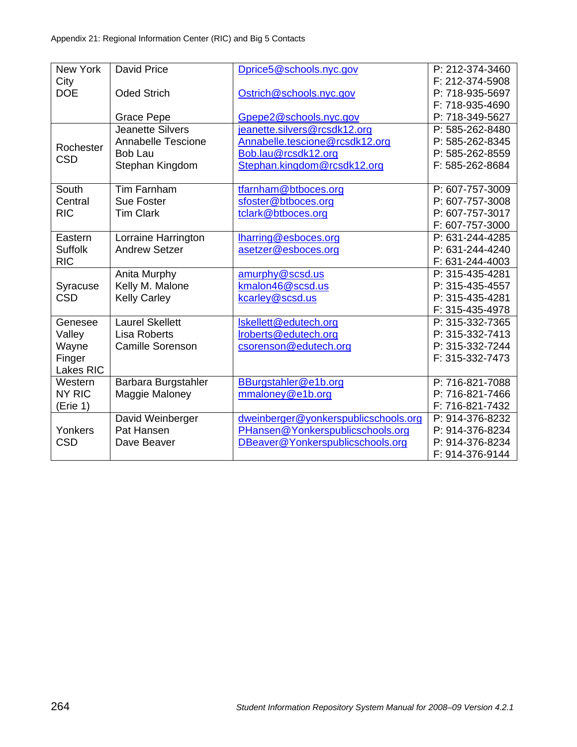| | | | |
|---|---|---|---|
| New York City DOE | David Price<br><br>Oded Strich<br><br>Grace Pepe | Dprice5@schools.nyc.gov<br><br>Ostrich@schools.nyc.gov<br><br>Gpepe2@schools.nyc.gov | P: 212-374-3460<br>F: 212-374-5908<br>P: 718-935-5697<br>F: 718-935-4690<br>P: 718-349-5627 |
| Rochester CSD | Jeanette Silvers<br>Annabelle Tescione<br>Bob Lau<br>Stephan Kingdom | jeanette.silvers@rcsdk12.org<br>Annabelle.tescione@rcsdk12.org<br>Bob.lau@rcsdk12.org<br>Stephan.kingdom@rcsdk12.org | P: 585-262-8480<br>P: 585-262-8345<br>P: 585-262-8559<br>F: 585-262-8684 |
| South Central RIC | Tim Farnham<br>Sue Foster<br>Tim Clark | tfarnham@btboces.org<br>sfoster@btboces.org<br>tclark@btboces.org | P: 607-757-3009<br>P: 607-757-3008<br>P: 607-757-3017<br>F: 607-757-3000 |
| Eastern Suffolk RIC | Lorraine Harrington<br>Andrew Setzer | lharring@esboces.org<br>asetzer@esboces.org | P: 631-244-4285<br>P: 631-244-4240<br>F: 631-244-4003 |
| Syracuse CSD | Anita Murphy<br>Kelly M. Malone<br>Kelly Carley | amurphy@scsd.us<br>kmalon46@scsd.us<br>kcarley@scsd.us | P: 315-435-4281<br>P: 315-435-4557<br>P: 315-435-4281<br>F: 315-435-4978 |
| Genesee Valley Wayne Finger Lakes RIC | Laurel Skellett<br>Lisa Roberts<br>Camille Sorenson | lskellett@edutech.org<br>lroberts@edutech.org<br>csorenson@edutech.org | P: 315-332-7365<br>P: 315-332-7413<br>P: 315-332-7244<br>F: 315-332-7473 |
| Western NY RIC (Erie 1) | Barbara Burgstahler<br>Maggie Maloney | BBurgstahler@e1b.org<br>mmaloney@e1b.org | P: 716-821-7088<br>P: 716-821-7466<br>F: 716-821-7432 |
| Yonkers CSD | David Weinberger<br>Pat Hansen<br>Dave Beaver | dweinberger@yonkerspublicschools.org<br>PHansen@Yonkerspublicschools.org<br>DBeaver@Yonkerspublicschools.org | P: 914-376-8232<br>P: 914-376-8234<br>P: 914-376-8234<br>F: 914-376-9144 |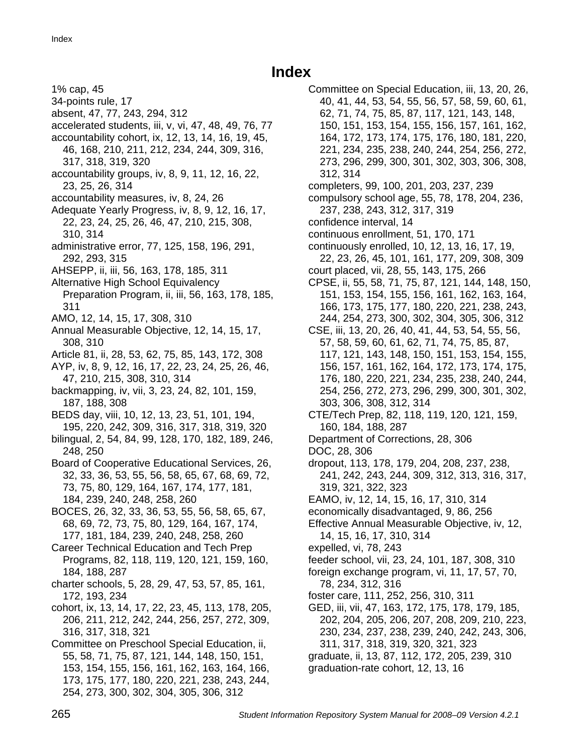# Index

1% cap, 45
34-points rule, 17
absent, 47, 77, 243, 294, 312
accelerated students, iii, v, vi, 47, 48, 49, 76, 77
accountability cohort, ix, 12, 13, 14, 16, 19, 45, 46, 168, 210, 211, 212, 234, 244, 309, 316, 317, 318, 319, 320
accountability groups, iv, 8, 9, 11, 12, 16, 22, 23, 25, 26, 314
accountability measures, iv, 8, 24, 26
Adequate Yearly Progress, iv, 8, 9, 12, 16, 17, 22, 23, 24, 25, 26, 46, 47, 210, 215, 308, 310, 314
administrative error, 77, 125, 158, 196, 291, 292, 293, 315
AHSEPP, ii, iii, 56, 163, 178, 185, 311
Alternative High School Equivalency Preparation Program, ii, iii, 56, 163, 178, 185, 311
AMO, 12, 14, 15, 17, 308, 310
Annual Measurable Objective, 12, 14, 15, 17, 308, 310
Article 81, ii, 28, 53, 62, 75, 85, 143, 172, 308
AYP, iv, 8, 9, 12, 16, 17, 22, 23, 24, 25, 26, 46, 47, 210, 215, 308, 310, 314
backmapping, iv, vii, 3, 23, 24, 82, 101, 159, 187, 188, 308
BEDS day, viii, 10, 12, 13, 23, 51, 101, 194, 195, 220, 242, 309, 316, 317, 318, 319, 320
bilingual, 2, 54, 84, 99, 128, 170, 182, 189, 246, 248, 250
Board of Cooperative Educational Services, 26, 32, 33, 36, 53, 55, 56, 58, 65, 67, 68, 69, 72, 73, 75, 80, 129, 164, 167, 174, 177, 181, 184, 239, 240, 248, 258, 260
BOCES, 26, 32, 33, 36, 53, 55, 56, 58, 65, 67, 68, 69, 72, 73, 75, 80, 129, 164, 167, 174, 177, 181, 184, 239, 240, 248, 258, 260
Career Technical Education and Tech Prep Programs, 82, 118, 119, 120, 121, 159, 160, 184, 188, 287
charter schools, 5, 28, 29, 47, 53, 57, 85, 161, 172, 193, 234
cohort, ix, 13, 14, 17, 22, 23, 45, 113, 178, 205, 206, 211, 212, 242, 244, 256, 257, 272, 309, 316, 317, 318, 321
Committee on Preschool Special Education, ii, 55, 58, 71, 75, 87, 121, 144, 148, 150, 151, 153, 154, 155, 156, 161, 162, 163, 164, 166, 173, 175, 177, 180, 220, 221, 238, 243, 244, 254, 273, 300, 302, 304, 305, 306, 312
Committee on Special Education, iii, 13, 20, 26, 40, 41, 44, 53, 54, 55, 56, 57, 58, 59, 60, 61, 62, 71, 74, 75, 85, 87, 117, 121, 143, 148, 150, 151, 153, 154, 155, 156, 157, 161, 162, 164, 172, 173, 174, 175, 176, 180, 181, 220, 221, 234, 235, 238, 240, 244, 254, 256, 272, 273, 296, 299, 300, 301, 302, 303, 306, 308, 312, 314
completers, 99, 100, 201, 203, 237, 239
compulsory school age, 55, 78, 178, 204, 236, 237, 238, 243, 312, 317, 319
confidence interval, 14
continuous enrollment, 51, 170, 171
continuously enrolled, 10, 12, 13, 16, 17, 19, 22, 23, 26, 45, 101, 161, 177, 209, 308, 309
court placed, vii, 28, 55, 143, 175, 266
CPSE, ii, 55, 58, 71, 75, 87, 121, 144, 148, 150, 151, 153, 154, 155, 156, 161, 162, 163, 164, 166, 173, 175, 177, 180, 220, 221, 238, 243, 244, 254, 273, 300, 302, 304, 305, 306, 312
CSE, iii, 13, 20, 26, 40, 41, 44, 53, 54, 55, 56, 57, 58, 59, 60, 61, 62, 71, 74, 75, 85, 87, 117, 121, 143, 148, 150, 151, 153, 154, 155, 156, 157, 161, 162, 164, 172, 173, 174, 175, 176, 180, 220, 221, 234, 235, 238, 240, 244, 254, 256, 272, 273, 296, 299, 300, 301, 302, 303, 306, 308, 312, 314
CTE/Tech Prep, 82, 118, 119, 120, 121, 159, 160, 184, 188, 287
Department of Corrections, 28, 306
DOC, 28, 306
dropout, 113, 178, 179, 204, 208, 237, 238, 241, 242, 243, 244, 309, 312, 313, 316, 317, 319, 321, 322, 323
EAMO, iv, 12, 14, 15, 16, 17, 310, 314
economically disadvantaged, 9, 86, 256
Effective Annual Measurable Objective, iv, 12, 14, 15, 16, 17, 310, 314
expelled, vi, 78, 243
feeder school, vii, 23, 24, 101, 187, 308, 310
foreign exchange program, vi, 11, 17, 57, 70, 78, 234, 312, 316
foster care, 111, 252, 256, 310, 311
GED, iii, vii, 47, 163, 172, 175, 178, 179, 185, 202, 204, 205, 206, 207, 208, 209, 210, 223, 230, 234, 237, 238, 239, 240, 242, 243, 306, 311, 317, 318, 319, 320, 321, 323
graduate, ii, 13, 87, 112, 172, 205, 239, 310
graduation-rate cohort, 12, 13, 16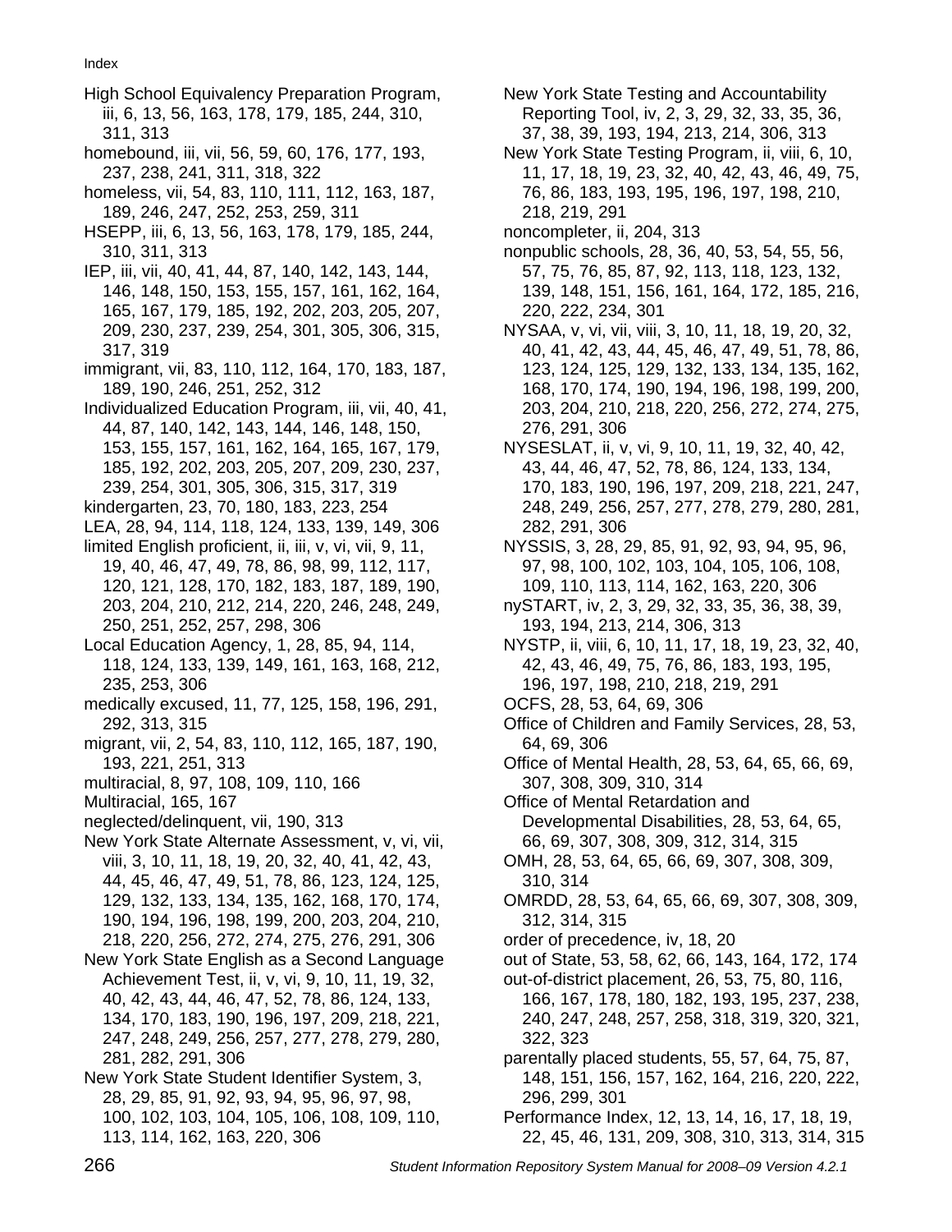High School Equivalency Preparation Program, iii, 6, 13, 56, 163, 178, 179, 185, 244, 310, 311, 313
homebound, iii, vii, 56, 59, 60, 176, 177, 193, 237, 238, 241, 311, 318, 322
homeless, vii, 54, 83, 110, 111, 112, 163, 187, 189, 246, 247, 252, 253, 259, 311
HSEPP, iii, 6, 13, 56, 163, 178, 179, 185, 244, 310, 311, 313
IEP, iii, vii, 40, 41, 44, 87, 140, 142, 143, 144, 146, 148, 150, 153, 155, 157, 161, 162, 164, 165, 167, 179, 185, 192, 202, 203, 205, 207, 209, 230, 237, 239, 254, 301, 305, 306, 315, 317, 319
immigrant, vii, 83, 110, 112, 164, 170, 183, 187, 189, 190, 246, 251, 252, 312
Individualized Education Program, iii, vii, 40, 41, 44, 87, 140, 142, 143, 144, 146, 148, 150, 153, 155, 157, 161, 162, 164, 165, 167, 179, 185, 192, 202, 203, 205, 207, 209, 230, 237, 239, 254, 301, 305, 306, 315, 317, 319
kindergarten, 23, 70, 180, 183, 223, 254
LEA, 28, 94, 114, 118, 124, 133, 139, 149, 306
limited English proficient, ii, iii, v, vi, vii, 9, 11, 19, 40, 46, 47, 49, 78, 86, 98, 99, 112, 117, 120, 121, 128, 170, 182, 183, 187, 189, 190, 203, 204, 210, 212, 214, 220, 246, 248, 249, 250, 251, 252, 257, 298, 306
Local Education Agency, 1, 28, 85, 94, 114, 118, 124, 133, 139, 149, 161, 163, 168, 212, 235, 253, 306
medically excused, 11, 77, 125, 158, 196, 291, 292, 313, 315
migrant, vii, 2, 54, 83, 110, 112, 165, 187, 190, 193, 221, 251, 313
multiracial, 8, 97, 108, 109, 110, 166
Multiracial, 165, 167
neglected/delinquent, vii, 190, 313
New York State Alternate Assessment, v, vi, vii, viii, 3, 10, 11, 18, 19, 20, 32, 40, 41, 42, 43, 44, 45, 46, 47, 49, 51, 78, 86, 123, 124, 125, 129, 132, 133, 134, 135, 162, 168, 170, 174, 190, 194, 196, 198, 199, 200, 203, 204, 210, 218, 220, 256, 272, 274, 275, 276, 291, 306
New York State English as a Second Language Achievement Test, ii, v, vi, 9, 10, 11, 19, 32, 40, 42, 43, 44, 46, 47, 52, 78, 86, 124, 133, 134, 170, 183, 190, 196, 197, 209, 218, 221, 247, 248, 249, 256, 257, 277, 278, 279, 280, 281, 282, 291, 306
New York State Student Identifier System, 3, 28, 29, 85, 91, 92, 93, 94, 95, 96, 97, 98, 100, 102, 103, 104, 105, 106, 108, 109, 110, 113, 114, 162, 163, 220, 306
New York State Testing and Accountability Reporting Tool, iv, 2, 3, 29, 32, 33, 35, 36, 37, 38, 39, 193, 194, 213, 214, 306, 313
New York State Testing Program, ii, viii, 6, 10, 11, 17, 18, 19, 23, 32, 40, 42, 43, 46, 49, 75, 76, 86, 183, 193, 195, 196, 197, 198, 210, 218, 219, 291
noncompleter, ii, 204, 313
nonpublic schools, 28, 36, 40, 53, 54, 55, 56, 57, 75, 76, 85, 87, 92, 113, 118, 123, 132, 139, 148, 151, 156, 161, 164, 172, 185, 216, 220, 222, 234, 301
NYSAA, v, vi, vii, viii, 3, 10, 11, 18, 19, 20, 32, 40, 41, 42, 43, 44, 45, 46, 47, 49, 51, 78, 86, 123, 124, 125, 129, 132, 133, 134, 135, 162, 168, 170, 174, 190, 194, 196, 198, 199, 200, 203, 204, 210, 218, 220, 256, 272, 274, 275, 276, 291, 306
NYSESLAT, ii, v, vi, 9, 10, 11, 19, 32, 40, 42, 43, 44, 46, 47, 52, 78, 86, 124, 133, 134, 170, 183, 190, 196, 197, 209, 218, 221, 247, 248, 249, 256, 257, 277, 278, 279, 280, 281, 282, 291, 306
NYSSIS, 3, 28, 29, 85, 91, 92, 93, 94, 95, 96, 97, 98, 100, 102, 103, 104, 105, 106, 108, 109, 110, 113, 114, 162, 163, 220, 306
nySTART, iv, 2, 3, 29, 32, 33, 35, 36, 38, 39, 193, 194, 213, 214, 306, 313
NYSTP, ii, viii, 6, 10, 11, 17, 18, 19, 23, 32, 40, 42, 43, 46, 49, 75, 76, 86, 183, 193, 195, 196, 197, 198, 210, 218, 219, 291
OCFS, 28, 53, 64, 69, 306
Office of Children and Family Services, 28, 53, 64, 69, 306
Office of Mental Health, 28, 53, 64, 65, 66, 69, 307, 308, 309, 310, 314
Office of Mental Retardation and Developmental Disabilities, 28, 53, 64, 65, 66, 69, 307, 308, 309, 312, 314, 315
OMH, 28, 53, 64, 65, 66, 69, 307, 308, 309, 310, 314
OMRDD, 28, 53, 64, 65, 66, 69, 307, 308, 309, 312, 314, 315
order of precedence, iv, 18, 20
out of State, 53, 58, 62, 66, 143, 164, 172, 174
out-of-district placement, 26, 53, 75, 80, 116, 166, 167, 178, 180, 182, 193, 195, 237, 238, 240, 247, 248, 257, 258, 318, 319, 320, 321, 322, 323
parentally placed students, 55, 57, 64, 75, 87, 148, 151, 156, 157, 162, 164, 216, 220, 222, 296, 299, 301
Performance Index, 12, 13, 14, 16, 17, 18, 19, 22, 45, 46, 131, 209, 308, 310, 313, 314, 315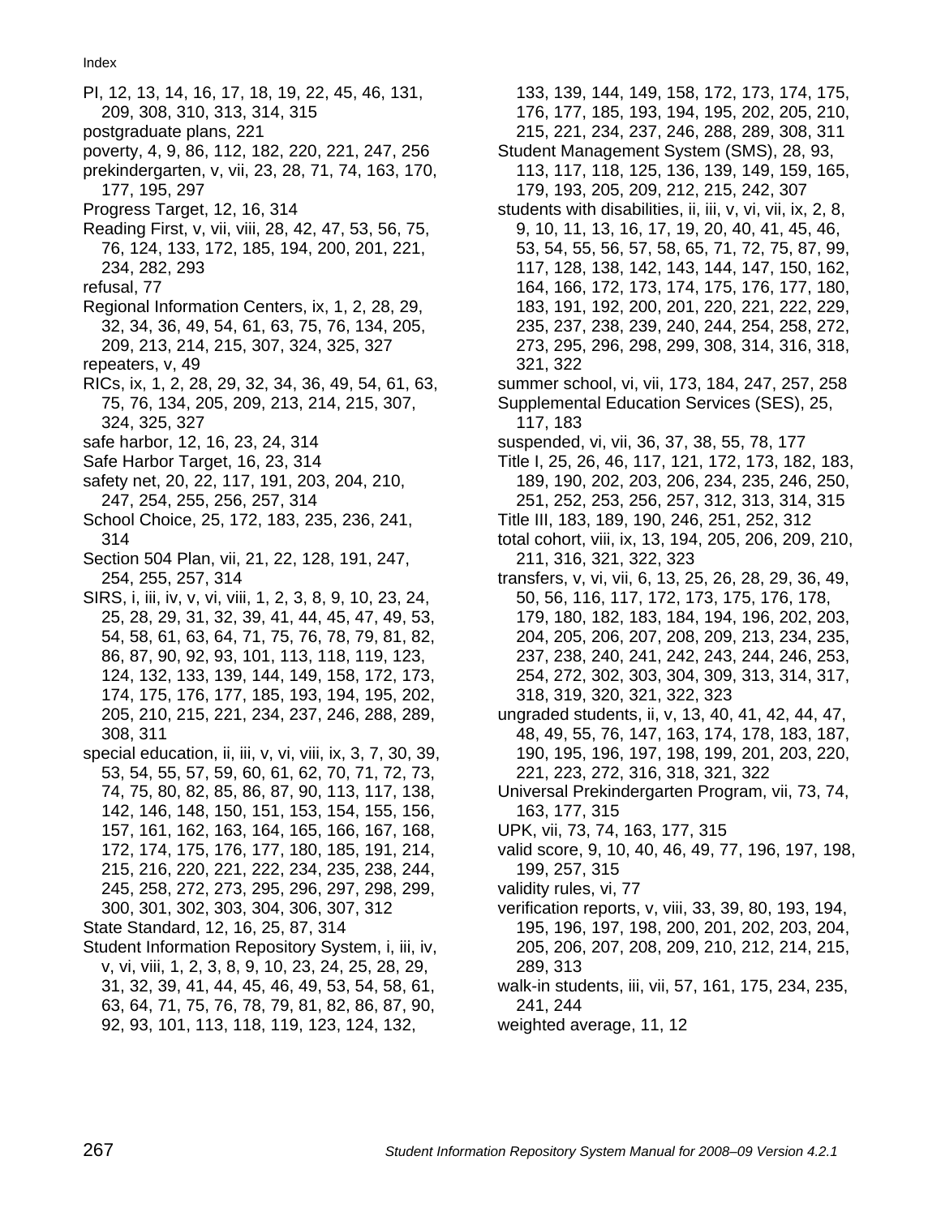PI, 12, 13, 14, 16, 17, 18, 19, 22, 45, 46, 131, 209, 308, 310, 313, 314, 315
postgraduate plans, 221
poverty, 4, 9, 86, 112, 182, 220, 221, 247, 256
prekindergarten, v, vii, 23, 28, 71, 74, 163, 170, 177, 195, 297
Progress Target, 12, 16, 314
Reading First, v, vii, viii, 28, 42, 47, 53, 56, 75, 76, 124, 133, 172, 185, 194, 200, 201, 221, 234, 282, 293
refusal, 77
Regional Information Centers, ix, 1, 2, 28, 29, 32, 34, 36, 49, 54, 61, 63, 75, 76, 134, 205, 209, 213, 214, 215, 307, 324, 325, 327
repeaters, v, 49
RICs, ix, 1, 2, 28, 29, 32, 34, 36, 49, 54, 61, 63, 75, 76, 134, 205, 209, 213, 214, 215, 307, 324, 325, 327
safe harbor, 12, 16, 23, 24, 314
Safe Harbor Target, 16, 23, 314
safety net, 20, 22, 117, 191, 203, 204, 210, 247, 254, 255, 256, 257, 314
School Choice, 25, 172, 183, 235, 236, 241, 314
Section 504 Plan, vii, 21, 22, 128, 191, 247, 254, 255, 257, 314
SIRS, i, iii, iv, v, vi, viii, 1, 2, 3, 8, 9, 10, 23, 24, 25, 28, 29, 31, 32, 39, 41, 44, 45, 47, 49, 53, 54, 58, 61, 63, 64, 71, 75, 76, 78, 79, 81, 82, 86, 87, 90, 92, 93, 101, 113, 118, 119, 123, 124, 132, 133, 139, 144, 149, 158, 172, 173, 174, 175, 176, 177, 185, 193, 194, 195, 202, 205, 210, 215, 221, 234, 237, 246, 288, 289, 308, 311
special education, ii, iii, v, vi, viii, ix, 3, 7, 30, 39, 53, 54, 55, 57, 59, 60, 61, 62, 70, 71, 72, 73, 74, 75, 80, 82, 85, 86, 87, 90, 113, 117, 138, 142, 146, 148, 150, 151, 153, 154, 155, 156, 157, 161, 162, 163, 164, 165, 166, 167, 168, 172, 174, 175, 176, 177, 180, 185, 191, 214, 215, 216, 220, 221, 222, 234, 235, 238, 244, 245, 258, 272, 273, 295, 296, 297, 298, 299, 300, 301, 302, 303, 304, 306, 307, 312
State Standard, 12, 16, 25, 87, 314
Student Information Repository System, i, iii, iv, v, vi, viii, 1, 2, 3, 8, 9, 10, 23, 24, 25, 28, 29, 31, 32, 39, 41, 44, 45, 46, 49, 53, 54, 58, 61, 63, 64, 71, 75, 76, 78, 79, 81, 82, 86, 87, 90, 92, 93, 101, 113, 118, 119, 123, 124, 132, 133, 139, 144, 149, 158, 172, 173, 174, 175, 176, 177, 185, 193, 194, 195, 202, 205, 210, 215, 221, 234, 237, 246, 288, 289, 308, 311
Student Management System (SMS), 28, 93, 113, 117, 118, 125, 136, 139, 149, 159, 165, 179, 193, 205, 209, 212, 215, 242, 307
students with disabilities, ii, iii, v, vi, vii, ix, 2, 8, 9, 10, 11, 13, 16, 17, 19, 20, 40, 41, 45, 46, 53, 54, 55, 56, 57, 58, 65, 71, 72, 75, 87, 99, 117, 128, 138, 142, 143, 144, 147, 150, 162, 164, 166, 172, 173, 174, 175, 176, 177, 180, 183, 191, 192, 200, 201, 220, 221, 222, 229, 235, 237, 238, 239, 240, 244, 254, 258, 272, 273, 295, 296, 298, 299, 308, 314, 316, 318, 321, 322
summer school, vi, vii, 173, 184, 247, 257, 258
Supplemental Education Services (SES), 25, 117, 183
suspended, vi, vii, 36, 37, 38, 55, 78, 177
Title I, 25, 26, 46, 117, 121, 172, 173, 182, 183, 189, 190, 202, 203, 206, 234, 235, 246, 250, 251, 252, 253, 256, 257, 312, 313, 314, 315
Title III, 183, 189, 190, 246, 251, 252, 312
total cohort, viii, ix, 13, 194, 205, 206, 209, 210, 211, 316, 321, 322, 323
transfers, v, vi, vii, 6, 13, 25, 26, 28, 29, 36, 49, 50, 56, 116, 117, 172, 173, 175, 176, 178, 179, 180, 182, 183, 184, 194, 196, 202, 203, 204, 205, 206, 207, 208, 209, 213, 234, 235, 237, 238, 240, 241, 242, 243, 244, 246, 253, 254, 272, 302, 303, 304, 309, 313, 314, 317, 318, 319, 320, 321, 322, 323
ungraded students, ii, v, 13, 40, 41, 42, 44, 47, 48, 49, 55, 76, 147, 163, 174, 178, 183, 187, 190, 195, 196, 197, 198, 199, 201, 203, 220, 221, 223, 272, 316, 318, 321, 322
Universal Prekindergarten Program, vii, 73, 74, 163, 177, 315
UPK, vii, 73, 74, 163, 177, 315
valid score, 9, 10, 40, 46, 49, 77, 196, 197, 198, 199, 257, 315
validity rules, vi, 77
verification reports, v, viii, 33, 39, 80, 193, 194, 195, 196, 197, 198, 200, 201, 202, 203, 204, 205, 206, 207, 208, 209, 210, 212, 214, 215, 289, 313
walk-in students, iii, vii, 57, 161, 175, 234, 235, 241, 244
weighted average, 11, 12